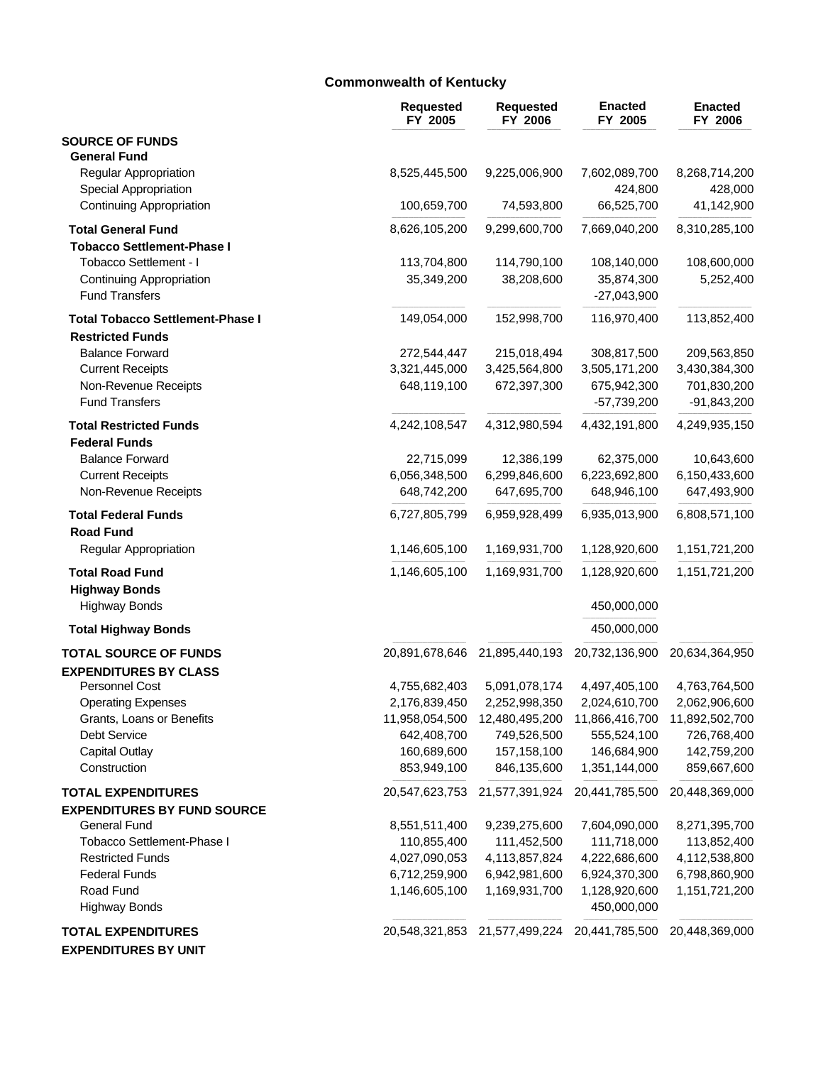## Commonwealth of Kentucky

| | Requested FY 2005 | Requested FY 2006 | Enacted FY 2005 | Enacted FY 2006 |
|---|---|---|---|---|
| **SOURCE OF FUNDS** | | | | |
| **General Fund** | | | | |
| Regular Appropriation | 8,525,445,500 | 9,225,006,900 | 7,602,089,700 | 8,268,714,200 |
| Special Appropriation | | | 424,800 | 428,000 |
| Continuing Appropriation | 100,659,700 | 74,593,800 | 66,525,700 | 41,142,900 |
| **Total General Fund** | 8,626,105,200 | 9,299,600,700 | 7,669,040,200 | 8,310,285,100 |
| **Tobacco Settlement-Phase I** | | | | |
| Tobacco Settlement - I | 113,704,800 | 114,790,100 | 108,140,000 | 108,600,000 |
| Continuing Appropriation | 35,349,200 | 38,208,600 | 35,874,300 | 5,252,400 |
| Fund Transfers | | | -27,043,900 | |
| **Total Tobacco Settlement-Phase I** | 149,054,000 | 152,998,700 | 116,970,400 | 113,852,400 |
| **Restricted Funds** | | | | |
| Balance Forward | 272,544,447 | 215,018,494 | 308,817,500 | 209,563,850 |
| Current Receipts | 3,321,445,000 | 3,425,564,800 | 3,505,171,200 | 3,430,384,300 |
| Non-Revenue Receipts | 648,119,100 | 672,397,300 | 675,942,300 | 701,830,200 |
| Fund Transfers | | | -57,739,200 | -91,843,200 |
| **Total Restricted Funds** | 4,242,108,547 | 4,312,980,594 | 4,432,191,800 | 4,249,935,150 |
| **Federal Funds** | | | | |
| Balance Forward | 22,715,099 | 12,386,199 | 62,375,000 | 10,643,600 |
| Current Receipts | 6,056,348,500 | 6,299,846,600 | 6,223,692,800 | 6,150,433,600 |
| Non-Revenue Receipts | 648,742,200 | 647,695,700 | 648,946,100 | 647,493,900 |
| **Total Federal Funds** | 6,727,805,799 | 6,959,928,499 | 6,935,013,900 | 6,808,571,100 |
| **Road Fund** | | | | |
| Regular Appropriation | 1,146,605,100 | 1,169,931,700 | 1,128,920,600 | 1,151,721,200 |
| **Total Road Fund** | 1,146,605,100 | 1,169,931,700 | 1,128,920,600 | 1,151,721,200 |
| **Highway Bonds** | | | | |
| Highway Bonds | | | 450,000,000 | |
| **Total Highway Bonds** | | | 450,000,000 | |
| **TOTAL SOURCE OF FUNDS** | 20,891,678,646 | 21,895,440,193 | 20,732,136,900 | 20,634,364,950 |
| **EXPENDITURES BY CLASS** | | | | |
| Personnel Cost | 4,755,682,403 | 5,091,078,174 | 4,497,405,100 | 4,763,764,500 |
| Operating Expenses | 2,176,839,450 | 2,252,998,350 | 2,024,610,700 | 2,062,906,600 |
| Grants, Loans or Benefits | 11,958,054,500 | 12,480,495,200 | 11,866,416,700 | 11,892,502,700 |
| Debt Service | 642,408,700 | 749,526,500 | 555,524,100 | 726,768,400 |
| Capital Outlay | 160,689,600 | 157,158,100 | 146,684,900 | 142,759,200 |
| Construction | 853,949,100 | 846,135,600 | 1,351,144,000 | 859,667,600 |
| **TOTAL EXPENDITURES** | 20,547,623,753 | 21,577,391,924 | 20,441,785,500 | 20,448,369,000 |
| **EXPENDITURES BY FUND SOURCE** | | | | |
| General Fund | 8,551,511,400 | 9,239,275,600 | 7,604,090,000 | 8,271,395,700 |
| Tobacco Settlement-Phase I | 110,855,400 | 111,452,500 | 111,718,000 | 113,852,400 |
| Restricted Funds | 4,027,090,053 | 4,113,857,824 | 4,222,686,600 | 4,112,538,800 |
| Federal Funds | 6,712,259,900 | 6,942,981,600 | 6,924,370,300 | 6,798,860,900 |
| Road Fund | 1,146,605,100 | 1,169,931,700 | 1,128,920,600 | 1,151,721,200 |
| Highway Bonds | | | 450,000,000 | |
| **TOTAL EXPENDITURES** | 20,548,321,853 | 21,577,499,224 | 20,441,785,500 | 20,448,369,000 |
| **EXPENDITURES BY UNIT** | | | | |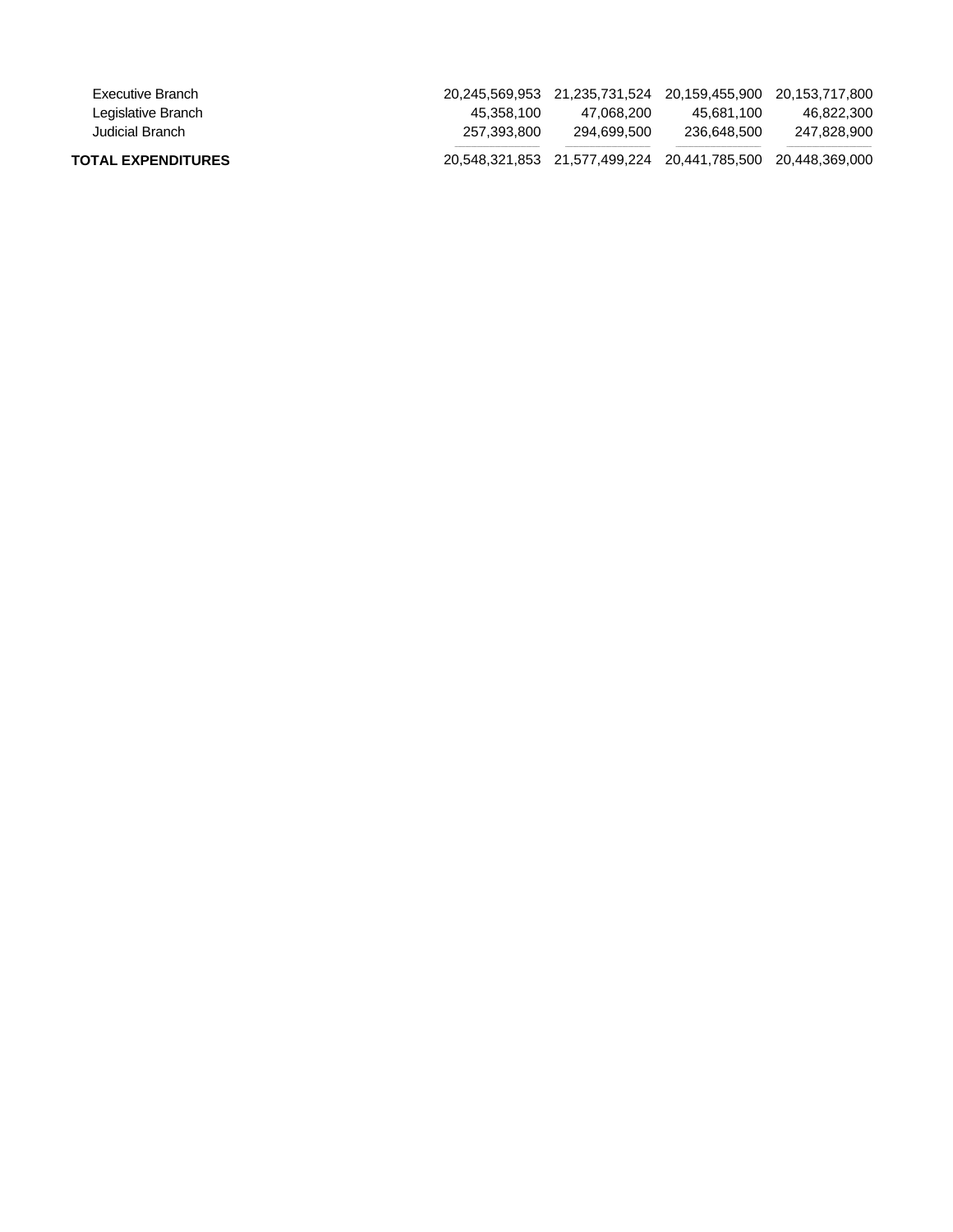| | | | | |
|---|---|---|---|---|
| Executive Branch | 20,245,569,953 | 21,235,731,524 | 20,159,455,900 | 20,153,717,800 |
| Legislative Branch | 45,358,100 | 47,068,200 | 45,681,100 | 46,822,300 |
| Judicial Branch | 257,393,800 | 294,699,500 | 236,648,500 | 247,828,900 |
| **TOTAL EXPENDITURES** | 20,548,321,853 | 21,577,499,224 | 20,441,785,500 | 20,448,369,000 |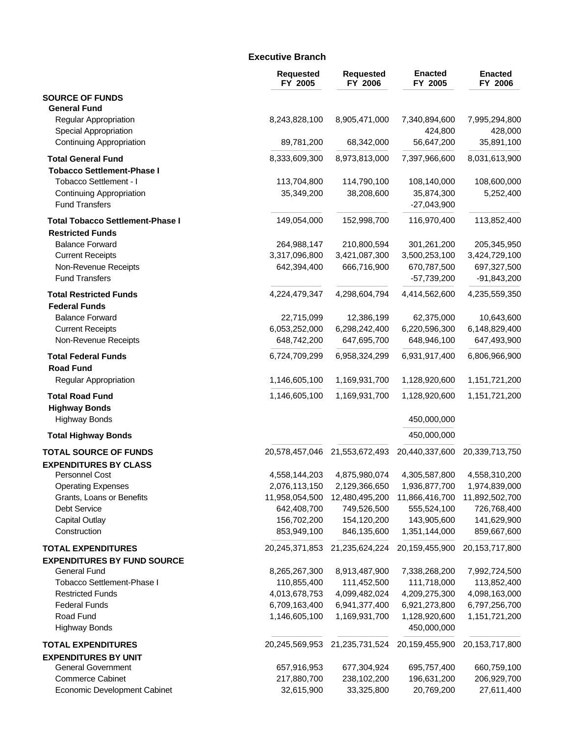## Executive Branch

| | Requested FY 2005 | Requested FY 2006 | Enacted FY 2005 | Enacted FY 2006 |
|---|---|---|---|---|
| **SOURCE OF FUNDS** | | | | |
| **General Fund** | | | | |
| Regular Appropriation | 8,243,828,100 | 8,905,471,000 | 7,340,894,600 | 7,995,294,800 |
| Special Appropriation | | | 424,800 | 428,000 |
| Continuing Appropriation | 89,781,200 | 68,342,000 | 56,647,200 | 35,891,100 |
| **Total General Fund** | 8,333,609,300 | 8,973,813,000 | 7,397,966,600 | 8,031,613,900 |
| **Tobacco Settlement-Phase I** | | | | |
| Tobacco Settlement - I | 113,704,800 | 114,790,100 | 108,140,000 | 108,600,000 |
| Continuing Appropriation | 35,349,200 | 38,208,600 | 35,874,300 | 5,252,400 |
| Fund Transfers | | | -27,043,900 | |
| **Total Tobacco Settlement-Phase I** | 149,054,000 | 152,998,700 | 116,970,400 | 113,852,400 |
| **Restricted Funds** | | | | |
| Balance Forward | 264,988,147 | 210,800,594 | 301,261,200 | 205,345,950 |
| Current Receipts | 3,317,096,800 | 3,421,087,300 | 3,500,253,100 | 3,424,729,100 |
| Non-Revenue Receipts | 642,394,400 | 666,716,900 | 670,787,500 | 697,327,500 |
| Fund Transfers | | | -57,739,200 | -91,843,200 |
| **Total Restricted Funds** | 4,224,479,347 | 4,298,604,794 | 4,414,562,600 | 4,235,559,350 |
| **Federal Funds** | | | | |
| Balance Forward | 22,715,099 | 12,386,199 | 62,375,000 | 10,643,600 |
| Current Receipts | 6,053,252,000 | 6,298,242,400 | 6,220,596,300 | 6,148,829,400 |
| Non-Revenue Receipts | 648,742,200 | 647,695,700 | 648,946,100 | 647,493,900 |
| **Total Federal Funds** | 6,724,709,299 | 6,958,324,299 | 6,931,917,400 | 6,806,966,900 |
| **Road Fund** | | | | |
| Regular Appropriation | 1,146,605,100 | 1,169,931,700 | 1,128,920,600 | 1,151,721,200 |
| **Total Road Fund** | 1,146,605,100 | 1,169,931,700 | 1,128,920,600 | 1,151,721,200 |
| **Highway Bonds** | | | | |
| Highway Bonds | | | 450,000,000 | |
| **Total Highway Bonds** | | | 450,000,000 | |
| **TOTAL SOURCE OF FUNDS** | 20,578,457,046 | 21,553,672,493 | 20,440,337,600 | 20,339,713,750 |
| **EXPENDITURES BY CLASS** | | | | |
| Personnel Cost | 4,558,144,203 | 4,875,980,074 | 4,305,587,800 | 4,558,310,200 |
| Operating Expenses | 2,076,113,150 | 2,129,366,650 | 1,936,877,700 | 1,974,839,000 |
| Grants, Loans or Benefits | 11,958,054,500 | 12,480,495,200 | 11,866,416,700 | 11,892,502,700 |
| Debt Service | 642,408,700 | 749,526,500 | 555,524,100 | 726,768,400 |
| Capital Outlay | 156,702,200 | 154,120,200 | 143,905,600 | 141,629,900 |
| Construction | 853,949,100 | 846,135,600 | 1,351,144,000 | 859,667,600 |
| **TOTAL EXPENDITURES** | 20,245,371,853 | 21,235,624,224 | 20,159,455,900 | 20,153,717,800 |
| **EXPENDITURES BY FUND SOURCE** | | | | |
| General Fund | 8,265,267,300 | 8,913,487,900 | 7,338,268,200 | 7,992,724,500 |
| Tobacco Settlement-Phase I | 110,855,400 | 111,452,500 | 111,718,000 | 113,852,400 |
| Restricted Funds | 4,013,678,753 | 4,099,482,024 | 4,209,275,300 | 4,098,163,000 |
| Federal Funds | 6,709,163,400 | 6,941,377,400 | 6,921,273,800 | 6,797,256,700 |
| Road Fund | 1,146,605,100 | 1,169,931,700 | 1,128,920,600 | 1,151,721,200 |
| Highway Bonds | | | 450,000,000 | |
| **TOTAL EXPENDITURES** | 20,245,569,953 | 21,235,731,524 | 20,159,455,900 | 20,153,717,800 |
| **EXPENDITURES BY UNIT** | | | | |
| General Government | 657,916,953 | 677,304,924 | 695,757,400 | 660,759,100 |
| Commerce Cabinet | 217,880,700 | 238,102,200 | 196,631,200 | 206,929,700 |
| Economic Development Cabinet | 32,615,900 | 33,325,800 | 20,769,200 | 27,611,400 |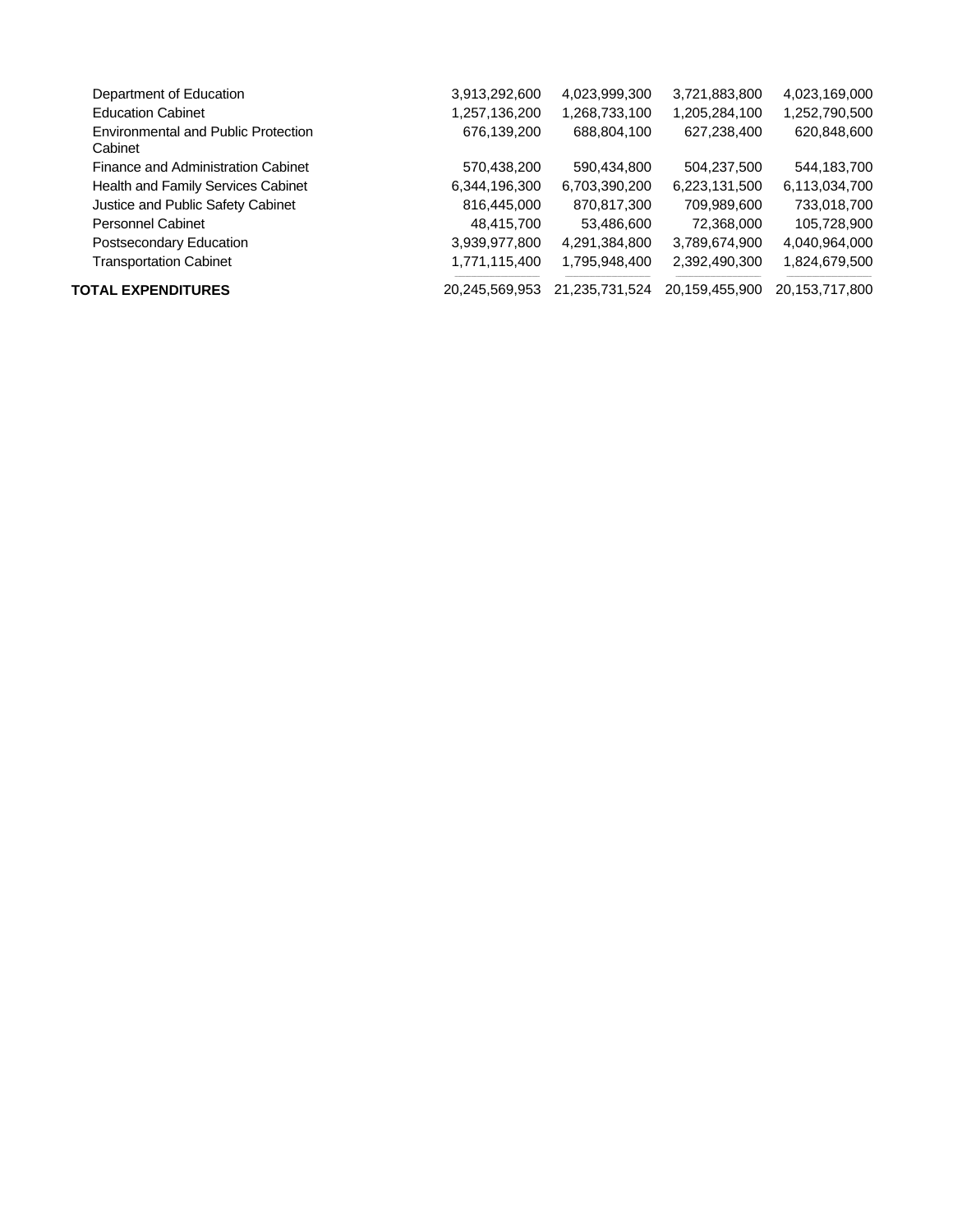| | | | | |
|---|---|---|---|---|
| Department of Education | 3,913,292,600 | 4,023,999,300 | 3,721,883,800 | 4,023,169,000 |
| Education Cabinet | 1,257,136,200 | 1,268,733,100 | 1,205,284,100 | 1,252,790,500 |
| Environmental and Public Protection Cabinet | 676,139,200 | 688,804,100 | 627,238,400 | 620,848,600 |
| Finance and Administration Cabinet | 570,438,200 | 590,434,800 | 504,237,500 | 544,183,700 |
| Health and Family Services Cabinet | 6,344,196,300 | 6,703,390,200 | 6,223,131,500 | 6,113,034,700 |
| Justice and Public Safety Cabinet | 816,445,000 | 870,817,300 | 709,989,600 | 733,018,700 |
| Personnel Cabinet | 48,415,700 | 53,486,600 | 72,368,000 | 105,728,900 |
| Postsecondary Education | 3,939,977,800 | 4,291,384,800 | 3,789,674,900 | 4,040,964,000 |
| Transportation Cabinet | 1,771,115,400 | 1,795,948,400 | 2,392,490,300 | 1,824,679,500 |
| **TOTAL EXPENDITURES** | 20,245,569,953 | 21,235,731,524 | 20,159,455,900 | 20,153,717,800 |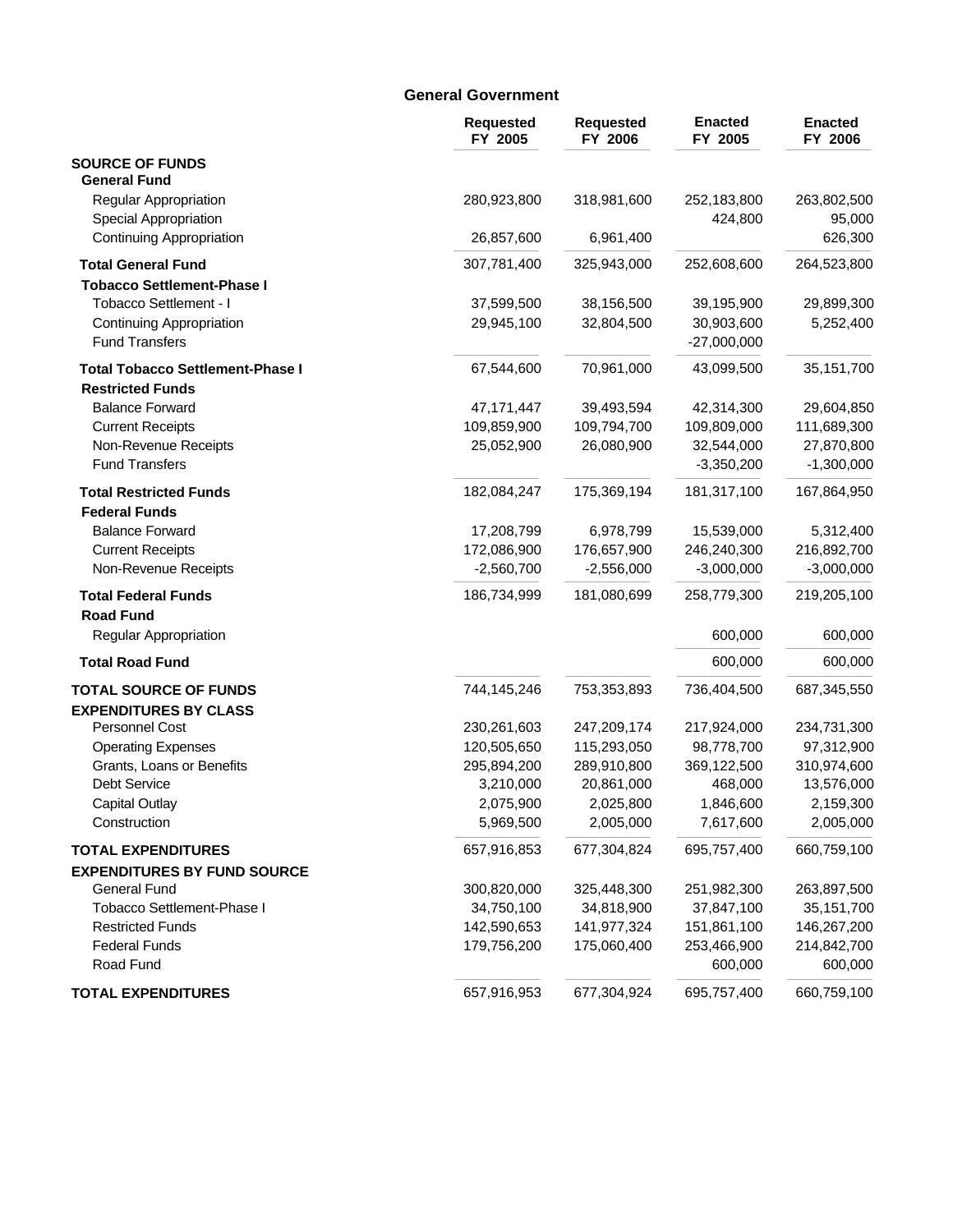## General Government

| | Requested FY 2005 | Requested FY 2006 | Enacted FY 2005 | Enacted FY 2006 |
|---|---|---|---|---|
| **SOURCE OF FUNDS** | | | | |
| **General Fund** | | | | |
| Regular Appropriation | 280,923,800 | 318,981,600 | 252,183,800 | 263,802,500 |
| Special Appropriation | | | 424,800 | 95,000 |
| Continuing Appropriation | 26,857,600 | 6,961,400 | | 626,300 |
| **Total General Fund** | 307,781,400 | 325,943,000 | 252,608,600 | 264,523,800 |
| **Tobacco Settlement-Phase I** | | | | |
| Tobacco Settlement - I | 37,599,500 | 38,156,500 | 39,195,900 | 29,899,300 |
| Continuing Appropriation | 29,945,100 | 32,804,500 | 30,903,600 | 5,252,400 |
| Fund Transfers | | | -27,000,000 | |
| **Total Tobacco Settlement-Phase I** | 67,544,600 | 70,961,000 | 43,099,500 | 35,151,700 |
| **Restricted Funds** | | | | |
| Balance Forward | 47,171,447 | 39,493,594 | 42,314,300 | 29,604,850 |
| Current Receipts | 109,859,900 | 109,794,700 | 109,809,000 | 111,689,300 |
| Non-Revenue Receipts | 25,052,900 | 26,080,900 | 32,544,000 | 27,870,800 |
| Fund Transfers | | | -3,350,200 | -1,300,000 |
| **Total Restricted Funds** | 182,084,247 | 175,369,194 | 181,317,100 | 167,864,950 |
| **Federal Funds** | | | | |
| Balance Forward | 17,208,799 | 6,978,799 | 15,539,000 | 5,312,400 |
| Current Receipts | 172,086,900 | 176,657,900 | 246,240,300 | 216,892,700 |
| Non-Revenue Receipts | -2,560,700 | -2,556,000 | -3,000,000 | -3,000,000 |
| **Total Federal Funds** | 186,734,999 | 181,080,699 | 258,779,300 | 219,205,100 |
| **Road Fund** | | | | |
| Regular Appropriation | | | 600,000 | 600,000 |
| **Total Road Fund** | | | 600,000 | 600,000 |
| **TOTAL SOURCE OF FUNDS** | 744,145,246 | 753,353,893 | 736,404,500 | 687,345,550 |
| **EXPENDITURES BY CLASS** | | | | |
| Personnel Cost | 230,261,603 | 247,209,174 | 217,924,000 | 234,731,300 |
| Operating Expenses | 120,505,650 | 115,293,050 | 98,778,700 | 97,312,900 |
| Grants, Loans or Benefits | 295,894,200 | 289,910,800 | 369,122,500 | 310,974,600 |
| Debt Service | 3,210,000 | 20,861,000 | 468,000 | 13,576,000 |
| Capital Outlay | 2,075,900 | 2,025,800 | 1,846,600 | 2,159,300 |
| Construction | 5,969,500 | 2,005,000 | 7,617,600 | 2,005,000 |
| **TOTAL EXPENDITURES** | 657,916,853 | 677,304,824 | 695,757,400 | 660,759,100 |
| **EXPENDITURES BY FUND SOURCE** | | | | |
| General Fund | 300,820,000 | 325,448,300 | 251,982,300 | 263,897,500 |
| Tobacco Settlement-Phase I | 34,750,100 | 34,818,900 | 37,847,100 | 35,151,700 |
| Restricted Funds | 142,590,653 | 141,977,324 | 151,861,100 | 146,267,200 |
| Federal Funds | 179,756,200 | 175,060,400 | 253,466,900 | 214,842,700 |
| Road Fund | | | 600,000 | 600,000 |
| **TOTAL EXPENDITURES** | 657,916,953 | 677,304,924 | 695,757,400 | 660,759,100 |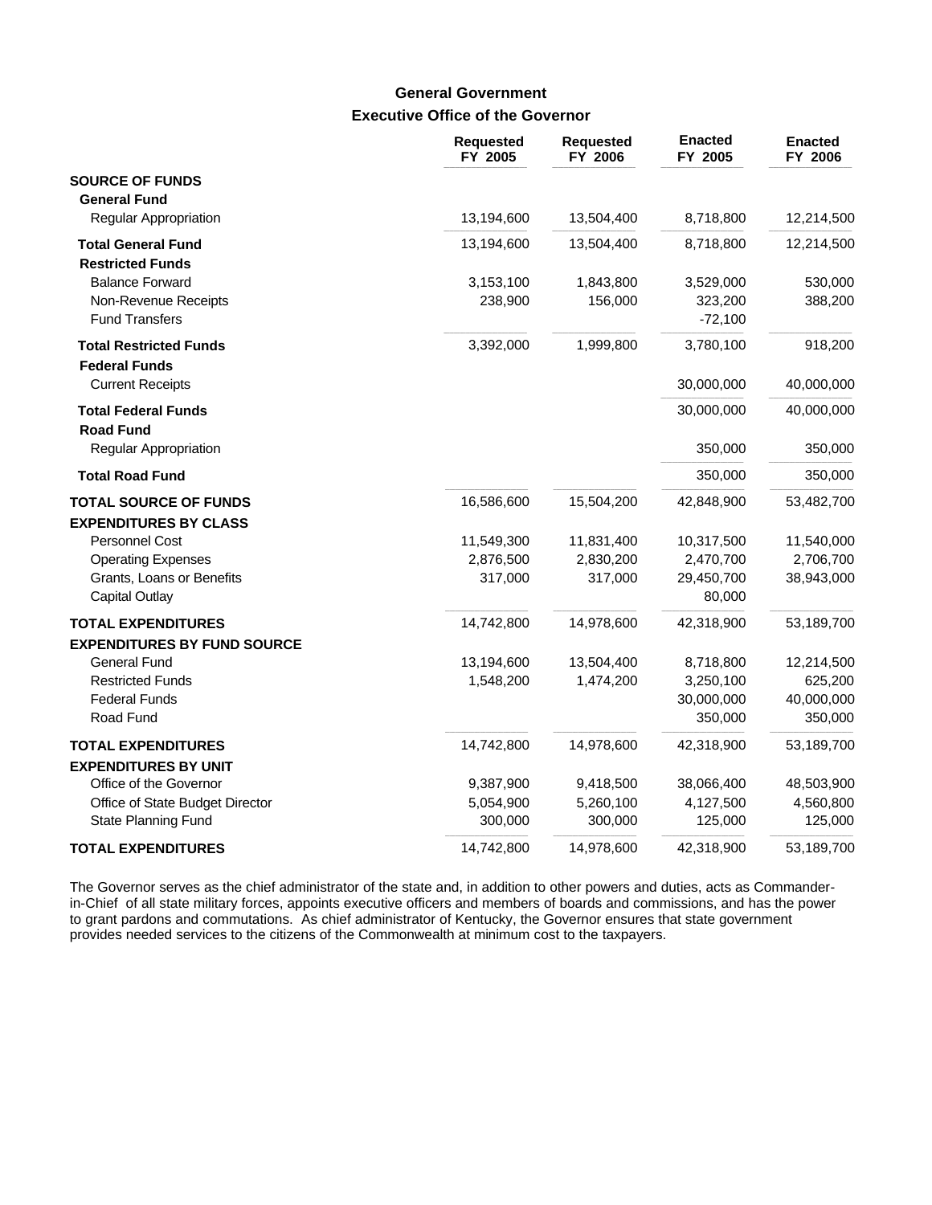## General Government

### Executive Office of the Governor

| | Requested FY 2005 | Requested FY 2006 | Enacted FY 2005 | Enacted FY 2006 |
|---|---|---|---|---|
| **SOURCE OF FUNDS** | | | | |
| **General Fund** | | | | |
| Regular Appropriation | 13,194,600 | 13,504,400 | 8,718,800 | 12,214,500 |
| **Total General Fund** | 13,194,600 | 13,504,400 | 8,718,800 | 12,214,500 |
| **Restricted Funds** | | | | |
| Balance Forward | 3,153,100 | 1,843,800 | 3,529,000 | 530,000 |
| Non-Revenue Receipts | 238,900 | 156,000 | 323,200 | 388,200 |
| Fund Transfers | | | -72,100 | |
| **Total Restricted Funds** | 3,392,000 | 1,999,800 | 3,780,100 | 918,200 |
| **Federal Funds** | | | | |
| Current Receipts | | | 30,000,000 | 40,000,000 |
| **Total Federal Funds** | | | 30,000,000 | 40,000,000 |
| **Road Fund** | | | | |
| Regular Appropriation | | | 350,000 | 350,000 |
| **Total Road Fund** | | | 350,000 | 350,000 |
| **TOTAL SOURCE OF FUNDS** | 16,586,600 | 15,504,200 | 42,848,900 | 53,482,700 |
| **EXPENDITURES BY CLASS** | | | | |
| Personnel Cost | 11,549,300 | 11,831,400 | 10,317,500 | 11,540,000 |
| Operating Expenses | 2,876,500 | 2,830,200 | 2,470,700 | 2,706,700 |
| Grants, Loans or Benefits | 317,000 | 317,000 | 29,450,700 | 38,943,000 |
| Capital Outlay | | | 80,000 | |
| **TOTAL EXPENDITURES** | 14,742,800 | 14,978,600 | 42,318,900 | 53,189,700 |
| **EXPENDITURES BY FUND SOURCE** | | | | |
| General Fund | 13,194,600 | 13,504,400 | 8,718,800 | 12,214,500 |
| Restricted Funds | 1,548,200 | 1,474,200 | 3,250,100 | 625,200 |
| Federal Funds | | | 30,000,000 | 40,000,000 |
| Road Fund | | | 350,000 | 350,000 |
| **TOTAL EXPENDITURES** | 14,742,800 | 14,978,600 | 42,318,900 | 53,189,700 |
| **EXPENDITURES BY UNIT** | | | | |
| Office of the Governor | 9,387,900 | 9,418,500 | 38,066,400 | 48,503,900 |
| Office of State Budget Director | 5,054,900 | 5,260,100 | 4,127,500 | 4,560,800 |
| State Planning Fund | 300,000 | 300,000 | 125,000 | 125,000 |
| **TOTAL EXPENDITURES** | 14,742,800 | 14,978,600 | 42,318,900 | 53,189,700 |

The Governor serves as the chief administrator of the state and, in addition to other powers and duties, acts as Commander-in-Chief of all state military forces, appoints executive officers and members of boards and commissions, and has the power to grant pardons and commutations. As chief administrator of Kentucky, the Governor ensures that state government provides needed services to the citizens of the Commonwealth at minimum cost to the taxpayers.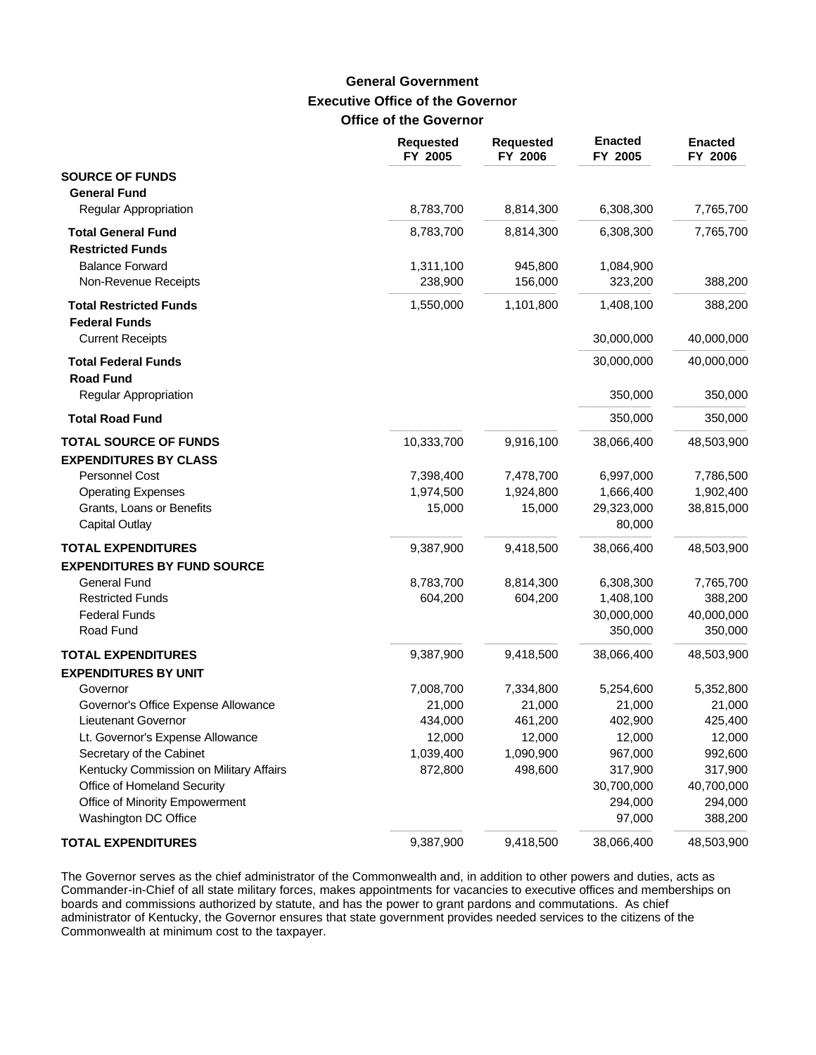# General Government
## Executive Office of the Governor
### Office of the Governor

| | Requested FY 2005 | Requested FY 2006 | Enacted FY 2005 | Enacted FY 2006 |
|---|---|---|---|---|
| **SOURCE OF FUNDS** | | | | |
| **General Fund** | | | | |
| Regular Appropriation | 8,783,700 | 8,814,300 | 6,308,300 | 7,765,700 |
| **Total General Fund** | 8,783,700 | 8,814,300 | 6,308,300 | 7,765,700 |
| **Restricted Funds** | | | | |
| Balance Forward | 1,311,100 | 945,800 | 1,084,900 | |
| Non-Revenue Receipts | 238,900 | 156,000 | 323,200 | 388,200 |
| **Total Restricted Funds** | 1,550,000 | 1,101,800 | 1,408,100 | 388,200 |
| **Federal Funds** | | | | |
| Current Receipts | | | 30,000,000 | 40,000,000 |
| **Total Federal Funds** | | | 30,000,000 | 40,000,000 |
| **Road Fund** | | | | |
| Regular Appropriation | | | 350,000 | 350,000 |
| **Total Road Fund** | | | 350,000 | 350,000 |
| **TOTAL SOURCE OF FUNDS** | 10,333,700 | 9,916,100 | 38,066,400 | 48,503,900 |
| **EXPENDITURES BY CLASS** | | | | |
| Personnel Cost | 7,398,400 | 7,478,700 | 6,997,000 | 7,786,500 |
| Operating Expenses | 1,974,500 | 1,924,800 | 1,666,400 | 1,902,400 |
| Grants, Loans or Benefits | 15,000 | 15,000 | 29,323,000 | 38,815,000 |
| Capital Outlay | | | 80,000 | |
| **TOTAL EXPENDITURES** | 9,387,900 | 9,418,500 | 38,066,400 | 48,503,900 |
| **EXPENDITURES BY FUND SOURCE** | | | | |
| General Fund | 8,783,700 | 8,814,300 | 6,308,300 | 7,765,700 |
| Restricted Funds | 604,200 | 604,200 | 1,408,100 | 388,200 |
| Federal Funds | | | 30,000,000 | 40,000,000 |
| Road Fund | | | 350,000 | 350,000 |
| **TOTAL EXPENDITURES** | 9,387,900 | 9,418,500 | 38,066,400 | 48,503,900 |
| **EXPENDITURES BY UNIT** | | | | |
| Governor | 7,008,700 | 7,334,800 | 5,254,600 | 5,352,800 |
| Governor's Office Expense Allowance | 21,000 | 21,000 | 21,000 | 21,000 |
| Lieutenant Governor | 434,000 | 461,200 | 402,900 | 425,400 |
| Lt. Governor's Expense Allowance | 12,000 | 12,000 | 12,000 | 12,000 |
| Secretary of the Cabinet | 1,039,400 | 1,090,900 | 967,000 | 992,600 |
| Kentucky Commission on Military Affairs | 872,800 | 498,600 | 317,900 | 317,900 |
| Office of Homeland Security | | | 30,700,000 | 40,700,000 |
| Office of Minority Empowerment | | | 294,000 | 294,000 |
| Washington DC Office | | | 97,000 | 388,200 |
| **TOTAL EXPENDITURES** | 9,387,900 | 9,418,500 | 38,066,400 | 48,503,900 |

The Governor serves as the chief administrator of the Commonwealth and, in addition to other powers and duties, acts as Commander-in-Chief of all state military forces, makes appointments for vacancies to executive offices and memberships on boards and commissions authorized by statute, and has the power to grant pardons and commutations. As chief administrator of Kentucky, the Governor ensures that state government provides needed services to the citizens of the Commonwealth at minimum cost to the taxpayer.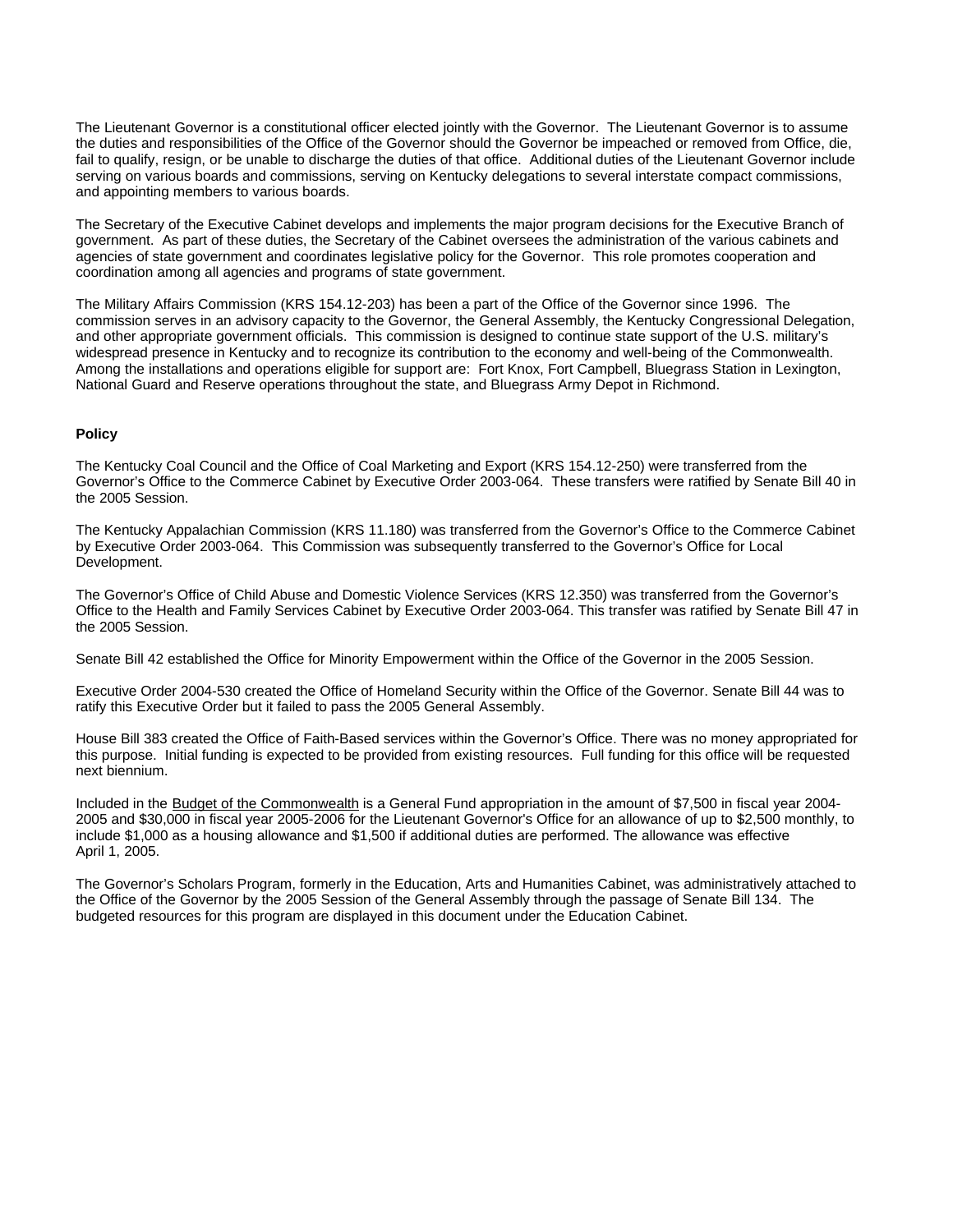The Lieutenant Governor is a constitutional officer elected jointly with the Governor. The Lieutenant Governor is to assume the duties and responsibilities of the Office of the Governor should the Governor be impeached or removed from Office, die, fail to qualify, resign, or be unable to discharge the duties of that office. Additional duties of the Lieutenant Governor include serving on various boards and commissions, serving on Kentucky delegations to several interstate compact commissions, and appointing members to various boards.

The Secretary of the Executive Cabinet develops and implements the major program decisions for the Executive Branch of government. As part of these duties, the Secretary of the Cabinet oversees the administration of the various cabinets and agencies of state government and coordinates legislative policy for the Governor. This role promotes cooperation and coordination among all agencies and programs of state government.

The Military Affairs Commission (KRS 154.12-203) has been a part of the Office of the Governor since 1996. The commission serves in an advisory capacity to the Governor, the General Assembly, the Kentucky Congressional Delegation, and other appropriate government officials. This commission is designed to continue state support of the U.S. military's widespread presence in Kentucky and to recognize its contribution to the economy and well-being of the Commonwealth. Among the installations and operations eligible for support are: Fort Knox, Fort Campbell, Bluegrass Station in Lexington, National Guard and Reserve operations throughout the state, and Bluegrass Army Depot in Richmond.

**Policy**

The Kentucky Coal Council and the Office of Coal Marketing and Export (KRS 154.12-250) were transferred from the Governor's Office to the Commerce Cabinet by Executive Order 2003-064. These transfers were ratified by Senate Bill 40 in the 2005 Session.

The Kentucky Appalachian Commission (KRS 11.180) was transferred from the Governor's Office to the Commerce Cabinet by Executive Order 2003-064. This Commission was subsequently transferred to the Governor's Office for Local Development.

The Governor's Office of Child Abuse and Domestic Violence Services (KRS 12.350) was transferred from the Governor's Office to the Health and Family Services Cabinet by Executive Order 2003-064. This transfer was ratified by Senate Bill 47 in the 2005 Session.

Senate Bill 42 established the Office for Minority Empowerment within the Office of the Governor in the 2005 Session.

Executive Order 2004-530 created the Office of Homeland Security within the Office of the Governor. Senate Bill 44 was to ratify this Executive Order but it failed to pass the 2005 General Assembly.

House Bill 383 created the Office of Faith-Based services within the Governor's Office. There was no money appropriated for this purpose. Initial funding is expected to be provided from existing resources. Full funding for this office will be requested next biennium.

Included in the Budget of the Commonwealth is a General Fund appropriation in the amount of $7,500 in fiscal year 2004-2005 and $30,000 in fiscal year 2005-2006 for the Lieutenant Governor's Office for an allowance of up to $2,500 monthly, to include $1,000 as a housing allowance and $1,500 if additional duties are performed. The allowance was effective April 1, 2005.

The Governor's Scholars Program, formerly in the Education, Arts and Humanities Cabinet, was administratively attached to the Office of the Governor by the 2005 Session of the General Assembly through the passage of Senate Bill 134. The budgeted resources for this program are displayed in this document under the Education Cabinet.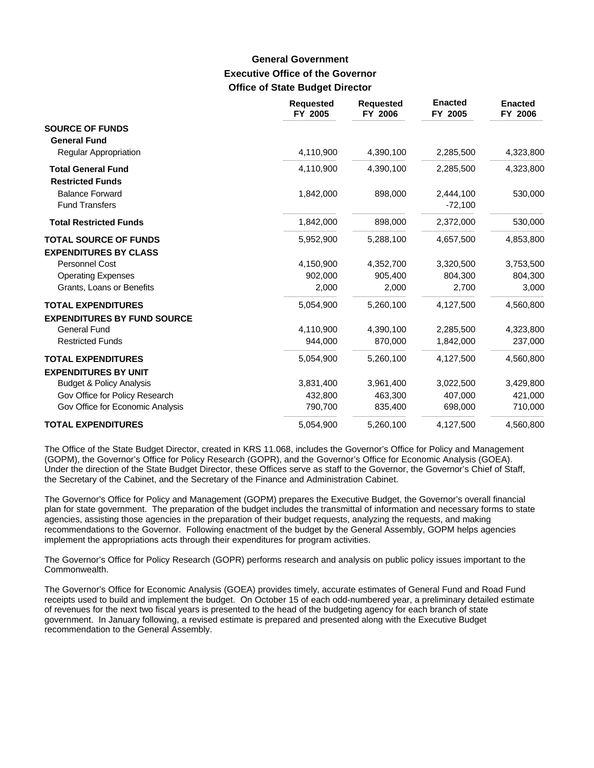## General Government
## Executive Office of the Governor
## Office of State Budget Director

| | Requested FY 2005 | Requested FY 2006 | Enacted FY 2005 | Enacted FY 2006 |
|---|---|---|---|---|
| **SOURCE OF FUNDS** | | | | |
| **General Fund** | | | | |
| Regular Appropriation | 4,110,900 | 4,390,100 | 2,285,500 | 4,323,800 |
| **Total General Fund** | 4,110,900 | 4,390,100 | 2,285,500 | 4,323,800 |
| **Restricted Funds** | | | | |
| Balance Forward | 1,842,000 | 898,000 | 2,444,100 | 530,000 |
| Fund Transfers | | | -72,100 | |
| **Total Restricted Funds** | 1,842,000 | 898,000 | 2,372,000 | 530,000 |
| **TOTAL SOURCE OF FUNDS** | 5,952,900 | 5,288,100 | 4,657,500 | 4,853,800 |
| **EXPENDITURES BY CLASS** | | | | |
| Personnel Cost | 4,150,900 | 4,352,700 | 3,320,500 | 3,753,500 |
| Operating Expenses | 902,000 | 905,400 | 804,300 | 804,300 |
| Grants, Loans or Benefits | 2,000 | 2,000 | 2,700 | 3,000 |
| **TOTAL EXPENDITURES** | 5,054,900 | 5,260,100 | 4,127,500 | 4,560,800 |
| **EXPENDITURES BY FUND SOURCE** | | | | |
| General Fund | 4,110,900 | 4,390,100 | 2,285,500 | 4,323,800 |
| Restricted Funds | 944,000 | 870,000 | 1,842,000 | 237,000 |
| **TOTAL EXPENDITURES** | 5,054,900 | 5,260,100 | 4,127,500 | 4,560,800 |
| **EXPENDITURES BY UNIT** | | | | |
| Budget & Policy Analysis | 3,831,400 | 3,961,400 | 3,022,500 | 3,429,800 |
| Gov Office for Policy Research | 432,800 | 463,300 | 407,000 | 421,000 |
| Gov Office for Economic Analysis | 790,700 | 835,400 | 698,000 | 710,000 |
| **TOTAL EXPENDITURES** | 5,054,900 | 5,260,100 | 4,127,500 | 4,560,800 |

The Office of the State Budget Director, created in KRS 11.068, includes the Governor's Office for Policy and Management (GOPM), the Governor's Office for Policy Research (GOPR), and the Governor's Office for Economic Analysis (GOEA). Under the direction of the State Budget Director, these Offices serve as staff to the Governor, the Governor's Chief of Staff, the Secretary of the Cabinet, and the Secretary of the Finance and Administration Cabinet.

The Governor's Office for Policy and Management (GOPM) prepares the Executive Budget, the Governor's overall financial plan for state government. The preparation of the budget includes the transmittal of information and necessary forms to state agencies, assisting those agencies in the preparation of their budget requests, analyzing the requests, and making recommendations to the Governor. Following enactment of the budget by the General Assembly, GOPM helps agencies implement the appropriations acts through their expenditures for program activities.

The Governor's Office for Policy Research (GOPR) performs research and analysis on public policy issues important to the Commonwealth.

The Governor's Office for Economic Analysis (GOEA) provides timely, accurate estimates of General Fund and Road Fund receipts used to build and implement the budget. On October 15 of each odd-numbered year, a preliminary detailed estimate of revenues for the next two fiscal years is presented to the head of the budgeting agency for each branch of state government. In January following, a revised estimate is prepared and presented along with the Executive Budget recommendation to the General Assembly.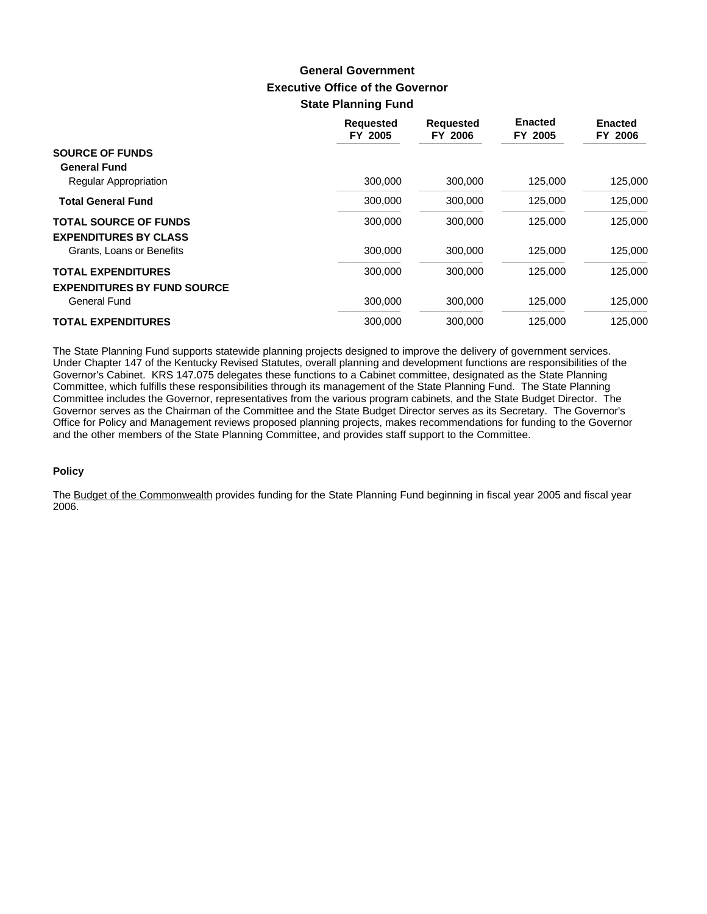# General Government
## Executive Office of the Governor
### State Planning Fund

| | Requested FY 2005 | Requested FY 2006 | Enacted FY 2005 | Enacted FY 2006 |
|---|---|---|---|---|
| **SOURCE OF FUNDS** | | | | |
| **General Fund** | | | | |
| Regular Appropriation | 300,000 | 300,000 | 125,000 | 125,000 |
| **Total General Fund** | 300,000 | 300,000 | 125,000 | 125,000 |
| **TOTAL SOURCE OF FUNDS** | 300,000 | 300,000 | 125,000 | 125,000 |
| **EXPENDITURES BY CLASS** | | | | |
| Grants, Loans or Benefits | 300,000 | 300,000 | 125,000 | 125,000 |
| **TOTAL EXPENDITURES** | 300,000 | 300,000 | 125,000 | 125,000 |
| **EXPENDITURES BY FUND SOURCE** | | | | |
| General Fund | 300,000 | 300,000 | 125,000 | 125,000 |
| **TOTAL EXPENDITURES** | 300,000 | 300,000 | 125,000 | 125,000 |

The State Planning Fund supports statewide planning projects designed to improve the delivery of government services. Under Chapter 147 of the Kentucky Revised Statutes, overall planning and development functions are responsibilities of the Governor's Cabinet. KRS 147.075 delegates these functions to a Cabinet committee, designated as the State Planning Committee, which fulfills these responsibilities through its management of the State Planning Fund. The State Planning Committee includes the Governor, representatives from the various program cabinets, and the State Budget Director. The Governor serves as the Chairman of the Committee and the State Budget Director serves as its Secretary. The Governor's Office for Policy and Management reviews proposed planning projects, makes recommendations for funding to the Governor and the other members of the State Planning Committee, and provides staff support to the Committee.

**Policy**

The Budget of the Commonwealth provides funding for the State Planning Fund beginning in fiscal year 2005 and fiscal year 2006.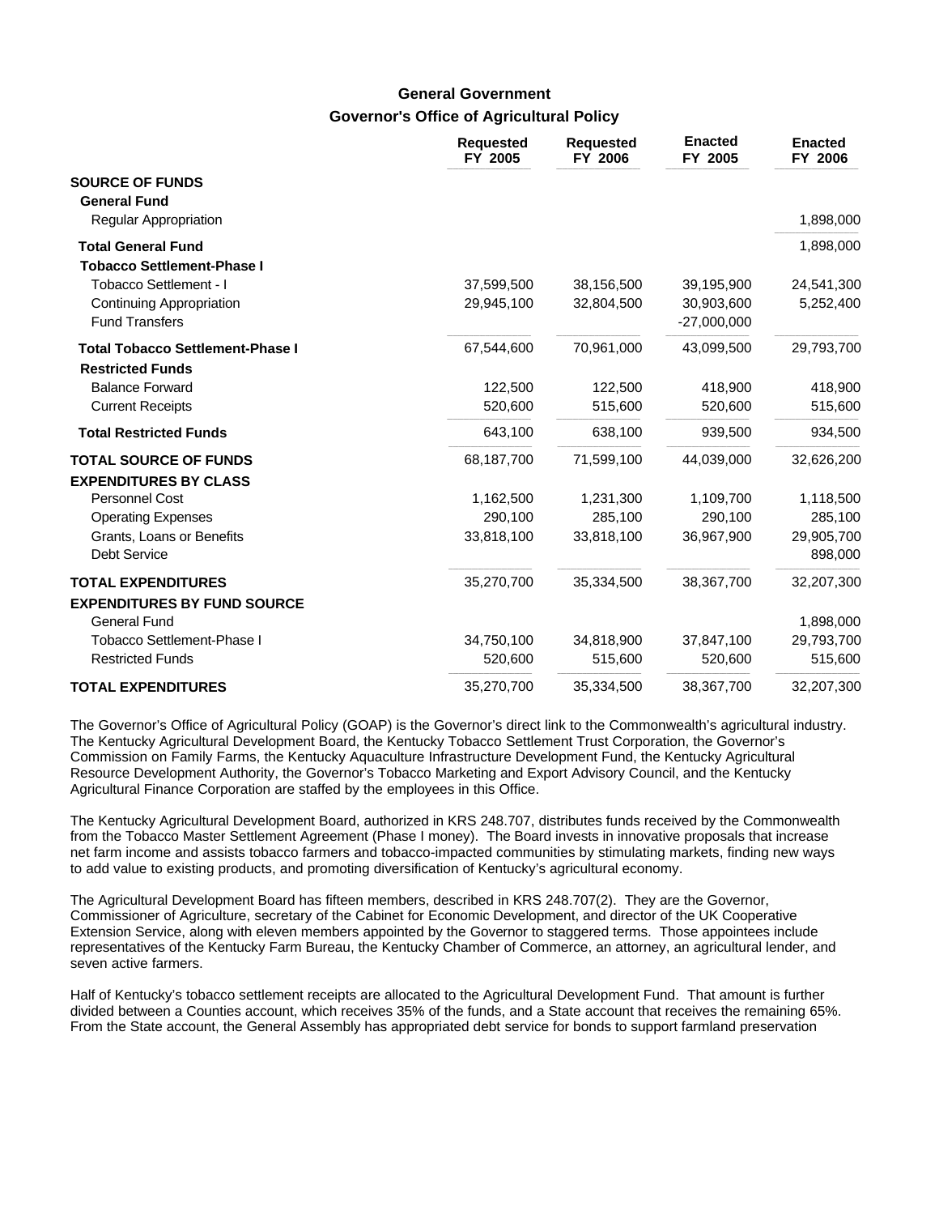## General Government

### Governor's Office of Agricultural Policy

| | Requested FY 2005 | Requested FY 2006 | Enacted FY 2005 | Enacted FY 2006 |
|---|---|---|---|---|
| **SOURCE OF FUNDS** | | | | |
| **General Fund** | | | | |
| Regular Appropriation | | | | 1,898,000 |
| **Total General Fund** | | | | 1,898,000 |
| **Tobacco Settlement-Phase I** | | | | |
| Tobacco Settlement - I | 37,599,500 | 38,156,500 | 39,195,900 | 24,541,300 |
| Continuing Appropriation | 29,945,100 | 32,804,500 | 30,903,600 | 5,252,400 |
| Fund Transfers | | | -27,000,000 | |
| **Total Tobacco Settlement-Phase I** | 67,544,600 | 70,961,000 | 43,099,500 | 29,793,700 |
| **Restricted Funds** | | | | |
| Balance Forward | 122,500 | 122,500 | 418,900 | 418,900 |
| Current Receipts | 520,600 | 515,600 | 520,600 | 515,600 |
| **Total Restricted Funds** | 643,100 | 638,100 | 939,500 | 934,500 |
| **TOTAL SOURCE OF FUNDS** | 68,187,700 | 71,599,100 | 44,039,000 | 32,626,200 |
| **EXPENDITURES BY CLASS** | | | | |
| Personnel Cost | 1,162,500 | 1,231,300 | 1,109,700 | 1,118,500 |
| Operating Expenses | 290,100 | 285,100 | 290,100 | 285,100 |
| Grants, Loans or Benefits | 33,818,100 | 33,818,100 | 36,967,900 | 29,905,700 |
| Debt Service | | | | 898,000 |
| **TOTAL EXPENDITURES** | 35,270,700 | 35,334,500 | 38,367,700 | 32,207,300 |
| **EXPENDITURES BY FUND SOURCE** | | | | |
| General Fund | | | | 1,898,000 |
| Tobacco Settlement-Phase I | 34,750,100 | 34,818,900 | 37,847,100 | 29,793,700 |
| Restricted Funds | 520,600 | 515,600 | 520,600 | 515,600 |
| **TOTAL EXPENDITURES** | 35,270,700 | 35,334,500 | 38,367,700 | 32,207,300 |

The Governor's Office of Agricultural Policy (GOAP) is the Governor's direct link to the Commonwealth's agricultural industry. The Kentucky Agricultural Development Board, the Kentucky Tobacco Settlement Trust Corporation, the Governor's Commission on Family Farms, the Kentucky Aquaculture Infrastructure Development Fund, the Kentucky Agricultural Resource Development Authority, the Governor's Tobacco Marketing and Export Advisory Council, and the Kentucky Agricultural Finance Corporation are staffed by the employees in this Office.

The Kentucky Agricultural Development Board, authorized in KRS 248.707, distributes funds received by the Commonwealth from the Tobacco Master Settlement Agreement (Phase I money). The Board invests in innovative proposals that increase net farm income and assists tobacco farmers and tobacco-impacted communities by stimulating markets, finding new ways to add value to existing products, and promoting diversification of Kentucky's agricultural economy.

The Agricultural Development Board has fifteen members, described in KRS 248.707(2). They are the Governor, Commissioner of Agriculture, secretary of the Cabinet for Economic Development, and director of the UK Cooperative Extension Service, along with eleven members appointed by the Governor to staggered terms. Those appointees include representatives of the Kentucky Farm Bureau, the Kentucky Chamber of Commerce, an attorney, an agricultural lender, and seven active farmers.

Half of Kentucky's tobacco settlement receipts are allocated to the Agricultural Development Fund. That amount is further divided between a Counties account, which receives 35% of the funds, and a State account that receives the remaining 65%. From the State account, the General Assembly has appropriated debt service for bonds to support farmland preservation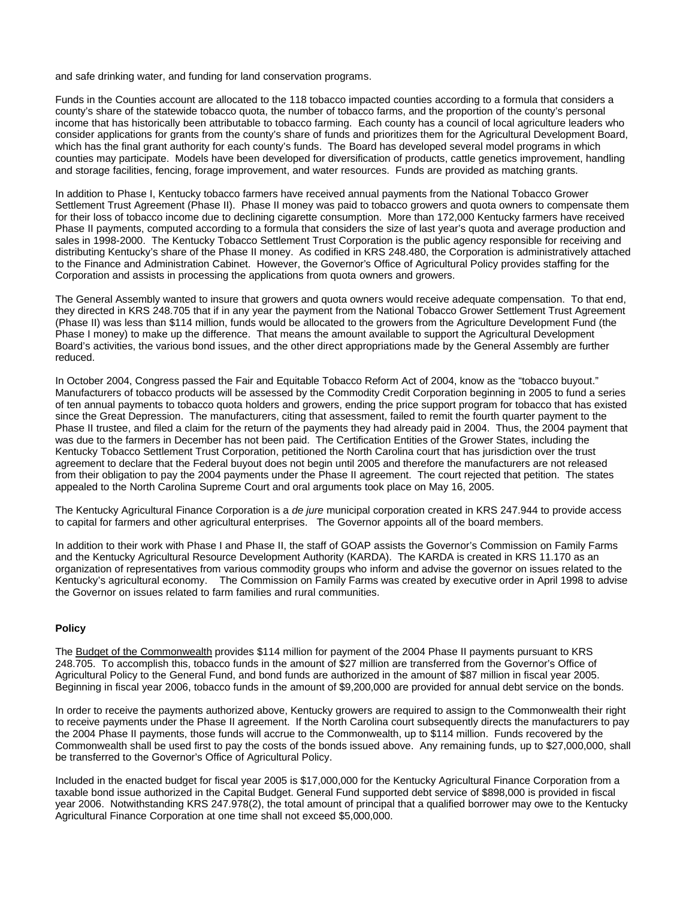and safe drinking water, and funding for land conservation programs.

Funds in the Counties account are allocated to the 118 tobacco impacted counties according to a formula that considers a county's share of the statewide tobacco quota, the number of tobacco farms, and the proportion of the county's personal income that has historically been attributable to tobacco farming. Each county has a council of local agriculture leaders who consider applications for grants from the county's share of funds and prioritizes them for the Agricultural Development Board, which has the final grant authority for each county's funds. The Board has developed several model programs in which counties may participate. Models have been developed for diversification of products, cattle genetics improvement, handling and storage facilities, fencing, forage improvement, and water resources. Funds are provided as matching grants.

In addition to Phase I, Kentucky tobacco farmers have received annual payments from the National Tobacco Grower Settlement Trust Agreement (Phase II). Phase II money was paid to tobacco growers and quota owners to compensate them for their loss of tobacco income due to declining cigarette consumption. More than 172,000 Kentucky farmers have received Phase II payments, computed according to a formula that considers the size of last year's quota and average production and sales in 1998-2000. The Kentucky Tobacco Settlement Trust Corporation is the public agency responsible for receiving and distributing Kentucky's share of the Phase II money. As codified in KRS 248.480, the Corporation is administratively attached to the Finance and Administration Cabinet. However, the Governor's Office of Agricultural Policy provides staffing for the Corporation and assists in processing the applications from quota owners and growers.

The General Assembly wanted to insure that growers and quota owners would receive adequate compensation. To that end, they directed in KRS 248.705 that if in any year the payment from the National Tobacco Grower Settlement Trust Agreement (Phase II) was less than $114 million, funds would be allocated to the growers from the Agriculture Development Fund (the Phase I money) to make up the difference. That means the amount available to support the Agricultural Development Board's activities, the various bond issues, and the other direct appropriations made by the General Assembly are further reduced.

In October 2004, Congress passed the Fair and Equitable Tobacco Reform Act of 2004, know as the "tobacco buyout." Manufacturers of tobacco products will be assessed by the Commodity Credit Corporation beginning in 2005 to fund a series of ten annual payments to tobacco quota holders and growers, ending the price support program for tobacco that has existed since the Great Depression. The manufacturers, citing that assessment, failed to remit the fourth quarter payment to the Phase II trustee, and filed a claim for the return of the payments they had already paid in 2004. Thus, the 2004 payment that was due to the farmers in December has not been paid. The Certification Entities of the Grower States, including the Kentucky Tobacco Settlement Trust Corporation, petitioned the North Carolina court that has jurisdiction over the trust agreement to declare that the Federal buyout does not begin until 2005 and therefore the manufacturers are not released from their obligation to pay the 2004 payments under the Phase II agreement. The court rejected that petition. The states appealed to the North Carolina Supreme Court and oral arguments took place on May 16, 2005.

The Kentucky Agricultural Finance Corporation is a *de jure* municipal corporation created in KRS 247.944 to provide access to capital for farmers and other agricultural enterprises. The Governor appoints all of the board members.

In addition to their work with Phase I and Phase II, the staff of GOAP assists the Governor's Commission on Family Farms and the Kentucky Agricultural Resource Development Authority (KARDA). The KARDA is created in KRS 11.170 as an organization of representatives from various commodity groups who inform and advise the governor on issues related to the Kentucky's agricultural economy. The Commission on Family Farms was created by executive order in April 1998 to advise the Governor on issues related to farm families and rural communities.

**Policy**

The Budget of the Commonwealth provides $114 million for payment of the 2004 Phase II payments pursuant to KRS 248.705. To accomplish this, tobacco funds in the amount of $27 million are transferred from the Governor's Office of Agricultural Policy to the General Fund, and bond funds are authorized in the amount of $87 million in fiscal year 2005. Beginning in fiscal year 2006, tobacco funds in the amount of $9,200,000 are provided for annual debt service on the bonds.

In order to receive the payments authorized above, Kentucky growers are required to assign to the Commonwealth their right to receive payments under the Phase II agreement. If the North Carolina court subsequently directs the manufacturers to pay the 2004 Phase II payments, those funds will accrue to the Commonwealth, up to $114 million. Funds recovered by the Commonwealth shall be used first to pay the costs of the bonds issued above. Any remaining funds, up to $27,000,000, shall be transferred to the Governor's Office of Agricultural Policy.

Included in the enacted budget for fiscal year 2005 is $17,000,000 for the Kentucky Agricultural Finance Corporation from a taxable bond issue authorized in the Capital Budget. General Fund supported debt service of $898,000 is provided in fiscal year 2006. Notwithstanding KRS 247.978(2), the total amount of principal that a qualified borrower may owe to the Kentucky Agricultural Finance Corporation at one time shall not exceed $5,000,000.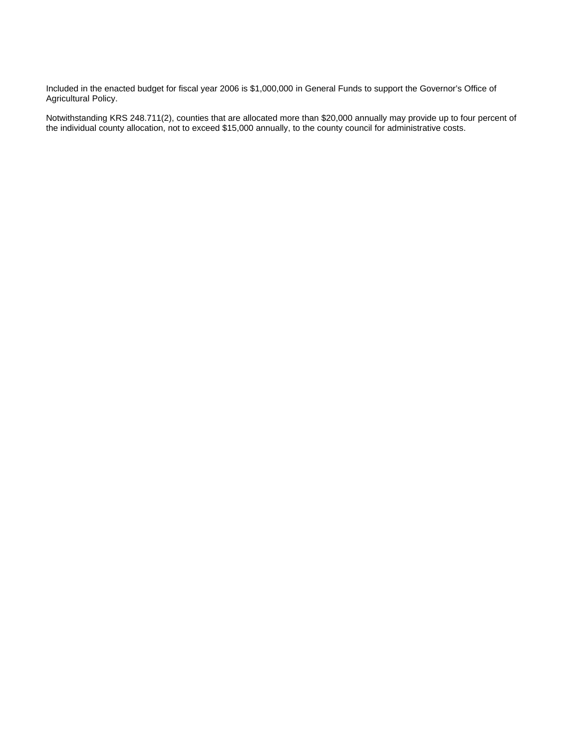Included in the enacted budget for fiscal year 2006 is $1,000,000 in General Funds to support the Governor's Office of Agricultural Policy.

Notwithstanding KRS 248.711(2), counties that are allocated more than $20,000 annually may provide up to four percent of the individual county allocation, not to exceed $15,000 annually, to the county council for administrative costs.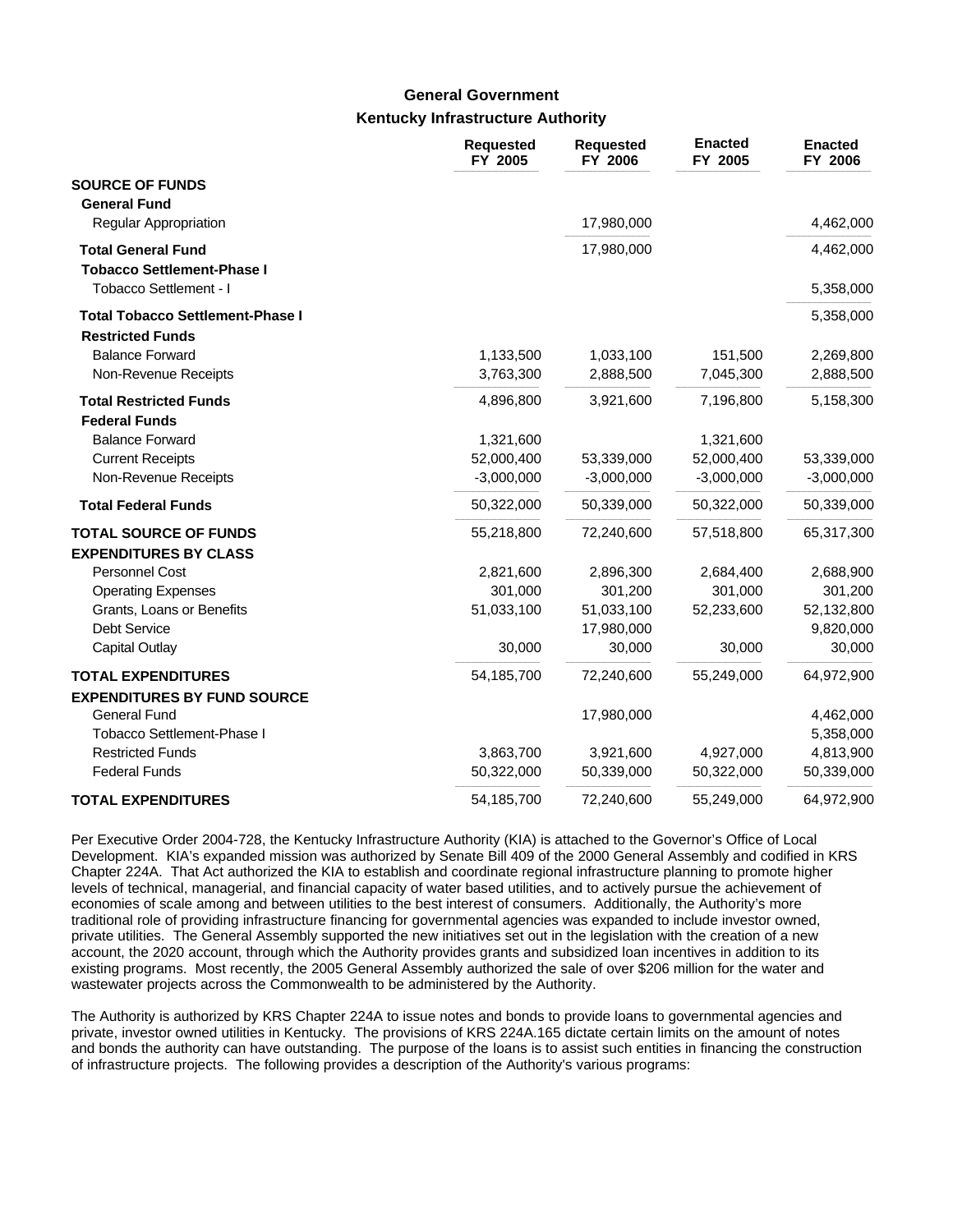## General Government

### Kentucky Infrastructure Authority

| | Requested FY 2005 | Requested FY 2006 | Enacted FY 2005 | Enacted FY 2006 |
|---|---|---|---|---|
| **SOURCE OF FUNDS** | | | | |
| **General Fund** | | | | |
| Regular Appropriation | | 17,980,000 | | 4,462,000 |
| **Total General Fund** | | 17,980,000 | | 4,462,000 |
| **Tobacco Settlement-Phase I** | | | | |
| Tobacco Settlement - I | | | | 5,358,000 |
| **Total Tobacco Settlement-Phase I** | | | | 5,358,000 |
| **Restricted Funds** | | | | |
| Balance Forward | 1,133,500 | 1,033,100 | 151,500 | 2,269,800 |
| Non-Revenue Receipts | 3,763,300 | 2,888,500 | 7,045,300 | 2,888,500 |
| **Total Restricted Funds** | 4,896,800 | 3,921,600 | 7,196,800 | 5,158,300 |
| **Federal Funds** | | | | |
| Balance Forward | 1,321,600 | | 1,321,600 | |
| Current Receipts | 52,000,400 | 53,339,000 | 52,000,400 | 53,339,000 |
| Non-Revenue Receipts | -3,000,000 | -3,000,000 | -3,000,000 | -3,000,000 |
| **Total Federal Funds** | 50,322,000 | 50,339,000 | 50,322,000 | 50,339,000 |
| **TOTAL SOURCE OF FUNDS** | 55,218,800 | 72,240,600 | 57,518,800 | 65,317,300 |
| **EXPENDITURES BY CLASS** | | | | |
| Personnel Cost | 2,821,600 | 2,896,300 | 2,684,400 | 2,688,900 |
| Operating Expenses | 301,000 | 301,200 | 301,000 | 301,200 |
| Grants, Loans or Benefits | 51,033,100 | 51,033,100 | 52,233,600 | 52,132,800 |
| Debt Service | | 17,980,000 | | 9,820,000 |
| Capital Outlay | 30,000 | 30,000 | 30,000 | 30,000 |
| **TOTAL EXPENDITURES** | 54,185,700 | 72,240,600 | 55,249,000 | 64,972,900 |
| **EXPENDITURES BY FUND SOURCE** | | | | |
| General Fund | | 17,980,000 | | 4,462,000 |
| Tobacco Settlement-Phase I | | | | 5,358,000 |
| Restricted Funds | 3,863,700 | 3,921,600 | 4,927,000 | 4,813,900 |
| Federal Funds | 50,322,000 | 50,339,000 | 50,322,000 | 50,339,000 |
| **TOTAL EXPENDITURES** | 54,185,700 | 72,240,600 | 55,249,000 | 64,972,900 |

Per Executive Order 2004-728, the Kentucky Infrastructure Authority (KIA) is attached to the Governor's Office of Local Development. KIA's expanded mission was authorized by Senate Bill 409 of the 2000 General Assembly and codified in KRS Chapter 224A. That Act authorized the KIA to establish and coordinate regional infrastructure planning to promote higher levels of technical, managerial, and financial capacity of water based utilities, and to actively pursue the achievement of economies of scale among and between utilities to the best interest of consumers. Additionally, the Authority's more traditional role of providing infrastructure financing for governmental agencies was expanded to include investor owned, private utilities. The General Assembly supported the new initiatives set out in the legislation with the creation of a new account, the 2020 account, through which the Authority provides grants and subsidized loan incentives in addition to its existing programs. Most recently, the 2005 General Assembly authorized the sale of over $206 million for the water and wastewater projects across the Commonwealth to be administered by the Authority.

The Authority is authorized by KRS Chapter 224A to issue notes and bonds to provide loans to governmental agencies and private, investor owned utilities in Kentucky. The provisions of KRS 224A.165 dictate certain limits on the amount of notes and bonds the authority can have outstanding. The purpose of the loans is to assist such entities in financing the construction of infrastructure projects. The following provides a description of the Authority's various programs: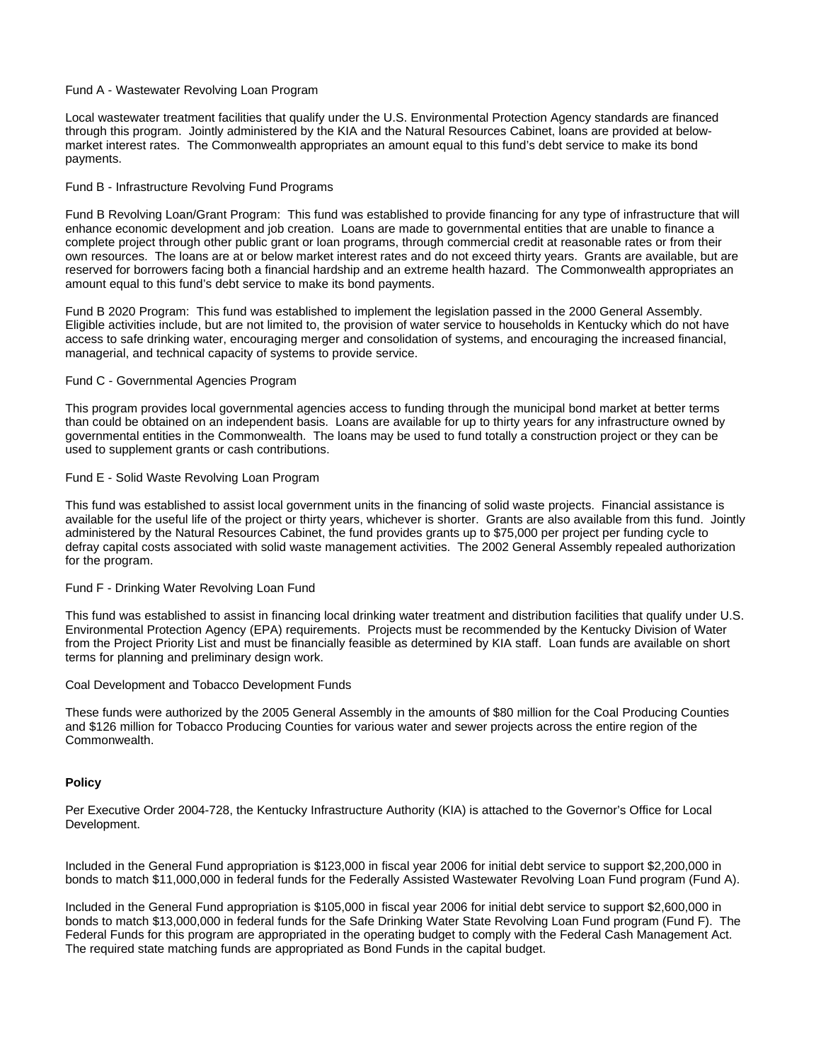Fund A - Wastewater Revolving Loan Program

Local wastewater treatment facilities that qualify under the U.S. Environmental Protection Agency standards are financed through this program. Jointly administered by the KIA and the Natural Resources Cabinet, loans are provided at below-market interest rates. The Commonwealth appropriates an amount equal to this fund's debt service to make its bond payments.

Fund B - Infrastructure Revolving Fund Programs

Fund B Revolving Loan/Grant Program: This fund was established to provide financing for any type of infrastructure that will enhance economic development and job creation. Loans are made to governmental entities that are unable to finance a complete project through other public grant or loan programs, through commercial credit at reasonable rates or from their own resources. The loans are at or below market interest rates and do not exceed thirty years. Grants are available, but are reserved for borrowers facing both a financial hardship and an extreme health hazard. The Commonwealth appropriates an amount equal to this fund's debt service to make its bond payments.

Fund B 2020 Program: This fund was established to implement the legislation passed in the 2000 General Assembly. Eligible activities include, but are not limited to, the provision of water service to households in Kentucky which do not have access to safe drinking water, encouraging merger and consolidation of systems, and encouraging the increased financial, managerial, and technical capacity of systems to provide service.

Fund C - Governmental Agencies Program

This program provides local governmental agencies access to funding through the municipal bond market at better terms than could be obtained on an independent basis. Loans are available for up to thirty years for any infrastructure owned by governmental entities in the Commonwealth. The loans may be used to fund totally a construction project or they can be used to supplement grants or cash contributions.

Fund E - Solid Waste Revolving Loan Program

This fund was established to assist local government units in the financing of solid waste projects. Financial assistance is available for the useful life of the project or thirty years, whichever is shorter. Grants are also available from this fund. Jointly administered by the Natural Resources Cabinet, the fund provides grants up to $75,000 per project per funding cycle to defray capital costs associated with solid waste management activities. The 2002 General Assembly repealed authorization for the program.

Fund F - Drinking Water Revolving Loan Fund

This fund was established to assist in financing local drinking water treatment and distribution facilities that qualify under U.S. Environmental Protection Agency (EPA) requirements. Projects must be recommended by the Kentucky Division of Water from the Project Priority List and must be financially feasible as determined by KIA staff. Loan funds are available on short terms for planning and preliminary design work.

Coal Development and Tobacco Development Funds

These funds were authorized by the 2005 General Assembly in the amounts of $80 million for the Coal Producing Counties and $126 million for Tobacco Producing Counties for various water and sewer projects across the entire region of the Commonwealth.

**Policy**

Per Executive Order 2004-728, the Kentucky Infrastructure Authority (KIA) is attached to the Governor's Office for Local Development.

Included in the General Fund appropriation is $123,000 in fiscal year 2006 for initial debt service to support $2,200,000 in bonds to match $11,000,000 in federal funds for the Federally Assisted Wastewater Revolving Loan Fund program (Fund A).

Included in the General Fund appropriation is $105,000 in fiscal year 2006 for initial debt service to support $2,600,000 in bonds to match $13,000,000 in federal funds for the Safe Drinking Water State Revolving Loan Fund program (Fund F). The Federal Funds for this program are appropriated in the operating budget to comply with the Federal Cash Management Act. The required state matching funds are appropriated as Bond Funds in the capital budget.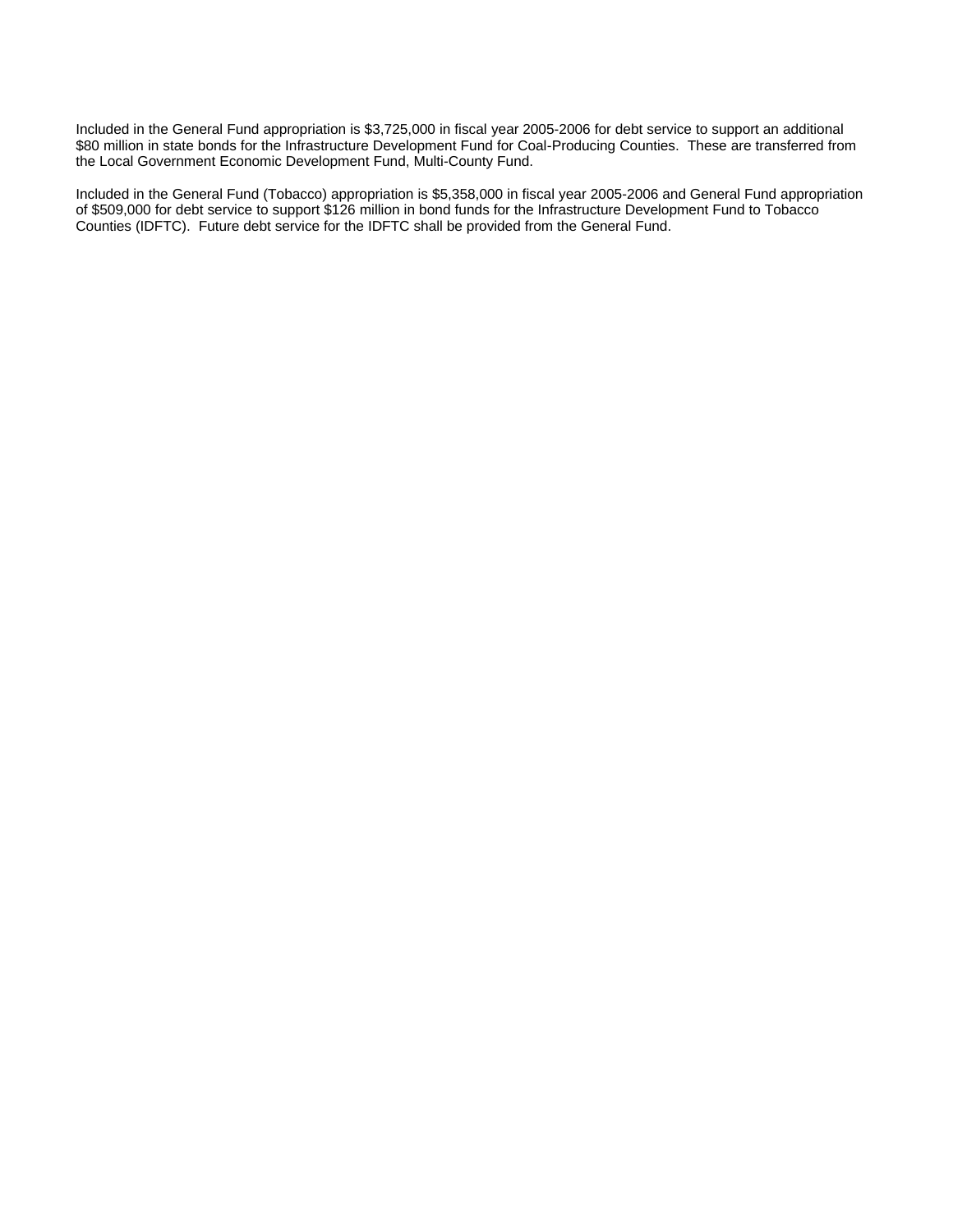Included in the General Fund appropriation is $3,725,000 in fiscal year 2005-2006 for debt service to support an additional $80 million in state bonds for the Infrastructure Development Fund for Coal-Producing Counties. These are transferred from the Local Government Economic Development Fund, Multi-County Fund.

Included in the General Fund (Tobacco) appropriation is $5,358,000 in fiscal year 2005-2006 and General Fund appropriation of $509,000 for debt service to support $126 million in bond funds for the Infrastructure Development Fund to Tobacco Counties (IDFTC). Future debt service for the IDFTC shall be provided from the General Fund.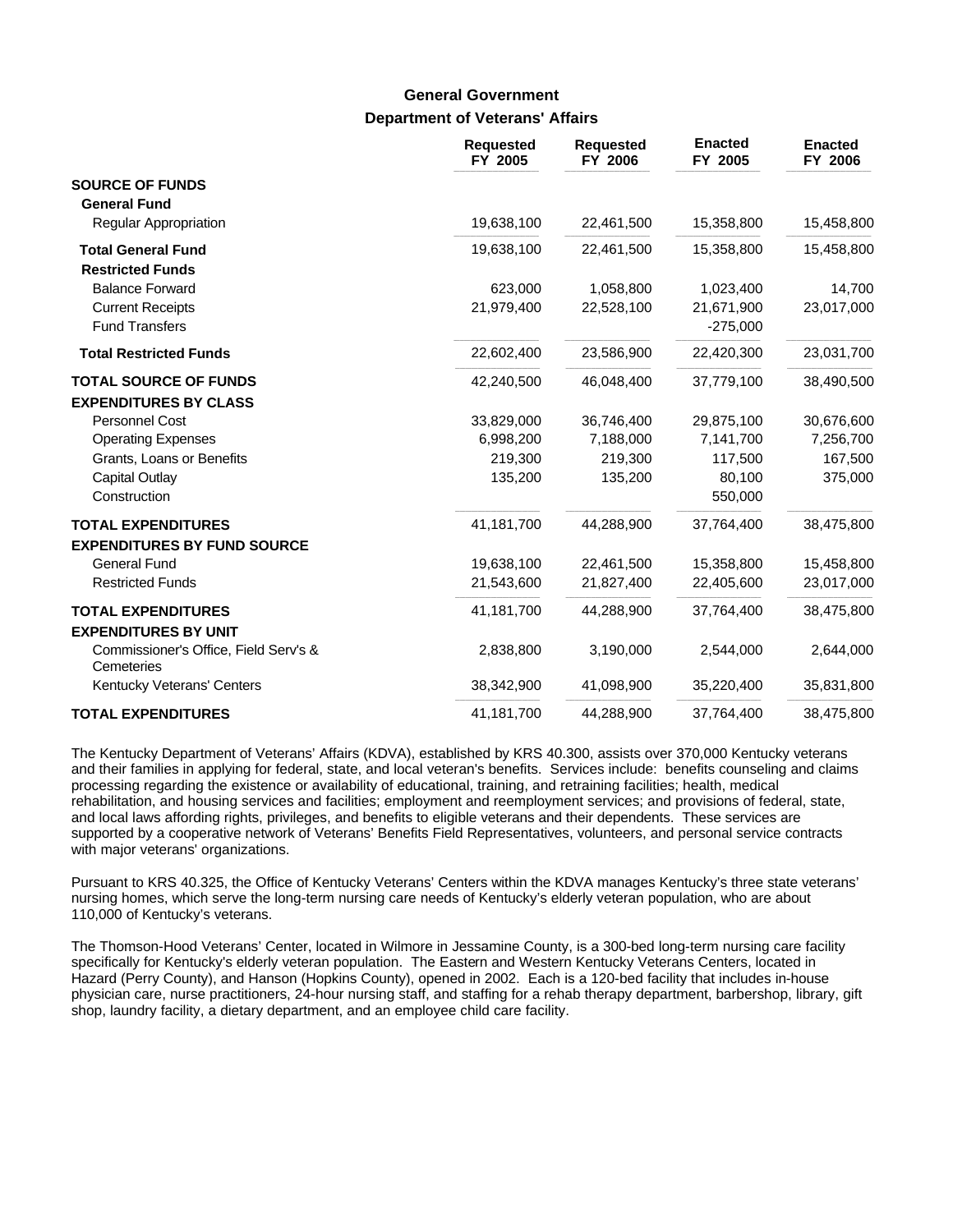## General Government

### Department of Veterans' Affairs

| | Requested FY 2005 | Requested FY 2006 | Enacted FY 2005 | Enacted FY 2006 |
|---|---|---|---|---|
| **SOURCE OF FUNDS** | | | | |
| **General Fund** | | | | |
| Regular Appropriation | 19,638,100 | 22,461,500 | 15,358,800 | 15,458,800 |
| **Total General Fund** | 19,638,100 | 22,461,500 | 15,358,800 | 15,458,800 |
| **Restricted Funds** | | | | |
| Balance Forward | 623,000 | 1,058,800 | 1,023,400 | 14,700 |
| Current Receipts | 21,979,400 | 22,528,100 | 21,671,900 | 23,017,000 |
| Fund Transfers | | | -275,000 | |
| **Total Restricted Funds** | 22,602,400 | 23,586,900 | 22,420,300 | 23,031,700 |
| **TOTAL SOURCE OF FUNDS** | 42,240,500 | 46,048,400 | 37,779,100 | 38,490,500 |
| **EXPENDITURES BY CLASS** | | | | |
| Personnel Cost | 33,829,000 | 36,746,400 | 29,875,100 | 30,676,600 |
| Operating Expenses | 6,998,200 | 7,188,000 | 7,141,700 | 7,256,700 |
| Grants, Loans or Benefits | 219,300 | 219,300 | 117,500 | 167,500 |
| Capital Outlay | 135,200 | 135,200 | 80,100 | 375,000 |
| Construction | | | 550,000 | |
| **TOTAL EXPENDITURES** | 41,181,700 | 44,288,900 | 37,764,400 | 38,475,800 |
| **EXPENDITURES BY FUND SOURCE** | | | | |
| General Fund | 19,638,100 | 22,461,500 | 15,358,800 | 15,458,800 |
| Restricted Funds | 21,543,600 | 21,827,400 | 22,405,600 | 23,017,000 |
| **TOTAL EXPENDITURES** | 41,181,700 | 44,288,900 | 37,764,400 | 38,475,800 |
| **EXPENDITURES BY UNIT** | | | | |
| Commissioner's Office, Field Serv's & Cemeteries | 2,838,800 | 3,190,000 | 2,544,000 | 2,644,000 |
| Kentucky Veterans' Centers | 38,342,900 | 41,098,900 | 35,220,400 | 35,831,800 |
| **TOTAL EXPENDITURES** | 41,181,700 | 44,288,900 | 37,764,400 | 38,475,800 |

The Kentucky Department of Veterans' Affairs (KDVA), established by KRS 40.300, assists over 370,000 Kentucky veterans and their families in applying for federal, state, and local veteran's benefits. Services include: benefits counseling and claims processing regarding the existence or availability of educational, training, and retraining facilities; health, medical rehabilitation, and housing services and facilities; employment and reemployment services; and provisions of federal, state, and local laws affording rights, privileges, and benefits to eligible veterans and their dependents. These services are supported by a cooperative network of Veterans' Benefits Field Representatives, volunteers, and personal service contracts with major veterans' organizations.

Pursuant to KRS 40.325, the Office of Kentucky Veterans' Centers within the KDVA manages Kentucky's three state veterans' nursing homes, which serve the long-term nursing care needs of Kentucky's elderly veteran population, who are about 110,000 of Kentucky's veterans.

The Thomson-Hood Veterans' Center, located in Wilmore in Jessamine County, is a 300-bed long-term nursing care facility specifically for Kentucky's elderly veteran population. The Eastern and Western Kentucky Veterans Centers, located in Hazard (Perry County), and Hanson (Hopkins County), opened in 2002. Each is a 120-bed facility that includes in-house physician care, nurse practitioners, 24-hour nursing staff, and staffing for a rehab therapy department, barbershop, library, gift shop, laundry facility, a dietary department, and an employee child care facility.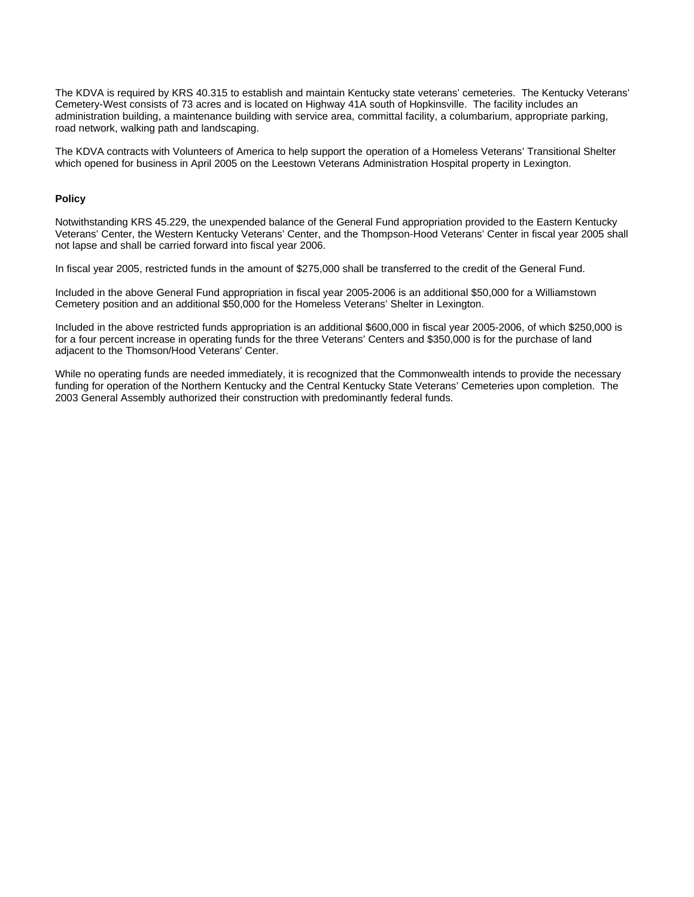The KDVA is required by KRS 40.315 to establish and maintain Kentucky state veterans' cemeteries. The Kentucky Veterans' Cemetery-West consists of 73 acres and is located on Highway 41A south of Hopkinsville. The facility includes an administration building, a maintenance building with service area, committal facility, a columbarium, appropriate parking, road network, walking path and landscaping.

The KDVA contracts with Volunteers of America to help support the operation of a Homeless Veterans' Transitional Shelter which opened for business in April 2005 on the Leestown Veterans Administration Hospital property in Lexington.

**Policy**

Notwithstanding KRS 45.229, the unexpended balance of the General Fund appropriation provided to the Eastern Kentucky Veterans' Center, the Western Kentucky Veterans' Center, and the Thompson-Hood Veterans' Center in fiscal year 2005 shall not lapse and shall be carried forward into fiscal year 2006.

In fiscal year 2005, restricted funds in the amount of $275,000 shall be transferred to the credit of the General Fund.

Included in the above General Fund appropriation in fiscal year 2005-2006 is an additional $50,000 for a Williamstown Cemetery position and an additional $50,000 for the Homeless Veterans' Shelter in Lexington.

Included in the above restricted funds appropriation is an additional $600,000 in fiscal year 2005-2006, of which $250,000 is for a four percent increase in operating funds for the three Veterans' Centers and $350,000 is for the purchase of land adjacent to the Thomson/Hood Veterans' Center.

While no operating funds are needed immediately, it is recognized that the Commonwealth intends to provide the necessary funding for operation of the Northern Kentucky and the Central Kentucky State Veterans' Cemeteries upon completion. The 2003 General Assembly authorized their construction with predominantly federal funds.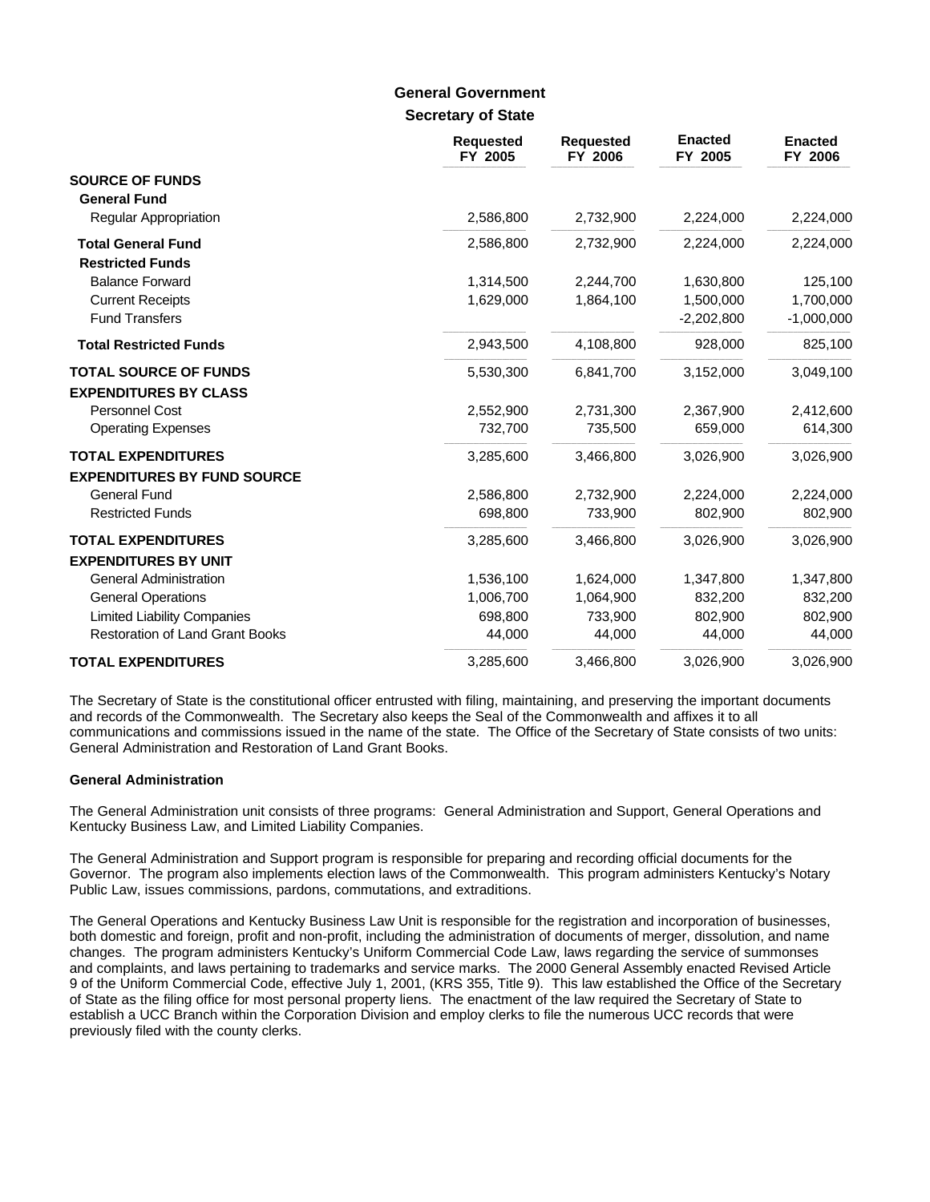## General Government

### Secretary of State

| | Requested FY 2005 | Requested FY 2006 | Enacted FY 2005 | Enacted FY 2006 |
|---|---|---|---|---|
| **SOURCE OF FUNDS** | | | | |
| **General Fund** | | | | |
| Regular Appropriation | 2,586,800 | 2,732,900 | 2,224,000 | 2,224,000 |
| **Total General Fund** | 2,586,800 | 2,732,900 | 2,224,000 | 2,224,000 |
| **Restricted Funds** | | | | |
| Balance Forward | 1,314,500 | 2,244,700 | 1,630,800 | 125,100 |
| Current Receipts | 1,629,000 | 1,864,100 | 1,500,000 | 1,700,000 |
| Fund Transfers | | | -2,202,800 | -1,000,000 |
| **Total Restricted Funds** | 2,943,500 | 4,108,800 | 928,000 | 825,100 |
| **TOTAL SOURCE OF FUNDS** | 5,530,300 | 6,841,700 | 3,152,000 | 3,049,100 |
| **EXPENDITURES BY CLASS** | | | | |
| Personnel Cost | 2,552,900 | 2,731,300 | 2,367,900 | 2,412,600 |
| Operating Expenses | 732,700 | 735,500 | 659,000 | 614,300 |
| **TOTAL EXPENDITURES** | 3,285,600 | 3,466,800 | 3,026,900 | 3,026,900 |
| **EXPENDITURES BY FUND SOURCE** | | | | |
| General Fund | 2,586,800 | 2,732,900 | 2,224,000 | 2,224,000 |
| Restricted Funds | 698,800 | 733,900 | 802,900 | 802,900 |
| **TOTAL EXPENDITURES** | 3,285,600 | 3,466,800 | 3,026,900 | 3,026,900 |
| **EXPENDITURES BY UNIT** | | | | |
| General Administration | 1,536,100 | 1,624,000 | 1,347,800 | 1,347,800 |
| General Operations | 1,006,700 | 1,064,900 | 832,200 | 832,200 |
| Limited Liability Companies | 698,800 | 733,900 | 802,900 | 802,900 |
| Restoration of Land Grant Books | 44,000 | 44,000 | 44,000 | 44,000 |
| **TOTAL EXPENDITURES** | 3,285,600 | 3,466,800 | 3,026,900 | 3,026,900 |

The Secretary of State is the constitutional officer entrusted with filing, maintaining, and preserving the important documents and records of the Commonwealth. The Secretary also keeps the Seal of the Commonwealth and affixes it to all communications and commissions issued in the name of the state. The Office of the Secretary of State consists of two units: General Administration and Restoration of Land Grant Books.

**General Administration**

The General Administration unit consists of three programs: General Administration and Support, General Operations and Kentucky Business Law, and Limited Liability Companies.

The General Administration and Support program is responsible for preparing and recording official documents for the Governor. The program also implements election laws of the Commonwealth. This program administers Kentucky's Notary Public Law, issues commissions, pardons, commutations, and extraditions.

The General Operations and Kentucky Business Law Unit is responsible for the registration and incorporation of businesses, both domestic and foreign, profit and non-profit, including the administration of documents of merger, dissolution, and name changes. The program administers Kentucky's Uniform Commercial Code Law, laws regarding the service of summonses and complaints, and laws pertaining to trademarks and service marks. The 2000 General Assembly enacted Revised Article 9 of the Uniform Commercial Code, effective July 1, 2001, (KRS 355, Title 9). This law established the Office of the Secretary of State as the filing office for most personal property liens. The enactment of the law required the Secretary of State to establish a UCC Branch within the Corporation Division and employ clerks to file the numerous UCC records that were previously filed with the county clerks.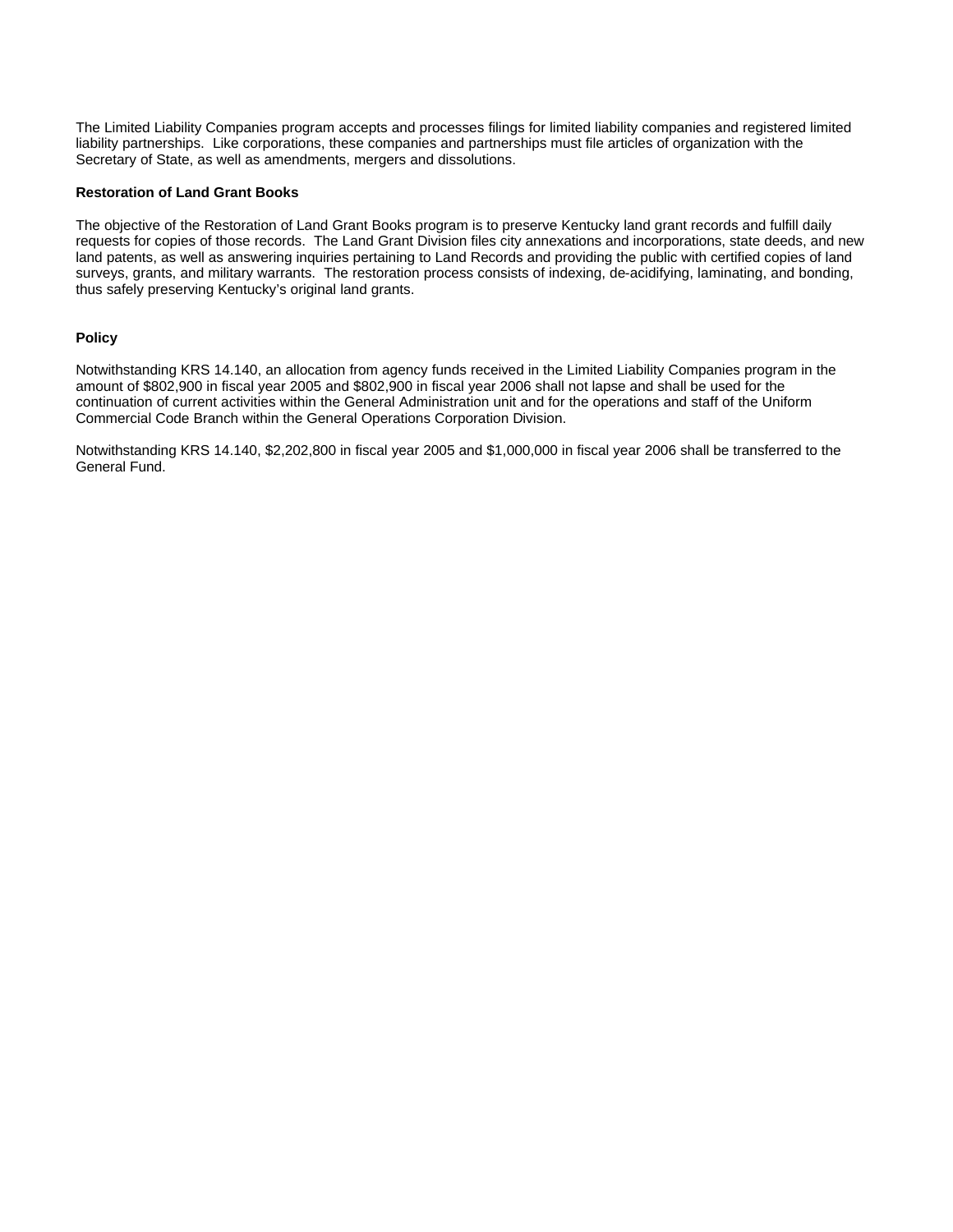The Limited Liability Companies program accepts and processes filings for limited liability companies and registered limited liability partnerships. Like corporations, these companies and partnerships must file articles of organization with the Secretary of State, as well as amendments, mergers and dissolutions.

**Restoration of Land Grant Books**

The objective of the Restoration of Land Grant Books program is to preserve Kentucky land grant records and fulfill daily requests for copies of those records. The Land Grant Division files city annexations and incorporations, state deeds, and new land patents, as well as answering inquiries pertaining to Land Records and providing the public with certified copies of land surveys, grants, and military warrants. The restoration process consists of indexing, de-acidifying, laminating, and bonding, thus safely preserving Kentucky's original land grants.

**Policy**

Notwithstanding KRS 14.140, an allocation from agency funds received in the Limited Liability Companies program in the amount of $802,900 in fiscal year 2005 and $802,900 in fiscal year 2006 shall not lapse and shall be used for the continuation of current activities within the General Administration unit and for the operations and staff of the Uniform Commercial Code Branch within the General Operations Corporation Division.

Notwithstanding KRS 14.140, $2,202,800 in fiscal year 2005 and $1,000,000 in fiscal year 2006 shall be transferred to the General Fund.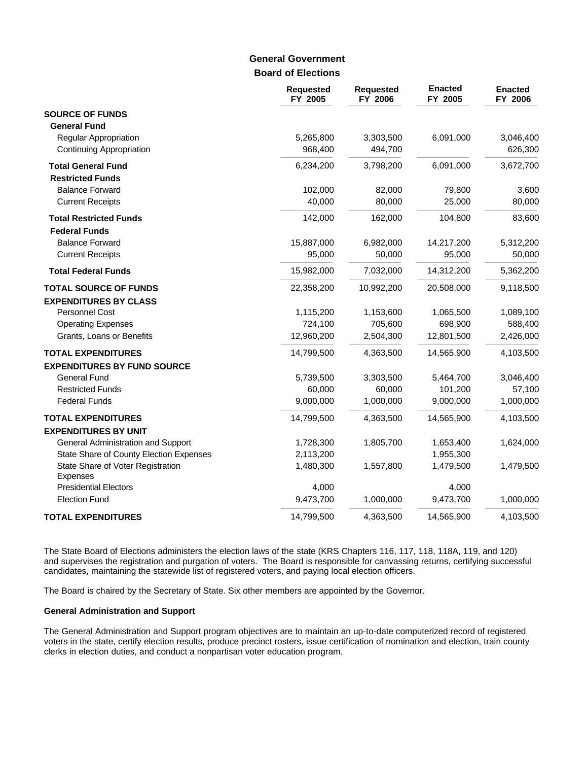## General Government
### Board of Elections

| | Requested FY 2005 | Requested FY 2006 | Enacted FY 2005 | Enacted FY 2006 |
|---|---|---|---|---|
| **SOURCE OF FUNDS** | | | | |
| **General Fund** | | | | |
| Regular Appropriation | 5,265,800 | 3,303,500 | 6,091,000 | 3,046,400 |
| Continuing Appropriation | 968,400 | 494,700 | | 626,300 |
| **Total General Fund** | 6,234,200 | 3,798,200 | 6,091,000 | 3,672,700 |
| **Restricted Funds** | | | | |
| Balance Forward | 102,000 | 82,000 | 79,800 | 3,600 |
| Current Receipts | 40,000 | 80,000 | 25,000 | 80,000 |
| **Total Restricted Funds** | 142,000 | 162,000 | 104,800 | 83,600 |
| **Federal Funds** | | | | |
| Balance Forward | 15,887,000 | 6,982,000 | 14,217,200 | 5,312,200 |
| Current Receipts | 95,000 | 50,000 | 95,000 | 50,000 |
| **Total Federal Funds** | 15,982,000 | 7,032,000 | 14,312,200 | 5,362,200 |
| **TOTAL SOURCE OF FUNDS** | 22,358,200 | 10,992,200 | 20,508,000 | 9,118,500 |
| **EXPENDITURES BY CLASS** | | | | |
| Personnel Cost | 1,115,200 | 1,153,600 | 1,065,500 | 1,089,100 |
| Operating Expenses | 724,100 | 705,600 | 698,900 | 588,400 |
| Grants, Loans or Benefits | 12,960,200 | 2,504,300 | 12,801,500 | 2,426,000 |
| **TOTAL EXPENDITURES** | 14,799,500 | 4,363,500 | 14,565,900 | 4,103,500 |
| **EXPENDITURES BY FUND SOURCE** | | | | |
| General Fund | 5,739,500 | 3,303,500 | 5,464,700 | 3,046,400 |
| Restricted Funds | 60,000 | 60,000 | 101,200 | 57,100 |
| Federal Funds | 9,000,000 | 1,000,000 | 9,000,000 | 1,000,000 |
| **TOTAL EXPENDITURES** | 14,799,500 | 4,363,500 | 14,565,900 | 4,103,500 |
| **EXPENDITURES BY UNIT** | | | | |
| General Administration and Support | 1,728,300 | 1,805,700 | 1,653,400 | 1,624,000 |
| State Share of County Election Expenses | 2,113,200 | | 1,955,300 | |
| State Share of Voter Registration Expenses | 1,480,300 | 1,557,800 | 1,479,500 | 1,479,500 |
| Presidential Electors | 4,000 | | 4,000 | |
| Election Fund | 9,473,700 | 1,000,000 | 9,473,700 | 1,000,000 |
| **TOTAL EXPENDITURES** | 14,799,500 | 4,363,500 | 14,565,900 | 4,103,500 |

The State Board of Elections administers the election laws of the state (KRS Chapters 116, 117, 118, 118A, 119, and 120) and supervises the registration and purgation of voters. The Board is responsible for canvassing returns, certifying successful candidates, maintaining the statewide list of registered voters, and paying local election officers.

The Board is chaired by the Secretary of State. Six other members are appointed by the Governor.

**General Administration and Support**

The General Administration and Support program objectives are to maintain an up-to-date computerized record of registered voters in the state, certify election results, produce precinct rosters, issue certification of nomination and election, train county clerks in election duties, and conduct a nonpartisan voter education program.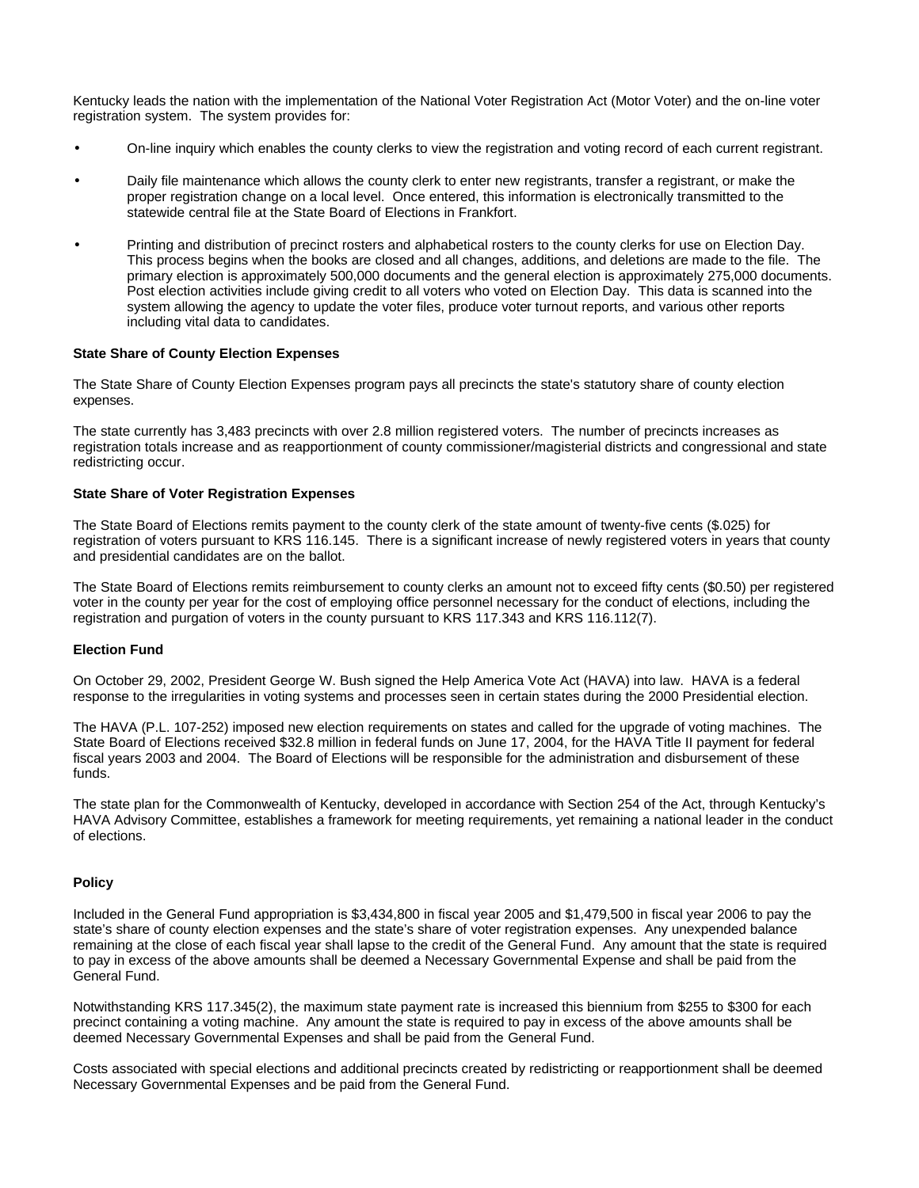Kentucky leads the nation with the implementation of the National Voter Registration Act (Motor Voter) and the on-line voter registration system. The system provides for:

- On-line inquiry which enables the county clerks to view the registration and voting record of each current registrant.
- Daily file maintenance which allows the county clerk to enter new registrants, transfer a registrant, or make the proper registration change on a local level. Once entered, this information is electronically transmitted to the statewide central file at the State Board of Elections in Frankfort.
- Printing and distribution of precinct rosters and alphabetical rosters to the county clerks for use on Election Day. This process begins when the books are closed and all changes, additions, and deletions are made to the file. The primary election is approximately 500,000 documents and the general election is approximately 275,000 documents. Post election activities include giving credit to all voters who voted on Election Day. This data is scanned into the system allowing the agency to update the voter files, produce voter turnout reports, and various other reports including vital data to candidates.

**State Share of County Election Expenses**

The State Share of County Election Expenses program pays all precincts the state's statutory share of county election expenses.

The state currently has 3,483 precincts with over 2.8 million registered voters. The number of precincts increases as registration totals increase and as reapportionment of county commissioner/magisterial districts and congressional and state redistricting occur.

**State Share of Voter Registration Expenses**

The State Board of Elections remits payment to the county clerk of the state amount of twenty-five cents ($.025) for registration of voters pursuant to KRS 116.145. There is a significant increase of newly registered voters in years that county and presidential candidates are on the ballot.

The State Board of Elections remits reimbursement to county clerks an amount not to exceed fifty cents ($0.50) per registered voter in the county per year for the cost of employing office personnel necessary for the conduct of elections, including the registration and purgation of voters in the county pursuant to KRS 117.343 and KRS 116.112(7).

**Election Fund**

On October 29, 2002, President George W. Bush signed the Help America Vote Act (HAVA) into law. HAVA is a federal response to the irregularities in voting systems and processes seen in certain states during the 2000 Presidential election.

The HAVA (P.L. 107-252) imposed new election requirements on states and called for the upgrade of voting machines. The State Board of Elections received $32.8 million in federal funds on June 17, 2004, for the HAVA Title II payment for federal fiscal years 2003 and 2004. The Board of Elections will be responsible for the administration and disbursement of these funds.

The state plan for the Commonwealth of Kentucky, developed in accordance with Section 254 of the Act, through Kentucky's HAVA Advisory Committee, establishes a framework for meeting requirements, yet remaining a national leader in the conduct of elections.

**Policy**

Included in the General Fund appropriation is $3,434,800 in fiscal year 2005 and $1,479,500 in fiscal year 2006 to pay the state's share of county election expenses and the state's share of voter registration expenses. Any unexpended balance remaining at the close of each fiscal year shall lapse to the credit of the General Fund. Any amount that the state is required to pay in excess of the above amounts shall be deemed a Necessary Governmental Expense and shall be paid from the General Fund.

Notwithstanding KRS 117.345(2), the maximum state payment rate is increased this biennium from $255 to $300 for each precinct containing a voting machine. Any amount the state is required to pay in excess of the above amounts shall be deemed Necessary Governmental Expenses and shall be paid from the General Fund.

Costs associated with special elections and additional precincts created by redistricting or reapportionment shall be deemed Necessary Governmental Expenses and be paid from the General Fund.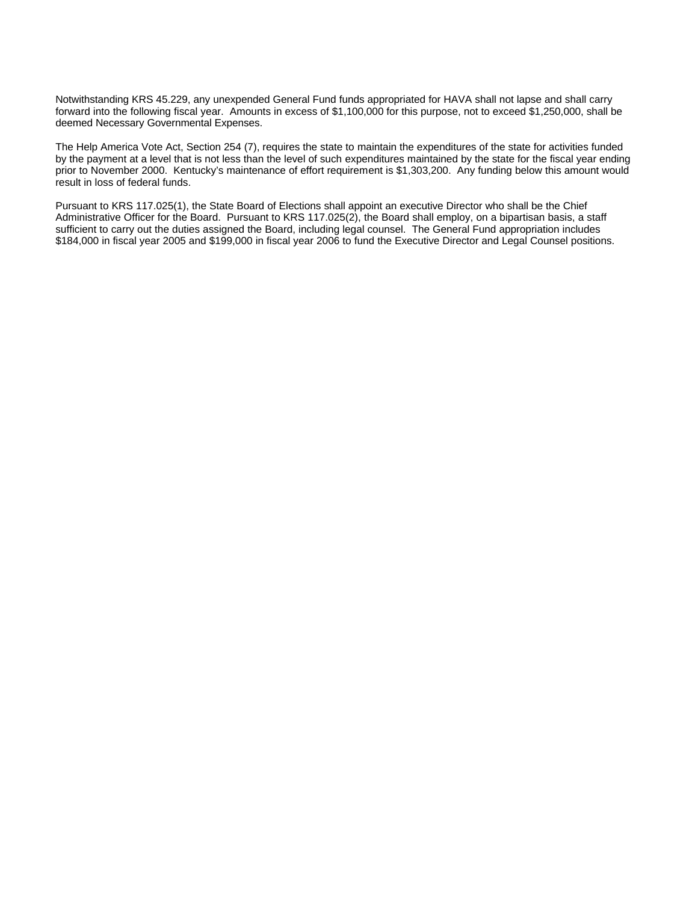Notwithstanding KRS 45.229, any unexpended General Fund funds appropriated for HAVA shall not lapse and shall carry forward into the following fiscal year. Amounts in excess of $1,100,000 for this purpose, not to exceed $1,250,000, shall be deemed Necessary Governmental Expenses.

The Help America Vote Act, Section 254 (7), requires the state to maintain the expenditures of the state for activities funded by the payment at a level that is not less than the level of such expenditures maintained by the state for the fiscal year ending prior to November 2000. Kentucky's maintenance of effort requirement is $1,303,200. Any funding below this amount would result in loss of federal funds.

Pursuant to KRS 117.025(1), the State Board of Elections shall appoint an executive Director who shall be the Chief Administrative Officer for the Board. Pursuant to KRS 117.025(2), the Board shall employ, on a bipartisan basis, a staff sufficient to carry out the duties assigned the Board, including legal counsel. The General Fund appropriation includes $184,000 in fiscal year 2005 and $199,000 in fiscal year 2006 to fund the Executive Director and Legal Counsel positions.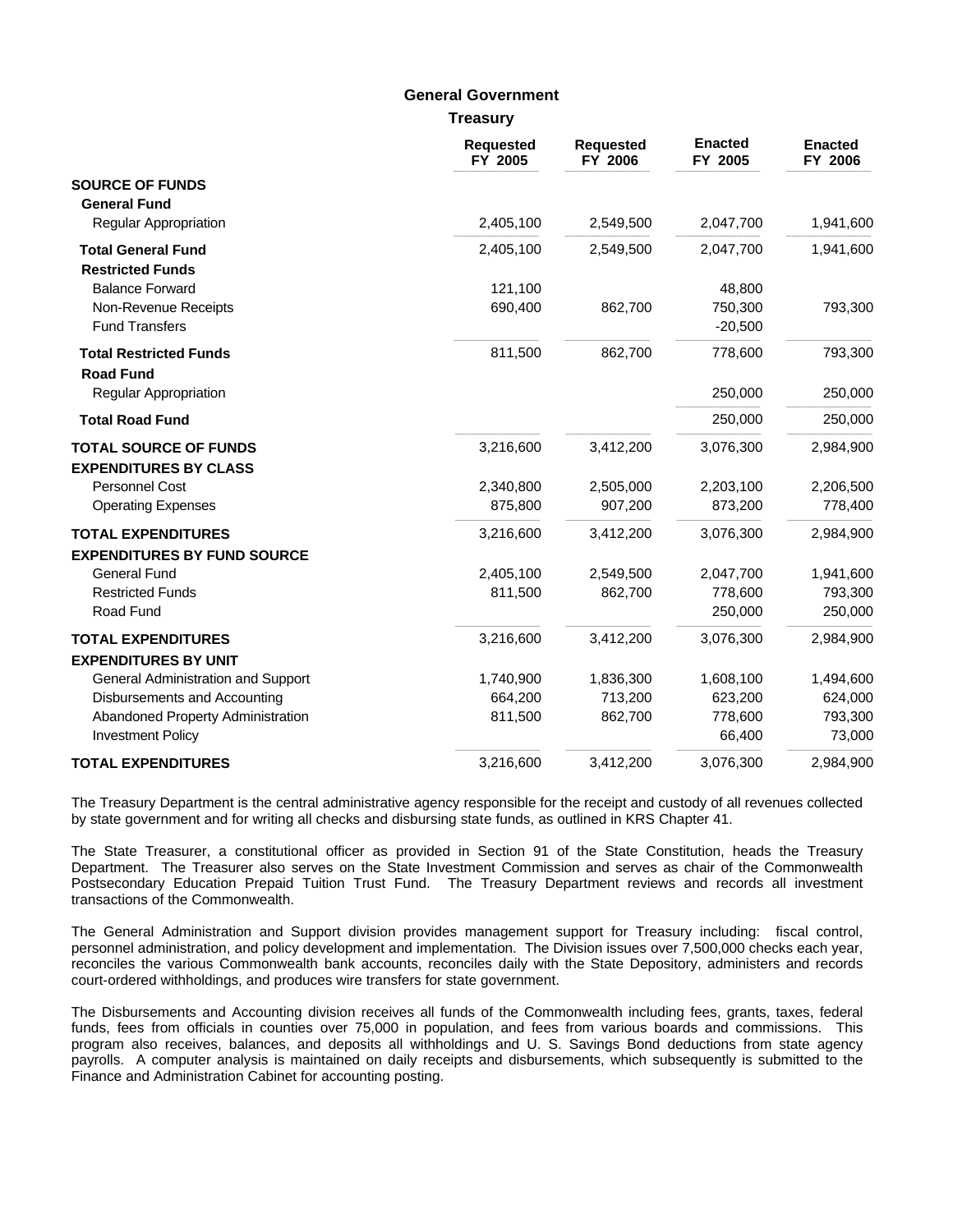## General Government

### Treasury

| | Requested FY 2005 | Requested FY 2006 | Enacted FY 2005 | Enacted FY 2006 |
|---|---|---|---|---|
| **SOURCE OF FUNDS** | | | | |
| **General Fund** | | | | |
| Regular Appropriation | 2,405,100 | 2,549,500 | 2,047,700 | 1,941,600 |
| **Total General Fund** | 2,405,100 | 2,549,500 | 2,047,700 | 1,941,600 |
| **Restricted Funds** | | | | |
| Balance Forward | 121,100 | | 48,800 | |
| Non-Revenue Receipts | 690,400 | 862,700 | 750,300 | 793,300 |
| Fund Transfers | | | -20,500 | |
| **Total Restricted Funds** | 811,500 | 862,700 | 778,600 | 793,300 |
| **Road Fund** | | | | |
| Regular Appropriation | | | 250,000 | 250,000 |
| **Total Road Fund** | | | 250,000 | 250,000 |
| **TOTAL SOURCE OF FUNDS** | 3,216,600 | 3,412,200 | 3,076,300 | 2,984,900 |
| **EXPENDITURES BY CLASS** | | | | |
| Personnel Cost | 2,340,800 | 2,505,000 | 2,203,100 | 2,206,500 |
| Operating Expenses | 875,800 | 907,200 | 873,200 | 778,400 |
| **TOTAL EXPENDITURES** | 3,216,600 | 3,412,200 | 3,076,300 | 2,984,900 |
| **EXPENDITURES BY FUND SOURCE** | | | | |
| General Fund | 2,405,100 | 2,549,500 | 2,047,700 | 1,941,600 |
| Restricted Funds | 811,500 | 862,700 | 778,600 | 793,300 |
| Road Fund | | | 250,000 | 250,000 |
| **TOTAL EXPENDITURES** | 3,216,600 | 3,412,200 | 3,076,300 | 2,984,900 |
| **EXPENDITURES BY UNIT** | | | | |
| General Administration and Support | 1,740,900 | 1,836,300 | 1,608,100 | 1,494,600 |
| Disbursements and Accounting | 664,200 | 713,200 | 623,200 | 624,000 |
| Abandoned Property Administration | 811,500 | 862,700 | 778,600 | 793,300 |
| Investment Policy | | | 66,400 | 73,000 |
| **TOTAL EXPENDITURES** | 3,216,600 | 3,412,200 | 3,076,300 | 2,984,900 |

The Treasury Department is the central administrative agency responsible for the receipt and custody of all revenues collected by state government and for writing all checks and disbursing state funds, as outlined in KRS Chapter 41.

The State Treasurer, a constitutional officer as provided in Section 91 of the State Constitution, heads the Treasury Department. The Treasurer also serves on the State Investment Commission and serves as chair of the Commonwealth Postsecondary Education Prepaid Tuition Trust Fund. The Treasury Department reviews and records all investment transactions of the Commonwealth.

The General Administration and Support division provides management support for Treasury including: fiscal control, personnel administration, and policy development and implementation. The Division issues over 7,500,000 checks each year, reconciles the various Commonwealth bank accounts, reconciles daily with the State Depository, administers and records court-ordered withholdings, and produces wire transfers for state government.

The Disbursements and Accounting division receives all funds of the Commonwealth including fees, grants, taxes, federal funds, fees from officials in counties over 75,000 in population, and fees from various boards and commissions. This program also receives, balances, and deposits all withholdings and U. S. Savings Bond deductions from state agency payrolls. A computer analysis is maintained on daily receipts and disbursements, which subsequently is submitted to the Finance and Administration Cabinet for accounting posting.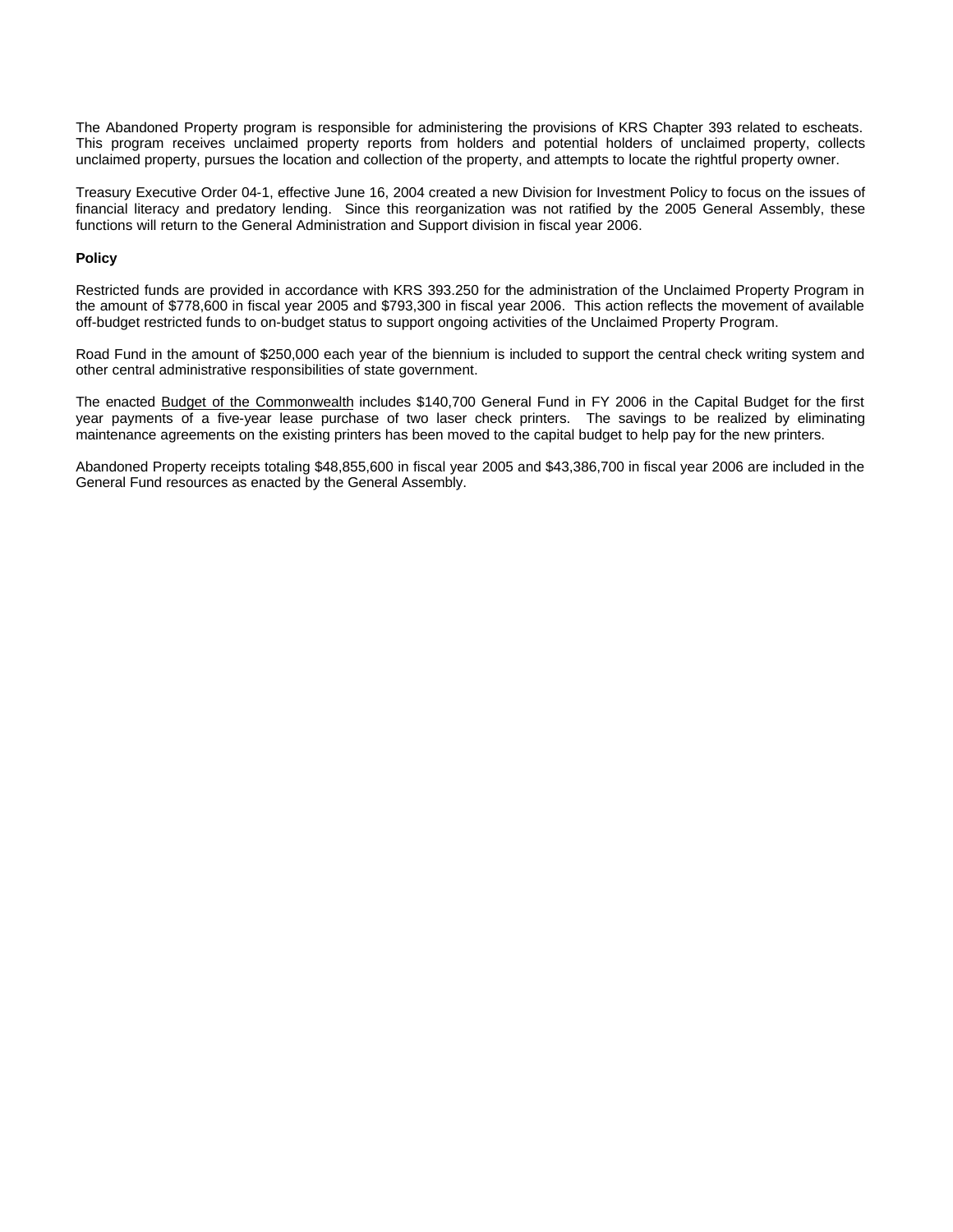The Abandoned Property program is responsible for administering the provisions of KRS Chapter 393 related to escheats. This program receives unclaimed property reports from holders and potential holders of unclaimed property, collects unclaimed property, pursues the location and collection of the property, and attempts to locate the rightful property owner.

Treasury Executive Order 04-1, effective June 16, 2004 created a new Division for Investment Policy to focus on the issues of financial literacy and predatory lending. Since this reorganization was not ratified by the 2005 General Assembly, these functions will return to the General Administration and Support division in fiscal year 2006.

**Policy**

Restricted funds are provided in accordance with KRS 393.250 for the administration of the Unclaimed Property Program in the amount of $778,600 in fiscal year 2005 and $793,300 in fiscal year 2006. This action reflects the movement of available off-budget restricted funds to on-budget status to support ongoing activities of the Unclaimed Property Program.

Road Fund in the amount of $250,000 each year of the biennium is included to support the central check writing system and other central administrative responsibilities of state government.

The enacted Budget of the Commonwealth includes $140,700 General Fund in FY 2006 in the Capital Budget for the first year payments of a five-year lease purchase of two laser check printers. The savings to be realized by eliminating maintenance agreements on the existing printers has been moved to the capital budget to help pay for the new printers.

Abandoned Property receipts totaling $48,855,600 in fiscal year 2005 and $43,386,700 in fiscal year 2006 are included in the General Fund resources as enacted by the General Assembly.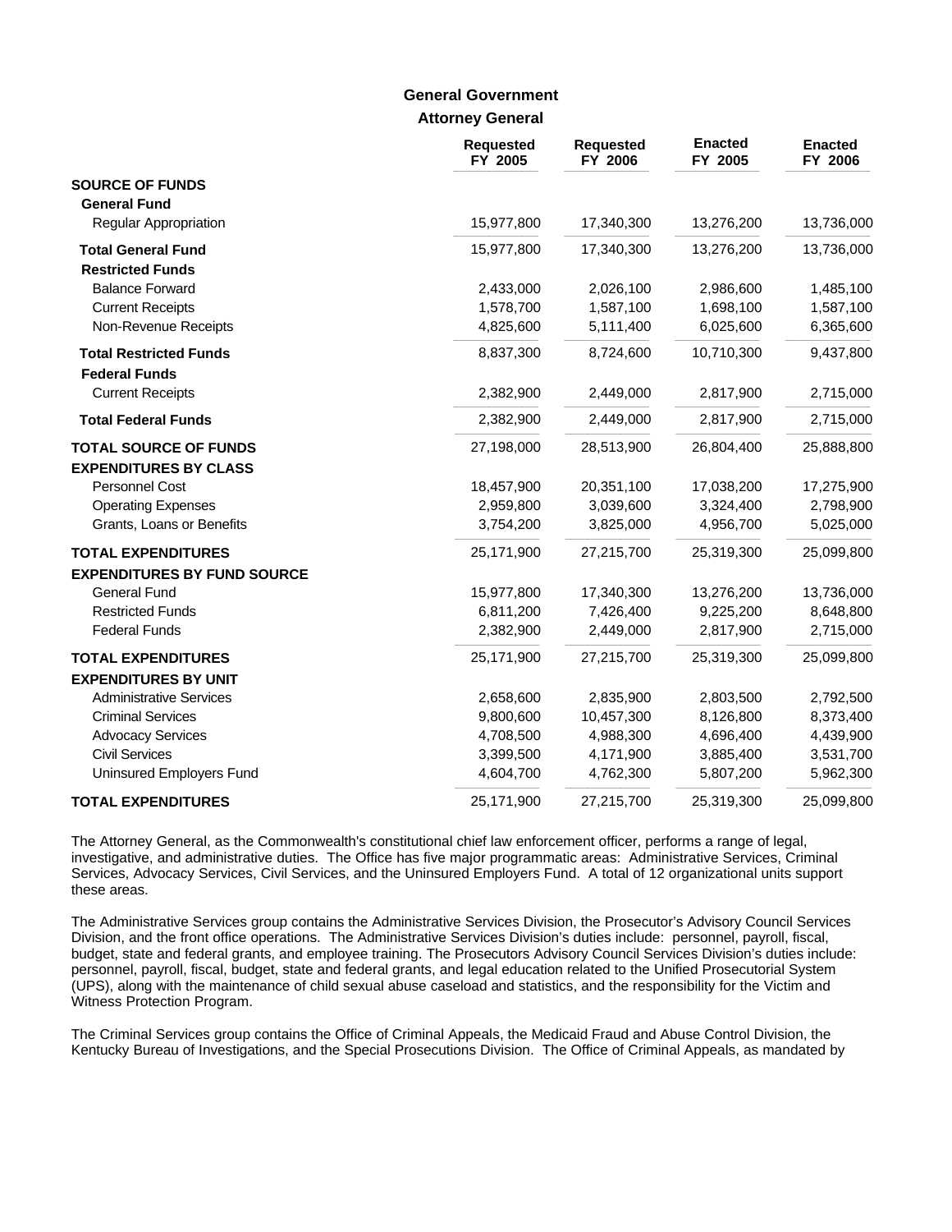## General Government

### Attorney General

| | Requested FY 2005 | Requested FY 2006 | Enacted FY 2005 | Enacted FY 2006 |
|---|---|---|---|---|
| **SOURCE OF FUNDS** | | | | |
| **General Fund** | | | | |
| Regular Appropriation | 15,977,800 | 17,340,300 | 13,276,200 | 13,736,000 |
| **Total General Fund** | 15,977,800 | 17,340,300 | 13,276,200 | 13,736,000 |
| **Restricted Funds** | | | | |
| Balance Forward | 2,433,000 | 2,026,100 | 2,986,600 | 1,485,100 |
| Current Receipts | 1,578,700 | 1,587,100 | 1,698,100 | 1,587,100 |
| Non-Revenue Receipts | 4,825,600 | 5,111,400 | 6,025,600 | 6,365,600 |
| **Total Restricted Funds** | 8,837,300 | 8,724,600 | 10,710,300 | 9,437,800 |
| **Federal Funds** | | | | |
| Current Receipts | 2,382,900 | 2,449,000 | 2,817,900 | 2,715,000 |
| **Total Federal Funds** | 2,382,900 | 2,449,000 | 2,817,900 | 2,715,000 |
| **TOTAL SOURCE OF FUNDS** | 27,198,000 | 28,513,900 | 26,804,400 | 25,888,800 |
| **EXPENDITURES BY CLASS** | | | | |
| Personnel Cost | 18,457,900 | 20,351,100 | 17,038,200 | 17,275,900 |
| Operating Expenses | 2,959,800 | 3,039,600 | 3,324,400 | 2,798,900 |
| Grants, Loans or Benefits | 3,754,200 | 3,825,000 | 4,956,700 | 5,025,000 |
| **TOTAL EXPENDITURES** | 25,171,900 | 27,215,700 | 25,319,300 | 25,099,800 |
| **EXPENDITURES BY FUND SOURCE** | | | | |
| General Fund | 15,977,800 | 17,340,300 | 13,276,200 | 13,736,000 |
| Restricted Funds | 6,811,200 | 7,426,400 | 9,225,200 | 8,648,800 |
| Federal Funds | 2,382,900 | 2,449,000 | 2,817,900 | 2,715,000 |
| **TOTAL EXPENDITURES** | 25,171,900 | 27,215,700 | 25,319,300 | 25,099,800 |
| **EXPENDITURES BY UNIT** | | | | |
| Administrative Services | 2,658,600 | 2,835,900 | 2,803,500 | 2,792,500 |
| Criminal Services | 9,800,600 | 10,457,300 | 8,126,800 | 8,373,400 |
| Advocacy Services | 4,708,500 | 4,988,300 | 4,696,400 | 4,439,900 |
| Civil Services | 3,399,500 | 4,171,900 | 3,885,400 | 3,531,700 |
| Uninsured Employers Fund | 4,604,700 | 4,762,300 | 5,807,200 | 5,962,300 |
| **TOTAL EXPENDITURES** | 25,171,900 | 27,215,700 | 25,319,300 | 25,099,800 |

The Attorney General, as the Commonwealth's constitutional chief law enforcement officer, performs a range of legal, investigative, and administrative duties. The Office has five major programmatic areas: Administrative Services, Criminal Services, Advocacy Services, Civil Services, and the Uninsured Employers Fund. A total of 12 organizational units support these areas.

The Administrative Services group contains the Administrative Services Division, the Prosecutor's Advisory Council Services Division, and the front office operations. The Administrative Services Division's duties include: personnel, payroll, fiscal, budget, state and federal grants, and employee training. The Prosecutors Advisory Council Services Division's duties include: personnel, payroll, fiscal, budget, state and federal grants, and legal education related to the Unified Prosecutorial System (UPS), along with the maintenance of child sexual abuse caseload and statistics, and the responsibility for the Victim and Witness Protection Program.

The Criminal Services group contains the Office of Criminal Appeals, the Medicaid Fraud and Abuse Control Division, the Kentucky Bureau of Investigations, and the Special Prosecutions Division. The Office of Criminal Appeals, as mandated by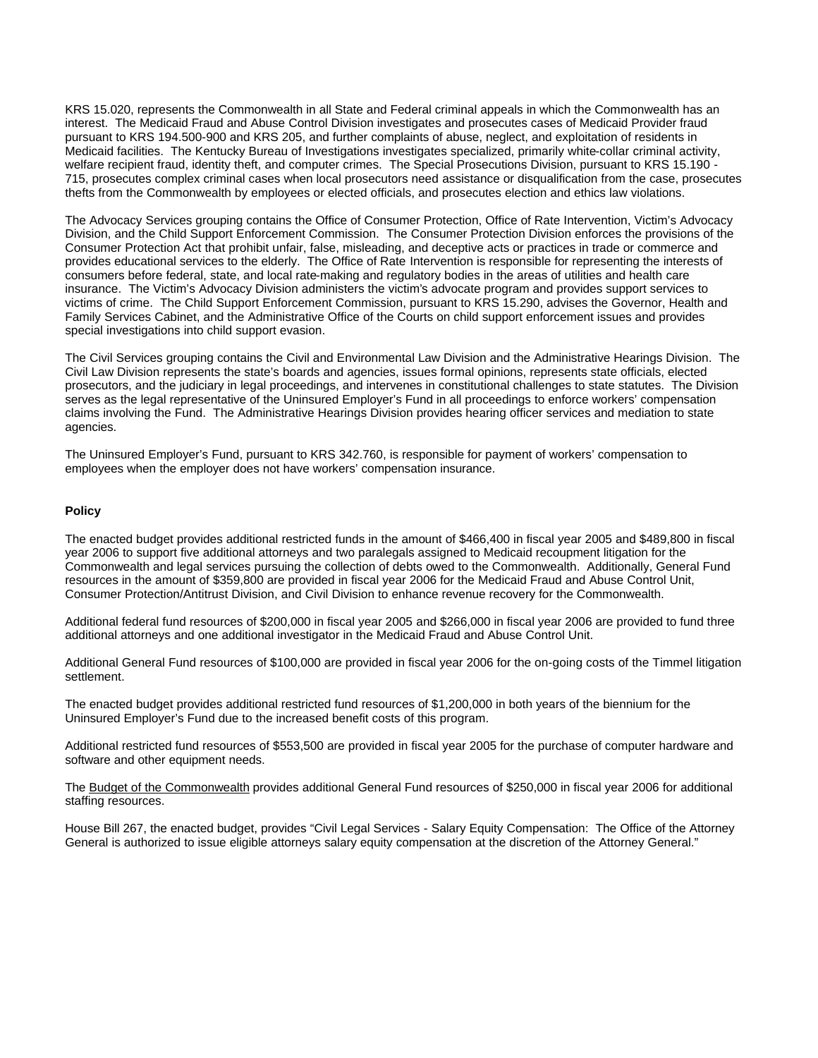KRS 15.020, represents the Commonwealth in all State and Federal criminal appeals in which the Commonwealth has an interest. The Medicaid Fraud and Abuse Control Division investigates and prosecutes cases of Medicaid Provider fraud pursuant to KRS 194.500-900 and KRS 205, and further complaints of abuse, neglect, and exploitation of residents in Medicaid facilities. The Kentucky Bureau of Investigations investigates specialized, primarily white-collar criminal activity, welfare recipient fraud, identity theft, and computer crimes. The Special Prosecutions Division, pursuant to KRS 15.190 - 715, prosecutes complex criminal cases when local prosecutors need assistance or disqualification from the case, prosecutes thefts from the Commonwealth by employees or elected officials, and prosecutes election and ethics law violations.

The Advocacy Services grouping contains the Office of Consumer Protection, Office of Rate Intervention, Victim's Advocacy Division, and the Child Support Enforcement Commission. The Consumer Protection Division enforces the provisions of the Consumer Protection Act that prohibit unfair, false, misleading, and deceptive acts or practices in trade or commerce and provides educational services to the elderly. The Office of Rate Intervention is responsible for representing the interests of consumers before federal, state, and local rate-making and regulatory bodies in the areas of utilities and health care insurance. The Victim's Advocacy Division administers the victim's advocate program and provides support services to victims of crime. The Child Support Enforcement Commission, pursuant to KRS 15.290, advises the Governor, Health and Family Services Cabinet, and the Administrative Office of the Courts on child support enforcement issues and provides special investigations into child support evasion.

The Civil Services grouping contains the Civil and Environmental Law Division and the Administrative Hearings Division. The Civil Law Division represents the state's boards and agencies, issues formal opinions, represents state officials, elected prosecutors, and the judiciary in legal proceedings, and intervenes in constitutional challenges to state statutes. The Division serves as the legal representative of the Uninsured Employer's Fund in all proceedings to enforce workers' compensation claims involving the Fund. The Administrative Hearings Division provides hearing officer services and mediation to state agencies.

The Uninsured Employer's Fund, pursuant to KRS 342.760, is responsible for payment of workers' compensation to employees when the employer does not have workers' compensation insurance.

**Policy**

The enacted budget provides additional restricted funds in the amount of $466,400 in fiscal year 2005 and $489,800 in fiscal year 2006 to support five additional attorneys and two paralegals assigned to Medicaid recoupment litigation for the Commonwealth and legal services pursuing the collection of debts owed to the Commonwealth. Additionally, General Fund resources in the amount of $359,800 are provided in fiscal year 2006 for the Medicaid Fraud and Abuse Control Unit, Consumer Protection/Antitrust Division, and Civil Division to enhance revenue recovery for the Commonwealth.

Additional federal fund resources of $200,000 in fiscal year 2005 and $266,000 in fiscal year 2006 are provided to fund three additional attorneys and one additional investigator in the Medicaid Fraud and Abuse Control Unit.

Additional General Fund resources of $100,000 are provided in fiscal year 2006 for the on-going costs of the Timmel litigation settlement.

The enacted budget provides additional restricted fund resources of $1,200,000 in both years of the biennium for the Uninsured Employer's Fund due to the increased benefit costs of this program.

Additional restricted fund resources of $553,500 are provided in fiscal year 2005 for the purchase of computer hardware and software and other equipment needs.

The Budget of the Commonwealth provides additional General Fund resources of $250,000 in fiscal year 2006 for additional staffing resources.

House Bill 267, the enacted budget, provides "Civil Legal Services - Salary Equity Compensation: The Office of the Attorney General is authorized to issue eligible attorneys salary equity compensation at the discretion of the Attorney General."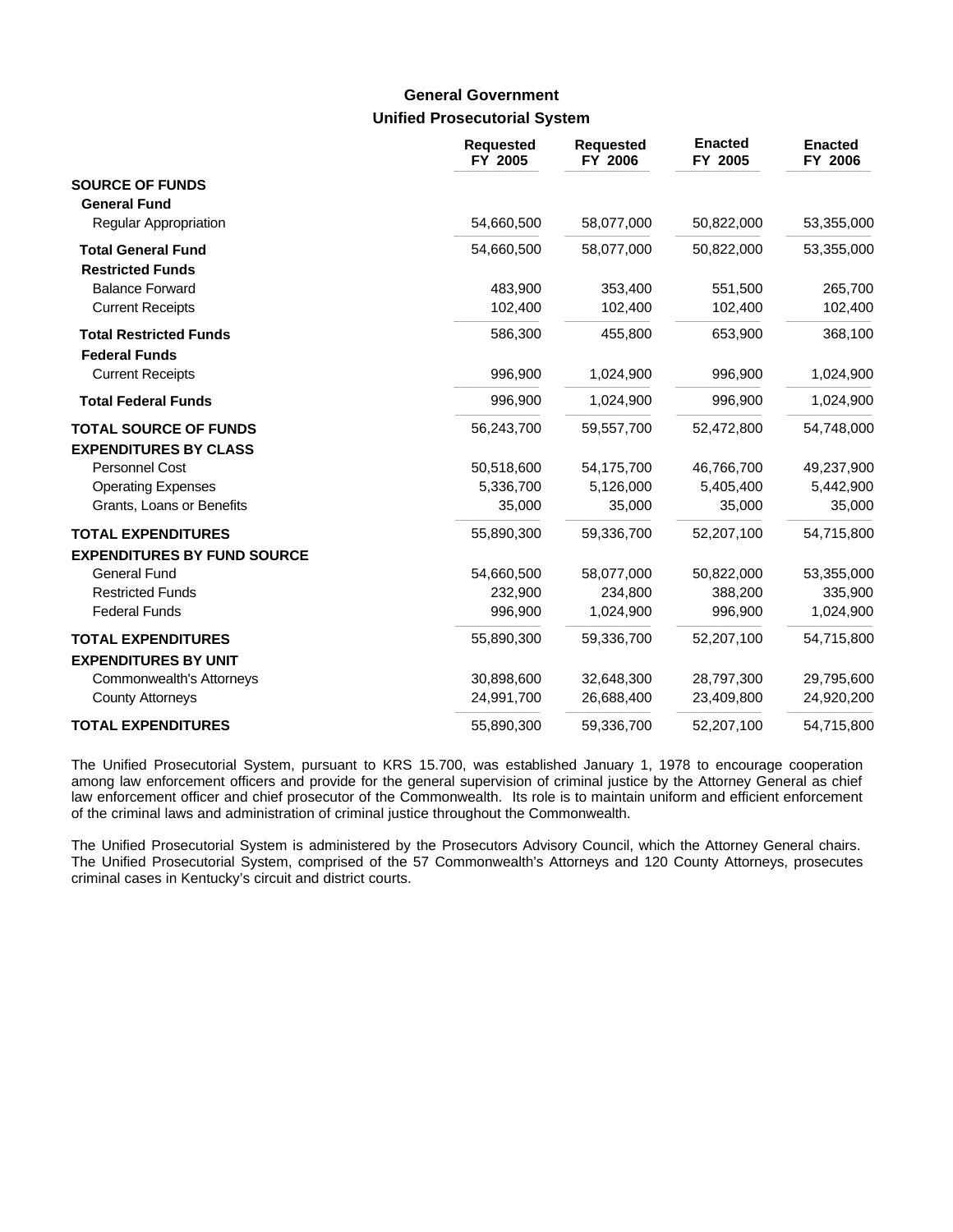## General Government

### Unified Prosecutorial System

| | Requested FY 2005 | Requested FY 2006 | Enacted FY 2005 | Enacted FY 2006 |
|---|---|---|---|---|
| **SOURCE OF FUNDS** | | | | |
| **General Fund** | | | | |
| Regular Appropriation | 54,660,500 | 58,077,000 | 50,822,000 | 53,355,000 |
| **Total General Fund** | 54,660,500 | 58,077,000 | 50,822,000 | 53,355,000 |
| **Restricted Funds** | | | | |
| Balance Forward | 483,900 | 353,400 | 551,500 | 265,700 |
| Current Receipts | 102,400 | 102,400 | 102,400 | 102,400 |
| **Total Restricted Funds** | 586,300 | 455,800 | 653,900 | 368,100 |
| **Federal Funds** | | | | |
| Current Receipts | 996,900 | 1,024,900 | 996,900 | 1,024,900 |
| **Total Federal Funds** | 996,900 | 1,024,900 | 996,900 | 1,024,900 |
| **TOTAL SOURCE OF FUNDS** | 56,243,700 | 59,557,700 | 52,472,800 | 54,748,000 |
| **EXPENDITURES BY CLASS** | | | | |
| Personnel Cost | 50,518,600 | 54,175,700 | 46,766,700 | 49,237,900 |
| Operating Expenses | 5,336,700 | 5,126,000 | 5,405,400 | 5,442,900 |
| Grants, Loans or Benefits | 35,000 | 35,000 | 35,000 | 35,000 |
| **TOTAL EXPENDITURES** | 55,890,300 | 59,336,700 | 52,207,100 | 54,715,800 |
| **EXPENDITURES BY FUND SOURCE** | | | | |
| General Fund | 54,660,500 | 58,077,000 | 50,822,000 | 53,355,000 |
| Restricted Funds | 232,900 | 234,800 | 388,200 | 335,900 |
| Federal Funds | 996,900 | 1,024,900 | 996,900 | 1,024,900 |
| **TOTAL EXPENDITURES** | 55,890,300 | 59,336,700 | 52,207,100 | 54,715,800 |
| **EXPENDITURES BY UNIT** | | | | |
| Commonwealth's Attorneys | 30,898,600 | 32,648,300 | 28,797,300 | 29,795,600 |
| County Attorneys | 24,991,700 | 26,688,400 | 23,409,800 | 24,920,200 |
| **TOTAL EXPENDITURES** | 55,890,300 | 59,336,700 | 52,207,100 | 54,715,800 |

The Unified Prosecutorial System, pursuant to KRS 15.700, was established January 1, 1978 to encourage cooperation among law enforcement officers and provide for the general supervision of criminal justice by the Attorney General as chief law enforcement officer and chief prosecutor of the Commonwealth. Its role is to maintain uniform and efficient enforcement of the criminal laws and administration of criminal justice throughout the Commonwealth.

The Unified Prosecutorial System is administered by the Prosecutors Advisory Council, which the Attorney General chairs. The Unified Prosecutorial System, comprised of the 57 Commonwealth's Attorneys and 120 County Attorneys, prosecutes criminal cases in Kentucky's circuit and district courts.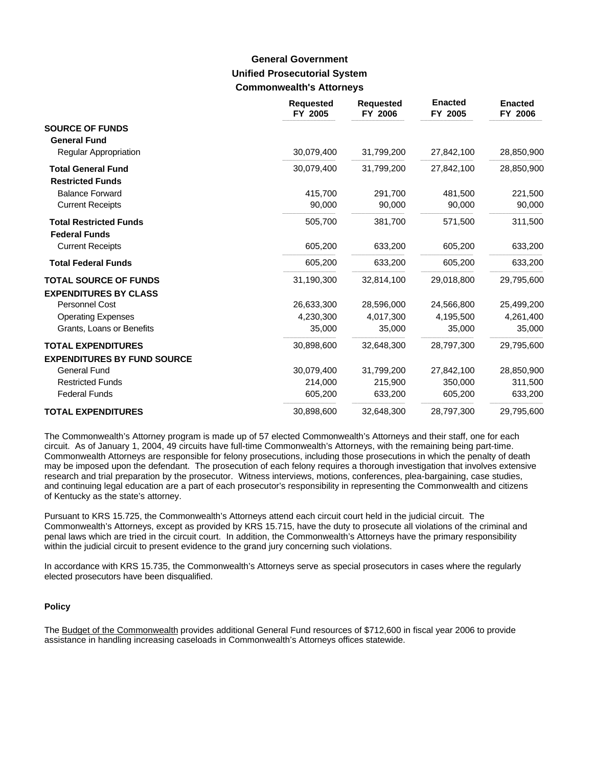# General Government

## Unified Prosecutorial System

### Commonwealth's Attorneys

| | Requested FY 2005 | Requested FY 2006 | Enacted FY 2005 | Enacted FY 2006 |
|---|---|---|---|---|
| **SOURCE OF FUNDS** | | | | |
| **General Fund** | | | | |
| Regular Appropriation | 30,079,400 | 31,799,200 | 27,842,100 | 28,850,900 |
| **Total General Fund** | 30,079,400 | 31,799,200 | 27,842,100 | 28,850,900 |
| **Restricted Funds** | | | | |
| Balance Forward | 415,700 | 291,700 | 481,500 | 221,500 |
| Current Receipts | 90,000 | 90,000 | 90,000 | 90,000 |
| **Total Restricted Funds** | 505,700 | 381,700 | 571,500 | 311,500 |
| **Federal Funds** | | | | |
| Current Receipts | 605,200 | 633,200 | 605,200 | 633,200 |
| **Total Federal Funds** | 605,200 | 633,200 | 605,200 | 633,200 |
| **TOTAL SOURCE OF FUNDS** | 31,190,300 | 32,814,100 | 29,018,800 | 29,795,600 |
| **EXPENDITURES BY CLASS** | | | | |
| Personnel Cost | 26,633,300 | 28,596,000 | 24,566,800 | 25,499,200 |
| Operating Expenses | 4,230,300 | 4,017,300 | 4,195,500 | 4,261,400 |
| Grants, Loans or Benefits | 35,000 | 35,000 | 35,000 | 35,000 |
| **TOTAL EXPENDITURES** | 30,898,600 | 32,648,300 | 28,797,300 | 29,795,600 |
| **EXPENDITURES BY FUND SOURCE** | | | | |
| General Fund | 30,079,400 | 31,799,200 | 27,842,100 | 28,850,900 |
| Restricted Funds | 214,000 | 215,900 | 350,000 | 311,500 |
| Federal Funds | 605,200 | 633,200 | 605,200 | 633,200 |
| **TOTAL EXPENDITURES** | 30,898,600 | 32,648,300 | 28,797,300 | 29,795,600 |

The Commonwealth's Attorney program is made up of 57 elected Commonwealth's Attorneys and their staff, one for each circuit. As of January 1, 2004, 49 circuits have full-time Commonwealth's Attorneys, with the remaining being part-time. Commonwealth Attorneys are responsible for felony prosecutions, including those prosecutions in which the penalty of death may be imposed upon the defendant. The prosecution of each felony requires a thorough investigation that involves extensive research and trial preparation by the prosecutor. Witness interviews, motions, conferences, plea-bargaining, case studies, and continuing legal education are a part of each prosecutor's responsibility in representing the Commonwealth and citizens of Kentucky as the state's attorney.

Pursuant to KRS 15.725, the Commonwealth's Attorneys attend each circuit court held in the judicial circuit. The Commonwealth's Attorneys, except as provided by KRS 15.715, have the duty to prosecute all violations of the criminal and penal laws which are tried in the circuit court. In addition, the Commonwealth's Attorneys have the primary responsibility within the judicial circuit to present evidence to the grand jury concerning such violations.

In accordance with KRS 15.735, the Commonwealth's Attorneys serve as special prosecutors in cases where the regularly elected prosecutors have been disqualified.

#### Policy

The Budget of the Commonwealth provides additional General Fund resources of $712,600 in fiscal year 2006 to provide assistance in handling increasing caseloads in Commonwealth's Attorneys offices statewide.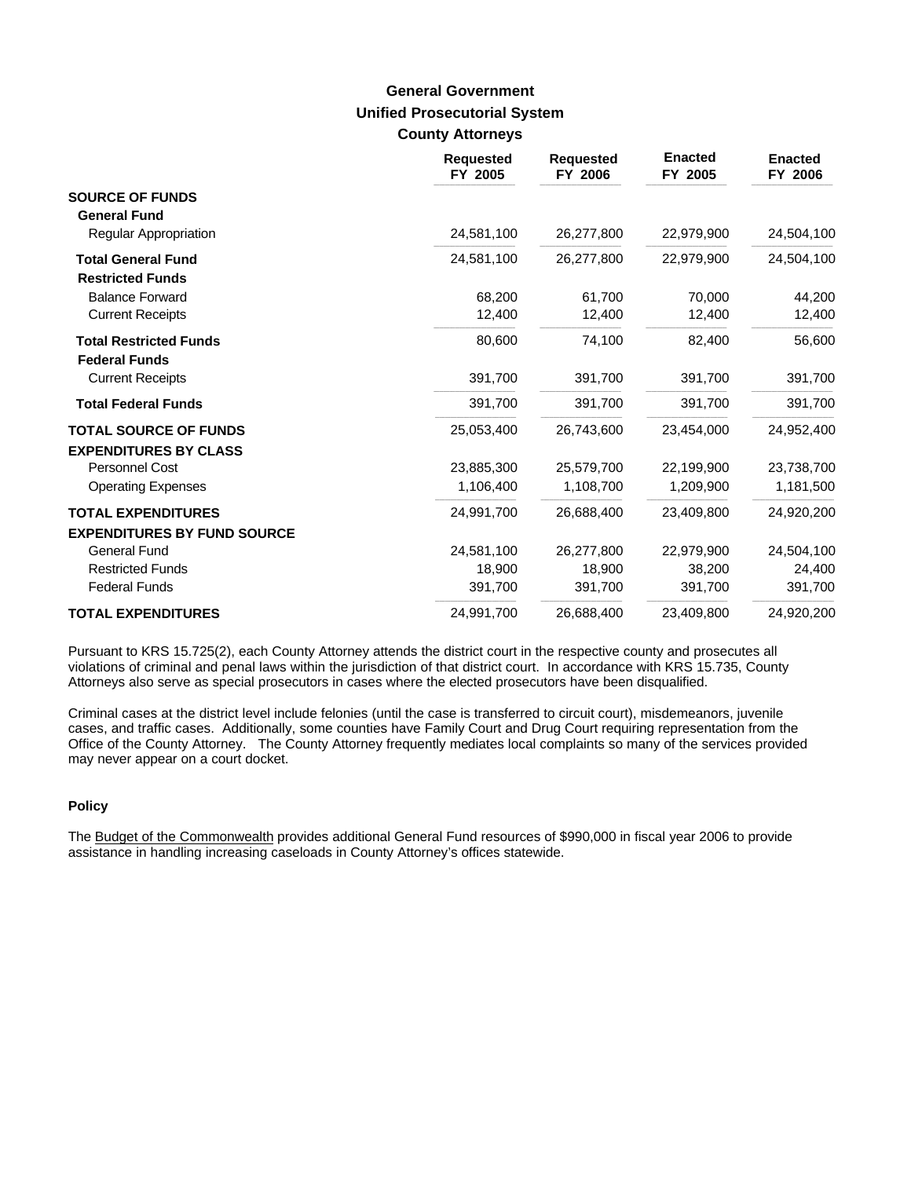# General Government
## Unified Prosecutorial System
### County Attorneys

| | Requested FY 2005 | Requested FY 2006 | Enacted FY 2005 | Enacted FY 2006 |
|---|---|---|---|---|
| **SOURCE OF FUNDS** | | | | |
| **General Fund** | | | | |
| Regular Appropriation | 24,581,100 | 26,277,800 | 22,979,900 | 24,504,100 |
| **Total General Fund** | 24,581,100 | 26,277,800 | 22,979,900 | 24,504,100 |
| **Restricted Funds** | | | | |
| Balance Forward | 68,200 | 61,700 | 70,000 | 44,200 |
| Current Receipts | 12,400 | 12,400 | 12,400 | 12,400 |
| **Total Restricted Funds** | 80,600 | 74,100 | 82,400 | 56,600 |
| **Federal Funds** | | | | |
| Current Receipts | 391,700 | 391,700 | 391,700 | 391,700 |
| **Total Federal Funds** | 391,700 | 391,700 | 391,700 | 391,700 |
| **TOTAL SOURCE OF FUNDS** | 25,053,400 | 26,743,600 | 23,454,000 | 24,952,400 |
| **EXPENDITURES BY CLASS** | | | | |
| Personnel Cost | 23,885,300 | 25,579,700 | 22,199,900 | 23,738,700 |
| Operating Expenses | 1,106,400 | 1,108,700 | 1,209,900 | 1,181,500 |
| **TOTAL EXPENDITURES** | 24,991,700 | 26,688,400 | 23,409,800 | 24,920,200 |
| **EXPENDITURES BY FUND SOURCE** | | | | |
| General Fund | 24,581,100 | 26,277,800 | 22,979,900 | 24,504,100 |
| Restricted Funds | 18,900 | 18,900 | 38,200 | 24,400 |
| Federal Funds | 391,700 | 391,700 | 391,700 | 391,700 |
| **TOTAL EXPENDITURES** | 24,991,700 | 26,688,400 | 23,409,800 | 24,920,200 |

Pursuant to KRS 15.725(2), each County Attorney attends the district court in the respective county and prosecutes all violations of criminal and penal laws within the jurisdiction of that district court. In accordance with KRS 15.735, County Attorneys also serve as special prosecutors in cases where the elected prosecutors have been disqualified.

Criminal cases at the district level include felonies (until the case is transferred to circuit court), misdemeanors, juvenile cases, and traffic cases. Additionally, some counties have Family Court and Drug Court requiring representation from the Office of the County Attorney. The County Attorney frequently mediates local complaints so many of the services provided may never appear on a court docket.

#### Policy

The Budget of the Commonwealth provides additional General Fund resources of $990,000 in fiscal year 2006 to provide assistance in handling increasing caseloads in County Attorney's offices statewide.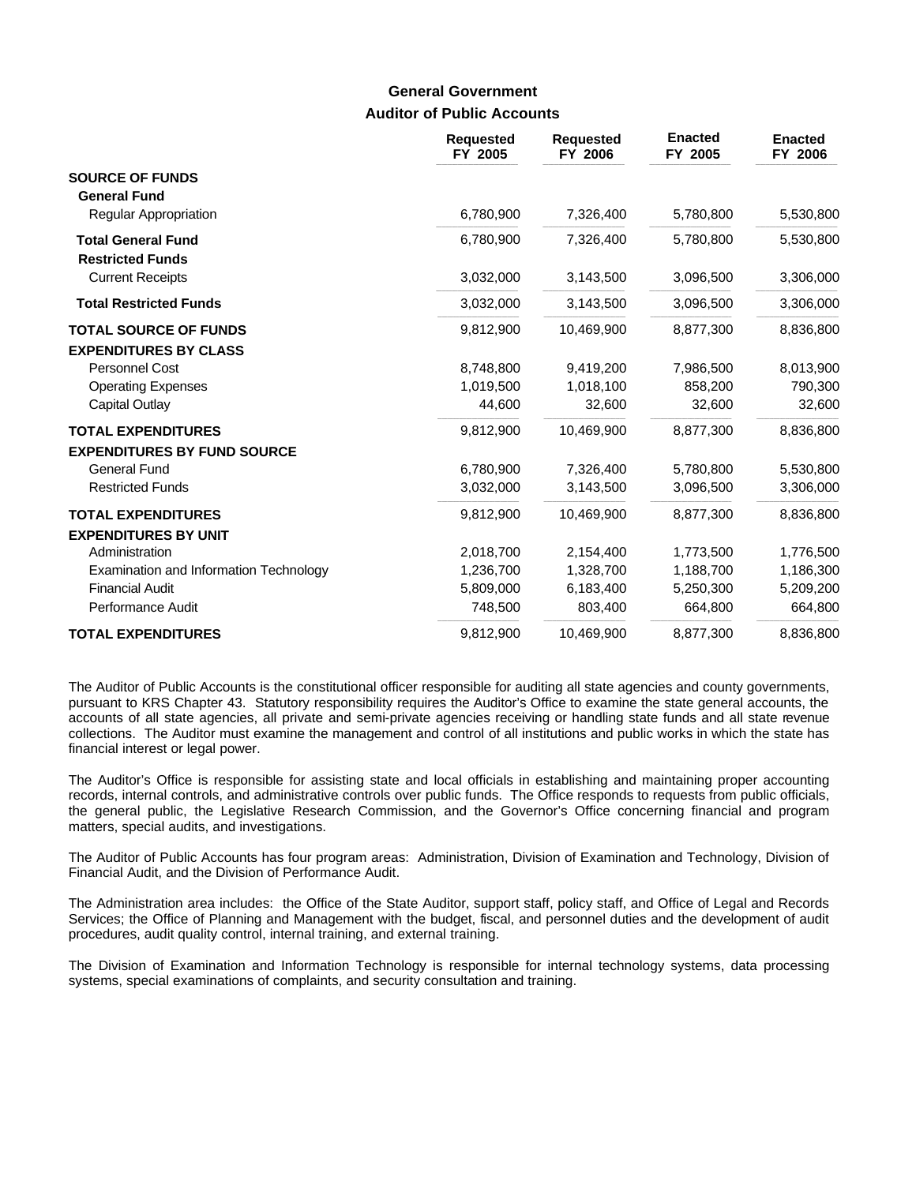## General Government

### Auditor of Public Accounts

| | Requested FY 2005 | Requested FY 2006 | Enacted FY 2005 | Enacted FY 2006 |
|---|---|---|---|---|
| **SOURCE OF FUNDS** | | | | |
| **General Fund** | | | | |
| Regular Appropriation | 6,780,900 | 7,326,400 | 5,780,800 | 5,530,800 |
| **Total General Fund** | 6,780,900 | 7,326,400 | 5,780,800 | 5,530,800 |
| **Restricted Funds** | | | | |
| Current Receipts | 3,032,000 | 3,143,500 | 3,096,500 | 3,306,000 |
| **Total Restricted Funds** | 3,032,000 | 3,143,500 | 3,096,500 | 3,306,000 |
| **TOTAL SOURCE OF FUNDS** | 9,812,900 | 10,469,900 | 8,877,300 | 8,836,800 |
| **EXPENDITURES BY CLASS** | | | | |
| Personnel Cost | 8,748,800 | 9,419,200 | 7,986,500 | 8,013,900 |
| Operating Expenses | 1,019,500 | 1,018,100 | 858,200 | 790,300 |
| Capital Outlay | 44,600 | 32,600 | 32,600 | 32,600 |
| **TOTAL EXPENDITURES** | 9,812,900 | 10,469,900 | 8,877,300 | 8,836,800 |
| **EXPENDITURES BY FUND SOURCE** | | | | |
| General Fund | 6,780,900 | 7,326,400 | 5,780,800 | 5,530,800 |
| Restricted Funds | 3,032,000 | 3,143,500 | 3,096,500 | 3,306,000 |
| **TOTAL EXPENDITURES** | 9,812,900 | 10,469,900 | 8,877,300 | 8,836,800 |
| **EXPENDITURES BY UNIT** | | | | |
| Administration | 2,018,700 | 2,154,400 | 1,773,500 | 1,776,500 |
| Examination and Information Technology | 1,236,700 | 1,328,700 | 1,188,700 | 1,186,300 |
| Financial Audit | 5,809,000 | 6,183,400 | 5,250,300 | 5,209,200 |
| Performance Audit | 748,500 | 803,400 | 664,800 | 664,800 |
| **TOTAL EXPENDITURES** | 9,812,900 | 10,469,900 | 8,877,300 | 8,836,800 |

The Auditor of Public Accounts is the constitutional officer responsible for auditing all state agencies and county governments, pursuant to KRS Chapter 43. Statutory responsibility requires the Auditor's Office to examine the state general accounts, the accounts of all state agencies, all private and semi-private agencies receiving or handling state funds and all state revenue collections. The Auditor must examine the management and control of all institutions and public works in which the state has financial interest or legal power.

The Auditor's Office is responsible for assisting state and local officials in establishing and maintaining proper accounting records, internal controls, and administrative controls over public funds. The Office responds to requests from public officials, the general public, the Legislative Research Commission, and the Governor's Office concerning financial and program matters, special audits, and investigations.

The Auditor of Public Accounts has four program areas: Administration, Division of Examination and Technology, Division of Financial Audit, and the Division of Performance Audit.

The Administration area includes: the Office of the State Auditor, support staff, policy staff, and Office of Legal and Records Services; the Office of Planning and Management with the budget, fiscal, and personnel duties and the development of audit procedures, audit quality control, internal training, and external training.

The Division of Examination and Information Technology is responsible for internal technology systems, data processing systems, special examinations of complaints, and security consultation and training.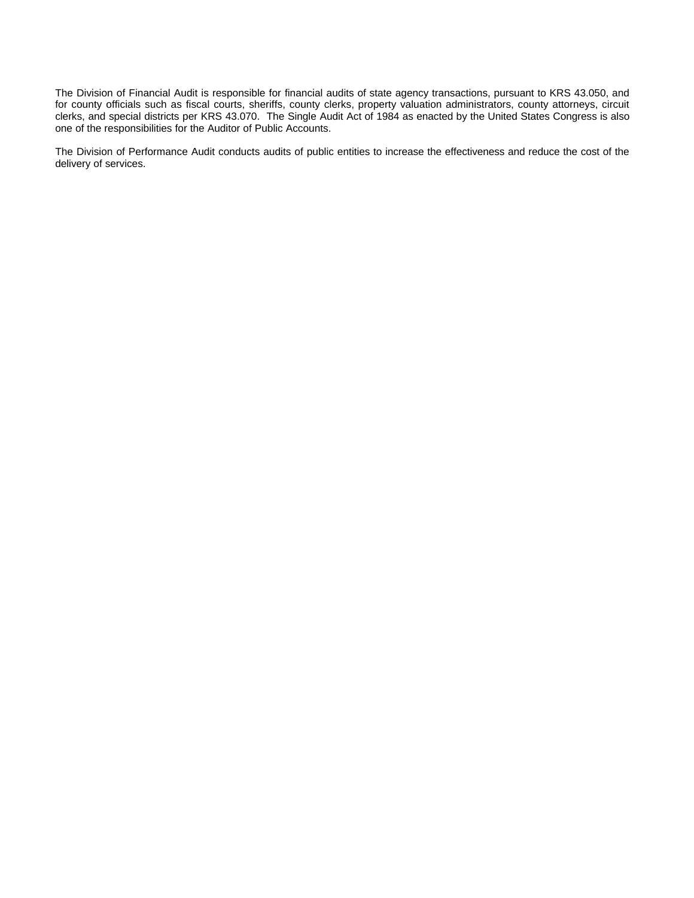The Division of Financial Audit is responsible for financial audits of state agency transactions, pursuant to KRS 43.050, and for county officials such as fiscal courts, sheriffs, county clerks, property valuation administrators, county attorneys, circuit clerks, and special districts per KRS 43.070. The Single Audit Act of 1984 as enacted by the United States Congress is also one of the responsibilities for the Auditor of Public Accounts.

The Division of Performance Audit conducts audits of public entities to increase the effectiveness and reduce the cost of the delivery of services.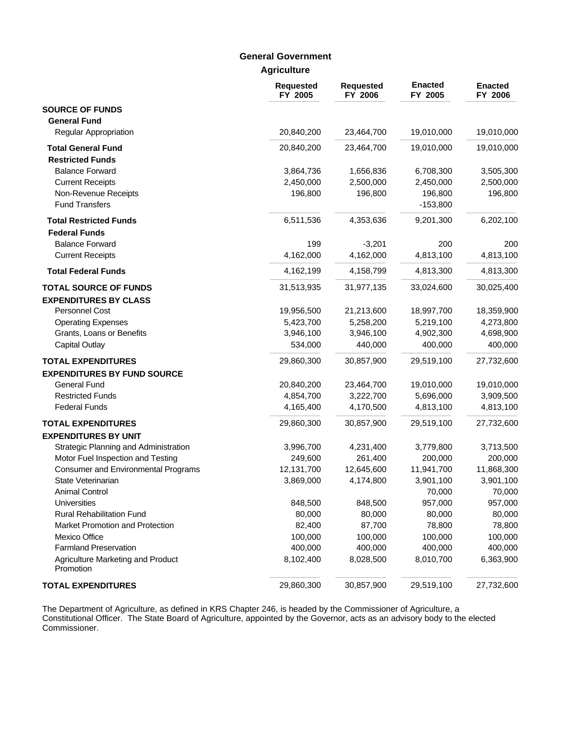## General Government

### Agriculture

| | Requested FY 2005 | Requested FY 2006 | Enacted FY 2005 | Enacted FY 2006 |
|---|---|---|---|---|
| **SOURCE OF FUNDS** | | | | |
| **General Fund** | | | | |
| Regular Appropriation | 20,840,200 | 23,464,700 | 19,010,000 | 19,010,000 |
| **Total General Fund** | 20,840,200 | 23,464,700 | 19,010,000 | 19,010,000 |
| **Restricted Funds** | | | | |
| Balance Forward | 3,864,736 | 1,656,836 | 6,708,300 | 3,505,300 |
| Current Receipts | 2,450,000 | 2,500,000 | 2,450,000 | 2,500,000 |
| Non-Revenue Receipts | 196,800 | 196,800 | 196,800 | 196,800 |
| Fund Transfers | | | -153,800 | |
| **Total Restricted Funds** | 6,511,536 | 4,353,636 | 9,201,300 | 6,202,100 |
| **Federal Funds** | | | | |
| Balance Forward | 199 | -3,201 | 200 | 200 |
| Current Receipts | 4,162,000 | 4,162,000 | 4,813,100 | 4,813,100 |
| **Total Federal Funds** | 4,162,199 | 4,158,799 | 4,813,300 | 4,813,300 |
| **TOTAL SOURCE OF FUNDS** | 31,513,935 | 31,977,135 | 33,024,600 | 30,025,400 |
| **EXPENDITURES BY CLASS** | | | | |
| Personnel Cost | 19,956,500 | 21,213,600 | 18,997,700 | 18,359,900 |
| Operating Expenses | 5,423,700 | 5,258,200 | 5,219,100 | 4,273,800 |
| Grants, Loans or Benefits | 3,946,100 | 3,946,100 | 4,902,300 | 4,698,900 |
| Capital Outlay | 534,000 | 440,000 | 400,000 | 400,000 |
| **TOTAL EXPENDITURES** | 29,860,300 | 30,857,900 | 29,519,100 | 27,732,600 |
| **EXPENDITURES BY FUND SOURCE** | | | | |
| General Fund | 20,840,200 | 23,464,700 | 19,010,000 | 19,010,000 |
| Restricted Funds | 4,854,700 | 3,222,700 | 5,696,000 | 3,909,500 |
| Federal Funds | 4,165,400 | 4,170,500 | 4,813,100 | 4,813,100 |
| **TOTAL EXPENDITURES** | 29,860,300 | 30,857,900 | 29,519,100 | 27,732,600 |
| **EXPENDITURES BY UNIT** | | | | |
| Strategic Planning and Administration | 3,996,700 | 4,231,400 | 3,779,800 | 3,713,500 |
| Motor Fuel Inspection and Testing | 249,600 | 261,400 | 200,000 | 200,000 |
| Consumer and Environmental Programs | 12,131,700 | 12,645,600 | 11,941,700 | 11,868,300 |
| State Veterinarian | 3,869,000 | 4,174,800 | 3,901,100 | 3,901,100 |
| Animal Control | | | 70,000 | 70,000 |
| Universities | 848,500 | 848,500 | 957,000 | 957,000 |
| Rural Rehabilitation Fund | 80,000 | 80,000 | 80,000 | 80,000 |
| Market Promotion and Protection | 82,400 | 87,700 | 78,800 | 78,800 |
| Mexico Office | 100,000 | 100,000 | 100,000 | 100,000 |
| Farmland Preservation | 400,000 | 400,000 | 400,000 | 400,000 |
| Agriculture Marketing and Product Promotion | 8,102,400 | 8,028,500 | 8,010,700 | 6,363,900 |
| **TOTAL EXPENDITURES** | 29,860,300 | 30,857,900 | 29,519,100 | 27,732,600 |

The Department of Agriculture, as defined in KRS Chapter 246, is headed by the Commissioner of Agriculture, a Constitutional Officer. The State Board of Agriculture, appointed by the Governor, acts as an advisory body to the elected Commissioner.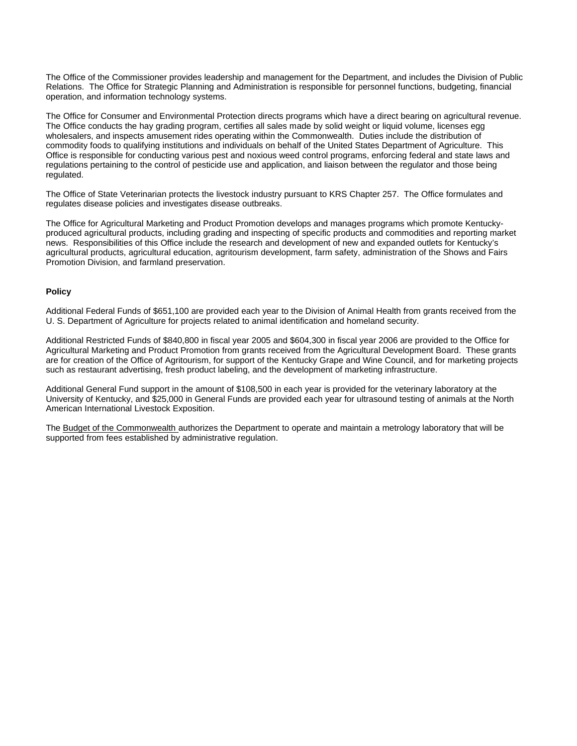The Office of the Commissioner provides leadership and management for the Department, and includes the Division of Public Relations. The Office for Strategic Planning and Administration is responsible for personnel functions, budgeting, financial operation, and information technology systems.

The Office for Consumer and Environmental Protection directs programs which have a direct bearing on agricultural revenue. The Office conducts the hay grading program, certifies all sales made by solid weight or liquid volume, licenses egg wholesalers, and inspects amusement rides operating within the Commonwealth. Duties include the distribution of commodity foods to qualifying institutions and individuals on behalf of the United States Department of Agriculture. This Office is responsible for conducting various pest and noxious weed control programs, enforcing federal and state laws and regulations pertaining to the control of pesticide use and application, and liaison between the regulator and those being regulated.

The Office of State Veterinarian protects the livestock industry pursuant to KRS Chapter 257. The Office formulates and regulates disease policies and investigates disease outbreaks.

The Office for Agricultural Marketing and Product Promotion develops and manages programs which promote Kentucky-produced agricultural products, including grading and inspecting of specific products and commodities and reporting market news. Responsibilities of this Office include the research and development of new and expanded outlets for Kentucky's agricultural products, agricultural education, agritourism development, farm safety, administration of the Shows and Fairs Promotion Division, and farmland preservation.

**Policy**

Additional Federal Funds of $651,100 are provided each year to the Division of Animal Health from grants received from the U. S. Department of Agriculture for projects related to animal identification and homeland security.

Additional Restricted Funds of $840,800 in fiscal year 2005 and $604,300 in fiscal year 2006 are provided to the Office for Agricultural Marketing and Product Promotion from grants received from the Agricultural Development Board. These grants are for creation of the Office of Agritourism, for support of the Kentucky Grape and Wine Council, and for marketing projects such as restaurant advertising, fresh product labeling, and the development of marketing infrastructure.

Additional General Fund support in the amount of $108,500 in each year is provided for the veterinary laboratory at the University of Kentucky, and $25,000 in General Funds are provided each year for ultrasound testing of animals at the North American International Livestock Exposition.

The Budget of the Commonwealth authorizes the Department to operate and maintain a metrology laboratory that will be supported from fees established by administrative regulation.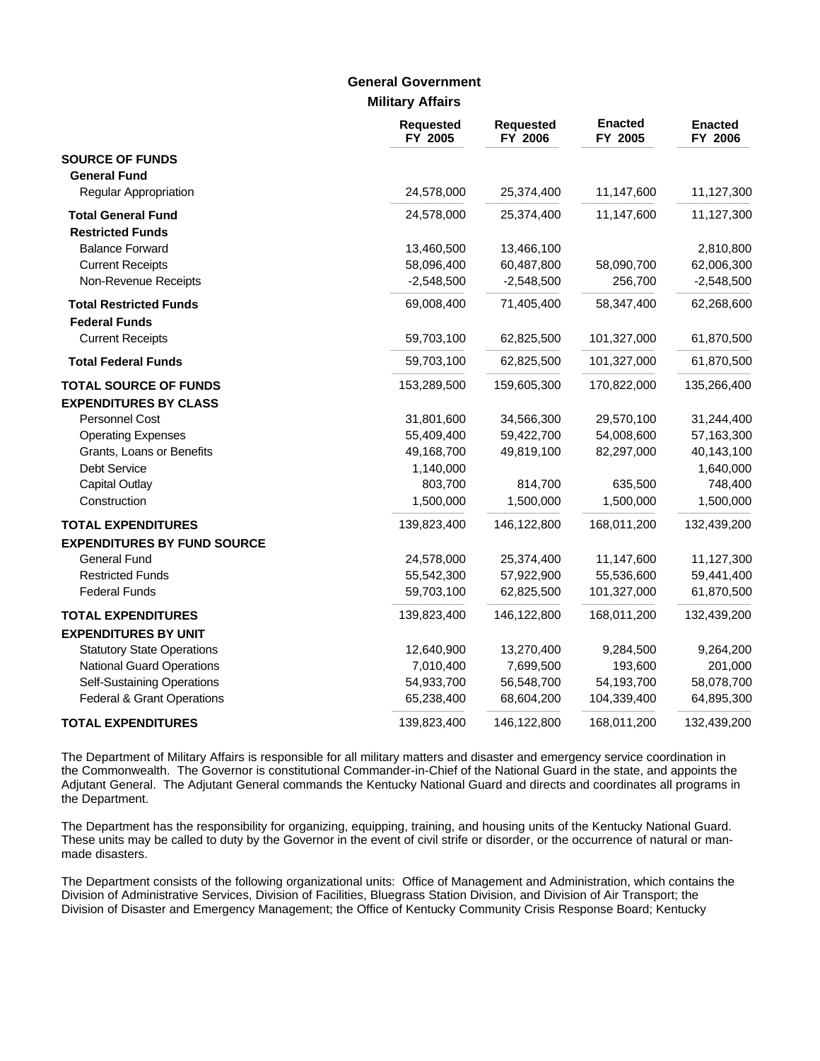## General Government

### Military Affairs

| | Requested FY 2005 | Requested FY 2006 | Enacted FY 2005 | Enacted FY 2006 |
|---|---|---|---|---|
| **SOURCE OF FUNDS** | | | | |
| **General Fund** | | | | |
| Regular Appropriation | 24,578,000 | 25,374,400 | 11,147,600 | 11,127,300 |
| **Total General Fund** | 24,578,000 | 25,374,400 | 11,147,600 | 11,127,300 |
| **Restricted Funds** | | | | |
| Balance Forward | 13,460,500 | 13,466,100 | | 2,810,800 |
| Current Receipts | 58,096,400 | 60,487,800 | 58,090,700 | 62,006,300 |
| Non-Revenue Receipts | -2,548,500 | -2,548,500 | 256,700 | -2,548,500 |
| **Total Restricted Funds** | 69,008,400 | 71,405,400 | 58,347,400 | 62,268,600 |
| **Federal Funds** | | | | |
| Current Receipts | 59,703,100 | 62,825,500 | 101,327,000 | 61,870,500 |
| **Total Federal Funds** | 59,703,100 | 62,825,500 | 101,327,000 | 61,870,500 |
| **TOTAL SOURCE OF FUNDS** | 153,289,500 | 159,605,300 | 170,822,000 | 135,266,400 |
| **EXPENDITURES BY CLASS** | | | | |
| Personnel Cost | 31,801,600 | 34,566,300 | 29,570,100 | 31,244,400 |
| Operating Expenses | 55,409,400 | 59,422,700 | 54,008,600 | 57,163,300 |
| Grants, Loans or Benefits | 49,168,700 | 49,819,100 | 82,297,000 | 40,143,100 |
| Debt Service | 1,140,000 | | | 1,640,000 |
| Capital Outlay | 803,700 | 814,700 | 635,500 | 748,400 |
| Construction | 1,500,000 | 1,500,000 | 1,500,000 | 1,500,000 |
| **TOTAL EXPENDITURES** | 139,823,400 | 146,122,800 | 168,011,200 | 132,439,200 |
| **EXPENDITURES BY FUND SOURCE** | | | | |
| General Fund | 24,578,000 | 25,374,400 | 11,147,600 | 11,127,300 |
| Restricted Funds | 55,542,300 | 57,922,900 | 55,536,600 | 59,441,400 |
| Federal Funds | 59,703,100 | 62,825,500 | 101,327,000 | 61,870,500 |
| **TOTAL EXPENDITURES** | 139,823,400 | 146,122,800 | 168,011,200 | 132,439,200 |
| **EXPENDITURES BY UNIT** | | | | |
| Statutory State Operations | 12,640,900 | 13,270,400 | 9,284,500 | 9,264,200 |
| National Guard Operations | 7,010,400 | 7,699,500 | 193,600 | 201,000 |
| Self-Sustaining Operations | 54,933,700 | 56,548,700 | 54,193,700 | 58,078,700 |
| Federal & Grant Operations | 65,238,400 | 68,604,200 | 104,339,400 | 64,895,300 |
| **TOTAL EXPENDITURES** | 139,823,400 | 146,122,800 | 168,011,200 | 132,439,200 |

The Department of Military Affairs is responsible for all military matters and disaster and emergency service coordination in the Commonwealth. The Governor is constitutional Commander-in-Chief of the National Guard in the state, and appoints the Adjutant General. The Adjutant General commands the Kentucky National Guard and directs and coordinates all programs in the Department.

The Department has the responsibility for organizing, equipping, training, and housing units of the Kentucky National Guard. These units may be called to duty by the Governor in the event of civil strife or disorder, or the occurrence of natural or man-made disasters.

The Department consists of the following organizational units: Office of Management and Administration, which contains the Division of Administrative Services, Division of Facilities, Bluegrass Station Division, and Division of Air Transport; the Division of Disaster and Emergency Management; the Office of Kentucky Community Crisis Response Board; Kentucky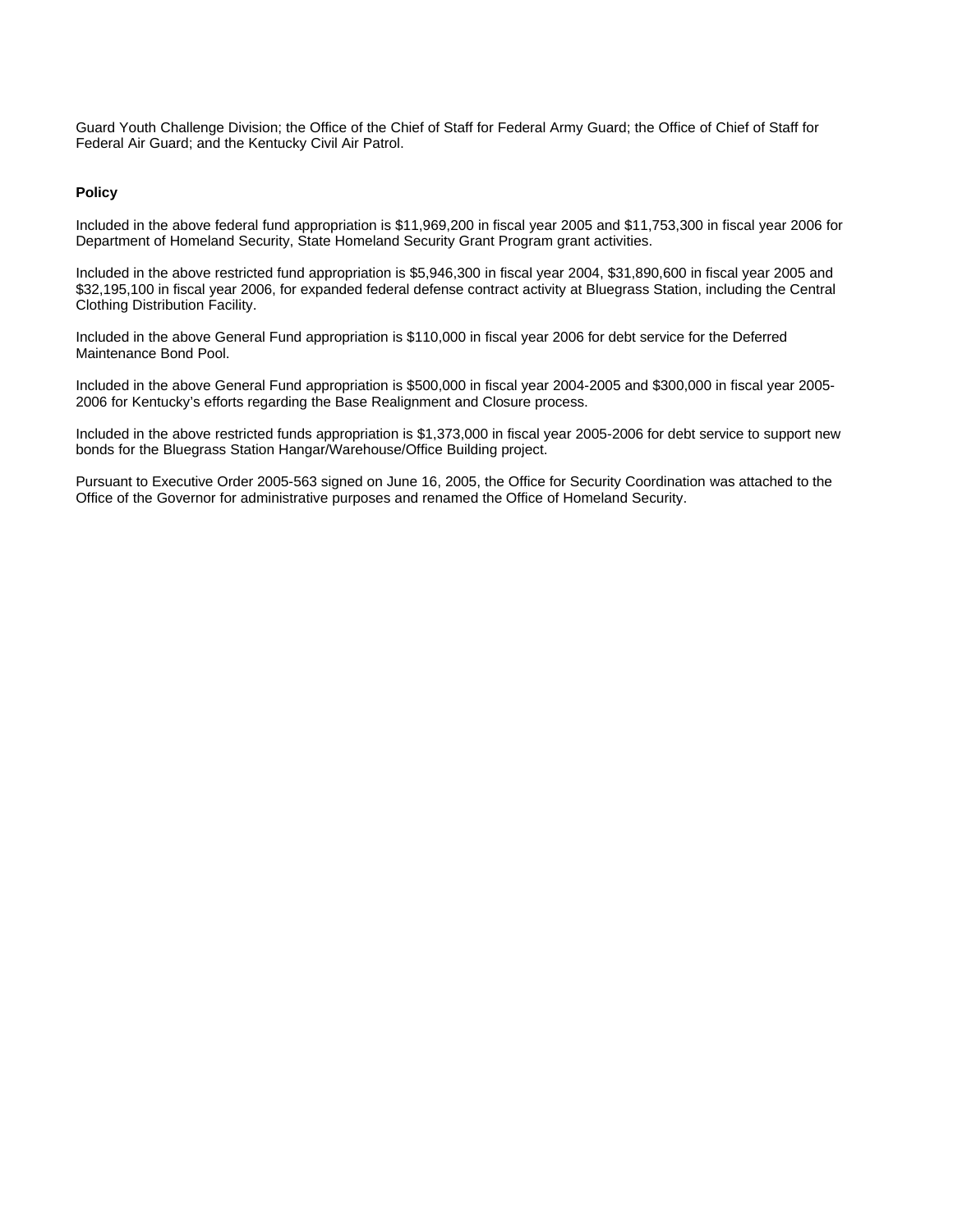Guard Youth Challenge Division; the Office of the Chief of Staff for Federal Army Guard; the Office of Chief of Staff for Federal Air Guard; and the Kentucky Civil Air Patrol.

**Policy**

Included in the above federal fund appropriation is $11,969,200 in fiscal year 2005 and $11,753,300 in fiscal year 2006 for Department of Homeland Security, State Homeland Security Grant Program grant activities.

Included in the above restricted fund appropriation is $5,946,300 in fiscal year 2004, $31,890,600 in fiscal year 2005 and $32,195,100 in fiscal year 2006, for expanded federal defense contract activity at Bluegrass Station, including the Central Clothing Distribution Facility.

Included in the above General Fund appropriation is $110,000 in fiscal year 2006 for debt service for the Deferred Maintenance Bond Pool.

Included in the above General Fund appropriation is $500,000 in fiscal year 2004-2005 and $300,000 in fiscal year 2005-2006 for Kentucky's efforts regarding the Base Realignment and Closure process.

Included in the above restricted funds appropriation is $1,373,000 in fiscal year 2005-2006 for debt service to support new bonds for the Bluegrass Station Hangar/Warehouse/Office Building project.

Pursuant to Executive Order 2005-563 signed on June 16, 2005, the Office for Security Coordination was attached to the Office of the Governor for administrative purposes and renamed the Office of Homeland Security.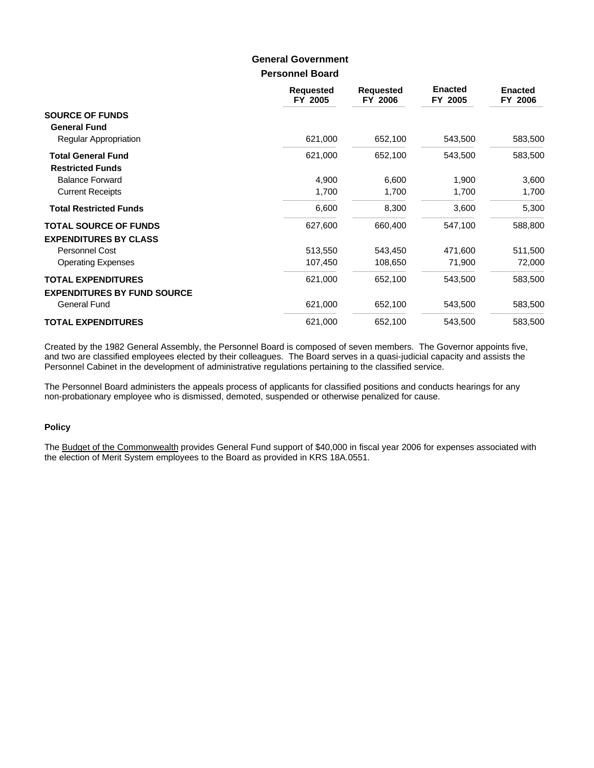## General Government

### Personnel Board

| | Requested FY 2005 | Requested FY 2006 | Enacted FY 2005 | Enacted FY 2006 |
|---|---|---|---|---|
| **SOURCE OF FUNDS** | | | | |
| **General Fund** | | | | |
| Regular Appropriation | 621,000 | 652,100 | 543,500 | 583,500 |
| **Total General Fund** | 621,000 | 652,100 | 543,500 | 583,500 |
| **Restricted Funds** | | | | |
| Balance Forward | 4,900 | 6,600 | 1,900 | 3,600 |
| Current Receipts | 1,700 | 1,700 | 1,700 | 1,700 |
| **Total Restricted Funds** | 6,600 | 8,300 | 3,600 | 5,300 |
| **TOTAL SOURCE OF FUNDS** | 627,600 | 660,400 | 547,100 | 588,800 |
| **EXPENDITURES BY CLASS** | | | | |
| Personnel Cost | 513,550 | 543,450 | 471,600 | 511,500 |
| Operating Expenses | 107,450 | 108,650 | 71,900 | 72,000 |
| **TOTAL EXPENDITURES** | 621,000 | 652,100 | 543,500 | 583,500 |
| **EXPENDITURES BY FUND SOURCE** | | | | |
| General Fund | 621,000 | 652,100 | 543,500 | 583,500 |
| **TOTAL EXPENDITURES** | 621,000 | 652,100 | 543,500 | 583,500 |

Created by the 1982 General Assembly, the Personnel Board is composed of seven members. The Governor appoints five, and two are classified employees elected by their colleagues. The Board serves in a quasi-judicial capacity and assists the Personnel Cabinet in the development of administrative regulations pertaining to the classified service.

The Personnel Board administers the appeals process of applicants for classified positions and conducts hearings for any non-probationary employee who is dismissed, demoted, suspended or otherwise penalized for cause.

#### Policy

The Budget of the Commonwealth provides General Fund support of $40,000 in fiscal year 2006 for expenses associated with the election of Merit System employees to the Board as provided in KRS 18A.0551.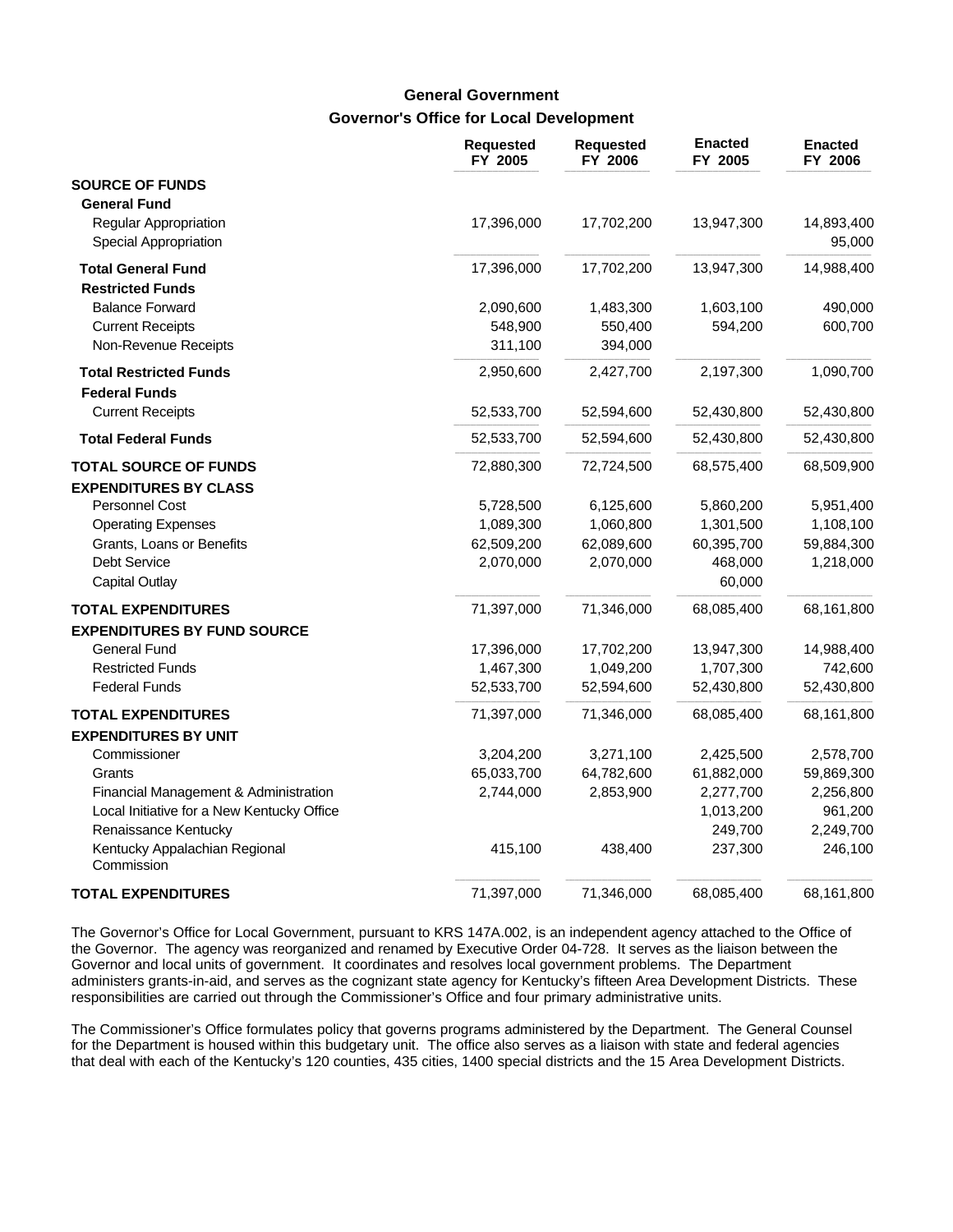## General Government

### Governor's Office for Local Development

| | Requested FY 2005 | Requested FY 2006 | Enacted FY 2005 | Enacted FY 2006 |
|---|---|---|---|---|
| **SOURCE OF FUNDS** | | | | |
| **General Fund** | | | | |
| Regular Appropriation | 17,396,000 | 17,702,200 | 13,947,300 | 14,893,400 |
| Special Appropriation | | | | 95,000 |
| **Total General Fund** | 17,396,000 | 17,702,200 | 13,947,300 | 14,988,400 |
| **Restricted Funds** | | | | |
| Balance Forward | 2,090,600 | 1,483,300 | 1,603,100 | 490,000 |
| Current Receipts | 548,900 | 550,400 | 594,200 | 600,700 |
| Non-Revenue Receipts | 311,100 | 394,000 | | |
| **Total Restricted Funds** | 2,950,600 | 2,427,700 | 2,197,300 | 1,090,700 |
| **Federal Funds** | | | | |
| Current Receipts | 52,533,700 | 52,594,600 | 52,430,800 | 52,430,800 |
| **Total Federal Funds** | 52,533,700 | 52,594,600 | 52,430,800 | 52,430,800 |
| **TOTAL SOURCE OF FUNDS** | 72,880,300 | 72,724,500 | 68,575,400 | 68,509,900 |
| **EXPENDITURES BY CLASS** | | | | |
| Personnel Cost | 5,728,500 | 6,125,600 | 5,860,200 | 5,951,400 |
| Operating Expenses | 1,089,300 | 1,060,800 | 1,301,500 | 1,108,100 |
| Grants, Loans or Benefits | 62,509,200 | 62,089,600 | 60,395,700 | 59,884,300 |
| Debt Service | 2,070,000 | 2,070,000 | 468,000 | 1,218,000 |
| Capital Outlay | | | 60,000 | |
| **TOTAL EXPENDITURES** | 71,397,000 | 71,346,000 | 68,085,400 | 68,161,800 |
| **EXPENDITURES BY FUND SOURCE** | | | | |
| General Fund | 17,396,000 | 17,702,200 | 13,947,300 | 14,988,400 |
| Restricted Funds | 1,467,300 | 1,049,200 | 1,707,300 | 742,600 |
| Federal Funds | 52,533,700 | 52,594,600 | 52,430,800 | 52,430,800 |
| **TOTAL EXPENDITURES** | 71,397,000 | 71,346,000 | 68,085,400 | 68,161,800 |
| **EXPENDITURES BY UNIT** | | | | |
| Commissioner | 3,204,200 | 3,271,100 | 2,425,500 | 2,578,700 |
| Grants | 65,033,700 | 64,782,600 | 61,882,000 | 59,869,300 |
| Financial Management & Administration | 2,744,000 | 2,853,900 | 2,277,700 | 2,256,800 |
| Local Initiative for a New Kentucky Office | | | 1,013,200 | 961,200 |
| Renaissance Kentucky | | | 249,700 | 2,249,700 |
| Kentucky Appalachian Regional Commission | 415,100 | 438,400 | 237,300 | 246,100 |
| **TOTAL EXPENDITURES** | 71,397,000 | 71,346,000 | 68,085,400 | 68,161,800 |

The Governor's Office for Local Government, pursuant to KRS 147A.002, is an independent agency attached to the Office of the Governor. The agency was reorganized and renamed by Executive Order 04-728. It serves as the liaison between the Governor and local units of government. It coordinates and resolves local government problems. The Department administers grants-in-aid, and serves as the cognizant state agency for Kentucky's fifteen Area Development Districts. These responsibilities are carried out through the Commissioner's Office and four primary administrative units.

The Commissioner's Office formulates policy that governs programs administered by the Department. The General Counsel for the Department is housed within this budgetary unit. The office also serves as a liaison with state and federal agencies that deal with each of the Kentucky's 120 counties, 435 cities, 1400 special districts and the 15 Area Development Districts.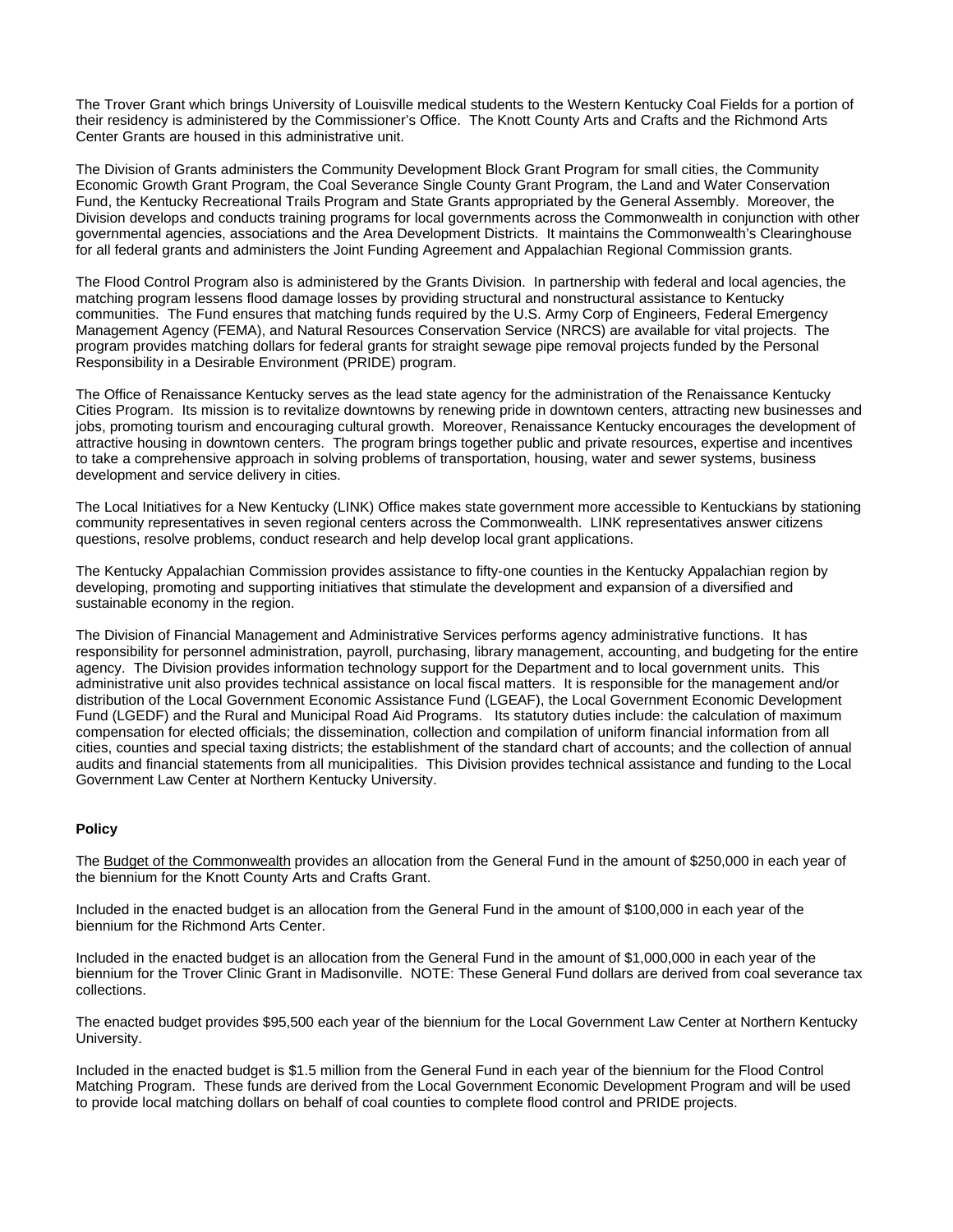The Trover Grant which brings University of Louisville medical students to the Western Kentucky Coal Fields for a portion of their residency is administered by the Commissioner's Office. The Knott County Arts and Crafts and the Richmond Arts Center Grants are housed in this administrative unit.

The Division of Grants administers the Community Development Block Grant Program for small cities, the Community Economic Growth Grant Program, the Coal Severance Single County Grant Program, the Land and Water Conservation Fund, the Kentucky Recreational Trails Program and State Grants appropriated by the General Assembly. Moreover, the Division develops and conducts training programs for local governments across the Commonwealth in conjunction with other governmental agencies, associations and the Area Development Districts. It maintains the Commonwealth's Clearinghouse for all federal grants and administers the Joint Funding Agreement and Appalachian Regional Commission grants.

The Flood Control Program also is administered by the Grants Division. In partnership with federal and local agencies, the matching program lessens flood damage losses by providing structural and nonstructural assistance to Kentucky communities. The Fund ensures that matching funds required by the U.S. Army Corp of Engineers, Federal Emergency Management Agency (FEMA), and Natural Resources Conservation Service (NRCS) are available for vital projects. The program provides matching dollars for federal grants for straight sewage pipe removal projects funded by the Personal Responsibility in a Desirable Environment (PRIDE) program.

The Office of Renaissance Kentucky serves as the lead state agency for the administration of the Renaissance Kentucky Cities Program. Its mission is to revitalize downtowns by renewing pride in downtown centers, attracting new businesses and jobs, promoting tourism and encouraging cultural growth. Moreover, Renaissance Kentucky encourages the development of attractive housing in downtown centers. The program brings together public and private resources, expertise and incentives to take a comprehensive approach in solving problems of transportation, housing, water and sewer systems, business development and service delivery in cities.

The Local Initiatives for a New Kentucky (LINK) Office makes state government more accessible to Kentuckians by stationing community representatives in seven regional centers across the Commonwealth. LINK representatives answer citizens questions, resolve problems, conduct research and help develop local grant applications.

The Kentucky Appalachian Commission provides assistance to fifty-one counties in the Kentucky Appalachian region by developing, promoting and supporting initiatives that stimulate the development and expansion of a diversified and sustainable economy in the region.

The Division of Financial Management and Administrative Services performs agency administrative functions. It has responsibility for personnel administration, payroll, purchasing, library management, accounting, and budgeting for the entire agency. The Division provides information technology support for the Department and to local government units. This administrative unit also provides technical assistance on local fiscal matters. It is responsible for the management and/or distribution of the Local Government Economic Assistance Fund (LGEAF), the Local Government Economic Development Fund (LGEDF) and the Rural and Municipal Road Aid Programs. Its statutory duties include: the calculation of maximum compensation for elected officials; the dissemination, collection and compilation of uniform financial information from all cities, counties and special taxing districts; the establishment of the standard chart of accounts; and the collection of annual audits and financial statements from all municipalities. This Division provides technical assistance and funding to the Local Government Law Center at Northern Kentucky University.

**Policy**

The Budget of the Commonwealth provides an allocation from the General Fund in the amount of $250,000 in each year of the biennium for the Knott County Arts and Crafts Grant.

Included in the enacted budget is an allocation from the General Fund in the amount of $100,000 in each year of the biennium for the Richmond Arts Center.

Included in the enacted budget is an allocation from the General Fund in the amount of $1,000,000 in each year of the biennium for the Trover Clinic Grant in Madisonville. NOTE: These General Fund dollars are derived from coal severance tax collections.

The enacted budget provides $95,500 each year of the biennium for the Local Government Law Center at Northern Kentucky University.

Included in the enacted budget is $1.5 million from the General Fund in each year of the biennium for the Flood Control Matching Program. These funds are derived from the Local Government Economic Development Program and will be used to provide local matching dollars on behalf of coal counties to complete flood control and PRIDE projects.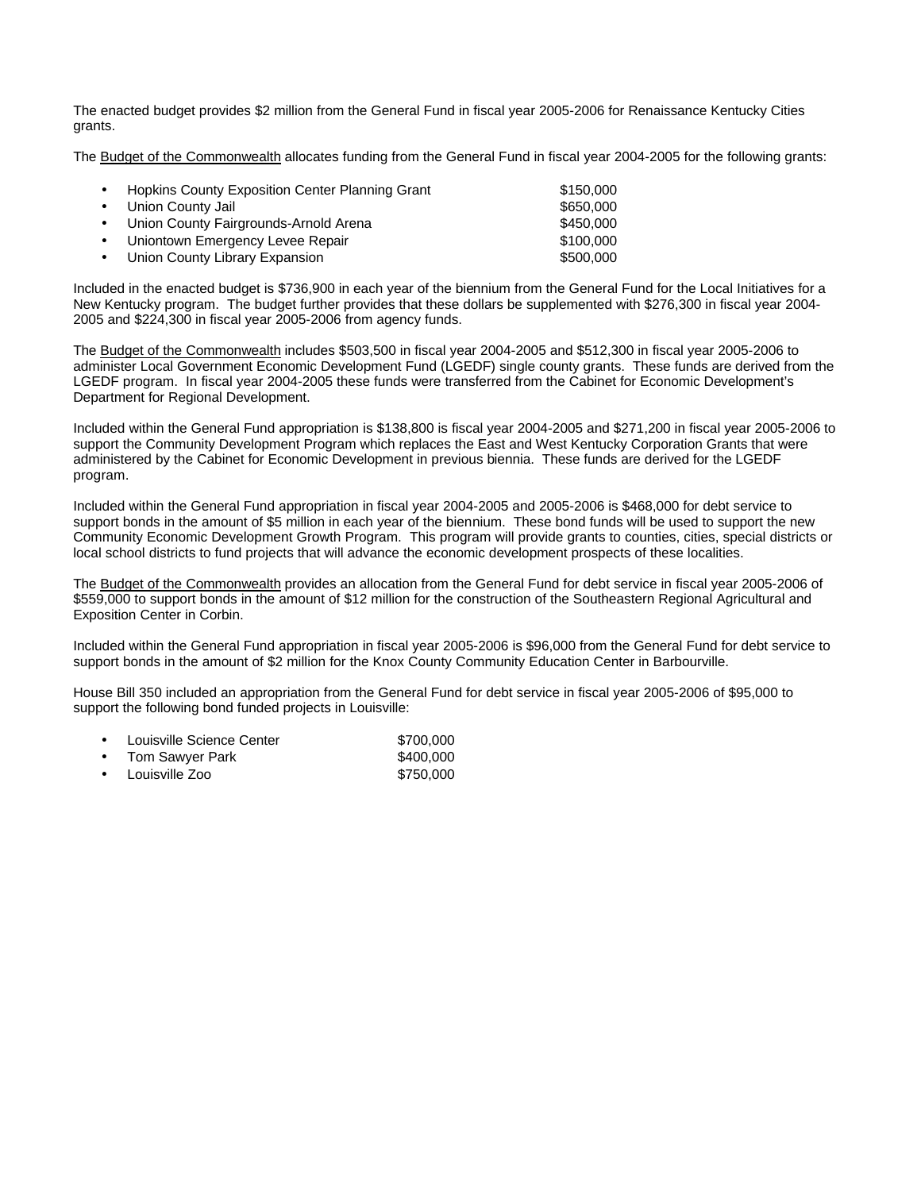The enacted budget provides $2 million from the General Fund in fiscal year 2005-2006 for Renaissance Kentucky Cities grants.

The Budget of the Commonwealth allocates funding from the General Fund in fiscal year 2004-2005 for the following grants:

- Hopkins County Exposition Center Planning Grant $150,000
- Union County Jail $650,000
- Union County Fairgrounds-Arnold Arena $450,000
- Uniontown Emergency Levee Repair $100,000
- Union County Library Expansion $500,000

Included in the enacted budget is $736,900 in each year of the biennium from the General Fund for the Local Initiatives for a New Kentucky program. The budget further provides that these dollars be supplemented with $276,300 in fiscal year 2004-2005 and $224,300 in fiscal year 2005-2006 from agency funds.

The Budget of the Commonwealth includes $503,500 in fiscal year 2004-2005 and $512,300 in fiscal year 2005-2006 to administer Local Government Economic Development Fund (LGEDF) single county grants. These funds are derived from the LGEDF program. In fiscal year 2004-2005 these funds were transferred from the Cabinet for Economic Development's Department for Regional Development.

Included within the General Fund appropriation is $138,800 is fiscal year 2004-2005 and $271,200 in fiscal year 2005-2006 to support the Community Development Program which replaces the East and West Kentucky Corporation Grants that were administered by the Cabinet for Economic Development in previous biennia. These funds are derived for the LGEDF program.

Included within the General Fund appropriation in fiscal year 2004-2005 and 2005-2006 is $468,000 for debt service to support bonds in the amount of $5 million in each year of the biennium. These bond funds will be used to support the new Community Economic Development Growth Program. This program will provide grants to counties, cities, special districts or local school districts to fund projects that will advance the economic development prospects of these localities.

The Budget of the Commonwealth provides an allocation from the General Fund for debt service in fiscal year 2005-2006 of $559,000 to support bonds in the amount of $12 million for the construction of the Southeastern Regional Agricultural and Exposition Center in Corbin.

Included within the General Fund appropriation in fiscal year 2005-2006 is $96,000 from the General Fund for debt service to support bonds in the amount of $2 million for the Knox County Community Education Center in Barbourville.

House Bill 350 included an appropriation from the General Fund for debt service in fiscal year 2005-2006 of $95,000 to support the following bond funded projects in Louisville:

- Louisville Science Center $700,000
- Tom Sawyer Park $400,000
- Louisville Zoo $750,000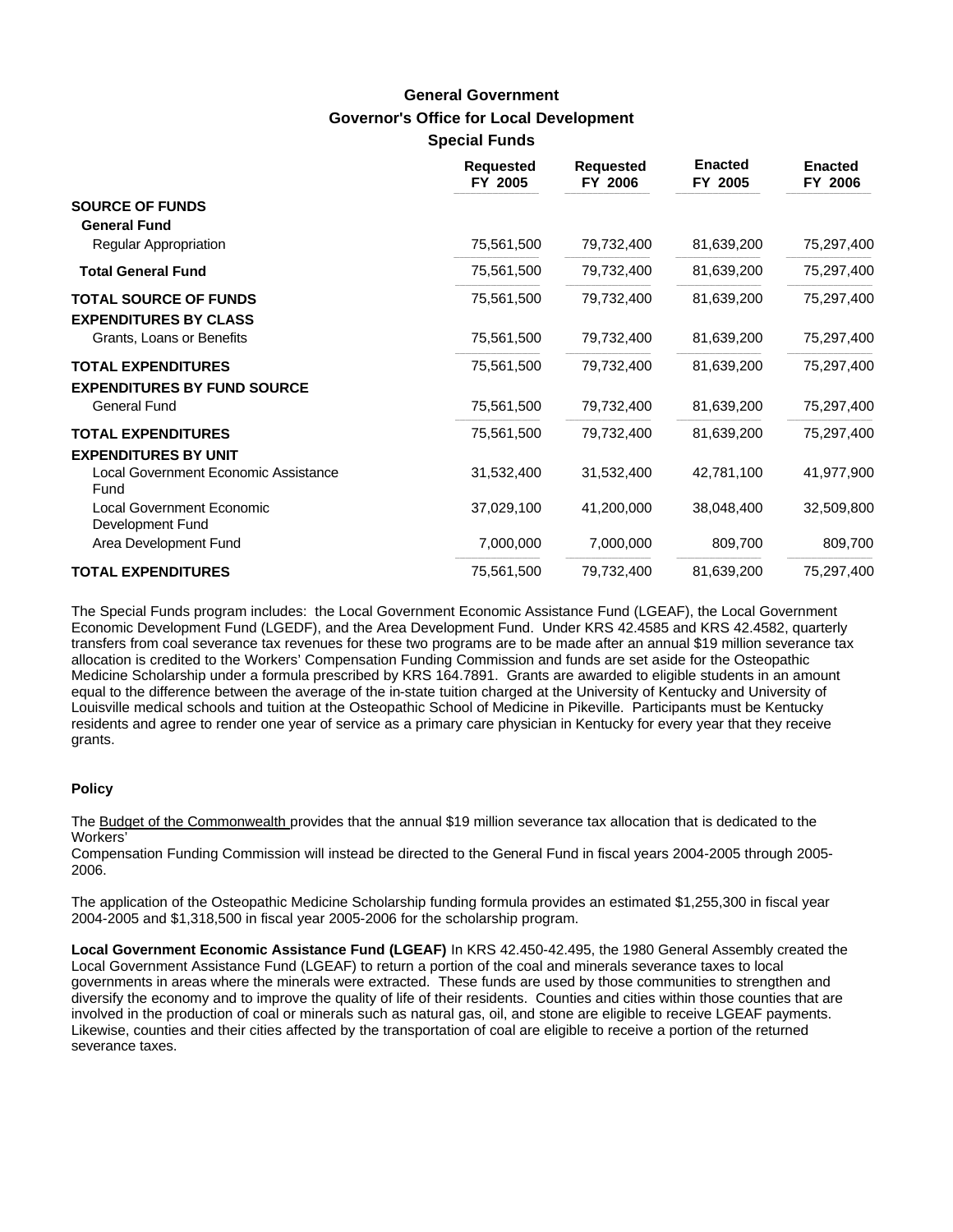# General Government
## Governor's Office for Local Development
### Special Funds

| | Requested FY 2005 | Requested FY 2006 | Enacted FY 2005 | Enacted FY 2006 |
|---|---|---|---|---|
| **SOURCE OF FUNDS** | | | | |
| **General Fund** | | | | |
| Regular Appropriation | 75,561,500 | 79,732,400 | 81,639,200 | 75,297,400 |
| **Total General Fund** | 75,561,500 | 79,732,400 | 81,639,200 | 75,297,400 |
| **TOTAL SOURCE OF FUNDS** | 75,561,500 | 79,732,400 | 81,639,200 | 75,297,400 |
| **EXPENDITURES BY CLASS** | | | | |
| Grants, Loans or Benefits | 75,561,500 | 79,732,400 | 81,639,200 | 75,297,400 |
| **TOTAL EXPENDITURES** | 75,561,500 | 79,732,400 | 81,639,200 | 75,297,400 |
| **EXPENDITURES BY FUND SOURCE** | | | | |
| General Fund | 75,561,500 | 79,732,400 | 81,639,200 | 75,297,400 |
| **TOTAL EXPENDITURES** | 75,561,500 | 79,732,400 | 81,639,200 | 75,297,400 |
| **EXPENDITURES BY UNIT** | | | | |
| Local Government Economic Assistance Fund | 31,532,400 | 31,532,400 | 42,781,100 | 41,977,900 |
| Local Government Economic Development Fund | 37,029,100 | 41,200,000 | 38,048,400 | 32,509,800 |
| Area Development Fund | 7,000,000 | 7,000,000 | 809,700 | 809,700 |
| **TOTAL EXPENDITURES** | 75,561,500 | 79,732,400 | 81,639,200 | 75,297,400 |

The Special Funds program includes: the Local Government Economic Assistance Fund (LGEAF), the Local Government Economic Development Fund (LGEDF), and the Area Development Fund. Under KRS 42.4585 and KRS 42.4582, quarterly transfers from coal severance tax revenues for these two programs are to be made after an annual $19 million severance tax allocation is credited to the Workers' Compensation Funding Commission and funds are set aside for the Osteopathic Medicine Scholarship under a formula prescribed by KRS 164.7891. Grants are awarded to eligible students in an amount equal to the difference between the average of the in-state tuition charged at the University of Kentucky and University of Louisville medical schools and tuition at the Osteopathic School of Medicine in Pikeville. Participants must be Kentucky residents and agree to render one year of service as a primary care physician in Kentucky for every year that they receive grants.

**Policy**

The Budget of the Commonwealth provides that the annual $19 million severance tax allocation that is dedicated to the Workers' Compensation Funding Commission will instead be directed to the General Fund in fiscal years 2004-2005 through 2005-2006.

The application of the Osteopathic Medicine Scholarship funding formula provides an estimated $1,255,300 in fiscal year 2004-2005 and $1,318,500 in fiscal year 2005-2006 for the scholarship program.

**Local Government Economic Assistance Fund (LGEAF)** In KRS 42.450-42.495, the 1980 General Assembly created the Local Government Assistance Fund (LGEAF) to return a portion of the coal and minerals severance taxes to local governments in areas where the minerals were extracted. These funds are used by those communities to strengthen and diversify the economy and to improve the quality of life of their residents. Counties and cities within those counties that are involved in the production of coal or minerals such as natural gas, oil, and stone are eligible to receive LGEAF payments. Likewise, counties and their cities affected by the transportation of coal are eligible to receive a portion of the returned severance taxes.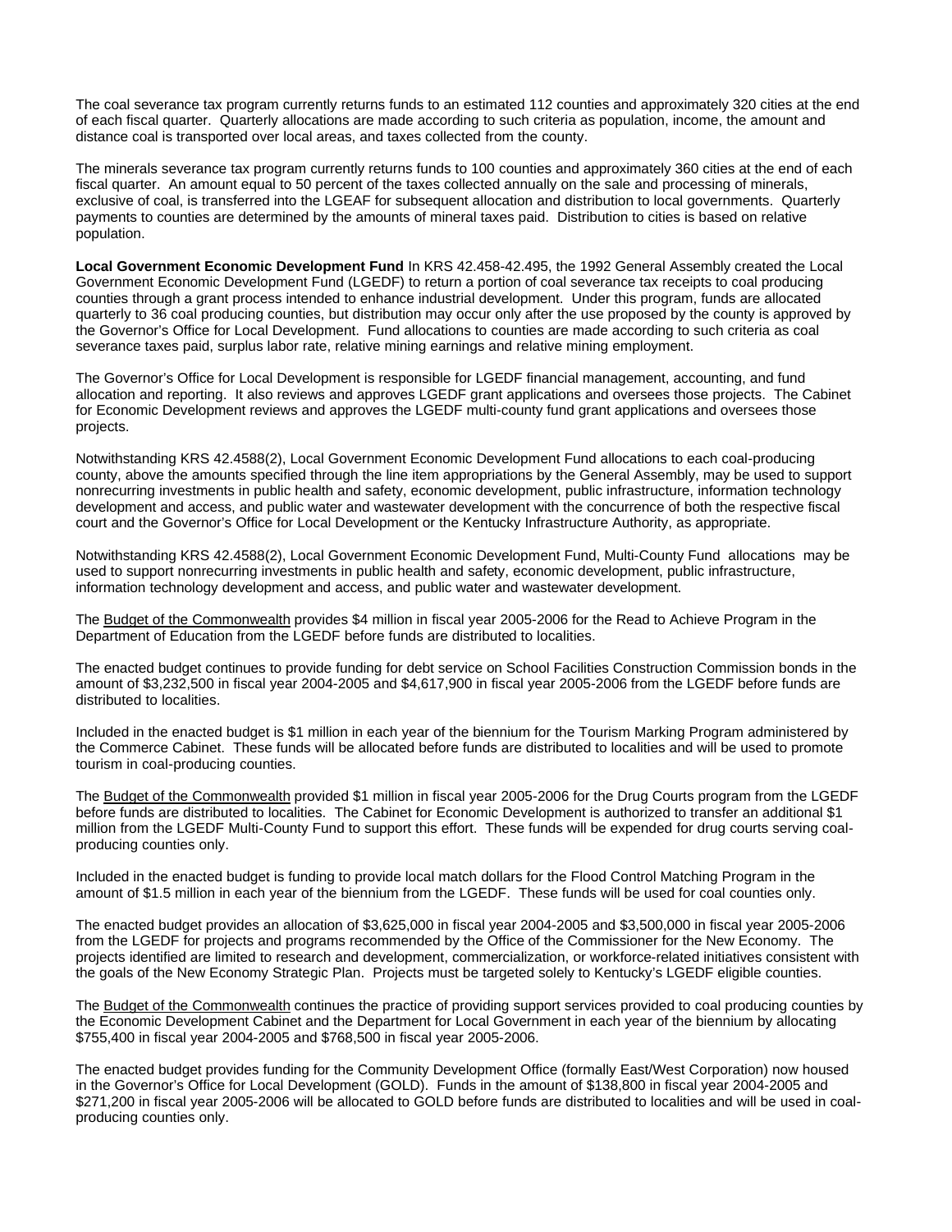The coal severance tax program currently returns funds to an estimated 112 counties and approximately 320 cities at the end of each fiscal quarter. Quarterly allocations are made according to such criteria as population, income, the amount and distance coal is transported over local areas, and taxes collected from the county.

The minerals severance tax program currently returns funds to 100 counties and approximately 360 cities at the end of each fiscal quarter. An amount equal to 50 percent of the taxes collected annually on the sale and processing of minerals, exclusive of coal, is transferred into the LGEAF for subsequent allocation and distribution to local governments. Quarterly payments to counties are determined by the amounts of mineral taxes paid. Distribution to cities is based on relative population.

**Local Government Economic Development Fund** In KRS 42.458-42.495, the 1992 General Assembly created the Local Government Economic Development Fund (LGEDF) to return a portion of coal severance tax receipts to coal producing counties through a grant process intended to enhance industrial development. Under this program, funds are allocated quarterly to 36 coal producing counties, but distribution may occur only after the use proposed by the county is approved by the Governor's Office for Local Development. Fund allocations to counties are made according to such criteria as coal severance taxes paid, surplus labor rate, relative mining earnings and relative mining employment.

The Governor's Office for Local Development is responsible for LGEDF financial management, accounting, and fund allocation and reporting. It also reviews and approves LGEDF grant applications and oversees those projects. The Cabinet for Economic Development reviews and approves the LGEDF multi-county fund grant applications and oversees those projects.

Notwithstanding KRS 42.4588(2), Local Government Economic Development Fund allocations to each coal-producing county, above the amounts specified through the line item appropriations by the General Assembly, may be used to support nonrecurring investments in public health and safety, economic development, public infrastructure, information technology development and access, and public water and wastewater development with the concurrence of both the respective fiscal court and the Governor's Office for Local Development or the Kentucky Infrastructure Authority, as appropriate.

Notwithstanding KRS 42.4588(2), Local Government Economic Development Fund, Multi-County Fund allocations may be used to support nonrecurring investments in public health and safety, economic development, public infrastructure, information technology development and access, and public water and wastewater development.

The Budget of the Commonwealth provides $4 million in fiscal year 2005-2006 for the Read to Achieve Program in the Department of Education from the LGEDF before funds are distributed to localities.

The enacted budget continues to provide funding for debt service on School Facilities Construction Commission bonds in the amount of $3,232,500 in fiscal year 2004-2005 and $4,617,900 in fiscal year 2005-2006 from the LGEDF before funds are distributed to localities.

Included in the enacted budget is $1 million in each year of the biennium for the Tourism Marking Program administered by the Commerce Cabinet. These funds will be allocated before funds are distributed to localities and will be used to promote tourism in coal-producing counties.

The Budget of the Commonwealth provided $1 million in fiscal year 2005-2006 for the Drug Courts program from the LGEDF before funds are distributed to localities. The Cabinet for Economic Development is authorized to transfer an additional $1 million from the LGEDF Multi-County Fund to support this effort. These funds will be expended for drug courts serving coal-producing counties only.

Included in the enacted budget is funding to provide local match dollars for the Flood Control Matching Program in the amount of $1.5 million in each year of the biennium from the LGEDF. These funds will be used for coal counties only.

The enacted budget provides an allocation of $3,625,000 in fiscal year 2004-2005 and $3,500,000 in fiscal year 2005-2006 from the LGEDF for projects and programs recommended by the Office of the Commissioner for the New Economy. The projects identified are limited to research and development, commercialization, or workforce-related initiatives consistent with the goals of the New Economy Strategic Plan. Projects must be targeted solely to Kentucky's LGEDF eligible counties.

The Budget of the Commonwealth continues the practice of providing support services provided to coal producing counties by the Economic Development Cabinet and the Department for Local Government in each year of the biennium by allocating $755,400 in fiscal year 2004-2005 and $768,500 in fiscal year 2005-2006.

The enacted budget provides funding for the Community Development Office (formally East/West Corporation) now housed in the Governor's Office for Local Development (GOLD). Funds in the amount of $138,800 in fiscal year 2004-2005 and $271,200 in fiscal year 2005-2006 will be allocated to GOLD before funds are distributed to localities and will be used in coal-producing counties only.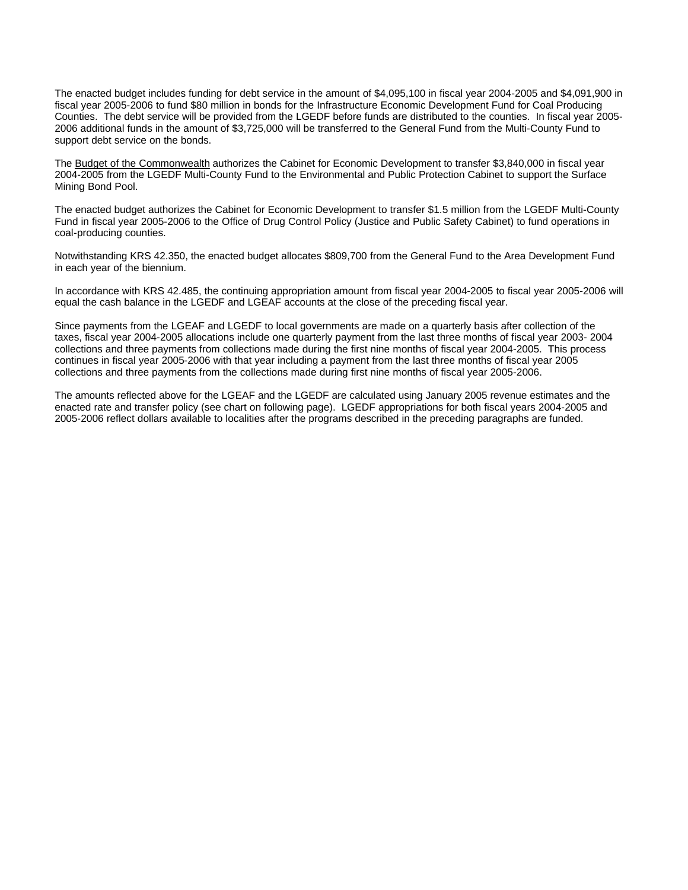The enacted budget includes funding for debt service in the amount of $4,095,100 in fiscal year 2004-2005 and $4,091,900 in fiscal year 2005-2006 to fund $80 million in bonds for the Infrastructure Economic Development Fund for Coal Producing Counties. The debt service will be provided from the LGEDF before funds are distributed to the counties. In fiscal year 2005-2006 additional funds in the amount of $3,725,000 will be transferred to the General Fund from the Multi-County Fund to support debt service on the bonds.

The Budget of the Commonwealth authorizes the Cabinet for Economic Development to transfer $3,840,000 in fiscal year 2004-2005 from the LGEDF Multi-County Fund to the Environmental and Public Protection Cabinet to support the Surface Mining Bond Pool.

The enacted budget authorizes the Cabinet for Economic Development to transfer $1.5 million from the LGEDF Multi-County Fund in fiscal year 2005-2006 to the Office of Drug Control Policy (Justice and Public Safety Cabinet) to fund operations in coal-producing counties.

Notwithstanding KRS 42.350, the enacted budget allocates $809,700 from the General Fund to the Area Development Fund in each year of the biennium.

In accordance with KRS 42.485, the continuing appropriation amount from fiscal year 2004-2005 to fiscal year 2005-2006 will equal the cash balance in the LGEDF and LGEAF accounts at the close of the preceding fiscal year.

Since payments from the LGEAF and LGEDF to local governments are made on a quarterly basis after collection of the taxes, fiscal year 2004-2005 allocations include one quarterly payment from the last three months of fiscal year 2003- 2004 collections and three payments from collections made during the first nine months of fiscal year 2004-2005. This process continues in fiscal year 2005-2006 with that year including a payment from the last three months of fiscal year 2005 collections and three payments from the collections made during first nine months of fiscal year 2005-2006.

The amounts reflected above for the LGEAF and the LGEDF are calculated using January 2005 revenue estimates and the enacted rate and transfer policy (see chart on following page). LGEDF appropriations for both fiscal years 2004-2005 and 2005-2006 reflect dollars available to localities after the programs described in the preceding paragraphs are funded.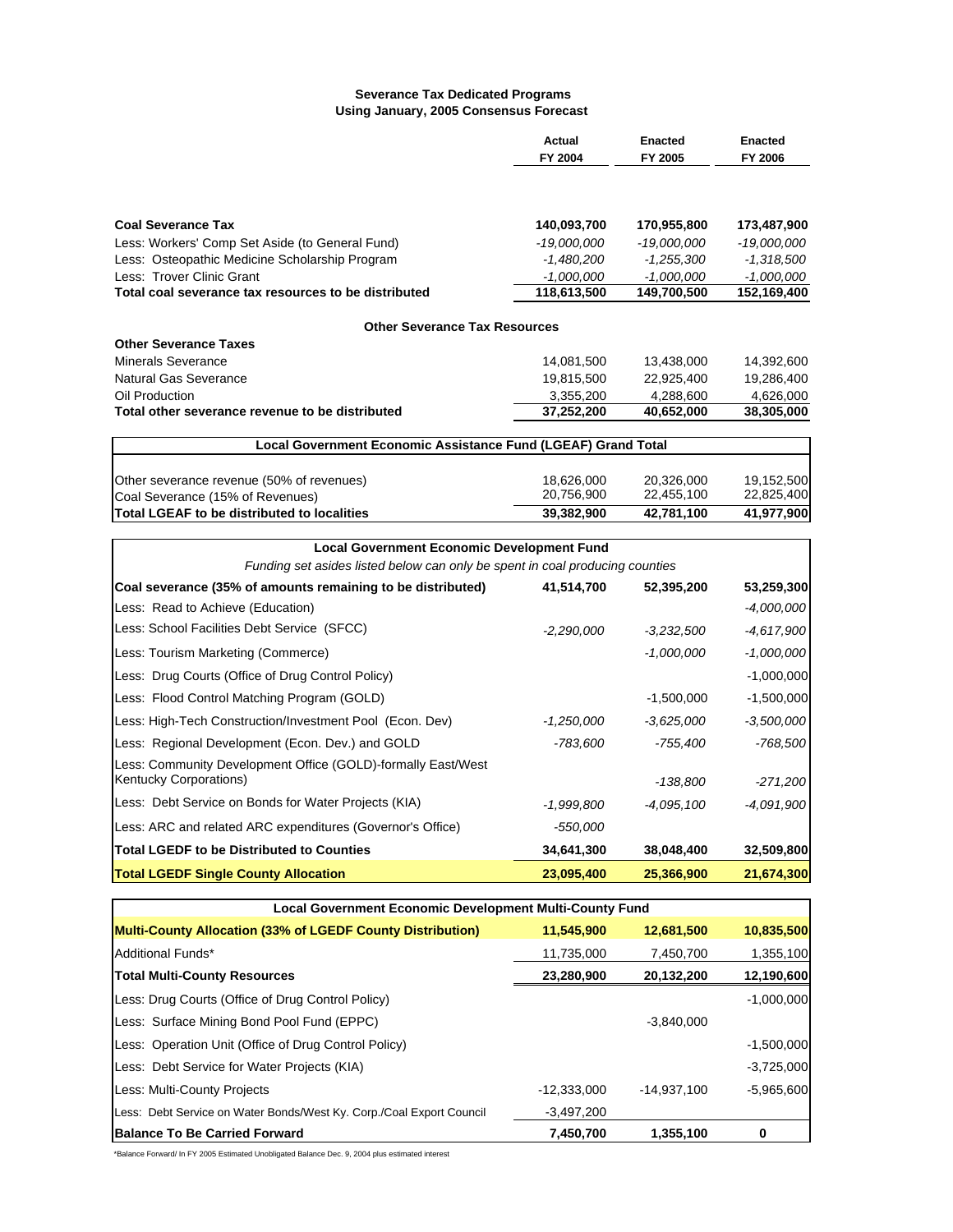**Severance Tax Dedicated Programs**
**Using January, 2005 Consensus Forecast**

| | Actual FY 2004 | Enacted FY 2005 | Enacted FY 2006 |
|---|---|---|---|
| **Coal Severance Tax** | **140,093,700** | **170,955,800** | **173,487,900** |
| Less: Workers' Comp Set Aside (to General Fund) | *-19,000,000* | *-19,000,000* | *-19,000,000* |
| Less: Osteopathic Medicine Scholarship Program | *-1,480,200* | *-1,255,300* | *-1,318,500* |
| Less: Trover Clinic Grant | *-1,000,000* | *-1,000,000* | *-1,000,000* |
| **Total coal severance tax resources to be distributed** | **118,613,500** | **149,700,500** | **152,169,400** |
| **Other Severance Tax Resources** | | | |
| **Other Severance Taxes** | | | |
| Minerals Severance | 14,081,500 | 13,438,000 | 14,392,600 |
| Natural Gas Severance | 19,815,500 | 22,925,400 | 19,286,400 |
| Oil Production | 3,355,200 | 4,288,600 | 4,626,000 |
| **Total other severance revenue to be distributed** | **37,252,200** | **40,652,000** | **38,305,000** |

| Local Government Economic Assistance Fund (LGEAF) Grand Total | | | |
|---|---|---|---|
| Other severance revenue (50% of revenues) | 18,626,000 | 20,326,000 | 19,152,500 |
| Coal Severance (15% of Revenues) | 20,756,900 | 22,455,100 | 22,825,400 |
| **Total LGEAF to be distributed to localities** | **39,382,900** | **42,781,100** | **41,977,900** |

| Local Government Economic Development Fund *Funding set asides listed below can only be spent in coal producing counties* | | | |
|---|---|---|---|
| **Coal severance (35% of amounts remaining to be distributed)** | **41,514,700** | **52,395,200** | **53,259,300** |
| Less: Read to Achieve (Education) | | | *-4,000,000* |
| Less: School Facilities Debt Service (SFCC) | *-2,290,000* | *-3,232,500* | *-4,617,900* |
| Less: Tourism Marketing (Commerce) | | *-1,000,000* | *-1,000,000* |
| Less: Drug Courts (Office of Drug Control Policy) | | | -1,000,000 |
| Less: Flood Control Matching Program (GOLD) | | -1,500,000 | -1,500,000 |
| Less: High-Tech Construction/Investment Pool (Econ. Dev) | *-1,250,000* | *-3,625,000* | *-3,500,000* |
| Less: Regional Development (Econ. Dev.) and GOLD | *-783,600* | *-755,400* | *-768,500* |
| Less: Community Development Office (GOLD)-formally East/West Kentucky Corporations) | | *-138,800* | *-271,200* |
| Less: Debt Service on Bonds for Water Projects (KIA) | *-1,999,800* | *-4,095,100* | *-4,091,900* |
| Less: ARC and related ARC expenditures (Governor's Office) | *-550,000* | | |
| **Total LGEDF to be Distributed to Counties** | **34,641,300** | **38,048,400** | **32,509,800** |
| **Total LGEDF Single County Allocation** | **23,095,400** | **25,366,900** | **21,674,300** |

| Local Government Economic Development Multi-County Fund | | | |
|---|---|---|---|
| **Multi-County Allocation (33% of LGEDF County Distribution)** | **11,545,900** | **12,681,500** | **10,835,500** |
| Additional Funds* | 11,735,000 | 7,450,700 | 1,355,100 |
| **Total Multi-County Resources** | **23,280,900** | **20,132,200** | **12,190,600** |
| Less: Drug Courts (Office of Drug Control Policy) | | | -1,000,000 |
| Less: Surface Mining Bond Pool Fund (EPPC) | | -3,840,000 | |
| Less: Operation Unit (Office of Drug Control Policy) | | | -1,500,000 |
| Less: Debt Service for Water Projects (KIA) | | | -3,725,000 |
| Less: Multi-County Projects | -12,333,000 | -14,937,100 | -5,965,600 |
| Less: Debt Service on Water Bonds/West Ky. Corp./Coal Export Council | -3,497,200 | | |
| **Balance To Be Carried Forward** | **7,450,700** | **1,355,100** | **0** |

*Balance Forward/ In FY 2005 Estimated Unobligated Balance Dec. 9, 2004 plus estimated interest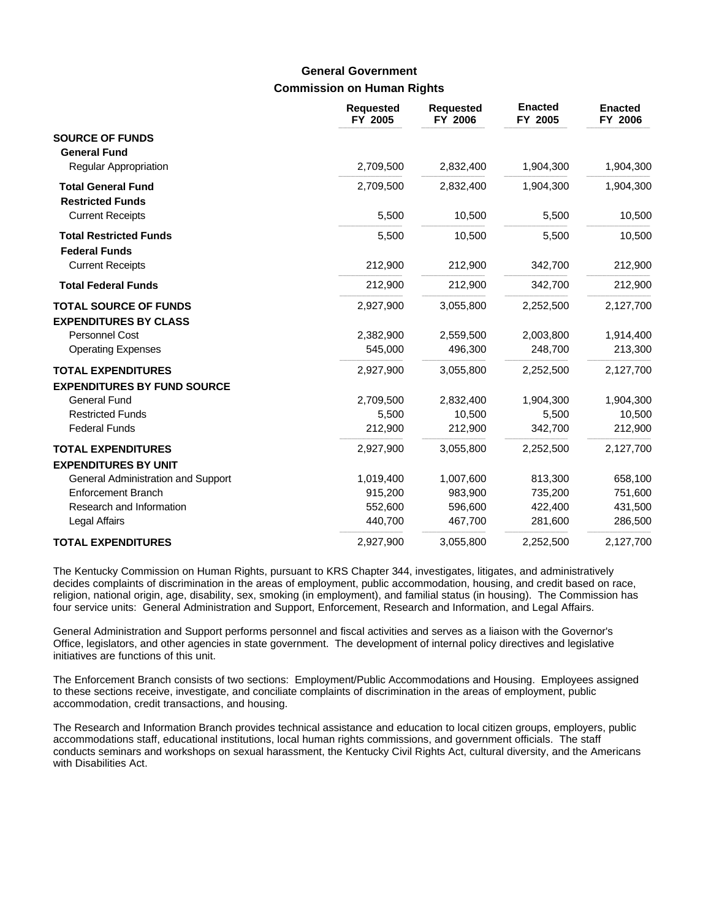## General Government

### Commission on Human Rights

| | Requested FY 2005 | Requested FY 2006 | Enacted FY 2005 | Enacted FY 2006 |
|---|---|---|---|---|
| **SOURCE OF FUNDS** | | | | |
| **General Fund** | | | | |
| Regular Appropriation | 2,709,500 | 2,832,400 | 1,904,300 | 1,904,300 |
| **Total General Fund** | 2,709,500 | 2,832,400 | 1,904,300 | 1,904,300 |
| **Restricted Funds** | | | | |
| Current Receipts | 5,500 | 10,500 | 5,500 | 10,500 |
| **Total Restricted Funds** | 5,500 | 10,500 | 5,500 | 10,500 |
| **Federal Funds** | | | | |
| Current Receipts | 212,900 | 212,900 | 342,700 | 212,900 |
| **Total Federal Funds** | 212,900 | 212,900 | 342,700 | 212,900 |
| **TOTAL SOURCE OF FUNDS** | 2,927,900 | 3,055,800 | 2,252,500 | 2,127,700 |
| **EXPENDITURES BY CLASS** | | | | |
| Personnel Cost | 2,382,900 | 2,559,500 | 2,003,800 | 1,914,400 |
| Operating Expenses | 545,000 | 496,300 | 248,700 | 213,300 |
| **TOTAL EXPENDITURES** | 2,927,900 | 3,055,800 | 2,252,500 | 2,127,700 |
| **EXPENDITURES BY FUND SOURCE** | | | | |
| General Fund | 2,709,500 | 2,832,400 | 1,904,300 | 1,904,300 |
| Restricted Funds | 5,500 | 10,500 | 5,500 | 10,500 |
| Federal Funds | 212,900 | 212,900 | 342,700 | 212,900 |
| **TOTAL EXPENDITURES** | 2,927,900 | 3,055,800 | 2,252,500 | 2,127,700 |
| **EXPENDITURES BY UNIT** | | | | |
| General Administration and Support | 1,019,400 | 1,007,600 | 813,300 | 658,100 |
| Enforcement Branch | 915,200 | 983,900 | 735,200 | 751,600 |
| Research and Information | 552,600 | 596,600 | 422,400 | 431,500 |
| Legal Affairs | 440,700 | 467,700 | 281,600 | 286,500 |
| **TOTAL EXPENDITURES** | 2,927,900 | 3,055,800 | 2,252,500 | 2,127,700 |

The Kentucky Commission on Human Rights, pursuant to KRS Chapter 344, investigates, litigates, and administratively decides complaints of discrimination in the areas of employment, public accommodation, housing, and credit based on race, religion, national origin, age, disability, sex, smoking (in employment), and familial status (in housing). The Commission has four service units: General Administration and Support, Enforcement, Research and Information, and Legal Affairs.

General Administration and Support performs personnel and fiscal activities and serves as a liaison with the Governor's Office, legislators, and other agencies in state government. The development of internal policy directives and legislative initiatives are functions of this unit.

The Enforcement Branch consists of two sections: Employment/Public Accommodations and Housing. Employees assigned to these sections receive, investigate, and conciliate complaints of discrimination in the areas of employment, public accommodation, credit transactions, and housing.

The Research and Information Branch provides technical assistance and education to local citizen groups, employers, public accommodations staff, educational institutions, local human rights commissions, and government officials. The staff conducts seminars and workshops on sexual harassment, the Kentucky Civil Rights Act, cultural diversity, and the Americans with Disabilities Act.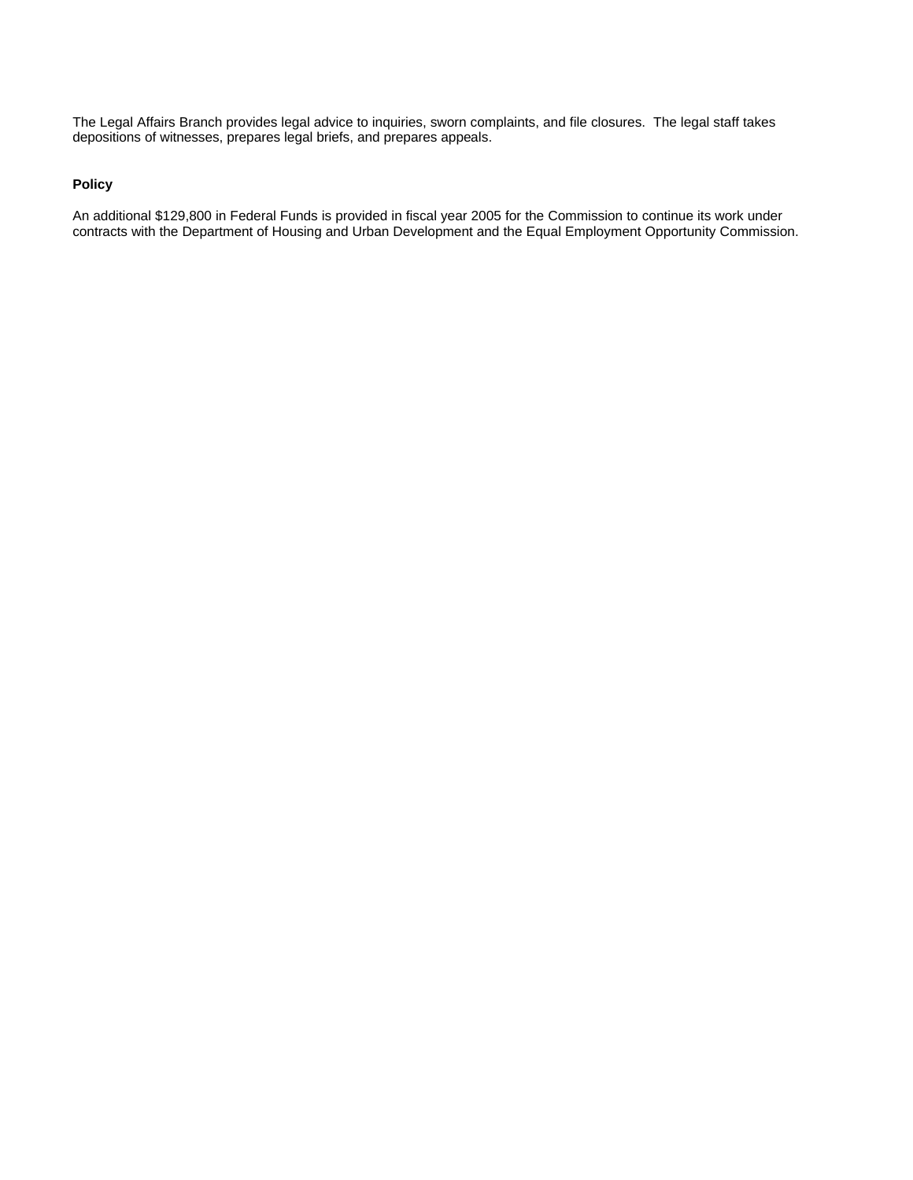The Legal Affairs Branch provides legal advice to inquiries, sworn complaints, and file closures. The legal staff takes depositions of witnesses, prepares legal briefs, and prepares appeals.

**Policy**

An additional $129,800 in Federal Funds is provided in fiscal year 2005 for the Commission to continue its work under contracts with the Department of Housing and Urban Development and the Equal Employment Opportunity Commission.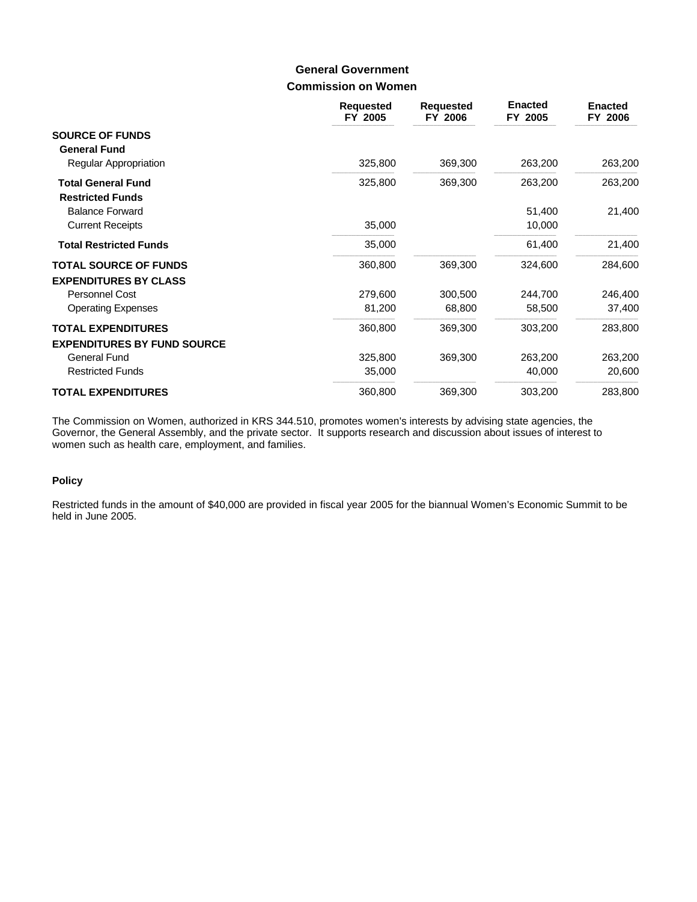## General Government

### Commission on Women

| | Requested FY 2005 | Requested FY 2006 | Enacted FY 2005 | Enacted FY 2006 |
|---|---|---|---|---|
| **SOURCE OF FUNDS** | | | | |
| **General Fund** | | | | |
| Regular Appropriation | 325,800 | 369,300 | 263,200 | 263,200 |
| **Total General Fund** | 325,800 | 369,300 | 263,200 | 263,200 |
| **Restricted Funds** | | | | |
| Balance Forward | | | 51,400 | 21,400 |
| Current Receipts | 35,000 | | 10,000 | |
| **Total Restricted Funds** | 35,000 | | 61,400 | 21,400 |
| **TOTAL SOURCE OF FUNDS** | 360,800 | 369,300 | 324,600 | 284,600 |
| **EXPENDITURES BY CLASS** | | | | |
| Personnel Cost | 279,600 | 300,500 | 244,700 | 246,400 |
| Operating Expenses | 81,200 | 68,800 | 58,500 | 37,400 |
| **TOTAL EXPENDITURES** | 360,800 | 369,300 | 303,200 | 283,800 |
| **EXPENDITURES BY FUND SOURCE** | | | | |
| General Fund | 325,800 | 369,300 | 263,200 | 263,200 |
| Restricted Funds | 35,000 | | 40,000 | 20,600 |
| **TOTAL EXPENDITURES** | 360,800 | 369,300 | 303,200 | 283,800 |

The Commission on Women, authorized in KRS 344.510, promotes women's interests by advising state agencies, the Governor, the General Assembly, and the private sector. It supports research and discussion about issues of interest to women such as health care, employment, and families.

#### Policy

Restricted funds in the amount of $40,000 are provided in fiscal year 2005 for the biannual Women's Economic Summit to be held in June 2005.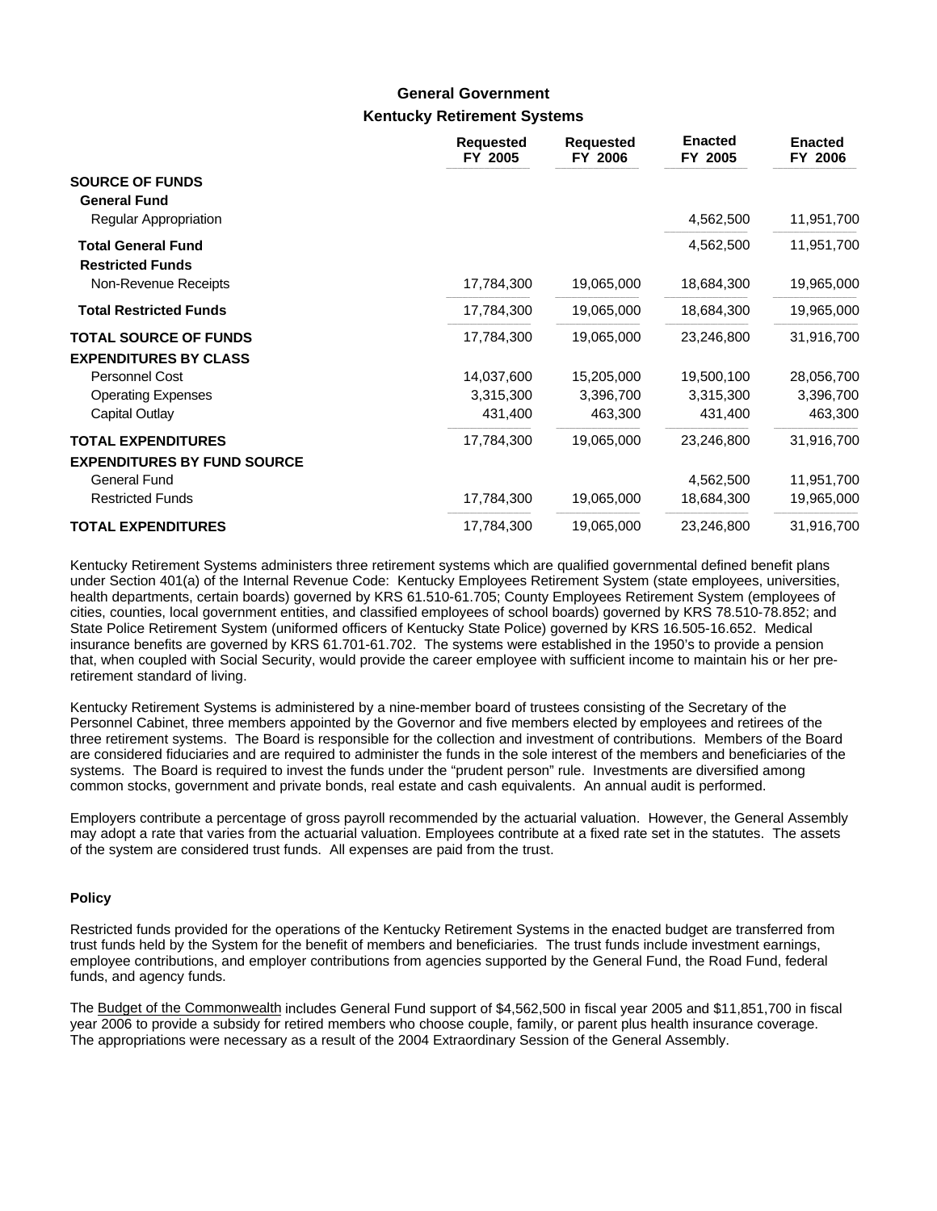## General Government

### Kentucky Retirement Systems

| | Requested FY 2005 | Requested FY 2006 | Enacted FY 2005 | Enacted FY 2006 |
|---|---|---|---|---|
| **SOURCE OF FUNDS** | | | | |
| **General Fund** | | | | |
| Regular Appropriation | | | 4,562,500 | 11,951,700 |
| **Total General Fund** | | | 4,562,500 | 11,951,700 |
| **Restricted Funds** | | | | |
| Non-Revenue Receipts | 17,784,300 | 19,065,000 | 18,684,300 | 19,965,000 |
| **Total Restricted Funds** | 17,784,300 | 19,065,000 | 18,684,300 | 19,965,000 |
| **TOTAL SOURCE OF FUNDS** | 17,784,300 | 19,065,000 | 23,246,800 | 31,916,700 |
| **EXPENDITURES BY CLASS** | | | | |
| Personnel Cost | 14,037,600 | 15,205,000 | 19,500,100 | 28,056,700 |
| Operating Expenses | 3,315,300 | 3,396,700 | 3,315,300 | 3,396,700 |
| Capital Outlay | 431,400 | 463,300 | 431,400 | 463,300 |
| **TOTAL EXPENDITURES** | 17,784,300 | 19,065,000 | 23,246,800 | 31,916,700 |
| **EXPENDITURES BY FUND SOURCE** | | | | |
| General Fund | | | 4,562,500 | 11,951,700 |
| Restricted Funds | 17,784,300 | 19,065,000 | 18,684,300 | 19,965,000 |
| **TOTAL EXPENDITURES** | 17,784,300 | 19,065,000 | 23,246,800 | 31,916,700 |

Kentucky Retirement Systems administers three retirement systems which are qualified governmental defined benefit plans under Section 401(a) of the Internal Revenue Code: Kentucky Employees Retirement System (state employees, universities, health departments, certain boards) governed by KRS 61.510-61.705; County Employees Retirement System (employees of cities, counties, local government entities, and classified employees of school boards) governed by KRS 78.510-78.852; and State Police Retirement System (uniformed officers of Kentucky State Police) governed by KRS 16.505-16.652. Medical insurance benefits are governed by KRS 61.701-61.702. The systems were established in the 1950's to provide a pension that, when coupled with Social Security, would provide the career employee with sufficient income to maintain his or her pre-retirement standard of living.

Kentucky Retirement Systems is administered by a nine-member board of trustees consisting of the Secretary of the Personnel Cabinet, three members appointed by the Governor and five members elected by employees and retirees of the three retirement systems. The Board is responsible for the collection and investment of contributions. Members of the Board are considered fiduciaries and are required to administer the funds in the sole interest of the members and beneficiaries of the systems. The Board is required to invest the funds under the "prudent person" rule. Investments are diversified among common stocks, government and private bonds, real estate and cash equivalents. An annual audit is performed.

Employers contribute a percentage of gross payroll recommended by the actuarial valuation. However, the General Assembly may adopt a rate that varies from the actuarial valuation. Employees contribute at a fixed rate set in the statutes. The assets of the system are considered trust funds. All expenses are paid from the trust.

#### Policy

Restricted funds provided for the operations of the Kentucky Retirement Systems in the enacted budget are transferred from trust funds held by the System for the benefit of members and beneficiaries. The trust funds include investment earnings, employee contributions, and employer contributions from agencies supported by the General Fund, the Road Fund, federal funds, and agency funds.

The Budget of the Commonwealth includes General Fund support of $4,562,500 in fiscal year 2005 and $11,851,700 in fiscal year 2006 to provide a subsidy for retired members who choose couple, family, or parent plus health insurance coverage. The appropriations were necessary as a result of the 2004 Extraordinary Session of the General Assembly.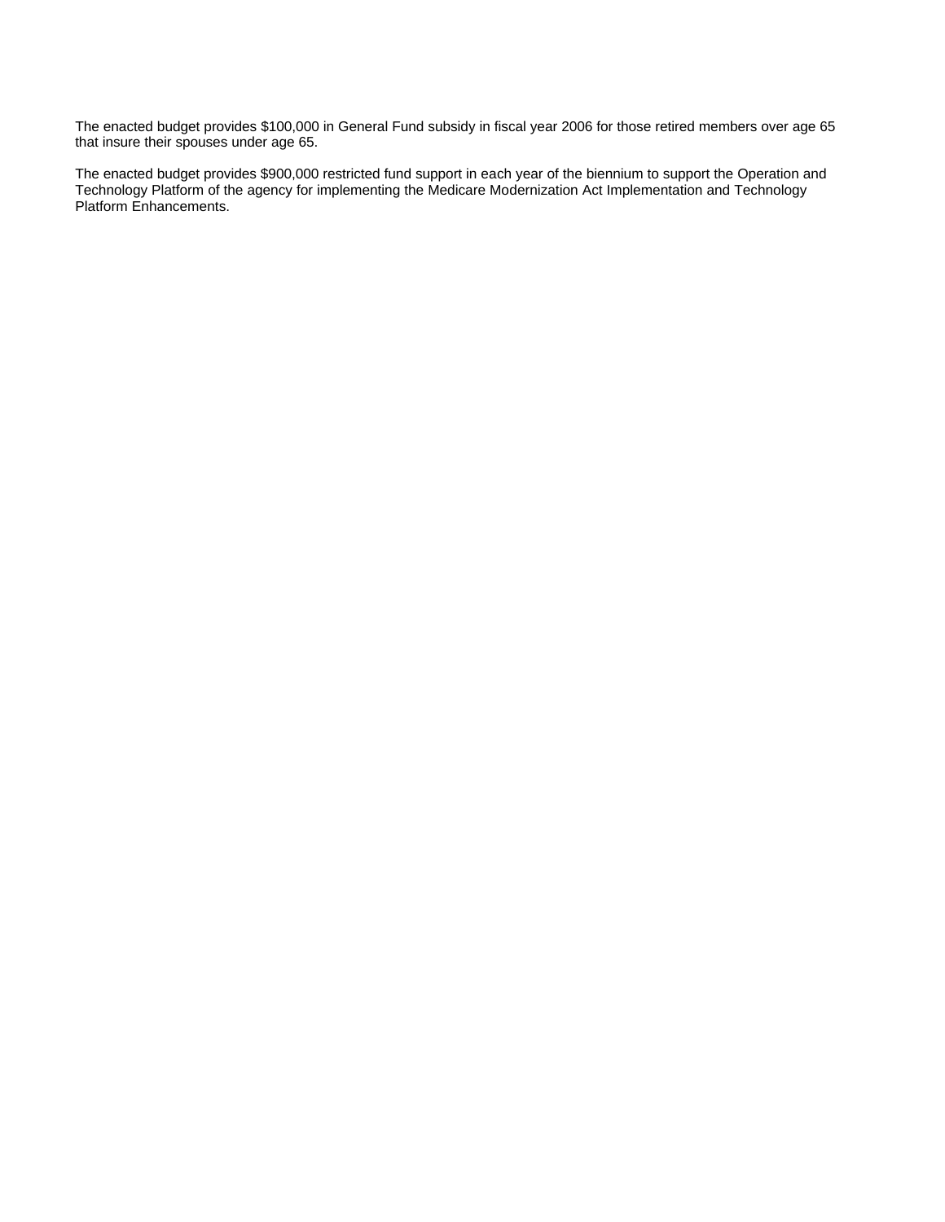The enacted budget provides $100,000 in General Fund subsidy in fiscal year 2006 for those retired members over age 65 that insure their spouses under age 65.

The enacted budget provides $900,000 restricted fund support in each year of the biennium to support the Operation and Technology Platform of the agency for implementing the Medicare Modernization Act Implementation and Technology Platform Enhancements.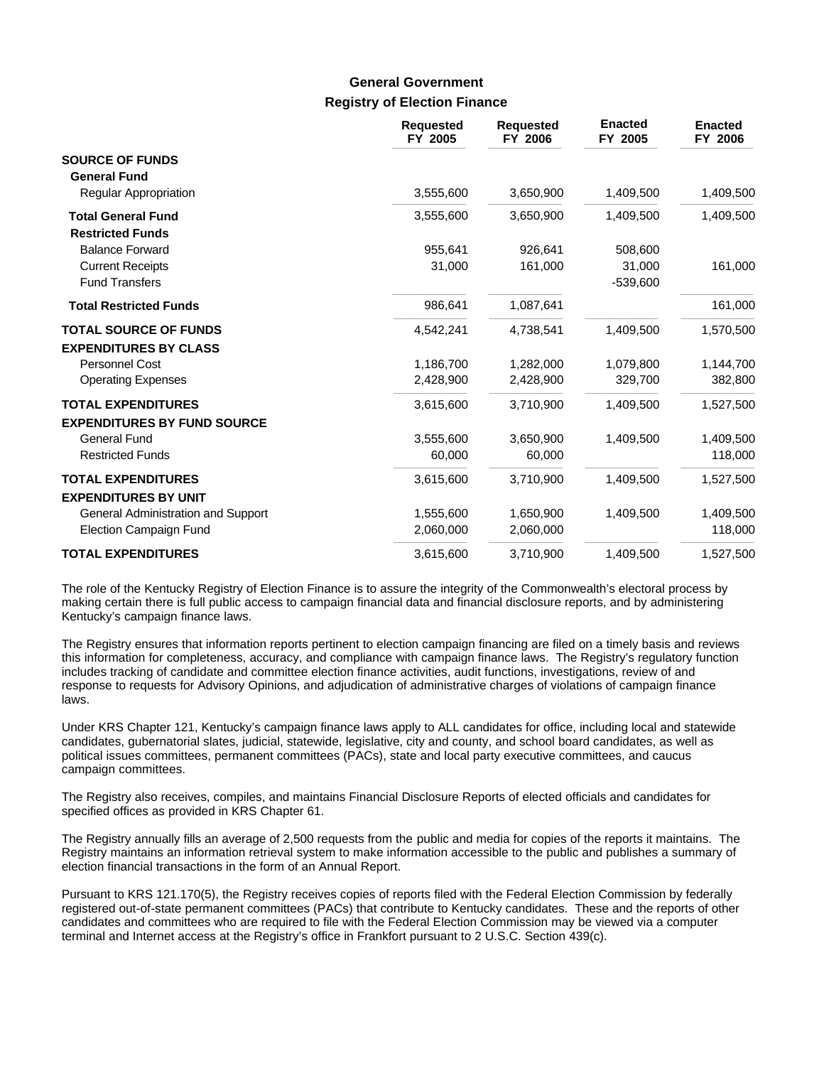## General Government

### Registry of Election Finance

| | Requested FY 2005 | Requested FY 2006 | Enacted FY 2005 | Enacted FY 2006 |
|---|---|---|---|---|
| **SOURCE OF FUNDS** | | | | |
| **General Fund** | | | | |
| Regular Appropriation | 3,555,600 | 3,650,900 | 1,409,500 | 1,409,500 |
| **Total General Fund** | 3,555,600 | 3,650,900 | 1,409,500 | 1,409,500 |
| **Restricted Funds** | | | | |
| Balance Forward | 955,641 | 926,641 | 508,600 | |
| Current Receipts | 31,000 | 161,000 | 31,000 | 161,000 |
| Fund Transfers | | | -539,600 | |
| **Total Restricted Funds** | 986,641 | 1,087,641 | | 161,000 |
| **TOTAL SOURCE OF FUNDS** | 4,542,241 | 4,738,541 | 1,409,500 | 1,570,500 |
| **EXPENDITURES BY CLASS** | | | | |
| Personnel Cost | 1,186,700 | 1,282,000 | 1,079,800 | 1,144,700 |
| Operating Expenses | 2,428,900 | 2,428,900 | 329,700 | 382,800 |
| **TOTAL EXPENDITURES** | 3,615,600 | 3,710,900 | 1,409,500 | 1,527,500 |
| **EXPENDITURES BY FUND SOURCE** | | | | |
| General Fund | 3,555,600 | 3,650,900 | 1,409,500 | 1,409,500 |
| Restricted Funds | 60,000 | 60,000 | | 118,000 |
| **TOTAL EXPENDITURES** | 3,615,600 | 3,710,900 | 1,409,500 | 1,527,500 |
| **EXPENDITURES BY UNIT** | | | | |
| General Administration and Support | 1,555,600 | 1,650,900 | 1,409,500 | 1,409,500 |
| Election Campaign Fund | 2,060,000 | 2,060,000 | | 118,000 |
| **TOTAL EXPENDITURES** | 3,615,600 | 3,710,900 | 1,409,500 | 1,527,500 |

The role of the Kentucky Registry of Election Finance is to assure the integrity of the Commonwealth's electoral process by making certain there is full public access to campaign financial data and financial disclosure reports, and by administering Kentucky's campaign finance laws.

The Registry ensures that information reports pertinent to election campaign financing are filed on a timely basis and reviews this information for completeness, accuracy, and compliance with campaign finance laws. The Registry's regulatory function includes tracking of candidate and committee election finance activities, audit functions, investigations, review of and response to requests for Advisory Opinions, and adjudication of administrative charges of violations of campaign finance laws.

Under KRS Chapter 121, Kentucky's campaign finance laws apply to ALL candidates for office, including local and statewide candidates, gubernatorial slates, judicial, statewide, legislative, city and county, and school board candidates, as well as political issues committees, permanent committees (PACs), state and local party executive committees, and caucus campaign committees.

The Registry also receives, compiles, and maintains Financial Disclosure Reports of elected officials and candidates for specified offices as provided in KRS Chapter 61.

The Registry annually fills an average of 2,500 requests from the public and media for copies of the reports it maintains. The Registry maintains an information retrieval system to make information accessible to the public and publishes a summary of election financial transactions in the form of an Annual Report.

Pursuant to KRS 121.170(5), the Registry receives copies of reports filed with the Federal Election Commission by federally registered out-of-state permanent committees (PACs) that contribute to Kentucky candidates. These and the reports of other candidates and committees who are required to file with the Federal Election Commission may be viewed via a computer terminal and Internet access at the Registry's office in Frankfort pursuant to 2 U.S.C. Section 439(c).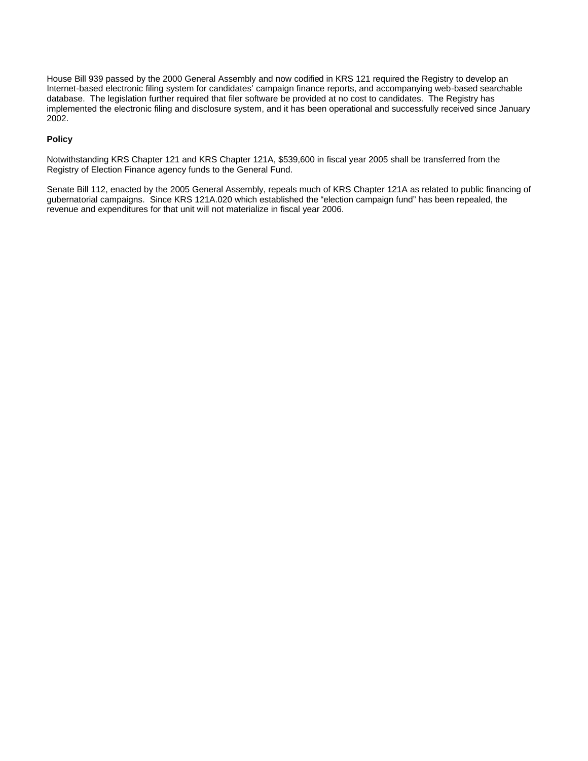House Bill 939 passed by the 2000 General Assembly and now codified in KRS 121 required the Registry to develop an Internet-based electronic filing system for candidates' campaign finance reports, and accompanying web-based searchable database. The legislation further required that filer software be provided at no cost to candidates. The Registry has implemented the electronic filing and disclosure system, and it has been operational and successfully received since January 2002.

**Policy**

Notwithstanding KRS Chapter 121 and KRS Chapter 121A, $539,600 in fiscal year 2005 shall be transferred from the Registry of Election Finance agency funds to the General Fund.

Senate Bill 112, enacted by the 2005 General Assembly, repeals much of KRS Chapter 121A as related to public financing of gubernatorial campaigns. Since KRS 121A.020 which established the "election campaign fund" has been repealed, the revenue and expenditures for that unit will not materialize in fiscal year 2006.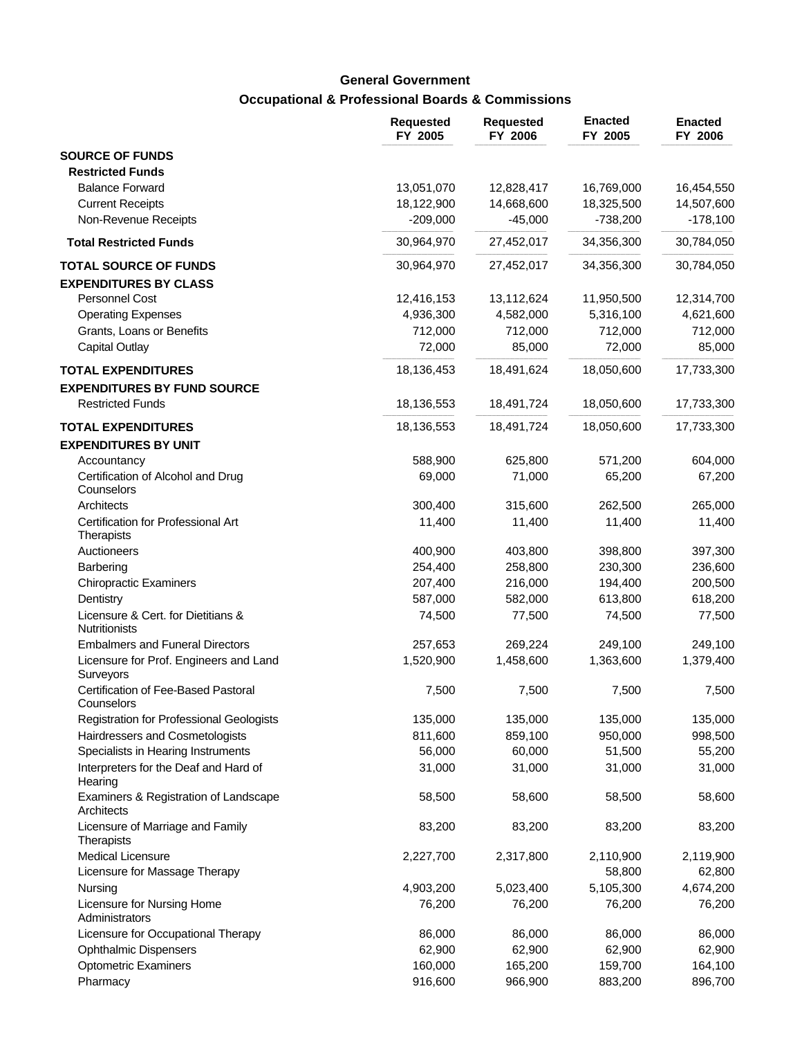## General Government

### Occupational & Professional Boards & Commissions

| | Requested FY 2005 | Requested FY 2006 | Enacted FY 2005 | Enacted FY 2006 |
|---|---|---|---|---|
| **SOURCE OF FUNDS** | | | | |
| **Restricted Funds** | | | | |
| Balance Forward | 13,051,070 | 12,828,417 | 16,769,000 | 16,454,550 |
| Current Receipts | 18,122,900 | 14,668,600 | 18,325,500 | 14,507,600 |
| Non-Revenue Receipts | -209,000 | -45,000 | -738,200 | -178,100 |
| **Total Restricted Funds** | 30,964,970 | 27,452,017 | 34,356,300 | 30,784,050 |
| **TOTAL SOURCE OF FUNDS** | 30,964,970 | 27,452,017 | 34,356,300 | 30,784,050 |
| **EXPENDITURES BY CLASS** | | | | |
| Personnel Cost | 12,416,153 | 13,112,624 | 11,950,500 | 12,314,700 |
| Operating Expenses | 4,936,300 | 4,582,000 | 5,316,100 | 4,621,600 |
| Grants, Loans or Benefits | 712,000 | 712,000 | 712,000 | 712,000 |
| Capital Outlay | 72,000 | 85,000 | 72,000 | 85,000 |
| **TOTAL EXPENDITURES** | 18,136,453 | 18,491,624 | 18,050,600 | 17,733,300 |
| **EXPENDITURES BY FUND SOURCE** | | | | |
| Restricted Funds | 18,136,553 | 18,491,724 | 18,050,600 | 17,733,300 |
| **TOTAL EXPENDITURES** | 18,136,553 | 18,491,724 | 18,050,600 | 17,733,300 |
| **EXPENDITURES BY UNIT** | | | | |
| Accountancy | 588,900 | 625,800 | 571,200 | 604,000 |
| Certification of Alcohol and Drug Counselors | 69,000 | 71,000 | 65,200 | 67,200 |
| Architects | 300,400 | 315,600 | 262,500 | 265,000 |
| Certification for Professional Art Therapists | 11,400 | 11,400 | 11,400 | 11,400 |
| Auctioneers | 400,900 | 403,800 | 398,800 | 397,300 |
| Barbering | 254,400 | 258,800 | 230,300 | 236,600 |
| Chiropractic Examiners | 207,400 | 216,000 | 194,400 | 200,500 |
| Dentistry | 587,000 | 582,000 | 613,800 | 618,200 |
| Licensure & Cert. for Dietitians & Nutritionists | 74,500 | 77,500 | 74,500 | 77,500 |
| Embalmers and Funeral Directors | 257,653 | 269,224 | 249,100 | 249,100 |
| Licensure for Prof. Engineers and Land Surveyors | 1,520,900 | 1,458,600 | 1,363,600 | 1,379,400 |
| Certification of Fee-Based Pastoral Counselors | 7,500 | 7,500 | 7,500 | 7,500 |
| Registration for Professional Geologists | 135,000 | 135,000 | 135,000 | 135,000 |
| Hairdressers and Cosmetologists | 811,600 | 859,100 | 950,000 | 998,500 |
| Specialists in Hearing Instruments | 56,000 | 60,000 | 51,500 | 55,200 |
| Interpreters for the Deaf and Hard of Hearing | 31,000 | 31,000 | 31,000 | 31,000 |
| Examiners & Registration of Landscape Architects | 58,500 | 58,600 | 58,500 | 58,600 |
| Licensure of Marriage and Family Therapists | 83,200 | 83,200 | 83,200 | 83,200 |
| Medical Licensure | 2,227,700 | 2,317,800 | 2,110,900 | 2,119,900 |
| Licensure for Massage Therapy | | | 58,800 | 62,800 |
| Nursing | 4,903,200 | 5,023,400 | 5,105,300 | 4,674,200 |
| Licensure for Nursing Home Administrators | 76,200 | 76,200 | 76,200 | 76,200 |
| Licensure for Occupational Therapy | 86,000 | 86,000 | 86,000 | 86,000 |
| Ophthalmic Dispensers | 62,900 | 62,900 | 62,900 | 62,900 |
| Optometric Examiners | 160,000 | 165,200 | 159,700 | 164,100 |
| Pharmacy | 916,600 | 966,900 | 883,200 | 896,700 |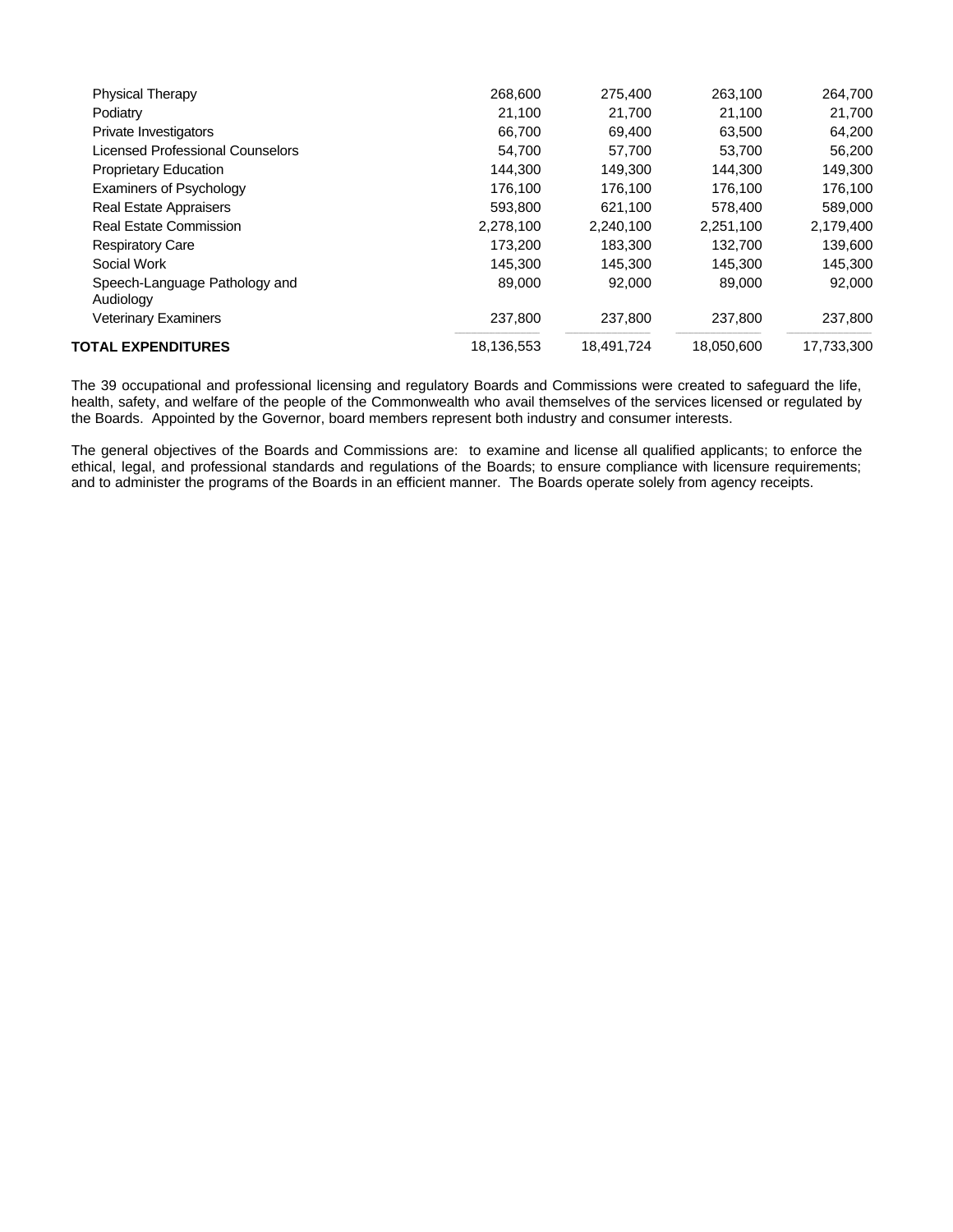| | | | | |
|---|---|---|---|---|
| Physical Therapy | 268,600 | 275,400 | 263,100 | 264,700 |
| Podiatry | 21,100 | 21,700 | 21,100 | 21,700 |
| Private Investigators | 66,700 | 69,400 | 63,500 | 64,200 |
| Licensed Professional Counselors | 54,700 | 57,700 | 53,700 | 56,200 |
| Proprietary Education | 144,300 | 149,300 | 144,300 | 149,300 |
| Examiners of Psychology | 176,100 | 176,100 | 176,100 | 176,100 |
| Real Estate Appraisers | 593,800 | 621,100 | 578,400 | 589,000 |
| Real Estate Commission | 2,278,100 | 2,240,100 | 2,251,100 | 2,179,400 |
| Respiratory Care | 173,200 | 183,300 | 132,700 | 139,600 |
| Social Work | 145,300 | 145,300 | 145,300 | 145,300 |
| Speech-Language Pathology and Audiology | 89,000 | 92,000 | 89,000 | 92,000 |
| Veterinary Examiners | 237,800 | 237,800 | 237,800 | 237,800 |
| **TOTAL EXPENDITURES** | 18,136,553 | 18,491,724 | 18,050,600 | 17,733,300 |

The 39 occupational and professional licensing and regulatory Boards and Commissions were created to safeguard the life, health, safety, and welfare of the people of the Commonwealth who avail themselves of the services licensed or regulated by the Boards. Appointed by the Governor, board members represent both industry and consumer interests.

The general objectives of the Boards and Commissions are: to examine and license all qualified applicants; to enforce the ethical, legal, and professional standards and regulations of the Boards; to ensure compliance with licensure requirements; and to administer the programs of the Boards in an efficient manner. The Boards operate solely from agency receipts.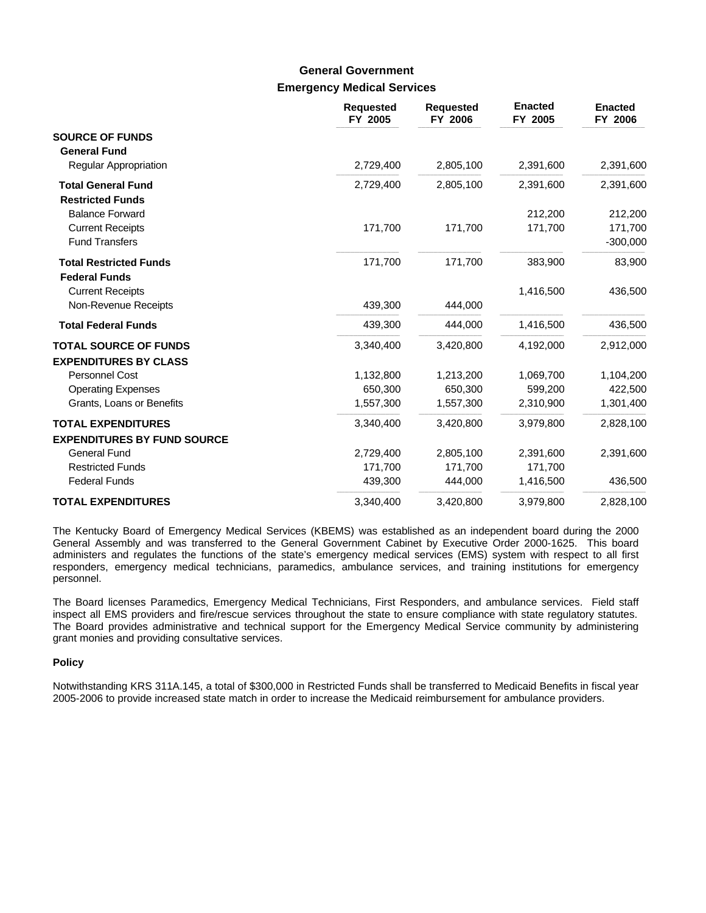## General Government

### Emergency Medical Services

| | Requested FY 2005 | Requested FY 2006 | Enacted FY 2005 | Enacted FY 2006 |
|---|---|---|---|---|
| **SOURCE OF FUNDS** | | | | |
| **General Fund** | | | | |
| Regular Appropriation | 2,729,400 | 2,805,100 | 2,391,600 | 2,391,600 |
| **Total General Fund** | 2,729,400 | 2,805,100 | 2,391,600 | 2,391,600 |
| **Restricted Funds** | | | | |
| Balance Forward | | | 212,200 | 212,200 |
| Current Receipts | 171,700 | 171,700 | 171,700 | 171,700 |
| Fund Transfers | | | | -300,000 |
| **Total Restricted Funds** | 171,700 | 171,700 | 383,900 | 83,900 |
| **Federal Funds** | | | | |
| Current Receipts | | | 1,416,500 | 436,500 |
| Non-Revenue Receipts | 439,300 | 444,000 | | |
| **Total Federal Funds** | 439,300 | 444,000 | 1,416,500 | 436,500 |
| **TOTAL SOURCE OF FUNDS** | 3,340,400 | 3,420,800 | 4,192,000 | 2,912,000 |
| **EXPENDITURES BY CLASS** | | | | |
| Personnel Cost | 1,132,800 | 1,213,200 | 1,069,700 | 1,104,200 |
| Operating Expenses | 650,300 | 650,300 | 599,200 | 422,500 |
| Grants, Loans or Benefits | 1,557,300 | 1,557,300 | 2,310,900 | 1,301,400 |
| **TOTAL EXPENDITURES** | 3,340,400 | 3,420,800 | 3,979,800 | 2,828,100 |
| **EXPENDITURES BY FUND SOURCE** | | | | |
| General Fund | 2,729,400 | 2,805,100 | 2,391,600 | 2,391,600 |
| Restricted Funds | 171,700 | 171,700 | 171,700 | |
| Federal Funds | 439,300 | 444,000 | 1,416,500 | 436,500 |
| **TOTAL EXPENDITURES** | 3,340,400 | 3,420,800 | 3,979,800 | 2,828,100 |

The Kentucky Board of Emergency Medical Services (KBEMS) was established as an independent board during the 2000 General Assembly and was transferred to the General Government Cabinet by Executive Order 2000-1625. This board administers and regulates the functions of the state's emergency medical services (EMS) system with respect to all first responders, emergency medical technicians, paramedics, ambulance services, and training institutions for emergency personnel.

The Board licenses Paramedics, Emergency Medical Technicians, First Responders, and ambulance services. Field staff inspect all EMS providers and fire/rescue services throughout the state to ensure compliance with state regulatory statutes. The Board provides administrative and technical support for the Emergency Medical Service community by administering grant monies and providing consultative services.

#### Policy

Notwithstanding KRS 311A.145, a total of $300,000 in Restricted Funds shall be transferred to Medicaid Benefits in fiscal year 2005-2006 to provide increased state match in order to increase the Medicaid reimbursement for ambulance providers.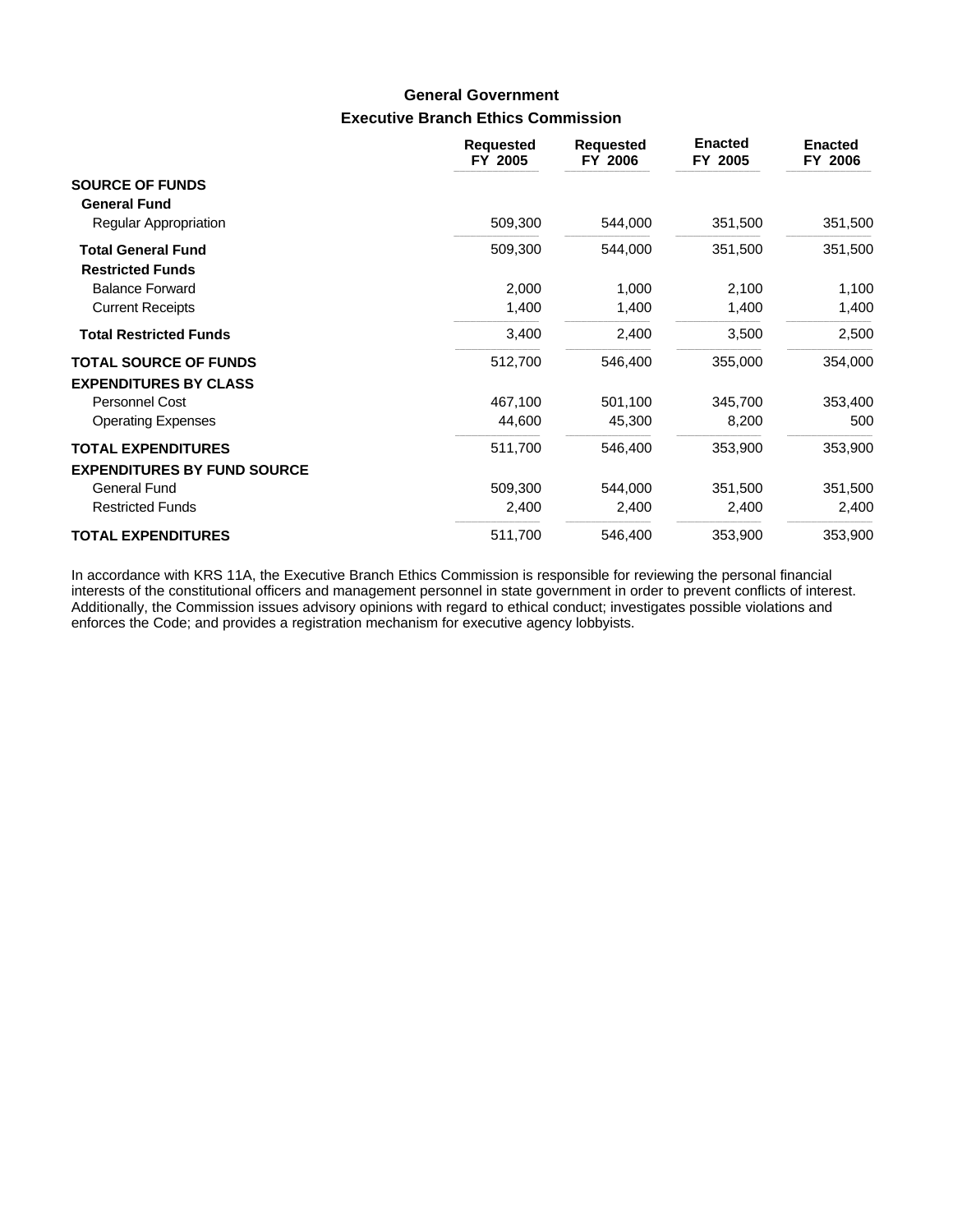## General Government

### Executive Branch Ethics Commission

| | Requested FY 2005 | Requested FY 2006 | Enacted FY 2005 | Enacted FY 2006 |
|---|---|---|---|---|
| **SOURCE OF FUNDS** | | | | |
| **General Fund** | | | | |
| Regular Appropriation | 509,300 | 544,000 | 351,500 | 351,500 |
| **Total General Fund** | 509,300 | 544,000 | 351,500 | 351,500 |
| **Restricted Funds** | | | | |
| Balance Forward | 2,000 | 1,000 | 2,100 | 1,100 |
| Current Receipts | 1,400 | 1,400 | 1,400 | 1,400 |
| **Total Restricted Funds** | 3,400 | 2,400 | 3,500 | 2,500 |
| **TOTAL SOURCE OF FUNDS** | 512,700 | 546,400 | 355,000 | 354,000 |
| **EXPENDITURES BY CLASS** | | | | |
| Personnel Cost | 467,100 | 501,100 | 345,700 | 353,400 |
| Operating Expenses | 44,600 | 45,300 | 8,200 | 500 |
| **TOTAL EXPENDITURES** | 511,700 | 546,400 | 353,900 | 353,900 |
| **EXPENDITURES BY FUND SOURCE** | | | | |
| General Fund | 509,300 | 544,000 | 351,500 | 351,500 |
| Restricted Funds | 2,400 | 2,400 | 2,400 | 2,400 |
| **TOTAL EXPENDITURES** | 511,700 | 546,400 | 353,900 | 353,900 |

In accordance with KRS 11A, the Executive Branch Ethics Commission is responsible for reviewing the personal financial interests of the constitutional officers and management personnel in state government in order to prevent conflicts of interest. Additionally, the Commission issues advisory opinions with regard to ethical conduct; investigates possible violations and enforces the Code; and provides a registration mechanism for executive agency lobbyists.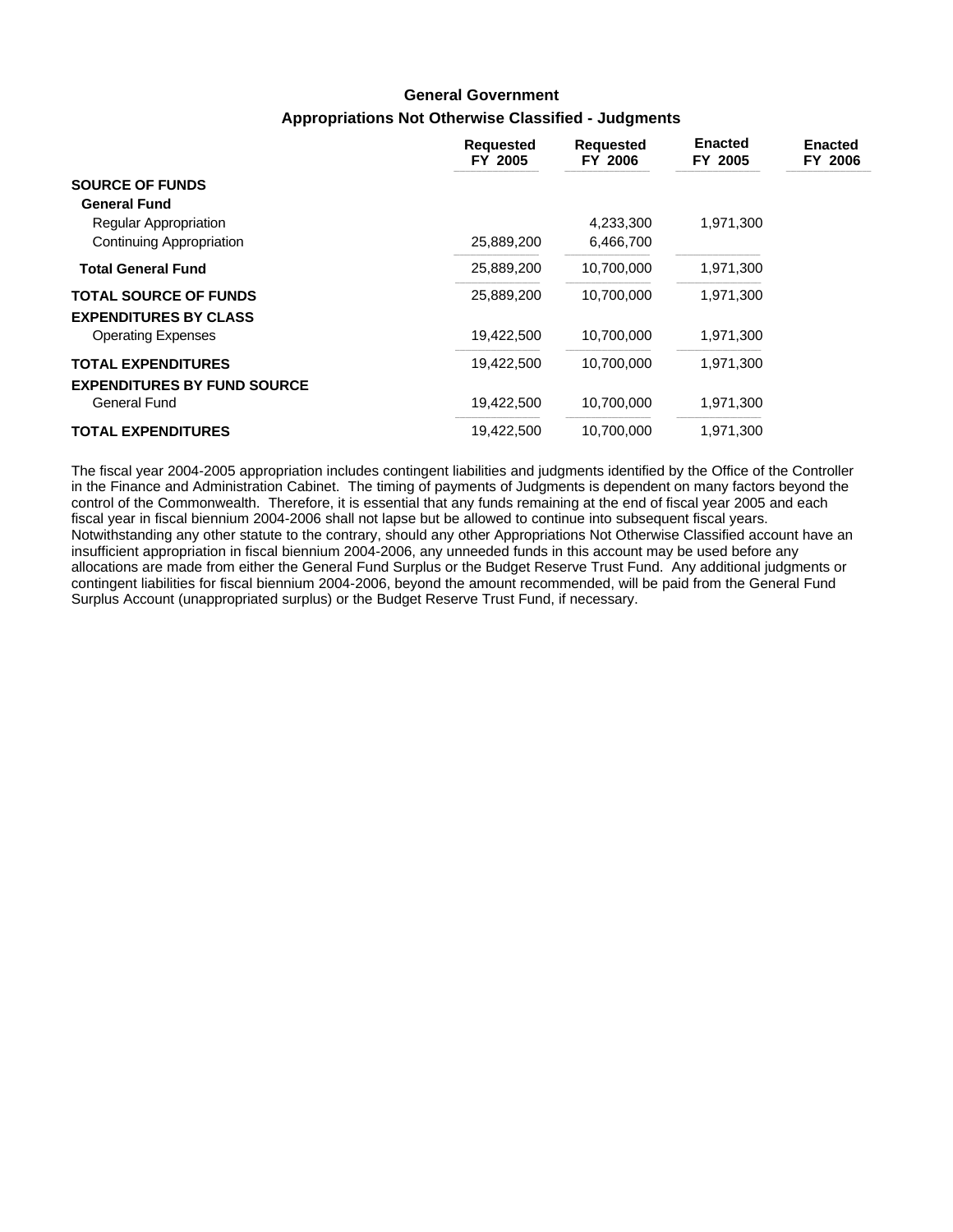## General Government

### Appropriations Not Otherwise Classified - Judgments

| | Requested FY 2005 | Requested FY 2006 | Enacted FY 2005 | Enacted FY 2006 |
|---|---|---|---|---|
| **SOURCE OF FUNDS** | | | | |
| **General Fund** | | | | |
| Regular Appropriation | | 4,233,300 | 1,971,300 | |
| Continuing Appropriation | 25,889,200 | 6,466,700 | | |
| **Total General Fund** | 25,889,200 | 10,700,000 | 1,971,300 | |
| **TOTAL SOURCE OF FUNDS** | 25,889,200 | 10,700,000 | 1,971,300 | |
| **EXPENDITURES BY CLASS** | | | | |
| Operating Expenses | 19,422,500 | 10,700,000 | 1,971,300 | |
| **TOTAL EXPENDITURES** | 19,422,500 | 10,700,000 | 1,971,300 | |
| **EXPENDITURES BY FUND SOURCE** | | | | |
| General Fund | 19,422,500 | 10,700,000 | 1,971,300 | |
| **TOTAL EXPENDITURES** | 19,422,500 | 10,700,000 | 1,971,300 | |

The fiscal year 2004-2005 appropriation includes contingent liabilities and judgments identified by the Office of the Controller in the Finance and Administration Cabinet. The timing of payments of Judgments is dependent on many factors beyond the control of the Commonwealth. Therefore, it is essential that any funds remaining at the end of fiscal year 2005 and each fiscal year in fiscal biennium 2004-2006 shall not lapse but be allowed to continue into subsequent fiscal years. Notwithstanding any other statute to the contrary, should any other Appropriations Not Otherwise Classified account have an insufficient appropriation in fiscal biennium 2004-2006, any unneeded funds in this account may be used before any allocations are made from either the General Fund Surplus or the Budget Reserve Trust Fund. Any additional judgments or contingent liabilities for fiscal biennium 2004-2006, beyond the amount recommended, will be paid from the General Fund Surplus Account (unappropriated surplus) or the Budget Reserve Trust Fund, if necessary.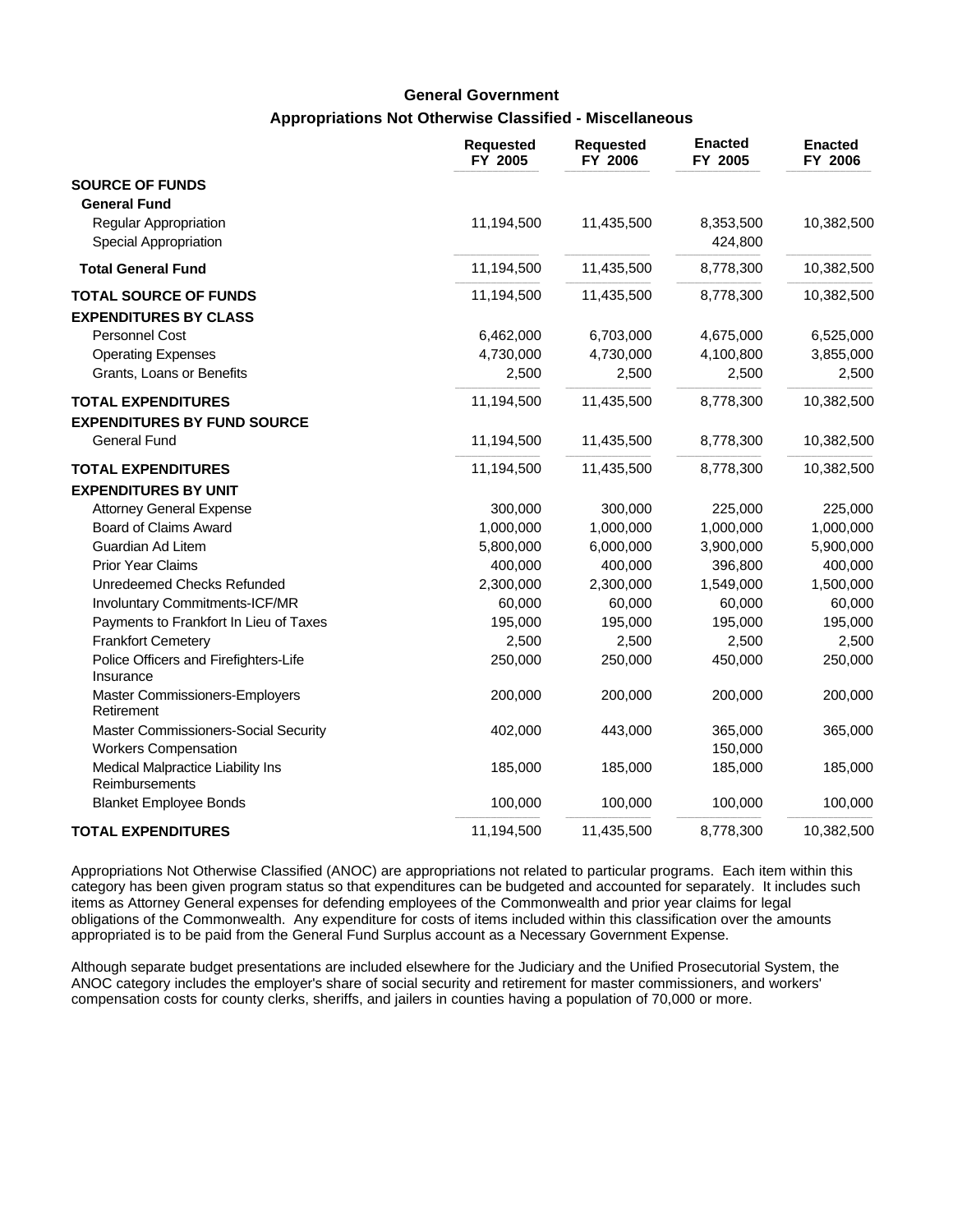## General Government

### Appropriations Not Otherwise Classified - Miscellaneous

| | Requested FY 2005 | Requested FY 2006 | Enacted FY 2005 | Enacted FY 2006 |
|---|---|---|---|---|
| **SOURCE OF FUNDS** | | | | |
| **General Fund** | | | | |
| Regular Appropriation | 11,194,500 | 11,435,500 | 8,353,500 | 10,382,500 |
| Special Appropriation | | | 424,800 | |
| **Total General Fund** | 11,194,500 | 11,435,500 | 8,778,300 | 10,382,500 |
| **TOTAL SOURCE OF FUNDS** | 11,194,500 | 11,435,500 | 8,778,300 | 10,382,500 |
| **EXPENDITURES BY CLASS** | | | | |
| Personnel Cost | 6,462,000 | 6,703,000 | 4,675,000 | 6,525,000 |
| Operating Expenses | 4,730,000 | 4,730,000 | 4,100,800 | 3,855,000 |
| Grants, Loans or Benefits | 2,500 | 2,500 | 2,500 | 2,500 |
| **TOTAL EXPENDITURES** | 11,194,500 | 11,435,500 | 8,778,300 | 10,382,500 |
| **EXPENDITURES BY FUND SOURCE** | | | | |
| General Fund | 11,194,500 | 11,435,500 | 8,778,300 | 10,382,500 |
| **TOTAL EXPENDITURES** | 11,194,500 | 11,435,500 | 8,778,300 | 10,382,500 |
| **EXPENDITURES BY UNIT** | | | | |
| Attorney General Expense | 300,000 | 300,000 | 225,000 | 225,000 |
| Board of Claims Award | 1,000,000 | 1,000,000 | 1,000,000 | 1,000,000 |
| Guardian Ad Litem | 5,800,000 | 6,000,000 | 3,900,000 | 5,900,000 |
| Prior Year Claims | 400,000 | 400,000 | 396,800 | 400,000 |
| Unredeemed Checks Refunded | 2,300,000 | 2,300,000 | 1,549,000 | 1,500,000 |
| Involuntary Commitments-ICF/MR | 60,000 | 60,000 | 60,000 | 60,000 |
| Payments to Frankfort In Lieu of Taxes | 195,000 | 195,000 | 195,000 | 195,000 |
| Frankfort Cemetery | 2,500 | 2,500 | 2,500 | 2,500 |
| Police Officers and Firefighters-Life Insurance | 250,000 | 250,000 | 450,000 | 250,000 |
| Master Commissioners-Employers Retirement | 200,000 | 200,000 | 200,000 | 200,000 |
| Master Commissioners-Social Security | 402,000 | 443,000 | 365,000 | 365,000 |
| Workers Compensation | | | 150,000 | |
| Medical Malpractice Liability Ins Reimbursements | 185,000 | 185,000 | 185,000 | 185,000 |
| Blanket Employee Bonds | 100,000 | 100,000 | 100,000 | 100,000 |
| **TOTAL EXPENDITURES** | 11,194,500 | 11,435,500 | 8,778,300 | 10,382,500 |

Appropriations Not Otherwise Classified (ANOC) are appropriations not related to particular programs. Each item within this category has been given program status so that expenditures can be budgeted and accounted for separately. It includes such items as Attorney General expenses for defending employees of the Commonwealth and prior year claims for legal obligations of the Commonwealth. Any expenditure for costs of items included within this classification over the amounts appropriated is to be paid from the General Fund Surplus account as a Necessary Government Expense.

Although separate budget presentations are included elsewhere for the Judiciary and the Unified Prosecutorial System, the ANOC category includes the employer's share of social security and retirement for master commissioners, and workers' compensation costs for county clerks, sheriffs, and jailers in counties having a population of 70,000 or more.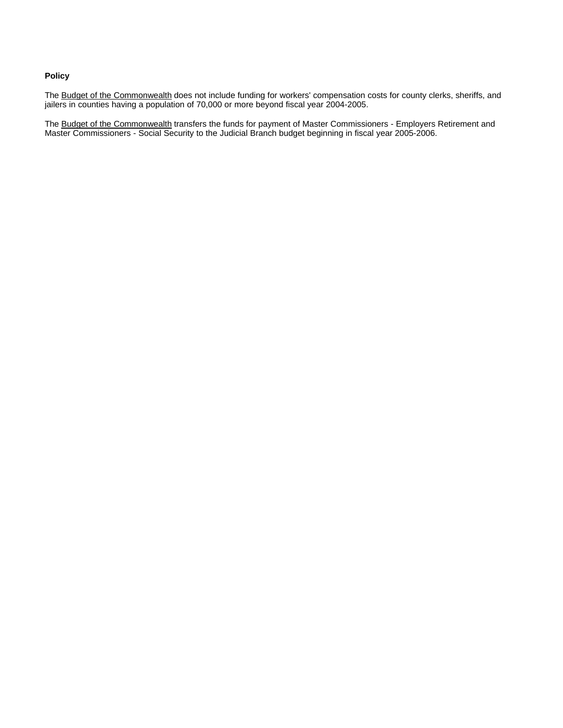**Policy**

The Budget of the Commonwealth does not include funding for workers' compensation costs for county clerks, sheriffs, and jailers in counties having a population of 70,000 or more beyond fiscal year 2004-2005.

The Budget of the Commonwealth transfers the funds for payment of Master Commissioners - Employers Retirement and Master Commissioners - Social Security to the Judicial Branch budget beginning in fiscal year 2005-2006.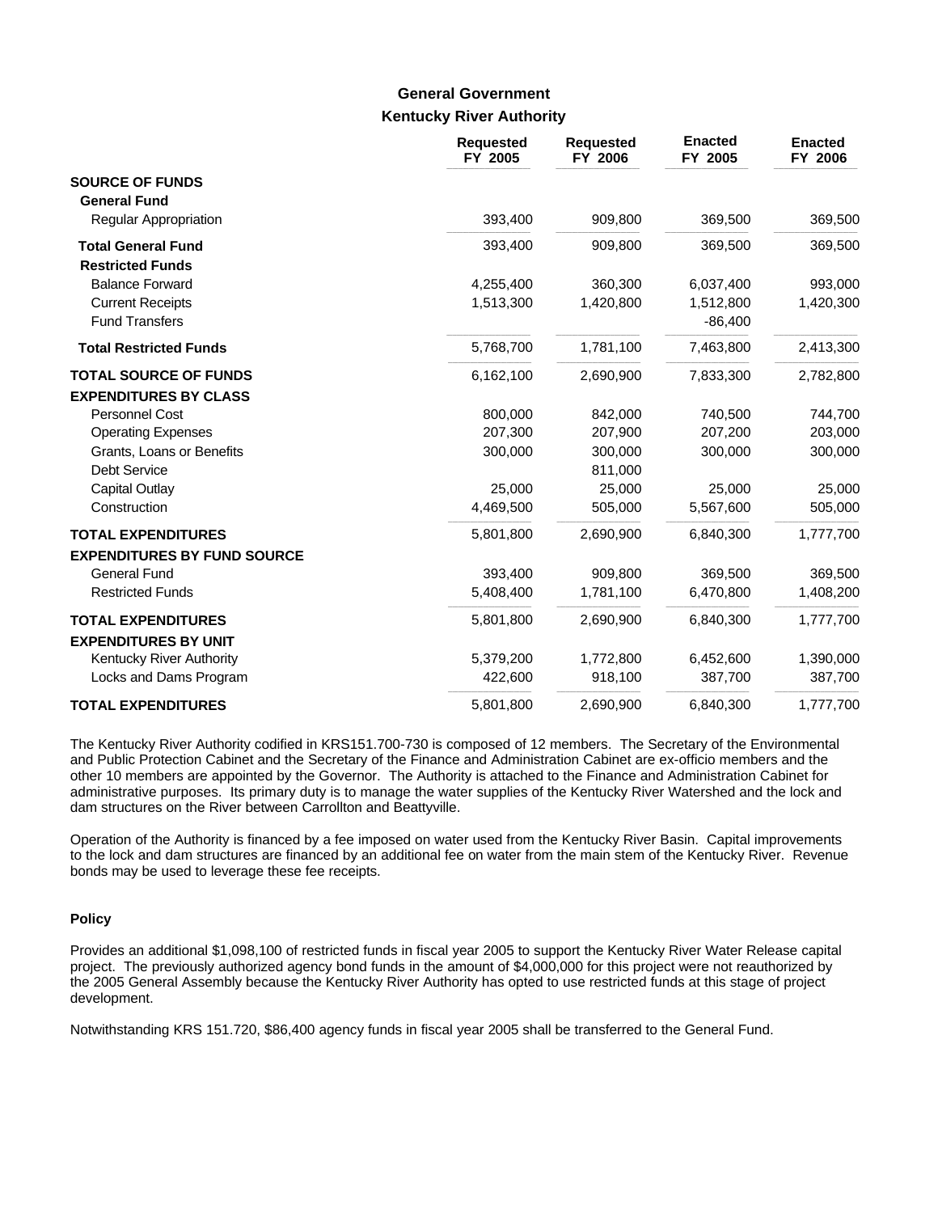## General Government

### Kentucky River Authority

| | Requested FY 2005 | Requested FY 2006 | Enacted FY 2005 | Enacted FY 2006 |
|---|---|---|---|---|
| **SOURCE OF FUNDS** | | | | |
| **General Fund** | | | | |
| Regular Appropriation | 393,400 | 909,800 | 369,500 | 369,500 |
| **Total General Fund** | 393,400 | 909,800 | 369,500 | 369,500 |
| **Restricted Funds** | | | | |
| Balance Forward | 4,255,400 | 360,300 | 6,037,400 | 993,000 |
| Current Receipts | 1,513,300 | 1,420,800 | 1,512,800 | 1,420,300 |
| Fund Transfers | | | -86,400 | |
| **Total Restricted Funds** | 5,768,700 | 1,781,100 | 7,463,800 | 2,413,300 |
| **TOTAL SOURCE OF FUNDS** | 6,162,100 | 2,690,900 | 7,833,300 | 2,782,800 |
| **EXPENDITURES BY CLASS** | | | | |
| Personnel Cost | 800,000 | 842,000 | 740,500 | 744,700 |
| Operating Expenses | 207,300 | 207,900 | 207,200 | 203,000 |
| Grants, Loans or Benefits | 300,000 | 300,000 | 300,000 | 300,000 |
| Debt Service | | 811,000 | | |
| Capital Outlay | 25,000 | 25,000 | 25,000 | 25,000 |
| Construction | 4,469,500 | 505,000 | 5,567,600 | 505,000 |
| **TOTAL EXPENDITURES** | 5,801,800 | 2,690,900 | 6,840,300 | 1,777,700 |
| **EXPENDITURES BY FUND SOURCE** | | | | |
| General Fund | 393,400 | 909,800 | 369,500 | 369,500 |
| Restricted Funds | 5,408,400 | 1,781,100 | 6,470,800 | 1,408,200 |
| **TOTAL EXPENDITURES** | 5,801,800 | 2,690,900 | 6,840,300 | 1,777,700 |
| **EXPENDITURES BY UNIT** | | | | |
| Kentucky River Authority | 5,379,200 | 1,772,800 | 6,452,600 | 1,390,000 |
| Locks and Dams Program | 422,600 | 918,100 | 387,700 | 387,700 |
| **TOTAL EXPENDITURES** | 5,801,800 | 2,690,900 | 6,840,300 | 1,777,700 |

The Kentucky River Authority codified in KRS151.700-730 is composed of 12 members. The Secretary of the Environmental and Public Protection Cabinet and the Secretary of the Finance and Administration Cabinet are ex-officio members and the other 10 members are appointed by the Governor. The Authority is attached to the Finance and Administration Cabinet for administrative purposes. Its primary duty is to manage the water supplies of the Kentucky River Watershed and the lock and dam structures on the River between Carrollton and Beattyville.

Operation of the Authority is financed by a fee imposed on water used from the Kentucky River Basin. Capital improvements to the lock and dam structures are financed by an additional fee on water from the main stem of the Kentucky River. Revenue bonds may be used to leverage these fee receipts.

#### Policy

Provides an additional $1,098,100 of restricted funds in fiscal year 2005 to support the Kentucky River Water Release capital project. The previously authorized agency bond funds in the amount of $4,000,000 for this project were not reauthorized by the 2005 General Assembly because the Kentucky River Authority has opted to use restricted funds at this stage of project development.

Notwithstanding KRS 151.720, $86,400 agency funds in fiscal year 2005 shall be transferred to the General Fund.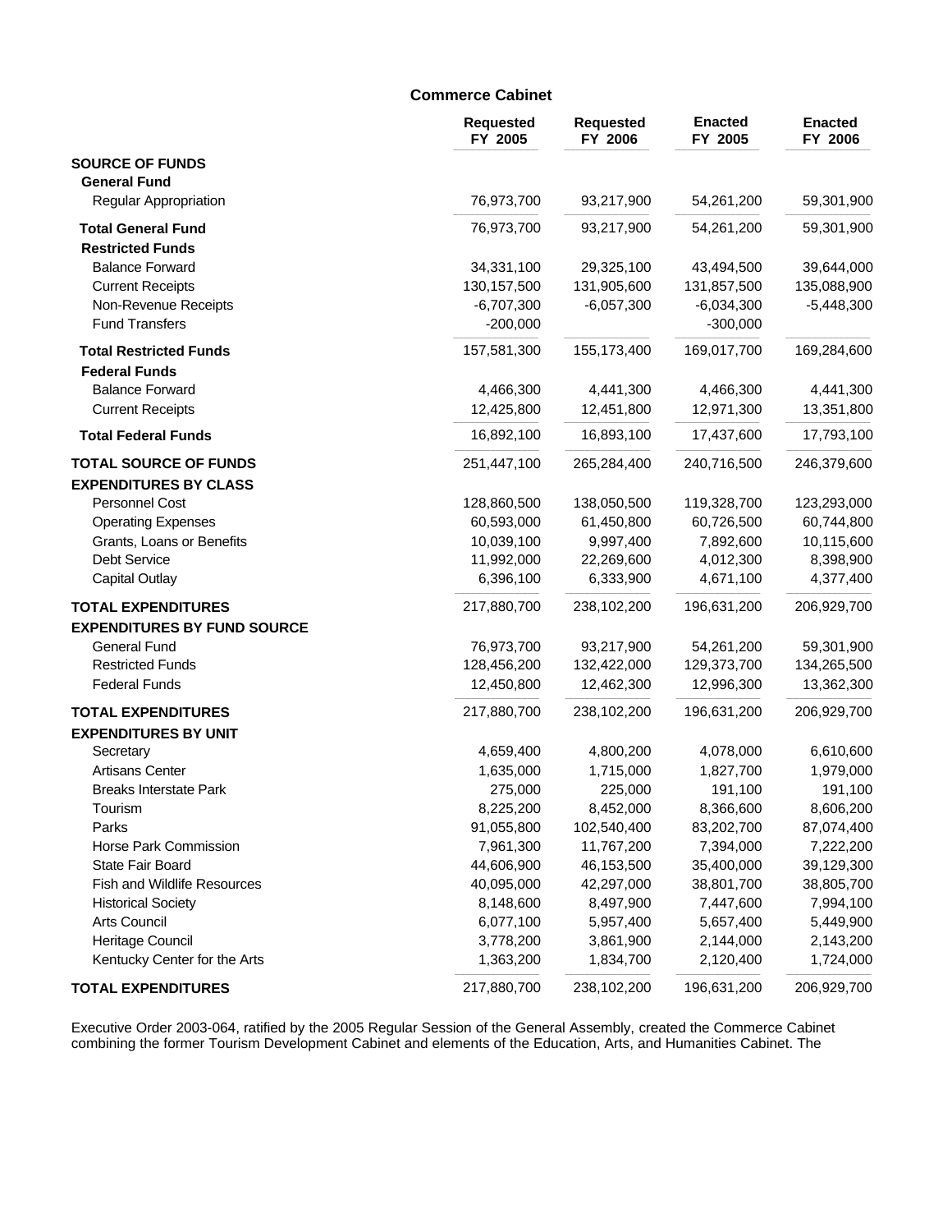## Commerce Cabinet

| | Requested FY 2005 | Requested FY 2006 | Enacted FY 2005 | Enacted FY 2006 |
|---|---|---|---|---|
| **SOURCE OF FUNDS** | | | | |
| **General Fund** | | | | |
| Regular Appropriation | 76,973,700 | 93,217,900 | 54,261,200 | 59,301,900 |
| **Total General Fund** | 76,973,700 | 93,217,900 | 54,261,200 | 59,301,900 |
| **Restricted Funds** | | | | |
| Balance Forward | 34,331,100 | 29,325,100 | 43,494,500 | 39,644,000 |
| Current Receipts | 130,157,500 | 131,905,600 | 131,857,500 | 135,088,900 |
| Non-Revenue Receipts | -6,707,300 | -6,057,300 | -6,034,300 | -5,448,300 |
| Fund Transfers | -200,000 | | -300,000 | |
| **Total Restricted Funds** | 157,581,300 | 155,173,400 | 169,017,700 | 169,284,600 |
| **Federal Funds** | | | | |
| Balance Forward | 4,466,300 | 4,441,300 | 4,466,300 | 4,441,300 |
| Current Receipts | 12,425,800 | 12,451,800 | 12,971,300 | 13,351,800 |
| **Total Federal Funds** | 16,892,100 | 16,893,100 | 17,437,600 | 17,793,100 |
| **TOTAL SOURCE OF FUNDS** | 251,447,100 | 265,284,400 | 240,716,500 | 246,379,600 |
| **EXPENDITURES BY CLASS** | | | | |
| Personnel Cost | 128,860,500 | 138,050,500 | 119,328,700 | 123,293,000 |
| Operating Expenses | 60,593,000 | 61,450,800 | 60,726,500 | 60,744,800 |
| Grants, Loans or Benefits | 10,039,100 | 9,997,400 | 7,892,600 | 10,115,600 |
| Debt Service | 11,992,000 | 22,269,600 | 4,012,300 | 8,398,900 |
| Capital Outlay | 6,396,100 | 6,333,900 | 4,671,100 | 4,377,400 |
| **TOTAL EXPENDITURES** | 217,880,700 | 238,102,200 | 196,631,200 | 206,929,700 |
| **EXPENDITURES BY FUND SOURCE** | | | | |
| General Fund | 76,973,700 | 93,217,900 | 54,261,200 | 59,301,900 |
| Restricted Funds | 128,456,200 | 132,422,000 | 129,373,700 | 134,265,500 |
| Federal Funds | 12,450,800 | 12,462,300 | 12,996,300 | 13,362,300 |
| **TOTAL EXPENDITURES** | 217,880,700 | 238,102,200 | 196,631,200 | 206,929,700 |
| **EXPENDITURES BY UNIT** | | | | |
| Secretary | 4,659,400 | 4,800,200 | 4,078,000 | 6,610,600 |
| Artisans Center | 1,635,000 | 1,715,000 | 1,827,700 | 1,979,000 |
| Breaks Interstate Park | 275,000 | 225,000 | 191,100 | 191,100 |
| Tourism | 8,225,200 | 8,452,000 | 8,366,600 | 8,606,200 |
| Parks | 91,055,800 | 102,540,400 | 83,202,700 | 87,074,400 |
| Horse Park Commission | 7,961,300 | 11,767,200 | 7,394,000 | 7,222,200 |
| State Fair Board | 44,606,900 | 46,153,500 | 35,400,000 | 39,129,300 |
| Fish and Wildlife Resources | 40,095,000 | 42,297,000 | 38,801,700 | 38,805,700 |
| Historical Society | 8,148,600 | 8,497,900 | 7,447,600 | 7,994,100 |
| Arts Council | 6,077,100 | 5,957,400 | 5,657,400 | 5,449,900 |
| Heritage Council | 3,778,200 | 3,861,900 | 2,144,000 | 2,143,200 |
| Kentucky Center for the Arts | 1,363,200 | 1,834,700 | 2,120,400 | 1,724,000 |
| **TOTAL EXPENDITURES** | 217,880,700 | 238,102,200 | 196,631,200 | 206,929,700 |

Executive Order 2003-064, ratified by the 2005 Regular Session of the General Assembly, created the Commerce Cabinet combining the former Tourism Development Cabinet and elements of the Education, Arts, and Humanities Cabinet. The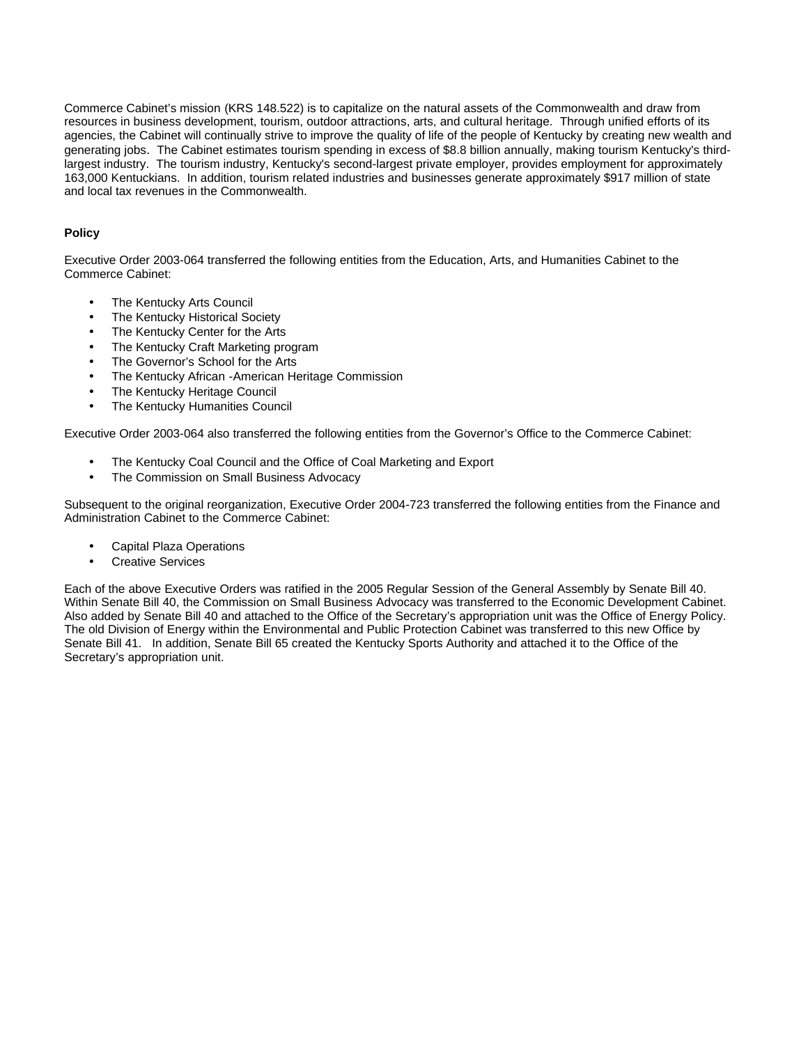Commerce Cabinet's mission (KRS 148.522) is to capitalize on the natural assets of the Commonwealth and draw from resources in business development, tourism, outdoor attractions, arts, and cultural heritage. Through unified efforts of its agencies, the Cabinet will continually strive to improve the quality of life of the people of Kentucky by creating new wealth and generating jobs. The Cabinet estimates tourism spending in excess of $8.8 billion annually, making tourism Kentucky's third-largest industry. The tourism industry, Kentucky's second-largest private employer, provides employment for approximately 163,000 Kentuckians. In addition, tourism related industries and businesses generate approximately $917 million of state and local tax revenues in the Commonwealth.

**Policy**

Executive Order 2003-064 transferred the following entities from the Education, Arts, and Humanities Cabinet to the Commerce Cabinet:

- The Kentucky Arts Council
- The Kentucky Historical Society
- The Kentucky Center for the Arts
- The Kentucky Craft Marketing program
- The Governor's School for the Arts
- The Kentucky African -American Heritage Commission
- The Kentucky Heritage Council
- The Kentucky Humanities Council

Executive Order 2003-064 also transferred the following entities from the Governor's Office to the Commerce Cabinet:

- The Kentucky Coal Council and the Office of Coal Marketing and Export
- The Commission on Small Business Advocacy

Subsequent to the original reorganization, Executive Order 2004-723 transferred the following entities from the Finance and Administration Cabinet to the Commerce Cabinet:

- Capital Plaza Operations
- Creative Services

Each of the above Executive Orders was ratified in the 2005 Regular Session of the General Assembly by Senate Bill 40. Within Senate Bill 40, the Commission on Small Business Advocacy was transferred to the Economic Development Cabinet. Also added by Senate Bill 40 and attached to the Office of the Secretary's appropriation unit was the Office of Energy Policy. The old Division of Energy within the Environmental and Public Protection Cabinet was transferred to this new Office by Senate Bill 41. In addition, Senate Bill 65 created the Kentucky Sports Authority and attached it to the Office of the Secretary's appropriation unit.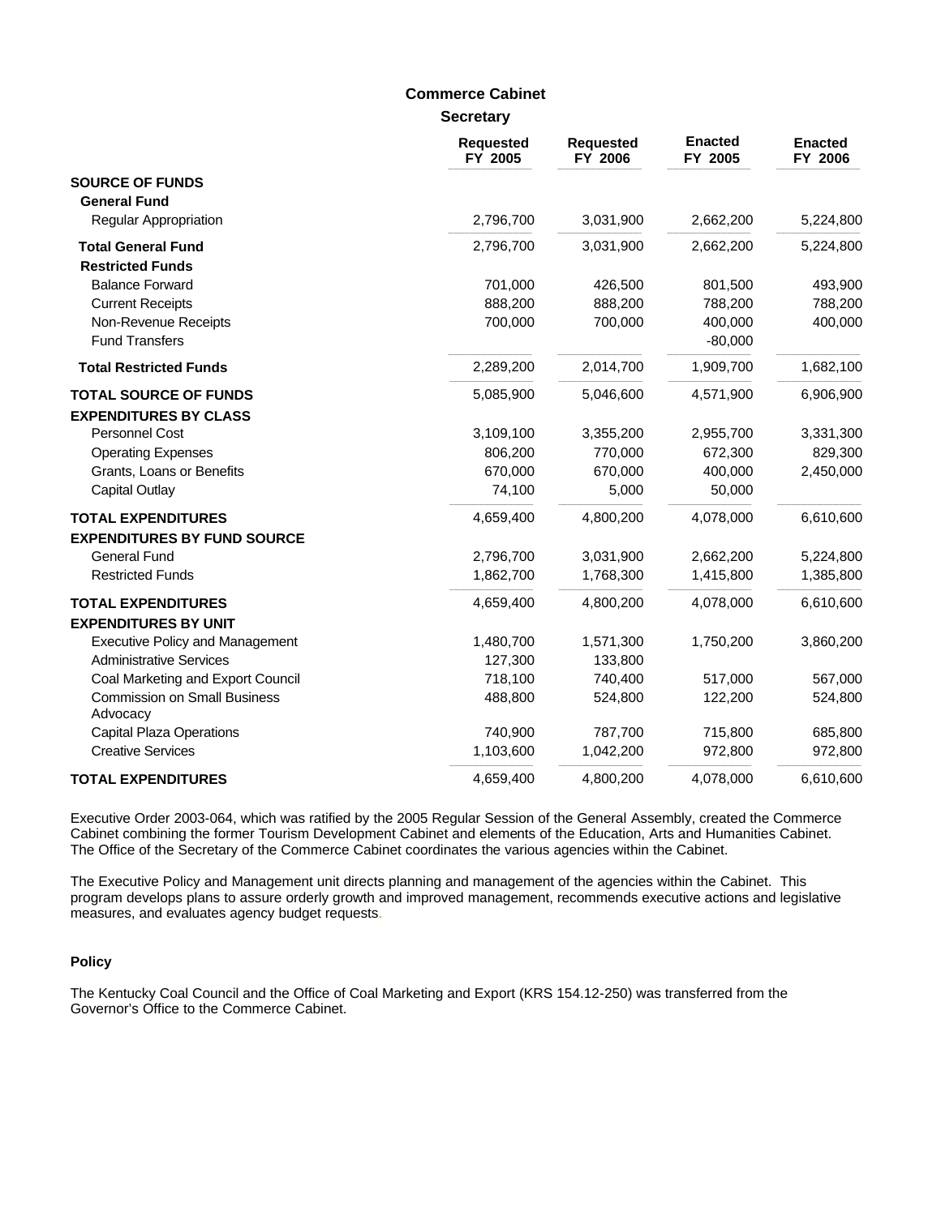## Commerce Cabinet

### Secretary

| | Requested FY 2005 | Requested FY 2006 | Enacted FY 2005 | Enacted FY 2006 |
|---|---|---|---|---|
| **SOURCE OF FUNDS** | | | | |
| **General Fund** | | | | |
| Regular Appropriation | 2,796,700 | 3,031,900 | 2,662,200 | 5,224,800 |
| **Total General Fund** | 2,796,700 | 3,031,900 | 2,662,200 | 5,224,800 |
| **Restricted Funds** | | | | |
| Balance Forward | 701,000 | 426,500 | 801,500 | 493,900 |
| Current Receipts | 888,200 | 888,200 | 788,200 | 788,200 |
| Non-Revenue Receipts | 700,000 | 700,000 | 400,000 | 400,000 |
| Fund Transfers | | | -80,000 | |
| **Total Restricted Funds** | 2,289,200 | 2,014,700 | 1,909,700 | 1,682,100 |
| **TOTAL SOURCE OF FUNDS** | 5,085,900 | 5,046,600 | 4,571,900 | 6,906,900 |
| **EXPENDITURES BY CLASS** | | | | |
| Personnel Cost | 3,109,100 | 3,355,200 | 2,955,700 | 3,331,300 |
| Operating Expenses | 806,200 | 770,000 | 672,300 | 829,300 |
| Grants, Loans or Benefits | 670,000 | 670,000 | 400,000 | 2,450,000 |
| Capital Outlay | 74,100 | 5,000 | 50,000 | |
| **TOTAL EXPENDITURES** | 4,659,400 | 4,800,200 | 4,078,000 | 6,610,600 |
| **EXPENDITURES BY FUND SOURCE** | | | | |
| General Fund | 2,796,700 | 3,031,900 | 2,662,200 | 5,224,800 |
| Restricted Funds | 1,862,700 | 1,768,300 | 1,415,800 | 1,385,800 |
| **TOTAL EXPENDITURES** | 4,659,400 | 4,800,200 | 4,078,000 | 6,610,600 |
| **EXPENDITURES BY UNIT** | | | | |
| Executive Policy and Management | 1,480,700 | 1,571,300 | 1,750,200 | 3,860,200 |
| Administrative Services | 127,300 | 133,800 | | |
| Coal Marketing and Export Council | 718,100 | 740,400 | 517,000 | 567,000 |
| Commission on Small Business Advocacy | 488,800 | 524,800 | 122,200 | 524,800 |
| Capital Plaza Operations | 740,900 | 787,700 | 715,800 | 685,800 |
| Creative Services | 1,103,600 | 1,042,200 | 972,800 | 972,800 |
| **TOTAL EXPENDITURES** | 4,659,400 | 4,800,200 | 4,078,000 | 6,610,600 |

Executive Order 2003-064, which was ratified by the 2005 Regular Session of the General Assembly, created the Commerce Cabinet combining the former Tourism Development Cabinet and elements of the Education, Arts and Humanities Cabinet. The Office of the Secretary of the Commerce Cabinet coordinates the various agencies within the Cabinet.

The Executive Policy and Management unit directs planning and management of the agencies within the Cabinet. This program develops plans to assure orderly growth and improved management, recommends executive actions and legislative measures, and evaluates agency budget requests.

**Policy**

The Kentucky Coal Council and the Office of Coal Marketing and Export (KRS 154.12-250) was transferred from the Governor's Office to the Commerce Cabinet.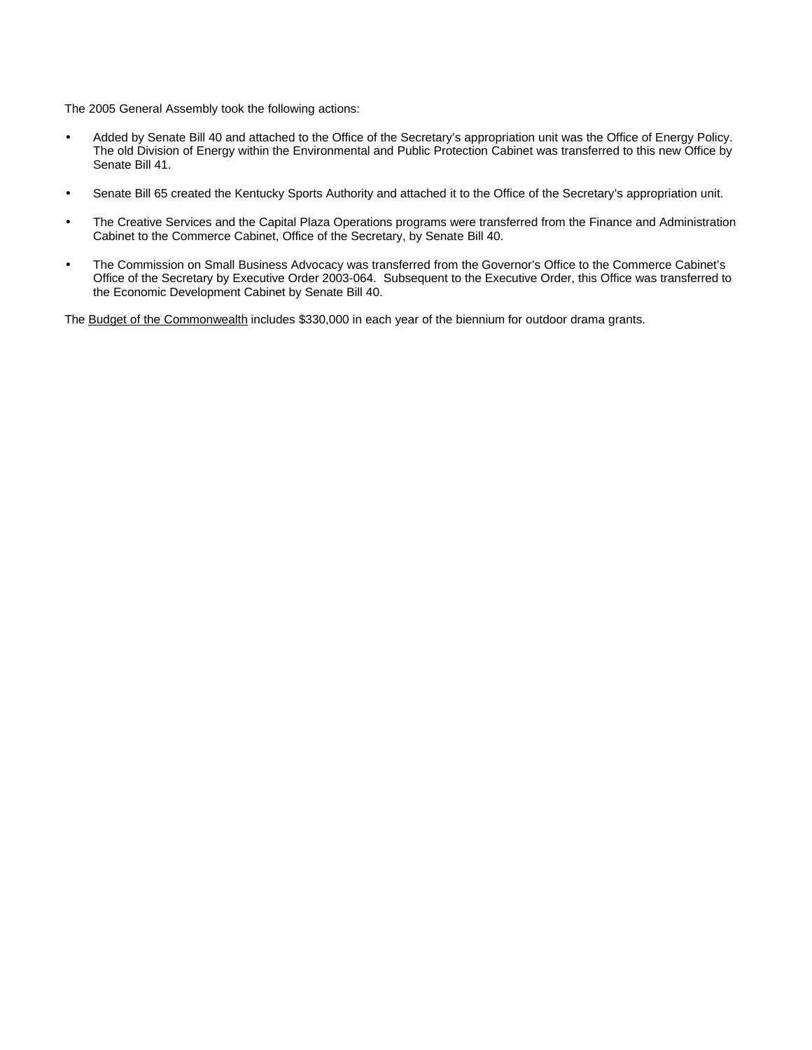The 2005 General Assembly took the following actions:

- Added by Senate Bill 40 and attached to the Office of the Secretary's appropriation unit was the Office of Energy Policy. The old Division of Energy within the Environmental and Public Protection Cabinet was transferred to this new Office by Senate Bill 41.

- Senate Bill 65 created the Kentucky Sports Authority and attached it to the Office of the Secretary's appropriation unit.

- The Creative Services and the Capital Plaza Operations programs were transferred from the Finance and Administration Cabinet to the Commerce Cabinet, Office of the Secretary, by Senate Bill 40.

- The Commission on Small Business Advocacy was transferred from the Governor's Office to the Commerce Cabinet's Office of the Secretary by Executive Order 2003-064. Subsequent to the Executive Order, this Office was transferred to the Economic Development Cabinet by Senate Bill 40.

The Budget of the Commonwealth includes $330,000 in each year of the biennium for outdoor drama grants.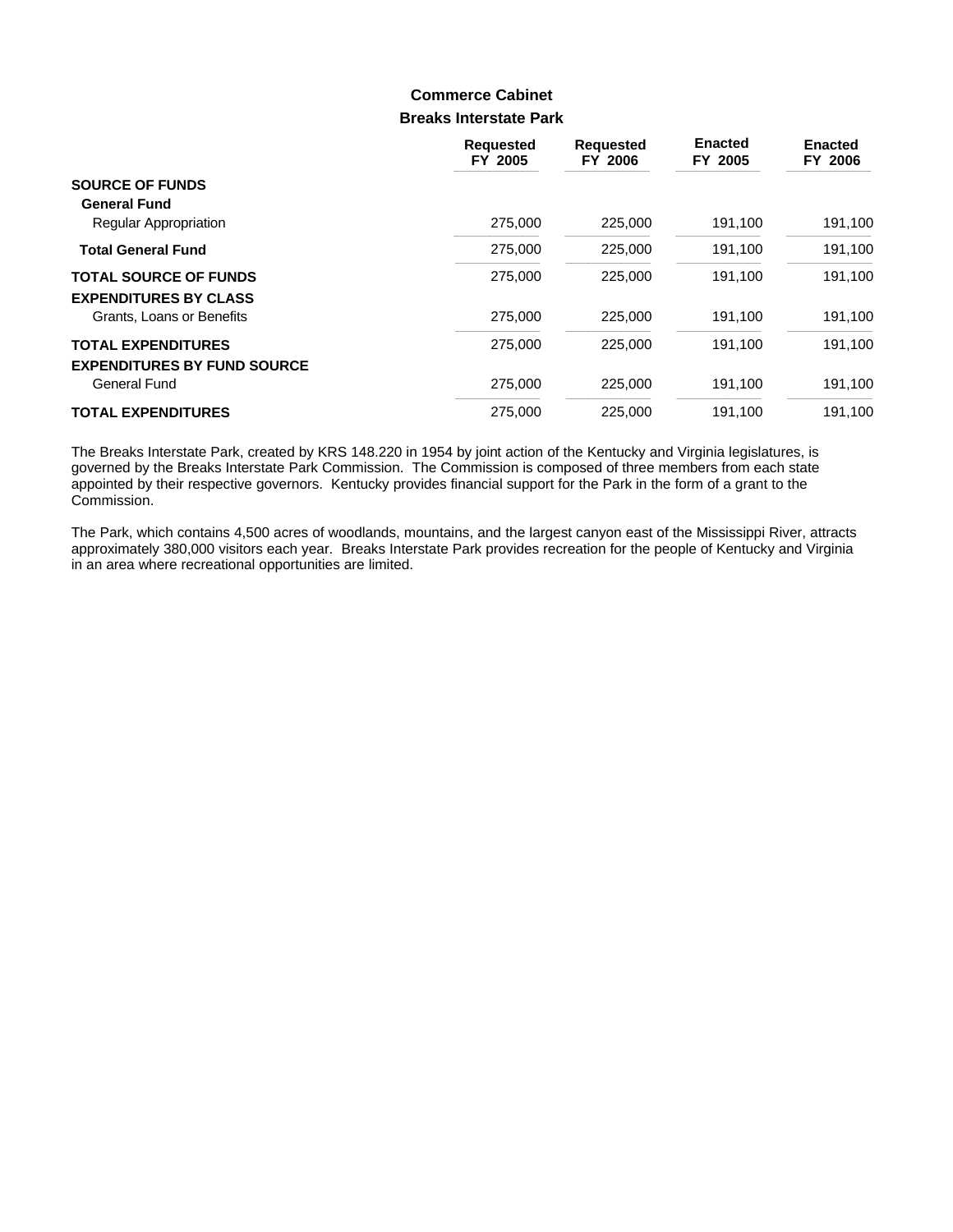## Commerce Cabinet

### Breaks Interstate Park

| | Requested FY 2005 | Requested FY 2006 | Enacted FY 2005 | Enacted FY 2006 |
|---|---|---|---|---|
| **SOURCE OF FUNDS** | | | | |
| **General Fund** | | | | |
| Regular Appropriation | 275,000 | 225,000 | 191,100 | 191,100 |
| **Total General Fund** | 275,000 | 225,000 | 191,100 | 191,100 |
| **TOTAL SOURCE OF FUNDS** | 275,000 | 225,000 | 191,100 | 191,100 |
| **EXPENDITURES BY CLASS** | | | | |
| Grants, Loans or Benefits | 275,000 | 225,000 | 191,100 | 191,100 |
| **TOTAL EXPENDITURES** | 275,000 | 225,000 | 191,100 | 191,100 |
| **EXPENDITURES BY FUND SOURCE** | | | | |
| General Fund | 275,000 | 225,000 | 191,100 | 191,100 |
| **TOTAL EXPENDITURES** | 275,000 | 225,000 | 191,100 | 191,100 |

The Breaks Interstate Park, created by KRS 148.220 in 1954 by joint action of the Kentucky and Virginia legislatures, is governed by the Breaks Interstate Park Commission. The Commission is composed of three members from each state appointed by their respective governors. Kentucky provides financial support for the Park in the form of a grant to the Commission.

The Park, which contains 4,500 acres of woodlands, mountains, and the largest canyon east of the Mississippi River, attracts approximately 380,000 visitors each year. Breaks Interstate Park provides recreation for the people of Kentucky and Virginia in an area where recreational opportunities are limited.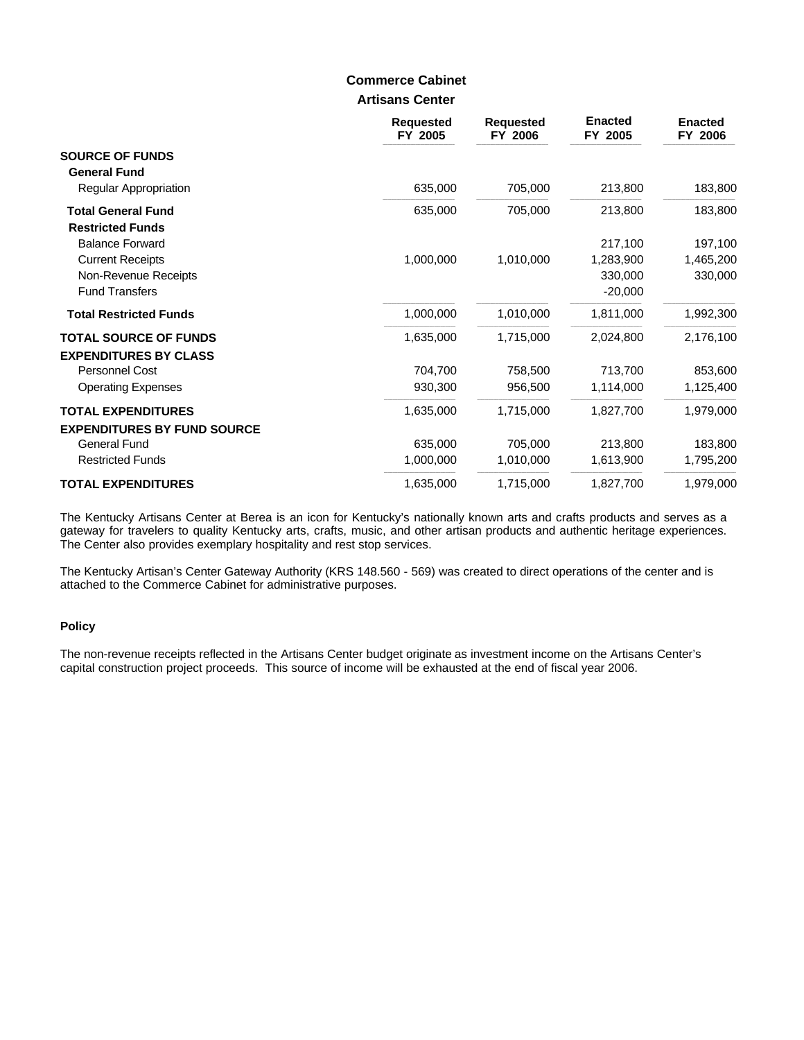## Commerce Cabinet

### Artisans Center

| | Requested FY 2005 | Requested FY 2006 | Enacted FY 2005 | Enacted FY 2006 |
|---|---|---|---|---|
| **SOURCE OF FUNDS** | | | | |
| **General Fund** | | | | |
| Regular Appropriation | 635,000 | 705,000 | 213,800 | 183,800 |
| **Total General Fund** | 635,000 | 705,000 | 213,800 | 183,800 |
| **Restricted Funds** | | | | |
| Balance Forward | | | 217,100 | 197,100 |
| Current Receipts | 1,000,000 | 1,010,000 | 1,283,900 | 1,465,200 |
| Non-Revenue Receipts | | | 330,000 | 330,000 |
| Fund Transfers | | | -20,000 | |
| **Total Restricted Funds** | 1,000,000 | 1,010,000 | 1,811,000 | 1,992,300 |
| **TOTAL SOURCE OF FUNDS** | 1,635,000 | 1,715,000 | 2,024,800 | 2,176,100 |
| **EXPENDITURES BY CLASS** | | | | |
| Personnel Cost | 704,700 | 758,500 | 713,700 | 853,600 |
| Operating Expenses | 930,300 | 956,500 | 1,114,000 | 1,125,400 |
| **TOTAL EXPENDITURES** | 1,635,000 | 1,715,000 | 1,827,700 | 1,979,000 |
| **EXPENDITURES BY FUND SOURCE** | | | | |
| General Fund | 635,000 | 705,000 | 213,800 | 183,800 |
| Restricted Funds | 1,000,000 | 1,010,000 | 1,613,900 | 1,795,200 |
| **TOTAL EXPENDITURES** | 1,635,000 | 1,715,000 | 1,827,700 | 1,979,000 |

The Kentucky Artisans Center at Berea is an icon for Kentucky's nationally known arts and crafts products and serves as a gateway for travelers to quality Kentucky arts, crafts, music, and other artisan products and authentic heritage experiences. The Center also provides exemplary hospitality and rest stop services.

The Kentucky Artisan's Center Gateway Authority (KRS 148.560 - 569) was created to direct operations of the center and is attached to the Commerce Cabinet for administrative purposes.

#### Policy

The non-revenue receipts reflected in the Artisans Center budget originate as investment income on the Artisans Center's capital construction project proceeds. This source of income will be exhausted at the end of fiscal year 2006.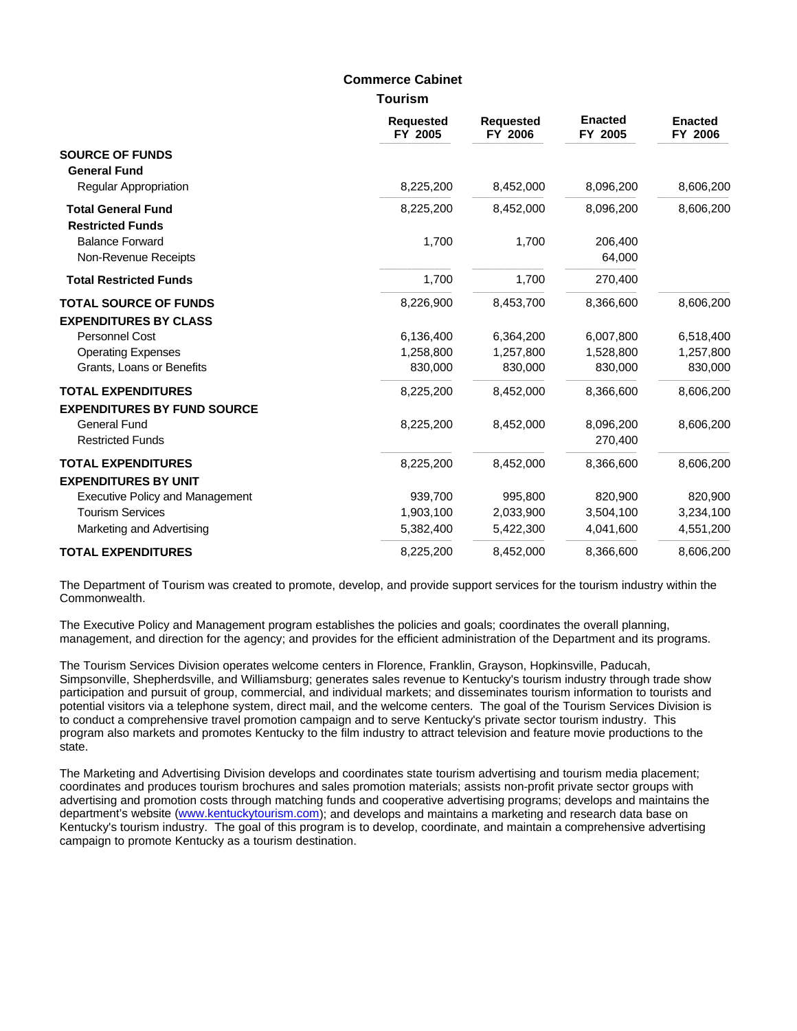## Commerce Cabinet

### Tourism

| | Requested FY 2005 | Requested FY 2006 | Enacted FY 2005 | Enacted FY 2006 |
|---|---|---|---|---|
| **SOURCE OF FUNDS** | | | | |
| **General Fund** | | | | |
| Regular Appropriation | 8,225,200 | 8,452,000 | 8,096,200 | 8,606,200 |
| **Total General Fund** | 8,225,200 | 8,452,000 | 8,096,200 | 8,606,200 |
| **Restricted Funds** | | | | |
| Balance Forward | 1,700 | 1,700 | 206,400 | |
| Non-Revenue Receipts | | | 64,000 | |
| **Total Restricted Funds** | 1,700 | 1,700 | 270,400 | |
| **TOTAL SOURCE OF FUNDS** | 8,226,900 | 8,453,700 | 8,366,600 | 8,606,200 |
| **EXPENDITURES BY CLASS** | | | | |
| Personnel Cost | 6,136,400 | 6,364,200 | 6,007,800 | 6,518,400 |
| Operating Expenses | 1,258,800 | 1,257,800 | 1,528,800 | 1,257,800 |
| Grants, Loans or Benefits | 830,000 | 830,000 | 830,000 | 830,000 |
| **TOTAL EXPENDITURES** | 8,225,200 | 8,452,000 | 8,366,600 | 8,606,200 |
| **EXPENDITURES BY FUND SOURCE** | | | | |
| General Fund | 8,225,200 | 8,452,000 | 8,096,200 | 8,606,200 |
| Restricted Funds | | | 270,400 | |
| **TOTAL EXPENDITURES** | 8,225,200 | 8,452,000 | 8,366,600 | 8,606,200 |
| **EXPENDITURES BY UNIT** | | | | |
| Executive Policy and Management | 939,700 | 995,800 | 820,900 | 820,900 |
| Tourism Services | 1,903,100 | 2,033,900 | 3,504,100 | 3,234,100 |
| Marketing and Advertising | 5,382,400 | 5,422,300 | 4,041,600 | 4,551,200 |
| **TOTAL EXPENDITURES** | 8,225,200 | 8,452,000 | 8,366,600 | 8,606,200 |

The Department of Tourism was created to promote, develop, and provide support services for the tourism industry within the Commonwealth.

The Executive Policy and Management program establishes the policies and goals; coordinates the overall planning, management, and direction for the agency; and provides for the efficient administration of the Department and its programs.

The Tourism Services Division operates welcome centers in Florence, Franklin, Grayson, Hopkinsville, Paducah, Simpsonville, Shepherdsville, and Williamsburg; generates sales revenue to Kentucky's tourism industry through trade show participation and pursuit of group, commercial, and individual markets; and disseminates tourism information to tourists and potential visitors via a telephone system, direct mail, and the welcome centers. The goal of the Tourism Services Division is to conduct a comprehensive travel promotion campaign and to serve Kentucky's private sector tourism industry. This program also markets and promotes Kentucky to the film industry to attract television and feature movie productions to the state.

The Marketing and Advertising Division develops and coordinates state tourism advertising and tourism media placement; coordinates and produces tourism brochures and sales promotion materials; assists non-profit private sector groups with advertising and promotion costs through matching funds and cooperative advertising programs; develops and maintains the department's website (www.kentuckytourism.com); and develops and maintains a marketing and research data base on Kentucky's tourism industry. The goal of this program is to develop, coordinate, and maintain a comprehensive advertising campaign to promote Kentucky as a tourism destination.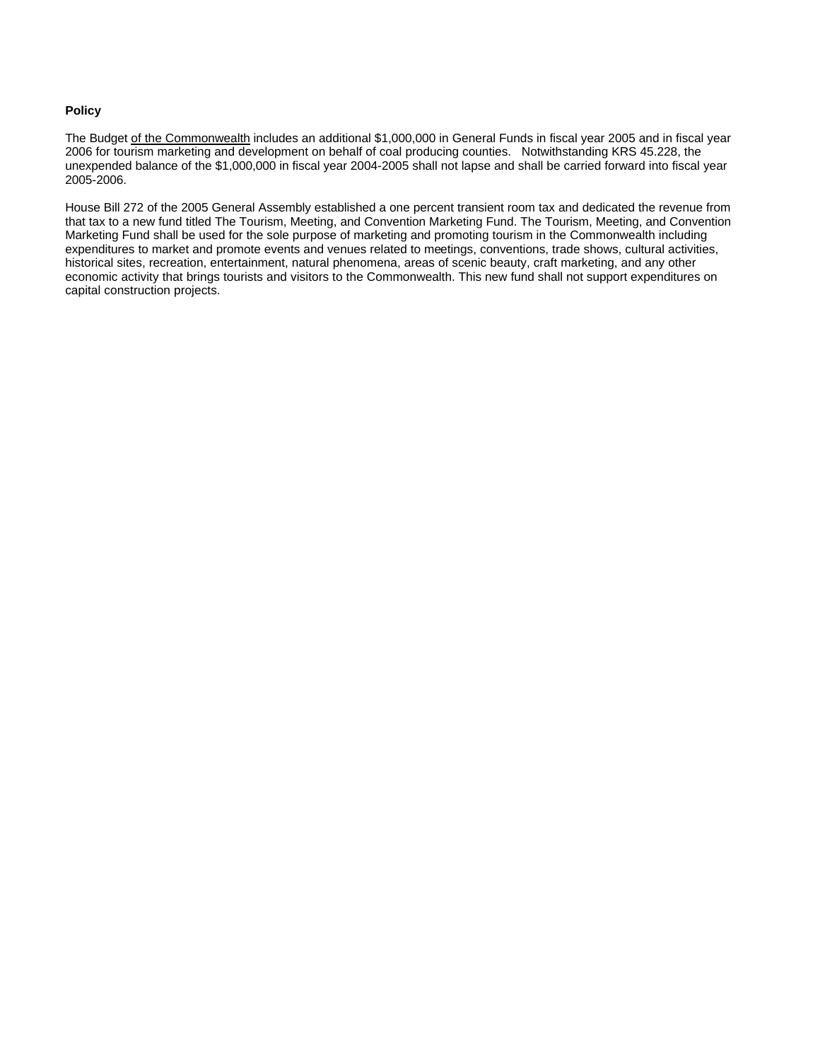**Policy**

The Budget of the Commonwealth includes an additional $1,000,000 in General Funds in fiscal year 2005 and in fiscal year 2006 for tourism marketing and development on behalf of coal producing counties. Notwithstanding KRS 45.228, the unexpended balance of the $1,000,000 in fiscal year 2004-2005 shall not lapse and shall be carried forward into fiscal year 2005-2006.

House Bill 272 of the 2005 General Assembly established a one percent transient room tax and dedicated the revenue from that tax to a new fund titled The Tourism, Meeting, and Convention Marketing Fund. The Tourism, Meeting, and Convention Marketing Fund shall be used for the sole purpose of marketing and promoting tourism in the Commonwealth including expenditures to market and promote events and venues related to meetings, conventions, trade shows, cultural activities, historical sites, recreation, entertainment, natural phenomena, areas of scenic beauty, craft marketing, and any other economic activity that brings tourists and visitors to the Commonwealth. This new fund shall not support expenditures on capital construction projects.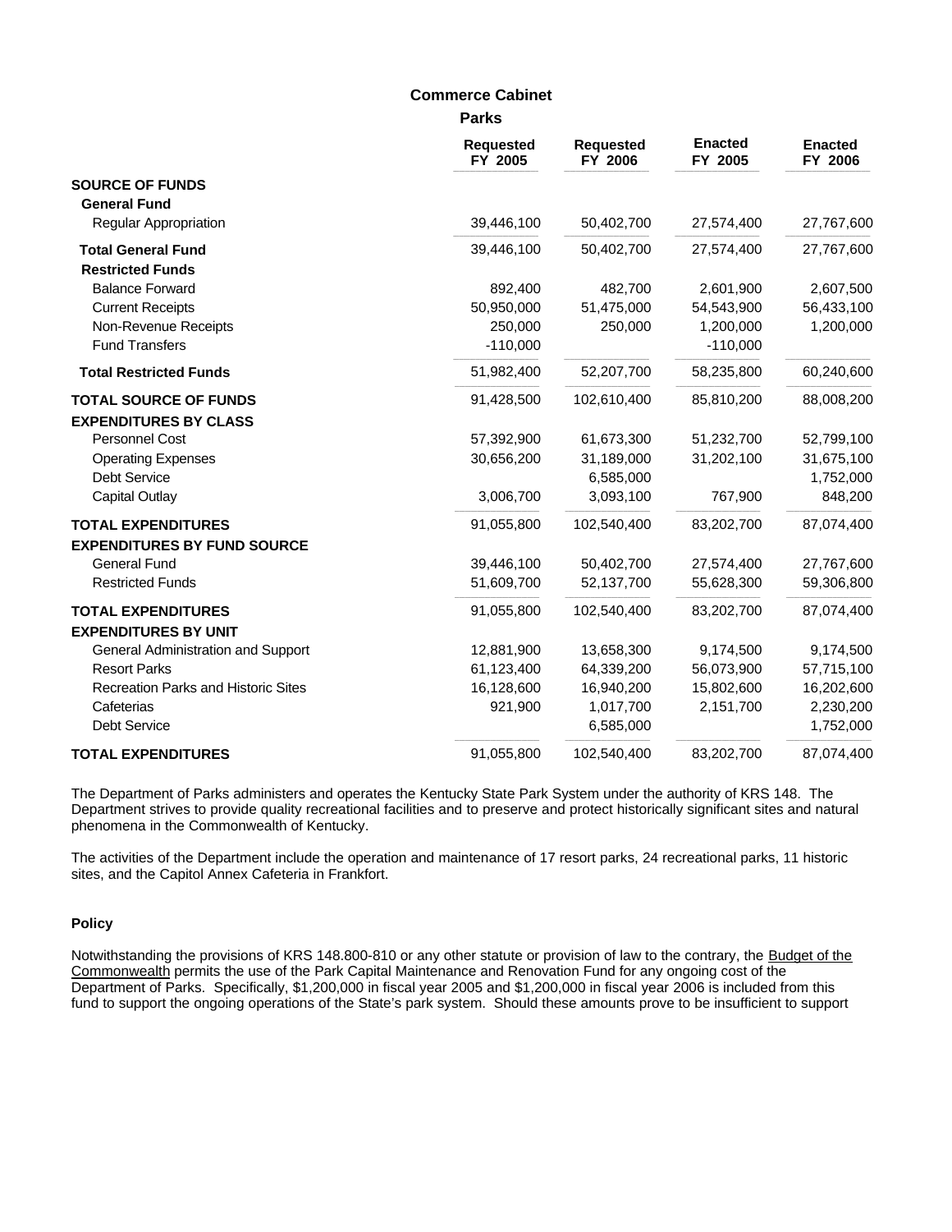## Commerce Cabinet

### Parks

| | Requested FY 2005 | Requested FY 2006 | Enacted FY 2005 | Enacted FY 2006 |
|---|---|---|---|---|
| **SOURCE OF FUNDS** | | | | |
| **General Fund** | | | | |
| Regular Appropriation | 39,446,100 | 50,402,700 | 27,574,400 | 27,767,600 |
| **Total General Fund** | 39,446,100 | 50,402,700 | 27,574,400 | 27,767,600 |
| **Restricted Funds** | | | | |
| Balance Forward | 892,400 | 482,700 | 2,601,900 | 2,607,500 |
| Current Receipts | 50,950,000 | 51,475,000 | 54,543,900 | 56,433,100 |
| Non-Revenue Receipts | 250,000 | 250,000 | 1,200,000 | 1,200,000 |
| Fund Transfers | -110,000 | | -110,000 | |
| **Total Restricted Funds** | 51,982,400 | 52,207,700 | 58,235,800 | 60,240,600 |
| **TOTAL SOURCE OF FUNDS** | 91,428,500 | 102,610,400 | 85,810,200 | 88,008,200 |
| **EXPENDITURES BY CLASS** | | | | |
| Personnel Cost | 57,392,900 | 61,673,300 | 51,232,700 | 52,799,100 |
| Operating Expenses | 30,656,200 | 31,189,000 | 31,202,100 | 31,675,100 |
| Debt Service | | 6,585,000 | | 1,752,000 |
| Capital Outlay | 3,006,700 | 3,093,100 | 767,900 | 848,200 |
| **TOTAL EXPENDITURES** | 91,055,800 | 102,540,400 | 83,202,700 | 87,074,400 |
| **EXPENDITURES BY FUND SOURCE** | | | | |
| General Fund | 39,446,100 | 50,402,700 | 27,574,400 | 27,767,600 |
| Restricted Funds | 51,609,700 | 52,137,700 | 55,628,300 | 59,306,800 |
| **TOTAL EXPENDITURES** | 91,055,800 | 102,540,400 | 83,202,700 | 87,074,400 |
| **EXPENDITURES BY UNIT** | | | | |
| General Administration and Support | 12,881,900 | 13,658,300 | 9,174,500 | 9,174,500 |
| Resort Parks | 61,123,400 | 64,339,200 | 56,073,900 | 57,715,100 |
| Recreation Parks and Historic Sites | 16,128,600 | 16,940,200 | 15,802,600 | 16,202,600 |
| Cafeterias | 921,900 | 1,017,700 | 2,151,700 | 2,230,200 |
| Debt Service | | 6,585,000 | | 1,752,000 |
| **TOTAL EXPENDITURES** | 91,055,800 | 102,540,400 | 83,202,700 | 87,074,400 |

The Department of Parks administers and operates the Kentucky State Park System under the authority of KRS 148. The Department strives to provide quality recreational facilities and to preserve and protect historically significant sites and natural phenomena in the Commonwealth of Kentucky.

The activities of the Department include the operation and maintenance of 17 resort parks, 24 recreational parks, 11 historic sites, and the Capitol Annex Cafeteria in Frankfort.

#### Policy

Notwithstanding the provisions of KRS 148.800-810 or any other statute or provision of law to the contrary, the Budget of the Commonwealth permits the use of the Park Capital Maintenance and Renovation Fund for any ongoing cost of the Department of Parks. Specifically, $1,200,000 in fiscal year 2005 and $1,200,000 in fiscal year 2006 is included from this fund to support the ongoing operations of the State's park system. Should these amounts prove to be insufficient to support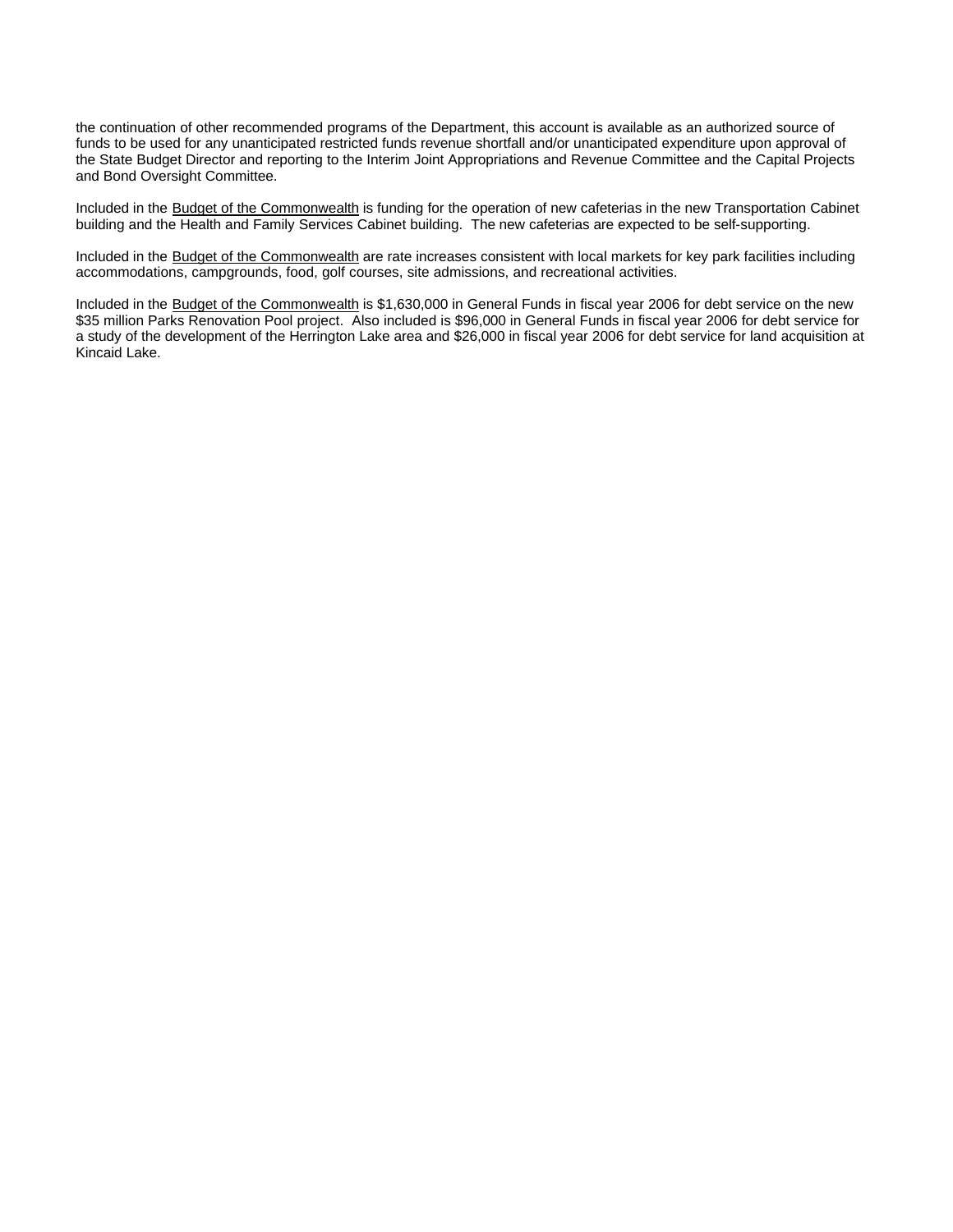the continuation of other recommended programs of the Department, this account is available as an authorized source of funds to be used for any unanticipated restricted funds revenue shortfall and/or unanticipated expenditure upon approval of the State Budget Director and reporting to the Interim Joint Appropriations and Revenue Committee and the Capital Projects and Bond Oversight Committee.

Included in the Budget of the Commonwealth is funding for the operation of new cafeterias in the new Transportation Cabinet building and the Health and Family Services Cabinet building. The new cafeterias are expected to be self-supporting.

Included in the Budget of the Commonwealth are rate increases consistent with local markets for key park facilities including accommodations, campgrounds, food, golf courses, site admissions, and recreational activities.

Included in the Budget of the Commonwealth is $1,630,000 in General Funds in fiscal year 2006 for debt service on the new $35 million Parks Renovation Pool project. Also included is $96,000 in General Funds in fiscal year 2006 for debt service for a study of the development of the Herrington Lake area and $26,000 in fiscal year 2006 for debt service for land acquisition at Kincaid Lake.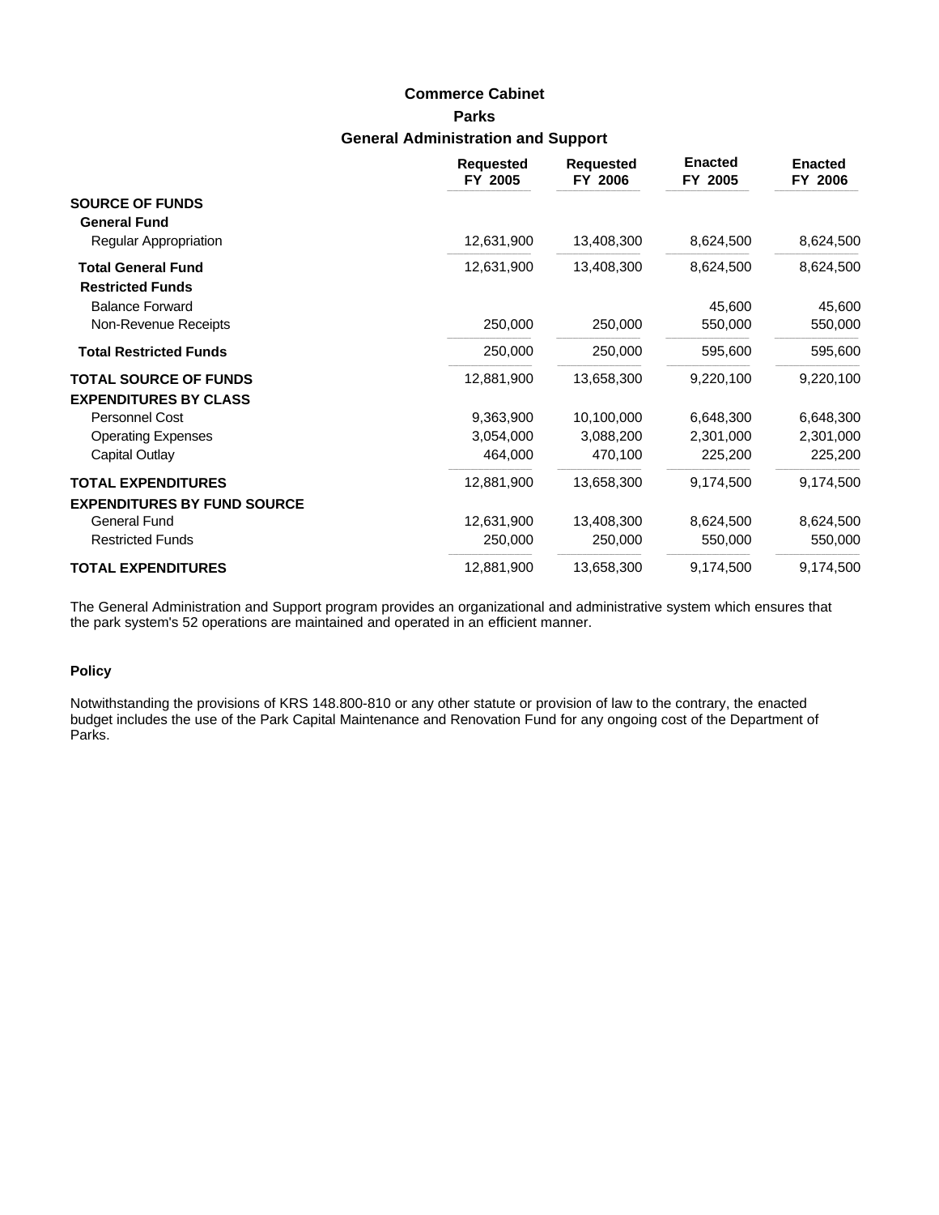# Commerce Cabinet

## Parks

### General Administration and Support

| | Requested FY 2005 | Requested FY 2006 | Enacted FY 2005 | Enacted FY 2006 |
|---|---|---|---|---|
| **SOURCE OF FUNDS** | | | | |
| **General Fund** | | | | |
| Regular Appropriation | 12,631,900 | 13,408,300 | 8,624,500 | 8,624,500 |
| **Total General Fund** | 12,631,900 | 13,408,300 | 8,624,500 | 8,624,500 |
| **Restricted Funds** | | | | |
| Balance Forward | | | 45,600 | 45,600 |
| Non-Revenue Receipts | 250,000 | 250,000 | 550,000 | 550,000 |
| **Total Restricted Funds** | 250,000 | 250,000 | 595,600 | 595,600 |
| **TOTAL SOURCE OF FUNDS** | 12,881,900 | 13,658,300 | 9,220,100 | 9,220,100 |
| **EXPENDITURES BY CLASS** | | | | |
| Personnel Cost | 9,363,900 | 10,100,000 | 6,648,300 | 6,648,300 |
| Operating Expenses | 3,054,000 | 3,088,200 | 2,301,000 | 2,301,000 |
| Capital Outlay | 464,000 | 470,100 | 225,200 | 225,200 |
| **TOTAL EXPENDITURES** | 12,881,900 | 13,658,300 | 9,174,500 | 9,174,500 |
| **EXPENDITURES BY FUND SOURCE** | | | | |
| General Fund | 12,631,900 | 13,408,300 | 8,624,500 | 8,624,500 |
| Restricted Funds | 250,000 | 250,000 | 550,000 | 550,000 |
| **TOTAL EXPENDITURES** | 12,881,900 | 13,658,300 | 9,174,500 | 9,174,500 |

The General Administration and Support program provides an organizational and administrative system which ensures that the park system's 52 operations are maintained and operated in an efficient manner.

#### Policy

Notwithstanding the provisions of KRS 148.800-810 or any other statute or provision of law to the contrary, the enacted budget includes the use of the Park Capital Maintenance and Renovation Fund for any ongoing cost of the Department of Parks.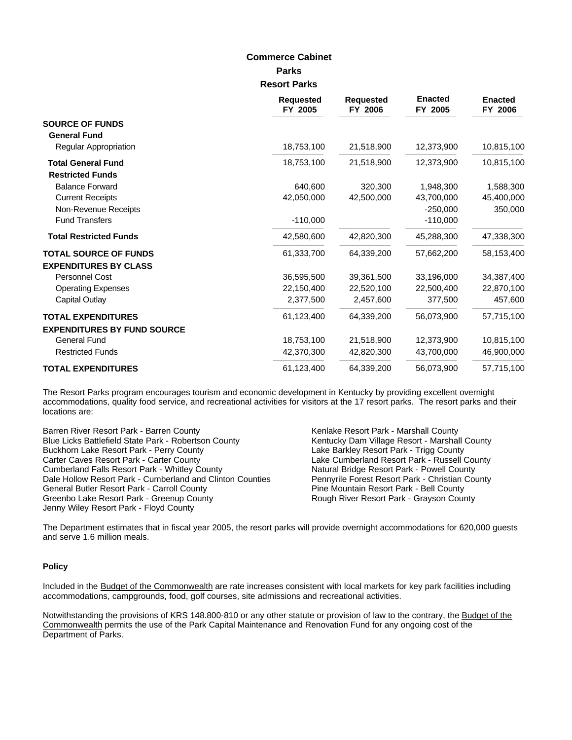# Commerce Cabinet

## Parks

### Resort Parks

| | Requested FY 2005 | Requested FY 2006 | Enacted FY 2005 | Enacted FY 2006 |
|---|---|---|---|---|
| **SOURCE OF FUNDS** | | | | |
| **General Fund** | | | | |
| Regular Appropriation | 18,753,100 | 21,518,900 | 12,373,900 | 10,815,100 |
| **Total General Fund** | 18,753,100 | 21,518,900 | 12,373,900 | 10,815,100 |
| **Restricted Funds** | | | | |
| Balance Forward | 640,600 | 320,300 | 1,948,300 | 1,588,300 |
| Current Receipts | 42,050,000 | 42,500,000 | 43,700,000 | 45,400,000 |
| Non-Revenue Receipts | | | -250,000 | 350,000 |
| Fund Transfers | -110,000 | | -110,000 | |
| **Total Restricted Funds** | 42,580,600 | 42,820,300 | 45,288,300 | 47,338,300 |
| **TOTAL SOURCE OF FUNDS** | 61,333,700 | 64,339,200 | 57,662,200 | 58,153,400 |
| **EXPENDITURES BY CLASS** | | | | |
| Personnel Cost | 36,595,500 | 39,361,500 | 33,196,000 | 34,387,400 |
| Operating Expenses | 22,150,400 | 22,520,100 | 22,500,400 | 22,870,100 |
| Capital Outlay | 2,377,500 | 2,457,600 | 377,500 | 457,600 |
| **TOTAL EXPENDITURES** | 61,123,400 | 64,339,200 | 56,073,900 | 57,715,100 |
| **EXPENDITURES BY FUND SOURCE** | | | | |
| General Fund | 18,753,100 | 21,518,900 | 12,373,900 | 10,815,100 |
| Restricted Funds | 42,370,300 | 42,820,300 | 43,700,000 | 46,900,000 |
| **TOTAL EXPENDITURES** | 61,123,400 | 64,339,200 | 56,073,900 | 57,715,100 |

The Resort Parks program encourages tourism and economic development in Kentucky by providing excellent overnight accommodations, quality food service, and recreational activities for visitors at the 17 resort parks. The resort parks and their locations are:

Barren River Resort Park - Barren County
Blue Licks Battlefield State Park - Robertson County
Buckhorn Lake Resort Park - Perry County
Carter Caves Resort Park - Carter County
Cumberland Falls Resort Park - Whitley County
Dale Hollow Resort Park - Cumberland and Clinton Counties
General Butler Resort Park - Carroll County
Greenbo Lake Resort Park - Greenup County
Jenny Wiley Resort Park - Floyd County
Kenlake Resort Park - Marshall County
Kentucky Dam Village Resort - Marshall County
Lake Barkley Resort Park - Trigg County
Lake Cumberland Resort Park - Russell County
Natural Bridge Resort Park - Powell County
Pennyrile Forest Resort Park - Christian County
Pine Mountain Resort Park - Bell County
Rough River Resort Park - Grayson County

The Department estimates that in fiscal year 2005, the resort parks will provide overnight accommodations for 620,000 guests and serve 1.6 million meals.

#### Policy

Included in the Budget of the Commonwealth are rate increases consistent with local markets for key park facilities including accommodations, campgrounds, food, golf courses, site admissions and recreational activities.

Notwithstanding the provisions of KRS 148.800-810 or any other statute or provision of law to the contrary, the Budget of the Commonwealth permits the use of the Park Capital Maintenance and Renovation Fund for any ongoing cost of the Department of Parks.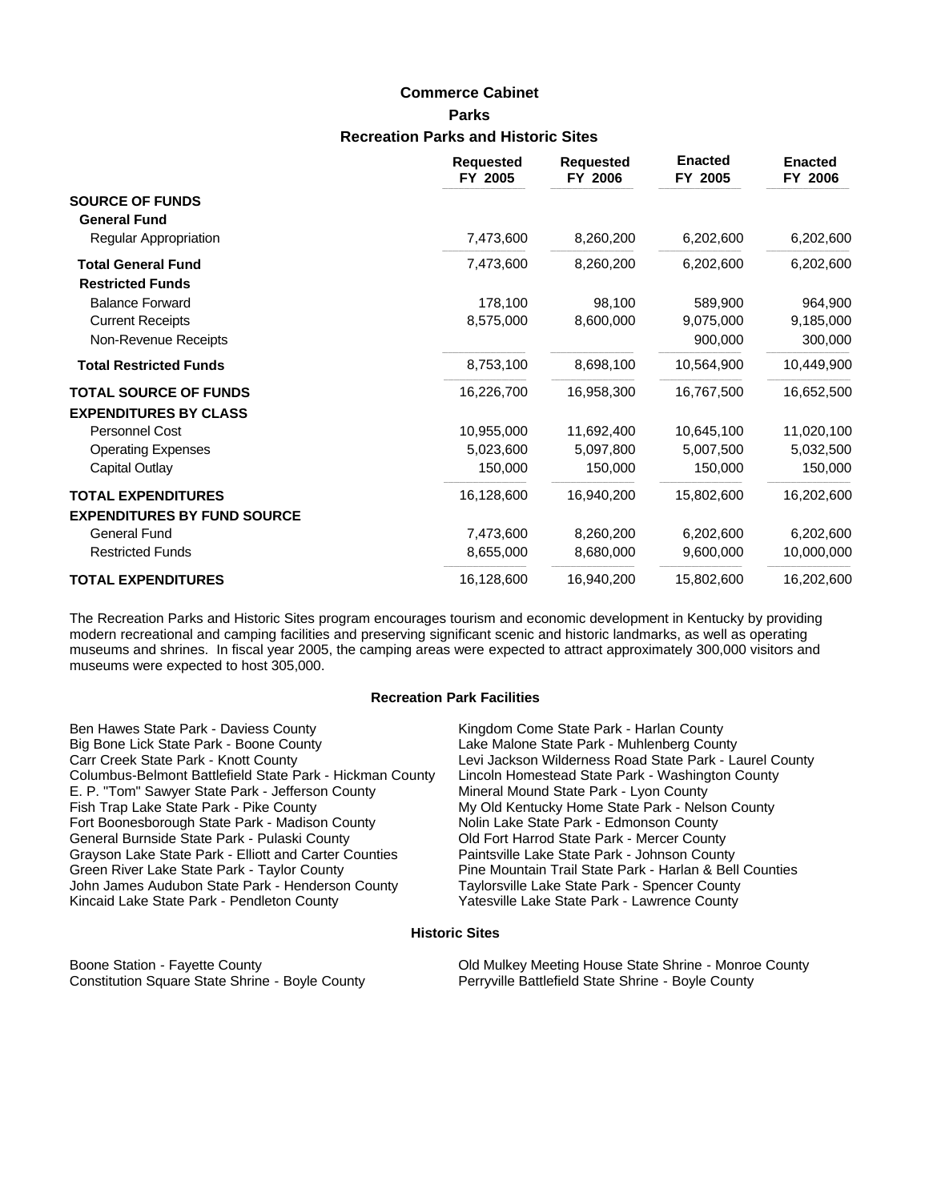# Commerce Cabinet

## Parks

### Recreation Parks and Historic Sites

| | Requested FY 2005 | Requested FY 2006 | Enacted FY 2005 | Enacted FY 2006 |
|---|---|---|---|---|
| **SOURCE OF FUNDS** | | | | |
| **General Fund** | | | | |
| Regular Appropriation | 7,473,600 | 8,260,200 | 6,202,600 | 6,202,600 |
| **Total General Fund** | 7,473,600 | 8,260,200 | 6,202,600 | 6,202,600 |
| **Restricted Funds** | | | | |
| Balance Forward | 178,100 | 98,100 | 589,900 | 964,900 |
| Current Receipts | 8,575,000 | 8,600,000 | 9,075,000 | 9,185,000 |
| Non-Revenue Receipts | | | 900,000 | 300,000 |
| **Total Restricted Funds** | 8,753,100 | 8,698,100 | 10,564,900 | 10,449,900 |
| **TOTAL SOURCE OF FUNDS** | 16,226,700 | 16,958,300 | 16,767,500 | 16,652,500 |
| **EXPENDITURES BY CLASS** | | | | |
| Personnel Cost | 10,955,000 | 11,692,400 | 10,645,100 | 11,020,100 |
| Operating Expenses | 5,023,600 | 5,097,800 | 5,007,500 | 5,032,500 |
| Capital Outlay | 150,000 | 150,000 | 150,000 | 150,000 |
| **TOTAL EXPENDITURES** | 16,128,600 | 16,940,200 | 15,802,600 | 16,202,600 |
| **EXPENDITURES BY FUND SOURCE** | | | | |
| General Fund | 7,473,600 | 8,260,200 | 6,202,600 | 6,202,600 |
| Restricted Funds | 8,655,000 | 8,680,000 | 9,600,000 | 10,000,000 |
| **TOTAL EXPENDITURES** | 16,128,600 | 16,940,200 | 15,802,600 | 16,202,600 |

The Recreation Parks and Historic Sites program encourages tourism and economic development in Kentucky by providing modern recreational and camping facilities and preserving significant scenic and historic landmarks, as well as operating museums and shrines. In fiscal year 2005, the camping areas were expected to attract approximately 300,000 visitors and museums were expected to host 305,000.

#### Recreation Park Facilities

Ben Hawes State Park - Daviess County
Big Bone Lick State Park - Boone County
Carr Creek State Park - Knott County
Columbus-Belmont Battlefield State Park - Hickman County
E. P. "Tom" Sawyer State Park - Jefferson County
Fish Trap Lake State Park - Pike County
Fort Boonesborough State Park - Madison County
General Burnside State Park - Pulaski County
Grayson Lake State Park - Elliott and Carter Counties
Green River Lake State Park - Taylor County
John James Audubon State Park - Henderson County
Kincaid Lake State Park - Pendleton County
Kingdom Come State Park - Harlan County
Lake Malone State Park - Muhlenberg County
Levi Jackson Wilderness Road State Park - Laurel County
Lincoln Homestead State Park - Washington County
Mineral Mound State Park - Lyon County
My Old Kentucky Home State Park - Nelson County
Nolin Lake State Park - Edmonson County
Old Fort Harrod State Park - Mercer County
Paintsville Lake State Park - Johnson County
Pine Mountain Trail State Park - Harlan & Bell Counties
Taylorsville Lake State Park - Spencer County
Yatesville Lake State Park - Lawrence County

#### Historic Sites

Boone Station - Fayette County
Constitution Square State Shrine - Boyle County
Old Mulkey Meeting House State Shrine - Monroe County
Perryville Battlefield State Shrine - Boyle County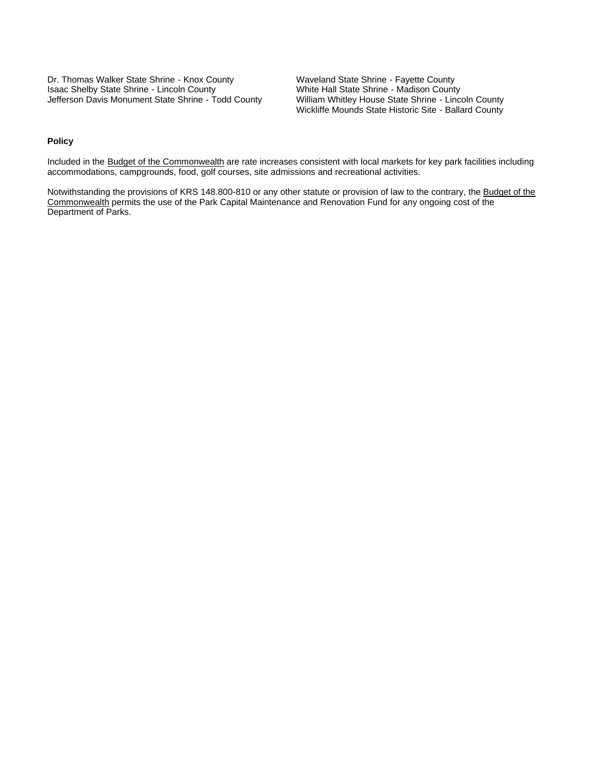Dr. Thomas Walker State Shrine - Knox County
Isaac Shelby State Shrine - Lincoln County
Jefferson Davis Monument State Shrine - Todd County
Waveland State Shrine - Fayette County
White Hall State Shrine - Madison County
William Whitley House State Shrine - Lincoln County
Wickliffe Mounds State Historic Site - Ballard County

**Policy**

Included in the Budget of the Commonwealth are rate increases consistent with local markets for key park facilities including accommodations, campgrounds, food, golf courses, site admissions and recreational activities.

Notwithstanding the provisions of KRS 148.800-810 or any other statute or provision of law to the contrary, the Budget of the Commonwealth permits the use of the Park Capital Maintenance and Renovation Fund for any ongoing cost of the Department of Parks.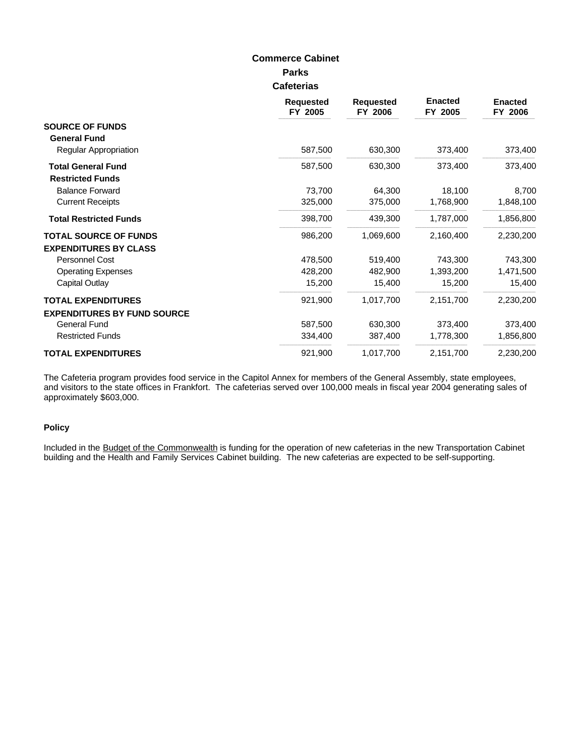# Commerce Cabinet
## Parks
### Cafeterias

| | Requested FY 2005 | Requested FY 2006 | Enacted FY 2005 | Enacted FY 2006 |
|---|---|---|---|---|
| **SOURCE OF FUNDS** | | | | |
| **General Fund** | | | | |
| Regular Appropriation | 587,500 | 630,300 | 373,400 | 373,400 |
| **Total General Fund** | 587,500 | 630,300 | 373,400 | 373,400 |
| **Restricted Funds** | | | | |
| Balance Forward | 73,700 | 64,300 | 18,100 | 8,700 |
| Current Receipts | 325,000 | 375,000 | 1,768,900 | 1,848,100 |
| **Total Restricted Funds** | 398,700 | 439,300 | 1,787,000 | 1,856,800 |
| **TOTAL SOURCE OF FUNDS** | 986,200 | 1,069,600 | 2,160,400 | 2,230,200 |
| **EXPENDITURES BY CLASS** | | | | |
| Personnel Cost | 478,500 | 519,400 | 743,300 | 743,300 |
| Operating Expenses | 428,200 | 482,900 | 1,393,200 | 1,471,500 |
| Capital Outlay | 15,200 | 15,400 | 15,200 | 15,400 |
| **TOTAL EXPENDITURES** | 921,900 | 1,017,700 | 2,151,700 | 2,230,200 |
| **EXPENDITURES BY FUND SOURCE** | | | | |
| General Fund | 587,500 | 630,300 | 373,400 | 373,400 |
| Restricted Funds | 334,400 | 387,400 | 1,778,300 | 1,856,800 |
| **TOTAL EXPENDITURES** | 921,900 | 1,017,700 | 2,151,700 | 2,230,200 |

The Cafeteria program provides food service in the Capitol Annex for members of the General Assembly, state employees, and visitors to the state offices in Frankfort. The cafeterias served over 100,000 meals in fiscal year 2004 generating sales of approximately $603,000.

**Policy**

Included in the Budget of the Commonwealth is funding for the operation of new cafeterias in the new Transportation Cabinet building and the Health and Family Services Cabinet building. The new cafeterias are expected to be self-supporting.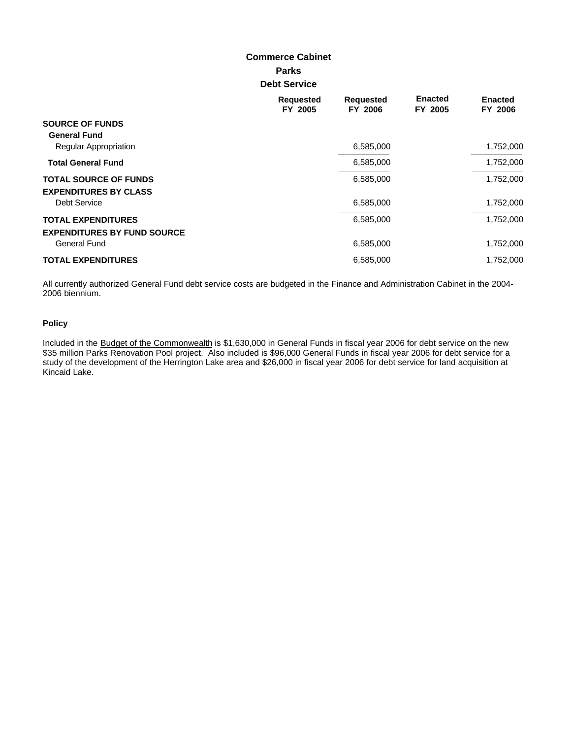# Commerce Cabinet
## Parks
### Debt Service

| | Requested FY 2005 | Requested FY 2006 | Enacted FY 2005 | Enacted FY 2006 |
|---|---|---|---|---|
| **SOURCE OF FUNDS** | | | | |
| **General Fund** | | | | |
| Regular Appropriation | | 6,585,000 | | 1,752,000 |
| **Total General Fund** | | 6,585,000 | | 1,752,000 |
| **TOTAL SOURCE OF FUNDS** | | 6,585,000 | | 1,752,000 |
| **EXPENDITURES BY CLASS** | | | | |
| Debt Service | | 6,585,000 | | 1,752,000 |
| **TOTAL EXPENDITURES** | | 6,585,000 | | 1,752,000 |
| **EXPENDITURES BY FUND SOURCE** | | | | |
| General Fund | | 6,585,000 | | 1,752,000 |
| **TOTAL EXPENDITURES** | | 6,585,000 | | 1,752,000 |

All currently authorized General Fund debt service costs are budgeted in the Finance and Administration Cabinet in the 2004-2006 biennium.

**Policy**

Included in the Budget of the Commonwealth is $1,630,000 in General Funds in fiscal year 2006 for debt service on the new $35 million Parks Renovation Pool project. Also included is $96,000 General Funds in fiscal year 2006 for debt service for a study of the development of the Herrington Lake area and $26,000 in fiscal year 2006 for debt service for land acquisition at Kincaid Lake.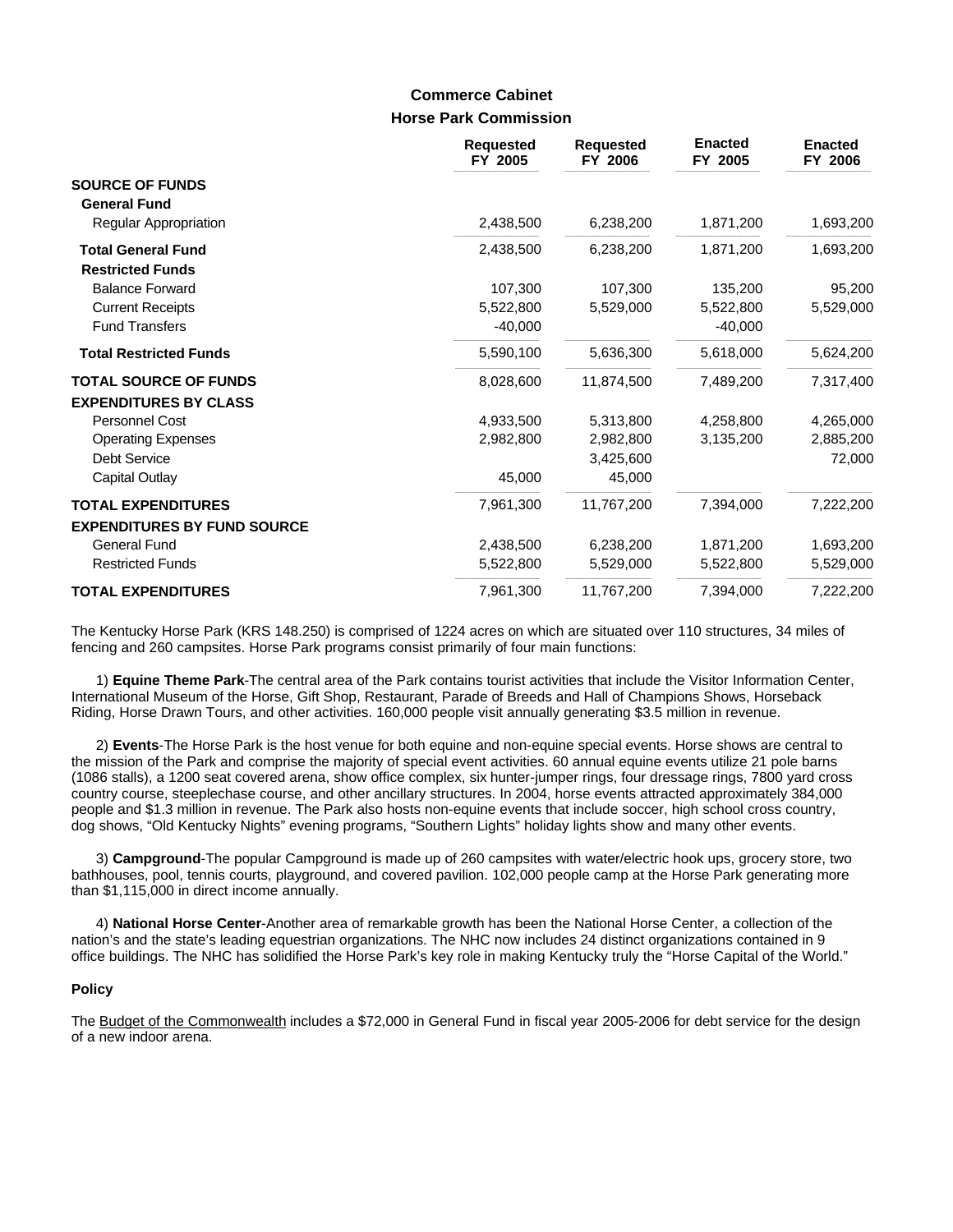# Commerce Cabinet

## Horse Park Commission

| | Requested FY 2005 | Requested FY 2006 | Enacted FY 2005 | Enacted FY 2006 |
|---|---|---|---|---|
| **SOURCE OF FUNDS** | | | | |
| **General Fund** | | | | |
| Regular Appropriation | 2,438,500 | 6,238,200 | 1,871,200 | 1,693,200 |
| **Total General Fund** | 2,438,500 | 6,238,200 | 1,871,200 | 1,693,200 |
| **Restricted Funds** | | | | |
| Balance Forward | 107,300 | 107,300 | 135,200 | 95,200 |
| Current Receipts | 5,522,800 | 5,529,000 | 5,522,800 | 5,529,000 |
| Fund Transfers | -40,000 | | -40,000 | |
| **Total Restricted Funds** | 5,590,100 | 5,636,300 | 5,618,000 | 5,624,200 |
| **TOTAL SOURCE OF FUNDS** | 8,028,600 | 11,874,500 | 7,489,200 | 7,317,400 |
| **EXPENDITURES BY CLASS** | | | | |
| Personnel Cost | 4,933,500 | 5,313,800 | 4,258,800 | 4,265,000 |
| Operating Expenses | 2,982,800 | 2,982,800 | 3,135,200 | 2,885,200 |
| Debt Service | | 3,425,600 | | 72,000 |
| Capital Outlay | 45,000 | 45,000 | | |
| **TOTAL EXPENDITURES** | 7,961,300 | 11,767,200 | 7,394,000 | 7,222,200 |
| **EXPENDITURES BY FUND SOURCE** | | | | |
| General Fund | 2,438,500 | 6,238,200 | 1,871,200 | 1,693,200 |
| Restricted Funds | 5,522,800 | 5,529,000 | 5,522,800 | 5,529,000 |
| **TOTAL EXPENDITURES** | 7,961,300 | 11,767,200 | 7,394,000 | 7,222,200 |

The Kentucky Horse Park (KRS 148.250) is comprised of 1224 acres on which are situated over 110 structures, 34 miles of fencing and 260 campsites. Horse Park programs consist primarily of four main functions:

1) **Equine Theme Park**-The central area of the Park contains tourist activities that include the Visitor Information Center, International Museum of the Horse, Gift Shop, Restaurant, Parade of Breeds and Hall of Champions Shows, Horseback Riding, Horse Drawn Tours, and other activities. 160,000 people visit annually generating $3.5 million in revenue.

2) **Events**-The Horse Park is the host venue for both equine and non-equine special events. Horse shows are central to the mission of the Park and comprise the majority of special event activities. 60 annual equine events utilize 21 pole barns (1086 stalls), a 1200 seat covered arena, show office complex, six hunter-jumper rings, four dressage rings, 7800 yard cross country course, steeplechase course, and other ancillary structures. In 2004, horse events attracted approximately 384,000 people and $1.3 million in revenue. The Park also hosts non-equine events that include soccer, high school cross country, dog shows, "Old Kentucky Nights" evening programs, "Southern Lights" holiday lights show and many other events.

3) **Campground**-The popular Campground is made up of 260 campsites with water/electric hook ups, grocery store, two bathhouses, pool, tennis courts, playground, and covered pavilion. 102,000 people camp at the Horse Park generating more than $1,115,000 in direct income annually.

4) **National Horse Center**-Another area of remarkable growth has been the National Horse Center, a collection of the nation's and the state's leading equestrian organizations. The NHC now includes 24 distinct organizations contained in 9 office buildings. The NHC has solidified the Horse Park's key role in making Kentucky truly the "Horse Capital of the World."

### Policy

The Budget of the Commonwealth includes a $72,000 in General Fund in fiscal year 2005-2006 for debt service for the design of a new indoor arena.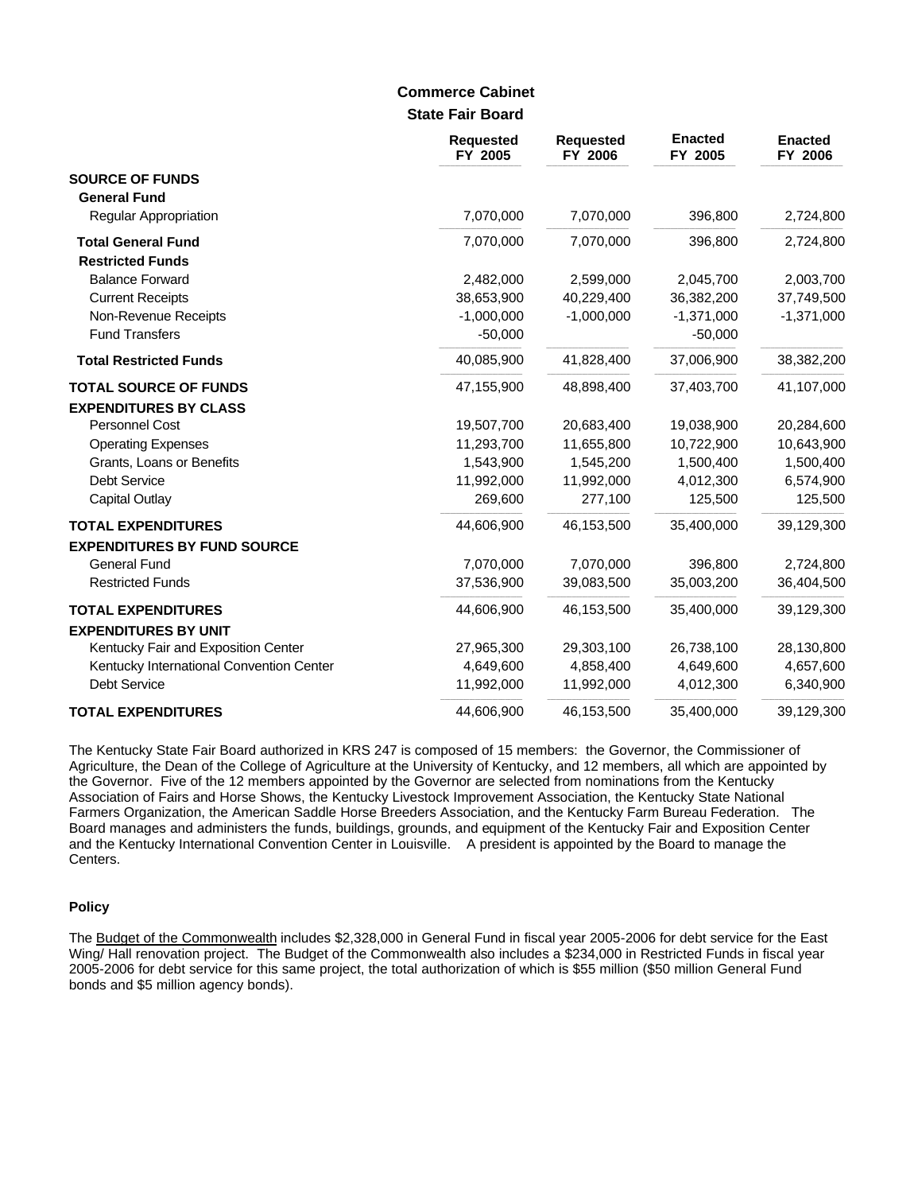## Commerce Cabinet

### State Fair Board

| | Requested FY 2005 | Requested FY 2006 | Enacted FY 2005 | Enacted FY 2006 |
|---|---|---|---|---|
| **SOURCE OF FUNDS** | | | | |
| **General Fund** | | | | |
| Regular Appropriation | 7,070,000 | 7,070,000 | 396,800 | 2,724,800 |
| **Total General Fund** | 7,070,000 | 7,070,000 | 396,800 | 2,724,800 |
| **Restricted Funds** | | | | |
| Balance Forward | 2,482,000 | 2,599,000 | 2,045,700 | 2,003,700 |
| Current Receipts | 38,653,900 | 40,229,400 | 36,382,200 | 37,749,500 |
| Non-Revenue Receipts | -1,000,000 | -1,000,000 | -1,371,000 | -1,371,000 |
| Fund Transfers | -50,000 | | -50,000 | |
| **Total Restricted Funds** | 40,085,900 | 41,828,400 | 37,006,900 | 38,382,200 |
| **TOTAL SOURCE OF FUNDS** | 47,155,900 | 48,898,400 | 37,403,700 | 41,107,000 |
| **EXPENDITURES BY CLASS** | | | | |
| Personnel Cost | 19,507,700 | 20,683,400 | 19,038,900 | 20,284,600 |
| Operating Expenses | 11,293,700 | 11,655,800 | 10,722,900 | 10,643,900 |
| Grants, Loans or Benefits | 1,543,900 | 1,545,200 | 1,500,400 | 1,500,400 |
| Debt Service | 11,992,000 | 11,992,000 | 4,012,300 | 6,574,900 |
| Capital Outlay | 269,600 | 277,100 | 125,500 | 125,500 |
| **TOTAL EXPENDITURES** | 44,606,900 | 46,153,500 | 35,400,000 | 39,129,300 |
| **EXPENDITURES BY FUND SOURCE** | | | | |
| General Fund | 7,070,000 | 7,070,000 | 396,800 | 2,724,800 |
| Restricted Funds | 37,536,900 | 39,083,500 | 35,003,200 | 36,404,500 |
| **TOTAL EXPENDITURES** | 44,606,900 | 46,153,500 | 35,400,000 | 39,129,300 |
| **EXPENDITURES BY UNIT** | | | | |
| Kentucky Fair and Exposition Center | 27,965,300 | 29,303,100 | 26,738,100 | 28,130,800 |
| Kentucky International Convention Center | 4,649,600 | 4,858,400 | 4,649,600 | 4,657,600 |
| Debt Service | 11,992,000 | 11,992,000 | 4,012,300 | 6,340,900 |
| **TOTAL EXPENDITURES** | 44,606,900 | 46,153,500 | 35,400,000 | 39,129,300 |

The Kentucky State Fair Board authorized in KRS 247 is composed of 15 members: the Governor, the Commissioner of Agriculture, the Dean of the College of Agriculture at the University of Kentucky, and 12 members, all which are appointed by the Governor. Five of the 12 members appointed by the Governor are selected from nominations from the Kentucky Association of Fairs and Horse Shows, the Kentucky Livestock Improvement Association, the Kentucky State National Farmers Organization, the American Saddle Horse Breeders Association, and the Kentucky Farm Bureau Federation. The Board manages and administers the funds, buildings, grounds, and equipment of the Kentucky Fair and Exposition Center and the Kentucky International Convention Center in Louisville. A president is appointed by the Board to manage the Centers.

**Policy**

The Budget of the Commonwealth includes $2,328,000 in General Fund in fiscal year 2005-2006 for debt service for the East Wing/ Hall renovation project. The Budget of the Commonwealth also includes a $234,000 in Restricted Funds in fiscal year 2005-2006 for debt service for this same project, the total authorization of which is $55 million ($50 million General Fund bonds and $5 million agency bonds).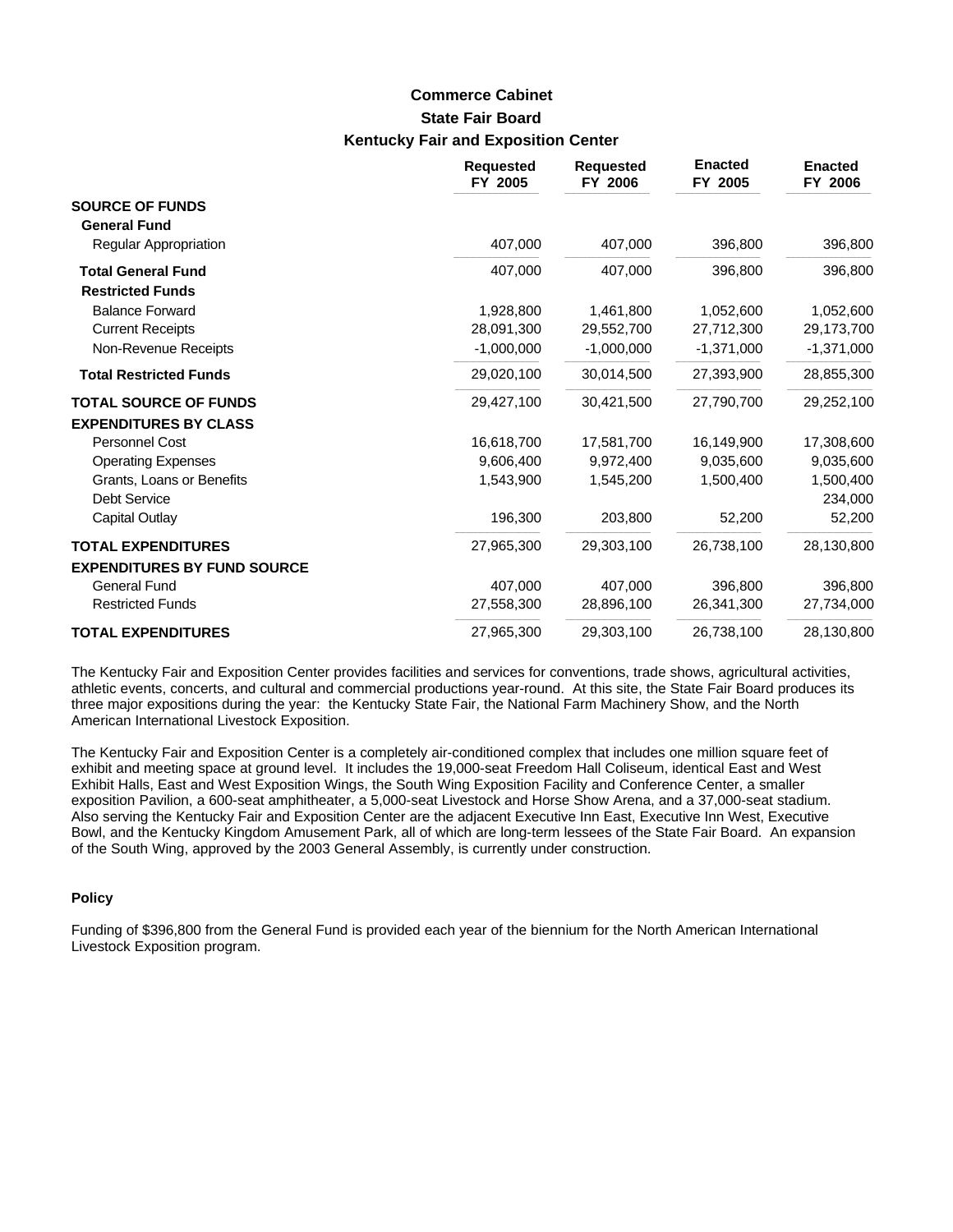## Commerce Cabinet
### State Fair Board
### Kentucky Fair and Exposition Center

| | Requested FY 2005 | Requested FY 2006 | Enacted FY 2005 | Enacted FY 2006 |
|---|---|---|---|---|
| **SOURCE OF FUNDS** | | | | |
| **General Fund** | | | | |
| Regular Appropriation | 407,000 | 407,000 | 396,800 | 396,800 |
| **Total General Fund** | 407,000 | 407,000 | 396,800 | 396,800 |
| **Restricted Funds** | | | | |
| Balance Forward | 1,928,800 | 1,461,800 | 1,052,600 | 1,052,600 |
| Current Receipts | 28,091,300 | 29,552,700 | 27,712,300 | 29,173,700 |
| Non-Revenue Receipts | -1,000,000 | -1,000,000 | -1,371,000 | -1,371,000 |
| **Total Restricted Funds** | 29,020,100 | 30,014,500 | 27,393,900 | 28,855,300 |
| **TOTAL SOURCE OF FUNDS** | 29,427,100 | 30,421,500 | 27,790,700 | 29,252,100 |
| **EXPENDITURES BY CLASS** | | | | |
| Personnel Cost | 16,618,700 | 17,581,700 | 16,149,900 | 17,308,600 |
| Operating Expenses | 9,606,400 | 9,972,400 | 9,035,600 | 9,035,600 |
| Grants, Loans or Benefits | 1,543,900 | 1,545,200 | 1,500,400 | 1,500,400 |
| Debt Service | | | | 234,000 |
| Capital Outlay | 196,300 | 203,800 | 52,200 | 52,200 |
| **TOTAL EXPENDITURES** | 27,965,300 | 29,303,100 | 26,738,100 | 28,130,800 |
| **EXPENDITURES BY FUND SOURCE** | | | | |
| General Fund | 407,000 | 407,000 | 396,800 | 396,800 |
| Restricted Funds | 27,558,300 | 28,896,100 | 26,341,300 | 27,734,000 |
| **TOTAL EXPENDITURES** | 27,965,300 | 29,303,100 | 26,738,100 | 28,130,800 |

The Kentucky Fair and Exposition Center provides facilities and services for conventions, trade shows, agricultural activities, athletic events, concerts, and cultural and commercial productions year-round. At this site, the State Fair Board produces its three major expositions during the year: the Kentucky State Fair, the National Farm Machinery Show, and the North American International Livestock Exposition.

The Kentucky Fair and Exposition Center is a completely air-conditioned complex that includes one million square feet of exhibit and meeting space at ground level. It includes the 19,000-seat Freedom Hall Coliseum, identical East and West Exhibit Halls, East and West Exposition Wings, the South Wing Exposition Facility and Conference Center, a smaller exposition Pavilion, a 600-seat amphitheater, a 5,000-seat Livestock and Horse Show Arena, and a 37,000-seat stadium. Also serving the Kentucky Fair and Exposition Center are the adjacent Executive Inn East, Executive Inn West, Executive Bowl, and the Kentucky Kingdom Amusement Park, all of which are long-term lessees of the State Fair Board. An expansion of the South Wing, approved by the 2003 General Assembly, is currently under construction.

**Policy**

Funding of $396,800 from the General Fund is provided each year of the biennium for the North American International Livestock Exposition program.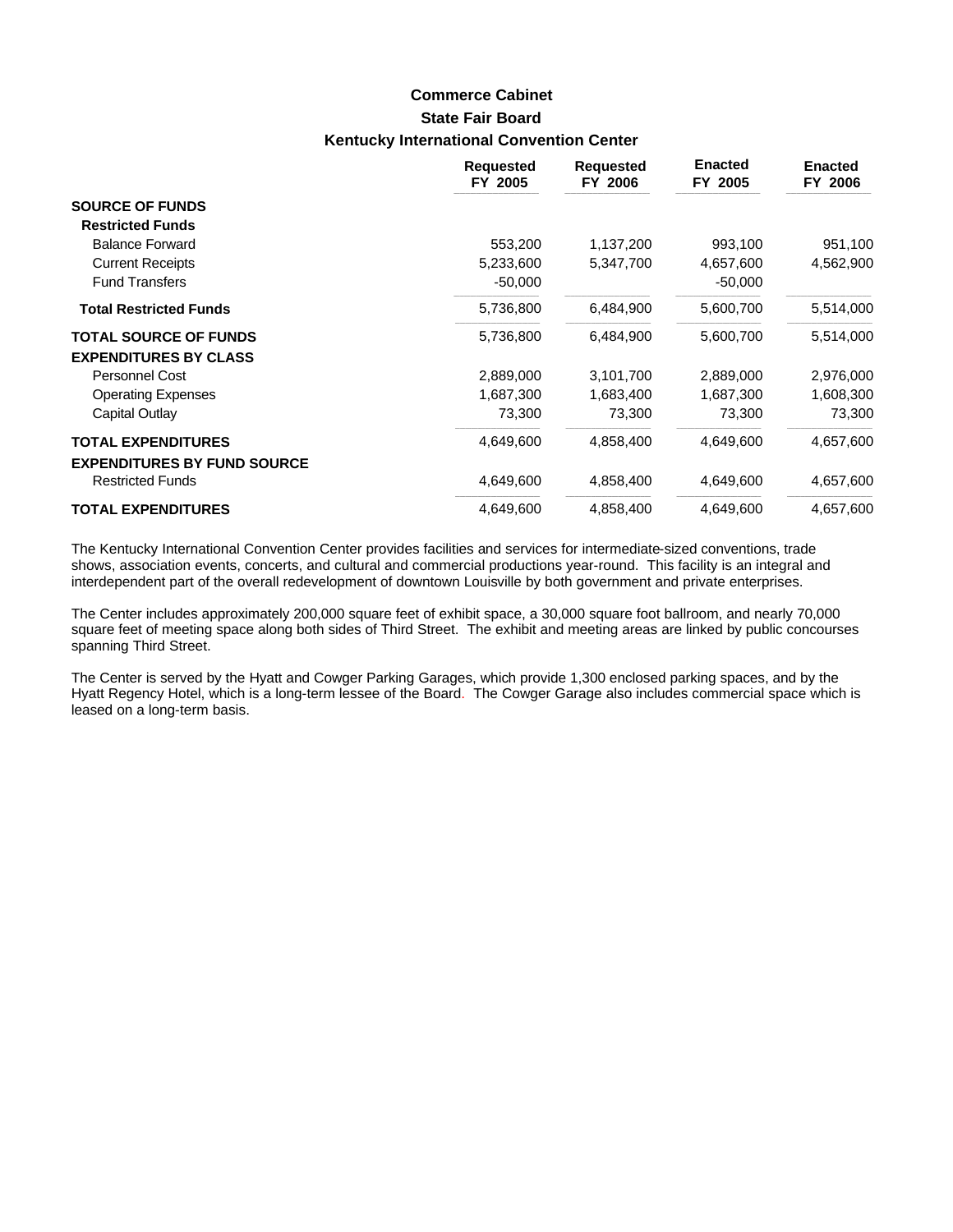## Commerce Cabinet

### State Fair Board

### Kentucky International Convention Center

| | Requested FY 2005 | Requested FY 2006 | Enacted FY 2005 | Enacted FY 2006 |
|---|---|---|---|---|
| **SOURCE OF FUNDS** | | | | |
| **Restricted Funds** | | | | |
| Balance Forward | 553,200 | 1,137,200 | 993,100 | 951,100 |
| Current Receipts | 5,233,600 | 5,347,700 | 4,657,600 | 4,562,900 |
| Fund Transfers | -50,000 | | -50,000 | |
| **Total Restricted Funds** | 5,736,800 | 6,484,900 | 5,600,700 | 5,514,000 |
| **TOTAL SOURCE OF FUNDS** | 5,736,800 | 6,484,900 | 5,600,700 | 5,514,000 |
| **EXPENDITURES BY CLASS** | | | | |
| Personnel Cost | 2,889,000 | 3,101,700 | 2,889,000 | 2,976,000 |
| Operating Expenses | 1,687,300 | 1,683,400 | 1,687,300 | 1,608,300 |
| Capital Outlay | 73,300 | 73,300 | 73,300 | 73,300 |
| **TOTAL EXPENDITURES** | 4,649,600 | 4,858,400 | 4,649,600 | 4,657,600 |
| **EXPENDITURES BY FUND SOURCE** | | | | |
| Restricted Funds | 4,649,600 | 4,858,400 | 4,649,600 | 4,657,600 |
| **TOTAL EXPENDITURES** | 4,649,600 | 4,858,400 | 4,649,600 | 4,657,600 |

The Kentucky International Convention Center provides facilities and services for intermediate-sized conventions, trade shows, association events, concerts, and cultural and commercial productions year-round. This facility is an integral and interdependent part of the overall redevelopment of downtown Louisville by both government and private enterprises.

The Center includes approximately 200,000 square feet of exhibit space, a 30,000 square foot ballroom, and nearly 70,000 square feet of meeting space along both sides of Third Street. The exhibit and meeting areas are linked by public concourses spanning Third Street.

The Center is served by the Hyatt and Cowger Parking Garages, which provide 1,300 enclosed parking spaces, and by the Hyatt Regency Hotel, which is a long-term lessee of the Board. The Cowger Garage also includes commercial space which is leased on a long-term basis.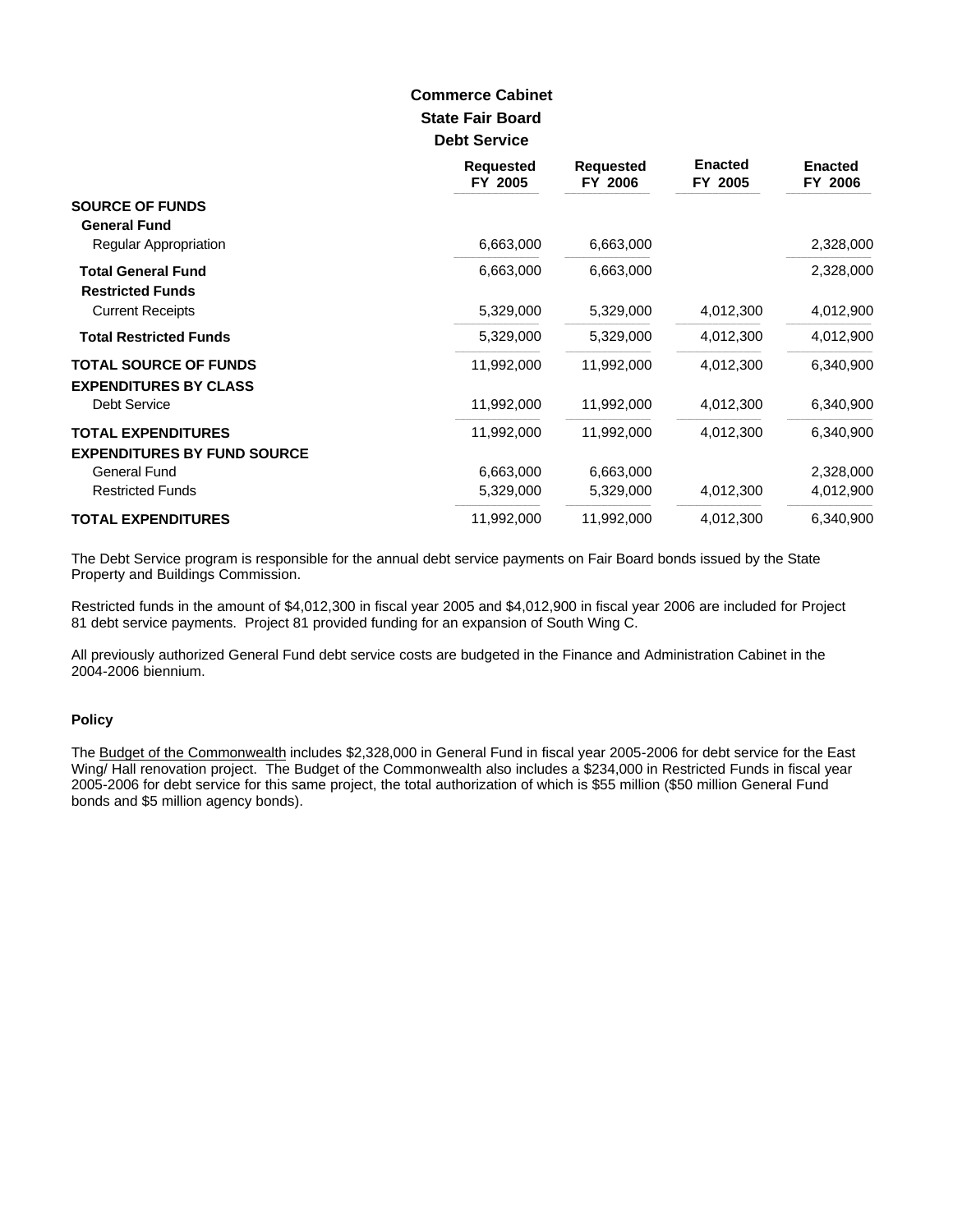# Commerce Cabinet
## State Fair Board
### Debt Service

| | Requested FY 2005 | Requested FY 2006 | Enacted FY 2005 | Enacted FY 2006 |
|---|---|---|---|---|
| **SOURCE OF FUNDS** | | | | |
| **General Fund** | | | | |
| Regular Appropriation | 6,663,000 | 6,663,000 | | 2,328,000 |
| **Total General Fund** | 6,663,000 | 6,663,000 | | 2,328,000 |
| **Restricted Funds** | | | | |
| Current Receipts | 5,329,000 | 5,329,000 | 4,012,300 | 4,012,900 |
| **Total Restricted Funds** | 5,329,000 | 5,329,000 | 4,012,300 | 4,012,900 |
| **TOTAL SOURCE OF FUNDS** | 11,992,000 | 11,992,000 | 4,012,300 | 6,340,900 |
| **EXPENDITURES BY CLASS** | | | | |
| Debt Service | 11,992,000 | 11,992,000 | 4,012,300 | 6,340,900 |
| **TOTAL EXPENDITURES** | 11,992,000 | 11,992,000 | 4,012,300 | 6,340,900 |
| **EXPENDITURES BY FUND SOURCE** | | | | |
| General Fund | 6,663,000 | 6,663,000 | | 2,328,000 |
| Restricted Funds | 5,329,000 | 5,329,000 | 4,012,300 | 4,012,900 |
| **TOTAL EXPENDITURES** | 11,992,000 | 11,992,000 | 4,012,300 | 6,340,900 |

The Debt Service program is responsible for the annual debt service payments on Fair Board bonds issued by the State Property and Buildings Commission.

Restricted funds in the amount of $4,012,300 in fiscal year 2005 and $4,012,900 in fiscal year 2006 are included for Project 81 debt service payments. Project 81 provided funding for an expansion of South Wing C.

All previously authorized General Fund debt service costs are budgeted in the Finance and Administration Cabinet in the 2004-2006 biennium.

#### Policy

The Budget of the Commonwealth includes $2,328,000 in General Fund in fiscal year 2005-2006 for debt service for the East Wing/ Hall renovation project. The Budget of the Commonwealth also includes a $234,000 in Restricted Funds in fiscal year 2005-2006 for debt service for this same project, the total authorization of which is $55 million ($50 million General Fund bonds and $5 million agency bonds).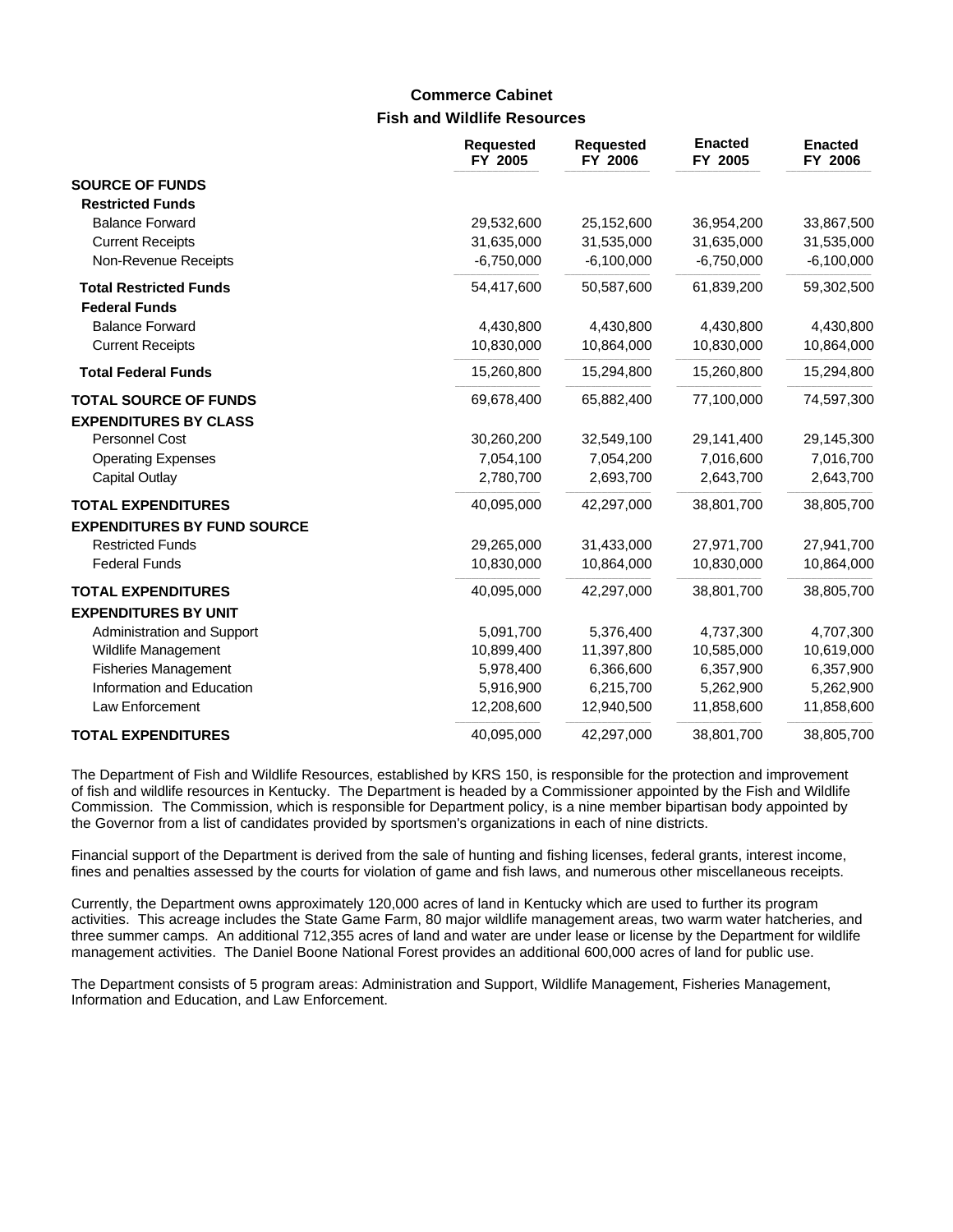## Commerce Cabinet
### Fish and Wildlife Resources

| | Requested FY 2005 | Requested FY 2006 | Enacted FY 2005 | Enacted FY 2006 |
|---|---|---|---|---|
| **SOURCE OF FUNDS** | | | | |
| **Restricted Funds** | | | | |
| Balance Forward | 29,532,600 | 25,152,600 | 36,954,200 | 33,867,500 |
| Current Receipts | 31,635,000 | 31,535,000 | 31,635,000 | 31,535,000 |
| Non-Revenue Receipts | -6,750,000 | -6,100,000 | -6,750,000 | -6,100,000 |
| **Total Restricted Funds** | 54,417,600 | 50,587,600 | 61,839,200 | 59,302,500 |
| **Federal Funds** | | | | |
| Balance Forward | 4,430,800 | 4,430,800 | 4,430,800 | 4,430,800 |
| Current Receipts | 10,830,000 | 10,864,000 | 10,830,000 | 10,864,000 |
| **Total Federal Funds** | 15,260,800 | 15,294,800 | 15,260,800 | 15,294,800 |
| **TOTAL SOURCE OF FUNDS** | 69,678,400 | 65,882,400 | 77,100,000 | 74,597,300 |
| **EXPENDITURES BY CLASS** | | | | |
| Personnel Cost | 30,260,200 | 32,549,100 | 29,141,400 | 29,145,300 |
| Operating Expenses | 7,054,100 | 7,054,200 | 7,016,600 | 7,016,700 |
| Capital Outlay | 2,780,700 | 2,693,700 | 2,643,700 | 2,643,700 |
| **TOTAL EXPENDITURES** | 40,095,000 | 42,297,000 | 38,801,700 | 38,805,700 |
| **EXPENDITURES BY FUND SOURCE** | | | | |
| Restricted Funds | 29,265,000 | 31,433,000 | 27,971,700 | 27,941,700 |
| Federal Funds | 10,830,000 | 10,864,000 | 10,830,000 | 10,864,000 |
| **TOTAL EXPENDITURES** | 40,095,000 | 42,297,000 | 38,801,700 | 38,805,700 |
| **EXPENDITURES BY UNIT** | | | | |
| Administration and Support | 5,091,700 | 5,376,400 | 4,737,300 | 4,707,300 |
| Wildlife Management | 10,899,400 | 11,397,800 | 10,585,000 | 10,619,000 |
| Fisheries Management | 5,978,400 | 6,366,600 | 6,357,900 | 6,357,900 |
| Information and Education | 5,916,900 | 6,215,700 | 5,262,900 | 5,262,900 |
| Law Enforcement | 12,208,600 | 12,940,500 | 11,858,600 | 11,858,600 |
| **TOTAL EXPENDITURES** | 40,095,000 | 42,297,000 | 38,801,700 | 38,805,700 |

The Department of Fish and Wildlife Resources, established by KRS 150, is responsible for the protection and improvement of fish and wildlife resources in Kentucky. The Department is headed by a Commissioner appointed by the Fish and Wildlife Commission. The Commission, which is responsible for Department policy, is a nine member bipartisan body appointed by the Governor from a list of candidates provided by sportsmen's organizations in each of nine districts.

Financial support of the Department is derived from the sale of hunting and fishing licenses, federal grants, interest income, fines and penalties assessed by the courts for violation of game and fish laws, and numerous other miscellaneous receipts.

Currently, the Department owns approximately 120,000 acres of land in Kentucky which are used to further its program activities. This acreage includes the State Game Farm, 80 major wildlife management areas, two warm water hatcheries, and three summer camps. An additional 712,355 acres of land and water are under lease or license by the Department for wildlife management activities. The Daniel Boone National Forest provides an additional 600,000 acres of land for public use.

The Department consists of 5 program areas: Administration and Support, Wildlife Management, Fisheries Management, Information and Education, and Law Enforcement.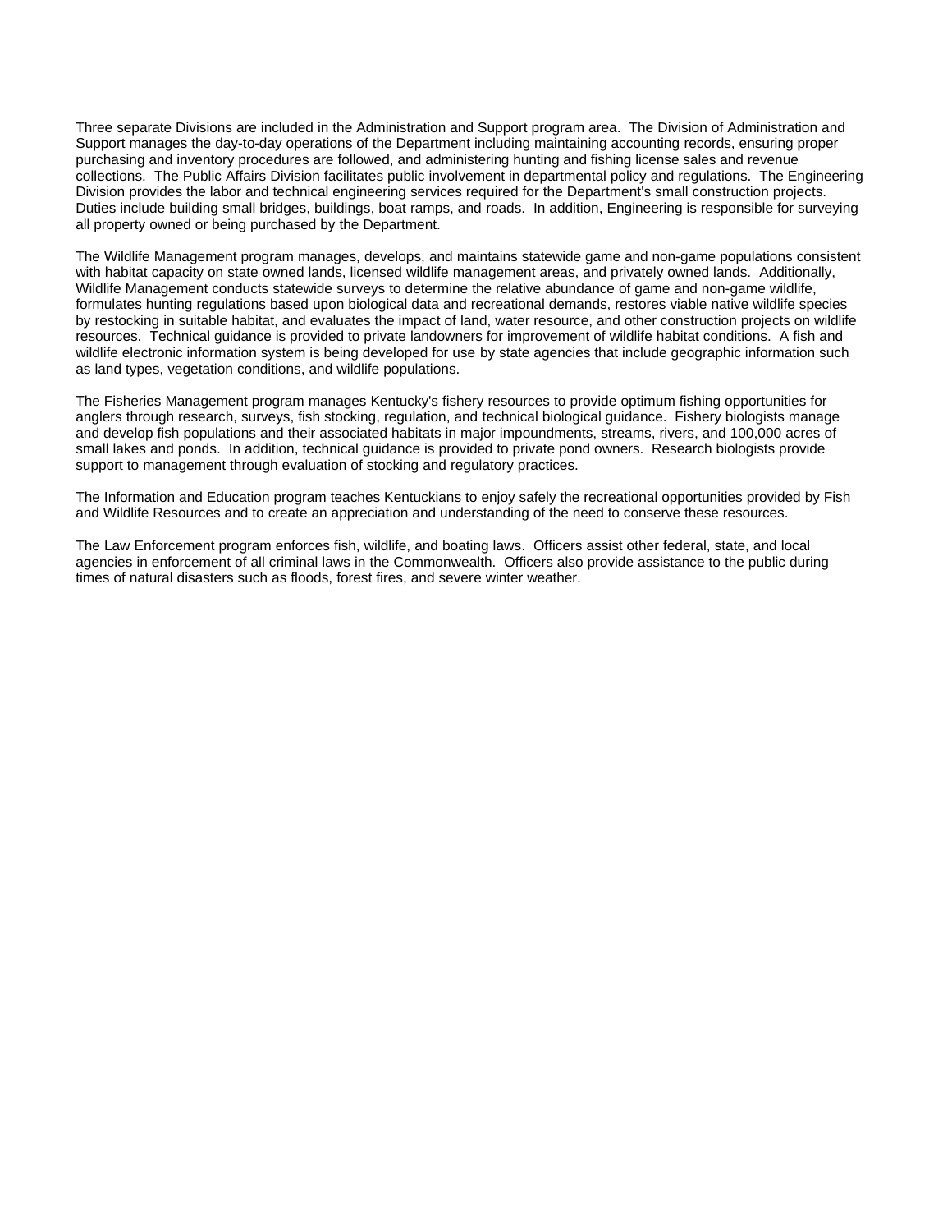Three separate Divisions are included in the Administration and Support program area. The Division of Administration and Support manages the day-to-day operations of the Department including maintaining accounting records, ensuring proper purchasing and inventory procedures are followed, and administering hunting and fishing license sales and revenue collections. The Public Affairs Division facilitates public involvement in departmental policy and regulations. The Engineering Division provides the labor and technical engineering services required for the Department's small construction projects. Duties include building small bridges, buildings, boat ramps, and roads. In addition, Engineering is responsible for surveying all property owned or being purchased by the Department.

The Wildlife Management program manages, develops, and maintains statewide game and non-game populations consistent with habitat capacity on state owned lands, licensed wildlife management areas, and privately owned lands. Additionally, Wildlife Management conducts statewide surveys to determine the relative abundance of game and non-game wildlife, formulates hunting regulations based upon biological data and recreational demands, restores viable native wildlife species by restocking in suitable habitat, and evaluates the impact of land, water resource, and other construction projects on wildlife resources. Technical guidance is provided to private landowners for improvement of wildlife habitat conditions. A fish and wildlife electronic information system is being developed for use by state agencies that include geographic information such as land types, vegetation conditions, and wildlife populations.

The Fisheries Management program manages Kentucky's fishery resources to provide optimum fishing opportunities for anglers through research, surveys, fish stocking, regulation, and technical biological guidance. Fishery biologists manage and develop fish populations and their associated habitats in major impoundments, streams, rivers, and 100,000 acres of small lakes and ponds. In addition, technical guidance is provided to private pond owners. Research biologists provide support to management through evaluation of stocking and regulatory practices.

The Information and Education program teaches Kentuckians to enjoy safely the recreational opportunities provided by Fish and Wildlife Resources and to create an appreciation and understanding of the need to conserve these resources.

The Law Enforcement program enforces fish, wildlife, and boating laws. Officers assist other federal, state, and local agencies in enforcement of all criminal laws in the Commonwealth. Officers also provide assistance to the public during times of natural disasters such as floods, forest fires, and severe winter weather.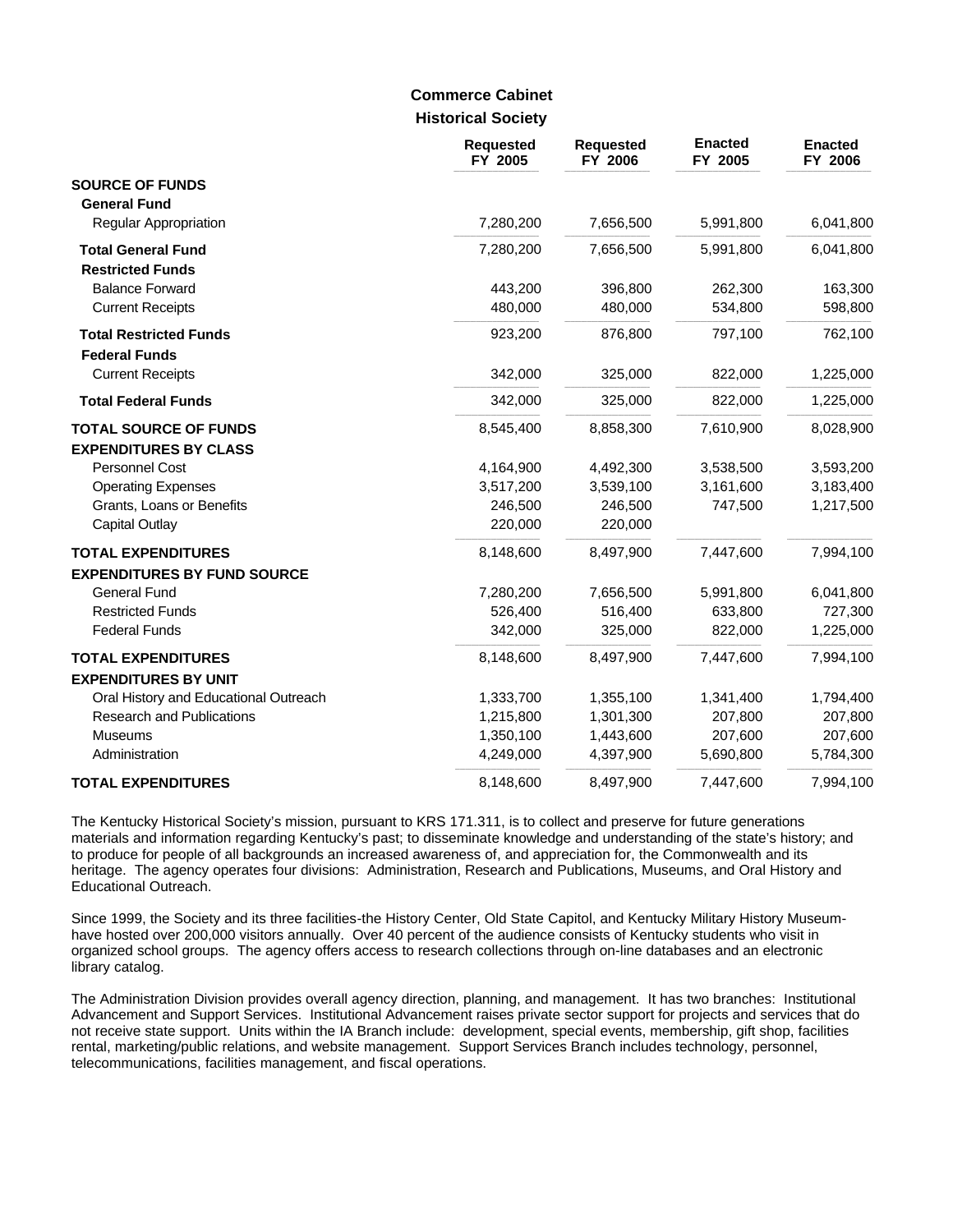## Commerce Cabinet

### Historical Society

| | Requested FY 2005 | Requested FY 2006 | Enacted FY 2005 | Enacted FY 2006 |
|---|---|---|---|---|
| **SOURCE OF FUNDS** | | | | |
| **General Fund** | | | | |
| Regular Appropriation | 7,280,200 | 7,656,500 | 5,991,800 | 6,041,800 |
| **Total General Fund** | 7,280,200 | 7,656,500 | 5,991,800 | 6,041,800 |
| **Restricted Funds** | | | | |
| Balance Forward | 443,200 | 396,800 | 262,300 | 163,300 |
| Current Receipts | 480,000 | 480,000 | 534,800 | 598,800 |
| **Total Restricted Funds** | 923,200 | 876,800 | 797,100 | 762,100 |
| **Federal Funds** | | | | |
| Current Receipts | 342,000 | 325,000 | 822,000 | 1,225,000 |
| **Total Federal Funds** | 342,000 | 325,000 | 822,000 | 1,225,000 |
| **TOTAL SOURCE OF FUNDS** | 8,545,400 | 8,858,300 | 7,610,900 | 8,028,900 |
| **EXPENDITURES BY CLASS** | | | | |
| Personnel Cost | 4,164,900 | 4,492,300 | 3,538,500 | 3,593,200 |
| Operating Expenses | 3,517,200 | 3,539,100 | 3,161,600 | 3,183,400 |
| Grants, Loans or Benefits | 246,500 | 246,500 | 747,500 | 1,217,500 |
| Capital Outlay | 220,000 | 220,000 | | |
| **TOTAL EXPENDITURES** | 8,148,600 | 8,497,900 | 7,447,600 | 7,994,100 |
| **EXPENDITURES BY FUND SOURCE** | | | | |
| General Fund | 7,280,200 | 7,656,500 | 5,991,800 | 6,041,800 |
| Restricted Funds | 526,400 | 516,400 | 633,800 | 727,300 |
| Federal Funds | 342,000 | 325,000 | 822,000 | 1,225,000 |
| **TOTAL EXPENDITURES** | 8,148,600 | 8,497,900 | 7,447,600 | 7,994,100 |
| **EXPENDITURES BY UNIT** | | | | |
| Oral History and Educational Outreach | 1,333,700 | 1,355,100 | 1,341,400 | 1,794,400 |
| Research and Publications | 1,215,800 | 1,301,300 | 207,800 | 207,800 |
| Museums | 1,350,100 | 1,443,600 | 207,600 | 207,600 |
| Administration | 4,249,000 | 4,397,900 | 5,690,800 | 5,784,300 |
| **TOTAL EXPENDITURES** | 8,148,600 | 8,497,900 | 7,447,600 | 7,994,100 |

The Kentucky Historical Society's mission, pursuant to KRS 171.311, is to collect and preserve for future generations materials and information regarding Kentucky's past; to disseminate knowledge and understanding of the state's history; and to produce for people of all backgrounds an increased awareness of, and appreciation for, the Commonwealth and its heritage. The agency operates four divisions: Administration, Research and Publications, Museums, and Oral History and Educational Outreach.

Since 1999, the Society and its three facilities-the History Center, Old State Capitol, and Kentucky Military History Museum-have hosted over 200,000 visitors annually. Over 40 percent of the audience consists of Kentucky students who visit in organized school groups. The agency offers access to research collections through on-line databases and an electronic library catalog.

The Administration Division provides overall agency direction, planning, and management. It has two branches: Institutional Advancement and Support Services. Institutional Advancement raises private sector support for projects and services that do not receive state support. Units within the IA Branch include: development, special events, membership, gift shop, facilities rental, marketing/public relations, and website management. Support Services Branch includes technology, personnel, telecommunications, facilities management, and fiscal operations.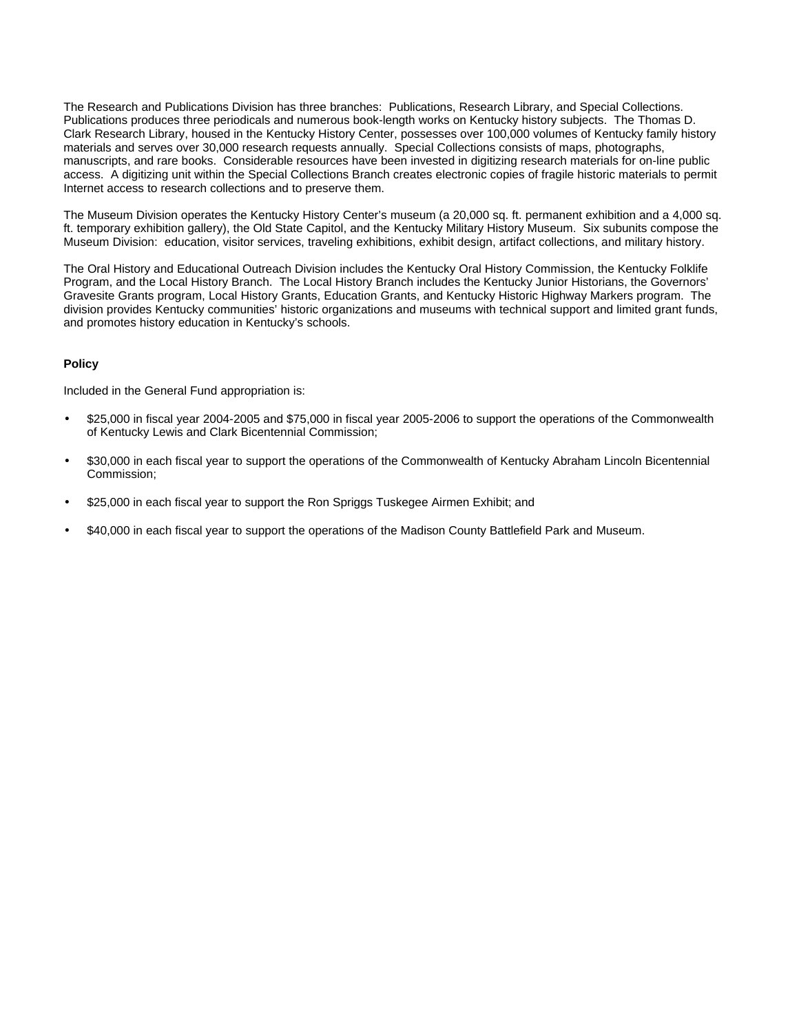The Research and Publications Division has three branches: Publications, Research Library, and Special Collections. Publications produces three periodicals and numerous book-length works on Kentucky history subjects. The Thomas D. Clark Research Library, housed in the Kentucky History Center, possesses over 100,000 volumes of Kentucky family history materials and serves over 30,000 research requests annually. Special Collections consists of maps, photographs, manuscripts, and rare books. Considerable resources have been invested in digitizing research materials for on-line public access. A digitizing unit within the Special Collections Branch creates electronic copies of fragile historic materials to permit Internet access to research collections and to preserve them.

The Museum Division operates the Kentucky History Center's museum (a 20,000 sq. ft. permanent exhibition and a 4,000 sq. ft. temporary exhibition gallery), the Old State Capitol, and the Kentucky Military History Museum. Six subunits compose the Museum Division: education, visitor services, traveling exhibitions, exhibit design, artifact collections, and military history.

The Oral History and Educational Outreach Division includes the Kentucky Oral History Commission, the Kentucky Folklife Program, and the Local History Branch. The Local History Branch includes the Kentucky Junior Historians, the Governors' Gravesite Grants program, Local History Grants, Education Grants, and Kentucky Historic Highway Markers program. The division provides Kentucky communities' historic organizations and museums with technical support and limited grant funds, and promotes history education in Kentucky's schools.

**Policy**

Included in the General Fund appropriation is:

- $25,000 in fiscal year 2004-2005 and $75,000 in fiscal year 2005-2006 to support the operations of the Commonwealth of Kentucky Lewis and Clark Bicentennial Commission;
- $30,000 in each fiscal year to support the operations of the Commonwealth of Kentucky Abraham Lincoln Bicentennial Commission;
- $25,000 in each fiscal year to support the Ron Spriggs Tuskegee Airmen Exhibit; and
- $40,000 in each fiscal year to support the operations of the Madison County Battlefield Park and Museum.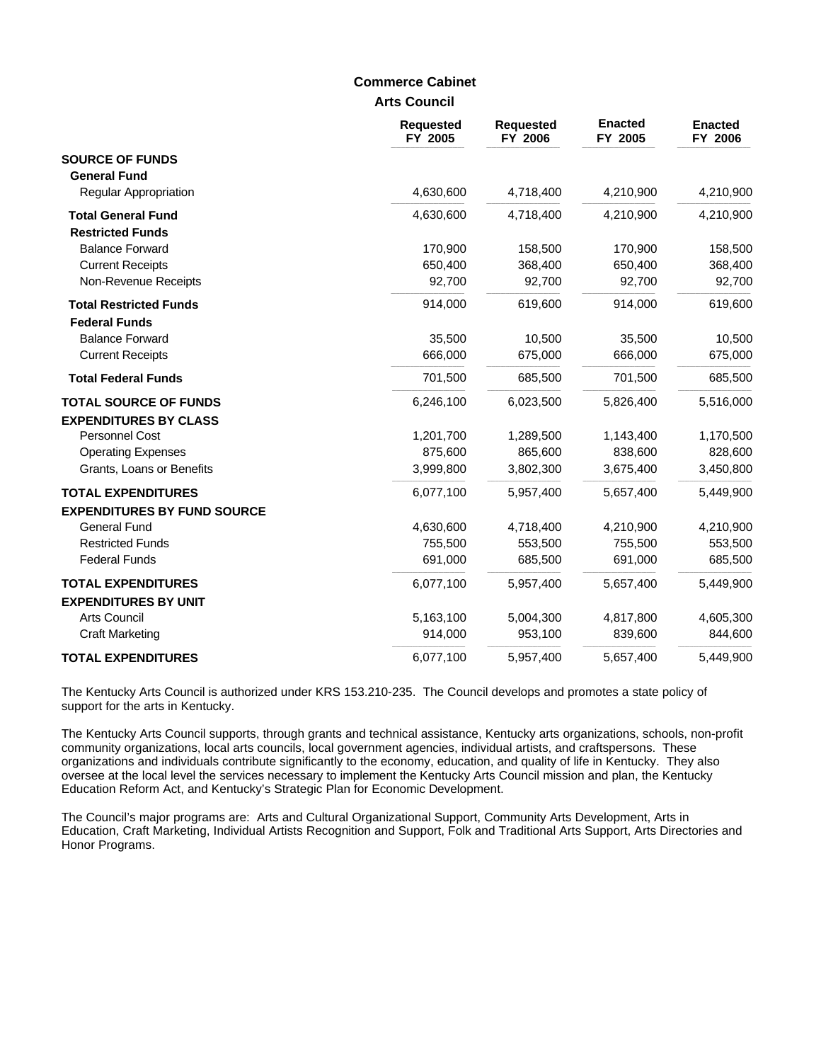## Commerce Cabinet

### Arts Council

| | Requested FY 2005 | Requested FY 2006 | Enacted FY 2005 | Enacted FY 2006 |
|---|---|---|---|---|
| **SOURCE OF FUNDS** | | | | |
| **General Fund** | | | | |
| Regular Appropriation | 4,630,600 | 4,718,400 | 4,210,900 | 4,210,900 |
| **Total General Fund** | 4,630,600 | 4,718,400 | 4,210,900 | 4,210,900 |
| **Restricted Funds** | | | | |
| Balance Forward | 170,900 | 158,500 | 170,900 | 158,500 |
| Current Receipts | 650,400 | 368,400 | 650,400 | 368,400 |
| Non-Revenue Receipts | 92,700 | 92,700 | 92,700 | 92,700 |
| **Total Restricted Funds** | 914,000 | 619,600 | 914,000 | 619,600 |
| **Federal Funds** | | | | |
| Balance Forward | 35,500 | 10,500 | 35,500 | 10,500 |
| Current Receipts | 666,000 | 675,000 | 666,000 | 675,000 |
| **Total Federal Funds** | 701,500 | 685,500 | 701,500 | 685,500 |
| **TOTAL SOURCE OF FUNDS** | 6,246,100 | 6,023,500 | 5,826,400 | 5,516,000 |
| **EXPENDITURES BY CLASS** | | | | |
| Personnel Cost | 1,201,700 | 1,289,500 | 1,143,400 | 1,170,500 |
| Operating Expenses | 875,600 | 865,600 | 838,600 | 828,600 |
| Grants, Loans or Benefits | 3,999,800 | 3,802,300 | 3,675,400 | 3,450,800 |
| **TOTAL EXPENDITURES** | 6,077,100 | 5,957,400 | 5,657,400 | 5,449,900 |
| **EXPENDITURES BY FUND SOURCE** | | | | |
| General Fund | 4,630,600 | 4,718,400 | 4,210,900 | 4,210,900 |
| Restricted Funds | 755,500 | 553,500 | 755,500 | 553,500 |
| Federal Funds | 691,000 | 685,500 | 691,000 | 685,500 |
| **TOTAL EXPENDITURES** | 6,077,100 | 5,957,400 | 5,657,400 | 5,449,900 |
| **EXPENDITURES BY UNIT** | | | | |
| Arts Council | 5,163,100 | 5,004,300 | 4,817,800 | 4,605,300 |
| Craft Marketing | 914,000 | 953,100 | 839,600 | 844,600 |
| **TOTAL EXPENDITURES** | 6,077,100 | 5,957,400 | 5,657,400 | 5,449,900 |

The Kentucky Arts Council is authorized under KRS 153.210-235. The Council develops and promotes a state policy of support for the arts in Kentucky.

The Kentucky Arts Council supports, through grants and technical assistance, Kentucky arts organizations, schools, non-profit community organizations, local arts councils, local government agencies, individual artists, and craftspersons. These organizations and individuals contribute significantly to the economy, education, and quality of life in Kentucky. They also oversee at the local level the services necessary to implement the Kentucky Arts Council mission and plan, the Kentucky Education Reform Act, and Kentucky's Strategic Plan for Economic Development.

The Council's major programs are: Arts and Cultural Organizational Support, Community Arts Development, Arts in Education, Craft Marketing, Individual Artists Recognition and Support, Folk and Traditional Arts Support, Arts Directories and Honor Programs.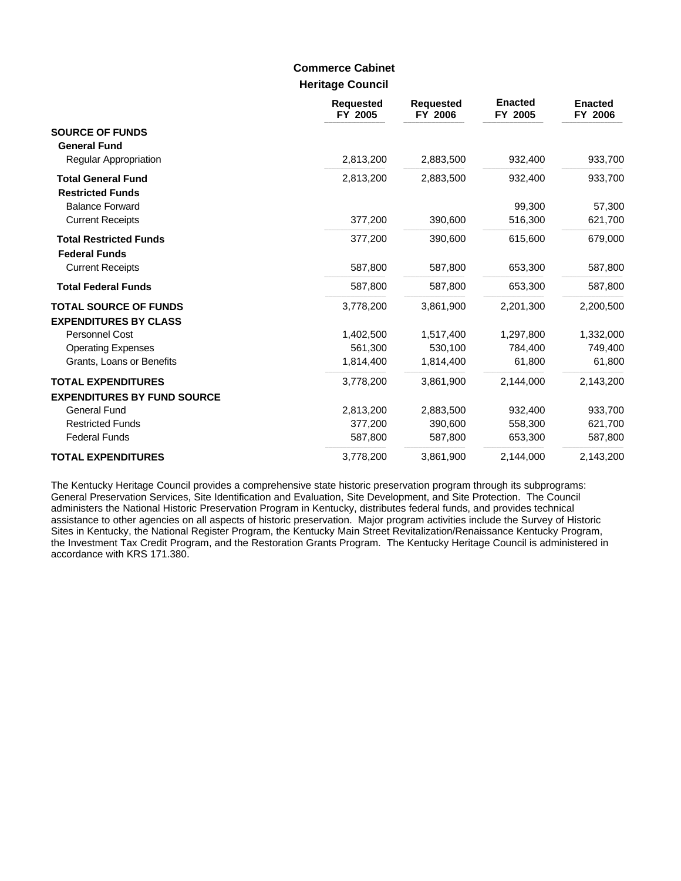## Commerce Cabinet

### Heritage Council

| | Requested FY 2005 | Requested FY 2006 | Enacted FY 2005 | Enacted FY 2006 |
|---|---|---|---|---|
| **SOURCE OF FUNDS** | | | | |
| **General Fund** | | | | |
| Regular Appropriation | 2,813,200 | 2,883,500 | 932,400 | 933,700 |
| **Total General Fund** | 2,813,200 | 2,883,500 | 932,400 | 933,700 |
| **Restricted Funds** | | | | |
| Balance Forward | | | 99,300 | 57,300 |
| Current Receipts | 377,200 | 390,600 | 516,300 | 621,700 |
| **Total Restricted Funds** | 377,200 | 390,600 | 615,600 | 679,000 |
| **Federal Funds** | | | | |
| Current Receipts | 587,800 | 587,800 | 653,300 | 587,800 |
| **Total Federal Funds** | 587,800 | 587,800 | 653,300 | 587,800 |
| **TOTAL SOURCE OF FUNDS** | 3,778,200 | 3,861,900 | 2,201,300 | 2,200,500 |
| **EXPENDITURES BY CLASS** | | | | |
| Personnel Cost | 1,402,500 | 1,517,400 | 1,297,800 | 1,332,000 |
| Operating Expenses | 561,300 | 530,100 | 784,400 | 749,400 |
| Grants, Loans or Benefits | 1,814,400 | 1,814,400 | 61,800 | 61,800 |
| **TOTAL EXPENDITURES** | 3,778,200 | 3,861,900 | 2,144,000 | 2,143,200 |
| **EXPENDITURES BY FUND SOURCE** | | | | |
| General Fund | 2,813,200 | 2,883,500 | 932,400 | 933,700 |
| Restricted Funds | 377,200 | 390,600 | 558,300 | 621,700 |
| Federal Funds | 587,800 | 587,800 | 653,300 | 587,800 |
| **TOTAL EXPENDITURES** | 3,778,200 | 3,861,900 | 2,144,000 | 2,143,200 |

The Kentucky Heritage Council provides a comprehensive state historic preservation program through its subprograms: General Preservation Services, Site Identification and Evaluation, Site Development, and Site Protection. The Council administers the National Historic Preservation Program in Kentucky, distributes federal funds, and provides technical assistance to other agencies on all aspects of historic preservation. Major program activities include the Survey of Historic Sites in Kentucky, the National Register Program, the Kentucky Main Street Revitalization/Renaissance Kentucky Program, the Investment Tax Credit Program, and the Restoration Grants Program. The Kentucky Heritage Council is administered in accordance with KRS 171.380.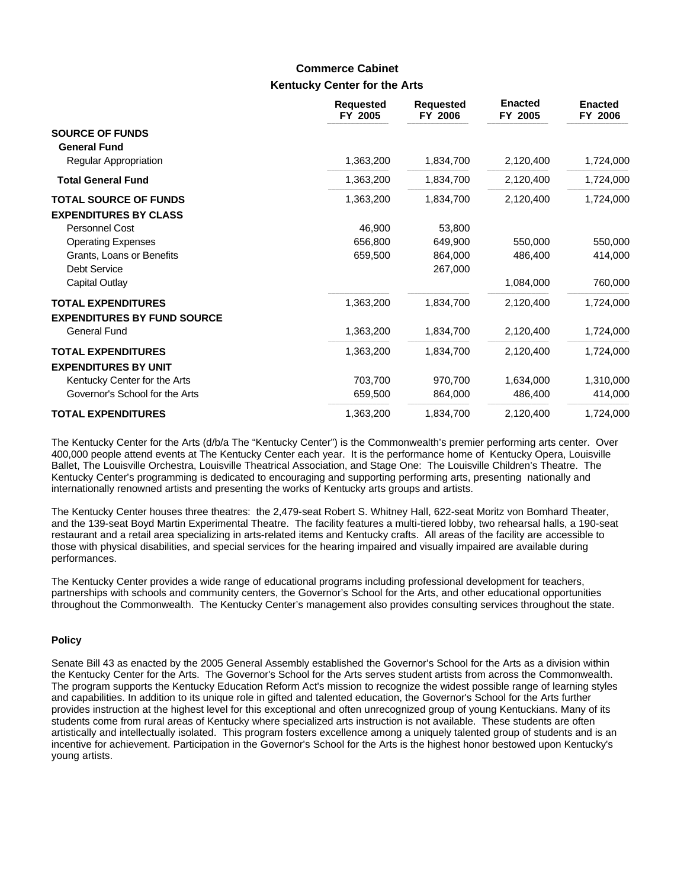## Commerce Cabinet

### Kentucky Center for the Arts

| | Requested FY 2005 | Requested FY 2006 | Enacted FY 2005 | Enacted FY 2006 |
|---|---|---|---|---|
| **SOURCE OF FUNDS** | | | | |
| **General Fund** | | | | |
| Regular Appropriation | 1,363,200 | 1,834,700 | 2,120,400 | 1,724,000 |
| **Total General Fund** | 1,363,200 | 1,834,700 | 2,120,400 | 1,724,000 |
| **TOTAL SOURCE OF FUNDS** | 1,363,200 | 1,834,700 | 2,120,400 | 1,724,000 |
| **EXPENDITURES BY CLASS** | | | | |
| Personnel Cost | 46,900 | 53,800 | | |
| Operating Expenses | 656,800 | 649,900 | 550,000 | 550,000 |
| Grants, Loans or Benefits | 659,500 | 864,000 | 486,400 | 414,000 |
| Debt Service | | 267,000 | | |
| Capital Outlay | | | 1,084,000 | 760,000 |
| **TOTAL EXPENDITURES** | 1,363,200 | 1,834,700 | 2,120,400 | 1,724,000 |
| **EXPENDITURES BY FUND SOURCE** | | | | |
| General Fund | 1,363,200 | 1,834,700 | 2,120,400 | 1,724,000 |
| **TOTAL EXPENDITURES** | 1,363,200 | 1,834,700 | 2,120,400 | 1,724,000 |
| **EXPENDITURES BY UNIT** | | | | |
| Kentucky Center for the Arts | 703,700 | 970,700 | 1,634,000 | 1,310,000 |
| Governor's School for the Arts | 659,500 | 864,000 | 486,400 | 414,000 |
| **TOTAL EXPENDITURES** | 1,363,200 | 1,834,700 | 2,120,400 | 1,724,000 |

The Kentucky Center for the Arts (d/b/a The "Kentucky Center") is the Commonwealth's premier performing arts center. Over 400,000 people attend events at The Kentucky Center each year. It is the performance home of Kentucky Opera, Louisville Ballet, The Louisville Orchestra, Louisville Theatrical Association, and Stage One: The Louisville Children's Theatre. The Kentucky Center's programming is dedicated to encouraging and supporting performing arts, presenting nationally and internationally renowned artists and presenting the works of Kentucky arts groups and artists.

The Kentucky Center houses three theatres: the 2,479-seat Robert S. Whitney Hall, 622-seat Moritz von Bomhard Theater, and the 139-seat Boyd Martin Experimental Theatre. The facility features a multi-tiered lobby, two rehearsal halls, a 190-seat restaurant and a retail area specializing in arts-related items and Kentucky crafts. All areas of the facility are accessible to those with physical disabilities, and special services for the hearing impaired and visually impaired are available during performances.

The Kentucky Center provides a wide range of educational programs including professional development for teachers, partnerships with schools and community centers, the Governor's School for the Arts, and other educational opportunities throughout the Commonwealth. The Kentucky Center's management also provides consulting services throughout the state.

#### Policy

Senate Bill 43 as enacted by the 2005 General Assembly established the Governor's School for the Arts as a division within the Kentucky Center for the Arts. The Governor's School for the Arts serves student artists from across the Commonwealth. The program supports the Kentucky Education Reform Act's mission to recognize the widest possible range of learning styles and capabilities. In addition to its unique role in gifted and talented education, the Governor's School for the Arts further provides instruction at the highest level for this exceptional and often unrecognized group of young Kentuckians. Many of its students come from rural areas of Kentucky where specialized arts instruction is not available. These students are often artistically and intellectually isolated. This program fosters excellence among a uniquely talented group of students and is an incentive for achievement. Participation in the Governor's School for the Arts is the highest honor bestowed upon Kentucky's young artists.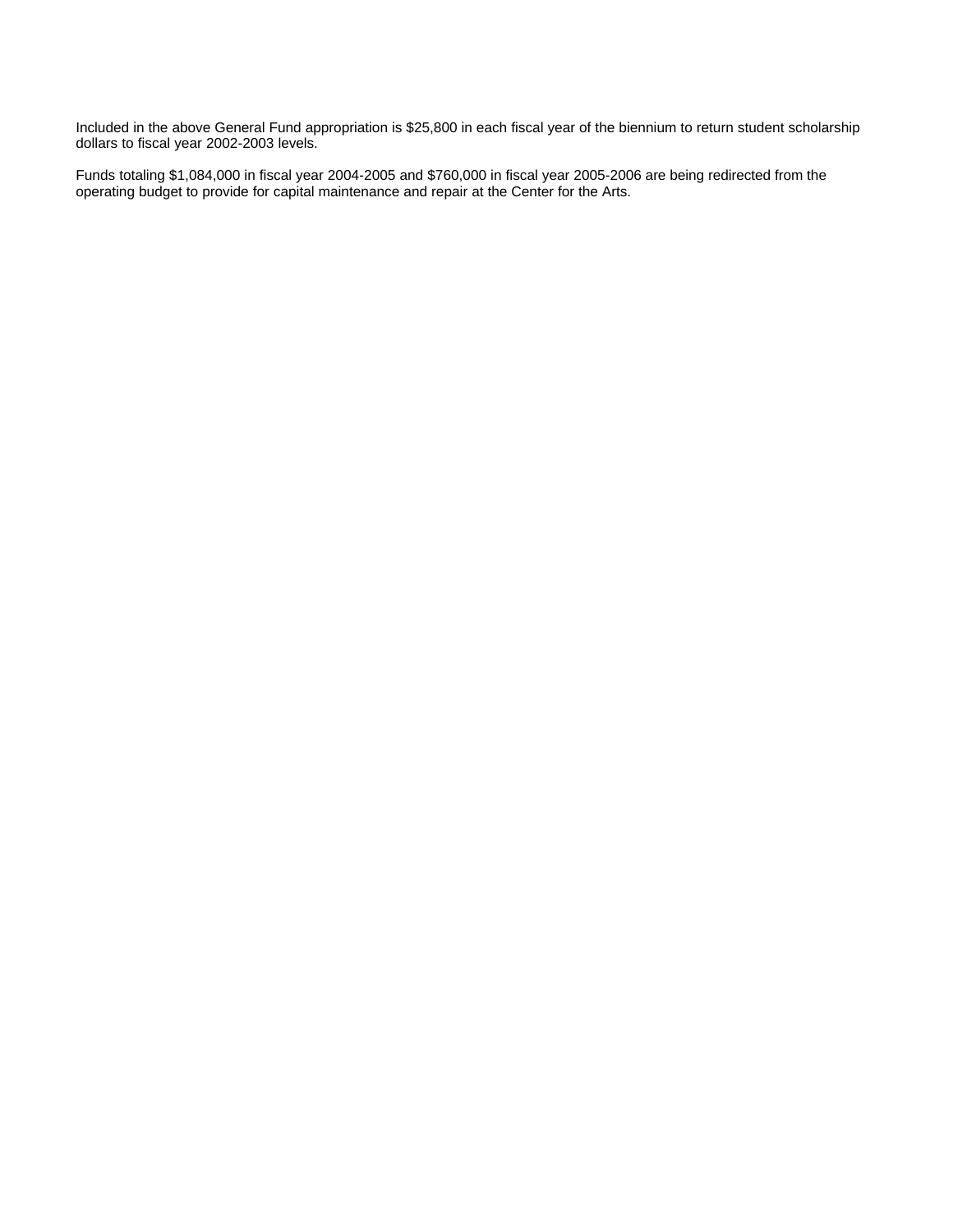Included in the above General Fund appropriation is $25,800 in each fiscal year of the biennium to return student scholarship dollars to fiscal year 2002-2003 levels.

Funds totaling $1,084,000 in fiscal year 2004-2005 and $760,000 in fiscal year 2005-2006 are being redirected from the operating budget to provide for capital maintenance and repair at the Center for the Arts.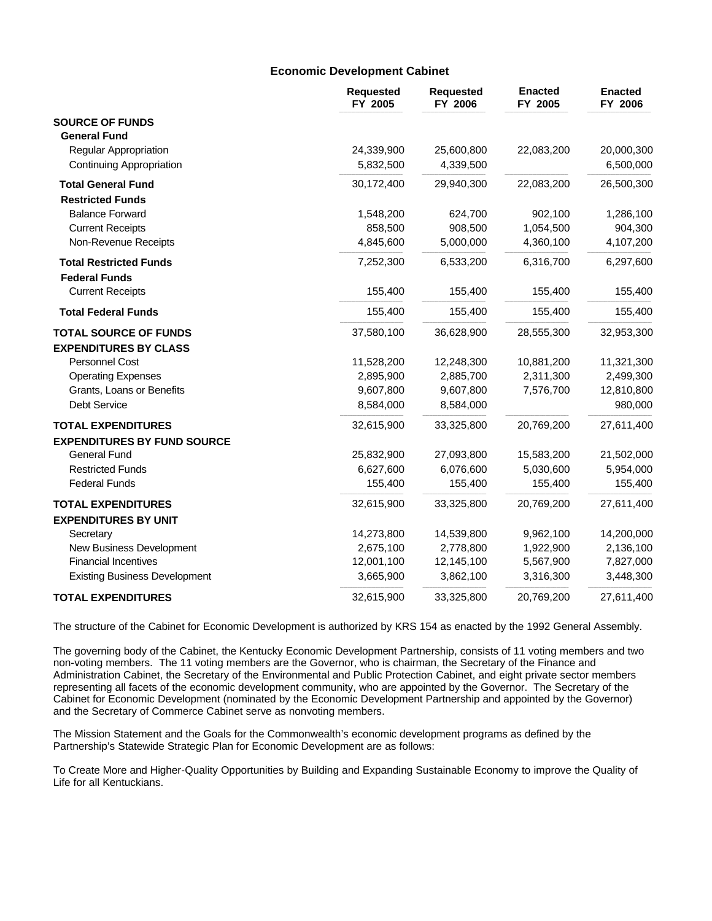## Economic Development Cabinet

| | Requested FY 2005 | Requested FY 2006 | Enacted FY 2005 | Enacted FY 2006 |
|---|---|---|---|---|
| **SOURCE OF FUNDS** | | | | |
| **General Fund** | | | | |
| Regular Appropriation | 24,339,900 | 25,600,800 | 22,083,200 | 20,000,300 |
| Continuing Appropriation | 5,832,500 | 4,339,500 | | 6,500,000 |
| **Total General Fund** | 30,172,400 | 29,940,300 | 22,083,200 | 26,500,300 |
| **Restricted Funds** | | | | |
| Balance Forward | 1,548,200 | 624,700 | 902,100 | 1,286,100 |
| Current Receipts | 858,500 | 908,500 | 1,054,500 | 904,300 |
| Non-Revenue Receipts | 4,845,600 | 5,000,000 | 4,360,100 | 4,107,200 |
| **Total Restricted Funds** | 7,252,300 | 6,533,200 | 6,316,700 | 6,297,600 |
| **Federal Funds** | | | | |
| Current Receipts | 155,400 | 155,400 | 155,400 | 155,400 |
| **Total Federal Funds** | 155,400 | 155,400 | 155,400 | 155,400 |
| **TOTAL SOURCE OF FUNDS** | 37,580,100 | 36,628,900 | 28,555,300 | 32,953,300 |
| **EXPENDITURES BY CLASS** | | | | |
| Personnel Cost | 11,528,200 | 12,248,300 | 10,881,200 | 11,321,300 |
| Operating Expenses | 2,895,900 | 2,885,700 | 2,311,300 | 2,499,300 |
| Grants, Loans or Benefits | 9,607,800 | 9,607,800 | 7,576,700 | 12,810,800 |
| Debt Service | 8,584,000 | 8,584,000 | | 980,000 |
| **TOTAL EXPENDITURES** | 32,615,900 | 33,325,800 | 20,769,200 | 27,611,400 |
| **EXPENDITURES BY FUND SOURCE** | | | | |
| General Fund | 25,832,900 | 27,093,800 | 15,583,200 | 21,502,000 |
| Restricted Funds | 6,627,600 | 6,076,600 | 5,030,600 | 5,954,000 |
| Federal Funds | 155,400 | 155,400 | 155,400 | 155,400 |
| **TOTAL EXPENDITURES** | 32,615,900 | 33,325,800 | 20,769,200 | 27,611,400 |
| **EXPENDITURES BY UNIT** | | | | |
| Secretary | 14,273,800 | 14,539,800 | 9,962,100 | 14,200,000 |
| New Business Development | 2,675,100 | 2,778,800 | 1,922,900 | 2,136,100 |
| Financial Incentives | 12,001,100 | 12,145,100 | 5,567,900 | 7,827,000 |
| Existing Business Development | 3,665,900 | 3,862,100 | 3,316,300 | 3,448,300 |
| **TOTAL EXPENDITURES** | 32,615,900 | 33,325,800 | 20,769,200 | 27,611,400 |

The structure of the Cabinet for Economic Development is authorized by KRS 154 as enacted by the 1992 General Assembly.

The governing body of the Cabinet, the Kentucky Economic Development Partnership, consists of 11 voting members and two non-voting members. The 11 voting members are the Governor, who is chairman, the Secretary of the Finance and Administration Cabinet, the Secretary of the Environmental and Public Protection Cabinet, and eight private sector members representing all facets of the economic development community, who are appointed by the Governor. The Secretary of the Cabinet for Economic Development (nominated by the Economic Development Partnership and appointed by the Governor) and the Secretary of Commerce Cabinet serve as nonvoting members.

The Mission Statement and the Goals for the Commonwealth's economic development programs as defined by the Partnership's Statewide Strategic Plan for Economic Development are as follows:

To Create More and Higher-Quality Opportunities by Building and Expanding Sustainable Economy to improve the Quality of Life for all Kentuckians.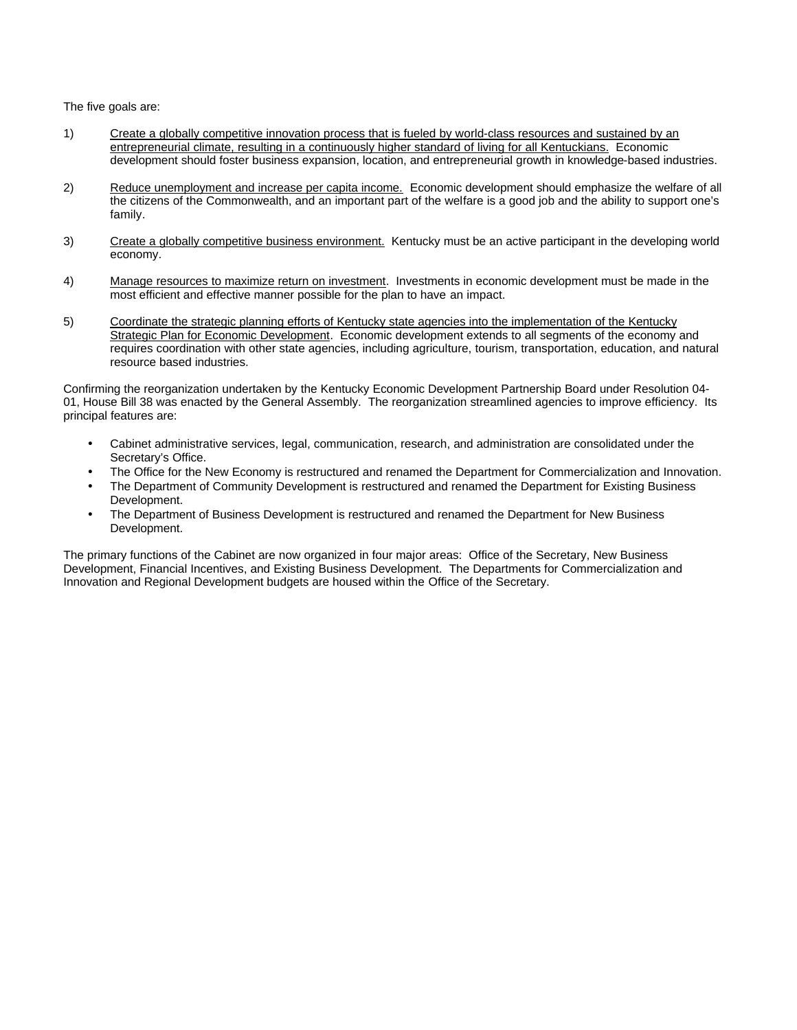The five goals are:

1) <u>Create a globally competitive innovation process that is fueled by world-class resources and sustained by an entrepreneurial climate, resulting in a continuously higher standard of living for all Kentuckians.</u> Economic development should foster business expansion, location, and entrepreneurial growth in knowledge-based industries.

2) <u>Reduce unemployment and increase per capita income.</u> Economic development should emphasize the welfare of all the citizens of the Commonwealth, and an important part of the welfare is a good job and the ability to support one's family.

3) <u>Create a globally competitive business environment.</u> Kentucky must be an active participant in the developing world economy.

4) <u>Manage resources to maximize return on investment</u>. Investments in economic development must be made in the most efficient and effective manner possible for the plan to have an impact.

5) <u>Coordinate the strategic planning efforts of Kentucky state agencies into the implementation of the Kentucky Strategic Plan for Economic Development</u>. Economic development extends to all segments of the economy and requires coordination with other state agencies, including agriculture, tourism, transportation, education, and natural resource based industries.

Confirming the reorganization undertaken by the Kentucky Economic Development Partnership Board under Resolution 04-01, House Bill 38 was enacted by the General Assembly. The reorganization streamlined agencies to improve efficiency. Its principal features are:

- Cabinet administrative services, legal, communication, research, and administration are consolidated under the Secretary's Office.
- The Office for the New Economy is restructured and renamed the Department for Commercialization and Innovation.
- The Department of Community Development is restructured and renamed the Department for Existing Business Development.
- The Department of Business Development is restructured and renamed the Department for New Business Development.

The primary functions of the Cabinet are now organized in four major areas: Office of the Secretary, New Business Development, Financial Incentives, and Existing Business Development. The Departments for Commercialization and Innovation and Regional Development budgets are housed within the Office of the Secretary.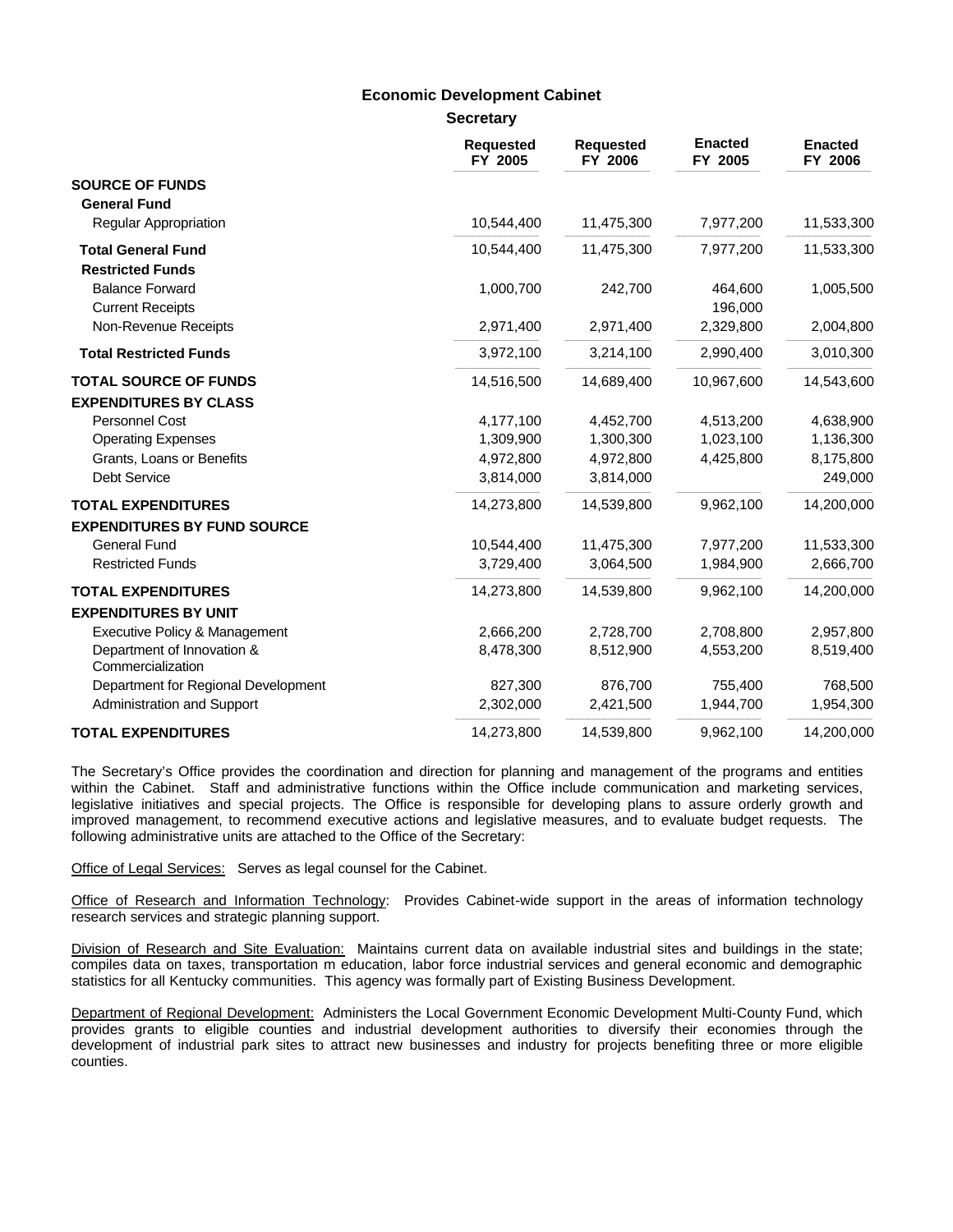## Economic Development Cabinet

### Secretary

| | Requested FY 2005 | Requested FY 2006 | Enacted FY 2005 | Enacted FY 2006 |
|---|---|---|---|---|
| **SOURCE OF FUNDS** | | | | |
| **General Fund** | | | | |
| Regular Appropriation | 10,544,400 | 11,475,300 | 7,977,200 | 11,533,300 |
| **Total General Fund** | 10,544,400 | 11,475,300 | 7,977,200 | 11,533,300 |
| **Restricted Funds** | | | | |
| Balance Forward | 1,000,700 | 242,700 | 464,600 | 1,005,500 |
| Current Receipts | | | 196,000 | |
| Non-Revenue Receipts | 2,971,400 | 2,971,400 | 2,329,800 | 2,004,800 |
| **Total Restricted Funds** | 3,972,100 | 3,214,100 | 2,990,400 | 3,010,300 |
| **TOTAL SOURCE OF FUNDS** | 14,516,500 | 14,689,400 | 10,967,600 | 14,543,600 |
| **EXPENDITURES BY CLASS** | | | | |
| Personnel Cost | 4,177,100 | 4,452,700 | 4,513,200 | 4,638,900 |
| Operating Expenses | 1,309,900 | 1,300,300 | 1,023,100 | 1,136,300 |
| Grants, Loans or Benefits | 4,972,800 | 4,972,800 | 4,425,800 | 8,175,800 |
| Debt Service | 3,814,000 | 3,814,000 | | 249,000 |
| **TOTAL EXPENDITURES** | 14,273,800 | 14,539,800 | 9,962,100 | 14,200,000 |
| **EXPENDITURES BY FUND SOURCE** | | | | |
| General Fund | 10,544,400 | 11,475,300 | 7,977,200 | 11,533,300 |
| Restricted Funds | 3,729,400 | 3,064,500 | 1,984,900 | 2,666,700 |
| **TOTAL EXPENDITURES** | 14,273,800 | 14,539,800 | 9,962,100 | 14,200,000 |
| **EXPENDITURES BY UNIT** | | | | |
| Executive Policy & Management | 2,666,200 | 2,728,700 | 2,708,800 | 2,957,800 |
| Department of Innovation & Commercialization | 8,478,300 | 8,512,900 | 4,553,200 | 8,519,400 |
| Department for Regional Development | 827,300 | 876,700 | 755,400 | 768,500 |
| Administration and Support | 2,302,000 | 2,421,500 | 1,944,700 | 1,954,300 |
| **TOTAL EXPENDITURES** | 14,273,800 | 14,539,800 | 9,962,100 | 14,200,000 |

The Secretary's Office provides the coordination and direction for planning and management of the programs and entities within the Cabinet. Staff and administrative functions within the Office include communication and marketing services, legislative initiatives and special projects. The Office is responsible for developing plans to assure orderly growth and improved management, to recommend executive actions and legislative measures, and to evaluate budget requests. The following administrative units are attached to the Office of the Secretary:

Office of Legal Services: Serves as legal counsel for the Cabinet.

Office of Research and Information Technology: Provides Cabinet-wide support in the areas of information technology research services and strategic planning support.

Division of Research and Site Evaluation: Maintains current data on available industrial sites and buildings in the state; compiles data on taxes, transportation m education, labor force industrial services and general economic and demographic statistics for all Kentucky communities. This agency was formally part of Existing Business Development.

Department of Regional Development: Administers the Local Government Economic Development Multi-County Fund, which provides grants to eligible counties and industrial development authorities to diversify their economies through the development of industrial park sites to attract new businesses and industry for projects benefiting three or more eligible counties.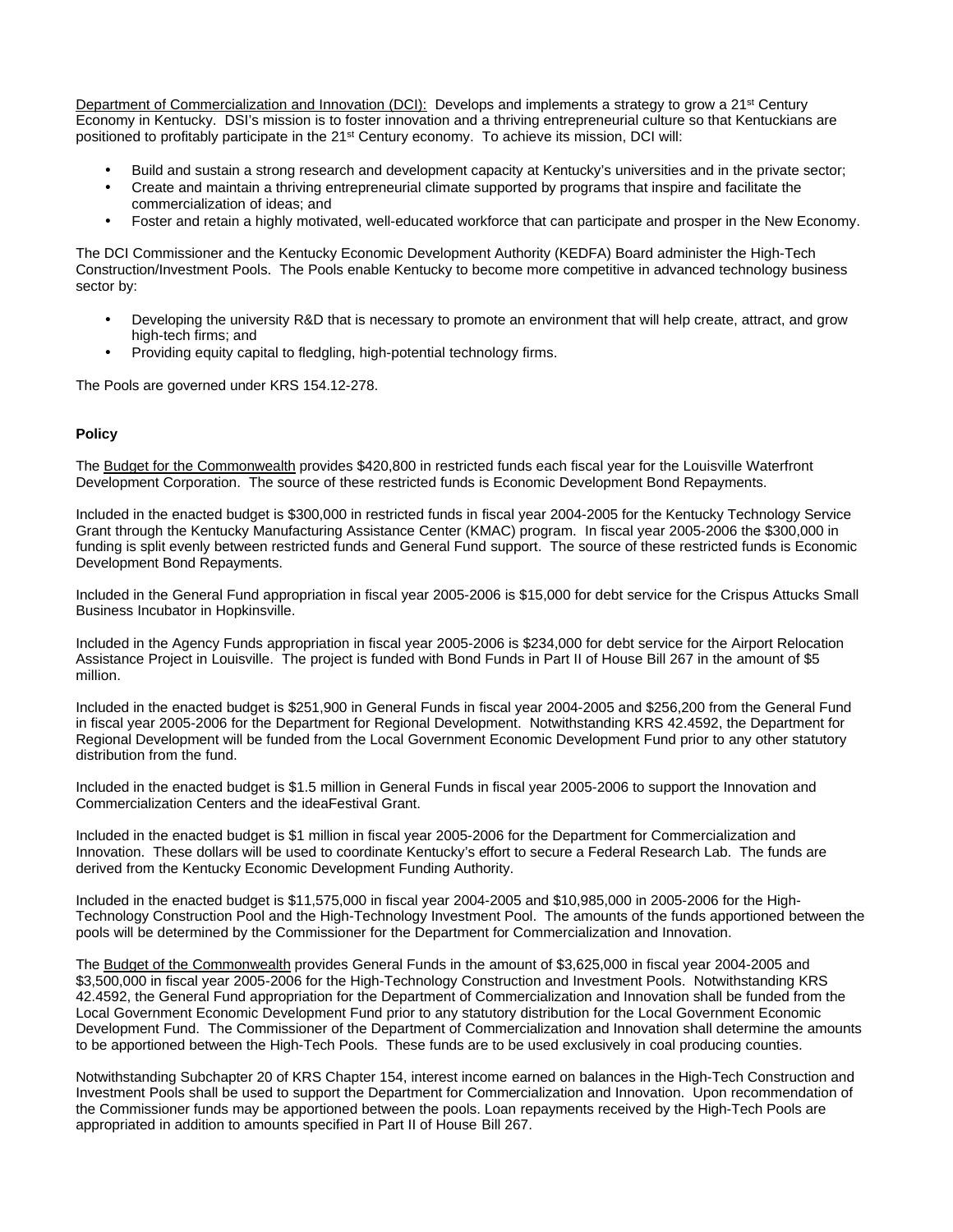Department of Commercialization and Innovation (DCI): Develops and implements a strategy to grow a 21st Century Economy in Kentucky. DSI's mission is to foster innovation and a thriving entrepreneurial culture so that Kentuckians are positioned to profitably participate in the 21st Century economy. To achieve its mission, DCI will:

- Build and sustain a strong research and development capacity at Kentucky's universities and in the private sector;
- Create and maintain a thriving entrepreneurial climate supported by programs that inspire and facilitate the commercialization of ideas; and
- Foster and retain a highly motivated, well-educated workforce that can participate and prosper in the New Economy.

The DCI Commissioner and the Kentucky Economic Development Authority (KEDFA) Board administer the High-Tech Construction/Investment Pools. The Pools enable Kentucky to become more competitive in advanced technology business sector by:

- Developing the university R&D that is necessary to promote an environment that will help create, attract, and grow high-tech firms; and
- Providing equity capital to fledgling, high-potential technology firms.

The Pools are governed under KRS 154.12-278.

**Policy**

The Budget for the Commonwealth provides $420,800 in restricted funds each fiscal year for the Louisville Waterfront Development Corporation. The source of these restricted funds is Economic Development Bond Repayments.

Included in the enacted budget is $300,000 in restricted funds in fiscal year 2004-2005 for the Kentucky Technology Service Grant through the Kentucky Manufacturing Assistance Center (KMAC) program. In fiscal year 2005-2006 the $300,000 in funding is split evenly between restricted funds and General Fund support. The source of these restricted funds is Economic Development Bond Repayments.

Included in the General Fund appropriation in fiscal year 2005-2006 is $15,000 for debt service for the Crispus Attucks Small Business Incubator in Hopkinsville.

Included in the Agency Funds appropriation in fiscal year 2005-2006 is $234,000 for debt service for the Airport Relocation Assistance Project in Louisville. The project is funded with Bond Funds in Part II of House Bill 267 in the amount of $5 million.

Included in the enacted budget is $251,900 in General Funds in fiscal year 2004-2005 and $256,200 from the General Fund in fiscal year 2005-2006 for the Department for Regional Development. Notwithstanding KRS 42.4592, the Department for Regional Development will be funded from the Local Government Economic Development Fund prior to any other statutory distribution from the fund.

Included in the enacted budget is $1.5 million in General Funds in fiscal year 2005-2006 to support the Innovation and Commercialization Centers and the ideaFestival Grant.

Included in the enacted budget is $1 million in fiscal year 2005-2006 for the Department for Commercialization and Innovation. These dollars will be used to coordinate Kentucky's effort to secure a Federal Research Lab. The funds are derived from the Kentucky Economic Development Funding Authority.

Included in the enacted budget is $11,575,000 in fiscal year 2004-2005 and $10,985,000 in 2005-2006 for the High-Technology Construction Pool and the High-Technology Investment Pool. The amounts of the funds apportioned between the pools will be determined by the Commissioner for the Department for Commercialization and Innovation.

The Budget of the Commonwealth provides General Funds in the amount of $3,625,000 in fiscal year 2004-2005 and $3,500,000 in fiscal year 2005-2006 for the High-Technology Construction and Investment Pools. Notwithstanding KRS 42.4592, the General Fund appropriation for the Department of Commercialization and Innovation shall be funded from the Local Government Economic Development Fund prior to any statutory distribution for the Local Government Economic Development Fund. The Commissioner of the Department of Commercialization and Innovation shall determine the amounts to be apportioned between the High-Tech Pools. These funds are to be used exclusively in coal producing counties.

Notwithstanding Subchapter 20 of KRS Chapter 154, interest income earned on balances in the High-Tech Construction and Investment Pools shall be used to support the Department for Commercialization and Innovation. Upon recommendation of the Commissioner funds may be apportioned between the pools. Loan repayments received by the High-Tech Pools are appropriated in addition to amounts specified in Part II of House Bill 267.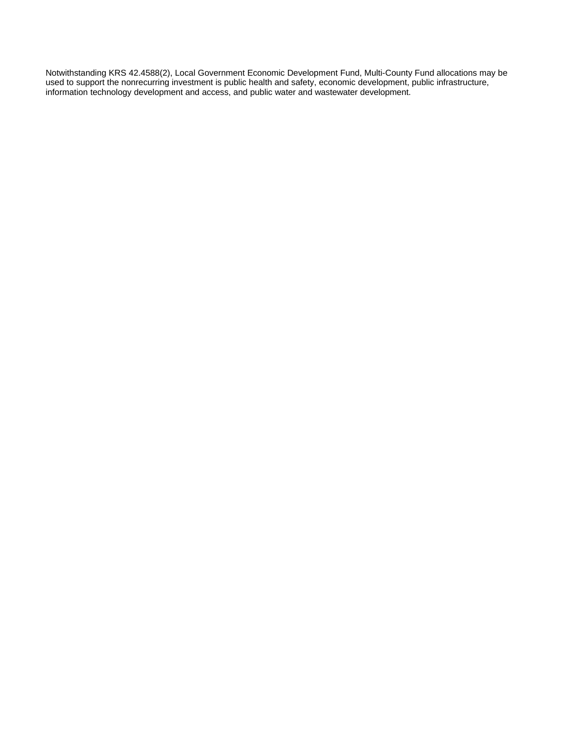Notwithstanding KRS 42.4588(2), Local Government Economic Development Fund, Multi-County Fund allocations may be used to support the nonrecurring investment is public health and safety, economic development, public infrastructure, information technology development and access, and public water and wastewater development.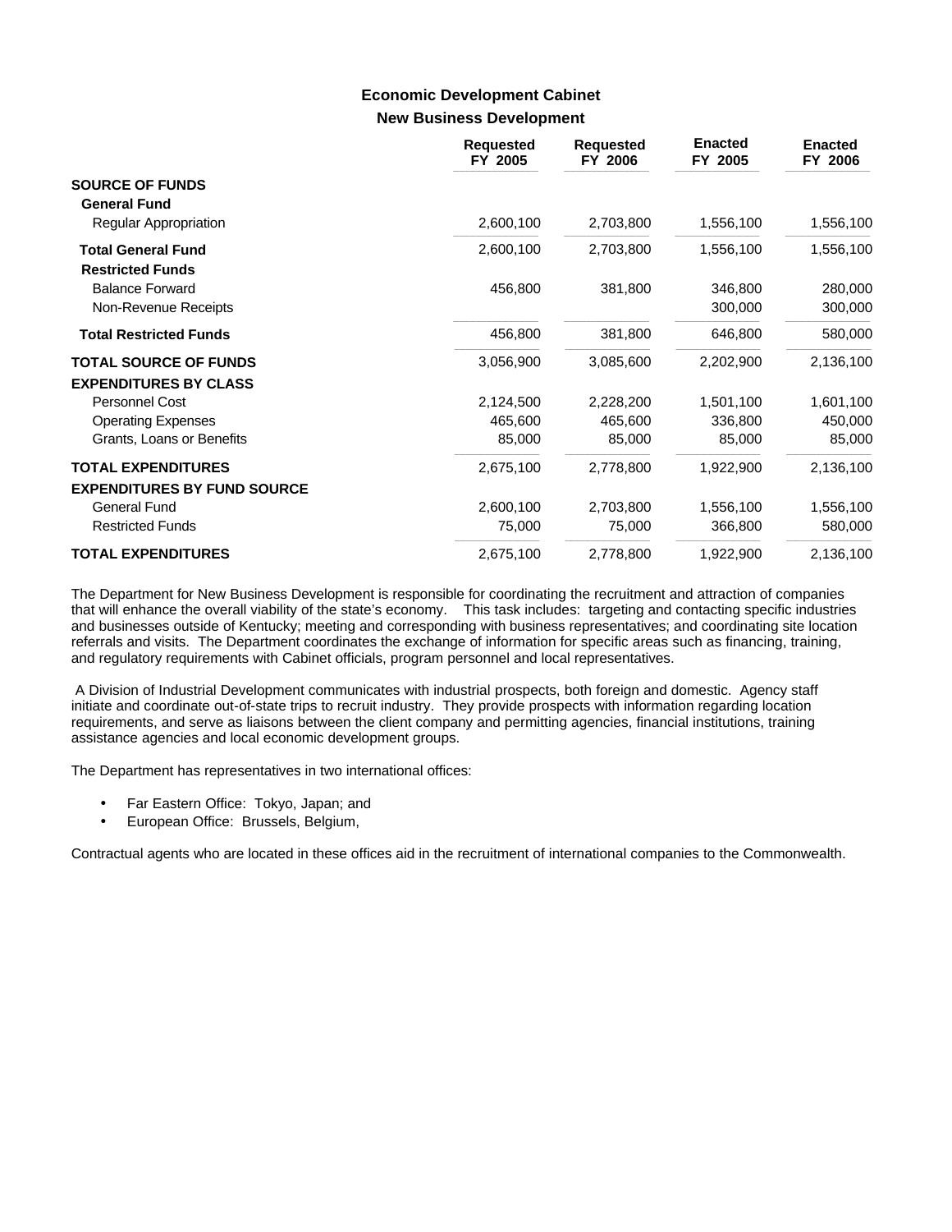## Economic Development Cabinet

### New Business Development

| | Requested FY 2005 | Requested FY 2006 | Enacted FY 2005 | Enacted FY 2006 |
|---|---|---|---|---|
| **SOURCE OF FUNDS** | | | | |
| **General Fund** | | | | |
| Regular Appropriation | 2,600,100 | 2,703,800 | 1,556,100 | 1,556,100 |
| **Total General Fund** | 2,600,100 | 2,703,800 | 1,556,100 | 1,556,100 |
| **Restricted Funds** | | | | |
| Balance Forward | 456,800 | 381,800 | 346,800 | 280,000 |
| Non-Revenue Receipts | | | 300,000 | 300,000 |
| **Total Restricted Funds** | 456,800 | 381,800 | 646,800 | 580,000 |
| **TOTAL SOURCE OF FUNDS** | 3,056,900 | 3,085,600 | 2,202,900 | 2,136,100 |
| **EXPENDITURES BY CLASS** | | | | |
| Personnel Cost | 2,124,500 | 2,228,200 | 1,501,100 | 1,601,100 |
| Operating Expenses | 465,600 | 465,600 | 336,800 | 450,000 |
| Grants, Loans or Benefits | 85,000 | 85,000 | 85,000 | 85,000 |
| **TOTAL EXPENDITURES** | 2,675,100 | 2,778,800 | 1,922,900 | 2,136,100 |
| **EXPENDITURES BY FUND SOURCE** | | | | |
| General Fund | 2,600,100 | 2,703,800 | 1,556,100 | 1,556,100 |
| Restricted Funds | 75,000 | 75,000 | 366,800 | 580,000 |
| **TOTAL EXPENDITURES** | 2,675,100 | 2,778,800 | 1,922,900 | 2,136,100 |

The Department for New Business Development is responsible for coordinating the recruitment and attraction of companies that will enhance the overall viability of the state's economy. This task includes: targeting and contacting specific industries and businesses outside of Kentucky; meeting and corresponding with business representatives; and coordinating site location referrals and visits. The Department coordinates the exchange of information for specific areas such as financing, training, and regulatory requirements with Cabinet officials, program personnel and local representatives.

A Division of Industrial Development communicates with industrial prospects, both foreign and domestic. Agency staff initiate and coordinate out-of-state trips to recruit industry. They provide prospects with information regarding location requirements, and serve as liaisons between the client company and permitting agencies, financial institutions, training assistance agencies and local economic development groups.

The Department has representatives in two international offices:

- Far Eastern Office: Tokyo, Japan; and
- European Office: Brussels, Belgium,

Contractual agents who are located in these offices aid in the recruitment of international companies to the Commonwealth.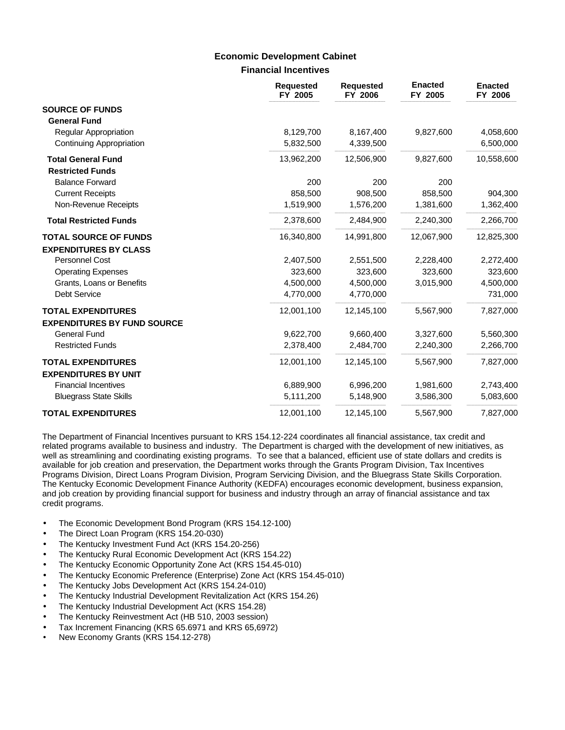## Economic Development Cabinet
### Financial Incentives

| | Requested FY 2005 | Requested FY 2006 | Enacted FY 2005 | Enacted FY 2006 |
|---|---|---|---|---|
| **SOURCE OF FUNDS** | | | | |
| **General Fund** | | | | |
| Regular Appropriation | 8,129,700 | 8,167,400 | 9,827,600 | 4,058,600 |
| Continuing Appropriation | 5,832,500 | 4,339,500 | | 6,500,000 |
| **Total General Fund** | 13,962,200 | 12,506,900 | 9,827,600 | 10,558,600 |
| **Restricted Funds** | | | | |
| Balance Forward | 200 | 200 | 200 | |
| Current Receipts | 858,500 | 908,500 | 858,500 | 904,300 |
| Non-Revenue Receipts | 1,519,900 | 1,576,200 | 1,381,600 | 1,362,400 |
| **Total Restricted Funds** | 2,378,600 | 2,484,900 | 2,240,300 | 2,266,700 |
| **TOTAL SOURCE OF FUNDS** | 16,340,800 | 14,991,800 | 12,067,900 | 12,825,300 |
| **EXPENDITURES BY CLASS** | | | | |
| Personnel Cost | 2,407,500 | 2,551,500 | 2,228,400 | 2,272,400 |
| Operating Expenses | 323,600 | 323,600 | 323,600 | 323,600 |
| Grants, Loans or Benefits | 4,500,000 | 4,500,000 | 3,015,900 | 4,500,000 |
| Debt Service | 4,770,000 | 4,770,000 | | 731,000 |
| **TOTAL EXPENDITURES** | 12,001,100 | 12,145,100 | 5,567,900 | 7,827,000 |
| **EXPENDITURES BY FUND SOURCE** | | | | |
| General Fund | 9,622,700 | 9,660,400 | 3,327,600 | 5,560,300 |
| Restricted Funds | 2,378,400 | 2,484,700 | 2,240,300 | 2,266,700 |
| **TOTAL EXPENDITURES** | 12,001,100 | 12,145,100 | 5,567,900 | 7,827,000 |
| **EXPENDITURES BY UNIT** | | | | |
| Financial Incentives | 6,889,900 | 6,996,200 | 1,981,600 | 2,743,400 |
| Bluegrass State Skills | 5,111,200 | 5,148,900 | 3,586,300 | 5,083,600 |
| **TOTAL EXPENDITURES** | 12,001,100 | 12,145,100 | 5,567,900 | 7,827,000 |

The Department of Financial Incentives pursuant to KRS 154.12-224 coordinates all financial assistance, tax credit and related programs available to business and industry. The Department is charged with the development of new initiatives, as well as streamlining and coordinating existing programs. To see that a balanced, efficient use of state dollars and credits is available for job creation and preservation, the Department works through the Grants Program Division, Tax Incentives Programs Division, Direct Loans Program Division, Program Servicing Division, and the Bluegrass State Skills Corporation. The Kentucky Economic Development Finance Authority (KEDFA) encourages economic development, business expansion, and job creation by providing financial support for business and industry through an array of financial assistance and tax credit programs.

- The Economic Development Bond Program (KRS 154.12-100)
- The Direct Loan Program (KRS 154.20-030)
- The Kentucky Investment Fund Act (KRS 154.20-256)
- The Kentucky Rural Economic Development Act (KRS 154.22)
- The Kentucky Economic Opportunity Zone Act (KRS 154.45-010)
- The Kentucky Economic Preference (Enterprise) Zone Act (KRS 154.45-010)
- The Kentucky Jobs Development Act (KRS 154.24-010)
- The Kentucky Industrial Development Revitalization Act (KRS 154.26)
- The Kentucky Industrial Development Act (KRS 154.28)
- The Kentucky Reinvestment Act (HB 510, 2003 session)
- Tax Increment Financing (KRS 65.6971 and KRS 65,6972)
- New Economy Grants (KRS 154.12-278)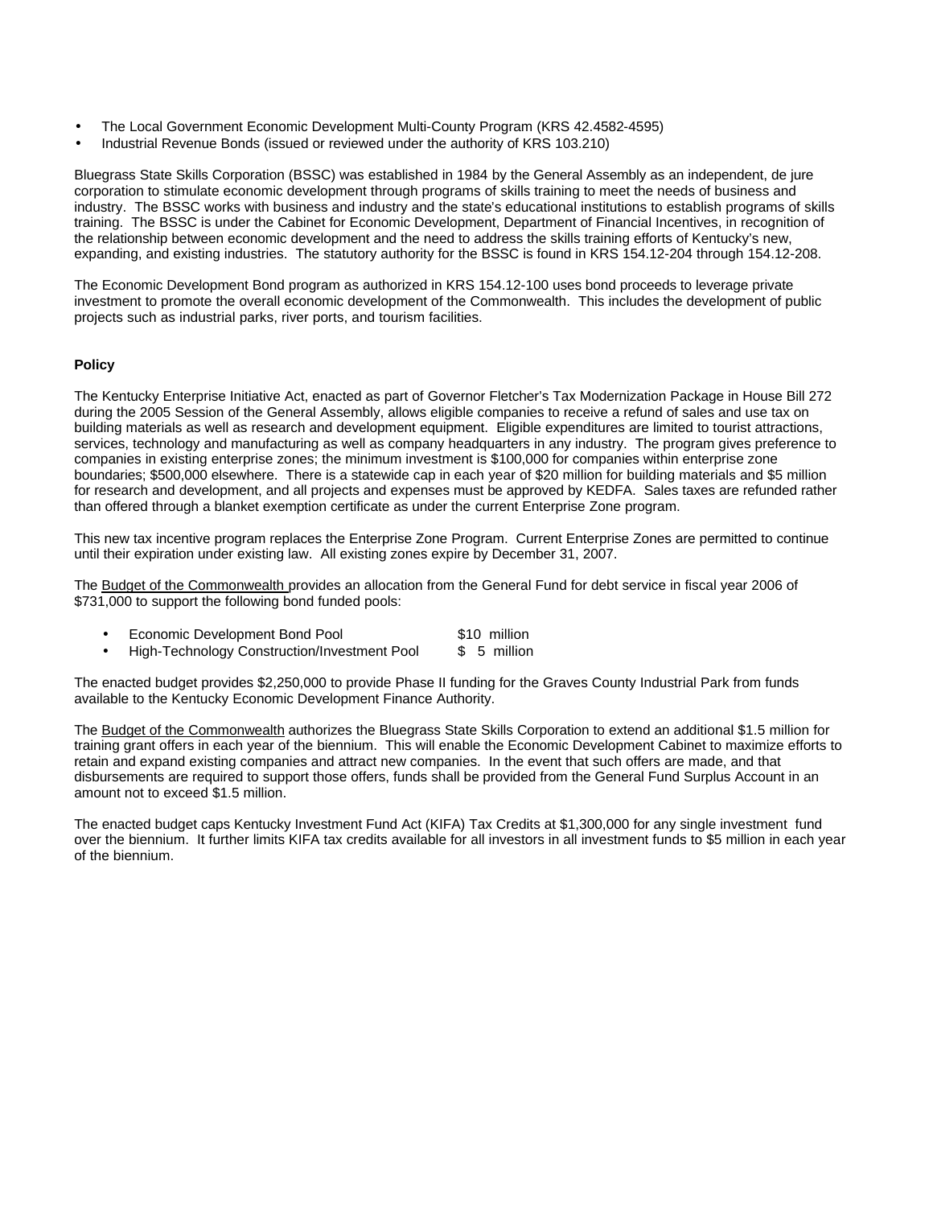- The Local Government Economic Development Multi-County Program (KRS 42.4582-4595)
- Industrial Revenue Bonds (issued or reviewed under the authority of KRS 103.210)

Bluegrass State Skills Corporation (BSSC) was established in 1984 by the General Assembly as an independent, de jure corporation to stimulate economic development through programs of skills training to meet the needs of business and industry. The BSSC works with business and industry and the state's educational institutions to establish programs of skills training. The BSSC is under the Cabinet for Economic Development, Department of Financial Incentives, in recognition of the relationship between economic development and the need to address the skills training efforts of Kentucky's new, expanding, and existing industries. The statutory authority for the BSSC is found in KRS 154.12-204 through 154.12-208.

The Economic Development Bond program as authorized in KRS 154.12-100 uses bond proceeds to leverage private investment to promote the overall economic development of the Commonwealth. This includes the development of public projects such as industrial parks, river ports, and tourism facilities.

**Policy**

The Kentucky Enterprise Initiative Act, enacted as part of Governor Fletcher's Tax Modernization Package in House Bill 272 during the 2005 Session of the General Assembly, allows eligible companies to receive a refund of sales and use tax on building materials as well as research and development equipment. Eligible expenditures are limited to tourist attractions, services, technology and manufacturing as well as company headquarters in any industry. The program gives preference to companies in existing enterprise zones; the minimum investment is $100,000 for companies within enterprise zone boundaries; $500,000 elsewhere. There is a statewide cap in each year of $20 million for building materials and $5 million for research and development, and all projects and expenses must be approved by KEDFA. Sales taxes are refunded rather than offered through a blanket exemption certificate as under the current Enterprise Zone program.

This new tax incentive program replaces the Enterprise Zone Program. Current Enterprise Zones are permitted to continue until their expiration under existing law. All existing zones expire by December 31, 2007.

The Budget of the Commonwealth provides an allocation from the General Fund for debt service in fiscal year 2006 of $731,000 to support the following bond funded pools:

- Economic Development Bond Pool $10 million
- High-Technology Construction/Investment Pool $ 5 million

The enacted budget provides $2,250,000 to provide Phase II funding for the Graves County Industrial Park from funds available to the Kentucky Economic Development Finance Authority.

The Budget of the Commonwealth authorizes the Bluegrass State Skills Corporation to extend an additional $1.5 million for training grant offers in each year of the biennium. This will enable the Economic Development Cabinet to maximize efforts to retain and expand existing companies and attract new companies. In the event that such offers are made, and that disbursements are required to support those offers, funds shall be provided from the General Fund Surplus Account in an amount not to exceed $1.5 million.

The enacted budget caps Kentucky Investment Fund Act (KIFA) Tax Credits at $1,300,000 for any single investment fund over the biennium. It further limits KIFA tax credits available for all investors in all investment funds to $5 million in each year of the biennium.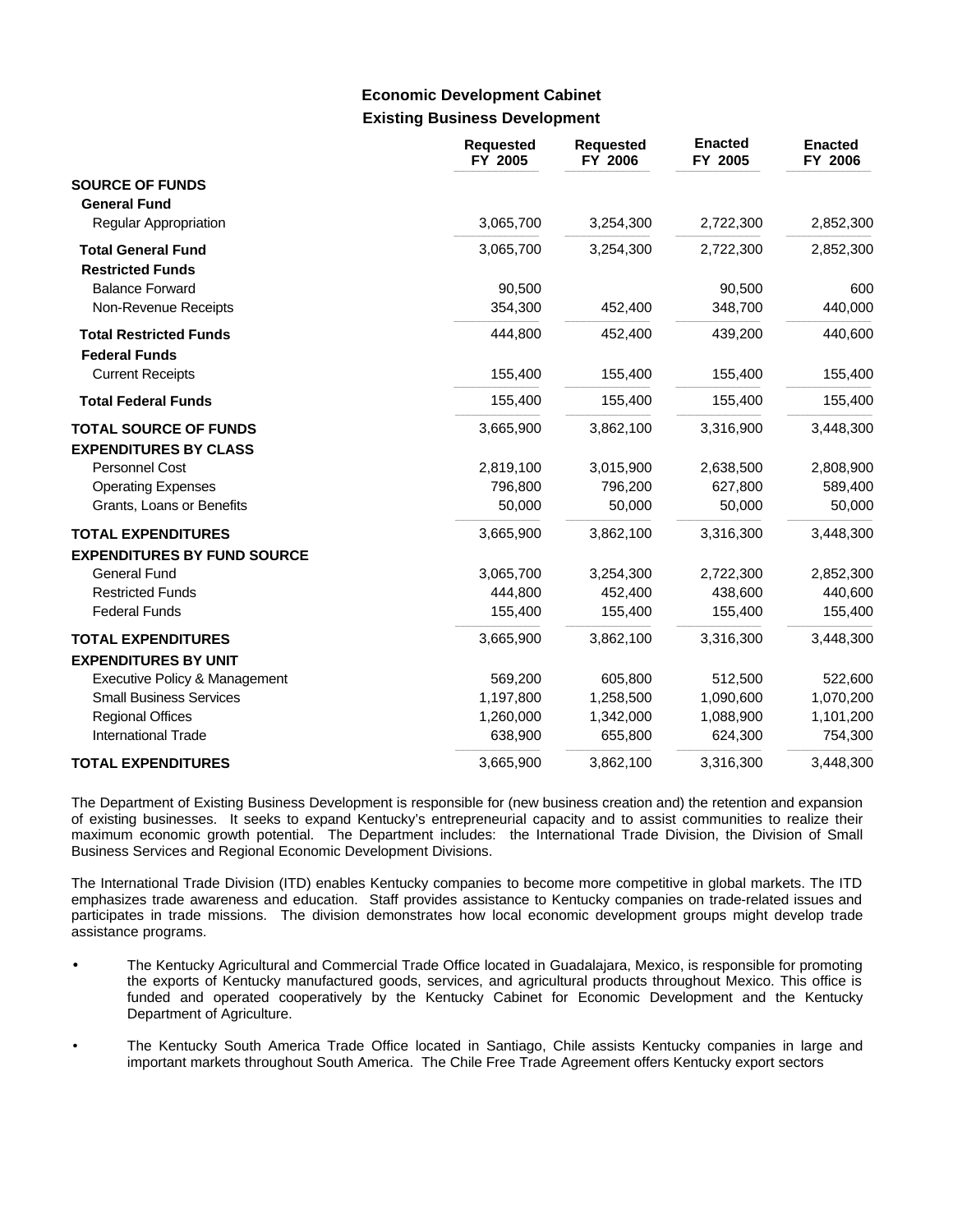## Economic Development Cabinet

### Existing Business Development

| | Requested FY 2005 | Requested FY 2006 | Enacted FY 2005 | Enacted FY 2006 |
|---|---|---|---|---|
| **SOURCE OF FUNDS** | | | | |
| **General Fund** | | | | |
| Regular Appropriation | 3,065,700 | 3,254,300 | 2,722,300 | 2,852,300 |
| **Total General Fund** | 3,065,700 | 3,254,300 | 2,722,300 | 2,852,300 |
| **Restricted Funds** | | | | |
| Balance Forward | 90,500 | | 90,500 | 600 |
| Non-Revenue Receipts | 354,300 | 452,400 | 348,700 | 440,000 |
| **Total Restricted Funds** | 444,800 | 452,400 | 439,200 | 440,600 |
| **Federal Funds** | | | | |
| Current Receipts | 155,400 | 155,400 | 155,400 | 155,400 |
| **Total Federal Funds** | 155,400 | 155,400 | 155,400 | 155,400 |
| **TOTAL SOURCE OF FUNDS** | 3,665,900 | 3,862,100 | 3,316,900 | 3,448,300 |
| **EXPENDITURES BY CLASS** | | | | |
| Personnel Cost | 2,819,100 | 3,015,900 | 2,638,500 | 2,808,900 |
| Operating Expenses | 796,800 | 796,200 | 627,800 | 589,400 |
| Grants, Loans or Benefits | 50,000 | 50,000 | 50,000 | 50,000 |
| **TOTAL EXPENDITURES** | 3,665,900 | 3,862,100 | 3,316,300 | 3,448,300 |
| **EXPENDITURES BY FUND SOURCE** | | | | |
| General Fund | 3,065,700 | 3,254,300 | 2,722,300 | 2,852,300 |
| Restricted Funds | 444,800 | 452,400 | 438,600 | 440,600 |
| Federal Funds | 155,400 | 155,400 | 155,400 | 155,400 |
| **TOTAL EXPENDITURES** | 3,665,900 | 3,862,100 | 3,316,300 | 3,448,300 |
| **EXPENDITURES BY UNIT** | | | | |
| Executive Policy & Management | 569,200 | 605,800 | 512,500 | 522,600 |
| Small Business Services | 1,197,800 | 1,258,500 | 1,090,600 | 1,070,200 |
| Regional Offices | 1,260,000 | 1,342,000 | 1,088,900 | 1,101,200 |
| International Trade | 638,900 | 655,800 | 624,300 | 754,300 |
| **TOTAL EXPENDITURES** | 3,665,900 | 3,862,100 | 3,316,300 | 3,448,300 |

The Department of Existing Business Development is responsible for (new business creation and) the retention and expansion of existing businesses. It seeks to expand Kentucky's entrepreneurial capacity and to assist communities to realize their maximum economic growth potential. The Department includes: the International Trade Division, the Division of Small Business Services and Regional Economic Development Divisions.

The International Trade Division (ITD) enables Kentucky companies to become more competitive in global markets. The ITD emphasizes trade awareness and education. Staff provides assistance to Kentucky companies on trade-related issues and participates in trade missions. The division demonstrates how local economic development groups might develop trade assistance programs.

- The Kentucky Agricultural and Commercial Trade Office located in Guadalajara, Mexico, is responsible for promoting the exports of Kentucky manufactured goods, services, and agricultural products throughout Mexico. This office is funded and operated cooperatively by the Kentucky Cabinet for Economic Development and the Kentucky Department of Agriculture.
- The Kentucky South America Trade Office located in Santiago, Chile assists Kentucky companies in large and important markets throughout South America. The Chile Free Trade Agreement offers Kentucky export sectors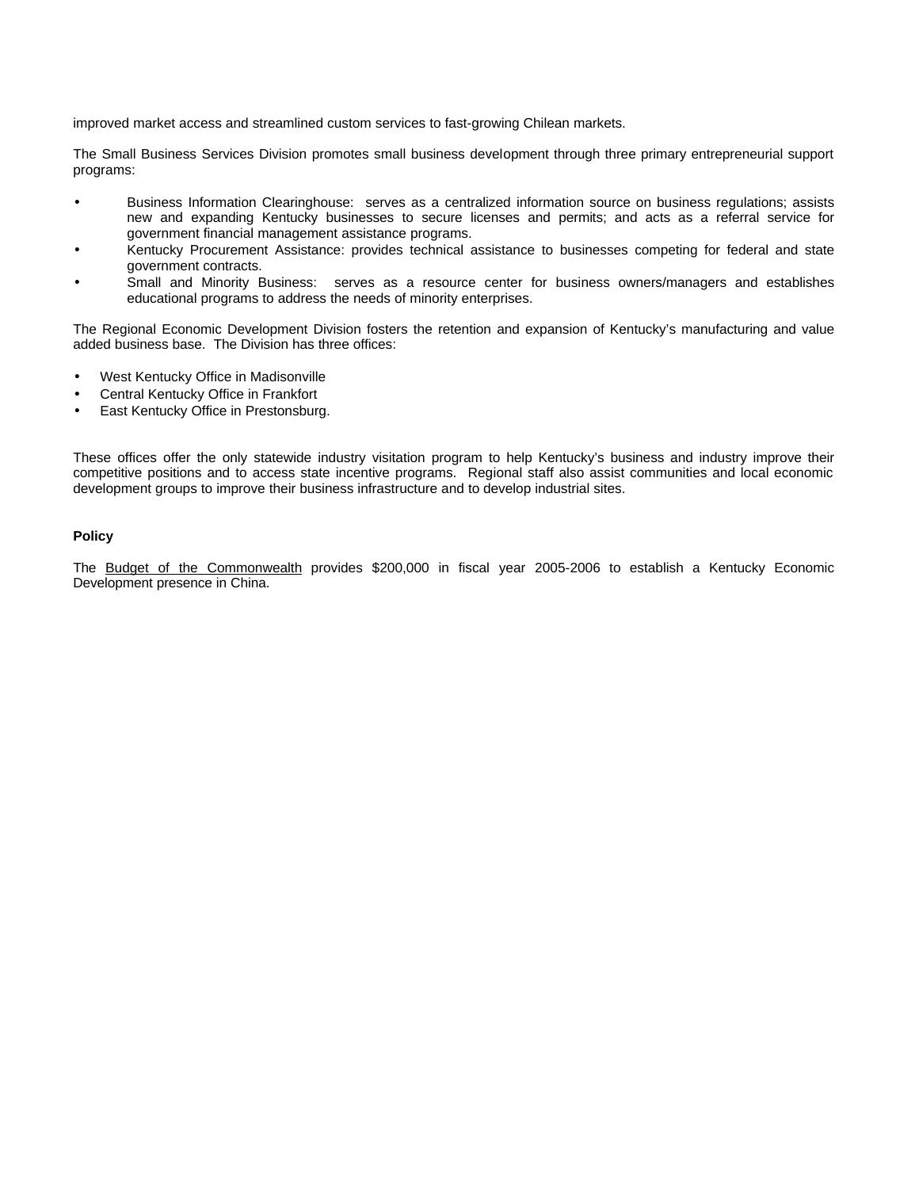improved market access and streamlined custom services to fast-growing Chilean markets.

The Small Business Services Division promotes small business development through three primary entrepreneurial support programs:

- Business Information Clearinghouse: serves as a centralized information source on business regulations; assists new and expanding Kentucky businesses to secure licenses and permits; and acts as a referral service for government financial management assistance programs.
- Kentucky Procurement Assistance: provides technical assistance to businesses competing for federal and state government contracts.
- Small and Minority Business: serves as a resource center for business owners/managers and establishes educational programs to address the needs of minority enterprises.

The Regional Economic Development Division fosters the retention and expansion of Kentucky's manufacturing and value added business base. The Division has three offices:

- West Kentucky Office in Madisonville
- Central Kentucky Office in Frankfort
- East Kentucky Office in Prestonsburg.

These offices offer the only statewide industry visitation program to help Kentucky's business and industry improve their competitive positions and to access state incentive programs. Regional staff also assist communities and local economic development groups to improve their business infrastructure and to develop industrial sites.

**Policy**

The Budget of the Commonwealth provides $200,000 in fiscal year 2005-2006 to establish a Kentucky Economic Development presence in China.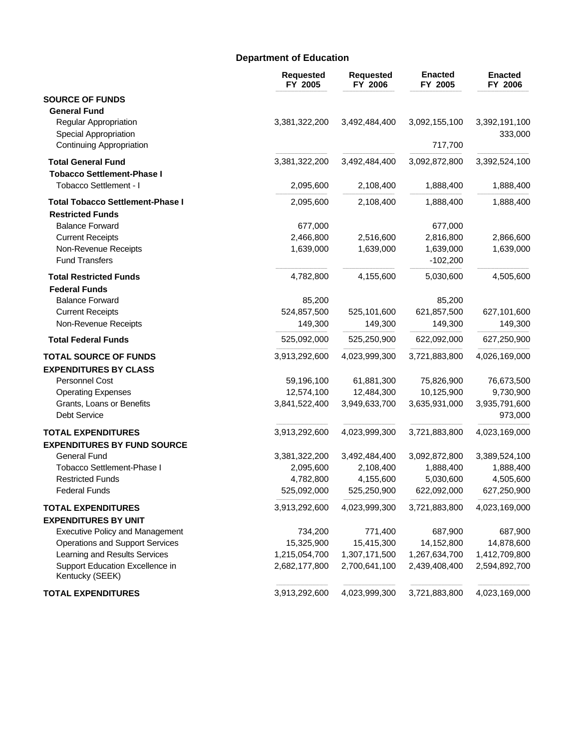# Department of Education

| | Requested FY 2005 | Requested FY 2006 | Enacted FY 2005 | Enacted FY 2006 |
|---|---|---|---|---|
| **SOURCE OF FUNDS** | | | | |
| **General Fund** | | | | |
| Regular Appropriation | 3,381,322,200 | 3,492,484,400 | 3,092,155,100 | 3,392,191,100 |
| Special Appropriation | | | | 333,000 |
| Continuing Appropriation | | | 717,700 | |
| **Total General Fund** | 3,381,322,200 | 3,492,484,400 | 3,092,872,800 | 3,392,524,100 |
| **Tobacco Settlement-Phase I** | | | | |
| Tobacco Settlement - I | 2,095,600 | 2,108,400 | 1,888,400 | 1,888,400 |
| **Total Tobacco Settlement-Phase I** | 2,095,600 | 2,108,400 | 1,888,400 | 1,888,400 |
| **Restricted Funds** | | | | |
| Balance Forward | 677,000 | | 677,000 | |
| Current Receipts | 2,466,800 | 2,516,600 | 2,816,800 | 2,866,600 |
| Non-Revenue Receipts | 1,639,000 | 1,639,000 | 1,639,000 | 1,639,000 |
| Fund Transfers | | | -102,200 | |
| **Total Restricted Funds** | 4,782,800 | 4,155,600 | 5,030,600 | 4,505,600 |
| **Federal Funds** | | | | |
| Balance Forward | 85,200 | | 85,200 | |
| Current Receipts | 524,857,500 | 525,101,600 | 621,857,500 | 627,101,600 |
| Non-Revenue Receipts | 149,300 | 149,300 | 149,300 | 149,300 |
| **Total Federal Funds** | 525,092,000 | 525,250,900 | 622,092,000 | 627,250,900 |
| **TOTAL SOURCE OF FUNDS** | 3,913,292,600 | 4,023,999,300 | 3,721,883,800 | 4,026,169,000 |
| **EXPENDITURES BY CLASS** | | | | |
| Personnel Cost | 59,196,100 | 61,881,300 | 75,826,900 | 76,673,500 |
| Operating Expenses | 12,574,100 | 12,484,300 | 10,125,900 | 9,730,900 |
| Grants, Loans or Benefits | 3,841,522,400 | 3,949,633,700 | 3,635,931,000 | 3,935,791,600 |
| Debt Service | | | | 973,000 |
| **TOTAL EXPENDITURES** | 3,913,292,600 | 4,023,999,300 | 3,721,883,800 | 4,023,169,000 |
| **EXPENDITURES BY FUND SOURCE** | | | | |
| General Fund | 3,381,322,200 | 3,492,484,400 | 3,092,872,800 | 3,389,524,100 |
| Tobacco Settlement-Phase I | 2,095,600 | 2,108,400 | 1,888,400 | 1,888,400 |
| Restricted Funds | 4,782,800 | 4,155,600 | 5,030,600 | 4,505,600 |
| Federal Funds | 525,092,000 | 525,250,900 | 622,092,000 | 627,250,900 |
| **TOTAL EXPENDITURES** | 3,913,292,600 | 4,023,999,300 | 3,721,883,800 | 4,023,169,000 |
| **EXPENDITURES BY UNIT** | | | | |
| Executive Policy and Management | 734,200 | 771,400 | 687,900 | 687,900 |
| Operations and Support Services | 15,325,900 | 15,415,300 | 14,152,800 | 14,878,600 |
| Learning and Results Services | 1,215,054,700 | 1,307,171,500 | 1,267,634,700 | 1,412,709,800 |
| Support Education Excellence in Kentucky (SEEK) | 2,682,177,800 | 2,700,641,100 | 2,439,408,400 | 2,594,892,700 |
| **TOTAL EXPENDITURES** | 3,913,292,600 | 4,023,999,300 | 3,721,883,800 | 4,023,169,000 |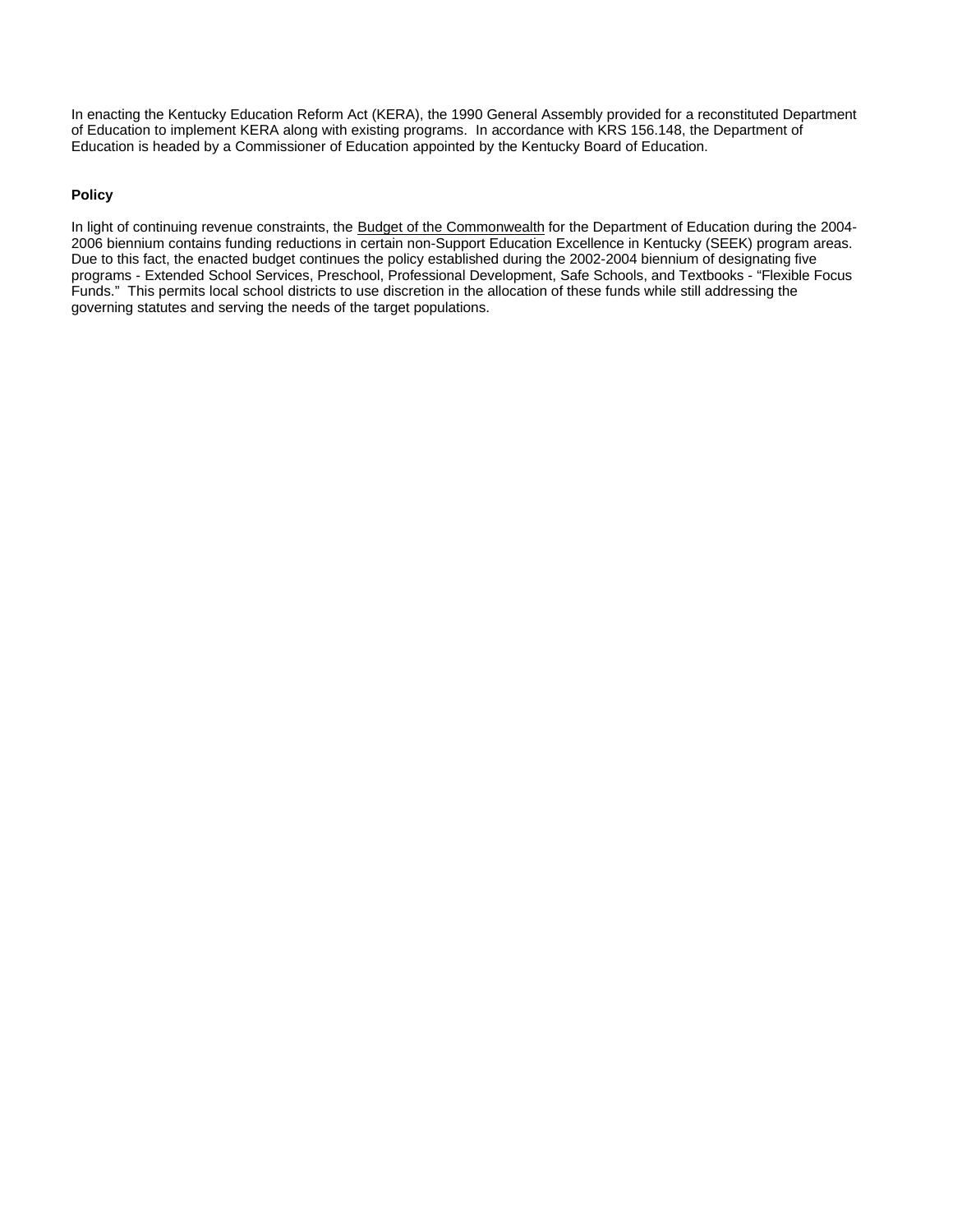In enacting the Kentucky Education Reform Act (KERA), the 1990 General Assembly provided for a reconstituted Department of Education to implement KERA along with existing programs. In accordance with KRS 156.148, the Department of Education is headed by a Commissioner of Education appointed by the Kentucky Board of Education.

**Policy**

In light of continuing revenue constraints, the Budget of the Commonwealth for the Department of Education during the 2004-2006 biennium contains funding reductions in certain non-Support Education Excellence in Kentucky (SEEK) program areas. Due to this fact, the enacted budget continues the policy established during the 2002-2004 biennium of designating five programs - Extended School Services, Preschool, Professional Development, Safe Schools, and Textbooks - "Flexible Focus Funds." This permits local school districts to use discretion in the allocation of these funds while still addressing the governing statutes and serving the needs of the target populations.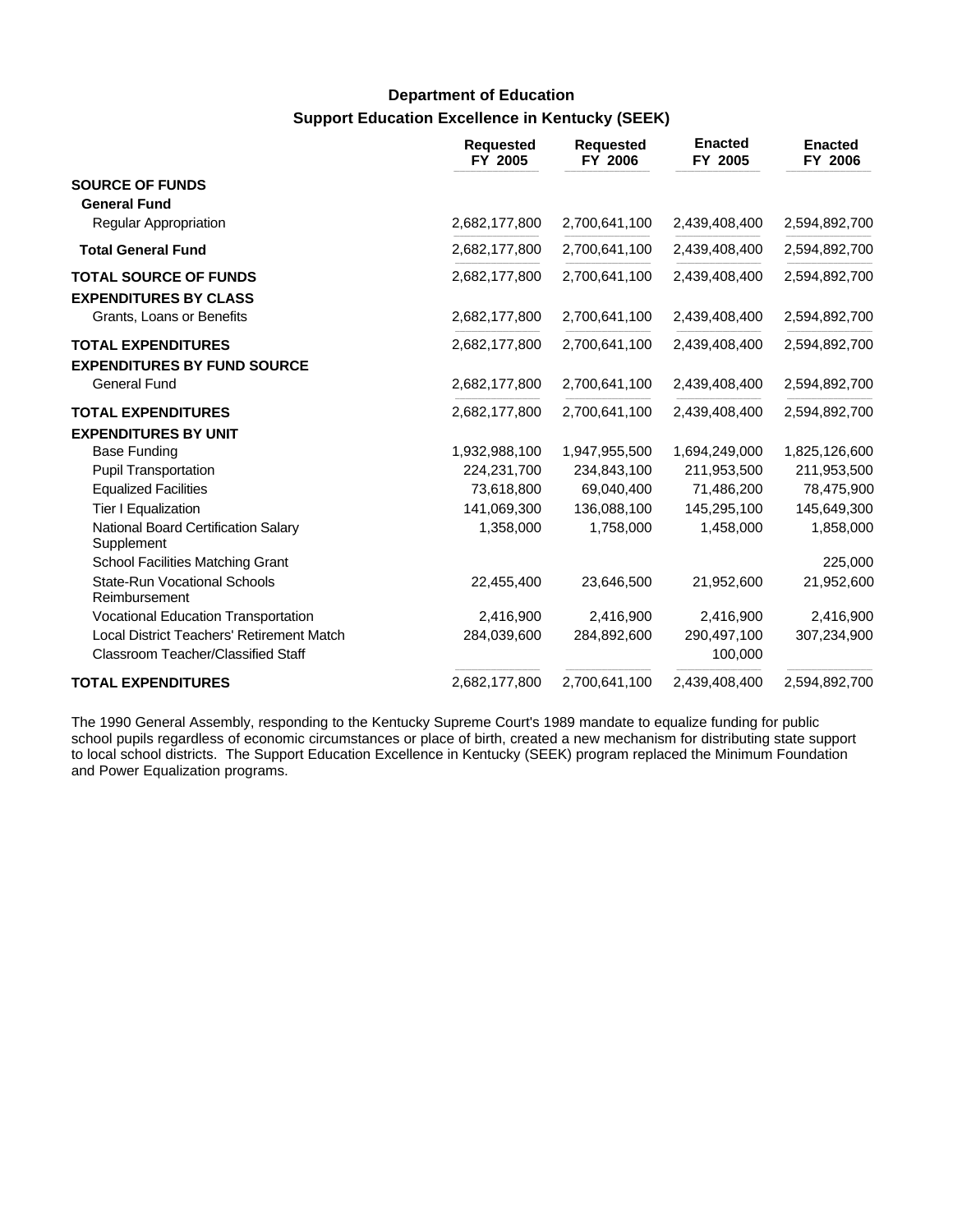## Department of Education

### Support Education Excellence in Kentucky (SEEK)

| | Requested FY 2005 | Requested FY 2006 | Enacted FY 2005 | Enacted FY 2006 |
|---|---|---|---|---|
| **SOURCE OF FUNDS** | | | | |
| **General Fund** | | | | |
| Regular Appropriation | 2,682,177,800 | 2,700,641,100 | 2,439,408,400 | 2,594,892,700 |
| **Total General Fund** | 2,682,177,800 | 2,700,641,100 | 2,439,408,400 | 2,594,892,700 |
| **TOTAL SOURCE OF FUNDS** | 2,682,177,800 | 2,700,641,100 | 2,439,408,400 | 2,594,892,700 |
| **EXPENDITURES BY CLASS** | | | | |
| Grants, Loans or Benefits | 2,682,177,800 | 2,700,641,100 | 2,439,408,400 | 2,594,892,700 |
| **TOTAL EXPENDITURES** | 2,682,177,800 | 2,700,641,100 | 2,439,408,400 | 2,594,892,700 |
| **EXPENDITURES BY FUND SOURCE** | | | | |
| General Fund | 2,682,177,800 | 2,700,641,100 | 2,439,408,400 | 2,594,892,700 |
| **TOTAL EXPENDITURES** | 2,682,177,800 | 2,700,641,100 | 2,439,408,400 | 2,594,892,700 |
| **EXPENDITURES BY UNIT** | | | | |
| Base Funding | 1,932,988,100 | 1,947,955,500 | 1,694,249,000 | 1,825,126,600 |
| Pupil Transportation | 224,231,700 | 234,843,100 | 211,953,500 | 211,953,500 |
| Equalized Facilities | 73,618,800 | 69,040,400 | 71,486,200 | 78,475,900 |
| Tier I Equalization | 141,069,300 | 136,088,100 | 145,295,100 | 145,649,300 |
| National Board Certification Salary Supplement | 1,358,000 | 1,758,000 | 1,458,000 | 1,858,000 |
| School Facilities Matching Grant | | | | 225,000 |
| State-Run Vocational Schools Reimbursement | 22,455,400 | 23,646,500 | 21,952,600 | 21,952,600 |
| Vocational Education Transportation | 2,416,900 | 2,416,900 | 2,416,900 | 2,416,900 |
| Local District Teachers' Retirement Match | 284,039,600 | 284,892,600 | 290,497,100 | 307,234,900 |
| Classroom Teacher/Classified Staff | | | 100,000 | |
| **TOTAL EXPENDITURES** | 2,682,177,800 | 2,700,641,100 | 2,439,408,400 | 2,594,892,700 |

The 1990 General Assembly, responding to the Kentucky Supreme Court's 1989 mandate to equalize funding for public school pupils regardless of economic circumstances or place of birth, created a new mechanism for distributing state support to local school districts. The Support Education Excellence in Kentucky (SEEK) program replaced the Minimum Foundation and Power Equalization programs.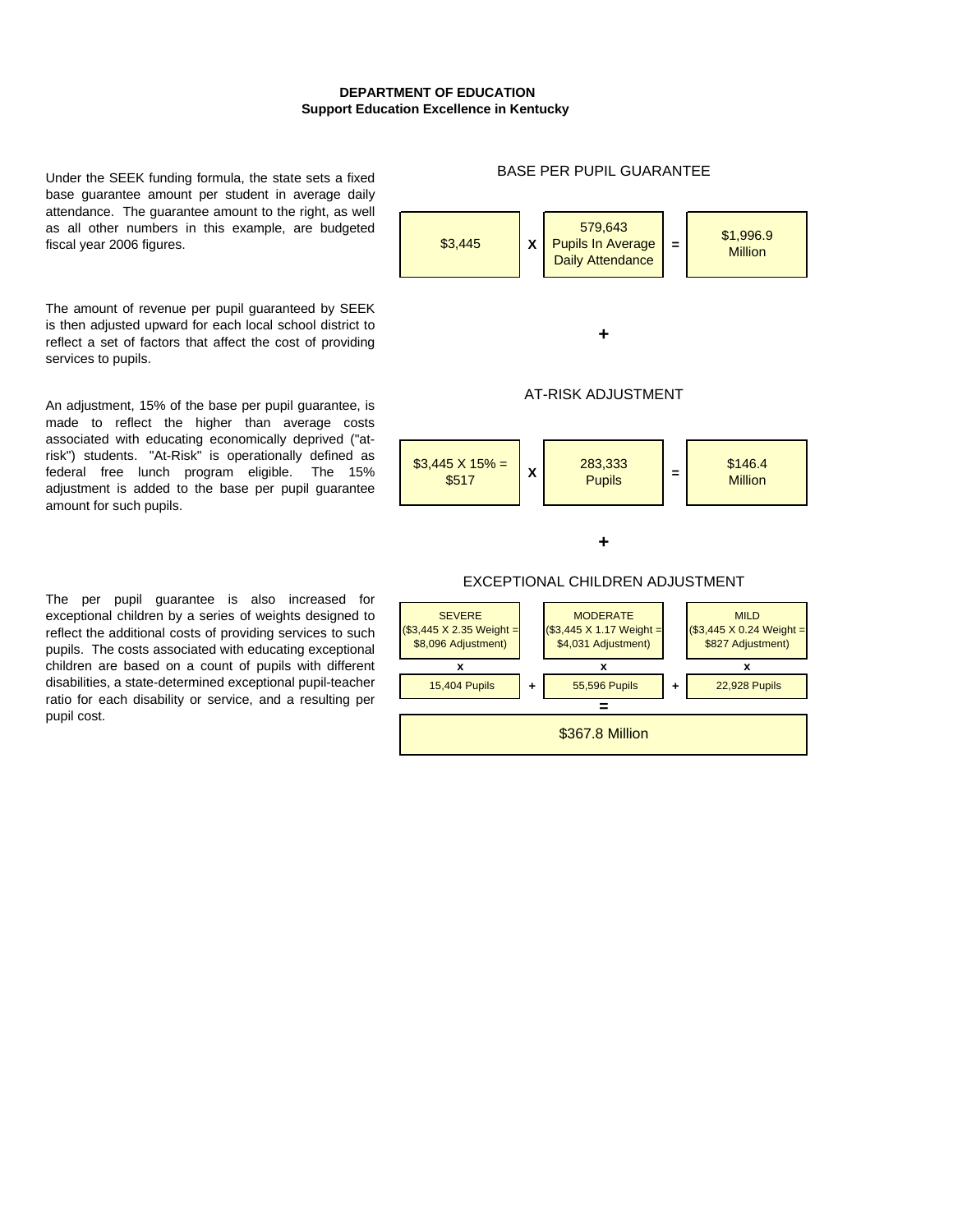**DEPARTMENT OF EDUCATION**
**Support Education Excellence in Kentucky**

Under the SEEK funding formula, the state sets a fixed base guarantee amount per student in average daily attendance. The guarantee amount to the right, as well as all other numbers in this example, are budgeted fiscal year 2006 figures.

BASE PER PUPIL GUARANTEE

$3,445 X 579,643 Pupils In Average Daily Attendance = $1,996.9 Million

+

The amount of revenue per pupil guaranteed by SEEK is then adjusted upward for each local school district to reflect a set of factors that affect the cost of providing services to pupils.

An adjustment, 15% of the base per pupil guarantee, is made to reflect the higher than average costs associated with educating economically deprived ("at-risk") students. "At-Risk" is operationally defined as federal free lunch program eligible. The 15% adjustment is added to the base per pupil guarantee amount for such pupils.

AT-RISK ADJUSTMENT

$3,445 X 15% = $517 X 283,333 Pupils = $146.4 Million

+

The per pupil guarantee is also increased for exceptional children by a series of weights designed to reflect the additional costs of providing services to such pupils. The costs associated with educating exceptional children are based on a count of pupils with different disabilities, a state-determined exceptional pupil-teacher ratio for each disability or service, and a resulting per pupil cost.

EXCEPTIONAL CHILDREN ADJUSTMENT

| SEVERE | | MODERATE | | MILD |
|---|---|---|---|---|
| ($3,445 X 2.35 Weight = $8,096 Adjustment) | | ($3,445 X 1.17 Weight = $4,031 Adjustment) | | ($3,445 X 0.24 Weight = $827 Adjustment) |
| x | | x | | x |
| 15,404 Pupils | + | 55,596 Pupils | + | 22,928 Pupils |

=

$367.8 Million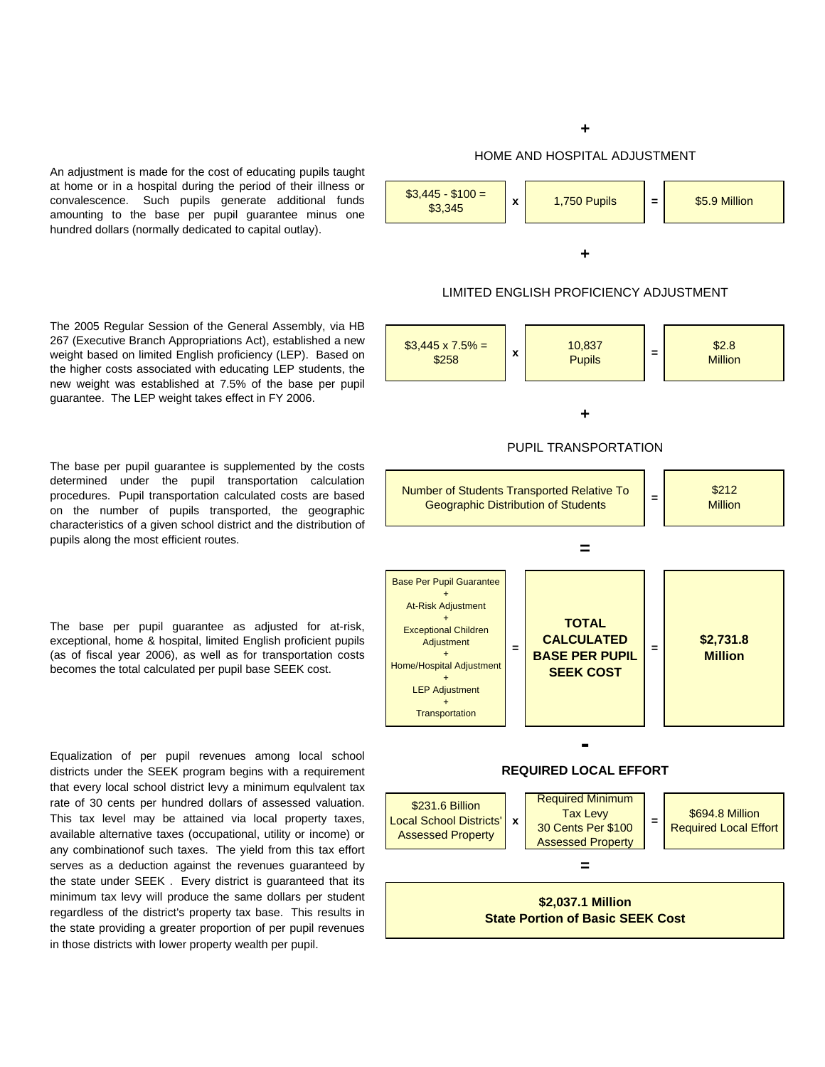+

## HOME AND HOSPITAL ADJUSTMENT

An adjustment is made for the cost of educating pupils taught at home or in a hospital during the period of their illness or convalescence. Such pupils generate additional funds amounting to the base per pupil guarantee minus one hundred dollars (normally dedicated to capital outlay).

$3,445 - $100 = $3,345 x 1,750 Pupils = $5.9 Million

+

## LIMITED ENGLISH PROFICIENCY ADJUSTMENT

The 2005 Regular Session of the General Assembly, via HB 267 (Executive Branch Appropriations Act), established a new weight based on limited English proficiency (LEP). Based on the higher costs associated with educating LEP students, the new weight was established at 7.5% of the base per pupil guarantee. The LEP weight takes effect in FY 2006.

$3,445 x 7.5% = $258 x 10,837 Pupils = $2.8 Million

+

## PUPIL TRANSPORTATION

The base per pupil guarantee is supplemented by the costs determined under the pupil transportation calculation procedures. Pupil transportation calculated costs are based on the number of pupils transported, the geographic characteristics of a given school district and the distribution of pupils along the most efficient routes.

Number of Students Transported Relative To Geographic Distribution of Students = $212 Million

=

The base per pupil guarantee as adjusted for at-risk, exceptional, home & hospital, limited English proficient pupils (as of fiscal year 2006), as well as for transportation costs becomes the total calculated per pupil base SEEK cost.

Base Per Pupil Guarantee + At-Risk Adjustment + Exceptional Children Adjustment + Home/Hospital Adjustment + LEP Adjustment + Transportation = **TOTAL CALCULATED BASE PER PUPIL SEEK COST** = **$2,731.8 Million**

-

## REQUIRED LOCAL EFFORT

Equalization of per pupil revenues among local school districts under the SEEK program begins with a requirement that every local school district levy a minimum equlvalent tax rate of 30 cents per hundred dollars of assessed valuation. This tax level may be attained via local property taxes, available alternative taxes (occupational, utility or income) or any combinationof such taxes. The yield from this tax effort serves as a deduction against the revenues guaranteed by the state under SEEK . Every district is guaranteed that its minimum tax levy will produce the same dollars per student regardless of the district's property tax base. This results in the state providing a greater proportion of per pupil revenues in those districts with lower property wealth per pupil.

$231.6 Billion Local School Districts' Assessed Property x Required Minimum Tax Levy 30 Cents Per $100 Assessed Property = $694.8 Million Required Local Effort

=

**$2,037.1 Million**
**State Portion of Basic SEEK Cost**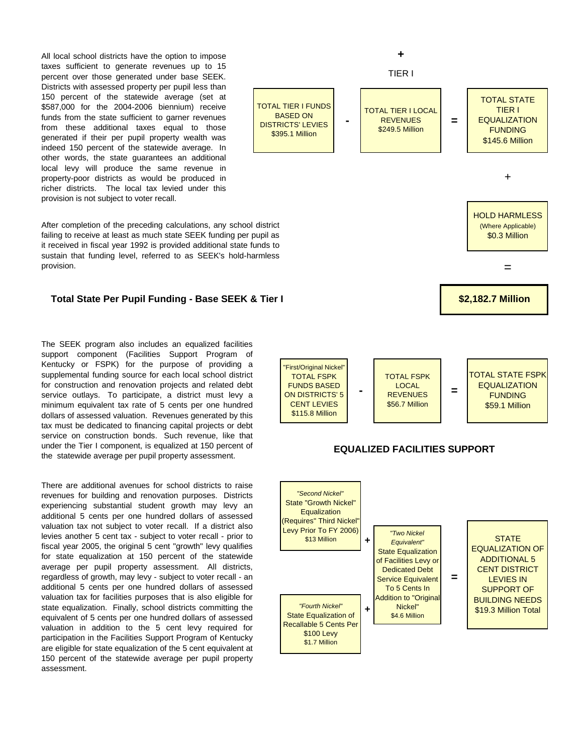All local school districts have the option to impose taxes sufficient to generate revenues up to 15 percent over those generated under base SEEK. Districts with assessed property per pupil less than 150 percent of the statewide average (set at $587,000 for the 2004-2006 biennium) receive funds from the state sufficient to garner revenues from these additional taxes equal to those generated if their per pupil property wealth was indeed 150 percent of the statewide average. In other words, the state guarantees an additional local levy will produce the same revenue in property-poor districts as would be produced in richer districts. The local tax levied under this provision is not subject to voter recall.

+

TIER I

TOTAL TIER I FUNDS BASED ON DISTRICTS' LEVIES $395.1 Million

-

TOTAL TIER I LOCAL REVENUES $249.5 Million

=

TOTAL STATE TIER I EQUALIZATION FUNDING $145.6 Million

+

After completion of the preceding calculations, any school district failing to receive at least as much state SEEK funding per pupil as it received in fiscal year 1992 is provided additional state funds to sustain that funding level, referred to as SEEK's hold-harmless provision.

HOLD HARMLESS (Where Applicable) $0.3 Million

=

**Total State Per Pupil Funding - Base SEEK & Tier I**

**$2,182.7 Million**

The SEEK program also includes an equalized facilities support component (Facilities Support Program of Kentucky or FSPK) for the purpose of providing a supplemental funding source for each local school district for construction and renovation projects and related debt service outlays. To participate, a district must levy a minimum equivalent tax rate of 5 cents per one hundred dollars of assessed valuation. Revenues generated by this tax must be dedicated to financing capital projects or debt service on construction bonds. Such revenue, like that under the Tier I component, is equalized at 150 percent of the statewide average per pupil property assessment.

"First/Original Nickel" TOTAL FSPK FUNDS BASED ON DISTRICTS' 5 CENT LEVIES $115.8 Million

-

TOTAL FSPK LOCAL REVENUES $56.7 Million

=

TOTAL STATE FSPK EQUALIZATION FUNDING $59.1 Million

**EQUALIZED FACILITIES SUPPORT**

There are additional avenues for school districts to raise revenues for building and renovation purposes. Districts experiencing substantial student growth may levy an additional 5 cents per one hundred dollars of assessed valuation tax not subject to voter recall. If a district also levies another 5 cent tax - subject to voter recall - prior to fiscal year 2005, the original 5 cent "growth" levy qualifies for state equalization at 150 percent of the statewide average per pupil property assessment. All districts, regardless of growth, may levy - subject to voter recall - an additional 5 cents per one hundred dollars of assessed valuation tax for facilities purposes that is also eligible for state equalization. Finally, school districts committing the equivalent of 5 cents per one hundred dollars of assessed valuation in addition to the 5 cent levy required for participation in the Facilities Support Program of Kentucky are eligible for state equalization of the 5 cent equivalent at 150 percent of the statewide average per pupil property assessment.

*"Second Nickel"* State "Growth Nickel" Equalization (Requires "Third Nickel" Levy Prior To FY 2006) $13 Million

+

*"Two Nickel Equivalent"* State Equalization of Facilities Levy or Dedicated Debt Service Equivalent To 5 Cents In Addition to "Original Nickel" $4.6 Million

+

*"Fourth Nickel"* State Equalization of Recallable 5 Cents Per $100 Levy $1.7 Million

=

STATE EQUALIZATION OF ADDITIONAL 5 CENT DISTRICT LEVIES IN SUPPORT OF BUILDING NEEDS $19.3 Million Total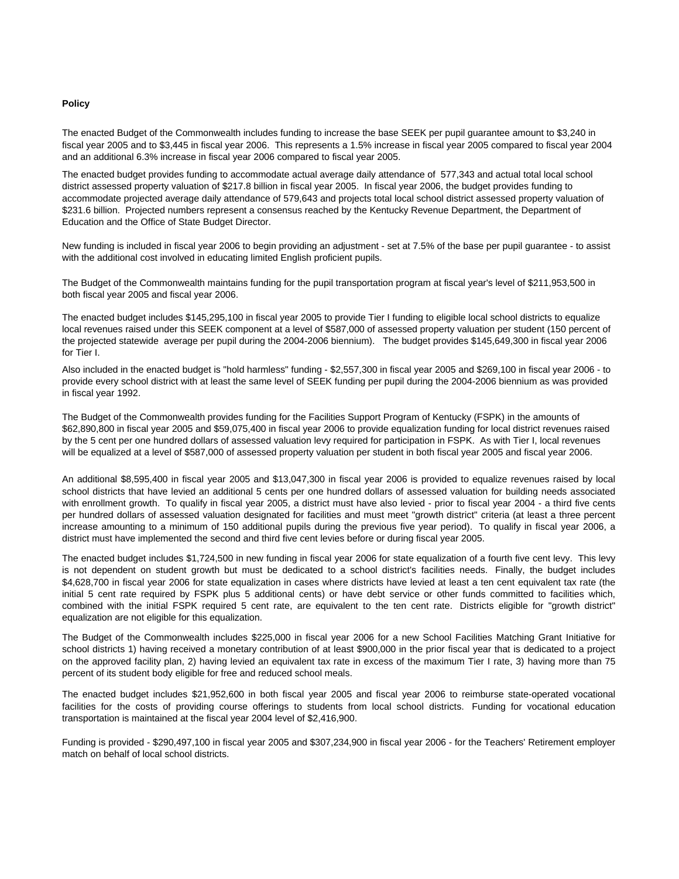**Policy**

The enacted Budget of the Commonwealth includes funding to increase the base SEEK per pupil guarantee amount to $3,240 in fiscal year 2005 and to $3,445 in fiscal year 2006. This represents a 1.5% increase in fiscal year 2005 compared to fiscal year 2004 and an additional 6.3% increase in fiscal year 2006 compared to fiscal year 2005.

The enacted budget provides funding to accommodate actual average daily attendance of 577,343 and actual total local school district assessed property valuation of $217.8 billion in fiscal year 2005. In fiscal year 2006, the budget provides funding to accommodate projected average daily attendance of 579,643 and projects total local school district assessed property valuation of $231.6 billion. Projected numbers represent a consensus reached by the Kentucky Revenue Department, the Department of Education and the Office of State Budget Director.

New funding is included in fiscal year 2006 to begin providing an adjustment - set at 7.5% of the base per pupil guarantee - to assist with the additional cost involved in educating limited English proficient pupils.

The Budget of the Commonwealth maintains funding for the pupil transportation program at fiscal year's level of $211,953,500 in both fiscal year 2005 and fiscal year 2006.

The enacted budget includes $145,295,100 in fiscal year 2005 to provide Tier I funding to eligible local school districts to equalize local revenues raised under this SEEK component at a level of $587,000 of assessed property valuation per student (150 percent of the projected statewide average per pupil during the 2004-2006 biennium). The budget provides $145,649,300 in fiscal year 2006 for Tier I.

Also included in the enacted budget is "hold harmless" funding - $2,557,300 in fiscal year 2005 and $269,100 in fiscal year 2006 - to provide every school district with at least the same level of SEEK funding per pupil during the 2004-2006 biennium as was provided in fiscal year 1992.

The Budget of the Commonwealth provides funding for the Facilities Support Program of Kentucky (FSPK) in the amounts of $62,890,800 in fiscal year 2005 and $59,075,400 in fiscal year 2006 to provide equalization funding for local district revenues raised by the 5 cent per one hundred dollars of assessed valuation levy required for participation in FSPK. As with Tier I, local revenues will be equalized at a level of $587,000 of assessed property valuation per student in both fiscal year 2005 and fiscal year 2006.

An additional $8,595,400 in fiscal year 2005 and $13,047,300 in fiscal year 2006 is provided to equalize revenues raised by local school districts that have levied an additional 5 cents per one hundred dollars of assessed valuation for building needs associated with enrollment growth. To qualify in fiscal year 2005, a district must have also levied - prior to fiscal year 2004 - a third five cents per hundred dollars of assessed valuation designated for facilities and must meet "growth district" criteria (at least a three percent increase amounting to a minimum of 150 additional pupils during the previous five year period). To qualify in fiscal year 2006, a district must have implemented the second and third five cent levies before or during fiscal year 2005.

The enacted budget includes $1,724,500 in new funding in fiscal year 2006 for state equalization of a fourth five cent levy. This levy is not dependent on student growth but must be dedicated to a school district's facilities needs. Finally, the budget includes $4,628,700 in fiscal year 2006 for state equalization in cases where districts have levied at least a ten cent equivalent tax rate (the initial 5 cent rate required by FSPK plus 5 additional cents) or have debt service or other funds committed to facilities which, combined with the initial FSPK required 5 cent rate, are equivalent to the ten cent rate. Districts eligible for "growth district" equalization are not eligible for this equalization.

The Budget of the Commonwealth includes $225,000 in fiscal year 2006 for a new School Facilities Matching Grant Initiative for school districts 1) having received a monetary contribution of at least $900,000 in the prior fiscal year that is dedicated to a project on the approved facility plan, 2) having levied an equivalent tax rate in excess of the maximum Tier I rate, 3) having more than 75 percent of its student body eligible for free and reduced school meals.

The enacted budget includes $21,952,600 in both fiscal year 2005 and fiscal year 2006 to reimburse state-operated vocational facilities for the costs of providing course offerings to students from local school districts. Funding for vocational education transportation is maintained at the fiscal year 2004 level of $2,416,900.

Funding is provided - $290,497,100 in fiscal year 2005 and $307,234,900 in fiscal year 2006 - for the Teachers' Retirement employer match on behalf of local school districts.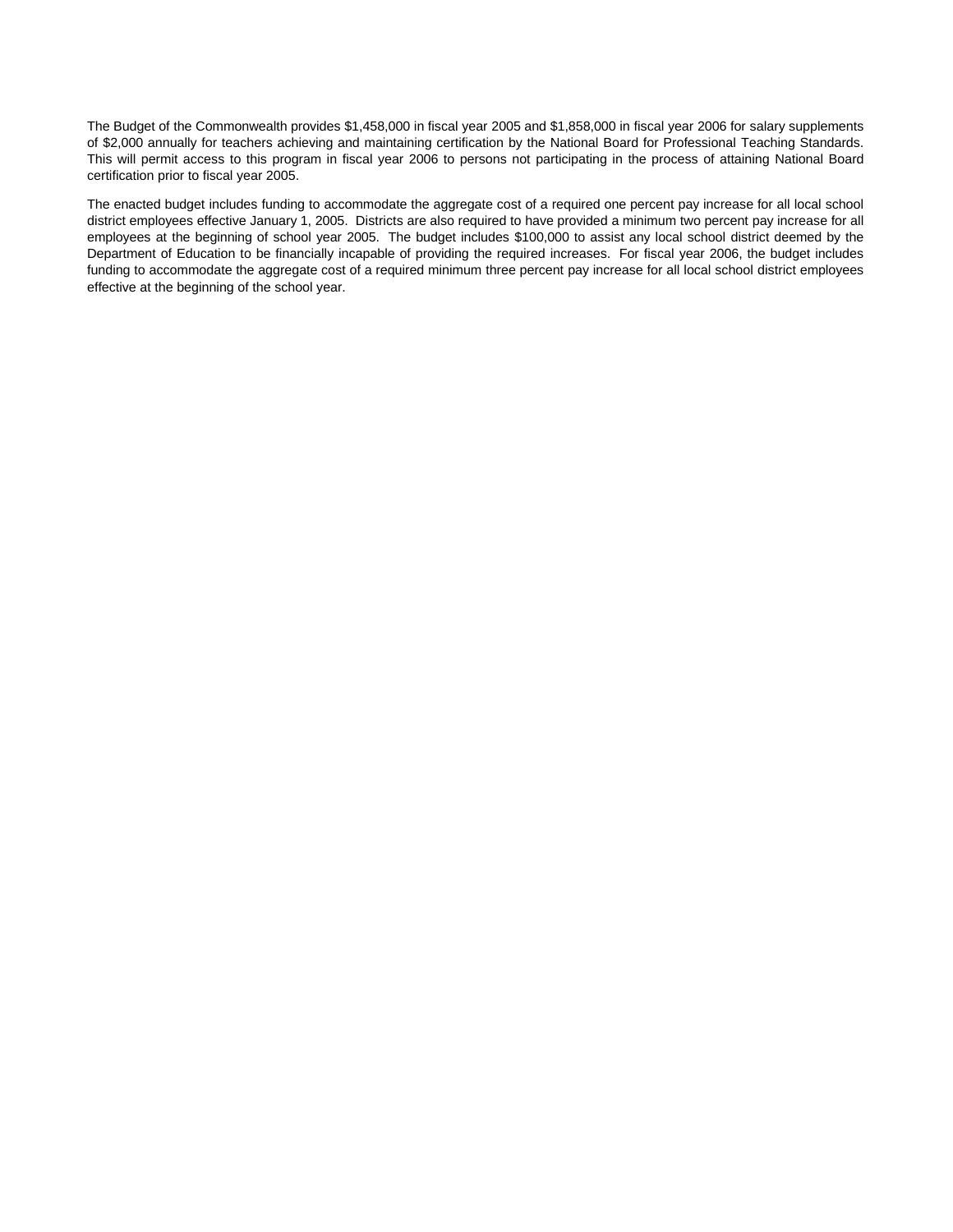The Budget of the Commonwealth provides $1,458,000 in fiscal year 2005 and $1,858,000 in fiscal year 2006 for salary supplements of $2,000 annually for teachers achieving and maintaining certification by the National Board for Professional Teaching Standards. This will permit access to this program in fiscal year 2006 to persons not participating in the process of attaining National Board certification prior to fiscal year 2005.

The enacted budget includes funding to accommodate the aggregate cost of a required one percent pay increase for all local school district employees effective January 1, 2005. Districts are also required to have provided a minimum two percent pay increase for all employees at the beginning of school year 2005. The budget includes $100,000 to assist any local school district deemed by the Department of Education to be financially incapable of providing the required increases. For fiscal year 2006, the budget includes funding to accommodate the aggregate cost of a required minimum three percent pay increase for all local school district employees effective at the beginning of the school year.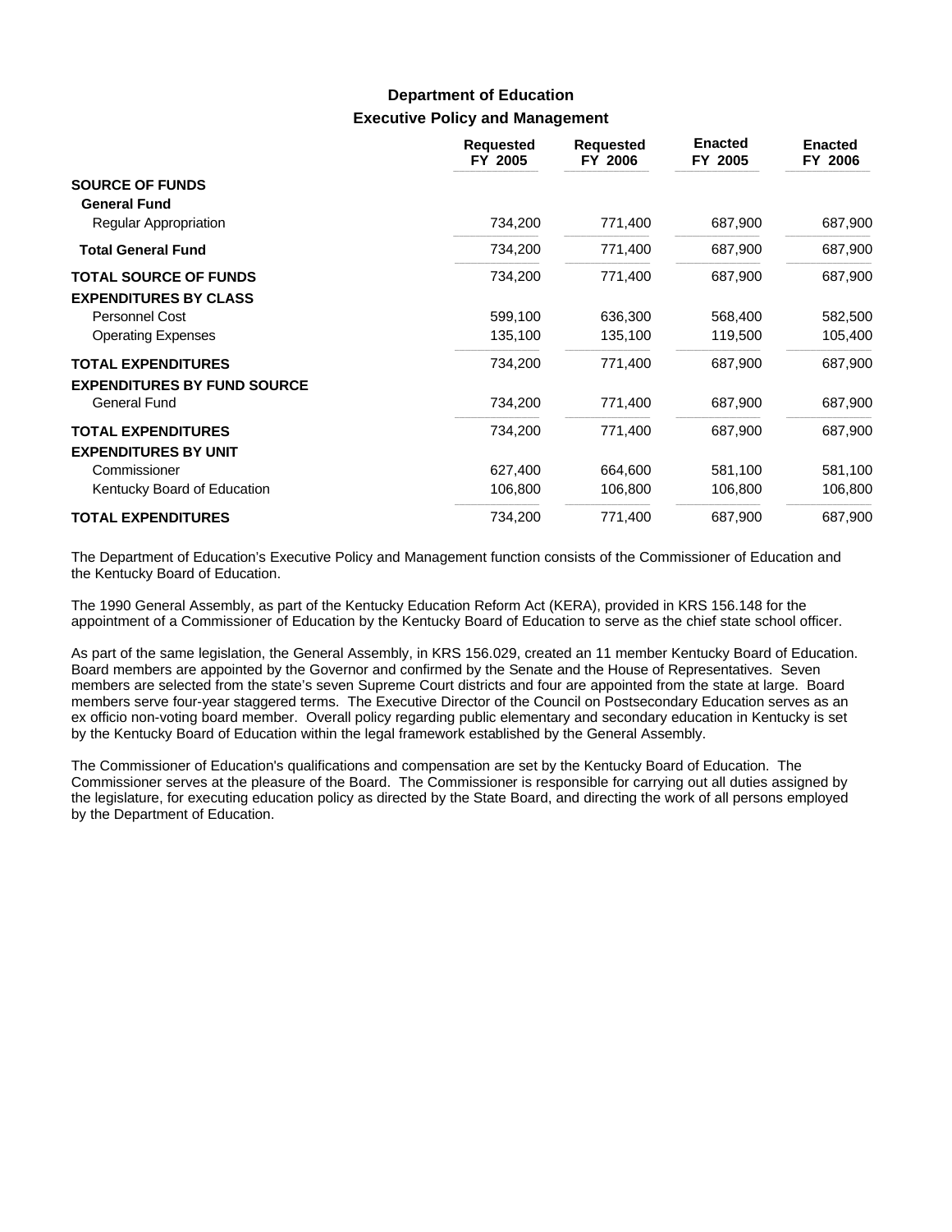## Department of Education
### Executive Policy and Management

| | Requested FY 2005 | Requested FY 2006 | Enacted FY 2005 | Enacted FY 2006 |
|---|---|---|---|---|
| **SOURCE OF FUNDS** | | | | |
| **General Fund** | | | | |
| Regular Appropriation | 734,200 | 771,400 | 687,900 | 687,900 |
| **Total General Fund** | 734,200 | 771,400 | 687,900 | 687,900 |
| **TOTAL SOURCE OF FUNDS** | 734,200 | 771,400 | 687,900 | 687,900 |
| **EXPENDITURES BY CLASS** | | | | |
| Personnel Cost | 599,100 | 636,300 | 568,400 | 582,500 |
| Operating Expenses | 135,100 | 135,100 | 119,500 | 105,400 |
| **TOTAL EXPENDITURES** | 734,200 | 771,400 | 687,900 | 687,900 |
| **EXPENDITURES BY FUND SOURCE** | | | | |
| General Fund | 734,200 | 771,400 | 687,900 | 687,900 |
| **TOTAL EXPENDITURES** | 734,200 | 771,400 | 687,900 | 687,900 |
| **EXPENDITURES BY UNIT** | | | | |
| Commissioner | 627,400 | 664,600 | 581,100 | 581,100 |
| Kentucky Board of Education | 106,800 | 106,800 | 106,800 | 106,800 |
| **TOTAL EXPENDITURES** | 734,200 | 771,400 | 687,900 | 687,900 |

The Department of Education's Executive Policy and Management function consists of the Commissioner of Education and the Kentucky Board of Education.

The 1990 General Assembly, as part of the Kentucky Education Reform Act (KERA), provided in KRS 156.148 for the appointment of a Commissioner of Education by the Kentucky Board of Education to serve as the chief state school officer.

As part of the same legislation, the General Assembly, in KRS 156.029, created an 11 member Kentucky Board of Education. Board members are appointed by the Governor and confirmed by the Senate and the House of Representatives. Seven members are selected from the state's seven Supreme Court districts and four are appointed from the state at large. Board members serve four-year staggered terms. The Executive Director of the Council on Postsecondary Education serves as an ex officio non-voting board member. Overall policy regarding public elementary and secondary education in Kentucky is set by the Kentucky Board of Education within the legal framework established by the General Assembly.

The Commissioner of Education's qualifications and compensation are set by the Kentucky Board of Education. The Commissioner serves at the pleasure of the Board. The Commissioner is responsible for carrying out all duties assigned by the legislature, for executing education policy as directed by the State Board, and directing the work of all persons employed by the Department of Education.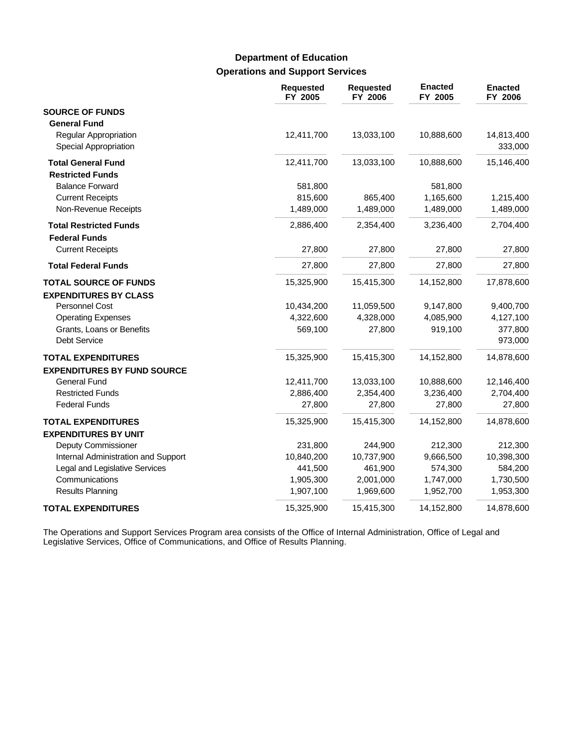## Department of Education
### Operations and Support Services

| | Requested FY 2005 | Requested FY 2006 | Enacted FY 2005 | Enacted FY 2006 |
|---|---|---|---|---|
| **SOURCE OF FUNDS** | | | | |
| **General Fund** | | | | |
| Regular Appropriation | 12,411,700 | 13,033,100 | 10,888,600 | 14,813,400 |
| Special Appropriation | | | | 333,000 |
| **Total General Fund** | 12,411,700 | 13,033,100 | 10,888,600 | 15,146,400 |
| **Restricted Funds** | | | | |
| Balance Forward | 581,800 | | 581,800 | |
| Current Receipts | 815,600 | 865,400 | 1,165,600 | 1,215,400 |
| Non-Revenue Receipts | 1,489,000 | 1,489,000 | 1,489,000 | 1,489,000 |
| **Total Restricted Funds** | 2,886,400 | 2,354,400 | 3,236,400 | 2,704,400 |
| **Federal Funds** | | | | |
| Current Receipts | 27,800 | 27,800 | 27,800 | 27,800 |
| **Total Federal Funds** | 27,800 | 27,800 | 27,800 | 27,800 |
| **TOTAL SOURCE OF FUNDS** | 15,325,900 | 15,415,300 | 14,152,800 | 17,878,600 |
| **EXPENDITURES BY CLASS** | | | | |
| Personnel Cost | 10,434,200 | 11,059,500 | 9,147,800 | 9,400,700 |
| Operating Expenses | 4,322,600 | 4,328,000 | 4,085,900 | 4,127,100 |
| Grants, Loans or Benefits | 569,100 | 27,800 | 919,100 | 377,800 |
| Debt Service | | | | 973,000 |
| **TOTAL EXPENDITURES** | 15,325,900 | 15,415,300 | 14,152,800 | 14,878,600 |
| **EXPENDITURES BY FUND SOURCE** | | | | |
| General Fund | 12,411,700 | 13,033,100 | 10,888,600 | 12,146,400 |
| Restricted Funds | 2,886,400 | 2,354,400 | 3,236,400 | 2,704,400 |
| Federal Funds | 27,800 | 27,800 | 27,800 | 27,800 |
| **TOTAL EXPENDITURES** | 15,325,900 | 15,415,300 | 14,152,800 | 14,878,600 |
| **EXPENDITURES BY UNIT** | | | | |
| Deputy Commissioner | 231,800 | 244,900 | 212,300 | 212,300 |
| Internal Administration and Support | 10,840,200 | 10,737,900 | 9,666,500 | 10,398,300 |
| Legal and Legislative Services | 441,500 | 461,900 | 574,300 | 584,200 |
| Communications | 1,905,300 | 2,001,000 | 1,747,000 | 1,730,500 |
| Results Planning | 1,907,100 | 1,969,600 | 1,952,700 | 1,953,300 |
| **TOTAL EXPENDITURES** | 15,325,900 | 15,415,300 | 14,152,800 | 14,878,600 |

The Operations and Support Services Program area consists of the Office of Internal Administration, Office of Legal and Legislative Services, Office of Communications, and Office of Results Planning.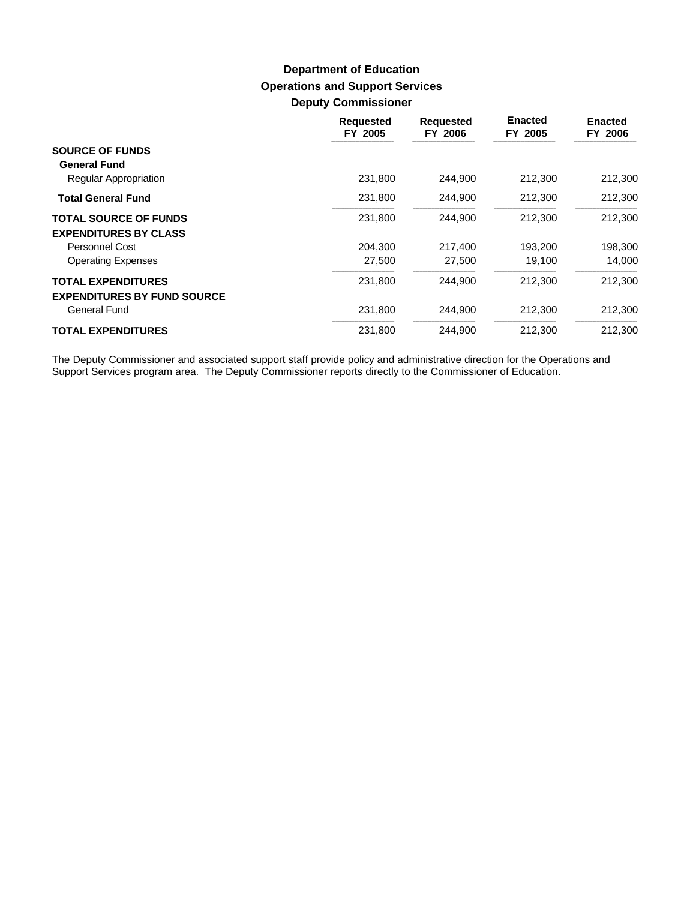# Department of Education
## Operations and Support Services
### Deputy Commissioner

| | Requested FY 2005 | Requested FY 2006 | Enacted FY 2005 | Enacted FY 2006 |
|---|---|---|---|---|
| **SOURCE OF FUNDS** | | | | |
| **General Fund** | | | | |
| Regular Appropriation | 231,800 | 244,900 | 212,300 | 212,300 |
| **Total General Fund** | 231,800 | 244,900 | 212,300 | 212,300 |
| **TOTAL SOURCE OF FUNDS** | 231,800 | 244,900 | 212,300 | 212,300 |
| **EXPENDITURES BY CLASS** | | | | |
| Personnel Cost | 204,300 | 217,400 | 193,200 | 198,300 |
| Operating Expenses | 27,500 | 27,500 | 19,100 | 14,000 |
| **TOTAL EXPENDITURES** | 231,800 | 244,900 | 212,300 | 212,300 |
| **EXPENDITURES BY FUND SOURCE** | | | | |
| General Fund | 231,800 | 244,900 | 212,300 | 212,300 |
| **TOTAL EXPENDITURES** | 231,800 | 244,900 | 212,300 | 212,300 |

The Deputy Commissioner and associated support staff provide policy and administrative direction for the Operations and Support Services program area. The Deputy Commissioner reports directly to the Commissioner of Education.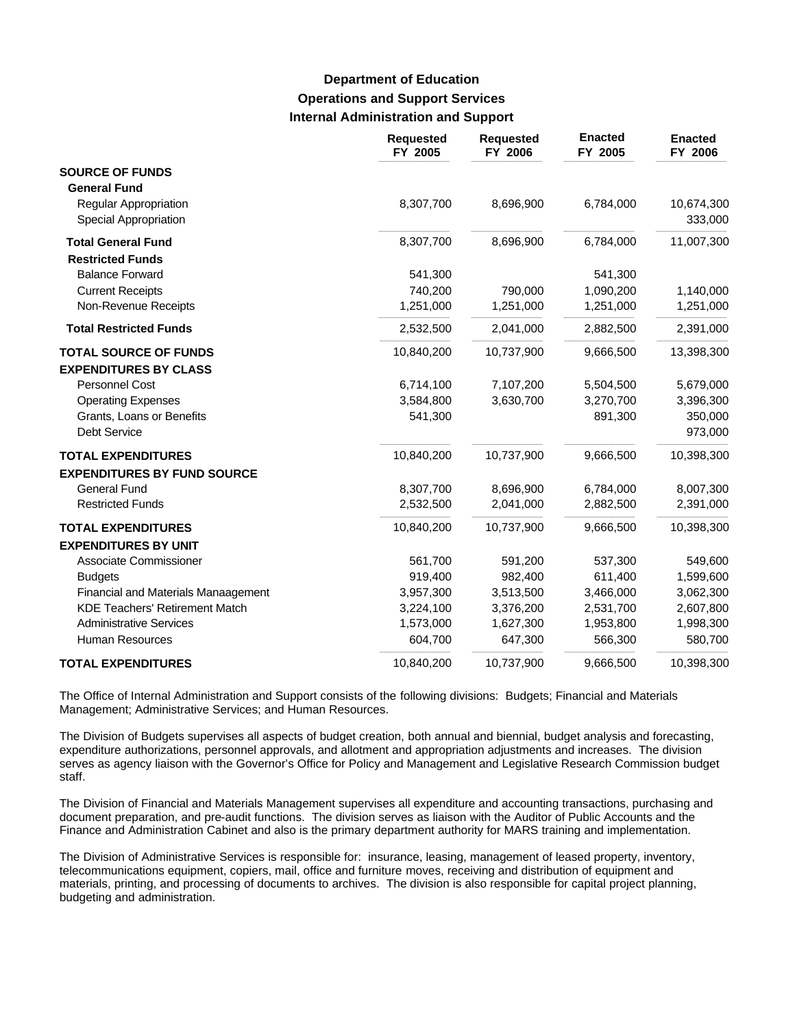## Department of Education
### Operations and Support Services
### Internal Administration and Support

| | Requested FY 2005 | Requested FY 2006 | Enacted FY 2005 | Enacted FY 2006 |
|---|---|---|---|---|
| **SOURCE OF FUNDS** | | | | |
| **General Fund** | | | | |
| Regular Appropriation | 8,307,700 | 8,696,900 | 6,784,000 | 10,674,300 |
| Special Appropriation | | | | 333,000 |
| **Total General Fund** | 8,307,700 | 8,696,900 | 6,784,000 | 11,007,300 |
| **Restricted Funds** | | | | |
| Balance Forward | 541,300 | | 541,300 | |
| Current Receipts | 740,200 | 790,000 | 1,090,200 | 1,140,000 |
| Non-Revenue Receipts | 1,251,000 | 1,251,000 | 1,251,000 | 1,251,000 |
| **Total Restricted Funds** | 2,532,500 | 2,041,000 | 2,882,500 | 2,391,000 |
| **TOTAL SOURCE OF FUNDS** | 10,840,200 | 10,737,900 | 9,666,500 | 13,398,300 |
| **EXPENDITURES BY CLASS** | | | | |
| Personnel Cost | 6,714,100 | 7,107,200 | 5,504,500 | 5,679,000 |
| Operating Expenses | 3,584,800 | 3,630,700 | 3,270,700 | 3,396,300 |
| Grants, Loans or Benefits | 541,300 | | 891,300 | 350,000 |
| Debt Service | | | | 973,000 |
| **TOTAL EXPENDITURES** | 10,840,200 | 10,737,900 | 9,666,500 | 10,398,300 |
| **EXPENDITURES BY FUND SOURCE** | | | | |
| General Fund | 8,307,700 | 8,696,900 | 6,784,000 | 8,007,300 |
| Restricted Funds | 2,532,500 | 2,041,000 | 2,882,500 | 2,391,000 |
| **TOTAL EXPENDITURES** | 10,840,200 | 10,737,900 | 9,666,500 | 10,398,300 |
| **EXPENDITURES BY UNIT** | | | | |
| Associate Commissioner | 561,700 | 591,200 | 537,300 | 549,600 |
| Budgets | 919,400 | 982,400 | 611,400 | 1,599,600 |
| Financial and Materials Manaagement | 3,957,300 | 3,513,500 | 3,466,000 | 3,062,300 |
| KDE Teachers' Retirement Match | 3,224,100 | 3,376,200 | 2,531,700 | 2,607,800 |
| Administrative Services | 1,573,000 | 1,627,300 | 1,953,800 | 1,998,300 |
| Human Resources | 604,700 | 647,300 | 566,300 | 580,700 |
| **TOTAL EXPENDITURES** | 10,840,200 | 10,737,900 | 9,666,500 | 10,398,300 |

The Office of Internal Administration and Support consists of the following divisions: Budgets; Financial and Materials Management; Administrative Services; and Human Resources.

The Division of Budgets supervises all aspects of budget creation, both annual and biennial, budget analysis and forecasting, expenditure authorizations, personnel approvals, and allotment and appropriation adjustments and increases. The division serves as agency liaison with the Governor's Office for Policy and Management and Legislative Research Commission budget staff.

The Division of Financial and Materials Management supervises all expenditure and accounting transactions, purchasing and document preparation, and pre-audit functions. The division serves as liaison with the Auditor of Public Accounts and the Finance and Administration Cabinet and also is the primary department authority for MARS training and implementation.

The Division of Administrative Services is responsible for: insurance, leasing, management of leased property, inventory, telecommunications equipment, copiers, mail, office and furniture moves, receiving and distribution of equipment and materials, printing, and processing of documents to archives. The division is also responsible for capital project planning, budgeting and administration.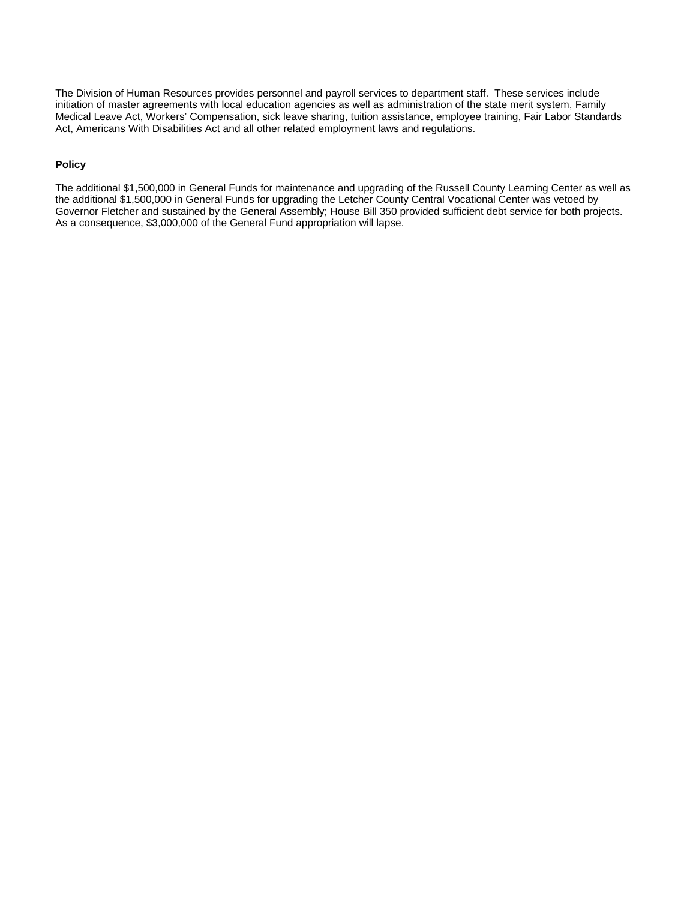The Division of Human Resources provides personnel and payroll services to department staff. These services include initiation of master agreements with local education agencies as well as administration of the state merit system, Family Medical Leave Act, Workers' Compensation, sick leave sharing, tuition assistance, employee training, Fair Labor Standards Act, Americans With Disabilities Act and all other related employment laws and regulations.

**Policy**

The additional $1,500,000 in General Funds for maintenance and upgrading of the Russell County Learning Center as well as the additional $1,500,000 in General Funds for upgrading the Letcher County Central Vocational Center was vetoed by Governor Fletcher and sustained by the General Assembly; House Bill 350 provided sufficient debt service for both projects. As a consequence, $3,000,000 of the General Fund appropriation will lapse.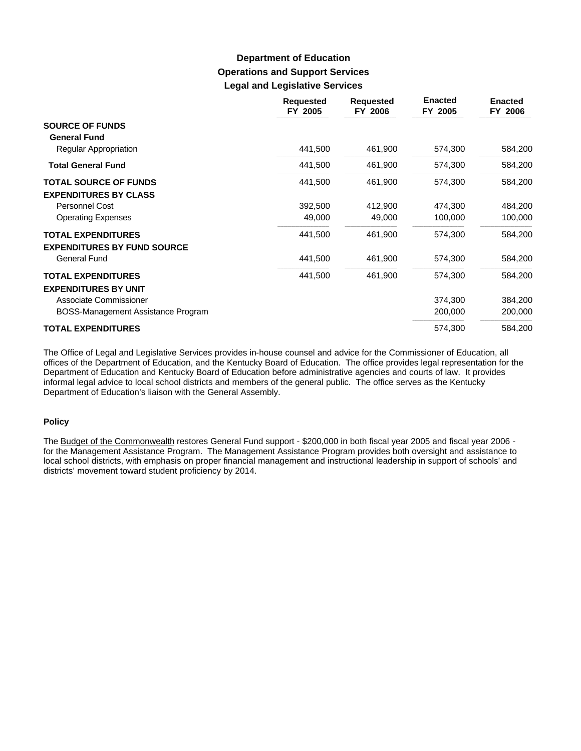# Department of Education
## Operations and Support Services
### Legal and Legislative Services

| | Requested FY 2005 | Requested FY 2006 | Enacted FY 2005 | Enacted FY 2006 |
|---|---|---|---|---|
| **SOURCE OF FUNDS** | | | | |
| **General Fund** | | | | |
| Regular Appropriation | 441,500 | 461,900 | 574,300 | 584,200 |
| **Total General Fund** | 441,500 | 461,900 | 574,300 | 584,200 |
| **TOTAL SOURCE OF FUNDS** | 441,500 | 461,900 | 574,300 | 584,200 |
| **EXPENDITURES BY CLASS** | | | | |
| Personnel Cost | 392,500 | 412,900 | 474,300 | 484,200 |
| Operating Expenses | 49,000 | 49,000 | 100,000 | 100,000 |
| **TOTAL EXPENDITURES** | 441,500 | 461,900 | 574,300 | 584,200 |
| **EXPENDITURES BY FUND SOURCE** | | | | |
| General Fund | 441,500 | 461,900 | 574,300 | 584,200 |
| **TOTAL EXPENDITURES** | 441,500 | 461,900 | 574,300 | 584,200 |
| **EXPENDITURES BY UNIT** | | | | |
| Associate Commissioner | | | 374,300 | 384,200 |
| BOSS-Management Assistance Program | | | 200,000 | 200,000 |
| **TOTAL EXPENDITURES** | | | 574,300 | 584,200 |

The Office of Legal and Legislative Services provides in-house counsel and advice for the Commissioner of Education, all offices of the Department of Education, and the Kentucky Board of Education. The office provides legal representation for the Department of Education and Kentucky Board of Education before administrative agencies and courts of law. It provides informal legal advice to local school districts and members of the general public. The office serves as the Kentucky Department of Education's liaison with the General Assembly.

**Policy**

The Budget of the Commonwealth restores General Fund support - $200,000 in both fiscal year 2005 and fiscal year 2006 - for the Management Assistance Program. The Management Assistance Program provides both oversight and assistance to local school districts, with emphasis on proper financial management and instructional leadership in support of schools' and districts' movement toward student proficiency by 2014.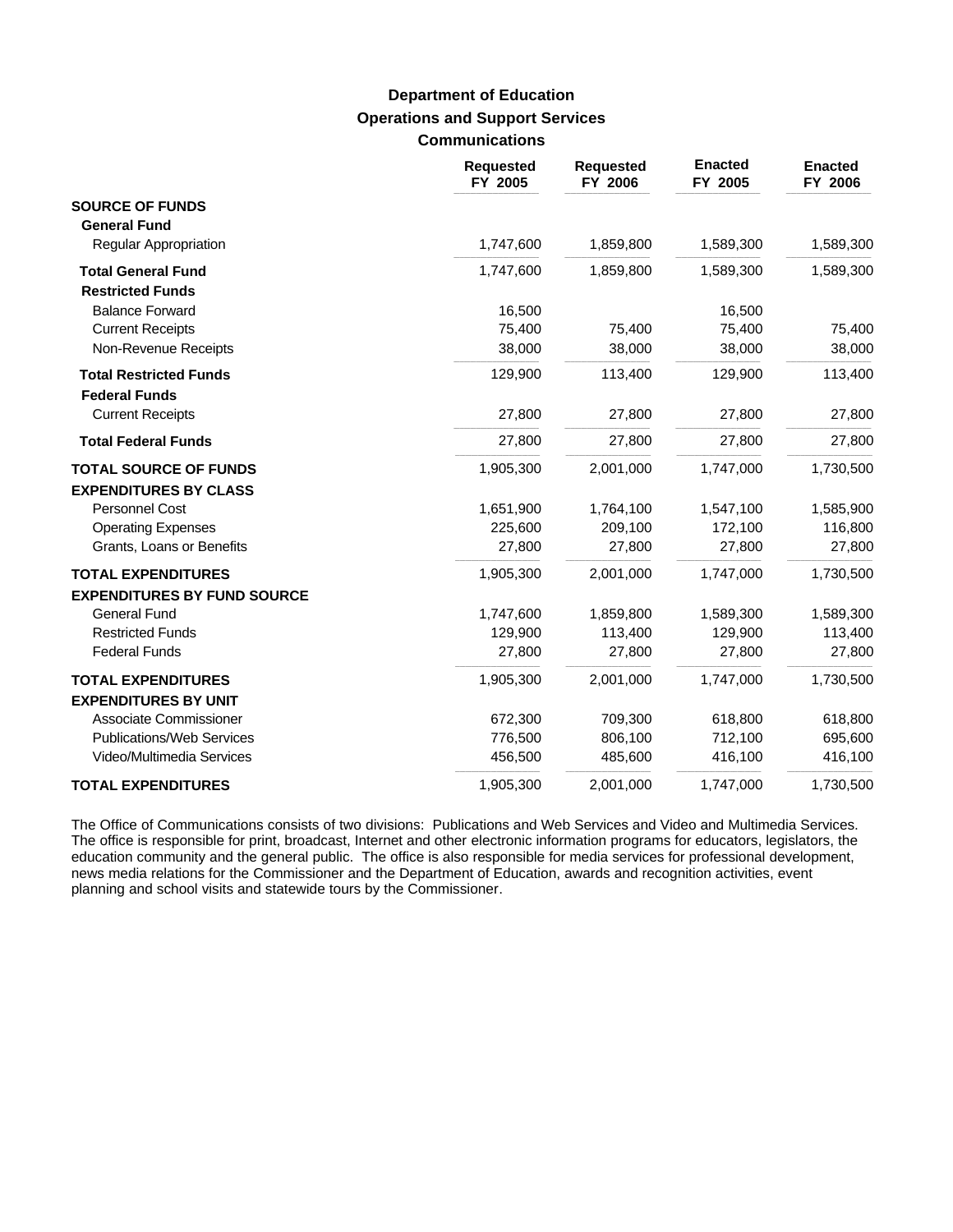# Department of Education
## Operations and Support Services
### Communications

| | Requested FY 2005 | Requested FY 2006 | Enacted FY 2005 | Enacted FY 2006 |
|---|---|---|---|---|
| **SOURCE OF FUNDS** | | | | |
| **General Fund** | | | | |
| Regular Appropriation | 1,747,600 | 1,859,800 | 1,589,300 | 1,589,300 |
| **Total General Fund** | 1,747,600 | 1,859,800 | 1,589,300 | 1,589,300 |
| **Restricted Funds** | | | | |
| Balance Forward | 16,500 | | 16,500 | |
| Current Receipts | 75,400 | 75,400 | 75,400 | 75,400 |
| Non-Revenue Receipts | 38,000 | 38,000 | 38,000 | 38,000 |
| **Total Restricted Funds** | 129,900 | 113,400 | 129,900 | 113,400 |
| **Federal Funds** | | | | |
| Current Receipts | 27,800 | 27,800 | 27,800 | 27,800 |
| **Total Federal Funds** | 27,800 | 27,800 | 27,800 | 27,800 |
| **TOTAL SOURCE OF FUNDS** | 1,905,300 | 2,001,000 | 1,747,000 | 1,730,500 |
| **EXPENDITURES BY CLASS** | | | | |
| Personnel Cost | 1,651,900 | 1,764,100 | 1,547,100 | 1,585,900 |
| Operating Expenses | 225,600 | 209,100 | 172,100 | 116,800 |
| Grants, Loans or Benefits | 27,800 | 27,800 | 27,800 | 27,800 |
| **TOTAL EXPENDITURES** | 1,905,300 | 2,001,000 | 1,747,000 | 1,730,500 |
| **EXPENDITURES BY FUND SOURCE** | | | | |
| General Fund | 1,747,600 | 1,859,800 | 1,589,300 | 1,589,300 |
| Restricted Funds | 129,900 | 113,400 | 129,900 | 113,400 |
| Federal Funds | 27,800 | 27,800 | 27,800 | 27,800 |
| **TOTAL EXPENDITURES** | 1,905,300 | 2,001,000 | 1,747,000 | 1,730,500 |
| **EXPENDITURES BY UNIT** | | | | |
| Associate Commissioner | 672,300 | 709,300 | 618,800 | 618,800 |
| Publications/Web Services | 776,500 | 806,100 | 712,100 | 695,600 |
| Video/Multimedia Services | 456,500 | 485,600 | 416,100 | 416,100 |
| **TOTAL EXPENDITURES** | 1,905,300 | 2,001,000 | 1,747,000 | 1,730,500 |

The Office of Communications consists of two divisions: Publications and Web Services and Video and Multimedia Services. The office is responsible for print, broadcast, Internet and other electronic information programs for educators, legislators, the education community and the general public. The office is also responsible for media services for professional development, news media relations for the Commissioner and the Department of Education, awards and recognition activities, event planning and school visits and statewide tours by the Commissioner.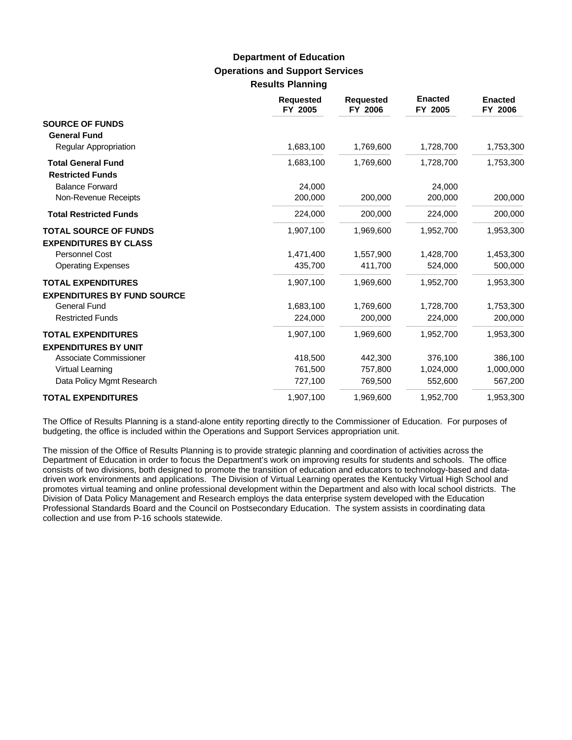# Department of Education
## Operations and Support Services
### Results Planning

| | Requested FY 2005 | Requested FY 2006 | Enacted FY 2005 | Enacted FY 2006 |
|---|---|---|---|---|
| **SOURCE OF FUNDS** | | | | |
| **General Fund** | | | | |
| Regular Appropriation | 1,683,100 | 1,769,600 | 1,728,700 | 1,753,300 |
| **Total General Fund** | 1,683,100 | 1,769,600 | 1,728,700 | 1,753,300 |
| **Restricted Funds** | | | | |
| Balance Forward | 24,000 | | 24,000 | |
| Non-Revenue Receipts | 200,000 | 200,000 | 200,000 | 200,000 |
| **Total Restricted Funds** | 224,000 | 200,000 | 224,000 | 200,000 |
| **TOTAL SOURCE OF FUNDS** | 1,907,100 | 1,969,600 | 1,952,700 | 1,953,300 |
| **EXPENDITURES BY CLASS** | | | | |
| Personnel Cost | 1,471,400 | 1,557,900 | 1,428,700 | 1,453,300 |
| Operating Expenses | 435,700 | 411,700 | 524,000 | 500,000 |
| **TOTAL EXPENDITURES** | 1,907,100 | 1,969,600 | 1,952,700 | 1,953,300 |
| **EXPENDITURES BY FUND SOURCE** | | | | |
| General Fund | 1,683,100 | 1,769,600 | 1,728,700 | 1,753,300 |
| Restricted Funds | 224,000 | 200,000 | 224,000 | 200,000 |
| **TOTAL EXPENDITURES** | 1,907,100 | 1,969,600 | 1,952,700 | 1,953,300 |
| **EXPENDITURES BY UNIT** | | | | |
| Associate Commissioner | 418,500 | 442,300 | 376,100 | 386,100 |
| Virtual Learning | 761,500 | 757,800 | 1,024,000 | 1,000,000 |
| Data Policy Mgmt Research | 727,100 | 769,500 | 552,600 | 567,200 |
| **TOTAL EXPENDITURES** | 1,907,100 | 1,969,600 | 1,952,700 | 1,953,300 |

The Office of Results Planning is a stand-alone entity reporting directly to the Commissioner of Education. For purposes of budgeting, the office is included within the Operations and Support Services appropriation unit.

The mission of the Office of Results Planning is to provide strategic planning and coordination of activities across the Department of Education in order to focus the Department's work on improving results for students and schools. The office consists of two divisions, both designed to promote the transition of education and educators to technology-based and data-driven work environments and applications. The Division of Virtual Learning operates the Kentucky Virtual High School and promotes virtual teaming and online professional development within the Department and also with local school districts. The Division of Data Policy Management and Research employs the data enterprise system developed with the Education Professional Standards Board and the Council on Postsecondary Education. The system assists in coordinating data collection and use from P-16 schools statewide.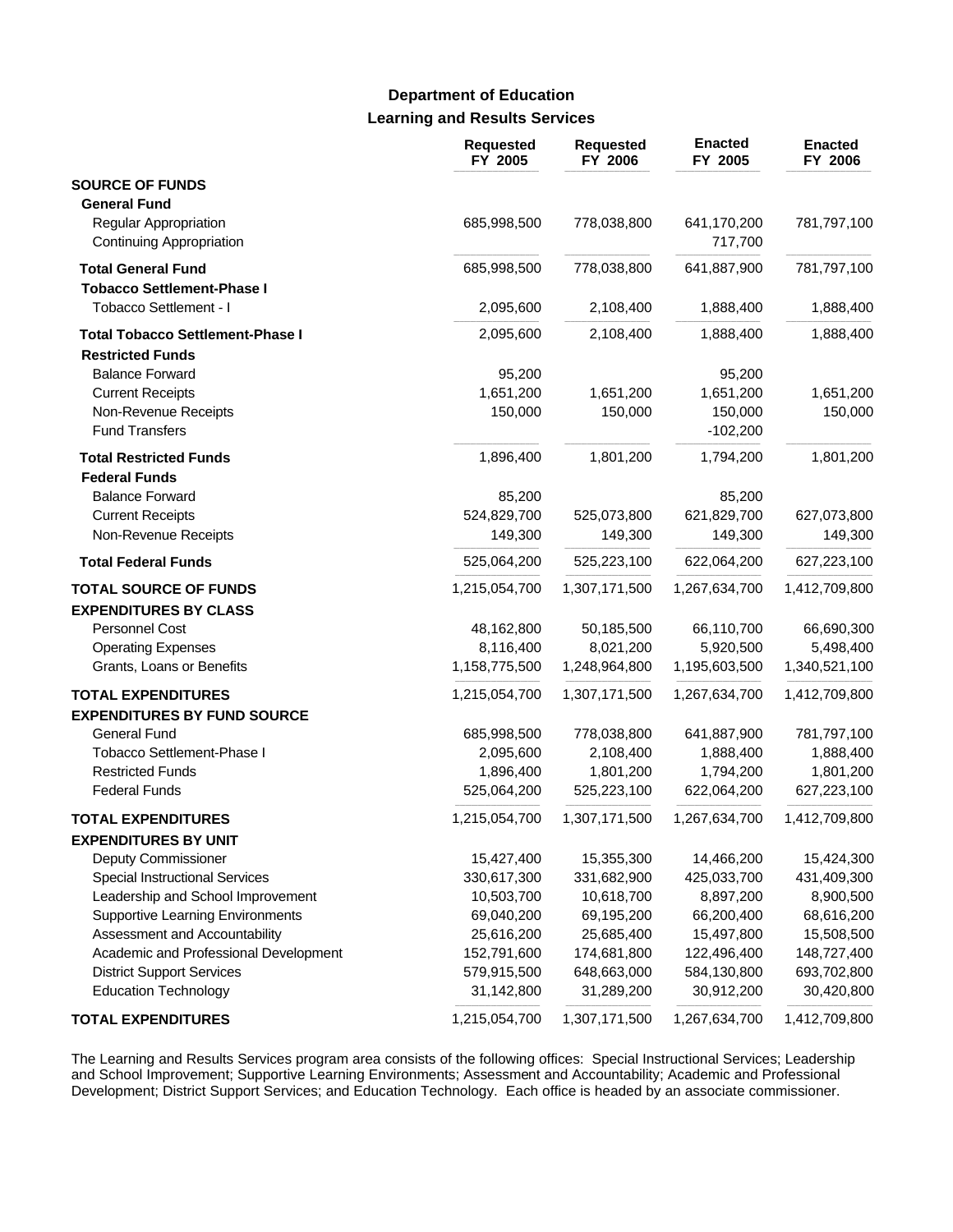## Department of Education
### Learning and Results Services

| | Requested FY 2005 | Requested FY 2006 | Enacted FY 2005 | Enacted FY 2006 |
|---|---|---|---|---|
| **SOURCE OF FUNDS** | | | | |
| **General Fund** | | | | |
| Regular Appropriation | 685,998,500 | 778,038,800 | 641,170,200 | 781,797,100 |
| Continuing Appropriation | | | 717,700 | |
| **Total General Fund** | 685,998,500 | 778,038,800 | 641,887,900 | 781,797,100 |
| **Tobacco Settlement-Phase I** | | | | |
| Tobacco Settlement - I | 2,095,600 | 2,108,400 | 1,888,400 | 1,888,400 |
| **Total Tobacco Settlement-Phase I** | 2,095,600 | 2,108,400 | 1,888,400 | 1,888,400 |
| **Restricted Funds** | | | | |
| Balance Forward | 95,200 | | 95,200 | |
| Current Receipts | 1,651,200 | 1,651,200 | 1,651,200 | 1,651,200 |
| Non-Revenue Receipts | 150,000 | 150,000 | 150,000 | 150,000 |
| Fund Transfers | | | -102,200 | |
| **Total Restricted Funds** | 1,896,400 | 1,801,200 | 1,794,200 | 1,801,200 |
| **Federal Funds** | | | | |
| Balance Forward | 85,200 | | 85,200 | |
| Current Receipts | 524,829,700 | 525,073,800 | 621,829,700 | 627,073,800 |
| Non-Revenue Receipts | 149,300 | 149,300 | 149,300 | 149,300 |
| **Total Federal Funds** | 525,064,200 | 525,223,100 | 622,064,200 | 627,223,100 |
| **TOTAL SOURCE OF FUNDS** | 1,215,054,700 | 1,307,171,500 | 1,267,634,700 | 1,412,709,800 |
| **EXPENDITURES BY CLASS** | | | | |
| Personnel Cost | 48,162,800 | 50,185,500 | 66,110,700 | 66,690,300 |
| Operating Expenses | 8,116,400 | 8,021,200 | 5,920,500 | 5,498,400 |
| Grants, Loans or Benefits | 1,158,775,500 | 1,248,964,800 | 1,195,603,500 | 1,340,521,100 |
| **TOTAL EXPENDITURES** | 1,215,054,700 | 1,307,171,500 | 1,267,634,700 | 1,412,709,800 |
| **EXPENDITURES BY FUND SOURCE** | | | | |
| General Fund | 685,998,500 | 778,038,800 | 641,887,900 | 781,797,100 |
| Tobacco Settlement-Phase I | 2,095,600 | 2,108,400 | 1,888,400 | 1,888,400 |
| Restricted Funds | 1,896,400 | 1,801,200 | 1,794,200 | 1,801,200 |
| Federal Funds | 525,064,200 | 525,223,100 | 622,064,200 | 627,223,100 |
| **TOTAL EXPENDITURES** | 1,215,054,700 | 1,307,171,500 | 1,267,634,700 | 1,412,709,800 |
| **EXPENDITURES BY UNIT** | | | | |
| Deputy Commissioner | 15,427,400 | 15,355,300 | 14,466,200 | 15,424,300 |
| Special Instructional Services | 330,617,300 | 331,682,900 | 425,033,700 | 431,409,300 |
| Leadership and School Improvement | 10,503,700 | 10,618,700 | 8,897,200 | 8,900,500 |
| Supportive Learning Environments | 69,040,200 | 69,195,200 | 66,200,400 | 68,616,200 |
| Assessment and Accountability | 25,616,200 | 25,685,400 | 15,497,800 | 15,508,500 |
| Academic and Professional Development | 152,791,600 | 174,681,800 | 122,496,400 | 148,727,400 |
| District Support Services | 579,915,500 | 648,663,000 | 584,130,800 | 693,702,800 |
| Education Technology | 31,142,800 | 31,289,200 | 30,912,200 | 30,420,800 |
| **TOTAL EXPENDITURES** | 1,215,054,700 | 1,307,171,500 | 1,267,634,700 | 1,412,709,800 |

The Learning and Results Services program area consists of the following offices: Special Instructional Services; Leadership and School Improvement; Supportive Learning Environments; Assessment and Accountability; Academic and Professional Development; District Support Services; and Education Technology. Each office is headed by an associate commissioner.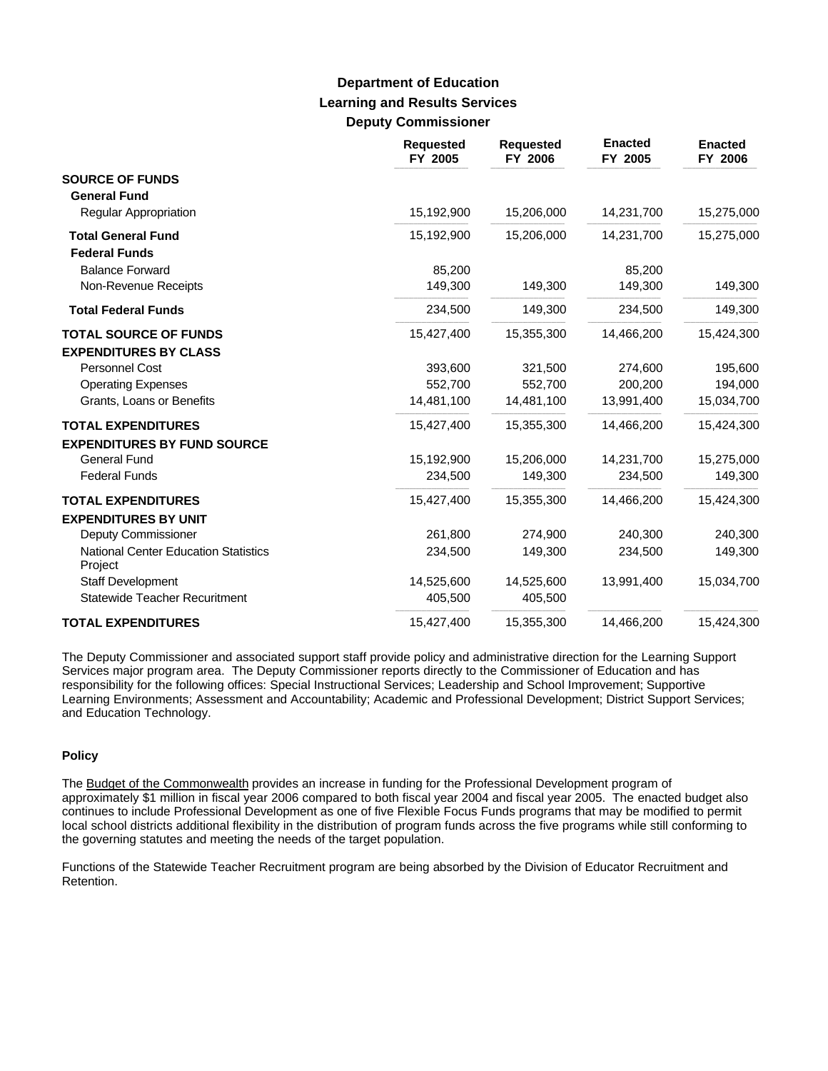# Department of Education

## Learning and Results Services

### Deputy Commissioner

| | Requested FY 2005 | Requested FY 2006 | Enacted FY 2005 | Enacted FY 2006 |
|---|---|---|---|---|
| **SOURCE OF FUNDS** | | | | |
| **General Fund** | | | | |
| Regular Appropriation | 15,192,900 | 15,206,000 | 14,231,700 | 15,275,000 |
| **Total General Fund** | 15,192,900 | 15,206,000 | 14,231,700 | 15,275,000 |
| **Federal Funds** | | | | |
| Balance Forward | 85,200 | | 85,200 | |
| Non-Revenue Receipts | 149,300 | 149,300 | 149,300 | 149,300 |
| **Total Federal Funds** | 234,500 | 149,300 | 234,500 | 149,300 |
| **TOTAL SOURCE OF FUNDS** | 15,427,400 | 15,355,300 | 14,466,200 | 15,424,300 |
| **EXPENDITURES BY CLASS** | | | | |
| Personnel Cost | 393,600 | 321,500 | 274,600 | 195,600 |
| Operating Expenses | 552,700 | 552,700 | 200,200 | 194,000 |
| Grants, Loans or Benefits | 14,481,100 | 14,481,100 | 13,991,400 | 15,034,700 |
| **TOTAL EXPENDITURES** | 15,427,400 | 15,355,300 | 14,466,200 | 15,424,300 |
| **EXPENDITURES BY FUND SOURCE** | | | | |
| General Fund | 15,192,900 | 15,206,000 | 14,231,700 | 15,275,000 |
| Federal Funds | 234,500 | 149,300 | 234,500 | 149,300 |
| **TOTAL EXPENDITURES** | 15,427,400 | 15,355,300 | 14,466,200 | 15,424,300 |
| **EXPENDITURES BY UNIT** | | | | |
| Deputy Commissioner | 261,800 | 274,900 | 240,300 | 240,300 |
| National Center Education Statistics Project | 234,500 | 149,300 | 234,500 | 149,300 |
| Staff Development | 14,525,600 | 14,525,600 | 13,991,400 | 15,034,700 |
| Statewide Teacher Recuritment | 405,500 | 405,500 | | |
| **TOTAL EXPENDITURES** | 15,427,400 | 15,355,300 | 14,466,200 | 15,424,300 |

The Deputy Commissioner and associated support staff provide policy and administrative direction for the Learning Support Services major program area. The Deputy Commissioner reports directly to the Commissioner of Education and has responsibility for the following offices: Special Instructional Services; Leadership and School Improvement; Supportive Learning Environments; Assessment and Accountability; Academic and Professional Development; District Support Services; and Education Technology.

#### Policy

The Budget of the Commonwealth provides an increase in funding for the Professional Development program of approximately $1 million in fiscal year 2006 compared to both fiscal year 2004 and fiscal year 2005. The enacted budget also continues to include Professional Development as one of five Flexible Focus Funds programs that may be modified to permit local school districts additional flexibility in the distribution of program funds across the five programs while still conforming to the governing statutes and meeting the needs of the target population.

Functions of the Statewide Teacher Recruitment program are being absorbed by the Division of Educator Recruitment and Retention.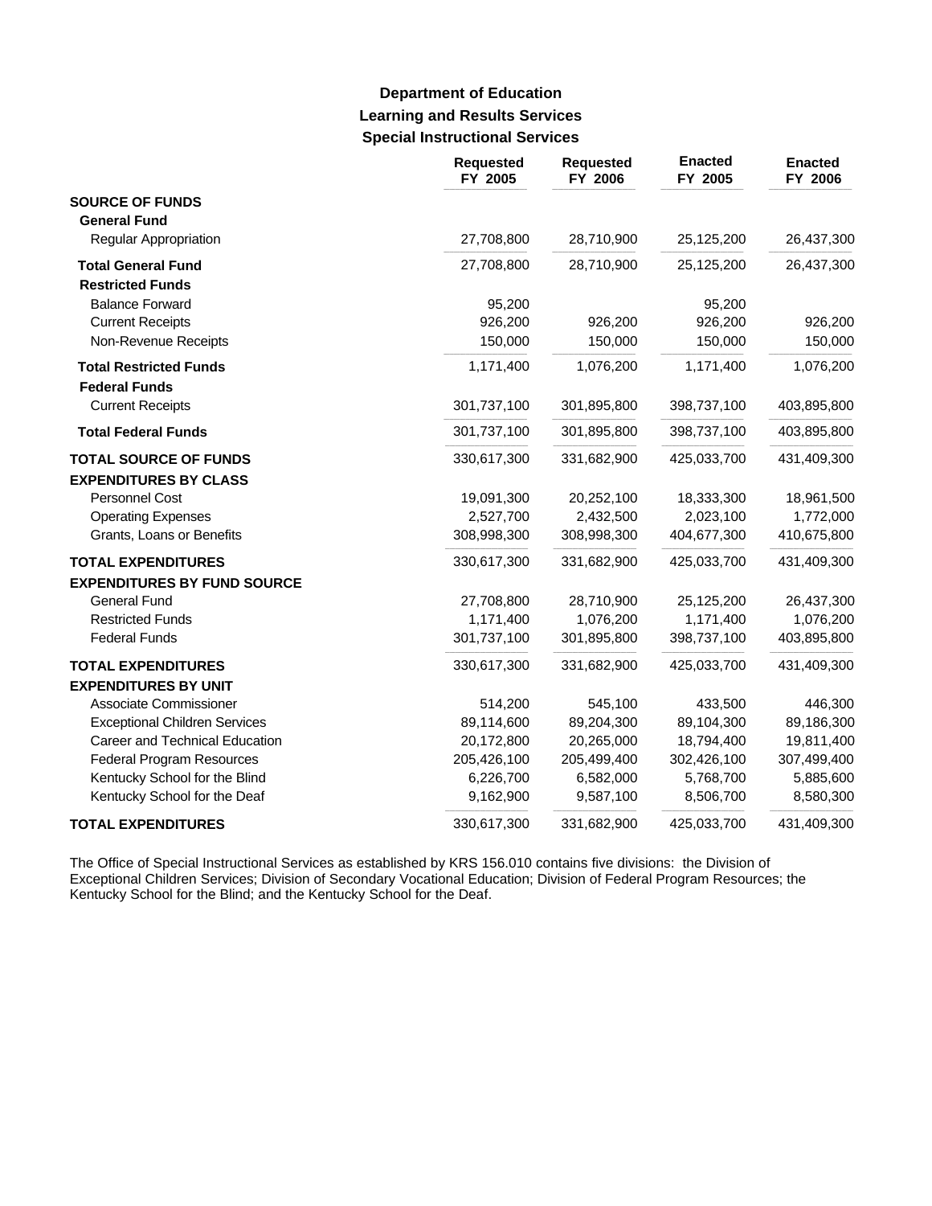# Department of Education
## Learning and Results Services
### Special Instructional Services

| | Requested FY 2005 | Requested FY 2006 | Enacted FY 2005 | Enacted FY 2006 |
|---|---|---|---|---|
| **SOURCE OF FUNDS** | | | | |
| **General Fund** | | | | |
| Regular Appropriation | 27,708,800 | 28,710,900 | 25,125,200 | 26,437,300 |
| **Total General Fund** | 27,708,800 | 28,710,900 | 25,125,200 | 26,437,300 |
| **Restricted Funds** | | | | |
| Balance Forward | 95,200 | | 95,200 | |
| Current Receipts | 926,200 | 926,200 | 926,200 | 926,200 |
| Non-Revenue Receipts | 150,000 | 150,000 | 150,000 | 150,000 |
| **Total Restricted Funds** | 1,171,400 | 1,076,200 | 1,171,400 | 1,076,200 |
| **Federal Funds** | | | | |
| Current Receipts | 301,737,100 | 301,895,800 | 398,737,100 | 403,895,800 |
| **Total Federal Funds** | 301,737,100 | 301,895,800 | 398,737,100 | 403,895,800 |
| **TOTAL SOURCE OF FUNDS** | 330,617,300 | 331,682,900 | 425,033,700 | 431,409,300 |
| **EXPENDITURES BY CLASS** | | | | |
| Personnel Cost | 19,091,300 | 20,252,100 | 18,333,300 | 18,961,500 |
| Operating Expenses | 2,527,700 | 2,432,500 | 2,023,100 | 1,772,000 |
| Grants, Loans or Benefits | 308,998,300 | 308,998,300 | 404,677,300 | 410,675,800 |
| **TOTAL EXPENDITURES** | 330,617,300 | 331,682,900 | 425,033,700 | 431,409,300 |
| **EXPENDITURES BY FUND SOURCE** | | | | |
| General Fund | 27,708,800 | 28,710,900 | 25,125,200 | 26,437,300 |
| Restricted Funds | 1,171,400 | 1,076,200 | 1,171,400 | 1,076,200 |
| Federal Funds | 301,737,100 | 301,895,800 | 398,737,100 | 403,895,800 |
| **TOTAL EXPENDITURES** | 330,617,300 | 331,682,900 | 425,033,700 | 431,409,300 |
| **EXPENDITURES BY UNIT** | | | | |
| Associate Commissioner | 514,200 | 545,100 | 433,500 | 446,300 |
| Exceptional Children Services | 89,114,600 | 89,204,300 | 89,104,300 | 89,186,300 |
| Career and Technical Education | 20,172,800 | 20,265,000 | 18,794,400 | 19,811,400 |
| Federal Program Resources | 205,426,100 | 205,499,400 | 302,426,100 | 307,499,400 |
| Kentucky School for the Blind | 6,226,700 | 6,582,000 | 5,768,700 | 5,885,600 |
| Kentucky School for the Deaf | 9,162,900 | 9,587,100 | 8,506,700 | 8,580,300 |
| **TOTAL EXPENDITURES** | 330,617,300 | 331,682,900 | 425,033,700 | 431,409,300 |

The Office of Special Instructional Services as established by KRS 156.010 contains five divisions: the Division of Exceptional Children Services; Division of Secondary Vocational Education; Division of Federal Program Resources; the Kentucky School for the Blind; and the Kentucky School for the Deaf.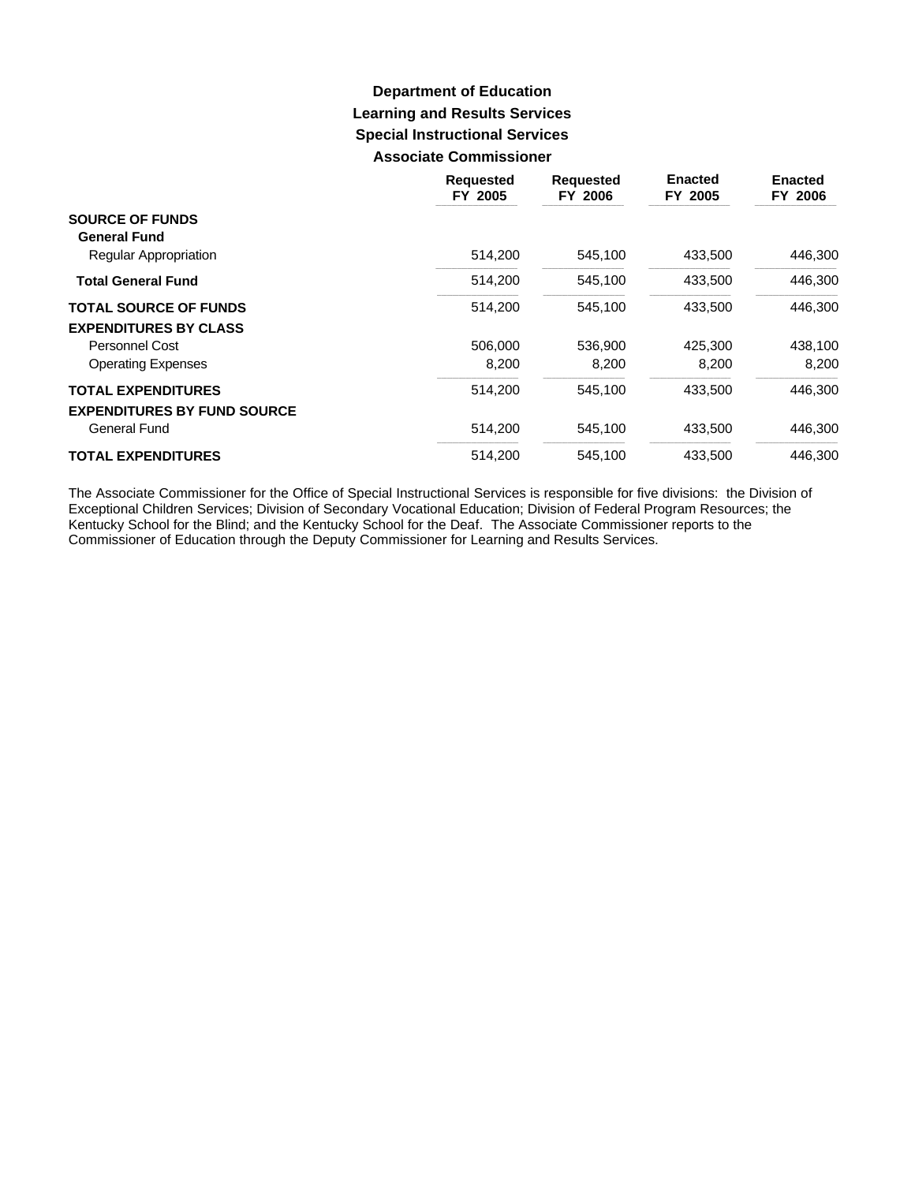# Department of Education
## Learning and Results Services
### Special Instructional Services
#### Associate Commissioner

| | Requested FY 2005 | Requested FY 2006 | Enacted FY 2005 | Enacted FY 2006 |
|---|---|---|---|---|
| **SOURCE OF FUNDS** | | | | |
| **General Fund** | | | | |
| Regular Appropriation | 514,200 | 545,100 | 433,500 | 446,300 |
| **Total General Fund** | 514,200 | 545,100 | 433,500 | 446,300 |
| **TOTAL SOURCE OF FUNDS** | 514,200 | 545,100 | 433,500 | 446,300 |
| **EXPENDITURES BY CLASS** | | | | |
| Personnel Cost | 506,000 | 536,900 | 425,300 | 438,100 |
| Operating Expenses | 8,200 | 8,200 | 8,200 | 8,200 |
| **TOTAL EXPENDITURES** | 514,200 | 545,100 | 433,500 | 446,300 |
| **EXPENDITURES BY FUND SOURCE** | | | | |
| General Fund | 514,200 | 545,100 | 433,500 | 446,300 |
| **TOTAL EXPENDITURES** | 514,200 | 545,100 | 433,500 | 446,300 |

The Associate Commissioner for the Office of Special Instructional Services is responsible for five divisions: the Division of Exceptional Children Services; Division of Secondary Vocational Education; Division of Federal Program Resources; the Kentucky School for the Blind; and the Kentucky School for the Deaf. The Associate Commissioner reports to the Commissioner of Education through the Deputy Commissioner for Learning and Results Services.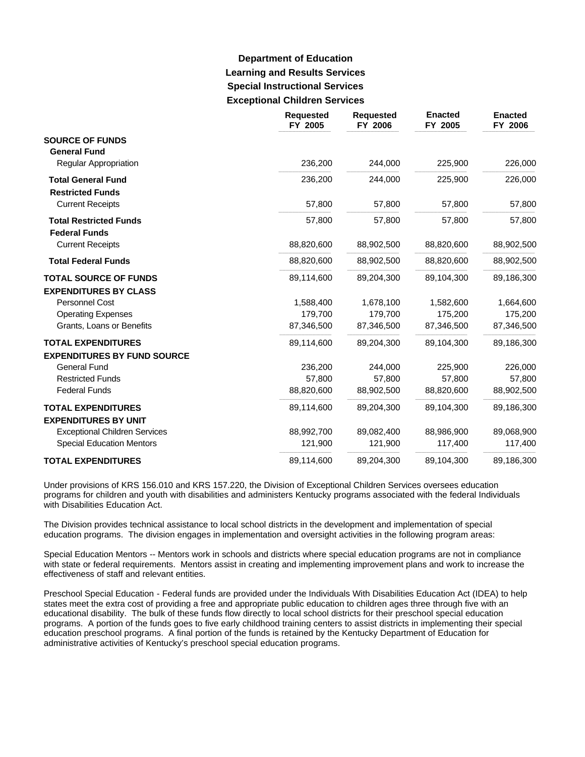# Department of Education
## Learning and Results Services
### Special Instructional Services
### Exceptional Children Services

| | Requested FY 2005 | Requested FY 2006 | Enacted FY 2005 | Enacted FY 2006 |
|---|---|---|---|---|
| **SOURCE OF FUNDS** | | | | |
| **General Fund** | | | | |
| Regular Appropriation | 236,200 | 244,000 | 225,900 | 226,000 |
| **Total General Fund** | 236,200 | 244,000 | 225,900 | 226,000 |
| **Restricted Funds** | | | | |
| Current Receipts | 57,800 | 57,800 | 57,800 | 57,800 |
| **Total Restricted Funds** | 57,800 | 57,800 | 57,800 | 57,800 |
| **Federal Funds** | | | | |
| Current Receipts | 88,820,600 | 88,902,500 | 88,820,600 | 88,902,500 |
| **Total Federal Funds** | 88,820,600 | 88,902,500 | 88,820,600 | 88,902,500 |
| **TOTAL SOURCE OF FUNDS** | 89,114,600 | 89,204,300 | 89,104,300 | 89,186,300 |
| **EXPENDITURES BY CLASS** | | | | |
| Personnel Cost | 1,588,400 | 1,678,100 | 1,582,600 | 1,664,600 |
| Operating Expenses | 179,700 | 179,700 | 175,200 | 175,200 |
| Grants, Loans or Benefits | 87,346,500 | 87,346,500 | 87,346,500 | 87,346,500 |
| **TOTAL EXPENDITURES** | 89,114,600 | 89,204,300 | 89,104,300 | 89,186,300 |
| **EXPENDITURES BY FUND SOURCE** | | | | |
| General Fund | 236,200 | 244,000 | 225,900 | 226,000 |
| Restricted Funds | 57,800 | 57,800 | 57,800 | 57,800 |
| Federal Funds | 88,820,600 | 88,902,500 | 88,820,600 | 88,902,500 |
| **TOTAL EXPENDITURES** | 89,114,600 | 89,204,300 | 89,104,300 | 89,186,300 |
| **EXPENDITURES BY UNIT** | | | | |
| Exceptional Children Services | 88,992,700 | 89,082,400 | 88,986,900 | 89,068,900 |
| Special Education Mentors | 121,900 | 121,900 | 117,400 | 117,400 |
| **TOTAL EXPENDITURES** | 89,114,600 | 89,204,300 | 89,104,300 | 89,186,300 |

Under provisions of KRS 156.010 and KRS 157.220, the Division of Exceptional Children Services oversees education programs for children and youth with disabilities and administers Kentucky programs associated with the federal Individuals with Disabilities Education Act.

The Division provides technical assistance to local school districts in the development and implementation of special education programs. The division engages in implementation and oversight activities in the following program areas:

Special Education Mentors -- Mentors work in schools and districts where special education programs are not in compliance with state or federal requirements. Mentors assist in creating and implementing improvement plans and work to increase the effectiveness of staff and relevant entities.

Preschool Special Education - Federal funds are provided under the Individuals With Disabilities Education Act (IDEA) to help states meet the extra cost of providing a free and appropriate public education to children ages three through five with an educational disability. The bulk of these funds flow directly to local school districts for their preschool special education programs. A portion of the funds goes to five early childhood training centers to assist districts in implementing their special education preschool programs. A final portion of the funds is retained by the Kentucky Department of Education for administrative activities of Kentucky's preschool special education programs.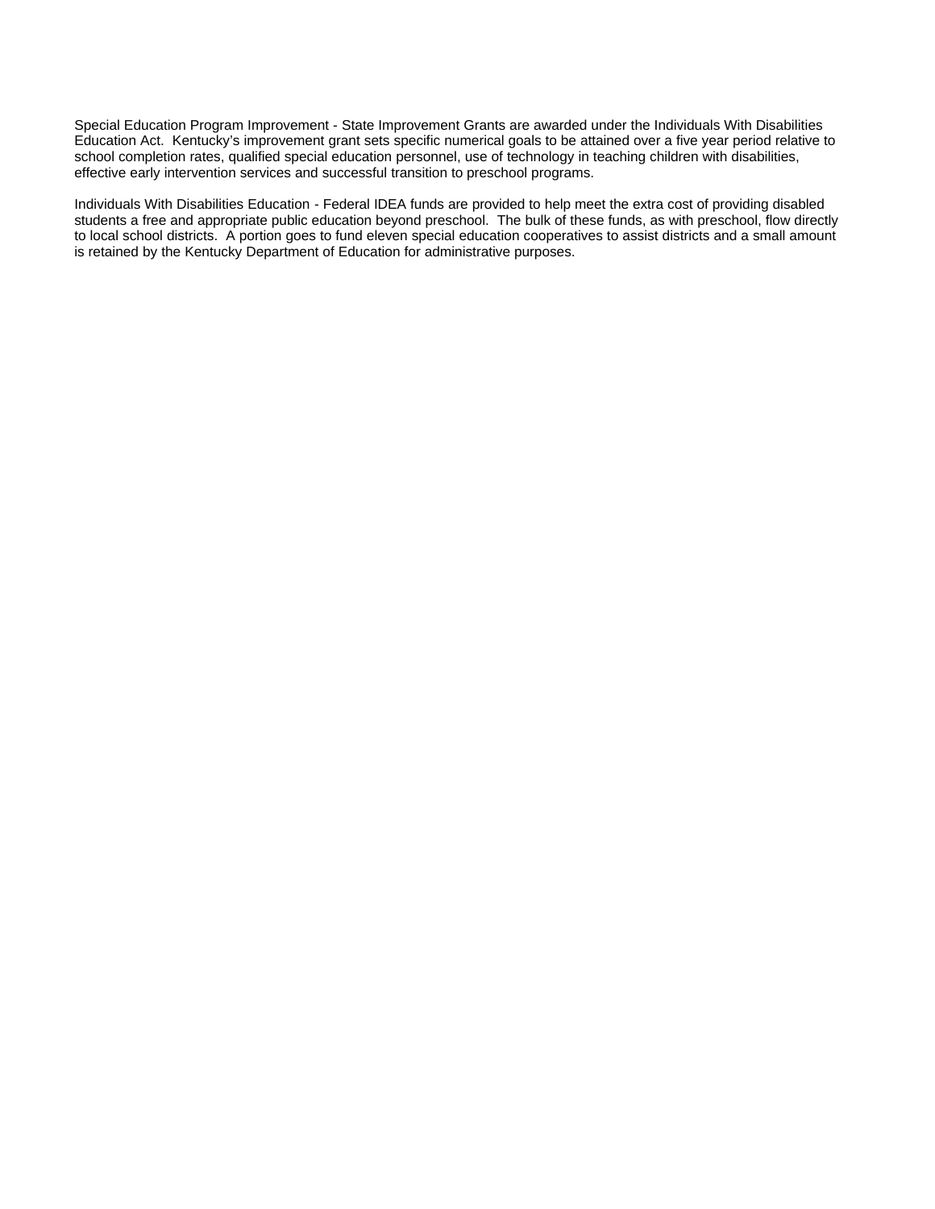Special Education Program Improvement - State Improvement Grants are awarded under the Individuals With Disabilities Education Act. Kentucky's improvement grant sets specific numerical goals to be attained over a five year period relative to school completion rates, qualified special education personnel, use of technology in teaching children with disabilities, effective early intervention services and successful transition to preschool programs.

Individuals With Disabilities Education - Federal IDEA funds are provided to help meet the extra cost of providing disabled students a free and appropriate public education beyond preschool. The bulk of these funds, as with preschool, flow directly to local school districts. A portion goes to fund eleven special education cooperatives to assist districts and a small amount is retained by the Kentucky Department of Education for administrative purposes.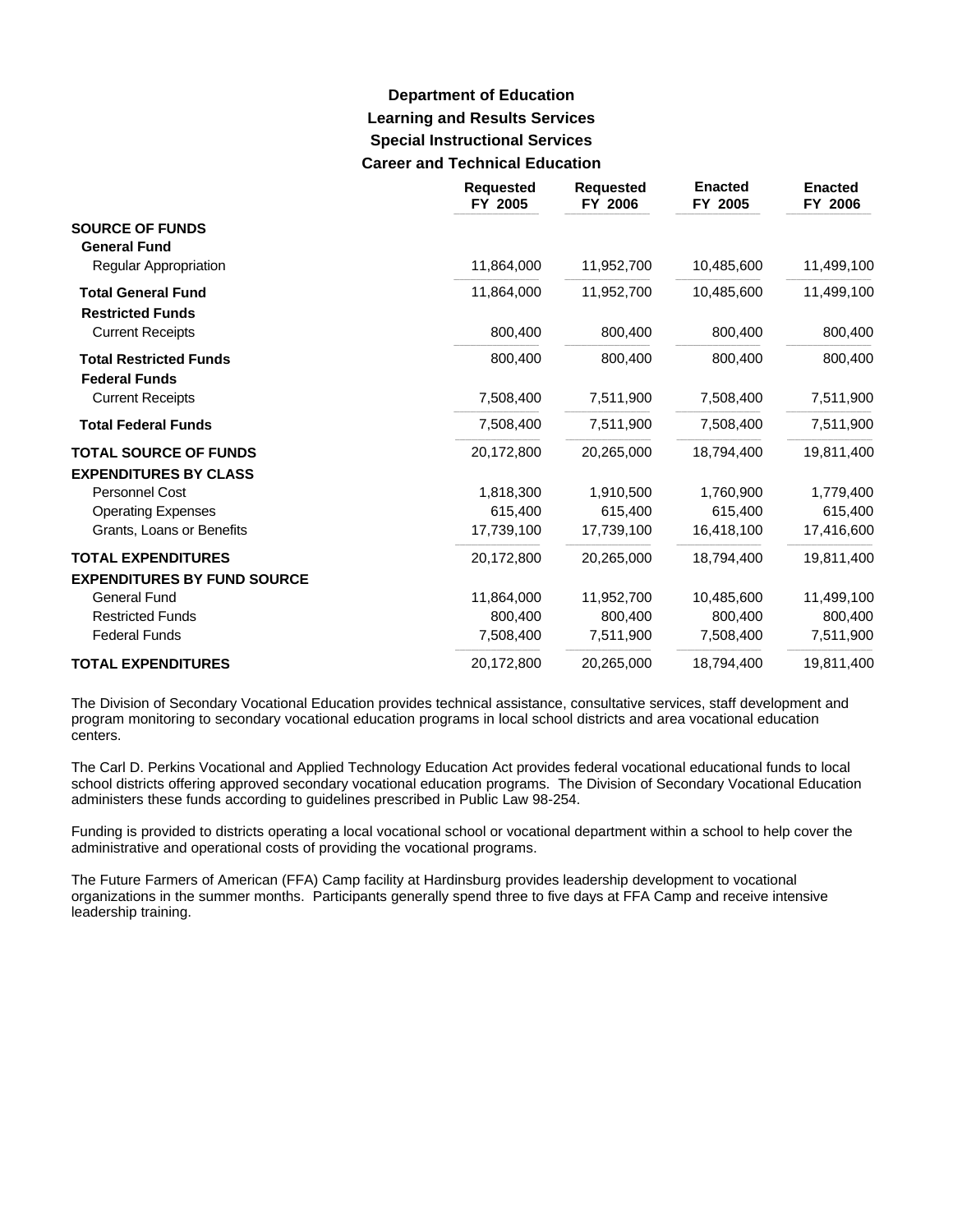# Department of Education
## Learning and Results Services
## Special Instructional Services
## Career and Technical Education

| | Requested FY 2005 | Requested FY 2006 | Enacted FY 2005 | Enacted FY 2006 |
|---|---|---|---|---|
| **SOURCE OF FUNDS** | | | | |
| **General Fund** | | | | |
| Regular Appropriation | 11,864,000 | 11,952,700 | 10,485,600 | 11,499,100 |
| **Total General Fund** | 11,864,000 | 11,952,700 | 10,485,600 | 11,499,100 |
| **Restricted Funds** | | | | |
| Current Receipts | 800,400 | 800,400 | 800,400 | 800,400 |
| **Total Restricted Funds** | 800,400 | 800,400 | 800,400 | 800,400 |
| **Federal Funds** | | | | |
| Current Receipts | 7,508,400 | 7,511,900 | 7,508,400 | 7,511,900 |
| **Total Federal Funds** | 7,508,400 | 7,511,900 | 7,508,400 | 7,511,900 |
| **TOTAL SOURCE OF FUNDS** | 20,172,800 | 20,265,000 | 18,794,400 | 19,811,400 |
| **EXPENDITURES BY CLASS** | | | | |
| Personnel Cost | 1,818,300 | 1,910,500 | 1,760,900 | 1,779,400 |
| Operating Expenses | 615,400 | 615,400 | 615,400 | 615,400 |
| Grants, Loans or Benefits | 17,739,100 | 17,739,100 | 16,418,100 | 17,416,600 |
| **TOTAL EXPENDITURES** | 20,172,800 | 20,265,000 | 18,794,400 | 19,811,400 |
| **EXPENDITURES BY FUND SOURCE** | | | | |
| General Fund | 11,864,000 | 11,952,700 | 10,485,600 | 11,499,100 |
| Restricted Funds | 800,400 | 800,400 | 800,400 | 800,400 |
| Federal Funds | 7,508,400 | 7,511,900 | 7,508,400 | 7,511,900 |
| **TOTAL EXPENDITURES** | 20,172,800 | 20,265,000 | 18,794,400 | 19,811,400 |

The Division of Secondary Vocational Education provides technical assistance, consultative services, staff development and program monitoring to secondary vocational education programs in local school districts and area vocational education centers.

The Carl D. Perkins Vocational and Applied Technology Education Act provides federal vocational educational funds to local school districts offering approved secondary vocational education programs. The Division of Secondary Vocational Education administers these funds according to guidelines prescribed in Public Law 98-254.

Funding is provided to districts operating a local vocational school or vocational department within a school to help cover the administrative and operational costs of providing the vocational programs.

The Future Farmers of American (FFA) Camp facility at Hardinsburg provides leadership development to vocational organizations in the summer months. Participants generally spend three to five days at FFA Camp and receive intensive leadership training.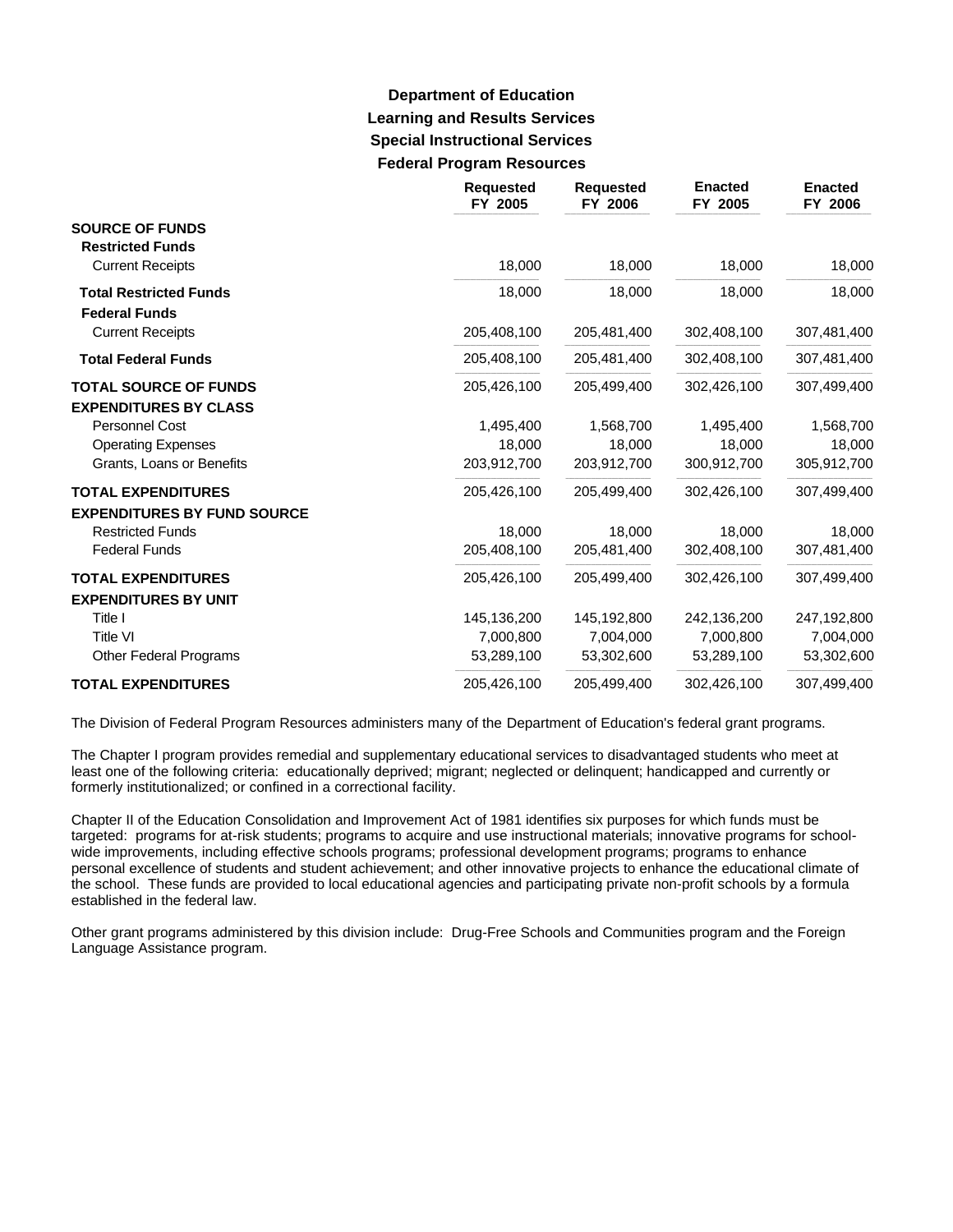# Department of Education
## Learning and Results Services
### Special Instructional Services
### Federal Program Resources

| | Requested FY 2005 | Requested FY 2006 | Enacted FY 2005 | Enacted FY 2006 |
|---|---|---|---|---|
| **SOURCE OF FUNDS** | | | | |
| **Restricted Funds** | | | | |
| Current Receipts | 18,000 | 18,000 | 18,000 | 18,000 |
| **Total Restricted Funds** | 18,000 | 18,000 | 18,000 | 18,000 |
| **Federal Funds** | | | | |
| Current Receipts | 205,408,100 | 205,481,400 | 302,408,100 | 307,481,400 |
| **Total Federal Funds** | 205,408,100 | 205,481,400 | 302,408,100 | 307,481,400 |
| **TOTAL SOURCE OF FUNDS** | 205,426,100 | 205,499,400 | 302,426,100 | 307,499,400 |
| **EXPENDITURES BY CLASS** | | | | |
| Personnel Cost | 1,495,400 | 1,568,700 | 1,495,400 | 1,568,700 |
| Operating Expenses | 18,000 | 18,000 | 18,000 | 18,000 |
| Grants, Loans or Benefits | 203,912,700 | 203,912,700 | 300,912,700 | 305,912,700 |
| **TOTAL EXPENDITURES** | 205,426,100 | 205,499,400 | 302,426,100 | 307,499,400 |
| **EXPENDITURES BY FUND SOURCE** | | | | |
| Restricted Funds | 18,000 | 18,000 | 18,000 | 18,000 |
| Federal Funds | 205,408,100 | 205,481,400 | 302,408,100 | 307,481,400 |
| **TOTAL EXPENDITURES** | 205,426,100 | 205,499,400 | 302,426,100 | 307,499,400 |
| **EXPENDITURES BY UNIT** | | | | |
| Title I | 145,136,200 | 145,192,800 | 242,136,200 | 247,192,800 |
| Title VI | 7,000,800 | 7,004,000 | 7,000,800 | 7,004,000 |
| Other Federal Programs | 53,289,100 | 53,302,600 | 53,289,100 | 53,302,600 |
| **TOTAL EXPENDITURES** | 205,426,100 | 205,499,400 | 302,426,100 | 307,499,400 |

The Division of Federal Program Resources administers many of the Department of Education's federal grant programs.

The Chapter I program provides remedial and supplementary educational services to disadvantaged students who meet at least one of the following criteria: educationally deprived; migrant; neglected or delinquent; handicapped and currently or formerly institutionalized; or confined in a correctional facility.

Chapter II of the Education Consolidation and Improvement Act of 1981 identifies six purposes for which funds must be targeted: programs for at-risk students; programs to acquire and use instructional materials; innovative programs for school-wide improvements, including effective schools programs; professional development programs; programs to enhance personal excellence of students and student achievement; and other innovative projects to enhance the educational climate of the school. These funds are provided to local educational agencies and participating private non-profit schools by a formula established in the federal law.

Other grant programs administered by this division include: Drug-Free Schools and Communities program and the Foreign Language Assistance program.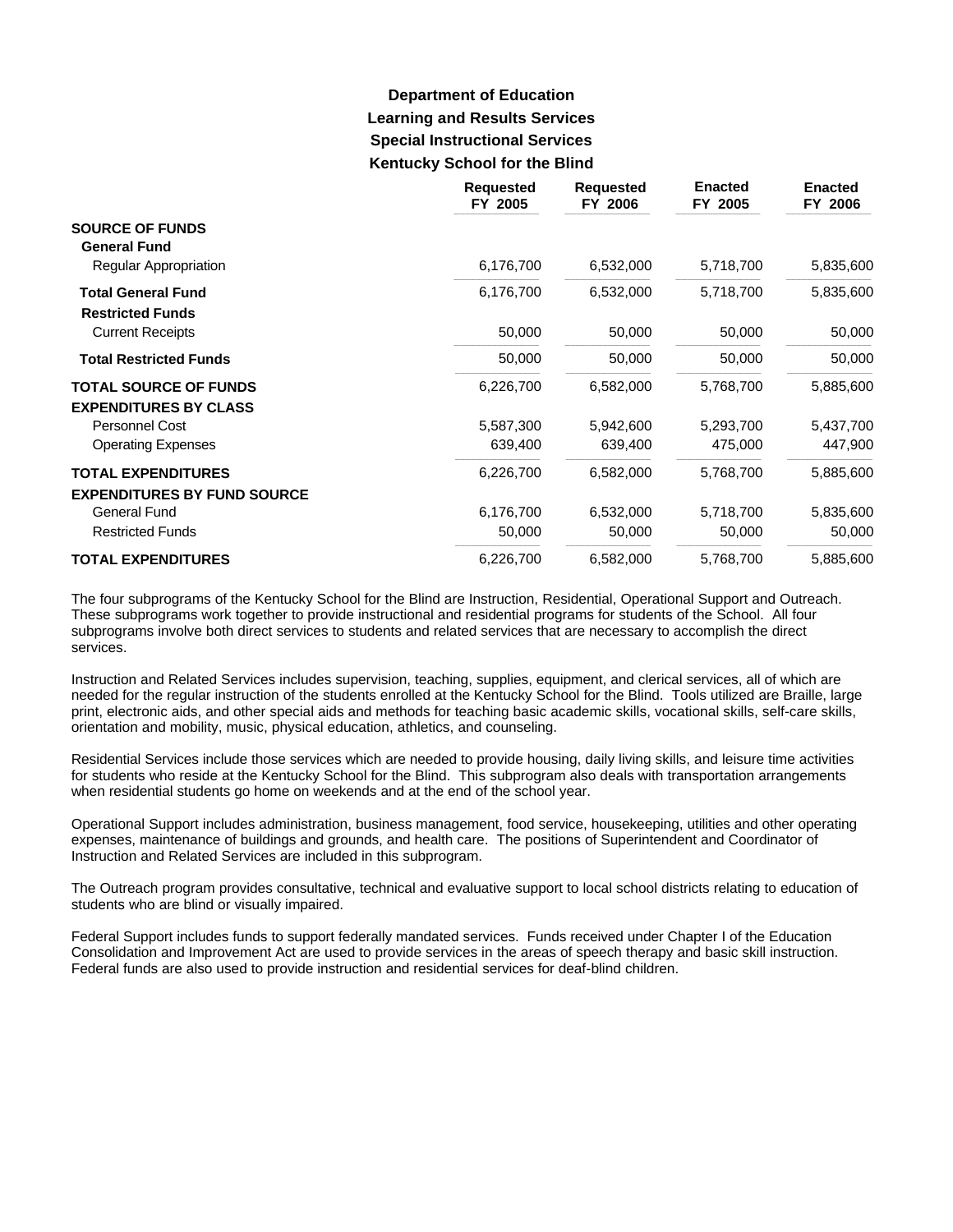# Department of Education
## Learning and Results Services
### Special Instructional Services
### Kentucky School for the Blind

| | Requested FY 2005 | Requested FY 2006 | Enacted FY 2005 | Enacted FY 2006 |
|---|---|---|---|---|
| **SOURCE OF FUNDS** | | | | |
| **General Fund** | | | | |
| Regular Appropriation | 6,176,700 | 6,532,000 | 5,718,700 | 5,835,600 |
| **Total General Fund** | 6,176,700 | 6,532,000 | 5,718,700 | 5,835,600 |
| **Restricted Funds** | | | | |
| Current Receipts | 50,000 | 50,000 | 50,000 | 50,000 |
| **Total Restricted Funds** | 50,000 | 50,000 | 50,000 | 50,000 |
| **TOTAL SOURCE OF FUNDS** | 6,226,700 | 6,582,000 | 5,768,700 | 5,885,600 |
| **EXPENDITURES BY CLASS** | | | | |
| Personnel Cost | 5,587,300 | 5,942,600 | 5,293,700 | 5,437,700 |
| Operating Expenses | 639,400 | 639,400 | 475,000 | 447,900 |
| **TOTAL EXPENDITURES** | 6,226,700 | 6,582,000 | 5,768,700 | 5,885,600 |
| **EXPENDITURES BY FUND SOURCE** | | | | |
| General Fund | 6,176,700 | 6,532,000 | 5,718,700 | 5,835,600 |
| Restricted Funds | 50,000 | 50,000 | 50,000 | 50,000 |
| **TOTAL EXPENDITURES** | 6,226,700 | 6,582,000 | 5,768,700 | 5,885,600 |

The four subprograms of the Kentucky School for the Blind are Instruction, Residential, Operational Support and Outreach. These subprograms work together to provide instructional and residential programs for students of the School. All four subprograms involve both direct services to students and related services that are necessary to accomplish the direct services.

Instruction and Related Services includes supervision, teaching, supplies, equipment, and clerical services, all of which are needed for the regular instruction of the students enrolled at the Kentucky School for the Blind. Tools utilized are Braille, large print, electronic aids, and other special aids and methods for teaching basic academic skills, vocational skills, self-care skills, orientation and mobility, music, physical education, athletics, and counseling.

Residential Services include those services which are needed to provide housing, daily living skills, and leisure time activities for students who reside at the Kentucky School for the Blind. This subprogram also deals with transportation arrangements when residential students go home on weekends and at the end of the school year.

Operational Support includes administration, business management, food service, housekeeping, utilities and other operating expenses, maintenance of buildings and grounds, and health care. The positions of Superintendent and Coordinator of Instruction and Related Services are included in this subprogram.

The Outreach program provides consultative, technical and evaluative support to local school districts relating to education of students who are blind or visually impaired.

Federal Support includes funds to support federally mandated services. Funds received under Chapter I of the Education Consolidation and Improvement Act are used to provide services in the areas of speech therapy and basic skill instruction. Federal funds are also used to provide instruction and residential services for deaf-blind children.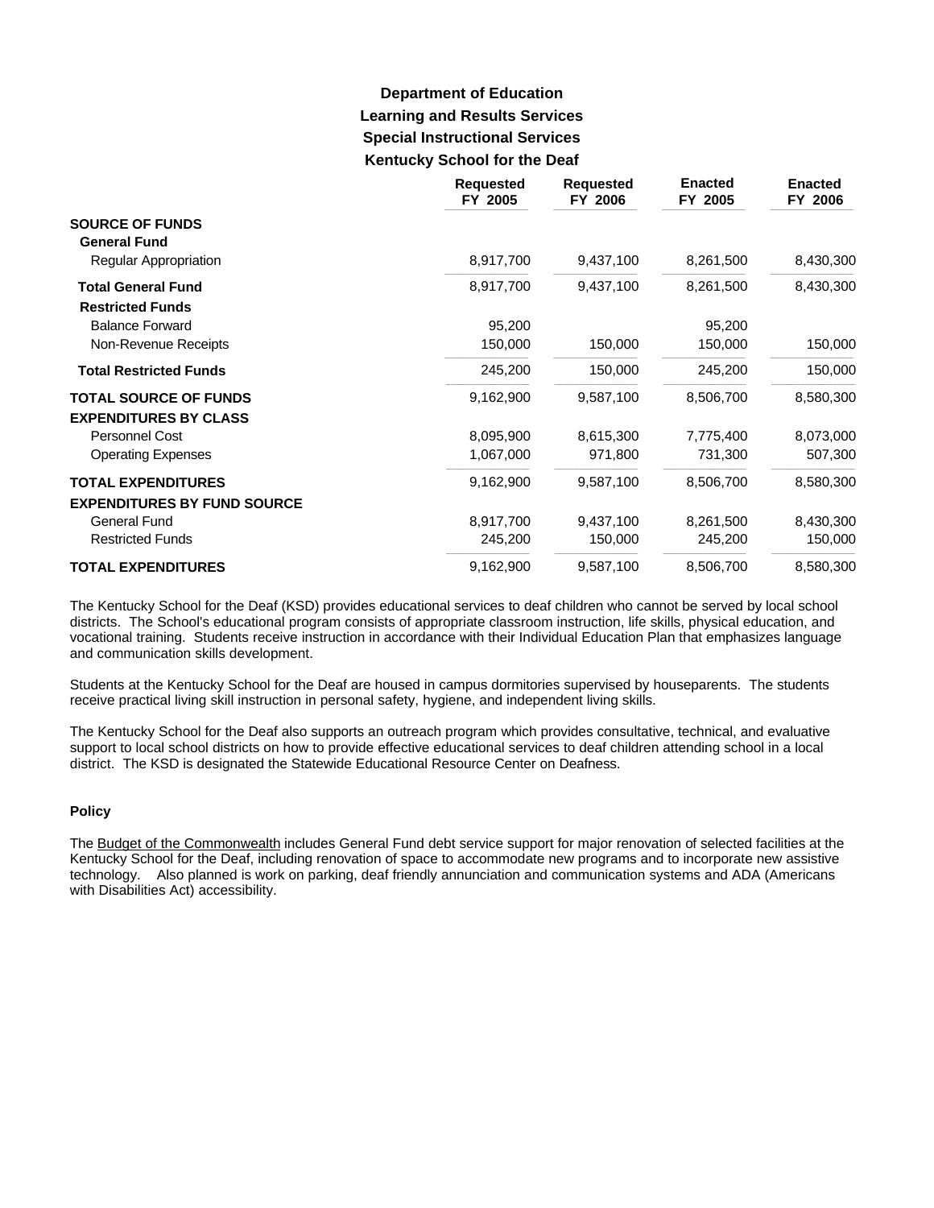# Department of Education
## Learning and Results Services
### Special Instructional Services
### Kentucky School for the Deaf

| | Requested FY 2005 | Requested FY 2006 | Enacted FY 2005 | Enacted FY 2006 |
|---|---|---|---|---|
| **SOURCE OF FUNDS** | | | | |
| **General Fund** | | | | |
| Regular Appropriation | 8,917,700 | 9,437,100 | 8,261,500 | 8,430,300 |
| **Total General Fund** | 8,917,700 | 9,437,100 | 8,261,500 | 8,430,300 |
| **Restricted Funds** | | | | |
| Balance Forward | 95,200 | | 95,200 | |
| Non-Revenue Receipts | 150,000 | 150,000 | 150,000 | 150,000 |
| **Total Restricted Funds** | 245,200 | 150,000 | 245,200 | 150,000 |
| **TOTAL SOURCE OF FUNDS** | 9,162,900 | 9,587,100 | 8,506,700 | 8,580,300 |
| **EXPENDITURES BY CLASS** | | | | |
| Personnel Cost | 8,095,900 | 8,615,300 | 7,775,400 | 8,073,000 |
| Operating Expenses | 1,067,000 | 971,800 | 731,300 | 507,300 |
| **TOTAL EXPENDITURES** | 9,162,900 | 9,587,100 | 8,506,700 | 8,580,300 |
| **EXPENDITURES BY FUND SOURCE** | | | | |
| General Fund | 8,917,700 | 9,437,100 | 8,261,500 | 8,430,300 |
| Restricted Funds | 245,200 | 150,000 | 245,200 | 150,000 |
| **TOTAL EXPENDITURES** | 9,162,900 | 9,587,100 | 8,506,700 | 8,580,300 |

The Kentucky School for the Deaf (KSD) provides educational services to deaf children who cannot be served by local school districts. The School's educational program consists of appropriate classroom instruction, life skills, physical education, and vocational training. Students receive instruction in accordance with their Individual Education Plan that emphasizes language and communication skills development.

Students at the Kentucky School for the Deaf are housed in campus dormitories supervised by houseparents. The students receive practical living skill instruction in personal safety, hygiene, and independent living skills.

The Kentucky School for the Deaf also supports an outreach program which provides consultative, technical, and evaluative support to local school districts on how to provide effective educational services to deaf children attending school in a local district. The KSD is designated the Statewide Educational Resource Center on Deafness.

**Policy**

The Budget of the Commonwealth includes General Fund debt service support for major renovation of selected facilities at the Kentucky School for the Deaf, including renovation of space to accommodate new programs and to incorporate new assistive technology. Also planned is work on parking, deaf friendly annunciation and communication systems and ADA (Americans with Disabilities Act) accessibility.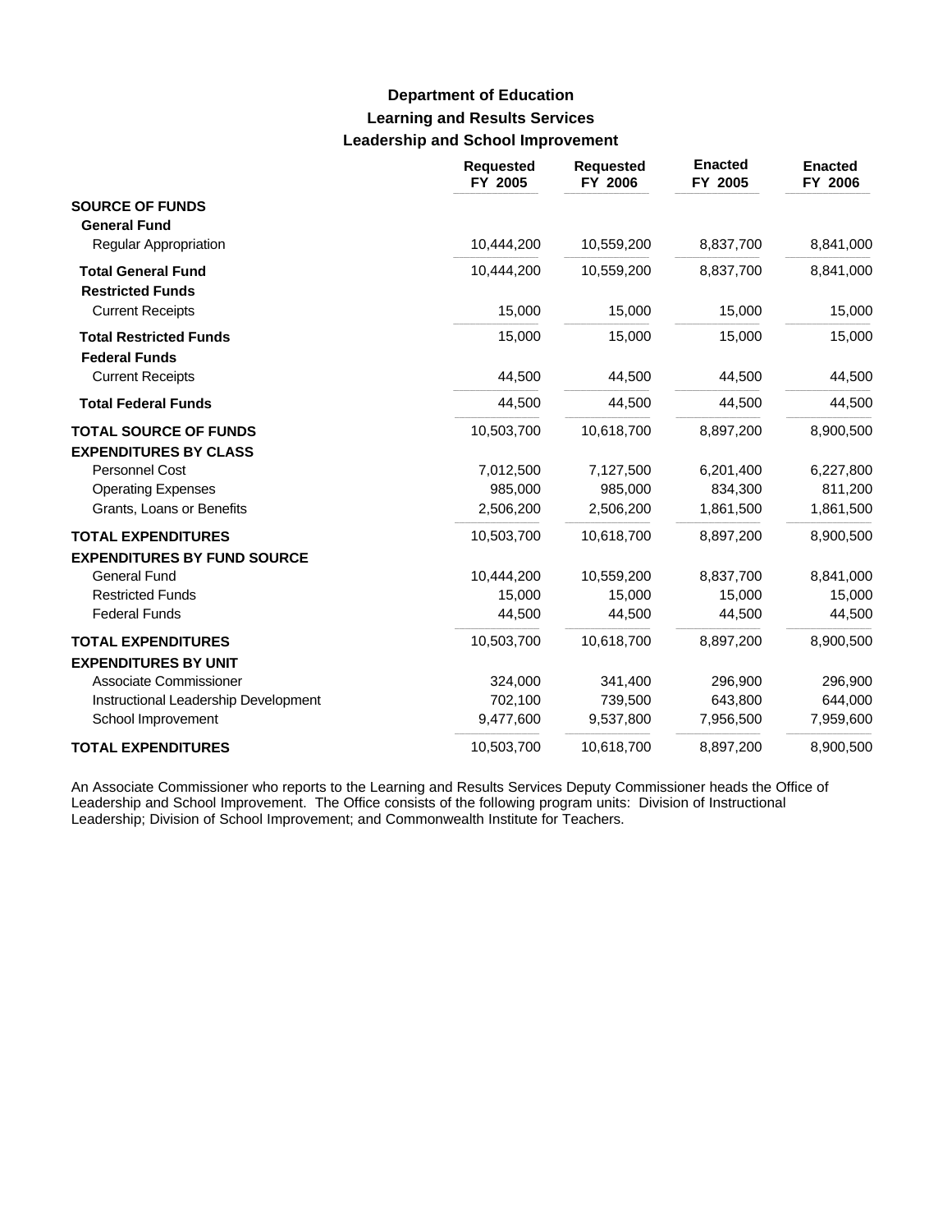## Department of Education
### Learning and Results Services
### Leadership and School Improvement

| | Requested FY 2005 | Requested FY 2006 | Enacted FY 2005 | Enacted FY 2006 |
|---|---|---|---|---|
| **SOURCE OF FUNDS** | | | | |
| **General Fund** | | | | |
| Regular Appropriation | 10,444,200 | 10,559,200 | 8,837,700 | 8,841,000 |
| **Total General Fund** | 10,444,200 | 10,559,200 | 8,837,700 | 8,841,000 |
| **Restricted Funds** | | | | |
| Current Receipts | 15,000 | 15,000 | 15,000 | 15,000 |
| **Total Restricted Funds** | 15,000 | 15,000 | 15,000 | 15,000 |
| **Federal Funds** | | | | |
| Current Receipts | 44,500 | 44,500 | 44,500 | 44,500 |
| **Total Federal Funds** | 44,500 | 44,500 | 44,500 | 44,500 |
| **TOTAL SOURCE OF FUNDS** | 10,503,700 | 10,618,700 | 8,897,200 | 8,900,500 |
| **EXPENDITURES BY CLASS** | | | | |
| Personnel Cost | 7,012,500 | 7,127,500 | 6,201,400 | 6,227,800 |
| Operating Expenses | 985,000 | 985,000 | 834,300 | 811,200 |
| Grants, Loans or Benefits | 2,506,200 | 2,506,200 | 1,861,500 | 1,861,500 |
| **TOTAL EXPENDITURES** | 10,503,700 | 10,618,700 | 8,897,200 | 8,900,500 |
| **EXPENDITURES BY FUND SOURCE** | | | | |
| General Fund | 10,444,200 | 10,559,200 | 8,837,700 | 8,841,000 |
| Restricted Funds | 15,000 | 15,000 | 15,000 | 15,000 |
| Federal Funds | 44,500 | 44,500 | 44,500 | 44,500 |
| **TOTAL EXPENDITURES** | 10,503,700 | 10,618,700 | 8,897,200 | 8,900,500 |
| **EXPENDITURES BY UNIT** | | | | |
| Associate Commissioner | 324,000 | 341,400 | 296,900 | 296,900 |
| Instructional Leadership Development | 702,100 | 739,500 | 643,800 | 644,000 |
| School Improvement | 9,477,600 | 9,537,800 | 7,956,500 | 7,959,600 |
| **TOTAL EXPENDITURES** | 10,503,700 | 10,618,700 | 8,897,200 | 8,900,500 |

An Associate Commissioner who reports to the Learning and Results Services Deputy Commissioner heads the Office of Leadership and School Improvement. The Office consists of the following program units: Division of Instructional Leadership; Division of School Improvement; and Commonwealth Institute for Teachers.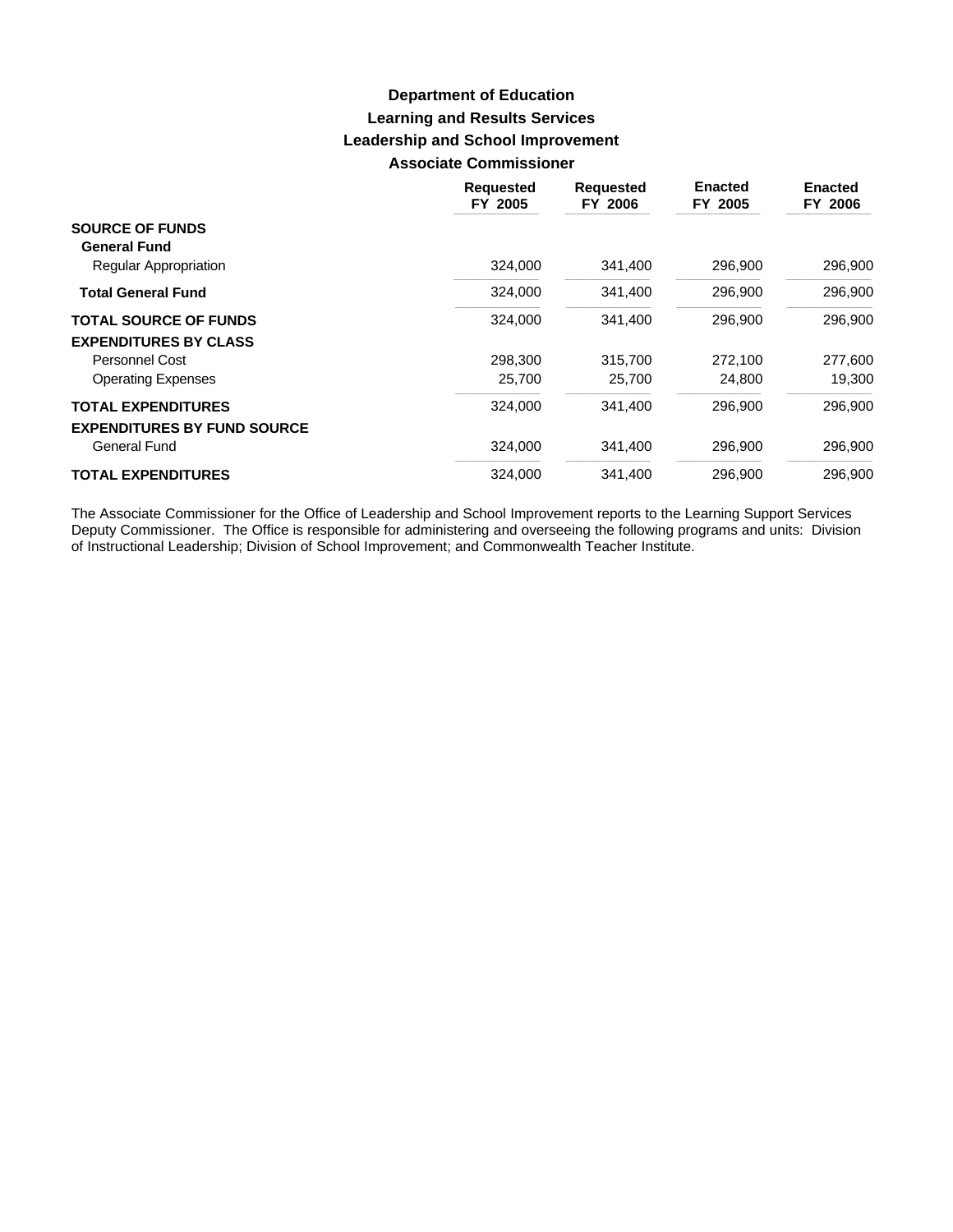# Department of Education
## Learning and Results Services
### Leadership and School Improvement
#### Associate Commissioner

| | Requested FY 2005 | Requested FY 2006 | Enacted FY 2005 | Enacted FY 2006 |
|---|---|---|---|---|
| **SOURCE OF FUNDS** | | | | |
| **General Fund** | | | | |
| Regular Appropriation | 324,000 | 341,400 | 296,900 | 296,900 |
| **Total General Fund** | 324,000 | 341,400 | 296,900 | 296,900 |
| **TOTAL SOURCE OF FUNDS** | 324,000 | 341,400 | 296,900 | 296,900 |
| **EXPENDITURES BY CLASS** | | | | |
| Personnel Cost | 298,300 | 315,700 | 272,100 | 277,600 |
| Operating Expenses | 25,700 | 25,700 | 24,800 | 19,300 |
| **TOTAL EXPENDITURES** | 324,000 | 341,400 | 296,900 | 296,900 |
| **EXPENDITURES BY FUND SOURCE** | | | | |
| General Fund | 324,000 | 341,400 | 296,900 | 296,900 |
| **TOTAL EXPENDITURES** | 324,000 | 341,400 | 296,900 | 296,900 |

The Associate Commissioner for the Office of Leadership and School Improvement reports to the Learning Support Services Deputy Commissioner. The Office is responsible for administering and overseeing the following programs and units: Division of Instructional Leadership; Division of School Improvement; and Commonwealth Teacher Institute.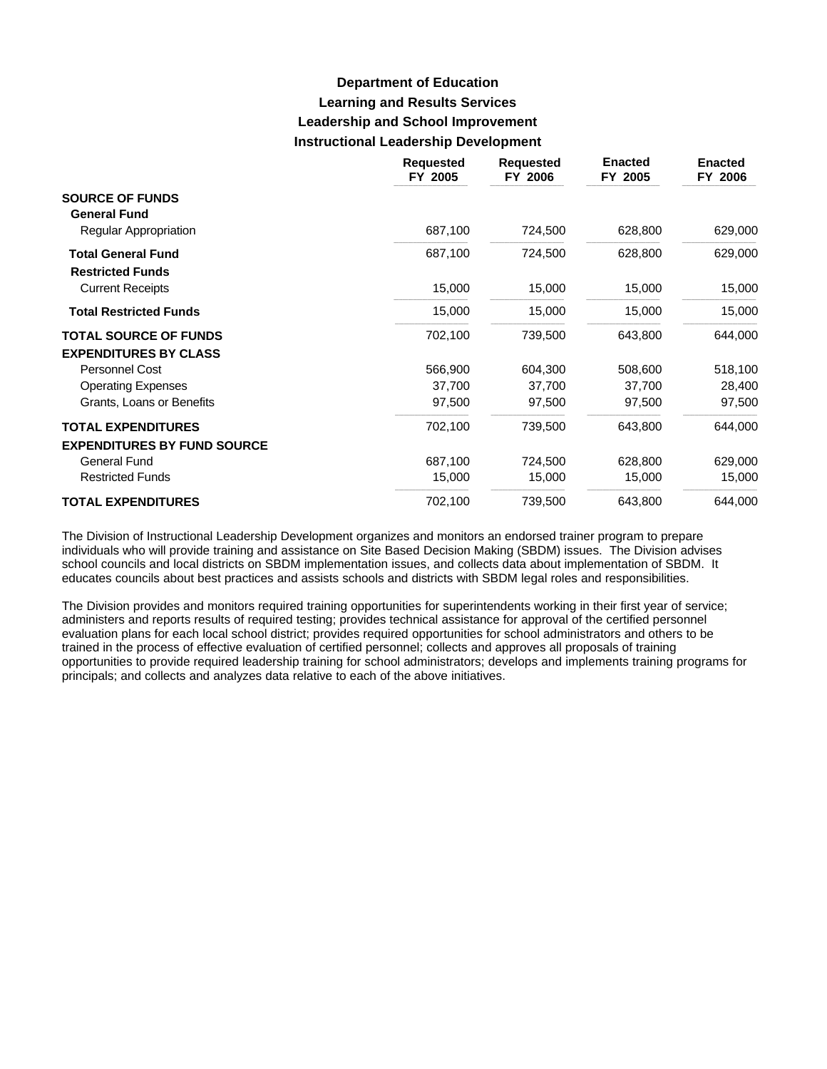# Department of Education
## Learning and Results Services
### Leadership and School Improvement
### Instructional Leadership Development

| | Requested FY 2005 | Requested FY 2006 | Enacted FY 2005 | Enacted FY 2006 |
|---|---|---|---|---|
| **SOURCE OF FUNDS** | | | | |
| **General Fund** | | | | |
| Regular Appropriation | 687,100 | 724,500 | 628,800 | 629,000 |
| **Total General Fund** | 687,100 | 724,500 | 628,800 | 629,000 |
| **Restricted Funds** | | | | |
| Current Receipts | 15,000 | 15,000 | 15,000 | 15,000 |
| **Total Restricted Funds** | 15,000 | 15,000 | 15,000 | 15,000 |
| **TOTAL SOURCE OF FUNDS** | 702,100 | 739,500 | 643,800 | 644,000 |
| **EXPENDITURES BY CLASS** | | | | |
| Personnel Cost | 566,900 | 604,300 | 508,600 | 518,100 |
| Operating Expenses | 37,700 | 37,700 | 37,700 | 28,400 |
| Grants, Loans or Benefits | 97,500 | 97,500 | 97,500 | 97,500 |
| **TOTAL EXPENDITURES** | 702,100 | 739,500 | 643,800 | 644,000 |
| **EXPENDITURES BY FUND SOURCE** | | | | |
| General Fund | 687,100 | 724,500 | 628,800 | 629,000 |
| Restricted Funds | 15,000 | 15,000 | 15,000 | 15,000 |
| **TOTAL EXPENDITURES** | 702,100 | 739,500 | 643,800 | 644,000 |

The Division of Instructional Leadership Development organizes and monitors an endorsed trainer program to prepare individuals who will provide training and assistance on Site Based Decision Making (SBDM) issues. The Division advises school councils and local districts on SBDM implementation issues, and collects data about implementation of SBDM. It educates councils about best practices and assists schools and districts with SBDM legal roles and responsibilities.

The Division provides and monitors required training opportunities for superintendents working in their first year of service; administers and reports results of required testing; provides technical assistance for approval of the certified personnel evaluation plans for each local school district; provides required opportunities for school administrators and others to be trained in the process of effective evaluation of certified personnel; collects and approves all proposals of training opportunities to provide required leadership training for school administrators; develops and implements training programs for principals; and collects and analyzes data relative to each of the above initiatives.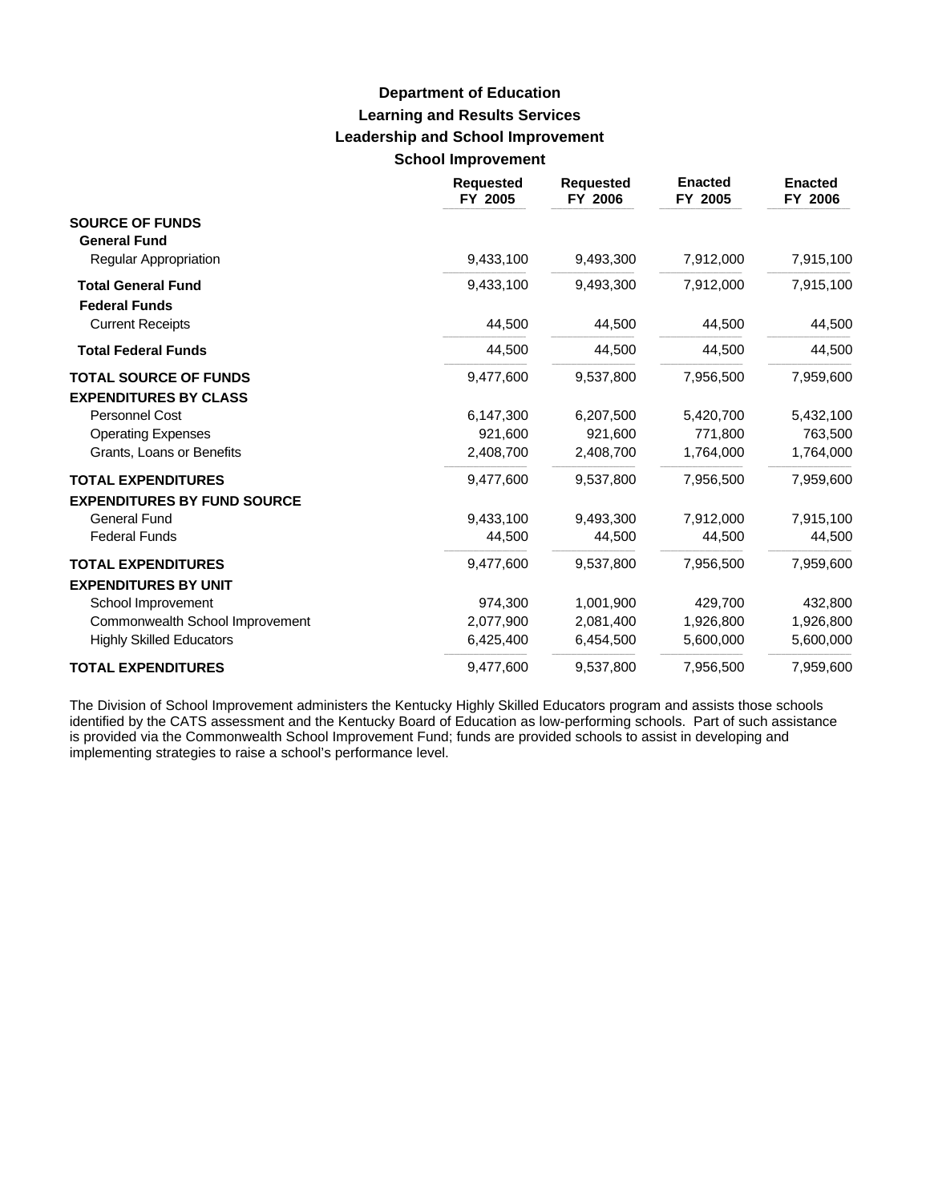# Department of Education
## Learning and Results Services
### Leadership and School Improvement
#### School Improvement

| | Requested FY 2005 | Requested FY 2006 | Enacted FY 2005 | Enacted FY 2006 |
|---|---|---|---|---|
| **SOURCE OF FUNDS** | | | | |
| **General Fund** | | | | |
| Regular Appropriation | 9,433,100 | 9,493,300 | 7,912,000 | 7,915,100 |
| **Total General Fund** | 9,433,100 | 9,493,300 | 7,912,000 | 7,915,100 |
| **Federal Funds** | | | | |
| Current Receipts | 44,500 | 44,500 | 44,500 | 44,500 |
| **Total Federal Funds** | 44,500 | 44,500 | 44,500 | 44,500 |
| **TOTAL SOURCE OF FUNDS** | 9,477,600 | 9,537,800 | 7,956,500 | 7,959,600 |
| **EXPENDITURES BY CLASS** | | | | |
| Personnel Cost | 6,147,300 | 6,207,500 | 5,420,700 | 5,432,100 |
| Operating Expenses | 921,600 | 921,600 | 771,800 | 763,500 |
| Grants, Loans or Benefits | 2,408,700 | 2,408,700 | 1,764,000 | 1,764,000 |
| **TOTAL EXPENDITURES** | 9,477,600 | 9,537,800 | 7,956,500 | 7,959,600 |
| **EXPENDITURES BY FUND SOURCE** | | | | |
| General Fund | 9,433,100 | 9,493,300 | 7,912,000 | 7,915,100 |
| Federal Funds | 44,500 | 44,500 | 44,500 | 44,500 |
| **TOTAL EXPENDITURES** | 9,477,600 | 9,537,800 | 7,956,500 | 7,959,600 |
| **EXPENDITURES BY UNIT** | | | | |
| School Improvement | 974,300 | 1,001,900 | 429,700 | 432,800 |
| Commonwealth School Improvement | 2,077,900 | 2,081,400 | 1,926,800 | 1,926,800 |
| Highly Skilled Educators | 6,425,400 | 6,454,500 | 5,600,000 | 5,600,000 |
| **TOTAL EXPENDITURES** | 9,477,600 | 9,537,800 | 7,956,500 | 7,959,600 |

The Division of School Improvement administers the Kentucky Highly Skilled Educators program and assists those schools identified by the CATS assessment and the Kentucky Board of Education as low-performing schools. Part of such assistance is provided via the Commonwealth School Improvement Fund; funds are provided schools to assist in developing and implementing strategies to raise a school's performance level.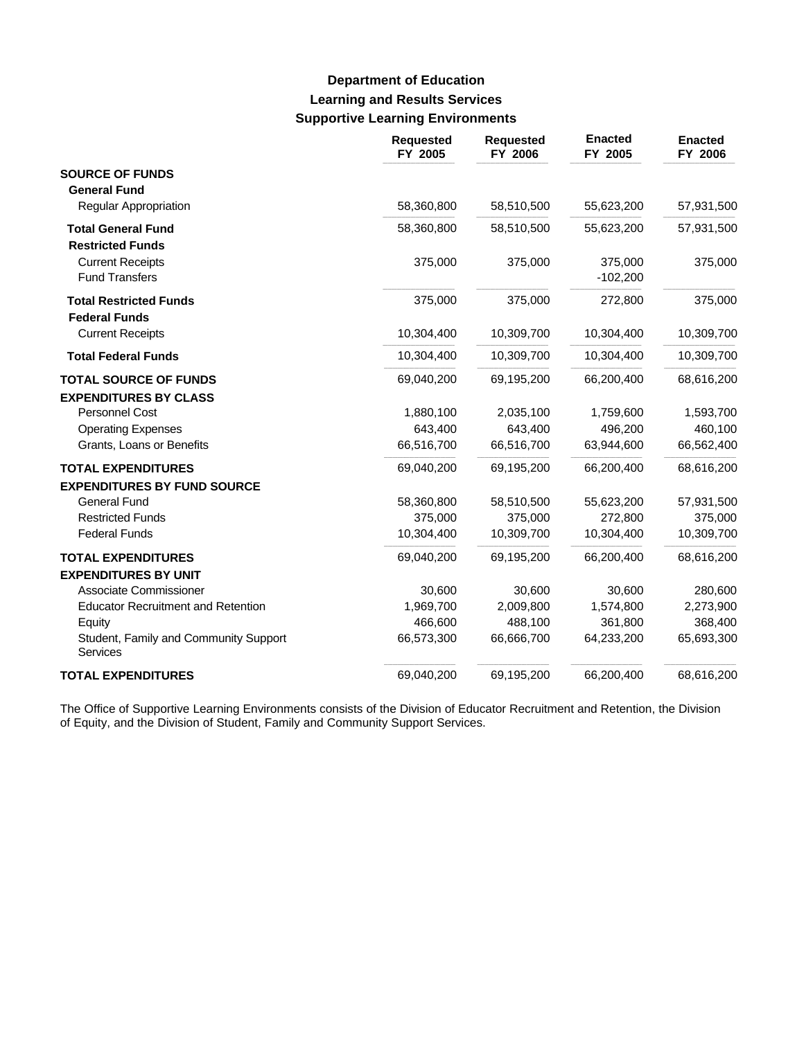# Department of Education
## Learning and Results Services
### Supportive Learning Environments

| | Requested FY 2005 | Requested FY 2006 | Enacted FY 2005 | Enacted FY 2006 |
|---|---|---|---|---|
| **SOURCE OF FUNDS** | | | | |
| **General Fund** | | | | |
| Regular Appropriation | 58,360,800 | 58,510,500 | 55,623,200 | 57,931,500 |
| **Total General Fund** | 58,360,800 | 58,510,500 | 55,623,200 | 57,931,500 |
| **Restricted Funds** | | | | |
| Current Receipts | 375,000 | 375,000 | 375,000 | 375,000 |
| Fund Transfers | | | -102,200 | |
| **Total Restricted Funds** | 375,000 | 375,000 | 272,800 | 375,000 |
| **Federal Funds** | | | | |
| Current Receipts | 10,304,400 | 10,309,700 | 10,304,400 | 10,309,700 |
| **Total Federal Funds** | 10,304,400 | 10,309,700 | 10,304,400 | 10,309,700 |
| **TOTAL SOURCE OF FUNDS** | 69,040,200 | 69,195,200 | 66,200,400 | 68,616,200 |
| **EXPENDITURES BY CLASS** | | | | |
| Personnel Cost | 1,880,100 | 2,035,100 | 1,759,600 | 1,593,700 |
| Operating Expenses | 643,400 | 643,400 | 496,200 | 460,100 |
| Grants, Loans or Benefits | 66,516,700 | 66,516,700 | 63,944,600 | 66,562,400 |
| **TOTAL EXPENDITURES** | 69,040,200 | 69,195,200 | 66,200,400 | 68,616,200 |
| **EXPENDITURES BY FUND SOURCE** | | | | |
| General Fund | 58,360,800 | 58,510,500 | 55,623,200 | 57,931,500 |
| Restricted Funds | 375,000 | 375,000 | 272,800 | 375,000 |
| Federal Funds | 10,304,400 | 10,309,700 | 10,304,400 | 10,309,700 |
| **TOTAL EXPENDITURES** | 69,040,200 | 69,195,200 | 66,200,400 | 68,616,200 |
| **EXPENDITURES BY UNIT** | | | | |
| Associate Commissioner | 30,600 | 30,600 | 30,600 | 280,600 |
| Educator Recruitment and Retention | 1,969,700 | 2,009,800 | 1,574,800 | 2,273,900 |
| Equity | 466,600 | 488,100 | 361,800 | 368,400 |
| Student, Family and Community Support Services | 66,573,300 | 66,666,700 | 64,233,200 | 65,693,300 |
| **TOTAL EXPENDITURES** | 69,040,200 | 69,195,200 | 66,200,400 | 68,616,200 |

The Office of Supportive Learning Environments consists of the Division of Educator Recruitment and Retention, the Division of Equity, and the Division of Student, Family and Community Support Services.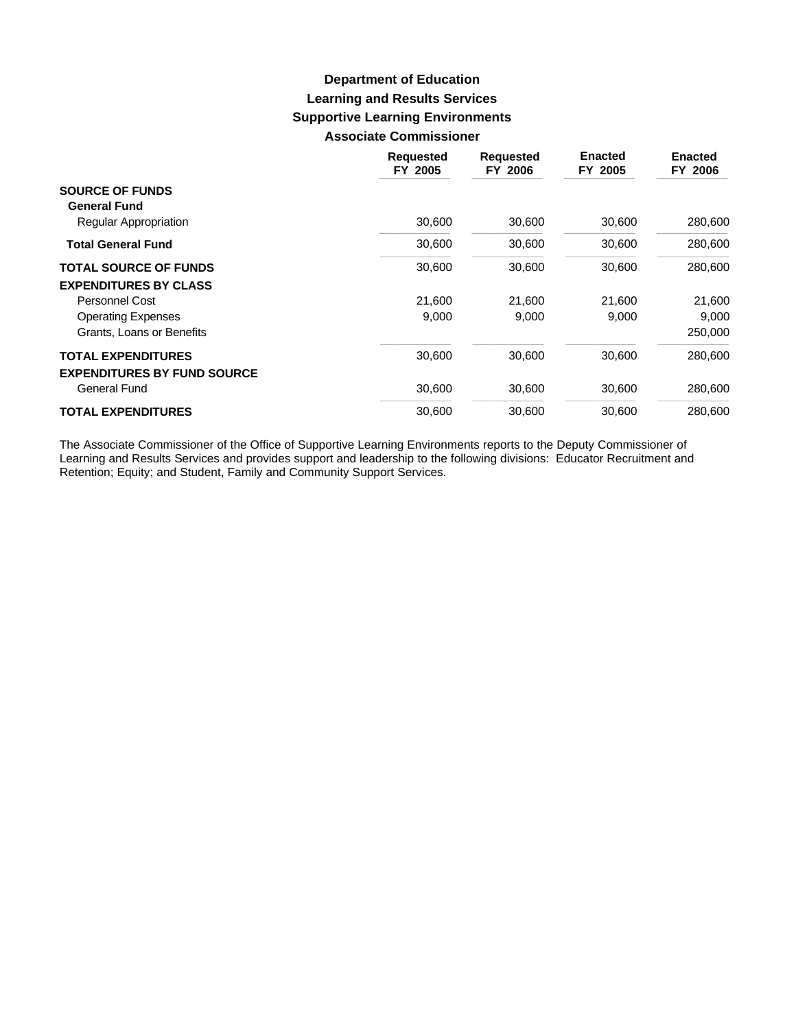**Department of Education**

**Learning and Results Services**

**Supportive Learning Environments**

**Associate Commissioner**

| | Requested FY 2005 | Requested FY 2006 | Enacted FY 2005 | Enacted FY 2006 |
|---|---|---|---|---|
| **SOURCE OF FUNDS** | | | | |
| **General Fund** | | | | |
| Regular Appropriation | 30,600 | 30,600 | 30,600 | 280,600 |
| **Total General Fund** | 30,600 | 30,600 | 30,600 | 280,600 |
| **TOTAL SOURCE OF FUNDS** | 30,600 | 30,600 | 30,600 | 280,600 |
| **EXPENDITURES BY CLASS** | | | | |
| Personnel Cost | 21,600 | 21,600 | 21,600 | 21,600 |
| Operating Expenses | 9,000 | 9,000 | 9,000 | 9,000 |
| Grants, Loans or Benefits | | | | 250,000 |
| **TOTAL EXPENDITURES** | 30,600 | 30,600 | 30,600 | 280,600 |
| **EXPENDITURES BY FUND SOURCE** | | | | |
| General Fund | 30,600 | 30,600 | 30,600 | 280,600 |
| **TOTAL EXPENDITURES** | 30,600 | 30,600 | 30,600 | 280,600 |

The Associate Commissioner of the Office of Supportive Learning Environments reports to the Deputy Commissioner of Learning and Results Services and provides support and leadership to the following divisions: Educator Recruitment and Retention; Equity; and Student, Family and Community Support Services.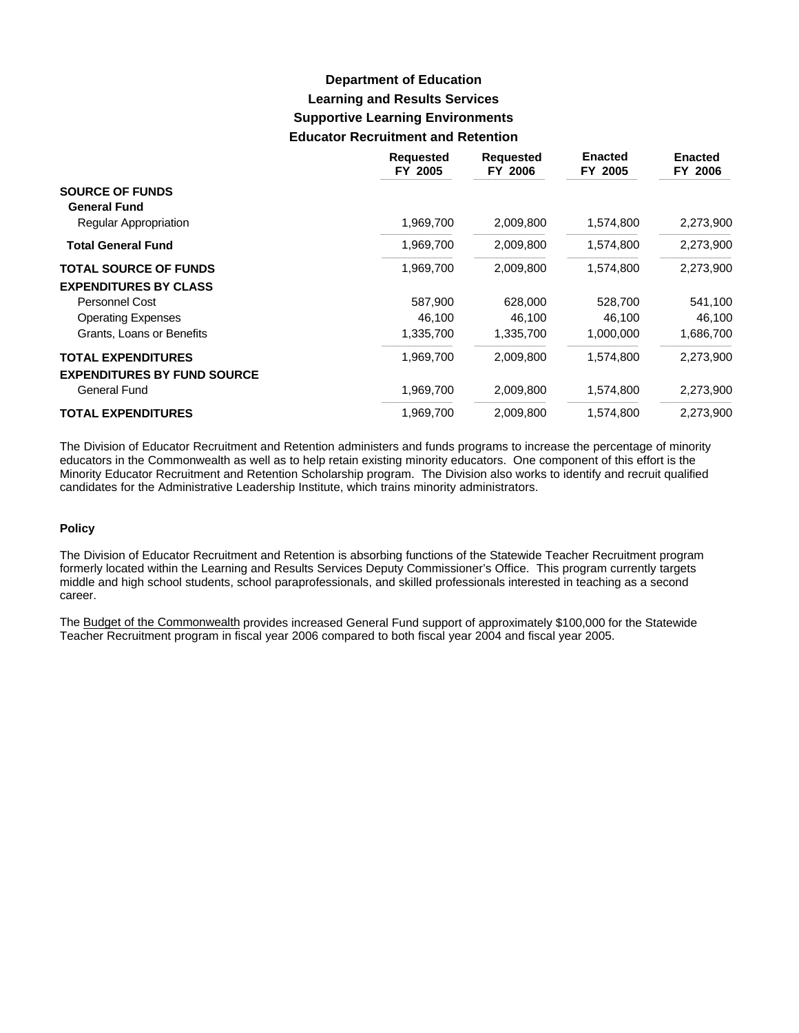# Department of Education
## Learning and Results Services
### Supportive Learning Environments
### Educator Recruitment and Retention

| | Requested FY 2005 | Requested FY 2006 | Enacted FY 2005 | Enacted FY 2006 |
|---|---|---|---|---|
| **SOURCE OF FUNDS** | | | | |
| **General Fund** | | | | |
| Regular Appropriation | 1,969,700 | 2,009,800 | 1,574,800 | 2,273,900 |
| **Total General Fund** | 1,969,700 | 2,009,800 | 1,574,800 | 2,273,900 |
| **TOTAL SOURCE OF FUNDS** | 1,969,700 | 2,009,800 | 1,574,800 | 2,273,900 |
| **EXPENDITURES BY CLASS** | | | | |
| Personnel Cost | 587,900 | 628,000 | 528,700 | 541,100 |
| Operating Expenses | 46,100 | 46,100 | 46,100 | 46,100 |
| Grants, Loans or Benefits | 1,335,700 | 1,335,700 | 1,000,000 | 1,686,700 |
| **TOTAL EXPENDITURES** | 1,969,700 | 2,009,800 | 1,574,800 | 2,273,900 |
| **EXPENDITURES BY FUND SOURCE** | | | | |
| General Fund | 1,969,700 | 2,009,800 | 1,574,800 | 2,273,900 |
| **TOTAL EXPENDITURES** | 1,969,700 | 2,009,800 | 1,574,800 | 2,273,900 |

The Division of Educator Recruitment and Retention administers and funds programs to increase the percentage of minority educators in the Commonwealth as well as to help retain existing minority educators. One component of this effort is the Minority Educator Recruitment and Retention Scholarship program. The Division also works to identify and recruit qualified candidates for the Administrative Leadership Institute, which trains minority administrators.

#### Policy

The Division of Educator Recruitment and Retention is absorbing functions of the Statewide Teacher Recruitment program formerly located within the Learning and Results Services Deputy Commissioner's Office. This program currently targets middle and high school students, school paraprofessionals, and skilled professionals interested in teaching as a second career.

The Budget of the Commonwealth provides increased General Fund support of approximately $100,000 for the Statewide Teacher Recruitment program in fiscal year 2006 compared to both fiscal year 2004 and fiscal year 2005.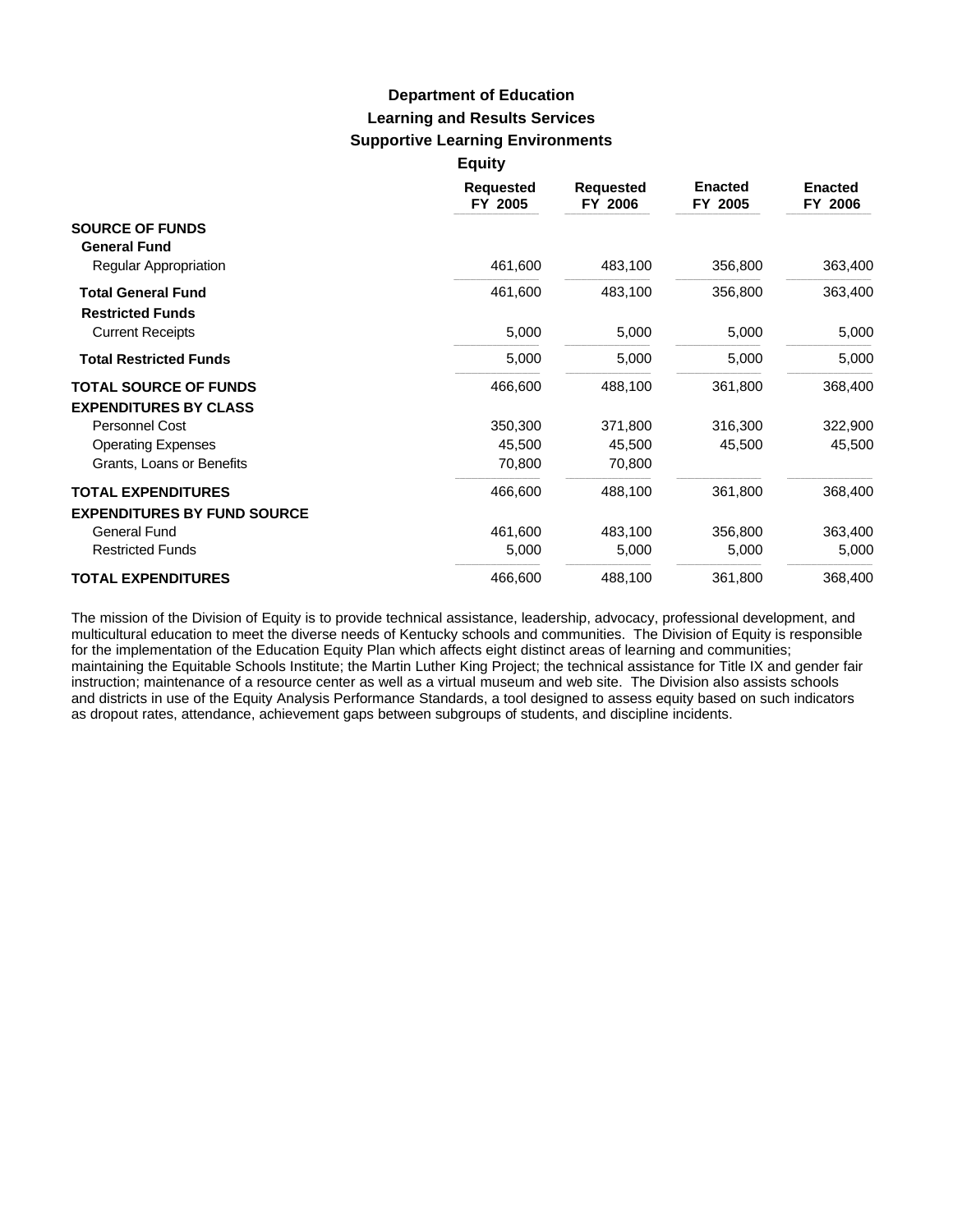# Department of Education

## Learning and Results Services

### Supportive Learning Environments

#### Equity

| | Requested FY 2005 | Requested FY 2006 | Enacted FY 2005 | Enacted FY 2006 |
|---|---|---|---|---|
| **SOURCE OF FUNDS** | | | | |
| **General Fund** | | | | |
| Regular Appropriation | 461,600 | 483,100 | 356,800 | 363,400 |
| **Total General Fund** | 461,600 | 483,100 | 356,800 | 363,400 |
| **Restricted Funds** | | | | |
| Current Receipts | 5,000 | 5,000 | 5,000 | 5,000 |
| **Total Restricted Funds** | 5,000 | 5,000 | 5,000 | 5,000 |
| **TOTAL SOURCE OF FUNDS** | 466,600 | 488,100 | 361,800 | 368,400 |
| **EXPENDITURES BY CLASS** | | | | |
| Personnel Cost | 350,300 | 371,800 | 316,300 | 322,900 |
| Operating Expenses | 45,500 | 45,500 | 45,500 | 45,500 |
| Grants, Loans or Benefits | 70,800 | 70,800 | | |
| **TOTAL EXPENDITURES** | 466,600 | 488,100 | 361,800 | 368,400 |
| **EXPENDITURES BY FUND SOURCE** | | | | |
| General Fund | 461,600 | 483,100 | 356,800 | 363,400 |
| Restricted Funds | 5,000 | 5,000 | 5,000 | 5,000 |
| **TOTAL EXPENDITURES** | 466,600 | 488,100 | 361,800 | 368,400 |

The mission of the Division of Equity is to provide technical assistance, leadership, advocacy, professional development, and multicultural education to meet the diverse needs of Kentucky schools and communities. The Division of Equity is responsible for the implementation of the Education Equity Plan which affects eight distinct areas of learning and communities; maintaining the Equitable Schools Institute; the Martin Luther King Project; the technical assistance for Title IX and gender fair instruction; maintenance of a resource center as well as a virtual museum and web site. The Division also assists schools and districts in use of the Equity Analysis Performance Standards, a tool designed to assess equity based on such indicators as dropout rates, attendance, achievement gaps between subgroups of students, and discipline incidents.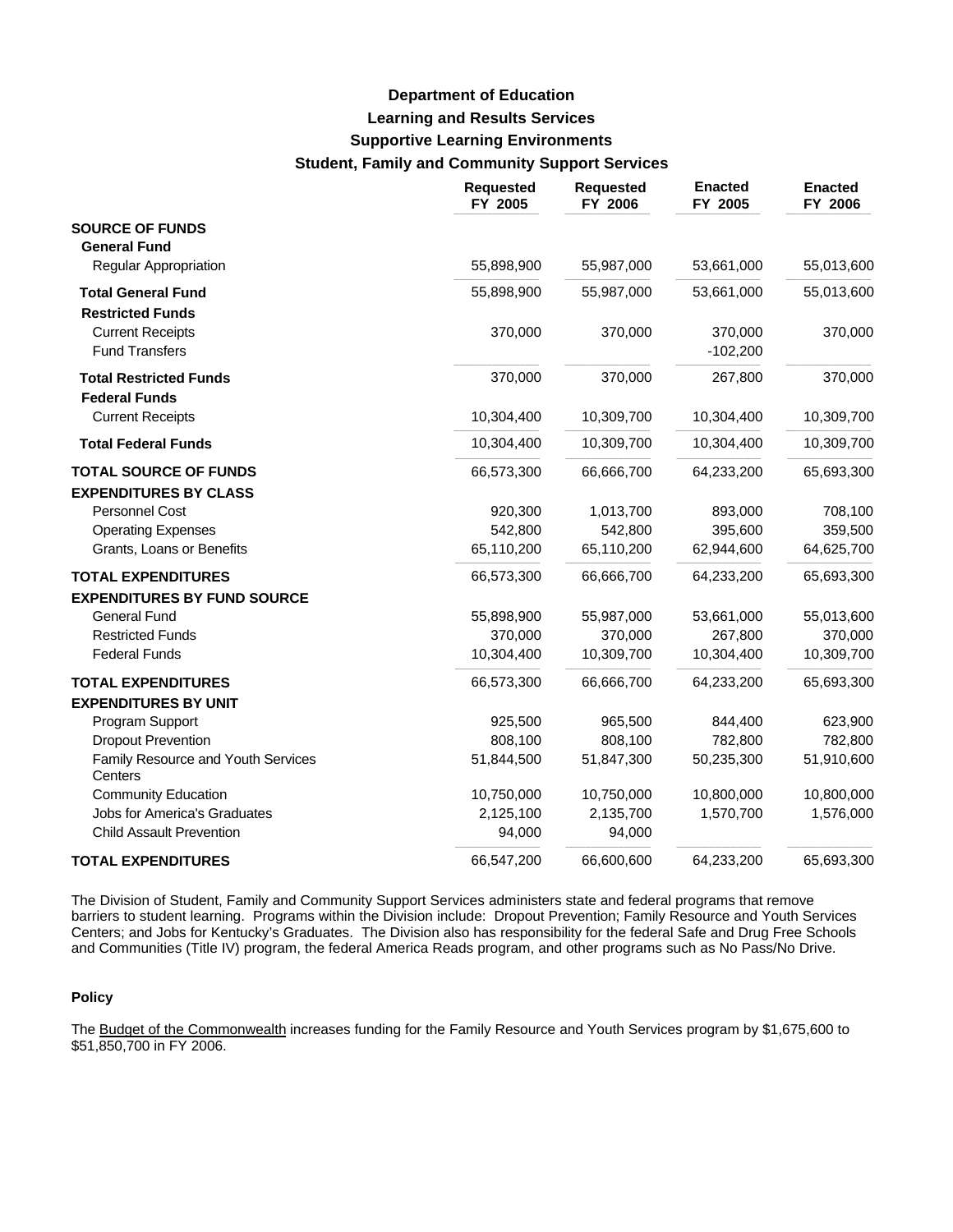## Department of Education

## Learning and Results Services

## Supportive Learning Environments

## Student, Family and Community Support Services

| | Requested FY 2005 | Requested FY 2006 | Enacted FY 2005 | Enacted FY 2006 |
|---|---|---|---|---|
| **SOURCE OF FUNDS** | | | | |
| **General Fund** | | | | |
| Regular Appropriation | 55,898,900 | 55,987,000 | 53,661,000 | 55,013,600 |
| **Total General Fund** | 55,898,900 | 55,987,000 | 53,661,000 | 55,013,600 |
| **Restricted Funds** | | | | |
| Current Receipts | 370,000 | 370,000 | 370,000 | 370,000 |
| Fund Transfers | | | -102,200 | |
| **Total Restricted Funds** | 370,000 | 370,000 | 267,800 | 370,000 |
| **Federal Funds** | | | | |
| Current Receipts | 10,304,400 | 10,309,700 | 10,304,400 | 10,309,700 |
| **Total Federal Funds** | 10,304,400 | 10,309,700 | 10,304,400 | 10,309,700 |
| **TOTAL SOURCE OF FUNDS** | 66,573,300 | 66,666,700 | 64,233,200 | 65,693,300 |
| **EXPENDITURES BY CLASS** | | | | |
| Personnel Cost | 920,300 | 1,013,700 | 893,000 | 708,100 |
| Operating Expenses | 542,800 | 542,800 | 395,600 | 359,500 |
| Grants, Loans or Benefits | 65,110,200 | 65,110,200 | 62,944,600 | 64,625,700 |
| **TOTAL EXPENDITURES** | 66,573,300 | 66,666,700 | 64,233,200 | 65,693,300 |
| **EXPENDITURES BY FUND SOURCE** | | | | |
| General Fund | 55,898,900 | 55,987,000 | 53,661,000 | 55,013,600 |
| Restricted Funds | 370,000 | 370,000 | 267,800 | 370,000 |
| Federal Funds | 10,304,400 | 10,309,700 | 10,304,400 | 10,309,700 |
| **TOTAL EXPENDITURES** | 66,573,300 | 66,666,700 | 64,233,200 | 65,693,300 |
| **EXPENDITURES BY UNIT** | | | | |
| Program Support | 925,500 | 965,500 | 844,400 | 623,900 |
| Dropout Prevention | 808,100 | 808,100 | 782,800 | 782,800 |
| Family Resource and Youth Services Centers | 51,844,500 | 51,847,300 | 50,235,300 | 51,910,600 |
| Community Education | 10,750,000 | 10,750,000 | 10,800,000 | 10,800,000 |
| Jobs for America's Graduates | 2,125,100 | 2,135,700 | 1,570,700 | 1,576,000 |
| Child Assault Prevention | 94,000 | 94,000 | | |
| **TOTAL EXPENDITURES** | 66,547,200 | 66,600,600 | 64,233,200 | 65,693,300 |

The Division of Student, Family and Community Support Services administers state and federal programs that remove barriers to student learning. Programs within the Division include: Dropout Prevention; Family Resource and Youth Services Centers; and Jobs for Kentucky's Graduates. The Division also has responsibility for the federal Safe and Drug Free Schools and Communities (Title IV) program, the federal America Reads program, and other programs such as No Pass/No Drive.

**Policy**

The Budget of the Commonwealth increases funding for the Family Resource and Youth Services program by $1,675,600 to $51,850,700 in FY 2006.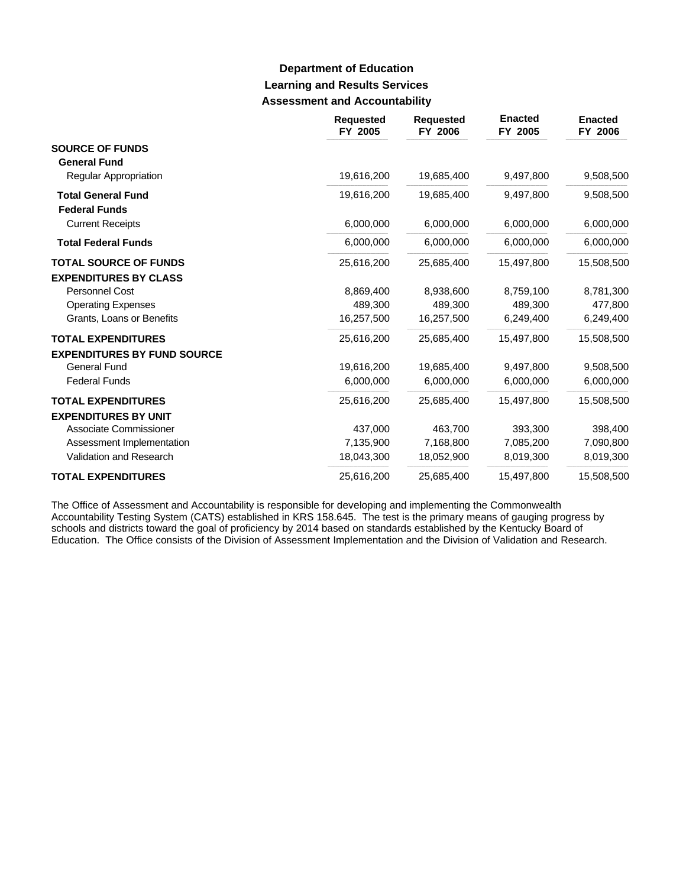# Department of Education
## Learning and Results Services
### Assessment and Accountability

| | Requested FY 2005 | Requested FY 2006 | Enacted FY 2005 | Enacted FY 2006 |
|---|---|---|---|---|
| **SOURCE OF FUNDS** | | | | |
| **General Fund** | | | | |
| Regular Appropriation | 19,616,200 | 19,685,400 | 9,497,800 | 9,508,500 |
| **Total General Fund** | 19,616,200 | 19,685,400 | 9,497,800 | 9,508,500 |
| **Federal Funds** | | | | |
| Current Receipts | 6,000,000 | 6,000,000 | 6,000,000 | 6,000,000 |
| **Total Federal Funds** | 6,000,000 | 6,000,000 | 6,000,000 | 6,000,000 |
| **TOTAL SOURCE OF FUNDS** | 25,616,200 | 25,685,400 | 15,497,800 | 15,508,500 |
| **EXPENDITURES BY CLASS** | | | | |
| Personnel Cost | 8,869,400 | 8,938,600 | 8,759,100 | 8,781,300 |
| Operating Expenses | 489,300 | 489,300 | 489,300 | 477,800 |
| Grants, Loans or Benefits | 16,257,500 | 16,257,500 | 6,249,400 | 6,249,400 |
| **TOTAL EXPENDITURES** | 25,616,200 | 25,685,400 | 15,497,800 | 15,508,500 |
| **EXPENDITURES BY FUND SOURCE** | | | | |
| General Fund | 19,616,200 | 19,685,400 | 9,497,800 | 9,508,500 |
| Federal Funds | 6,000,000 | 6,000,000 | 6,000,000 | 6,000,000 |
| **TOTAL EXPENDITURES** | 25,616,200 | 25,685,400 | 15,497,800 | 15,508,500 |
| **EXPENDITURES BY UNIT** | | | | |
| Associate Commissioner | 437,000 | 463,700 | 393,300 | 398,400 |
| Assessment Implementation | 7,135,900 | 7,168,800 | 7,085,200 | 7,090,800 |
| Validation and Research | 18,043,300 | 18,052,900 | 8,019,300 | 8,019,300 |
| **TOTAL EXPENDITURES** | 25,616,200 | 25,685,400 | 15,497,800 | 15,508,500 |

The Office of Assessment and Accountability is responsible for developing and implementing the Commonwealth Accountability Testing System (CATS) established in KRS 158.645. The test is the primary means of gauging progress by schools and districts toward the goal of proficiency by 2014 based on standards established by the Kentucky Board of Education. The Office consists of the Division of Assessment Implementation and the Division of Validation and Research.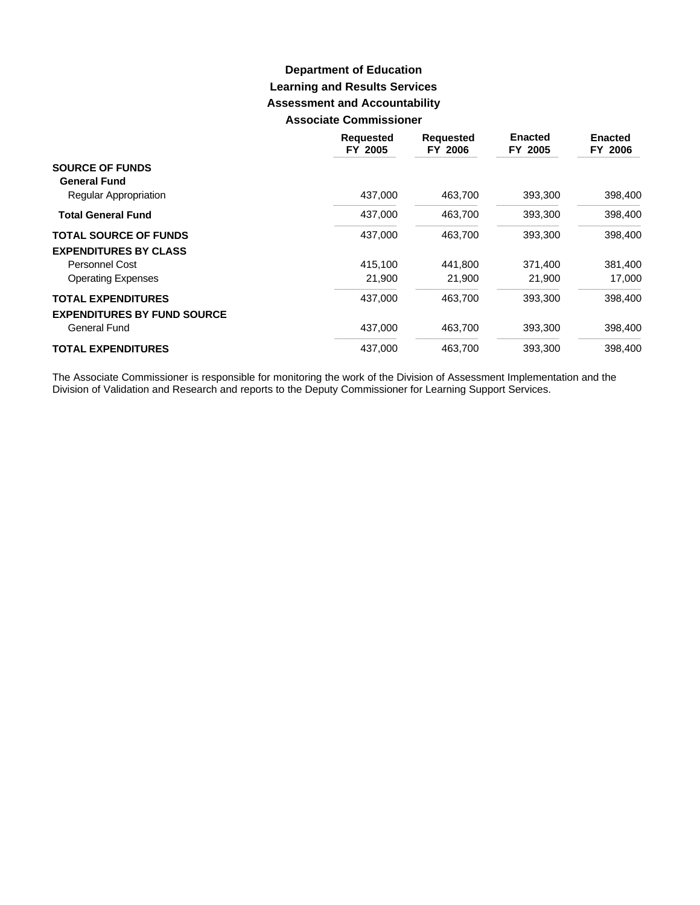# Department of Education

## Learning and Results Services

### Assessment and Accountability

### Associate Commissioner

| | Requested FY 2005 | Requested FY 2006 | Enacted FY 2005 | Enacted FY 2006 |
|---|---|---|---|---|
| **SOURCE OF FUNDS** | | | | |
| **General Fund** | | | | |
| Regular Appropriation | 437,000 | 463,700 | 393,300 | 398,400 |
| **Total General Fund** | 437,000 | 463,700 | 393,300 | 398,400 |
| **TOTAL SOURCE OF FUNDS** | 437,000 | 463,700 | 393,300 | 398,400 |
| **EXPENDITURES BY CLASS** | | | | |
| Personnel Cost | 415,100 | 441,800 | 371,400 | 381,400 |
| Operating Expenses | 21,900 | 21,900 | 21,900 | 17,000 |
| **TOTAL EXPENDITURES** | 437,000 | 463,700 | 393,300 | 398,400 |
| **EXPENDITURES BY FUND SOURCE** | | | | |
| General Fund | 437,000 | 463,700 | 393,300 | 398,400 |
| **TOTAL EXPENDITURES** | 437,000 | 463,700 | 393,300 | 398,400 |

The Associate Commissioner is responsible for monitoring the work of the Division of Assessment Implementation and the Division of Validation and Research and reports to the Deputy Commissioner for Learning Support Services.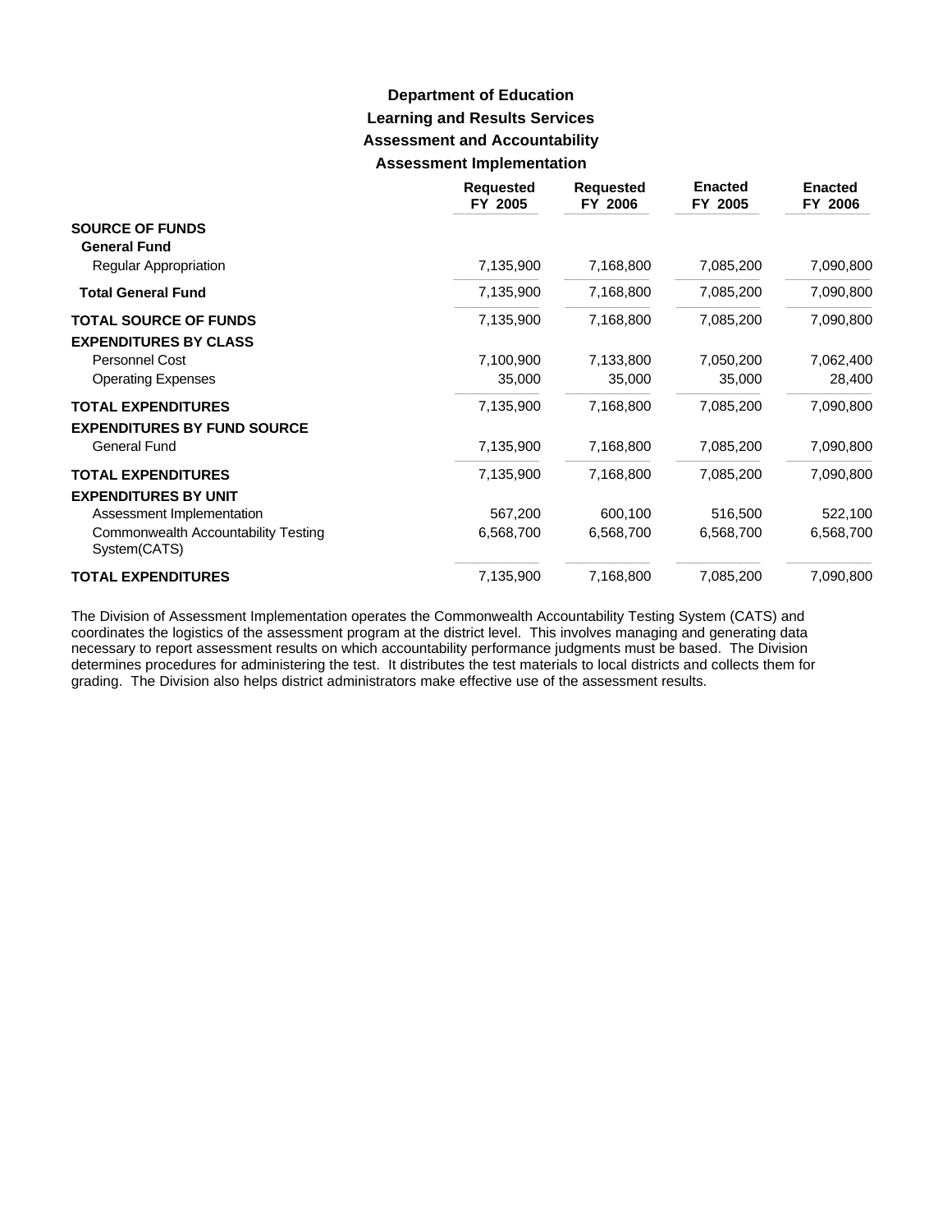# Department of Education

## Learning and Results Services

### Assessment and Accountability

### Assessment Implementation

| | Requested FY 2005 | Requested FY 2006 | Enacted FY 2005 | Enacted FY 2006 |
|---|---|---|---|---|
| **SOURCE OF FUNDS** | | | | |
| **General Fund** | | | | |
| Regular Appropriation | 7,135,900 | 7,168,800 | 7,085,200 | 7,090,800 |
| **Total General Fund** | 7,135,900 | 7,168,800 | 7,085,200 | 7,090,800 |
| **TOTAL SOURCE OF FUNDS** | 7,135,900 | 7,168,800 | 7,085,200 | 7,090,800 |
| **EXPENDITURES BY CLASS** | | | | |
| Personnel Cost | 7,100,900 | 7,133,800 | 7,050,200 | 7,062,400 |
| Operating Expenses | 35,000 | 35,000 | 35,000 | 28,400 |
| **TOTAL EXPENDITURES** | 7,135,900 | 7,168,800 | 7,085,200 | 7,090,800 |
| **EXPENDITURES BY FUND SOURCE** | | | | |
| General Fund | 7,135,900 | 7,168,800 | 7,085,200 | 7,090,800 |
| **TOTAL EXPENDITURES** | 7,135,900 | 7,168,800 | 7,085,200 | 7,090,800 |
| **EXPENDITURES BY UNIT** | | | | |
| Assessment Implementation | 567,200 | 600,100 | 516,500 | 522,100 |
| Commonwealth Accountability Testing System(CATS) | 6,568,700 | 6,568,700 | 6,568,700 | 6,568,700 |
| **TOTAL EXPENDITURES** | 7,135,900 | 7,168,800 | 7,085,200 | 7,090,800 |

The Division of Assessment Implementation operates the Commonwealth Accountability Testing System (CATS) and coordinates the logistics of the assessment program at the district level. This involves managing and generating data necessary to report assessment results on which accountability performance judgments must be based. The Division determines procedures for administering the test. It distributes the test materials to local districts and collects them for grading. The Division also helps district administrators make effective use of the assessment results.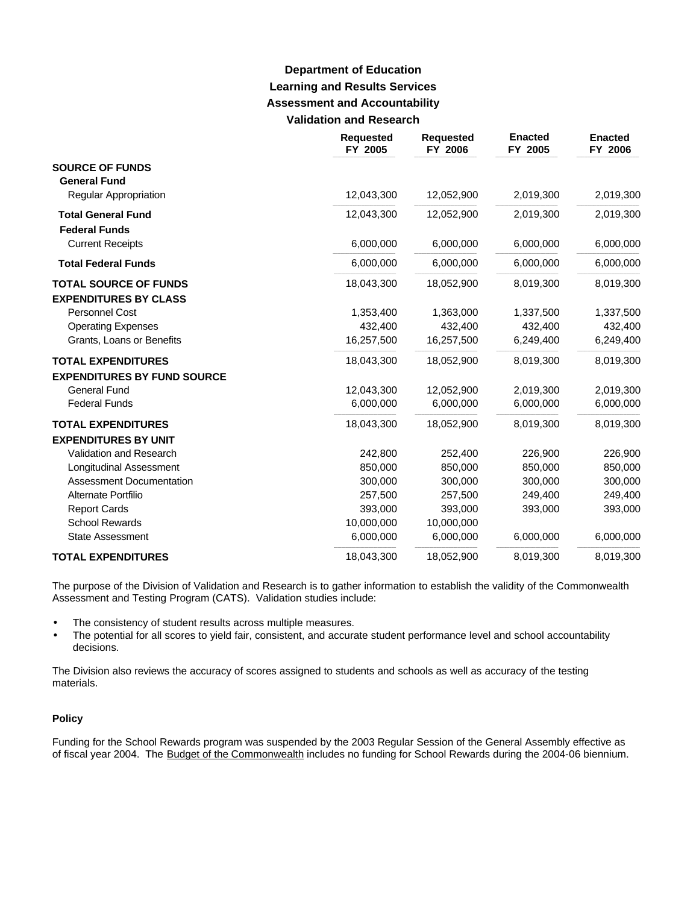# Department of Education
## Learning and Results Services
### Assessment and Accountability
### Validation and Research

| | Requested FY 2005 | Requested FY 2006 | Enacted FY 2005 | Enacted FY 2006 |
|---|---|---|---|---|
| **SOURCE OF FUNDS** | | | | |
| **General Fund** | | | | |
| Regular Appropriation | 12,043,300 | 12,052,900 | 2,019,300 | 2,019,300 |
| **Total General Fund** | 12,043,300 | 12,052,900 | 2,019,300 | 2,019,300 |
| **Federal Funds** | | | | |
| Current Receipts | 6,000,000 | 6,000,000 | 6,000,000 | 6,000,000 |
| **Total Federal Funds** | 6,000,000 | 6,000,000 | 6,000,000 | 6,000,000 |
| **TOTAL SOURCE OF FUNDS** | 18,043,300 | 18,052,900 | 8,019,300 | 8,019,300 |
| **EXPENDITURES BY CLASS** | | | | |
| Personnel Cost | 1,353,400 | 1,363,000 | 1,337,500 | 1,337,500 |
| Operating Expenses | 432,400 | 432,400 | 432,400 | 432,400 |
| Grants, Loans or Benefits | 16,257,500 | 16,257,500 | 6,249,400 | 6,249,400 |
| **TOTAL EXPENDITURES** | 18,043,300 | 18,052,900 | 8,019,300 | 8,019,300 |
| **EXPENDITURES BY FUND SOURCE** | | | | |
| General Fund | 12,043,300 | 12,052,900 | 2,019,300 | 2,019,300 |
| Federal Funds | 6,000,000 | 6,000,000 | 6,000,000 | 6,000,000 |
| **TOTAL EXPENDITURES** | 18,043,300 | 18,052,900 | 8,019,300 | 8,019,300 |
| **EXPENDITURES BY UNIT** | | | | |
| Validation and Research | 242,800 | 252,400 | 226,900 | 226,900 |
| Longitudinal Assessment | 850,000 | 850,000 | 850,000 | 850,000 |
| Assessment Documentation | 300,000 | 300,000 | 300,000 | 300,000 |
| Alternate Portfilio | 257,500 | 257,500 | 249,400 | 249,400 |
| Report Cards | 393,000 | 393,000 | 393,000 | 393,000 |
| School Rewards | 10,000,000 | 10,000,000 | | |
| State Assessment | 6,000,000 | 6,000,000 | 6,000,000 | 6,000,000 |
| **TOTAL EXPENDITURES** | 18,043,300 | 18,052,900 | 8,019,300 | 8,019,300 |

The purpose of the Division of Validation and Research is to gather information to establish the validity of the Commonwealth Assessment and Testing Program (CATS). Validation studies include:

- The consistency of student results across multiple measures.
- The potential for all scores to yield fair, consistent, and accurate student performance level and school accountability decisions.

The Division also reviews the accuracy of scores assigned to students and schools as well as accuracy of the testing materials.

**Policy**

Funding for the School Rewards program was suspended by the 2003 Regular Session of the General Assembly effective as of fiscal year 2004. The Budget of the Commonwealth includes no funding for School Rewards during the 2004-06 biennium.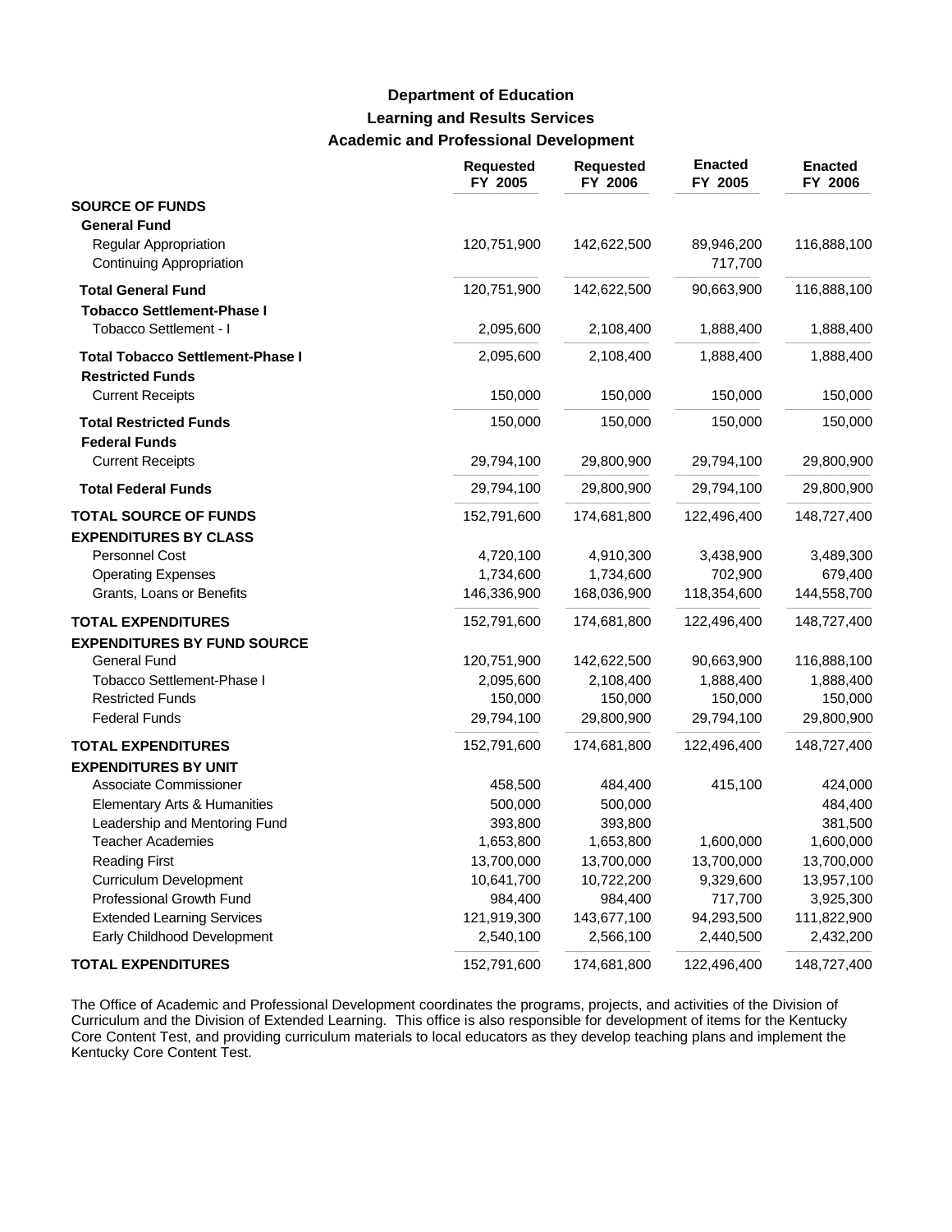# Department of Education
## Learning and Results Services
### Academic and Professional Development

| | Requested FY 2005 | Requested FY 2006 | Enacted FY 2005 | Enacted FY 2006 |
|---|---|---|---|---|
| **SOURCE OF FUNDS** | | | | |
| **General Fund** | | | | |
| Regular Appropriation | 120,751,900 | 142,622,500 | 89,946,200 | 116,888,100 |
| Continuing Appropriation | | | 717,700 | |
| **Total General Fund** | 120,751,900 | 142,622,500 | 90,663,900 | 116,888,100 |
| **Tobacco Settlement-Phase I** | | | | |
| Tobacco Settlement - I | 2,095,600 | 2,108,400 | 1,888,400 | 1,888,400 |
| **Total Tobacco Settlement-Phase I** | 2,095,600 | 2,108,400 | 1,888,400 | 1,888,400 |
| **Restricted Funds** | | | | |
| Current Receipts | 150,000 | 150,000 | 150,000 | 150,000 |
| **Total Restricted Funds** | 150,000 | 150,000 | 150,000 | 150,000 |
| **Federal Funds** | | | | |
| Current Receipts | 29,794,100 | 29,800,900 | 29,794,100 | 29,800,900 |
| **Total Federal Funds** | 29,794,100 | 29,800,900 | 29,794,100 | 29,800,900 |
| **TOTAL SOURCE OF FUNDS** | 152,791,600 | 174,681,800 | 122,496,400 | 148,727,400 |
| **EXPENDITURES BY CLASS** | | | | |
| Personnel Cost | 4,720,100 | 4,910,300 | 3,438,900 | 3,489,300 |
| Operating Expenses | 1,734,600 | 1,734,600 | 702,900 | 679,400 |
| Grants, Loans or Benefits | 146,336,900 | 168,036,900 | 118,354,600 | 144,558,700 |
| **TOTAL EXPENDITURES** | 152,791,600 | 174,681,800 | 122,496,400 | 148,727,400 |
| **EXPENDITURES BY FUND SOURCE** | | | | |
| General Fund | 120,751,900 | 142,622,500 | 90,663,900 | 116,888,100 |
| Tobacco Settlement-Phase I | 2,095,600 | 2,108,400 | 1,888,400 | 1,888,400 |
| Restricted Funds | 150,000 | 150,000 | 150,000 | 150,000 |
| Federal Funds | 29,794,100 | 29,800,900 | 29,794,100 | 29,800,900 |
| **TOTAL EXPENDITURES** | 152,791,600 | 174,681,800 | 122,496,400 | 148,727,400 |
| **EXPENDITURES BY UNIT** | | | | |
| Associate Commissioner | 458,500 | 484,400 | 415,100 | 424,000 |
| Elementary Arts & Humanities | 500,000 | 500,000 | | 484,400 |
| Leadership and Mentoring Fund | 393,800 | 393,800 | | 381,500 |
| Teacher Academies | 1,653,800 | 1,653,800 | 1,600,000 | 1,600,000 |
| Reading First | 13,700,000 | 13,700,000 | 13,700,000 | 13,700,000 |
| Curriculum Development | 10,641,700 | 10,722,200 | 9,329,600 | 13,957,100 |
| Professional Growth Fund | 984,400 | 984,400 | 717,700 | 3,925,300 |
| Extended Learning Services | 121,919,300 | 143,677,100 | 94,293,500 | 111,822,900 |
| Early Childhood Development | 2,540,100 | 2,566,100 | 2,440,500 | 2,432,200 |
| **TOTAL EXPENDITURES** | 152,791,600 | 174,681,800 | 122,496,400 | 148,727,400 |

The Office of Academic and Professional Development coordinates the programs, projects, and activities of the Division of Curriculum and the Division of Extended Learning. This office is also responsible for development of items for the Kentucky Core Content Test, and providing curriculum materials to local educators as they develop teaching plans and implement the Kentucky Core Content Test.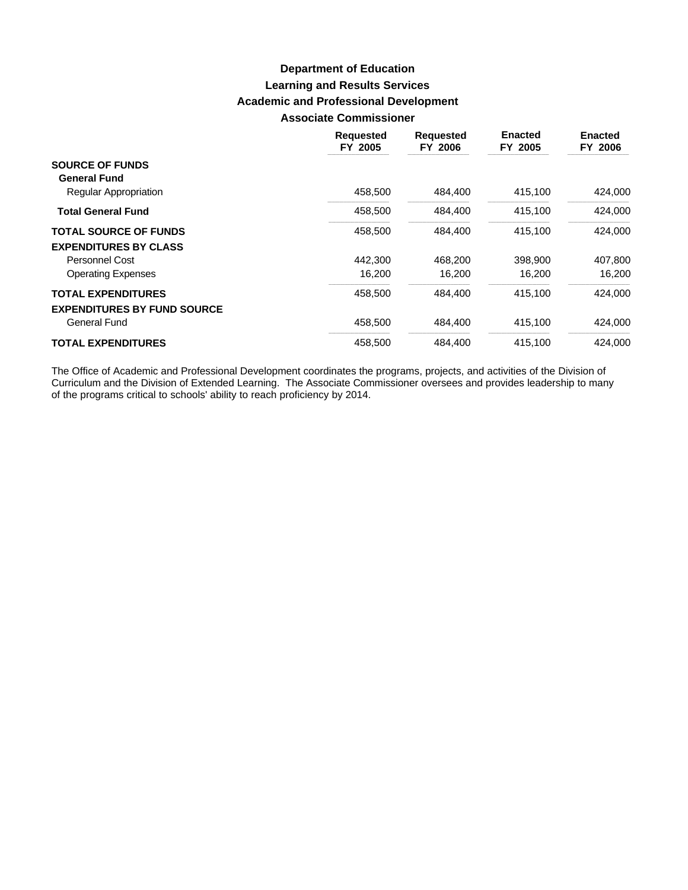# Department of Education
## Learning and Results Services
### Academic and Professional Development
#### Associate Commissioner

| | Requested FY 2005 | Requested FY 2006 | Enacted FY 2005 | Enacted FY 2006 |
|---|---|---|---|---|
| **SOURCE OF FUNDS** | | | | |
| **General Fund** | | | | |
| Regular Appropriation | 458,500 | 484,400 | 415,100 | 424,000 |
| **Total General Fund** | 458,500 | 484,400 | 415,100 | 424,000 |
| **TOTAL SOURCE OF FUNDS** | 458,500 | 484,400 | 415,100 | 424,000 |
| **EXPENDITURES BY CLASS** | | | | |
| Personnel Cost | 442,300 | 468,200 | 398,900 | 407,800 |
| Operating Expenses | 16,200 | 16,200 | 16,200 | 16,200 |
| **TOTAL EXPENDITURES** | 458,500 | 484,400 | 415,100 | 424,000 |
| **EXPENDITURES BY FUND SOURCE** | | | | |
| General Fund | 458,500 | 484,400 | 415,100 | 424,000 |
| **TOTAL EXPENDITURES** | 458,500 | 484,400 | 415,100 | 424,000 |

The Office of Academic and Professional Development coordinates the programs, projects, and activities of the Division of Curriculum and the Division of Extended Learning. The Associate Commissioner oversees and provides leadership to many of the programs critical to schools' ability to reach proficiency by 2014.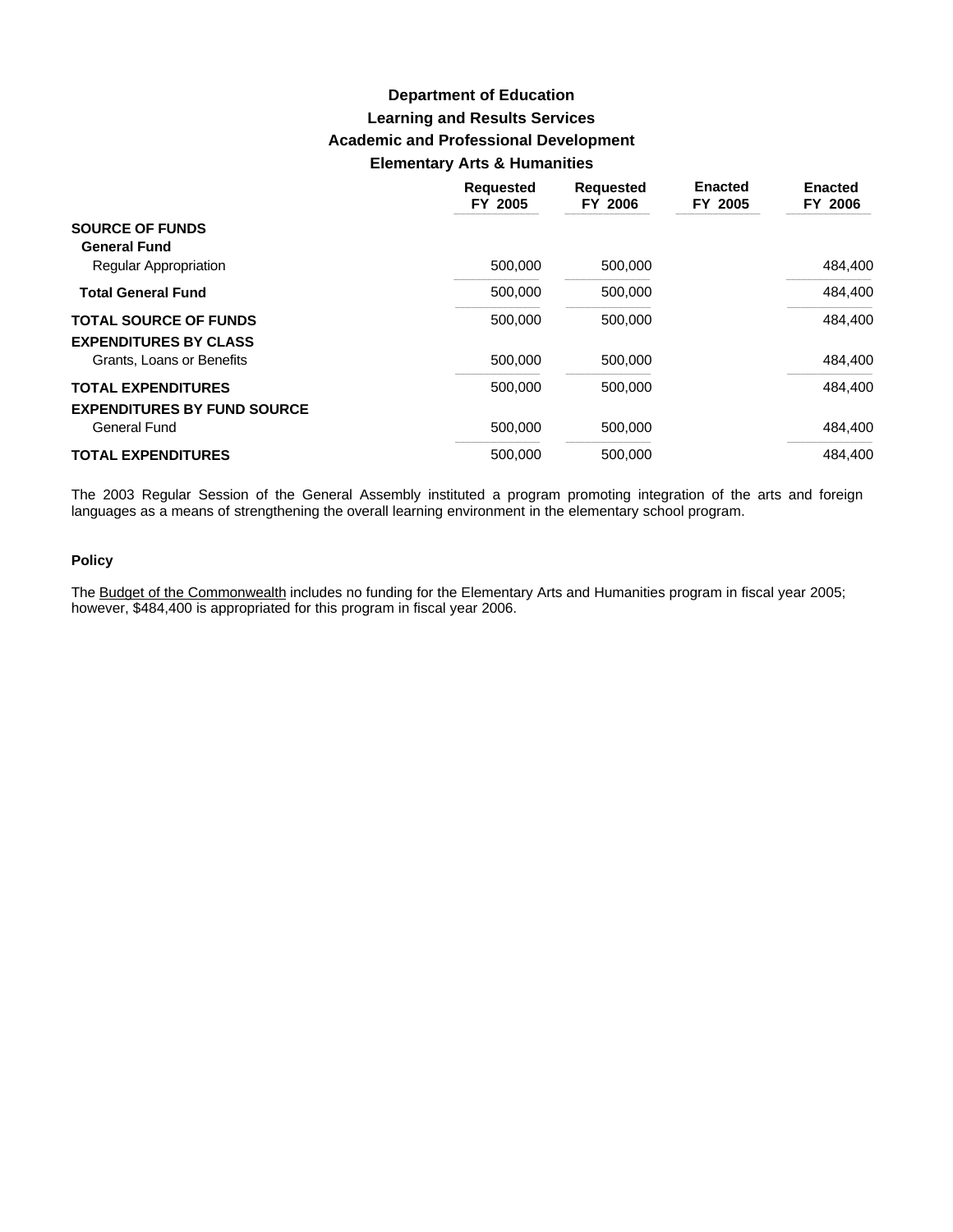# Department of Education

## Learning and Results Services

### Academic and Professional Development

### Elementary Arts & Humanities

| | Requested FY 2005 | Requested FY 2006 | Enacted FY 2005 | Enacted FY 2006 |
|---|---|---|---|---|
| **SOURCE OF FUNDS** | | | | |
| **General Fund** | | | | |
| Regular Appropriation | 500,000 | 500,000 | | 484,400 |
| **Total General Fund** | 500,000 | 500,000 | | 484,400 |
| **TOTAL SOURCE OF FUNDS** | 500,000 | 500,000 | | 484,400 |
| **EXPENDITURES BY CLASS** | | | | |
| Grants, Loans or Benefits | 500,000 | 500,000 | | 484,400 |
| **TOTAL EXPENDITURES** | 500,000 | 500,000 | | 484,400 |
| **EXPENDITURES BY FUND SOURCE** | | | | |
| General Fund | 500,000 | 500,000 | | 484,400 |
| **TOTAL EXPENDITURES** | 500,000 | 500,000 | | 484,400 |

The 2003 Regular Session of the General Assembly instituted a program promoting integration of the arts and foreign languages as a means of strengthening the overall learning environment in the elementary school program.

#### Policy

The Budget of the Commonwealth includes no funding for the Elementary Arts and Humanities program in fiscal year 2005; however, $484,400 is appropriated for this program in fiscal year 2006.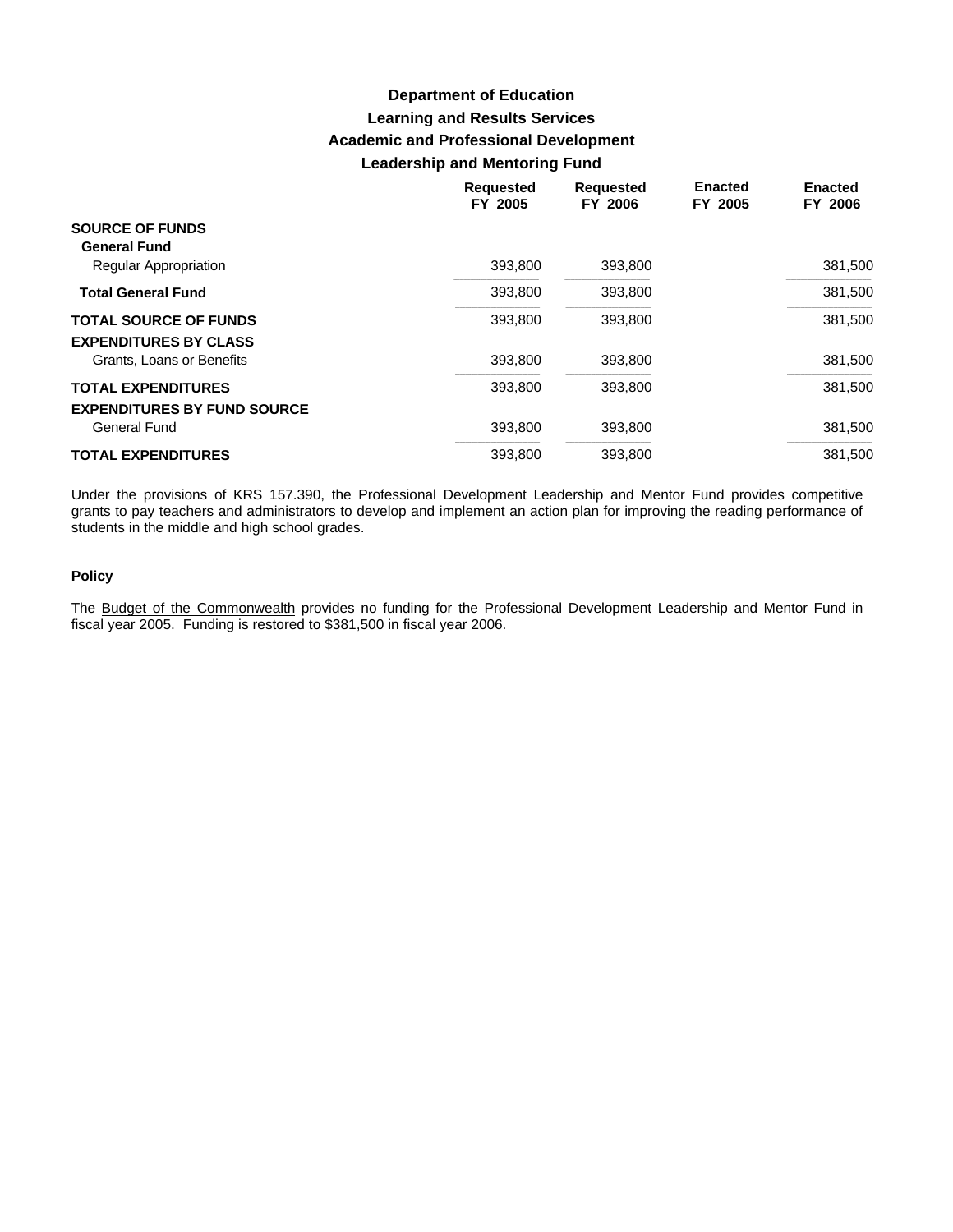# Department of Education

## Learning and Results Services

### Academic and Professional Development

### Leadership and Mentoring Fund

| | Requested FY 2005 | Requested FY 2006 | Enacted FY 2005 | Enacted FY 2006 |
|---|---|---|---|---|
| **SOURCE OF FUNDS** | | | | |
| **General Fund** | | | | |
| Regular Appropriation | 393,800 | 393,800 | | 381,500 |
| **Total General Fund** | 393,800 | 393,800 | | 381,500 |
| **TOTAL SOURCE OF FUNDS** | 393,800 | 393,800 | | 381,500 |
| **EXPENDITURES BY CLASS** | | | | |
| Grants, Loans or Benefits | 393,800 | 393,800 | | 381,500 |
| **TOTAL EXPENDITURES** | 393,800 | 393,800 | | 381,500 |
| **EXPENDITURES BY FUND SOURCE** | | | | |
| General Fund | 393,800 | 393,800 | | 381,500 |
| **TOTAL EXPENDITURES** | 393,800 | 393,800 | | 381,500 |

Under the provisions of KRS 157.390, the Professional Development Leadership and Mentor Fund provides competitive grants to pay teachers and administrators to develop and implement an action plan for improving the reading performance of students in the middle and high school grades.

**Policy**

The Budget of the Commonwealth provides no funding for the Professional Development Leadership and Mentor Fund in fiscal year 2005. Funding is restored to $381,500 in fiscal year 2006.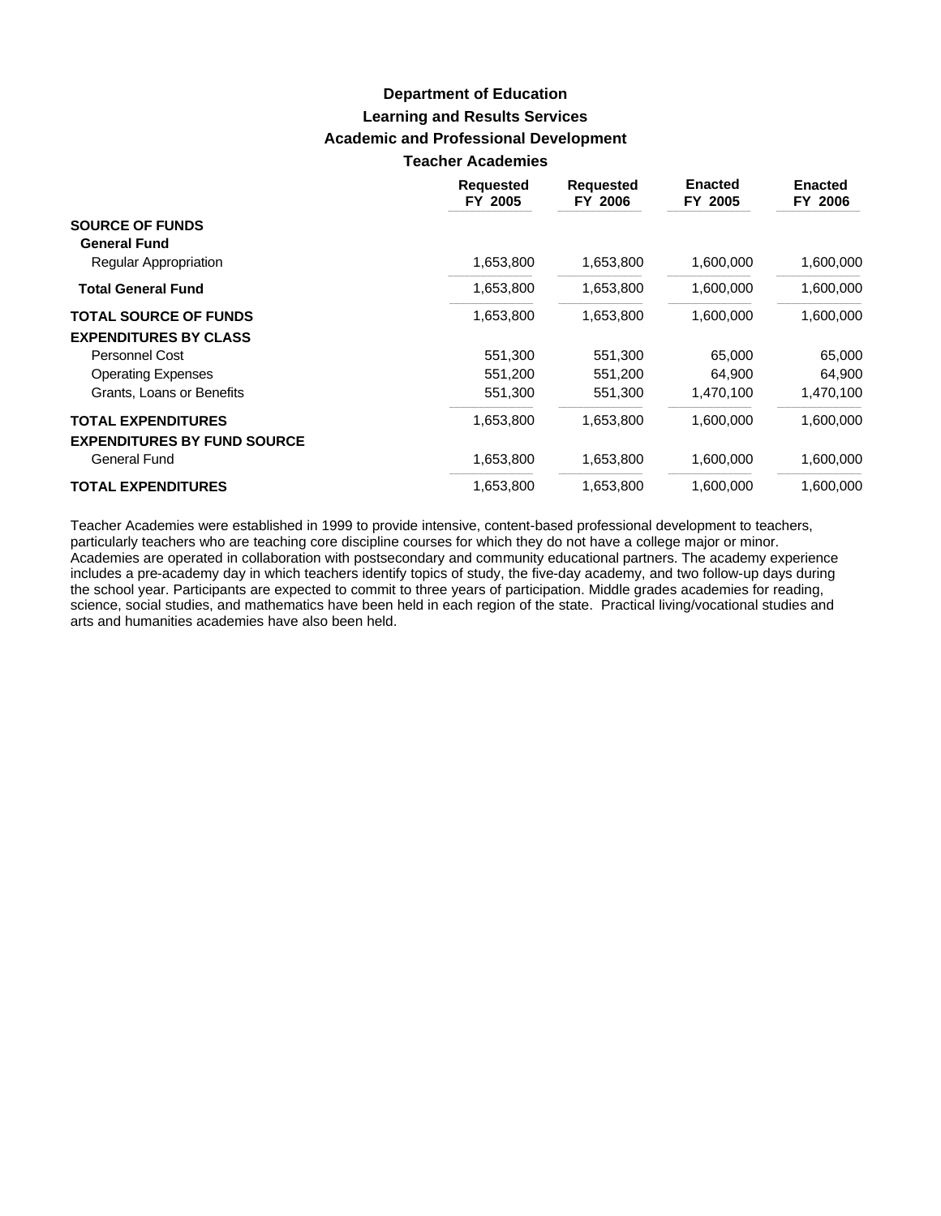# Department of Education
## Learning and Results Services
### Academic and Professional Development
#### Teacher Academies

| | Requested FY 2005 | Requested FY 2006 | Enacted FY 2005 | Enacted FY 2006 |
|---|---|---|---|---|
| **SOURCE OF FUNDS** | | | | |
| **General Fund** | | | | |
| Regular Appropriation | 1,653,800 | 1,653,800 | 1,600,000 | 1,600,000 |
| **Total General Fund** | 1,653,800 | 1,653,800 | 1,600,000 | 1,600,000 |
| **TOTAL SOURCE OF FUNDS** | 1,653,800 | 1,653,800 | 1,600,000 | 1,600,000 |
| **EXPENDITURES BY CLASS** | | | | |
| Personnel Cost | 551,300 | 551,300 | 65,000 | 65,000 |
| Operating Expenses | 551,200 | 551,200 | 64,900 | 64,900 |
| Grants, Loans or Benefits | 551,300 | 551,300 | 1,470,100 | 1,470,100 |
| **TOTAL EXPENDITURES** | 1,653,800 | 1,653,800 | 1,600,000 | 1,600,000 |
| **EXPENDITURES BY FUND SOURCE** | | | | |
| General Fund | 1,653,800 | 1,653,800 | 1,600,000 | 1,600,000 |
| **TOTAL EXPENDITURES** | 1,653,800 | 1,653,800 | 1,600,000 | 1,600,000 |

Teacher Academies were established in 1999 to provide intensive, content-based professional development to teachers, particularly teachers who are teaching core discipline courses for which they do not have a college major or minor. Academies are operated in collaboration with postsecondary and community educational partners. The academy experience includes a pre-academy day in which teachers identify topics of study, the five-day academy, and two follow-up days during the school year. Participants are expected to commit to three years of participation. Middle grades academies for reading, science, social studies, and mathematics have been held in each region of the state. Practical living/vocational studies and arts and humanities academies have also been held.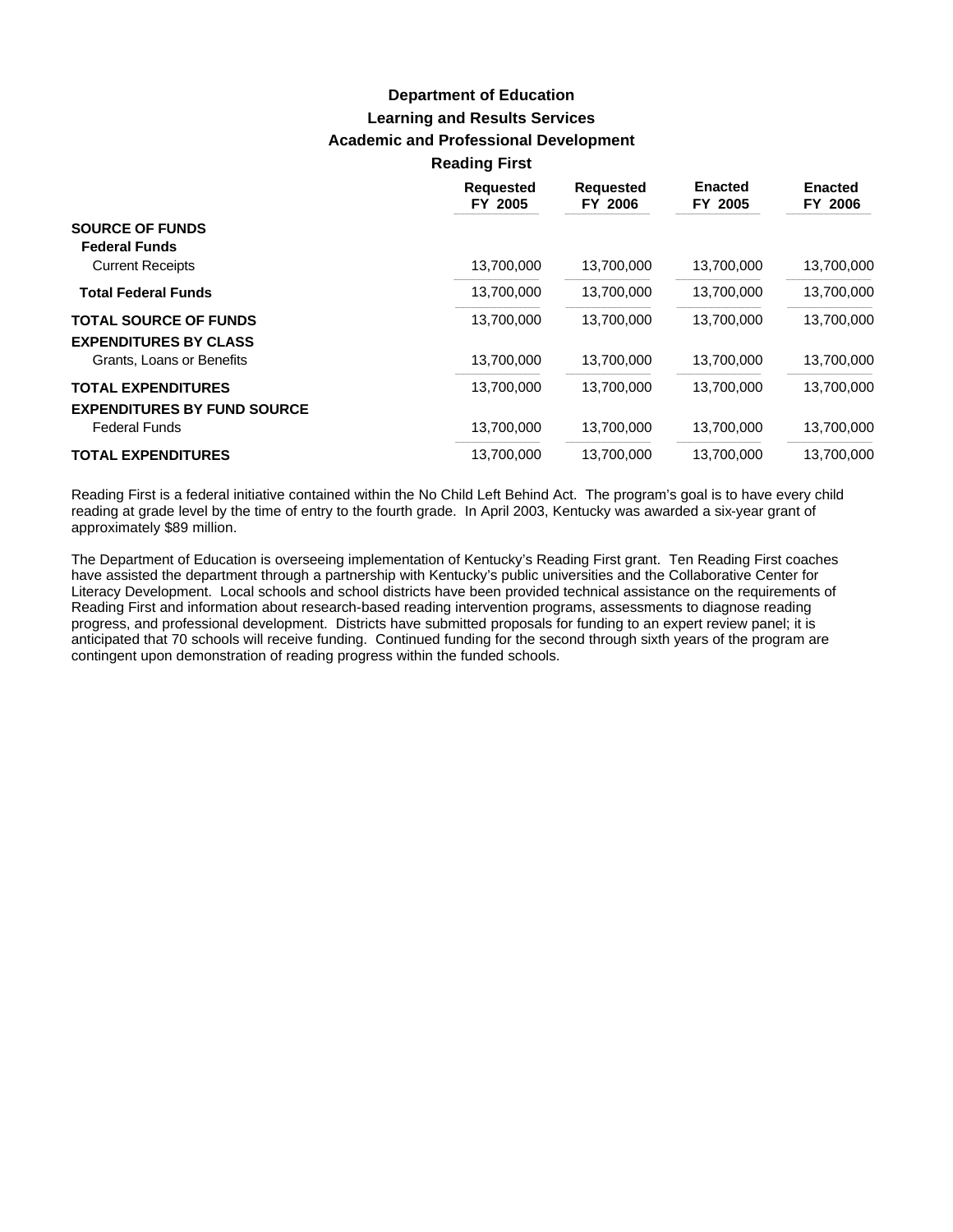# Department of Education

## Learning and Results Services

### Academic and Professional Development

### Reading First

| | Requested FY 2005 | Requested FY 2006 | Enacted FY 2005 | Enacted FY 2006 |
|---|---|---|---|---|
| **SOURCE OF FUNDS** | | | | |
| **Federal Funds** | | | | |
| Current Receipts | 13,700,000 | 13,700,000 | 13,700,000 | 13,700,000 |
| **Total Federal Funds** | 13,700,000 | 13,700,000 | 13,700,000 | 13,700,000 |
| **TOTAL SOURCE OF FUNDS** | 13,700,000 | 13,700,000 | 13,700,000 | 13,700,000 |
| **EXPENDITURES BY CLASS** | | | | |
| Grants, Loans or Benefits | 13,700,000 | 13,700,000 | 13,700,000 | 13,700,000 |
| **TOTAL EXPENDITURES** | 13,700,000 | 13,700,000 | 13,700,000 | 13,700,000 |
| **EXPENDITURES BY FUND SOURCE** | | | | |
| Federal Funds | 13,700,000 | 13,700,000 | 13,700,000 | 13,700,000 |
| **TOTAL EXPENDITURES** | 13,700,000 | 13,700,000 | 13,700,000 | 13,700,000 |

Reading First is a federal initiative contained within the No Child Left Behind Act. The program's goal is to have every child reading at grade level by the time of entry to the fourth grade. In April 2003, Kentucky was awarded a six-year grant of approximately $89 million.

The Department of Education is overseeing implementation of Kentucky's Reading First grant. Ten Reading First coaches have assisted the department through a partnership with Kentucky's public universities and the Collaborative Center for Literacy Development. Local schools and school districts have been provided technical assistance on the requirements of Reading First and information about research-based reading intervention programs, assessments to diagnose reading progress, and professional development. Districts have submitted proposals for funding to an expert review panel; it is anticipated that 70 schools will receive funding. Continued funding for the second through sixth years of the program are contingent upon demonstration of reading progress within the funded schools.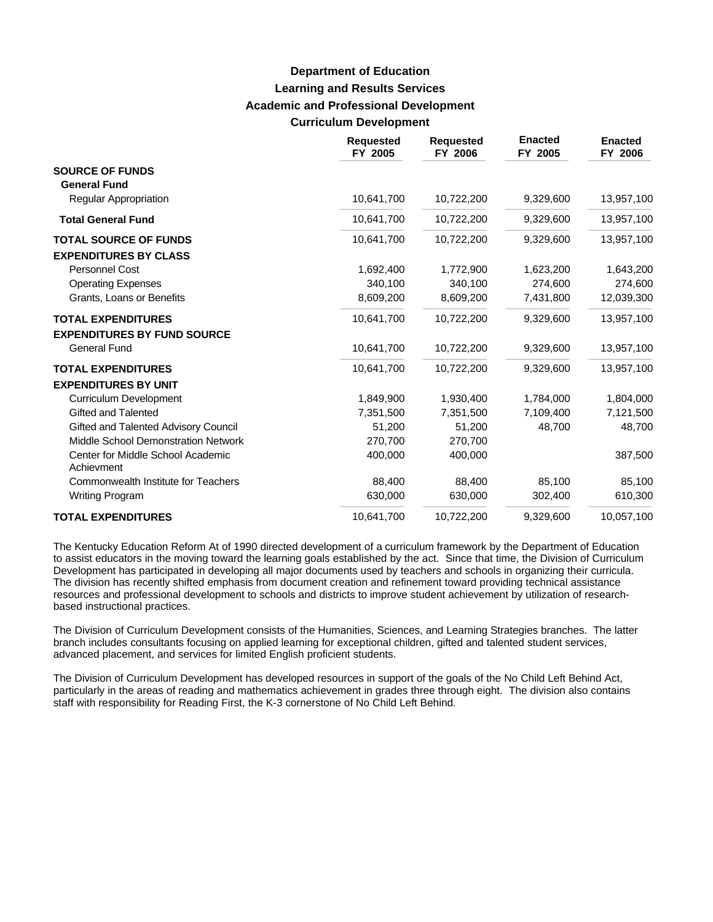# Department of Education
## Learning and Results Services
### Academic and Professional Development
### Curriculum Development

| | Requested FY 2005 | Requested FY 2006 | Enacted FY 2005 | Enacted FY 2006 |
|---|---|---|---|---|
| **SOURCE OF FUNDS** | | | | |
| **General Fund** | | | | |
| Regular Appropriation | 10,641,700 | 10,722,200 | 9,329,600 | 13,957,100 |
| **Total General Fund** | 10,641,700 | 10,722,200 | 9,329,600 | 13,957,100 |
| **TOTAL SOURCE OF FUNDS** | 10,641,700 | 10,722,200 | 9,329,600 | 13,957,100 |
| **EXPENDITURES BY CLASS** | | | | |
| Personnel Cost | 1,692,400 | 1,772,900 | 1,623,200 | 1,643,200 |
| Operating Expenses | 340,100 | 340,100 | 274,600 | 274,600 |
| Grants, Loans or Benefits | 8,609,200 | 8,609,200 | 7,431,800 | 12,039,300 |
| **TOTAL EXPENDITURES** | 10,641,700 | 10,722,200 | 9,329,600 | 13,957,100 |
| **EXPENDITURES BY FUND SOURCE** | | | | |
| General Fund | 10,641,700 | 10,722,200 | 9,329,600 | 13,957,100 |
| **TOTAL EXPENDITURES** | 10,641,700 | 10,722,200 | 9,329,600 | 13,957,100 |
| **EXPENDITURES BY UNIT** | | | | |
| Curriculum Development | 1,849,900 | 1,930,400 | 1,784,000 | 1,804,000 |
| Gifted and Talented | 7,351,500 | 7,351,500 | 7,109,400 | 7,121,500 |
| Gifted and Talented Advisory Council | 51,200 | 51,200 | 48,700 | 48,700 |
| Middle School Demonstration Network | 270,700 | 270,700 | | |
| Center for Middle School Academic Achievment | 400,000 | 400,000 | | 387,500 |
| Commonwealth Institute for Teachers | 88,400 | 88,400 | 85,100 | 85,100 |
| Writing Program | 630,000 | 630,000 | 302,400 | 610,300 |
| **TOTAL EXPENDITURES** | 10,641,700 | 10,722,200 | 9,329,600 | 10,057,100 |

The Kentucky Education Reform At of 1990 directed development of a curriculum framework by the Department of Education to assist educators in the moving toward the learning goals established by the act. Since that time, the Division of Curriculum Development has participated in developing all major documents used by teachers and schools in organizing their curricula. The division has recently shifted emphasis from document creation and refinement toward providing technical assistance resources and professional development to schools and districts to improve student achievement by utilization of research-based instructional practices.

The Division of Curriculum Development consists of the Humanities, Sciences, and Learning Strategies branches. The latter branch includes consultants focusing on applied learning for exceptional children, gifted and talented student services, advanced placement, and services for limited English proficient students.

The Division of Curriculum Development has developed resources in support of the goals of the No Child Left Behind Act, particularly in the areas of reading and mathematics achievement in grades three through eight. The division also contains staff with responsibility for Reading First, the K-3 cornerstone of No Child Left Behind.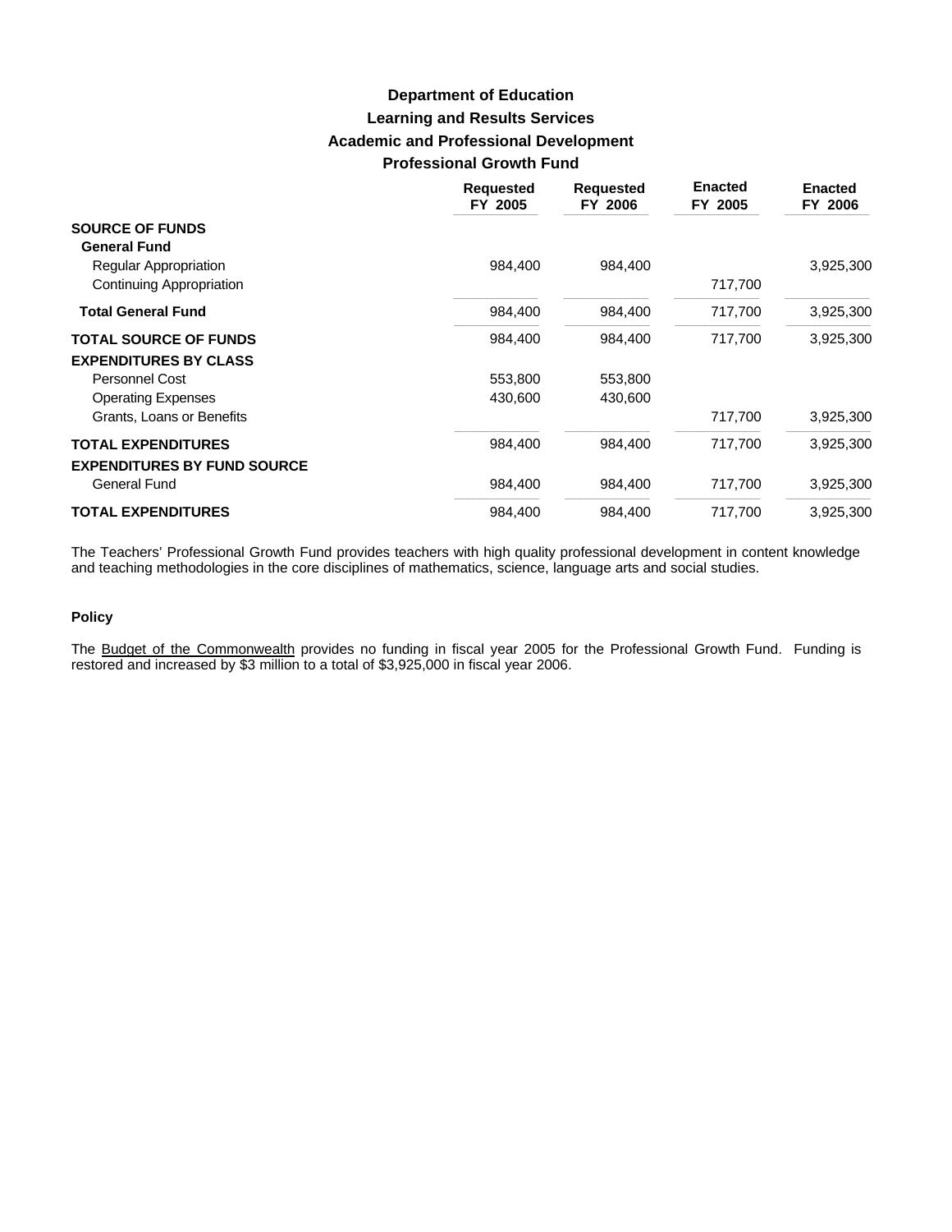# Department of Education
## Learning and Results Services
### Academic and Professional Development
### Professional Growth Fund

| | Requested FY 2005 | Requested FY 2006 | Enacted FY 2005 | Enacted FY 2006 |
|---|---|---|---|---|
| **SOURCE OF FUNDS** | | | | |
| **General Fund** | | | | |
| Regular Appropriation | 984,400 | 984,400 | | 3,925,300 |
| Continuing Appropriation | | | 717,700 | |
| **Total General Fund** | 984,400 | 984,400 | 717,700 | 3,925,300 |
| **TOTAL SOURCE OF FUNDS** | 984,400 | 984,400 | 717,700 | 3,925,300 |
| **EXPENDITURES BY CLASS** | | | | |
| Personnel Cost | 553,800 | 553,800 | | |
| Operating Expenses | 430,600 | 430,600 | | |
| Grants, Loans or Benefits | | | 717,700 | 3,925,300 |
| **TOTAL EXPENDITURES** | 984,400 | 984,400 | 717,700 | 3,925,300 |
| **EXPENDITURES BY FUND SOURCE** | | | | |
| General Fund | 984,400 | 984,400 | 717,700 | 3,925,300 |
| **TOTAL EXPENDITURES** | 984,400 | 984,400 | 717,700 | 3,925,300 |

The Teachers' Professional Growth Fund provides teachers with high quality professional development in content knowledge and teaching methodologies in the core disciplines of mathematics, science, language arts and social studies.

**Policy**

The Budget of the Commonwealth provides no funding in fiscal year 2005 for the Professional Growth Fund. Funding is restored and increased by $3 million to a total of $3,925,000 in fiscal year 2006.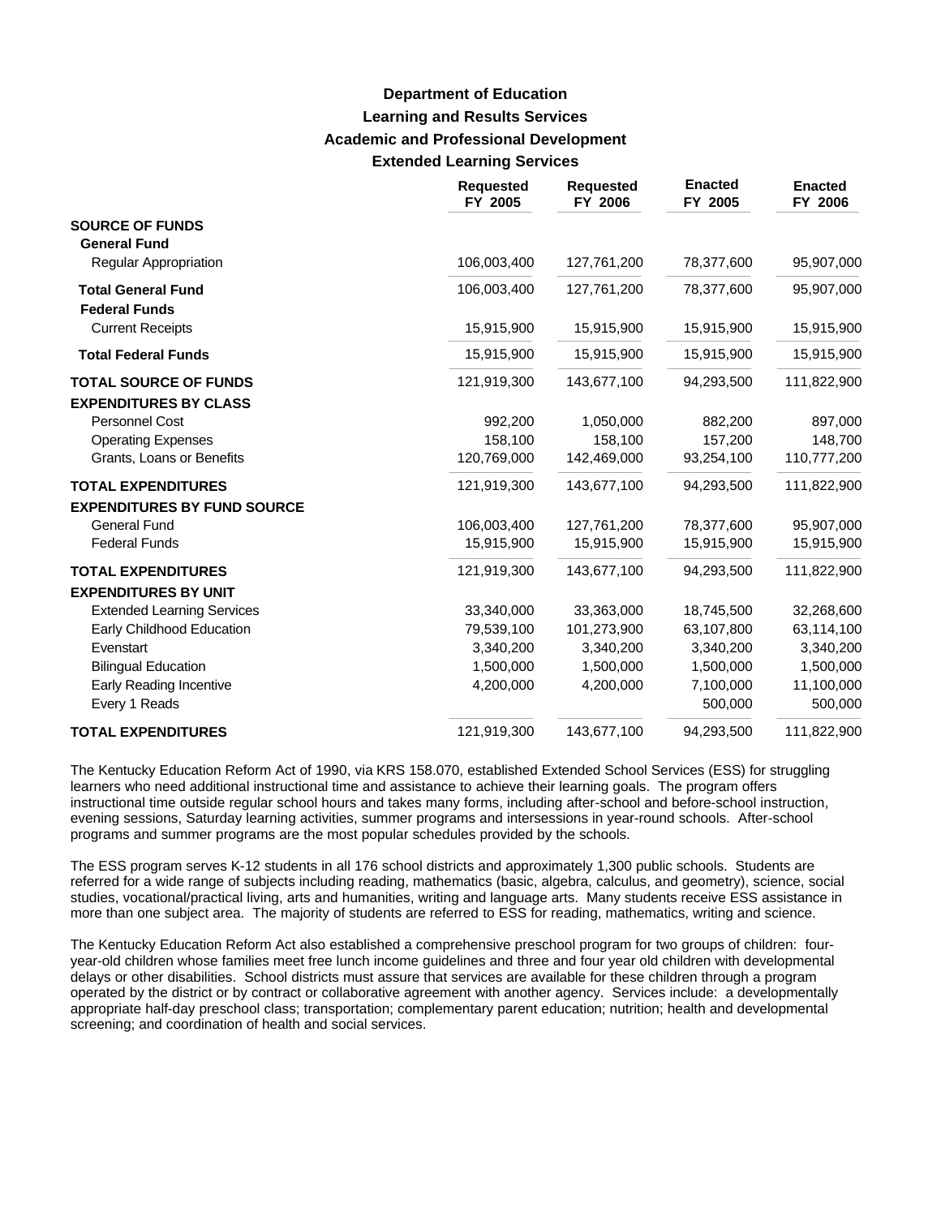## Department of Education
## Learning and Results Services
## Academic and Professional Development
## Extended Learning Services

| | Requested FY 2005 | Requested FY 2006 | Enacted FY 2005 | Enacted FY 2006 |
|---|---|---|---|---|
| **SOURCE OF FUNDS** | | | | |
| **General Fund** | | | | |
| Regular Appropriation | 106,003,400 | 127,761,200 | 78,377,600 | 95,907,000 |
| **Total General Fund** | 106,003,400 | 127,761,200 | 78,377,600 | 95,907,000 |
| **Federal Funds** | | | | |
| Current Receipts | 15,915,900 | 15,915,900 | 15,915,900 | 15,915,900 |
| **Total Federal Funds** | 15,915,900 | 15,915,900 | 15,915,900 | 15,915,900 |
| **TOTAL SOURCE OF FUNDS** | 121,919,300 | 143,677,100 | 94,293,500 | 111,822,900 |
| **EXPENDITURES BY CLASS** | | | | |
| Personnel Cost | 992,200 | 1,050,000 | 882,200 | 897,000 |
| Operating Expenses | 158,100 | 158,100 | 157,200 | 148,700 |
| Grants, Loans or Benefits | 120,769,000 | 142,469,000 | 93,254,100 | 110,777,200 |
| **TOTAL EXPENDITURES** | 121,919,300 | 143,677,100 | 94,293,500 | 111,822,900 |
| **EXPENDITURES BY FUND SOURCE** | | | | |
| General Fund | 106,003,400 | 127,761,200 | 78,377,600 | 95,907,000 |
| Federal Funds | 15,915,900 | 15,915,900 | 15,915,900 | 15,915,900 |
| **TOTAL EXPENDITURES** | 121,919,300 | 143,677,100 | 94,293,500 | 111,822,900 |
| **EXPENDITURES BY UNIT** | | | | |
| Extended Learning Services | 33,340,000 | 33,363,000 | 18,745,500 | 32,268,600 |
| Early Childhood Education | 79,539,100 | 101,273,900 | 63,107,800 | 63,114,100 |
| Evenstart | 3,340,200 | 3,340,200 | 3,340,200 | 3,340,200 |
| Bilingual Education | 1,500,000 | 1,500,000 | 1,500,000 | 1,500,000 |
| Early Reading Incentive | 4,200,000 | 4,200,000 | 7,100,000 | 11,100,000 |
| Every 1 Reads | | | 500,000 | 500,000 |
| **TOTAL EXPENDITURES** | 121,919,300 | 143,677,100 | 94,293,500 | 111,822,900 |

The Kentucky Education Reform Act of 1990, via KRS 158.070, established Extended School Services (ESS) for struggling learners who need additional instructional time and assistance to achieve their learning goals. The program offers instructional time outside regular school hours and takes many forms, including after-school and before-school instruction, evening sessions, Saturday learning activities, summer programs and intersessions in year-round schools. After-school programs and summer programs are the most popular schedules provided by the schools.

The ESS program serves K-12 students in all 176 school districts and approximately 1,300 public schools. Students are referred for a wide range of subjects including reading, mathematics (basic, algebra, calculus, and geometry), science, social studies, vocational/practical living, arts and humanities, writing and language arts. Many students receive ESS assistance in more than one subject area. The majority of students are referred to ESS for reading, mathematics, writing and science.

The Kentucky Education Reform Act also established a comprehensive preschool program for two groups of children: four-year-old children whose families meet free lunch income guidelines and three and four year old children with developmental delays or other disabilities. School districts must assure that services are available for these children through a program operated by the district or by contract or collaborative agreement with another agency. Services include: a developmentally appropriate half-day preschool class; transportation; complementary parent education; nutrition; health and developmental screening; and coordination of health and social services.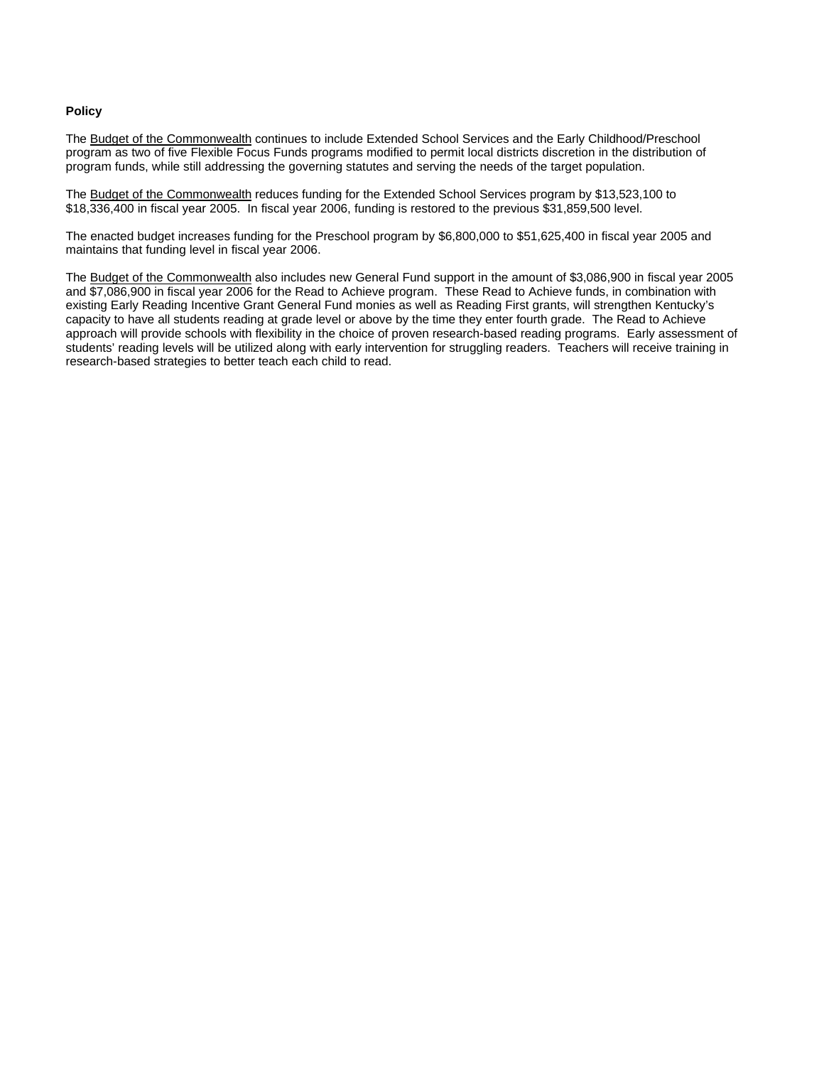**Policy**

The Budget of the Commonwealth continues to include Extended School Services and the Early Childhood/Preschool program as two of five Flexible Focus Funds programs modified to permit local districts discretion in the distribution of program funds, while still addressing the governing statutes and serving the needs of the target population.

The Budget of the Commonwealth reduces funding for the Extended School Services program by $13,523,100 to $18,336,400 in fiscal year 2005. In fiscal year 2006, funding is restored to the previous $31,859,500 level.

The enacted budget increases funding for the Preschool program by $6,800,000 to $51,625,400 in fiscal year 2005 and maintains that funding level in fiscal year 2006.

The Budget of the Commonwealth also includes new General Fund support in the amount of $3,086,900 in fiscal year 2005 and $7,086,900 in fiscal year 2006 for the Read to Achieve program. These Read to Achieve funds, in combination with existing Early Reading Incentive Grant General Fund monies as well as Reading First grants, will strengthen Kentucky's capacity to have all students reading at grade level or above by the time they enter fourth grade. The Read to Achieve approach will provide schools with flexibility in the choice of proven research-based reading programs. Early assessment of students' reading levels will be utilized along with early intervention for struggling readers. Teachers will receive training in research-based strategies to better teach each child to read.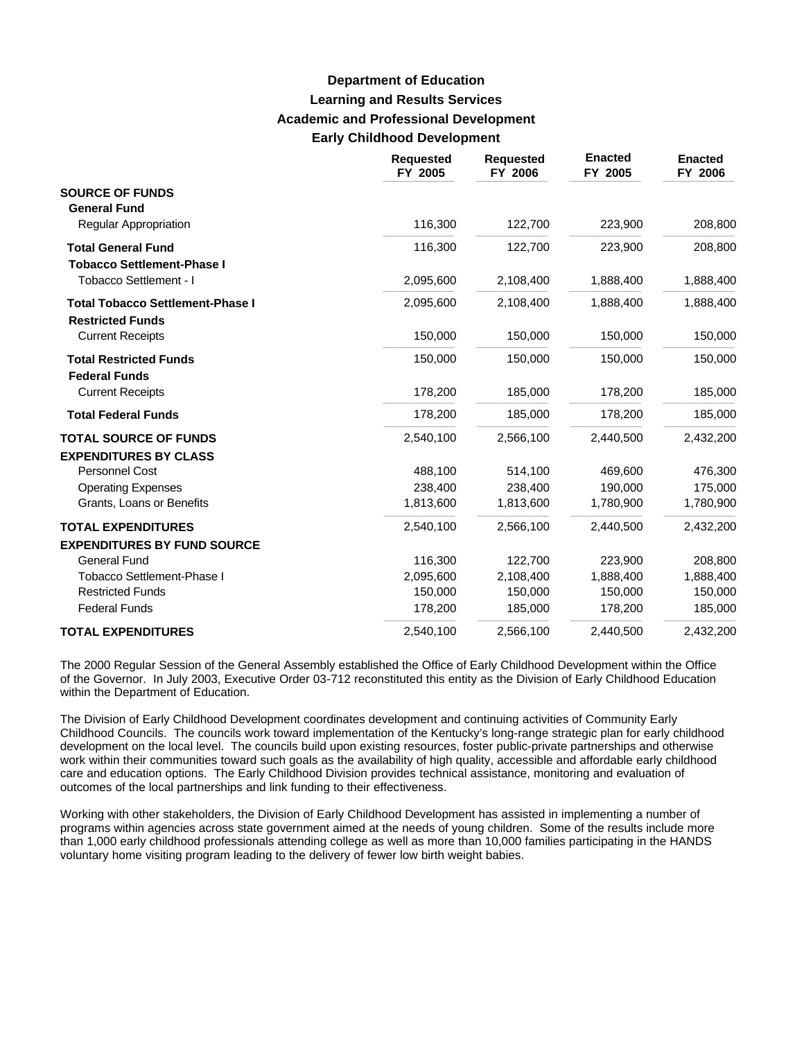# Department of Education
## Learning and Results Services
### Academic and Professional Development
### Early Childhood Development

| | Requested FY 2005 | Requested FY 2006 | Enacted FY 2005 | Enacted FY 2006 |
|---|---|---|---|---|
| **SOURCE OF FUNDS** | | | | |
| **General Fund** | | | | |
| Regular Appropriation | 116,300 | 122,700 | 223,900 | 208,800 |
| **Total General Fund** | 116,300 | 122,700 | 223,900 | 208,800 |
| **Tobacco Settlement-Phase I** | | | | |
| Tobacco Settlement - I | 2,095,600 | 2,108,400 | 1,888,400 | 1,888,400 |
| **Total Tobacco Settlement-Phase I** | 2,095,600 | 2,108,400 | 1,888,400 | 1,888,400 |
| **Restricted Funds** | | | | |
| Current Receipts | 150,000 | 150,000 | 150,000 | 150,000 |
| **Total Restricted Funds** | 150,000 | 150,000 | 150,000 | 150,000 |
| **Federal Funds** | | | | |
| Current Receipts | 178,200 | 185,000 | 178,200 | 185,000 |
| **Total Federal Funds** | 178,200 | 185,000 | 178,200 | 185,000 |
| **TOTAL SOURCE OF FUNDS** | 2,540,100 | 2,566,100 | 2,440,500 | 2,432,200 |
| **EXPENDITURES BY CLASS** | | | | |
| Personnel Cost | 488,100 | 514,100 | 469,600 | 476,300 |
| Operating Expenses | 238,400 | 238,400 | 190,000 | 175,000 |
| Grants, Loans or Benefits | 1,813,600 | 1,813,600 | 1,780,900 | 1,780,900 |
| **TOTAL EXPENDITURES** | 2,540,100 | 2,566,100 | 2,440,500 | 2,432,200 |
| **EXPENDITURES BY FUND SOURCE** | | | | |
| General Fund | 116,300 | 122,700 | 223,900 | 208,800 |
| Tobacco Settlement-Phase I | 2,095,600 | 2,108,400 | 1,888,400 | 1,888,400 |
| Restricted Funds | 150,000 | 150,000 | 150,000 | 150,000 |
| Federal Funds | 178,200 | 185,000 | 178,200 | 185,000 |
| **TOTAL EXPENDITURES** | 2,540,100 | 2,566,100 | 2,440,500 | 2,432,200 |

The 2000 Regular Session of the General Assembly established the Office of Early Childhood Development within the Office of the Governor. In July 2003, Executive Order 03-712 reconstituted this entity as the Division of Early Childhood Education within the Department of Education.

The Division of Early Childhood Development coordinates development and continuing activities of Community Early Childhood Councils. The councils work toward implementation of the Kentucky's long-range strategic plan for early childhood development on the local level. The councils build upon existing resources, foster public-private partnerships and otherwise work within their communities toward such goals as the availability of high quality, accessible and affordable early childhood care and education options. The Early Childhood Division provides technical assistance, monitoring and evaluation of outcomes of the local partnerships and link funding to their effectiveness.

Working with other stakeholders, the Division of Early Childhood Development has assisted in implementing a number of programs within agencies across state government aimed at the needs of young children. Some of the results include more than 1,000 early childhood professionals attending college as well as more than 10,000 families participating in the HANDS voluntary home visiting program leading to the delivery of fewer low birth weight babies.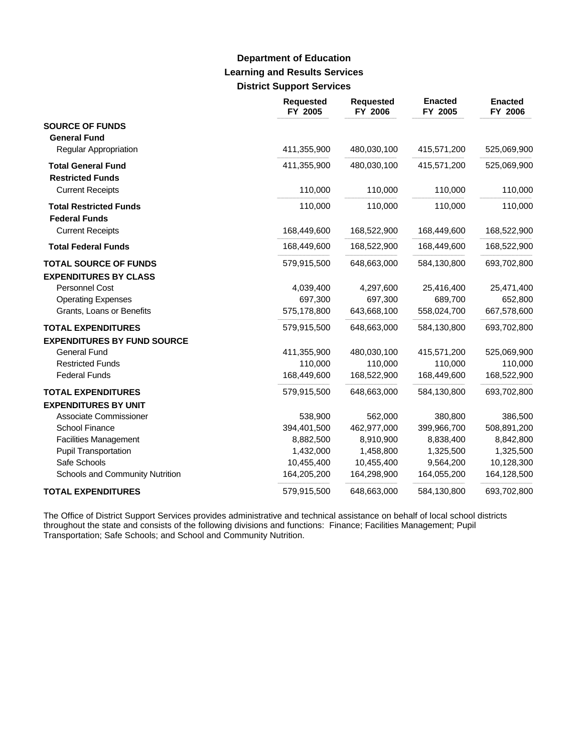# Department of Education

## Learning and Results Services

### District Support Services

| | Requested FY 2005 | Requested FY 2006 | Enacted FY 2005 | Enacted FY 2006 |
|---|---|---|---|---|
| **SOURCE OF FUNDS** | | | | |
| **General Fund** | | | | |
| Regular Appropriation | 411,355,900 | 480,030,100 | 415,571,200 | 525,069,900 |
| **Total General Fund** | 411,355,900 | 480,030,100 | 415,571,200 | 525,069,900 |
| **Restricted Funds** | | | | |
| Current Receipts | 110,000 | 110,000 | 110,000 | 110,000 |
| **Total Restricted Funds** | 110,000 | 110,000 | 110,000 | 110,000 |
| **Federal Funds** | | | | |
| Current Receipts | 168,449,600 | 168,522,900 | 168,449,600 | 168,522,900 |
| **Total Federal Funds** | 168,449,600 | 168,522,900 | 168,449,600 | 168,522,900 |
| **TOTAL SOURCE OF FUNDS** | 579,915,500 | 648,663,000 | 584,130,800 | 693,702,800 |
| **EXPENDITURES BY CLASS** | | | | |
| Personnel Cost | 4,039,400 | 4,297,600 | 25,416,400 | 25,471,400 |
| Operating Expenses | 697,300 | 697,300 | 689,700 | 652,800 |
| Grants, Loans or Benefits | 575,178,800 | 643,668,100 | 558,024,700 | 667,578,600 |
| **TOTAL EXPENDITURES** | 579,915,500 | 648,663,000 | 584,130,800 | 693,702,800 |
| **EXPENDITURES BY FUND SOURCE** | | | | |
| General Fund | 411,355,900 | 480,030,100 | 415,571,200 | 525,069,900 |
| Restricted Funds | 110,000 | 110,000 | 110,000 | 110,000 |
| Federal Funds | 168,449,600 | 168,522,900 | 168,449,600 | 168,522,900 |
| **TOTAL EXPENDITURES** | 579,915,500 | 648,663,000 | 584,130,800 | 693,702,800 |
| **EXPENDITURES BY UNIT** | | | | |
| Associate Commissioner | 538,900 | 562,000 | 380,800 | 386,500 |
| School Finance | 394,401,500 | 462,977,000 | 399,966,700 | 508,891,200 |
| Facilities Management | 8,882,500 | 8,910,900 | 8,838,400 | 8,842,800 |
| Pupil Transportation | 1,432,000 | 1,458,800 | 1,325,500 | 1,325,500 |
| Safe Schools | 10,455,400 | 10,455,400 | 9,564,200 | 10,128,300 |
| Schools and Community Nutrition | 164,205,200 | 164,298,900 | 164,055,200 | 164,128,500 |
| **TOTAL EXPENDITURES** | 579,915,500 | 648,663,000 | 584,130,800 | 693,702,800 |

The Office of District Support Services provides administrative and technical assistance on behalf of local school districts throughout the state and consists of the following divisions and functions: Finance; Facilities Management; Pupil Transportation; Safe Schools; and School and Community Nutrition.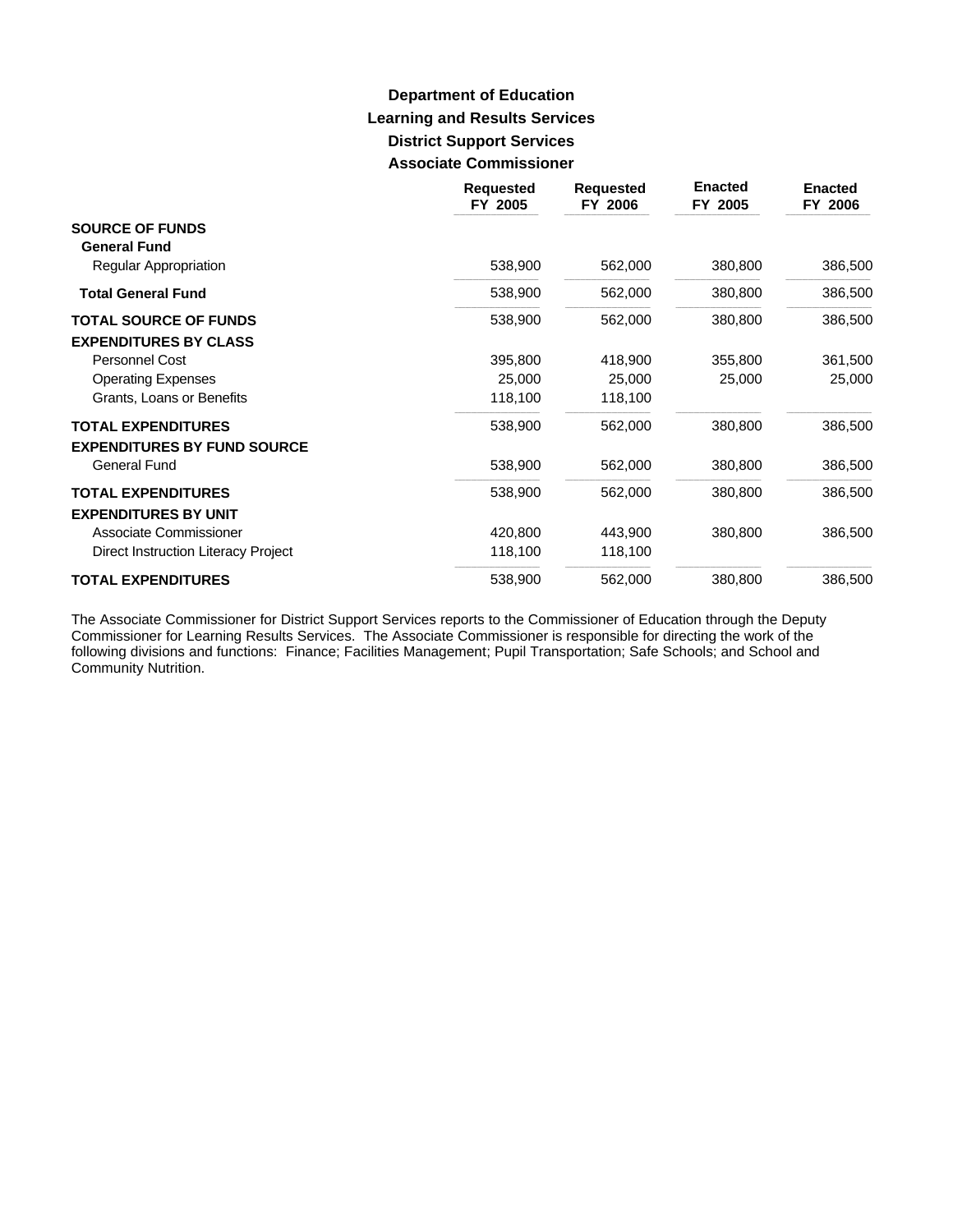# Department of Education
## Learning and Results Services
### District Support Services
### Associate Commissioner

| | Requested FY 2005 | Requested FY 2006 | Enacted FY 2005 | Enacted FY 2006 |
|---|---|---|---|---|
| **SOURCE OF FUNDS** | | | | |
| **General Fund** | | | | |
| Regular Appropriation | 538,900 | 562,000 | 380,800 | 386,500 |
| **Total General Fund** | 538,900 | 562,000 | 380,800 | 386,500 |
| **TOTAL SOURCE OF FUNDS** | 538,900 | 562,000 | 380,800 | 386,500 |
| **EXPENDITURES BY CLASS** | | | | |
| Personnel Cost | 395,800 | 418,900 | 355,800 | 361,500 |
| Operating Expenses | 25,000 | 25,000 | 25,000 | 25,000 |
| Grants, Loans or Benefits | 118,100 | 118,100 | | |
| **TOTAL EXPENDITURES** | 538,900 | 562,000 | 380,800 | 386,500 |
| **EXPENDITURES BY FUND SOURCE** | | | | |
| General Fund | 538,900 | 562,000 | 380,800 | 386,500 |
| **TOTAL EXPENDITURES** | 538,900 | 562,000 | 380,800 | 386,500 |
| **EXPENDITURES BY UNIT** | | | | |
| Associate Commissioner | 420,800 | 443,900 | 380,800 | 386,500 |
| Direct Instruction Literacy Project | 118,100 | 118,100 | | |
| **TOTAL EXPENDITURES** | 538,900 | 562,000 | 380,800 | 386,500 |

The Associate Commissioner for District Support Services reports to the Commissioner of Education through the Deputy Commissioner for Learning Results Services. The Associate Commissioner is responsible for directing the work of the following divisions and functions: Finance; Facilities Management; Pupil Transportation; Safe Schools; and School and Community Nutrition.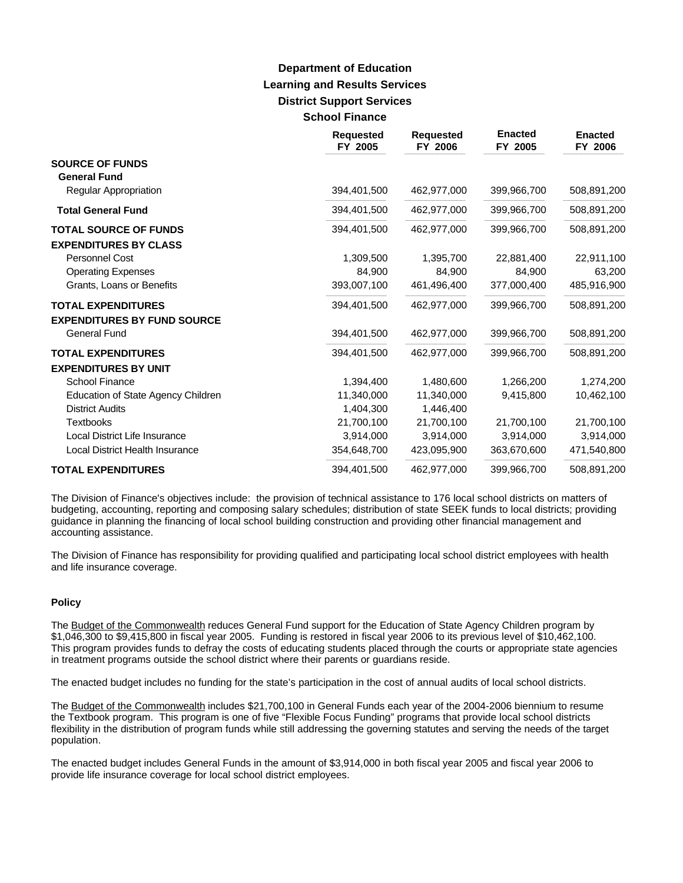# Department of Education
## Learning and Results Services
### District Support Services
#### School Finance

| | Requested FY 2005 | Requested FY 2006 | Enacted FY 2005 | Enacted FY 2006 |
|---|---|---|---|---|
| **SOURCE OF FUNDS** | | | | |
| **General Fund** | | | | |
| Regular Appropriation | 394,401,500 | 462,977,000 | 399,966,700 | 508,891,200 |
| **Total General Fund** | 394,401,500 | 462,977,000 | 399,966,700 | 508,891,200 |
| **TOTAL SOURCE OF FUNDS** | 394,401,500 | 462,977,000 | 399,966,700 | 508,891,200 |
| **EXPENDITURES BY CLASS** | | | | |
| Personnel Cost | 1,309,500 | 1,395,700 | 22,881,400 | 22,911,100 |
| Operating Expenses | 84,900 | 84,900 | 84,900 | 63,200 |
| Grants, Loans or Benefits | 393,007,100 | 461,496,400 | 377,000,400 | 485,916,900 |
| **TOTAL EXPENDITURES** | 394,401,500 | 462,977,000 | 399,966,700 | 508,891,200 |
| **EXPENDITURES BY FUND SOURCE** | | | | |
| General Fund | 394,401,500 | 462,977,000 | 399,966,700 | 508,891,200 |
| **TOTAL EXPENDITURES** | 394,401,500 | 462,977,000 | 399,966,700 | 508,891,200 |
| **EXPENDITURES BY UNIT** | | | | |
| School Finance | 1,394,400 | 1,480,600 | 1,266,200 | 1,274,200 |
| Education of State Agency Children | 11,340,000 | 11,340,000 | 9,415,800 | 10,462,100 |
| District Audits | 1,404,300 | 1,446,400 | | |
| Textbooks | 21,700,100 | 21,700,100 | 21,700,100 | 21,700,100 |
| Local District Life Insurance | 3,914,000 | 3,914,000 | 3,914,000 | 3,914,000 |
| Local District Health Insurance | 354,648,700 | 423,095,900 | 363,670,600 | 471,540,800 |
| **TOTAL EXPENDITURES** | 394,401,500 | 462,977,000 | 399,966,700 | 508,891,200 |

The Division of Finance's objectives include: the provision of technical assistance to 176 local school districts on matters of budgeting, accounting, reporting and composing salary schedules; distribution of state SEEK funds to local districts; providing guidance in planning the financing of local school building construction and providing other financial management and accounting assistance.

The Division of Finance has responsibility for providing qualified and participating local school district employees with health and life insurance coverage.

**Policy**

The Budget of the Commonwealth reduces General Fund support for the Education of State Agency Children program by $1,046,300 to $9,415,800 in fiscal year 2005. Funding is restored in fiscal year 2006 to its previous level of $10,462,100. This program provides funds to defray the costs of educating students placed through the courts or appropriate state agencies in treatment programs outside the school district where their parents or guardians reside.

The enacted budget includes no funding for the state's participation in the cost of annual audits of local school districts.

The Budget of the Commonwealth includes $21,700,100 in General Funds each year of the 2004-2006 biennium to resume the Textbook program. This program is one of five "Flexible Focus Funding" programs that provide local school districts flexibility in the distribution of program funds while still addressing the governing statutes and serving the needs of the target population.

The enacted budget includes General Funds in the amount of $3,914,000 in both fiscal year 2005 and fiscal year 2006 to provide life insurance coverage for local school district employees.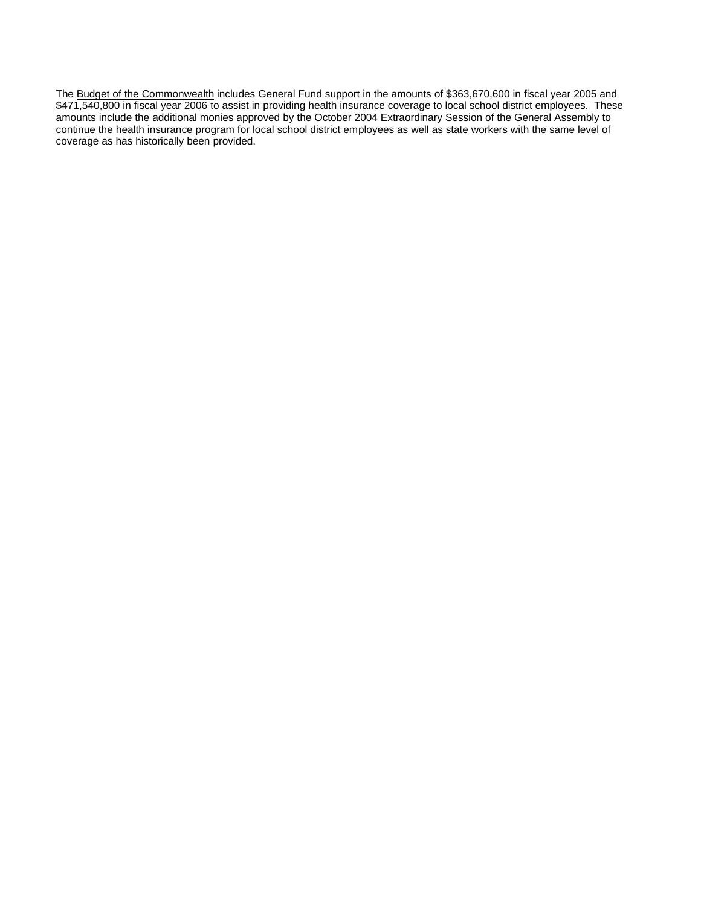The Budget of the Commonwealth includes General Fund support in the amounts of $363,670,600 in fiscal year 2005 and $471,540,800 in fiscal year 2006 to assist in providing health insurance coverage to local school district employees. These amounts include the additional monies approved by the October 2004 Extraordinary Session of the General Assembly to continue the health insurance program for local school district employees as well as state workers with the same level of coverage as has historically been provided.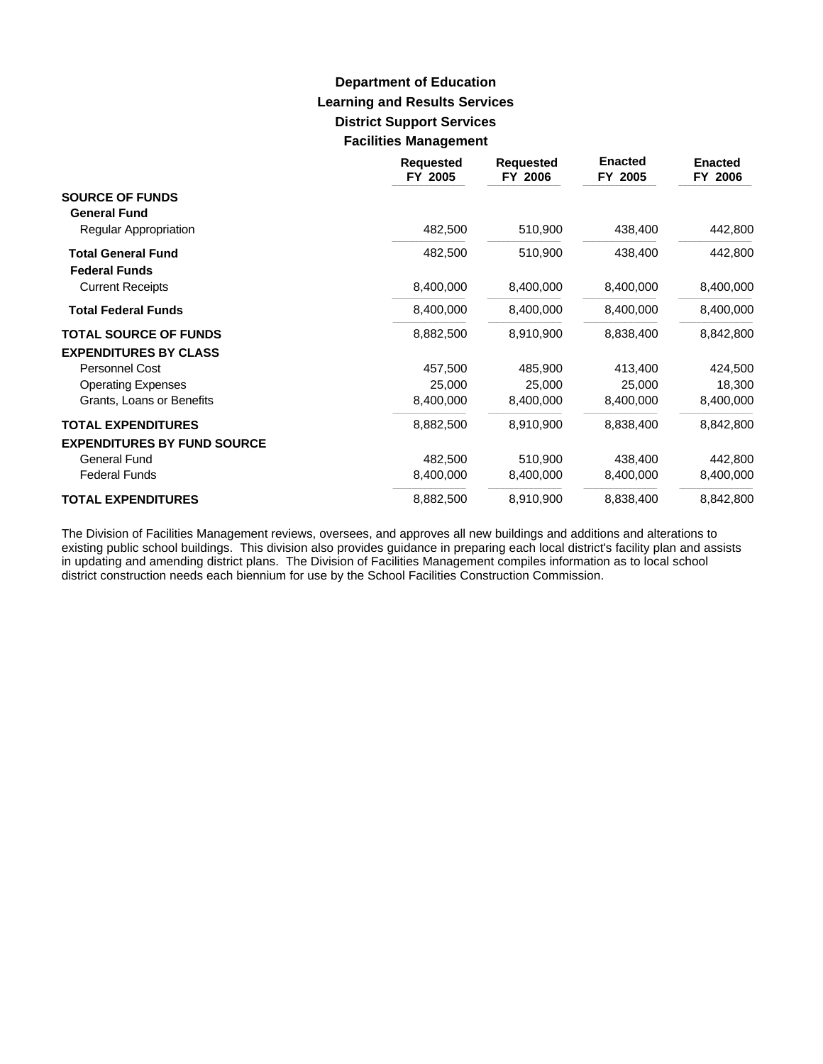# Department of Education
## Learning and Results Services
### District Support Services
#### Facilities Management

| | Requested FY 2005 | Requested FY 2006 | Enacted FY 2005 | Enacted FY 2006 |
|---|---|---|---|---|
| **SOURCE OF FUNDS** | | | | |
| **General Fund** | | | | |
| Regular Appropriation | 482,500 | 510,900 | 438,400 | 442,800 |
| **Total General Fund** | 482,500 | 510,900 | 438,400 | 442,800 |
| **Federal Funds** | | | | |
| Current Receipts | 8,400,000 | 8,400,000 | 8,400,000 | 8,400,000 |
| **Total Federal Funds** | 8,400,000 | 8,400,000 | 8,400,000 | 8,400,000 |
| **TOTAL SOURCE OF FUNDS** | 8,882,500 | 8,910,900 | 8,838,400 | 8,842,800 |
| **EXPENDITURES BY CLASS** | | | | |
| Personnel Cost | 457,500 | 485,900 | 413,400 | 424,500 |
| Operating Expenses | 25,000 | 25,000 | 25,000 | 18,300 |
| Grants, Loans or Benefits | 8,400,000 | 8,400,000 | 8,400,000 | 8,400,000 |
| **TOTAL EXPENDITURES** | 8,882,500 | 8,910,900 | 8,838,400 | 8,842,800 |
| **EXPENDITURES BY FUND SOURCE** | | | | |
| General Fund | 482,500 | 510,900 | 438,400 | 442,800 |
| Federal Funds | 8,400,000 | 8,400,000 | 8,400,000 | 8,400,000 |
| **TOTAL EXPENDITURES** | 8,882,500 | 8,910,900 | 8,838,400 | 8,842,800 |

The Division of Facilities Management reviews, oversees, and approves all new buildings and additions and alterations to existing public school buildings. This division also provides guidance in preparing each local district's facility plan and assists in updating and amending district plans. The Division of Facilities Management compiles information as to local school district construction needs each biennium for use by the School Facilities Construction Commission.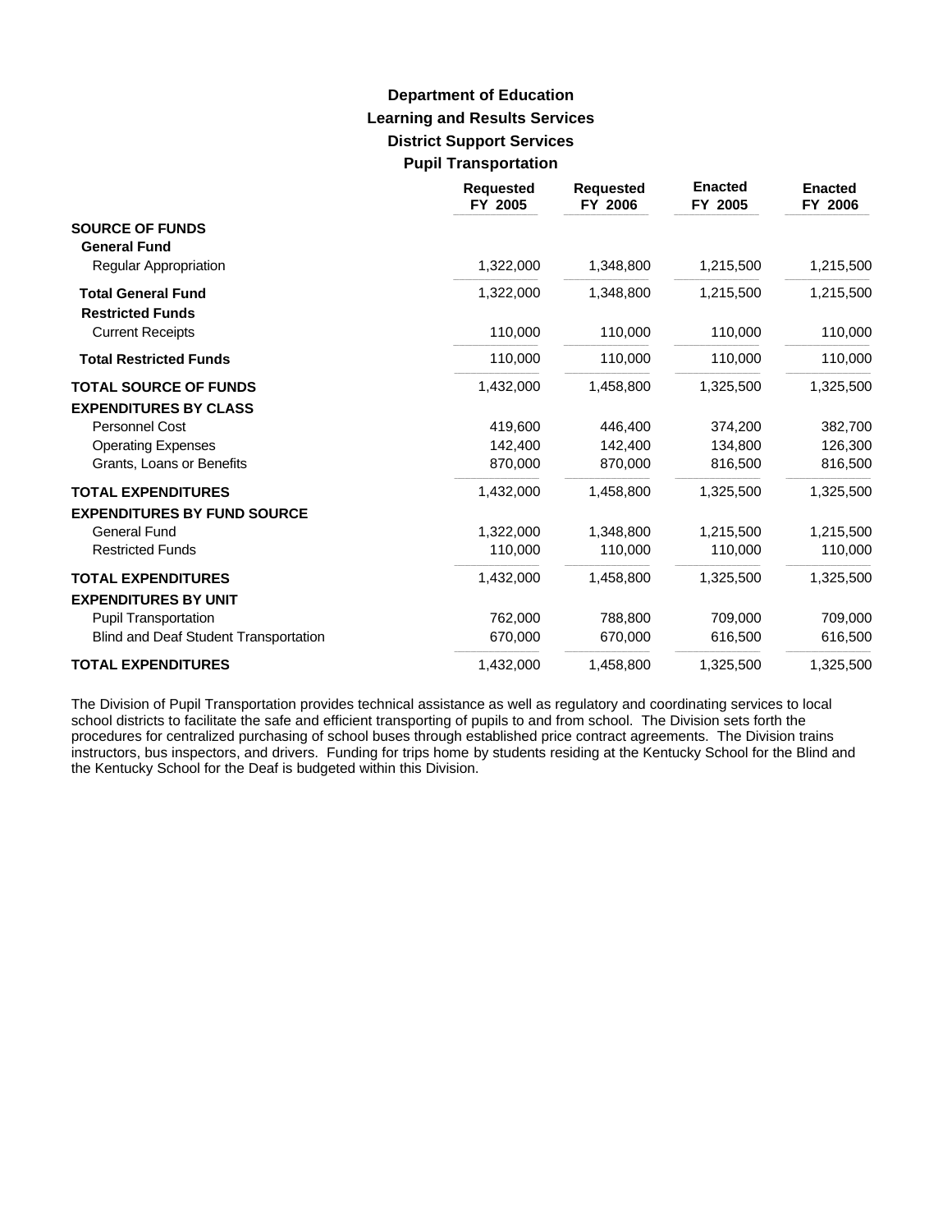## Department of Education
## Learning and Results Services
## District Support Services
## Pupil Transportation

| | Requested FY 2005 | Requested FY 2006 | Enacted FY 2005 | Enacted FY 2006 |
|---|---|---|---|---|
| **SOURCE OF FUNDS** | | | | |
| **General Fund** | | | | |
| Regular Appropriation | 1,322,000 | 1,348,800 | 1,215,500 | 1,215,500 |
| **Total General Fund** | 1,322,000 | 1,348,800 | 1,215,500 | 1,215,500 |
| **Restricted Funds** | | | | |
| Current Receipts | 110,000 | 110,000 | 110,000 | 110,000 |
| **Total Restricted Funds** | 110,000 | 110,000 | 110,000 | 110,000 |
| **TOTAL SOURCE OF FUNDS** | 1,432,000 | 1,458,800 | 1,325,500 | 1,325,500 |
| **EXPENDITURES BY CLASS** | | | | |
| Personnel Cost | 419,600 | 446,400 | 374,200 | 382,700 |
| Operating Expenses | 142,400 | 142,400 | 134,800 | 126,300 |
| Grants, Loans or Benefits | 870,000 | 870,000 | 816,500 | 816,500 |
| **TOTAL EXPENDITURES** | 1,432,000 | 1,458,800 | 1,325,500 | 1,325,500 |
| **EXPENDITURES BY FUND SOURCE** | | | | |
| General Fund | 1,322,000 | 1,348,800 | 1,215,500 | 1,215,500 |
| Restricted Funds | 110,000 | 110,000 | 110,000 | 110,000 |
| **TOTAL EXPENDITURES** | 1,432,000 | 1,458,800 | 1,325,500 | 1,325,500 |
| **EXPENDITURES BY UNIT** | | | | |
| Pupil Transportation | 762,000 | 788,800 | 709,000 | 709,000 |
| Blind and Deaf Student Transportation | 670,000 | 670,000 | 616,500 | 616,500 |
| **TOTAL EXPENDITURES** | 1,432,000 | 1,458,800 | 1,325,500 | 1,325,500 |

The Division of Pupil Transportation provides technical assistance as well as regulatory and coordinating services to local school districts to facilitate the safe and efficient transporting of pupils to and from school. The Division sets forth the procedures for centralized purchasing of school buses through established price contract agreements. The Division trains instructors, bus inspectors, and drivers. Funding for trips home by students residing at the Kentucky School for the Blind and the Kentucky School for the Deaf is budgeted within this Division.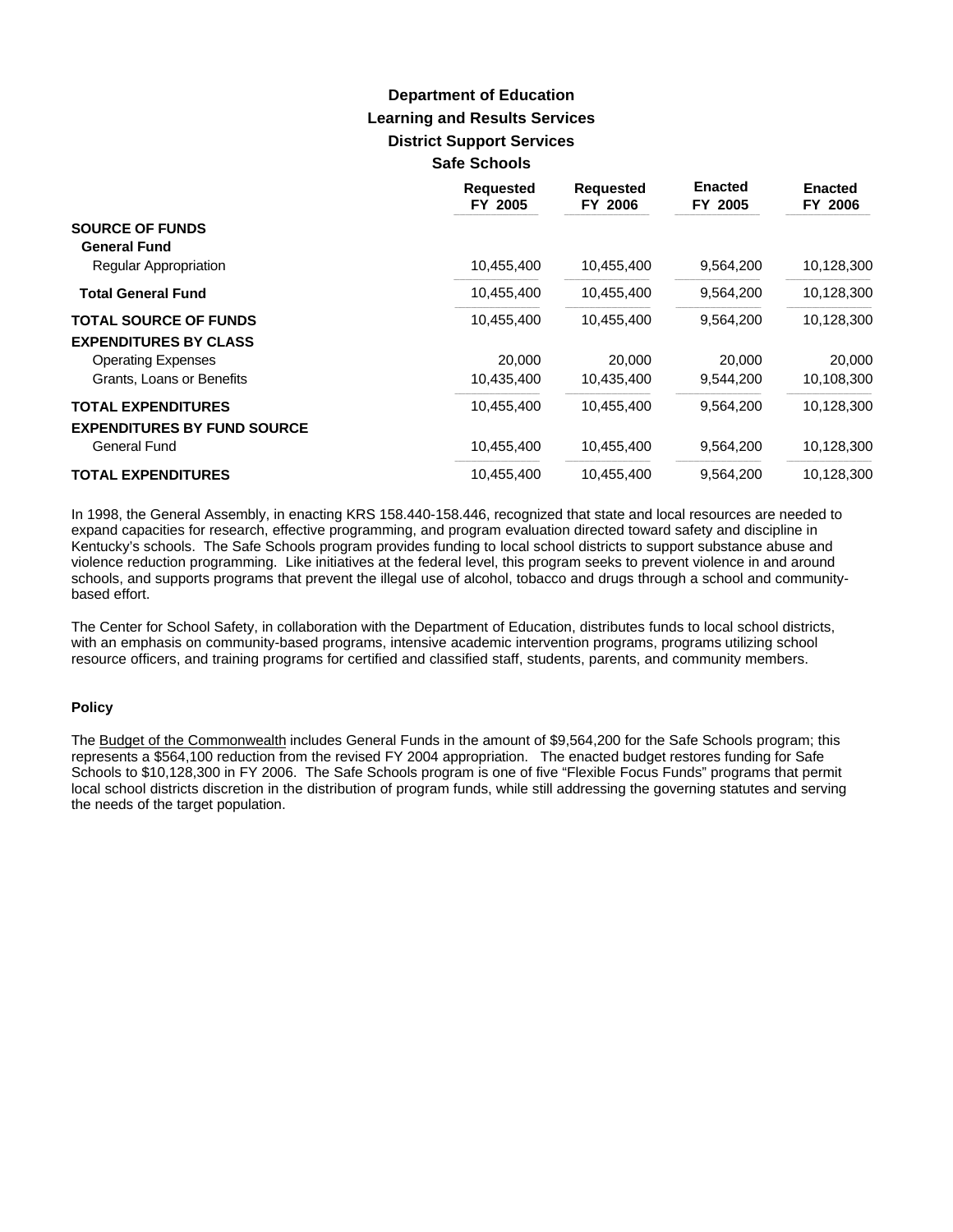# Department of Education
## Learning and Results Services
### District Support Services
### Safe Schools

| | Requested FY 2005 | Requested FY 2006 | Enacted FY 2005 | Enacted FY 2006 |
|---|---|---|---|---|
| **SOURCE OF FUNDS** | | | | |
| **General Fund** | | | | |
| Regular Appropriation | 10,455,400 | 10,455,400 | 9,564,200 | 10,128,300 |
| **Total General Fund** | 10,455,400 | 10,455,400 | 9,564,200 | 10,128,300 |
| **TOTAL SOURCE OF FUNDS** | 10,455,400 | 10,455,400 | 9,564,200 | 10,128,300 |
| **EXPENDITURES BY CLASS** | | | | |
| Operating Expenses | 20,000 | 20,000 | 20,000 | 20,000 |
| Grants, Loans or Benefits | 10,435,400 | 10,435,400 | 9,544,200 | 10,108,300 |
| **TOTAL EXPENDITURES** | 10,455,400 | 10,455,400 | 9,564,200 | 10,128,300 |
| **EXPENDITURES BY FUND SOURCE** | | | | |
| General Fund | 10,455,400 | 10,455,400 | 9,564,200 | 10,128,300 |
| **TOTAL EXPENDITURES** | 10,455,400 | 10,455,400 | 9,564,200 | 10,128,300 |

In 1998, the General Assembly, in enacting KRS 158.440-158.446, recognized that state and local resources are needed to expand capacities for research, effective programming, and program evaluation directed toward safety and discipline in Kentucky's schools. The Safe Schools program provides funding to local school districts to support substance abuse and violence reduction programming. Like initiatives at the federal level, this program seeks to prevent violence in and around schools, and supports programs that prevent the illegal use of alcohol, tobacco and drugs through a school and community-based effort.

The Center for School Safety, in collaboration with the Department of Education, distributes funds to local school districts, with an emphasis on community-based programs, intensive academic intervention programs, programs utilizing school resource officers, and training programs for certified and classified staff, students, parents, and community members.

#### Policy

The Budget of the Commonwealth includes General Funds in the amount of $9,564,200 for the Safe Schools program; this represents a $564,100 reduction from the revised FY 2004 appropriation. The enacted budget restores funding for Safe Schools to $10,128,300 in FY 2006. The Safe Schools program is one of five "Flexible Focus Funds" programs that permit local school districts discretion in the distribution of program funds, while still addressing the governing statutes and serving the needs of the target population.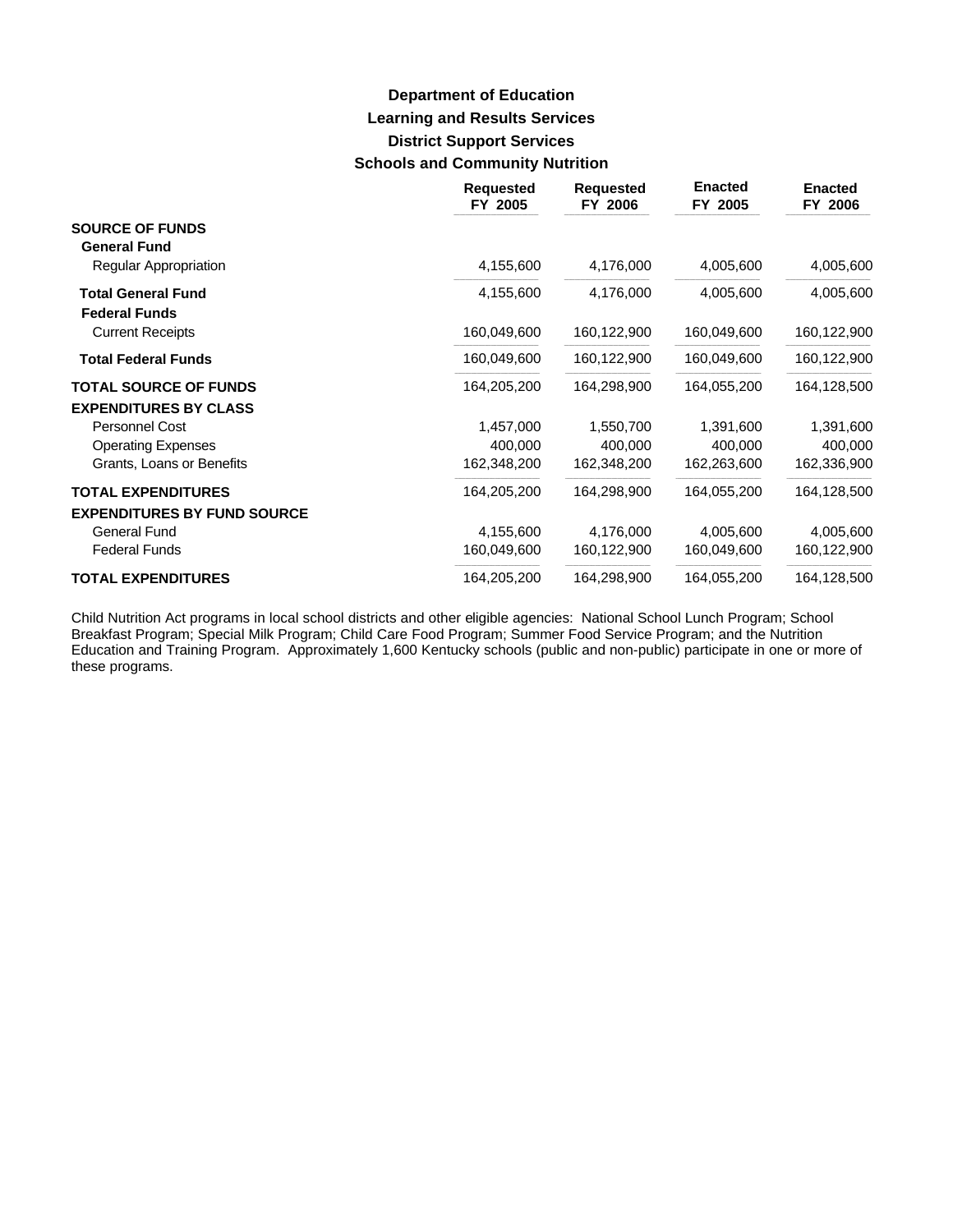# Department of Education

## Learning and Results Services

### District Support Services

### Schools and Community Nutrition

| | Requested FY 2005 | Requested FY 2006 | Enacted FY 2005 | Enacted FY 2006 |
|---|---|---|---|---|
| **SOURCE OF FUNDS** | | | | |
| **General Fund** | | | | |
| Regular Appropriation | 4,155,600 | 4,176,000 | 4,005,600 | 4,005,600 |
| **Total General Fund** | 4,155,600 | 4,176,000 | 4,005,600 | 4,005,600 |
| **Federal Funds** | | | | |
| Current Receipts | 160,049,600 | 160,122,900 | 160,049,600 | 160,122,900 |
| **Total Federal Funds** | 160,049,600 | 160,122,900 | 160,049,600 | 160,122,900 |
| **TOTAL SOURCE OF FUNDS** | 164,205,200 | 164,298,900 | 164,055,200 | 164,128,500 |
| **EXPENDITURES BY CLASS** | | | | |
| Personnel Cost | 1,457,000 | 1,550,700 | 1,391,600 | 1,391,600 |
| Operating Expenses | 400,000 | 400,000 | 400,000 | 400,000 |
| Grants, Loans or Benefits | 162,348,200 | 162,348,200 | 162,263,600 | 162,336,900 |
| **TOTAL EXPENDITURES** | 164,205,200 | 164,298,900 | 164,055,200 | 164,128,500 |
| **EXPENDITURES BY FUND SOURCE** | | | | |
| General Fund | 4,155,600 | 4,176,000 | 4,005,600 | 4,005,600 |
| Federal Funds | 160,049,600 | 160,122,900 | 160,049,600 | 160,122,900 |
| **TOTAL EXPENDITURES** | 164,205,200 | 164,298,900 | 164,055,200 | 164,128,500 |

Child Nutrition Act programs in local school districts and other eligible agencies: National School Lunch Program; School Breakfast Program; Special Milk Program; Child Care Food Program; Summer Food Service Program; and the Nutrition Education and Training Program. Approximately 1,600 Kentucky schools (public and non-public) participate in one or more of these programs.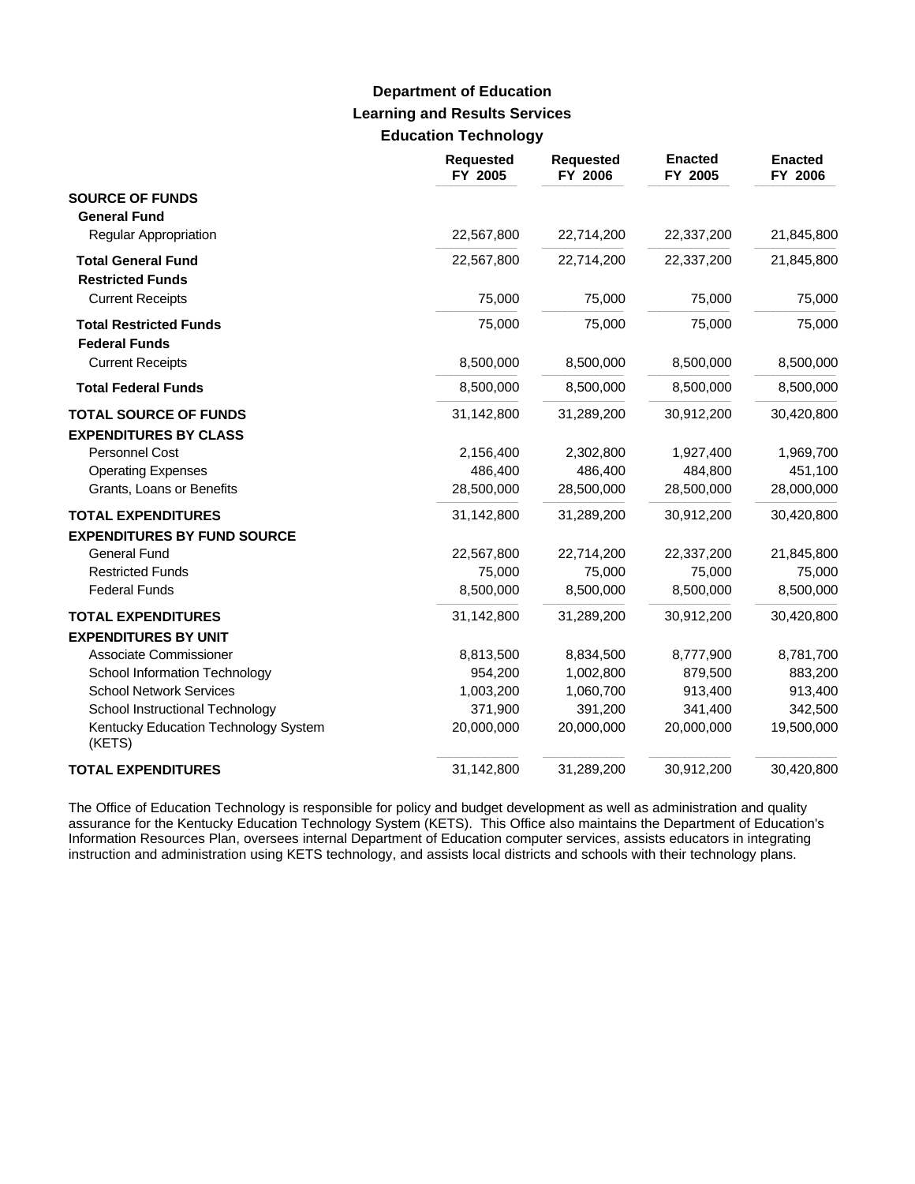# Department of Education
## Learning and Results Services
### Education Technology

| | Requested FY 2005 | Requested FY 2006 | Enacted FY 2005 | Enacted FY 2006 |
|---|---|---|---|---|
| **SOURCE OF FUNDS** | | | | |
| **General Fund** | | | | |
| Regular Appropriation | 22,567,800 | 22,714,200 | 22,337,200 | 21,845,800 |
| **Total General Fund** | 22,567,800 | 22,714,200 | 22,337,200 | 21,845,800 |
| **Restricted Funds** | | | | |
| Current Receipts | 75,000 | 75,000 | 75,000 | 75,000 |
| **Total Restricted Funds** | 75,000 | 75,000 | 75,000 | 75,000 |
| **Federal Funds** | | | | |
| Current Receipts | 8,500,000 | 8,500,000 | 8,500,000 | 8,500,000 |
| **Total Federal Funds** | 8,500,000 | 8,500,000 | 8,500,000 | 8,500,000 |
| **TOTAL SOURCE OF FUNDS** | 31,142,800 | 31,289,200 | 30,912,200 | 30,420,800 |
| **EXPENDITURES BY CLASS** | | | | |
| Personnel Cost | 2,156,400 | 2,302,800 | 1,927,400 | 1,969,700 |
| Operating Expenses | 486,400 | 486,400 | 484,800 | 451,100 |
| Grants, Loans or Benefits | 28,500,000 | 28,500,000 | 28,500,000 | 28,000,000 |
| **TOTAL EXPENDITURES** | 31,142,800 | 31,289,200 | 30,912,200 | 30,420,800 |
| **EXPENDITURES BY FUND SOURCE** | | | | |
| General Fund | 22,567,800 | 22,714,200 | 22,337,200 | 21,845,800 |
| Restricted Funds | 75,000 | 75,000 | 75,000 | 75,000 |
| Federal Funds | 8,500,000 | 8,500,000 | 8,500,000 | 8,500,000 |
| **TOTAL EXPENDITURES** | 31,142,800 | 31,289,200 | 30,912,200 | 30,420,800 |
| **EXPENDITURES BY UNIT** | | | | |
| Associate Commissioner | 8,813,500 | 8,834,500 | 8,777,900 | 8,781,700 |
| School Information Technology | 954,200 | 1,002,800 | 879,500 | 883,200 |
| School Network Services | 1,003,200 | 1,060,700 | 913,400 | 913,400 |
| School Instructional Technology | 371,900 | 391,200 | 341,400 | 342,500 |
| Kentucky Education Technology System (KETS) | 20,000,000 | 20,000,000 | 20,000,000 | 19,500,000 |
| **TOTAL EXPENDITURES** | 31,142,800 | 31,289,200 | 30,912,200 | 30,420,800 |

The Office of Education Technology is responsible for policy and budget development as well as administration and quality assurance for the Kentucky Education Technology System (KETS). This Office also maintains the Department of Education's Information Resources Plan, oversees internal Department of Education computer services, assists educators in integrating instruction and administration using KETS technology, and assists local districts and schools with their technology plans.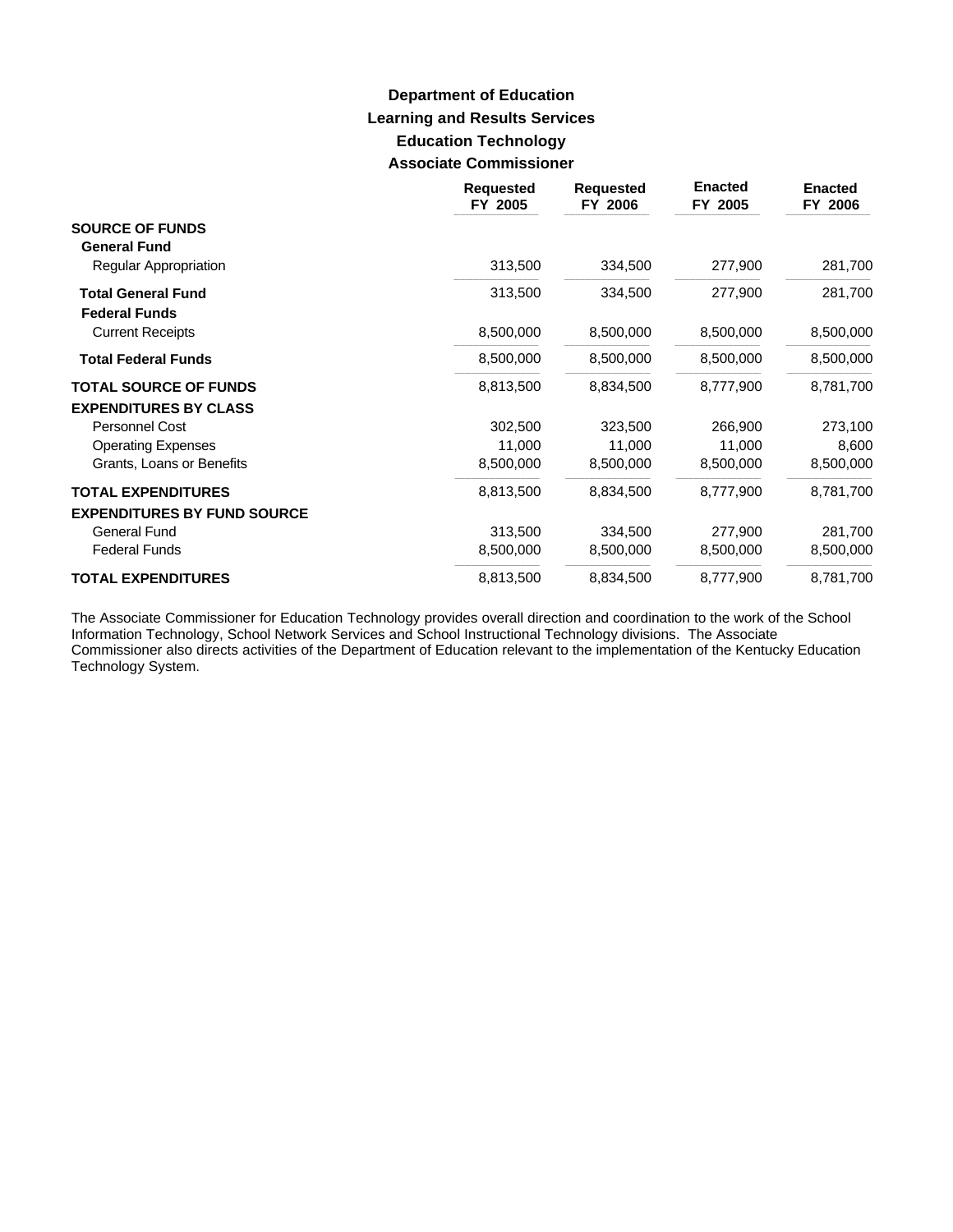# Department of Education
## Learning and Results Services
### Education Technology
### Associate Commissioner

| | Requested FY 2005 | Requested FY 2006 | Enacted FY 2005 | Enacted FY 2006 |
|---|---|---|---|---|
| **SOURCE OF FUNDS** | | | | |
| **General Fund** | | | | |
| Regular Appropriation | 313,500 | 334,500 | 277,900 | 281,700 |
| **Total General Fund** | 313,500 | 334,500 | 277,900 | 281,700 |
| **Federal Funds** | | | | |
| Current Receipts | 8,500,000 | 8,500,000 | 8,500,000 | 8,500,000 |
| **Total Federal Funds** | 8,500,000 | 8,500,000 | 8,500,000 | 8,500,000 |
| **TOTAL SOURCE OF FUNDS** | 8,813,500 | 8,834,500 | 8,777,900 | 8,781,700 |
| **EXPENDITURES BY CLASS** | | | | |
| Personnel Cost | 302,500 | 323,500 | 266,900 | 273,100 |
| Operating Expenses | 11,000 | 11,000 | 11,000 | 8,600 |
| Grants, Loans or Benefits | 8,500,000 | 8,500,000 | 8,500,000 | 8,500,000 |
| **TOTAL EXPENDITURES** | 8,813,500 | 8,834,500 | 8,777,900 | 8,781,700 |
| **EXPENDITURES BY FUND SOURCE** | | | | |
| General Fund | 313,500 | 334,500 | 277,900 | 281,700 |
| Federal Funds | 8,500,000 | 8,500,000 | 8,500,000 | 8,500,000 |
| **TOTAL EXPENDITURES** | 8,813,500 | 8,834,500 | 8,777,900 | 8,781,700 |

The Associate Commissioner for Education Technology provides overall direction and coordination to the work of the School Information Technology, School Network Services and School Instructional Technology divisions. The Associate Commissioner also directs activities of the Department of Education relevant to the implementation of the Kentucky Education Technology System.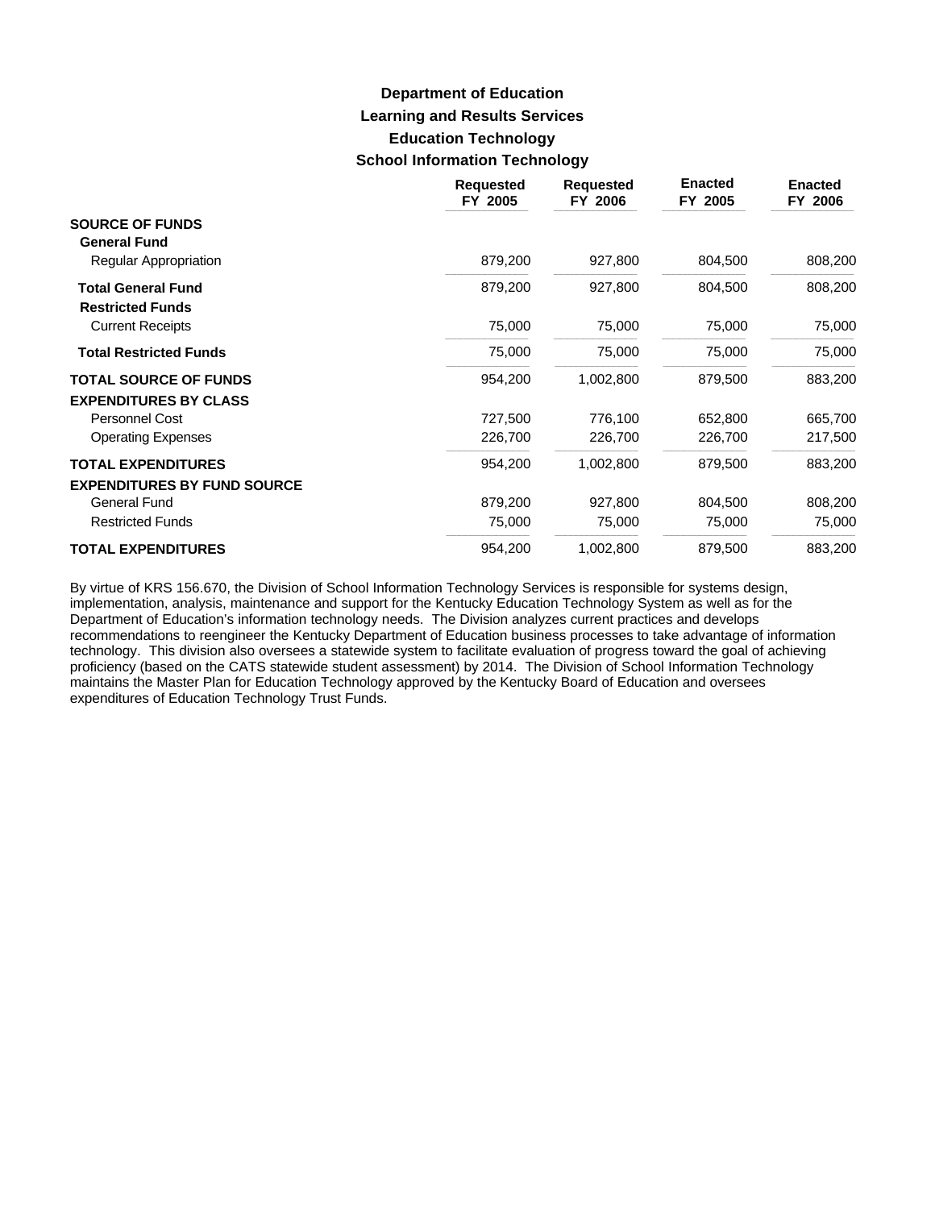# Department of Education
## Learning and Results Services
### Education Technology
### School Information Technology

| | Requested FY 2005 | Requested FY 2006 | Enacted FY 2005 | Enacted FY 2006 |
|---|---|---|---|---|
| **SOURCE OF FUNDS** | | | | |
| **General Fund** | | | | |
| Regular Appropriation | 879,200 | 927,800 | 804,500 | 808,200 |
| **Total General Fund** | 879,200 | 927,800 | 804,500 | 808,200 |
| **Restricted Funds** | | | | |
| Current Receipts | 75,000 | 75,000 | 75,000 | 75,000 |
| **Total Restricted Funds** | 75,000 | 75,000 | 75,000 | 75,000 |
| **TOTAL SOURCE OF FUNDS** | 954,200 | 1,002,800 | 879,500 | 883,200 |
| **EXPENDITURES BY CLASS** | | | | |
| Personnel Cost | 727,500 | 776,100 | 652,800 | 665,700 |
| Operating Expenses | 226,700 | 226,700 | 226,700 | 217,500 |
| **TOTAL EXPENDITURES** | 954,200 | 1,002,800 | 879,500 | 883,200 |
| **EXPENDITURES BY FUND SOURCE** | | | | |
| General Fund | 879,200 | 927,800 | 804,500 | 808,200 |
| Restricted Funds | 75,000 | 75,000 | 75,000 | 75,000 |
| **TOTAL EXPENDITURES** | 954,200 | 1,002,800 | 879,500 | 883,200 |

By virtue of KRS 156.670, the Division of School Information Technology Services is responsible for systems design, implementation, analysis, maintenance and support for the Kentucky Education Technology System as well as for the Department of Education's information technology needs. The Division analyzes current practices and develops recommendations to reengineer the Kentucky Department of Education business processes to take advantage of information technology. This division also oversees a statewide system to facilitate evaluation of progress toward the goal of achieving proficiency (based on the CATS statewide student assessment) by 2014. The Division of School Information Technology maintains the Master Plan for Education Technology approved by the Kentucky Board of Education and oversees expenditures of Education Technology Trust Funds.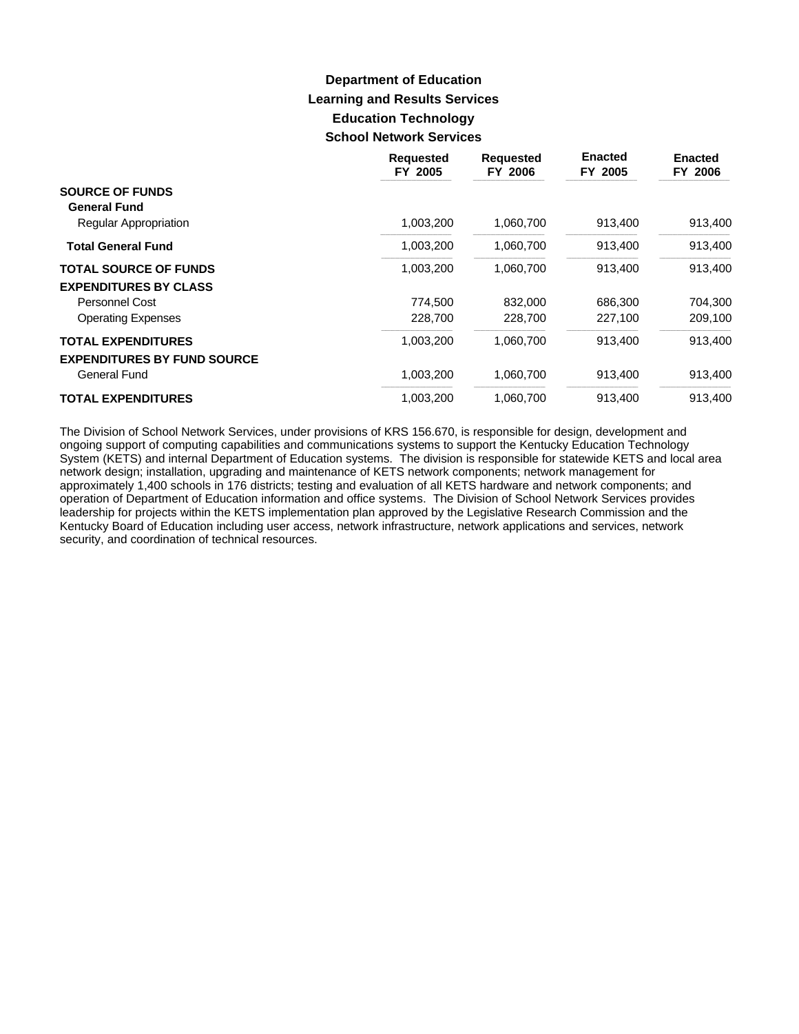# Department of Education
## Learning and Results Services
### Education Technology
### School Network Services

| | Requested FY 2005 | Requested FY 2006 | Enacted FY 2005 | Enacted FY 2006 |
|---|---|---|---|---|
| **SOURCE OF FUNDS** | | | | |
| **General Fund** | | | | |
| Regular Appropriation | 1,003,200 | 1,060,700 | 913,400 | 913,400 |
| **Total General Fund** | 1,003,200 | 1,060,700 | 913,400 | 913,400 |
| **TOTAL SOURCE OF FUNDS** | 1,003,200 | 1,060,700 | 913,400 | 913,400 |
| **EXPENDITURES BY CLASS** | | | | |
| Personnel Cost | 774,500 | 832,000 | 686,300 | 704,300 |
| Operating Expenses | 228,700 | 228,700 | 227,100 | 209,100 |
| **TOTAL EXPENDITURES** | 1,003,200 | 1,060,700 | 913,400 | 913,400 |
| **EXPENDITURES BY FUND SOURCE** | | | | |
| General Fund | 1,003,200 | 1,060,700 | 913,400 | 913,400 |
| **TOTAL EXPENDITURES** | 1,003,200 | 1,060,700 | 913,400 | 913,400 |

The Division of School Network Services, under provisions of KRS 156.670, is responsible for design, development and ongoing support of computing capabilities and communications systems to support the Kentucky Education Technology System (KETS) and internal Department of Education systems. The division is responsible for statewide KETS and local area network design; installation, upgrading and maintenance of KETS network components; network management for approximately 1,400 schools in 176 districts; testing and evaluation of all KETS hardware and network components; and operation of Department of Education information and office systems. The Division of School Network Services provides leadership for projects within the KETS implementation plan approved by the Legislative Research Commission and the Kentucky Board of Education including user access, network infrastructure, network applications and services, network security, and coordination of technical resources.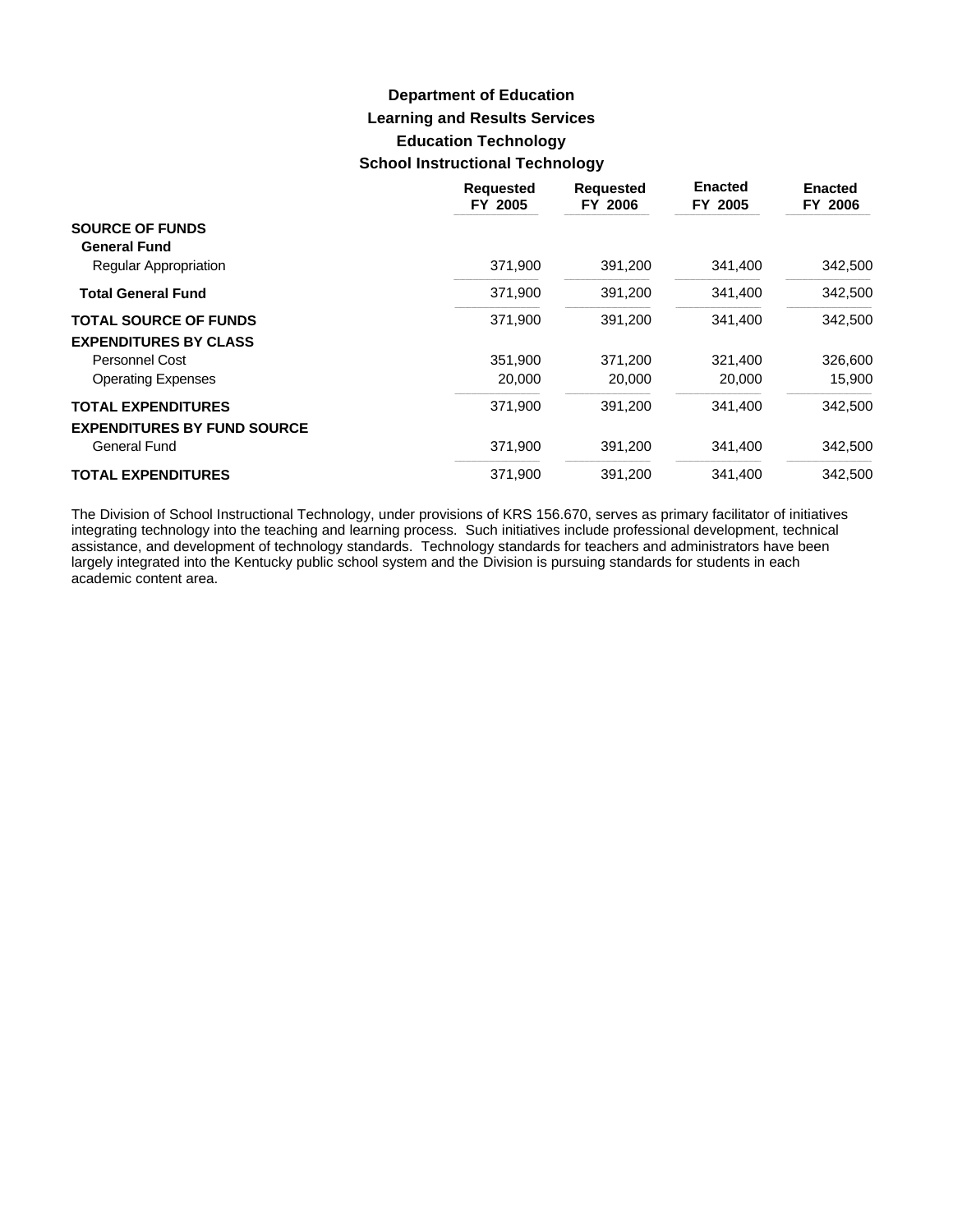# Department of Education
## Learning and Results Services
### Education Technology
### School Instructional Technology

| | Requested FY 2005 | Requested FY 2006 | Enacted FY 2005 | Enacted FY 2006 |
|---|---|---|---|---|
| **SOURCE OF FUNDS** | | | | |
| **General Fund** | | | | |
| Regular Appropriation | 371,900 | 391,200 | 341,400 | 342,500 |
| **Total General Fund** | 371,900 | 391,200 | 341,400 | 342,500 |
| **TOTAL SOURCE OF FUNDS** | 371,900 | 391,200 | 341,400 | 342,500 |
| **EXPENDITURES BY CLASS** | | | | |
| Personnel Cost | 351,900 | 371,200 | 321,400 | 326,600 |
| Operating Expenses | 20,000 | 20,000 | 20,000 | 15,900 |
| **TOTAL EXPENDITURES** | 371,900 | 391,200 | 341,400 | 342,500 |
| **EXPENDITURES BY FUND SOURCE** | | | | |
| General Fund | 371,900 | 391,200 | 341,400 | 342,500 |
| **TOTAL EXPENDITURES** | 371,900 | 391,200 | 341,400 | 342,500 |

The Division of School Instructional Technology, under provisions of KRS 156.670, serves as primary facilitator of initiatives integrating technology into the teaching and learning process. Such initiatives include professional development, technical assistance, and development of technology standards. Technology standards for teachers and administrators have been largely integrated into the Kentucky public school system and the Division is pursuing standards for students in each academic content area.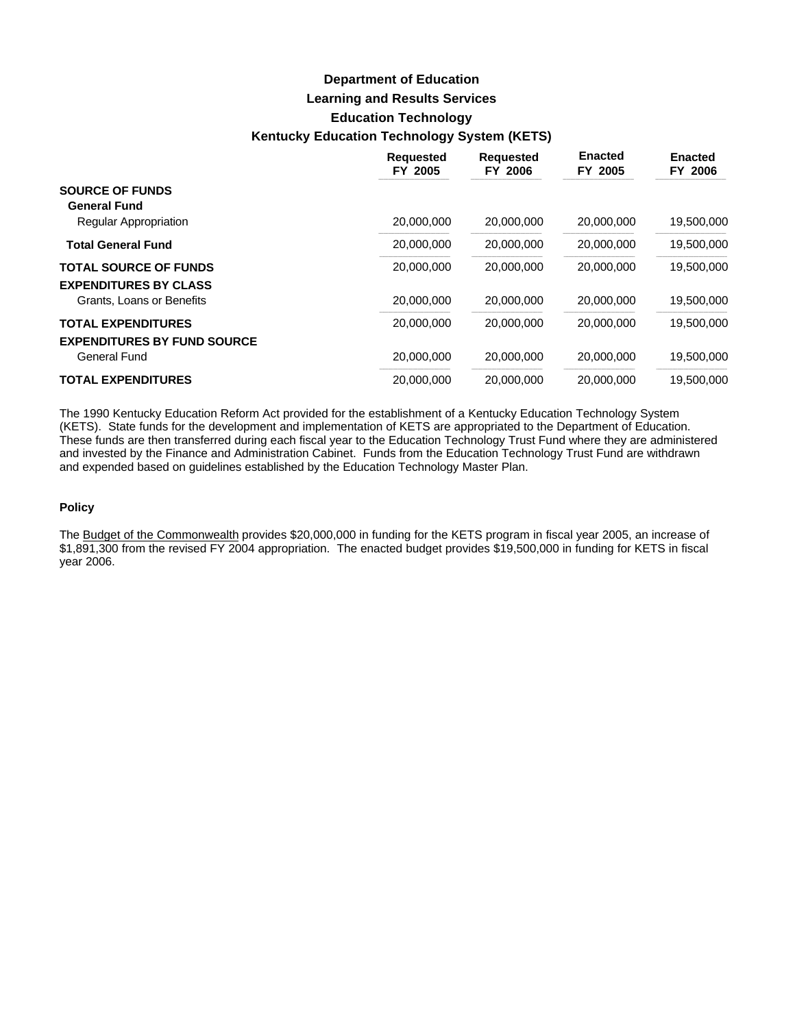# Department of Education
## Learning and Results Services
### Education Technology
### Kentucky Education Technology System (KETS)

| | Requested FY 2005 | Requested FY 2006 | Enacted FY 2005 | Enacted FY 2006 |
|---|---|---|---|---|
| **SOURCE OF FUNDS** | | | | |
| **General Fund** | | | | |
| Regular Appropriation | 20,000,000 | 20,000,000 | 20,000,000 | 19,500,000 |
| **Total General Fund** | 20,000,000 | 20,000,000 | 20,000,000 | 19,500,000 |
| **TOTAL SOURCE OF FUNDS** | 20,000,000 | 20,000,000 | 20,000,000 | 19,500,000 |
| **EXPENDITURES BY CLASS** | | | | |
| Grants, Loans or Benefits | 20,000,000 | 20,000,000 | 20,000,000 | 19,500,000 |
| **TOTAL EXPENDITURES** | 20,000,000 | 20,000,000 | 20,000,000 | 19,500,000 |
| **EXPENDITURES BY FUND SOURCE** | | | | |
| General Fund | 20,000,000 | 20,000,000 | 20,000,000 | 19,500,000 |
| **TOTAL EXPENDITURES** | 20,000,000 | 20,000,000 | 20,000,000 | 19,500,000 |

The 1990 Kentucky Education Reform Act provided for the establishment of a Kentucky Education Technology System (KETS). State funds for the development and implementation of KETS are appropriated to the Department of Education. These funds are then transferred during each fiscal year to the Education Technology Trust Fund where they are administered and invested by the Finance and Administration Cabinet. Funds from the Education Technology Trust Fund are withdrawn and expended based on guidelines established by the Education Technology Master Plan.

**Policy**

The Budget of the Commonwealth provides $20,000,000 in funding for the KETS program in fiscal year 2005, an increase of $1,891,300 from the revised FY 2004 appropriation. The enacted budget provides $19,500,000 in funding for KETS in fiscal year 2006.